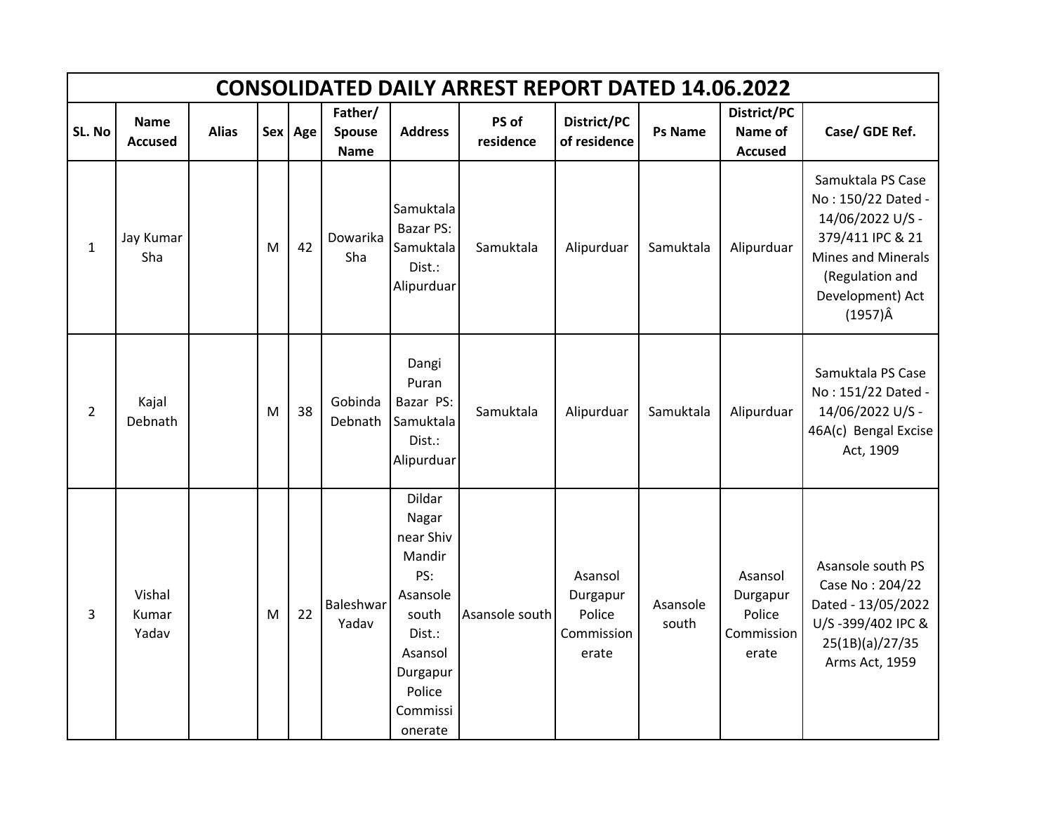# CONSOLIDATED DAILY ARREST REPORT DATED 14.06.2022

| SL. No | Name Accused | Alias | Sex | Age | Father/ Spouse Name | Address | PS of residence | District/PC of residence | Ps Name | District/PC Name of Accused | Case/ GDE Ref. |
|---|---|---|---|---|---|---|---|---|---|---|---|
| 1 | Jay Kumar Sha | | M | 42 | Dowarika Sha | Samuktala Bazar PS: Samuktala Dist.: Alipurduar | Samuktala | Alipurduar | Samuktala | Alipurduar | Samuktala PS Case No : 150/22 Dated - 14/06/2022 U/S - 379/411 IPC & 21 Mines and Minerals (Regulation and Development) Act (1957)Â |
| 2 | Kajal Debnath | | M | 38 | Gobinda Debnath | Dangi Puran Bazar PS: Samuktala Dist.: Alipurduar | Samuktala | Alipurduar | Samuktala | Alipurduar | Samuktala PS Case No : 151/22 Dated - 14/06/2022 U/S - 46A(c) Bengal Excise Act, 1909 |
| 3 | Vishal Kumar Yadav | | M | 22 | Baleshwar Yadav | Dildar Nagar near Shiv Mandir PS: Asansole south Dist.: Asansol Durgapur Police Commissionerate | Asansole south | Asansol Durgapur Police Commissionerate | Asansole south | Asansol Durgapur Police Commissionerate | Asansole south PS Case No : 204/22 Dated - 13/05/2022 U/S -399/402 IPC & 25(1B)(a)/27/35 Arms Act, 1959 |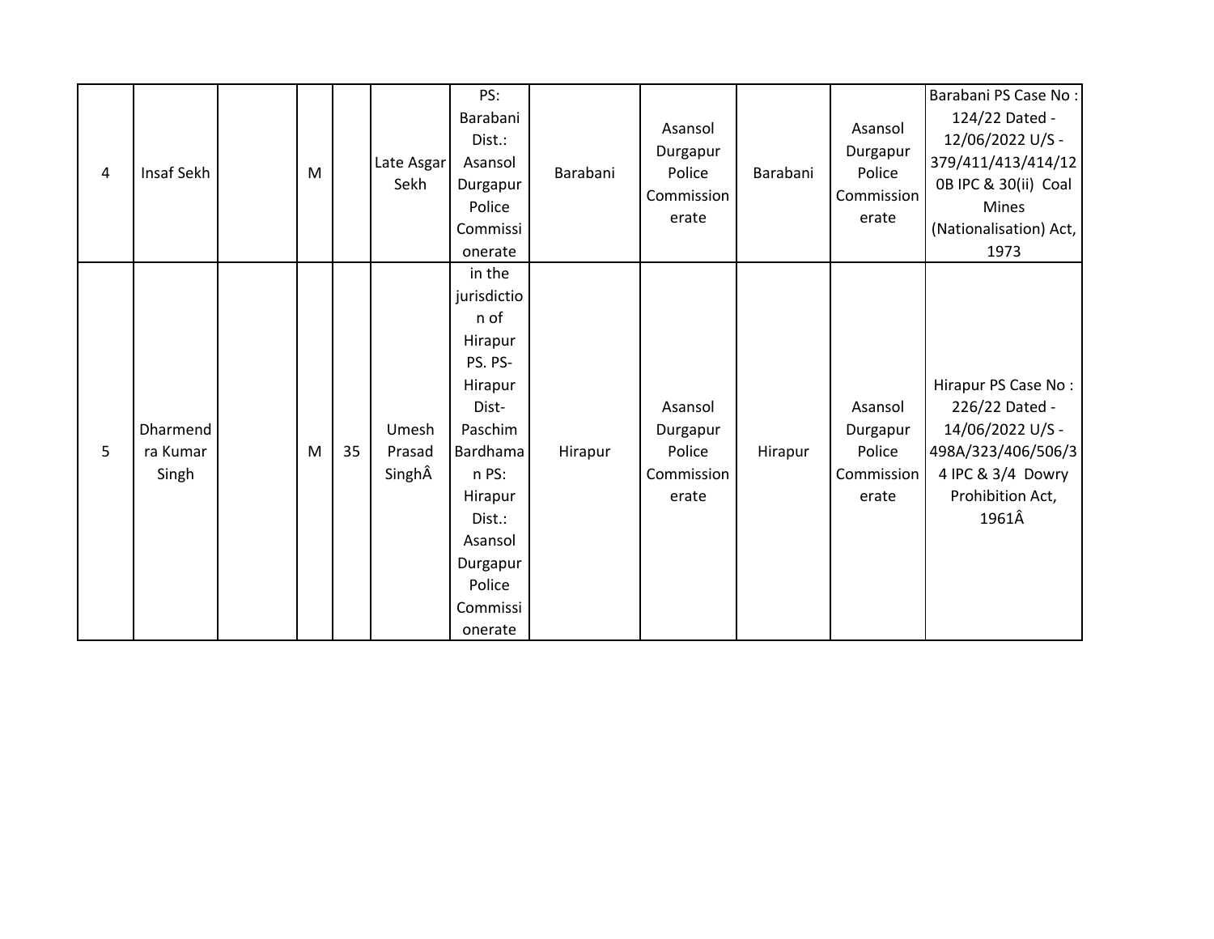| | | | | | | | | | | | |
|---|---|---|---|---|---|---|---|---|---|---|---|
| 4 | Insaf Sekh | | M | | Late Asgar Sekh | PS: Barabani Dist.: Asansol Durgapur Police Commissionerate | Barabani | Asansol Durgapur Police Commissionerate | Barabani | Asansol Durgapur Police Commissionerate | Barabani PS Case No : 124/22 Dated - 12/06/2022 U/S - 379/411/413/414/120B IPC & 30(ii) Coal Mines (Nationalisation) Act, 1973 |
| 5 | Dharmendra Kumar Singh | | M | 35 | Umesh Prasad SinghÂ | in the jurisdiction of Hirapur PS. PS- Hirapur Dist- Paschim Bardhaman PS: Hirapur Dist.: Asansol Durgapur Police Commissionerate | Hirapur | Asansol Durgapur Police Commissionerate | Hirapur | Asansol Durgapur Police Commissionerate | Hirapur PS Case No : 226/22 Dated - 14/06/2022 U/S - 498A/323/406/506/34 IPC & 3/4 Dowry Prohibition Act, 1961Â |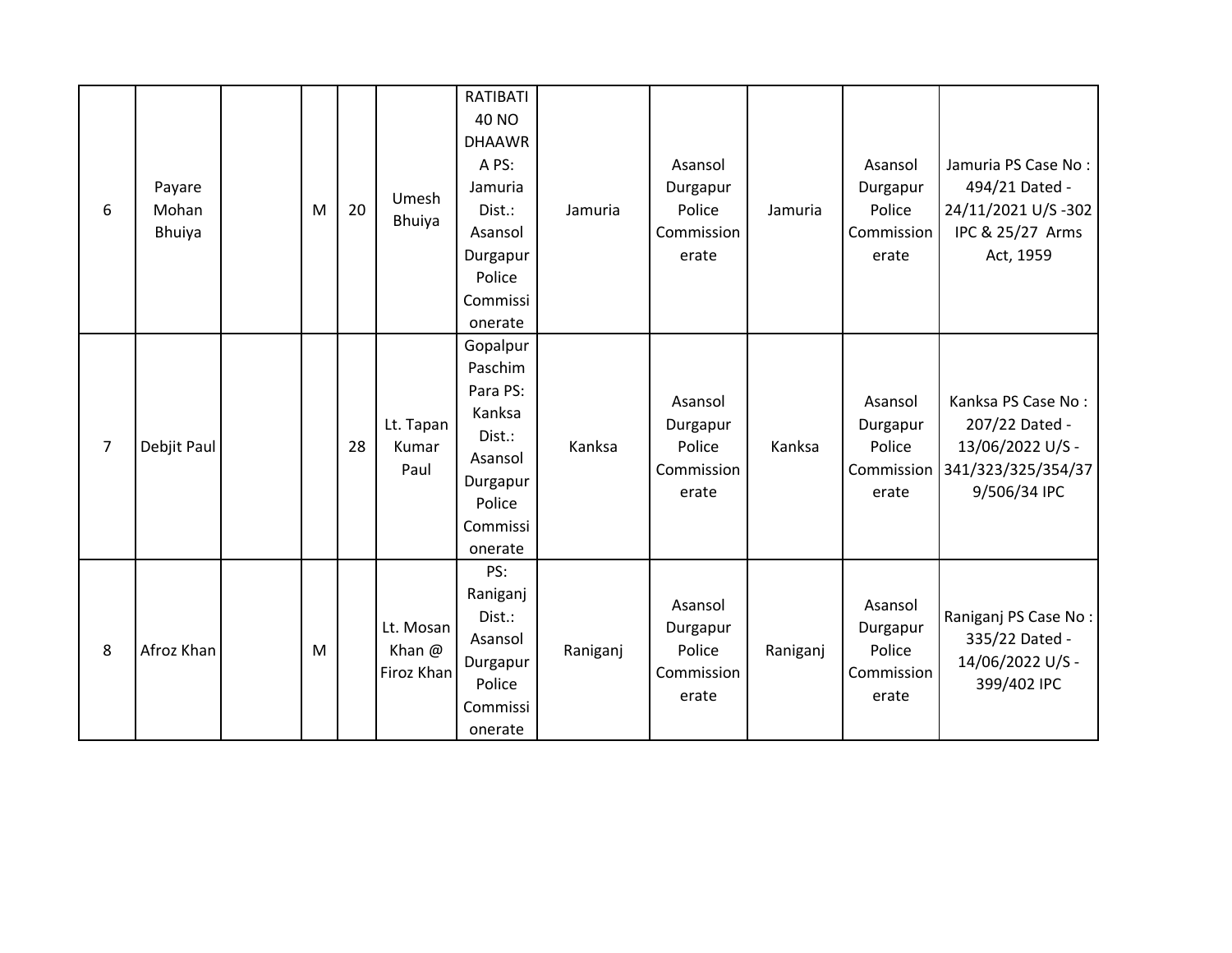| | | | | | | | | | | | |
|---|---|---|---|---|---|---|---|---|---|---|---|
| 6 | Payare Mohan Bhuiya | | M | 20 | Umesh Bhuiya | RATIBATI 40 NO DHAAWRA PS: Jamuria Dist.: Asansol Durgapur Police Commissionerate | Jamuria | Asansol Durgapur Police Commissionerate | Jamuria | Asansol Durgapur Police Commissionerate | Jamuria PS Case No : 494/21 Dated - 24/11/2021 U/S -302 IPC & 25/27 Arms Act, 1959 |
| 7 | Debjit Paul | | | 28 | Lt. Tapan Kumar Paul | Gopalpur Paschim Para PS: Kanksa Dist.: Asansol Durgapur Police Commissionerate | Kanksa | Asansol Durgapur Police Commissionerate | Kanksa | Asansol Durgapur Police Commissionerate | Kanksa PS Case No : 207/22 Dated - 13/06/2022 U/S - 341/323/325/354/379/506/34 IPC |
| 8 | Afroz Khan | | M | | Lt. Mosan Khan @ Firoz Khan | PS: Raniganj Dist.: Asansol Durgapur Police Commissionerate | Raniganj | Asansol Durgapur Police Commissionerate | Raniganj | Asansol Durgapur Police Commissionerate | Raniganj PS Case No : 335/22 Dated - 14/06/2022 U/S - 399/402 IPC |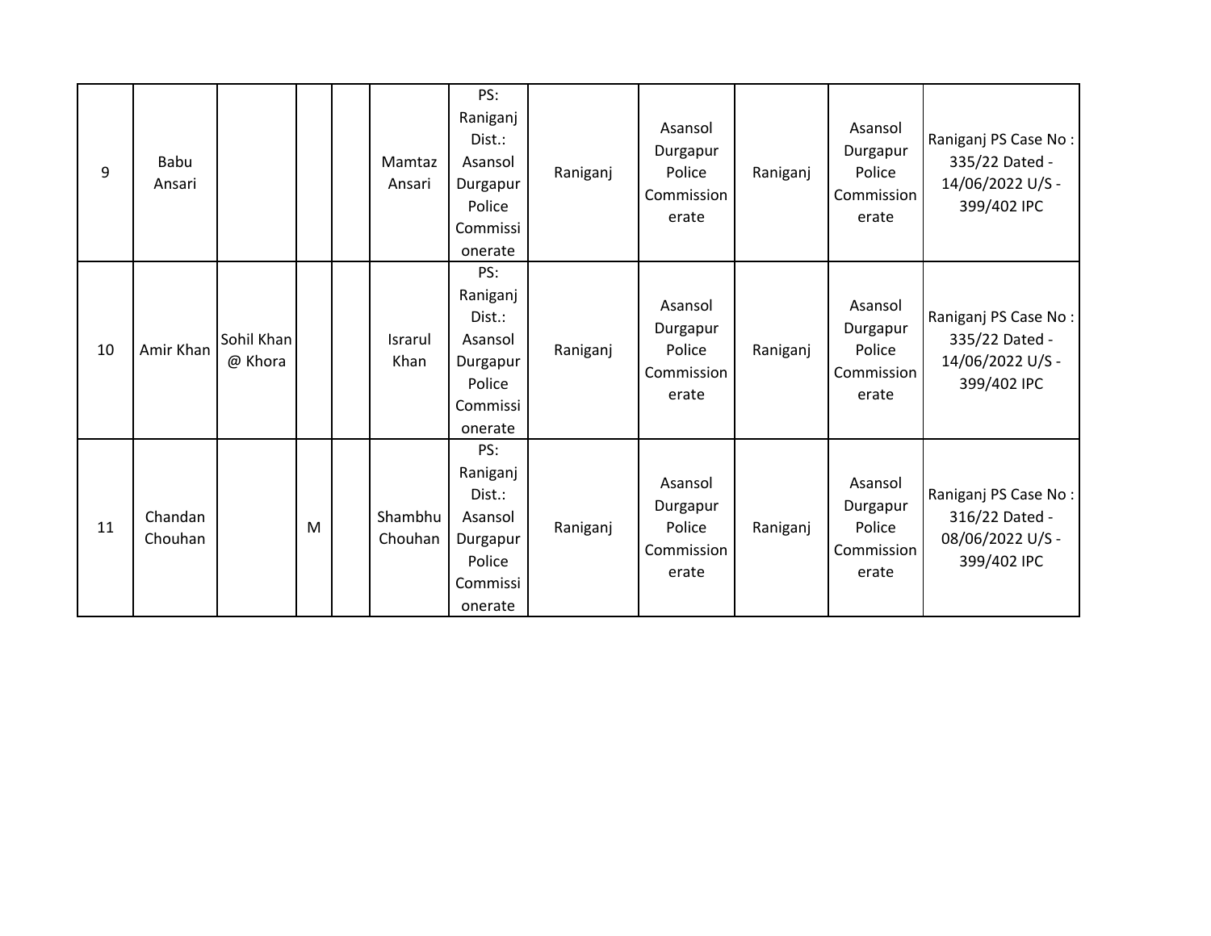| | | | | | | | | | | | |
|---|---|---|---|---|---|---|---|---|---|---|---|
| 9 | Babu Ansari | | | | Mamtaz Ansari | PS: Raniganj Dist.: Asansol Durgapur Police Commissionerate | Raniganj | Asansol Durgapur Police Commissionerate | Raniganj | Asansol Durgapur Police Commissionerate | Raniganj PS Case No : 335/22 Dated - 14/06/2022 U/S - 399/402 IPC |
| 10 | Amir Khan | Sohil Khan @ Khora | | | Israrul Khan | PS: Raniganj Dist.: Asansol Durgapur Police Commissionerate | Raniganj | Asansol Durgapur Police Commissionerate | Raniganj | Asansol Durgapur Police Commissionerate | Raniganj PS Case No : 335/22 Dated - 14/06/2022 U/S - 399/402 IPC |
| 11 | Chandan Chouhan | | M | | Shambhu Chouhan | PS: Raniganj Dist.: Asansol Durgapur Police Commissionerate | Raniganj | Asansol Durgapur Police Commissionerate | Raniganj | Asansol Durgapur Police Commissionerate | Raniganj PS Case No : 316/22 Dated - 08/06/2022 U/S - 399/402 IPC |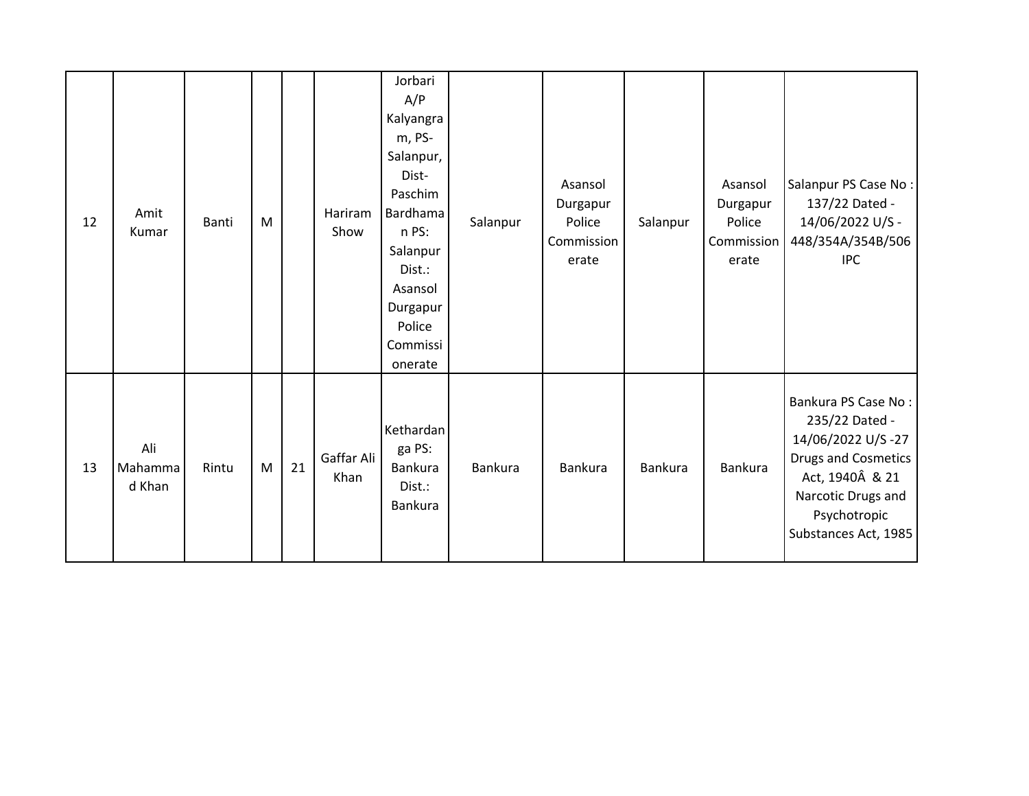| | | | | | | | | | | | |
|---|---|---|---|---|---|---|---|---|---|---|---|
| 12 | Amit Kumar | Banti | M | | Hariram Show | Jorbari A/P Kalyangram, PS- Salanpur, Dist- Paschim Bardhaman PS: Salanpur Dist.: Asansol Durgapur Police Commissionerate | Salanpur | Asansol Durgapur Police Commissionerate | Salanpur | Asansol Durgapur Police Commissionerate | Salanpur PS Case No : 137/22 Dated - 14/06/2022 U/S - 448/354A/354B/506 IPC |
| 13 | Ali Mahammad Khan | Rintu | M | 21 | Gaffar Ali Khan | Kethardanga PS: Bankura Dist.: Bankura | Bankura | Bankura | Bankura | Bankura | Bankura PS Case No : 235/22 Dated - 14/06/2022 U/S -27 Drugs and Cosmetics Act, 1940Â & 21 Narcotic Drugs and Psychotropic Substances Act, 1985 |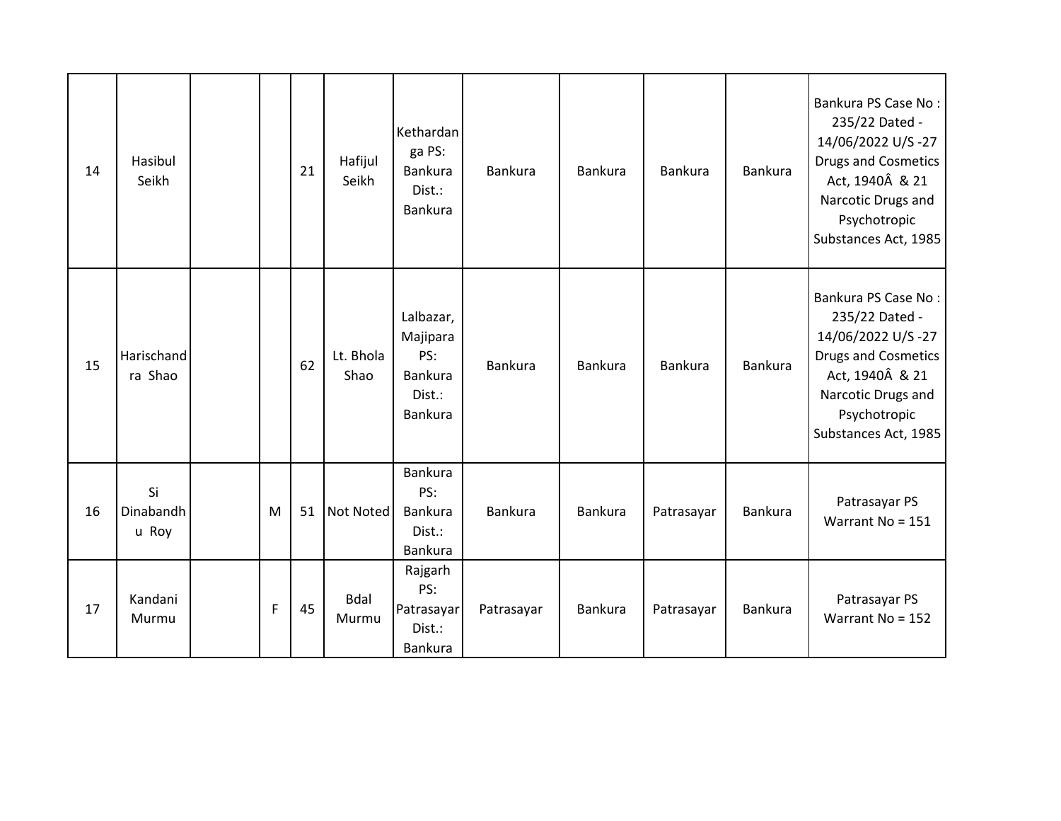| | | | | | | | | | | | |
|---|---|---|---|---|---|---|---|---|---|---|---|
| 14 | Hasibul Seikh | | | 21 | Hafijul Seikh | Kethardanga PS: Bankura Dist.: Bankura | Bankura | Bankura | Bankura | Bankura | Bankura PS Case No : 235/22 Dated - 14/06/2022 U/S -27 Drugs and Cosmetics Act, 1940Â & 21 Narcotic Drugs and Psychotropic Substances Act, 1985 |
| 15 | Harischandra Shao | | | 62 | Lt. Bhola Shao | Lalbazar, Majipara PS: Bankura Dist.: Bankura | Bankura | Bankura | Bankura | Bankura | Bankura PS Case No : 235/22 Dated - 14/06/2022 U/S -27 Drugs and Cosmetics Act, 1940Â & 21 Narcotic Drugs and Psychotropic Substances Act, 1985 |
| 16 | Si Dinabandhu Roy | | M | 51 | Not Noted | Bankura PS: Bankura Dist.: Bankura | Bankura | Bankura | Patrasayar | Bankura | Patrasayar PS Warrant No = 151 |
| 17 | Kandani Murmu | | F | 45 | Bdal Murmu | Rajgarh PS: Patrasayar Dist.: Bankura | Patrasayar | Bankura | Patrasayar | Bankura | Patrasayar PS Warrant No = 152 |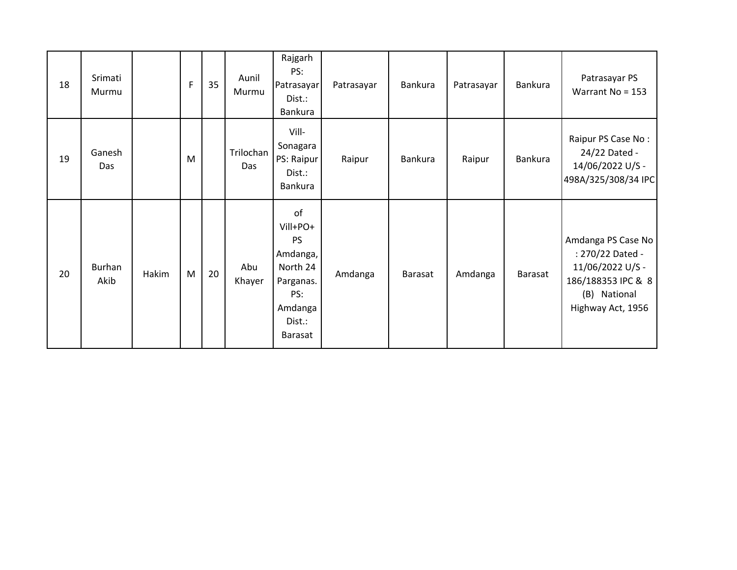|  |  |  |  |  |  |  |  |  |  |  |  |
|---|---|---|---|---|---|---|---|---|---|---|---|
| 18 | Srimati Murmu |  | F | 35 | Aunil Murmu | Rajgarh PS: Patrasayar Dist.: Bankura | Patrasayar | Bankura | Patrasayar | Bankura | Patrasayar PS Warrant No = 153 |
| 19 | Ganesh Das |  | M |  | Trilochan Das | Vill- Sonagara PS: Raipur Dist.: Bankura | Raipur | Bankura | Raipur | Bankura | Raipur PS Case No : 24/22 Dated - 14/06/2022 U/S - 498A/325/308/34 IPC |
| 20 | Burhan Akib | Hakim | M | 20 | Abu Khayer | of Vill+PO+ PS Amdanga, North 24 Parganas. PS: Amdanga Dist.: Barasat | Amdanga | Barasat | Amdanga | Barasat | Amdanga PS Case No : 270/22 Dated - 11/06/2022 U/S - 186/188353 IPC & 8 (B) National Highway Act, 1956 |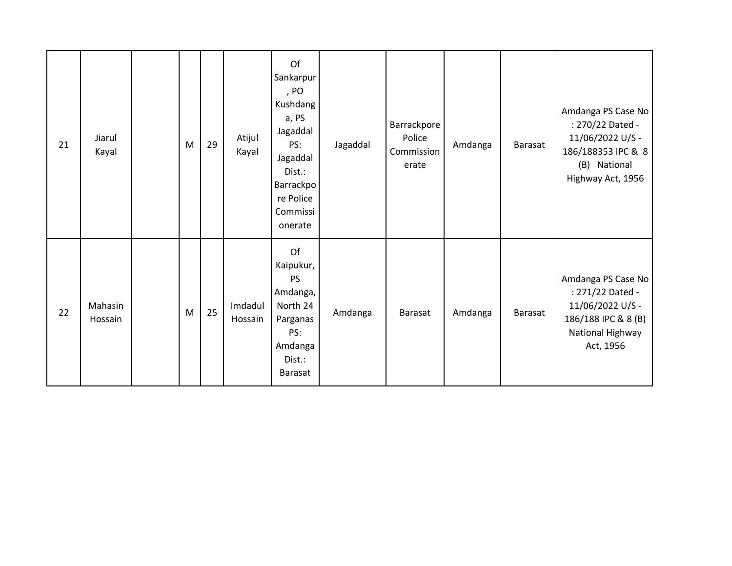| | | | | | | | | | | | |
|---|---|---|---|---|---|---|---|---|---|---|---|
| 21 | Jiarul Kayal | | M | 29 | Atijul Kayal | Of Sankarpur, PO Kushdanga, PS Jagaddal PS: Jagaddal Dist.: Barrackpore Police Commissionerate | Jagaddal | Barrackpore Police Commissionerate | Amdanga | Barasat | Amdanga PS Case No : 270/22 Dated - 11/06/2022 U/S - 186/188353 IPC & 8 (B) National Highway Act, 1956 |
| 22 | Mahasin Hossain | | M | 25 | Imdadul Hossain | Of Kaipukur, PS Amdanga, North 24 Parganas PS: Amdanga Dist.: Barasat | Amdanga | Barasat | Amdanga | Barasat | Amdanga PS Case No : 271/22 Dated - 11/06/2022 U/S - 186/188 IPC & 8 (B) National Highway Act, 1956 |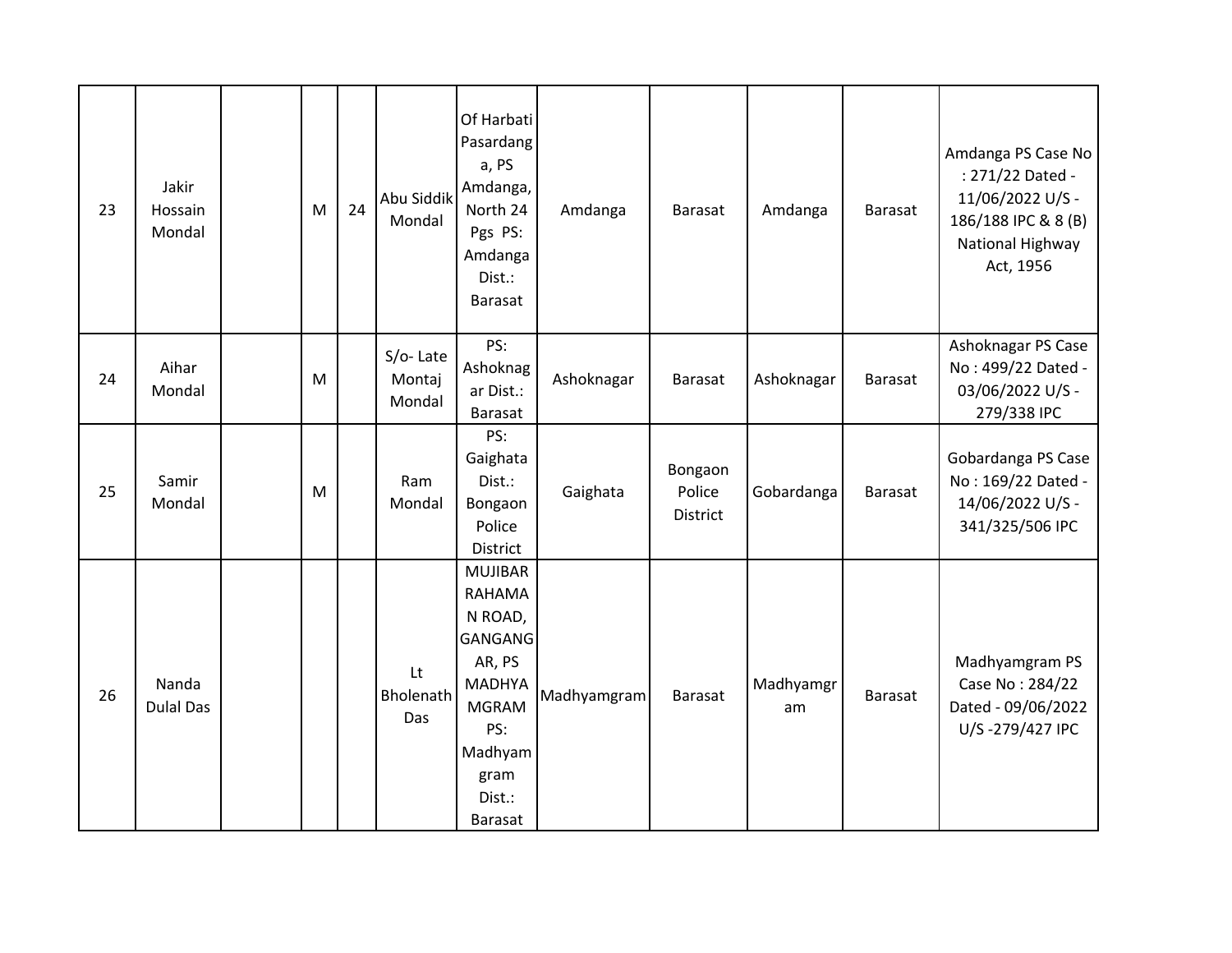| | | | | | | | | | | | |
|---|---|---|---|---|---|---|---|---|---|---|---|
| 23 | Jakir Hossain Mondal | | M | 24 | Abu Siddik Mondal | Of Harbati Pasardanga, PS Amdanga, North 24 Pgs PS: Amdanga Dist.: Barasat | Amdanga | Barasat | Amdanga | Barasat | Amdanga PS Case No : 271/22 Dated - 11/06/2022 U/S - 186/188 IPC & 8 (B) National Highway Act, 1956 |
| 24 | Aihar Mondal | | M | | S/o- Late Montaj Mondal | PS: Ashoknagar Dist.: Barasat | Ashoknagar | Barasat | Ashoknagar | Barasat | Ashoknagar PS Case No : 499/22 Dated - 03/06/2022 U/S - 279/338 IPC |
| 25 | Samir Mondal | | M | | Ram Mondal | PS: Gaighata Dist.: Bongaon Police District | Gaighata | Bongaon Police District | Gobardanga | Barasat | Gobardanga PS Case No : 169/22 Dated - 14/06/2022 U/S - 341/325/506 IPC |
| 26 | Nanda Dulal Das | | | | Lt Bholenath Das | MUJIBAR RAHAMAN ROAD, GANGANGAR, PS MADHYAMGRAM PS: Madhyamgram Dist.: Barasat | Madhyamgram | Barasat | Madhyamgram | Barasat | Madhyamgram PS Case No : 284/22 Dated - 09/06/2022 U/S -279/427 IPC |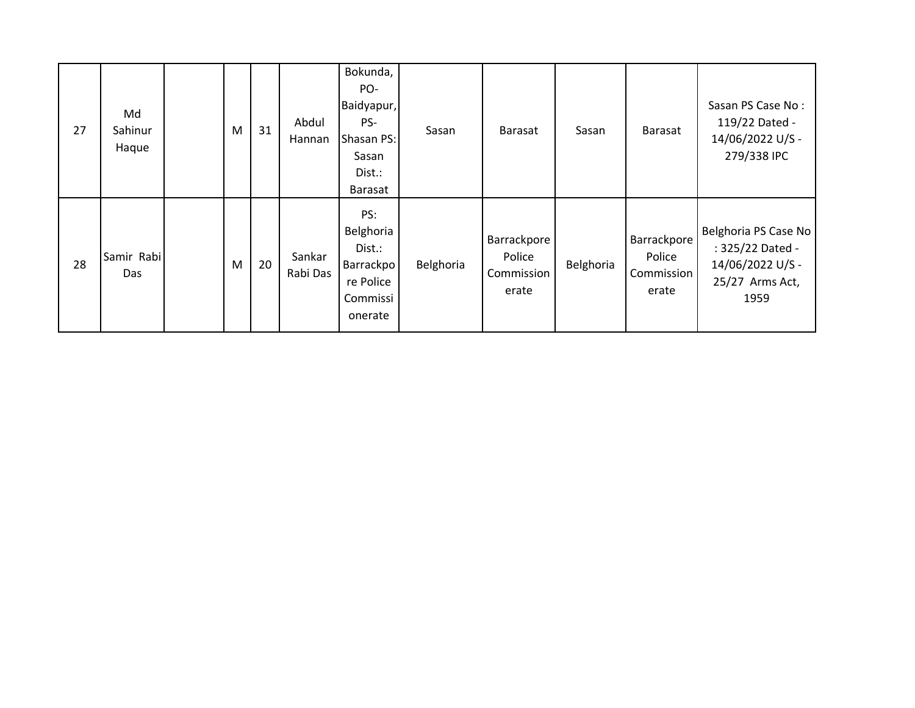| | | | | | | | | | | | |
|---|---|---|---|---|---|---|---|---|---|---|---|
| 27 | Md Sahinur Haque | | M | 31 | Abdul Hannan | Bokunda, PO- Baidyapur, PS- Shasan PS: Sasan Dist.: Barasat | Sasan | Barasat | Sasan | Barasat | Sasan PS Case No : 119/22 Dated - 14/06/2022 U/S - 279/338 IPC |
| 28 | Samir Rabi Das | | M | 20 | Sankar Rabi Das | PS: Belghoria Dist.: Barrackpore Police Commissionerate | Belghoria | Barrackpore Police Commissionerate | Belghoria | Barrackpore Police Commissionerate | Belghoria PS Case No : 325/22 Dated - 14/06/2022 U/S - 25/27 Arms Act, 1959 |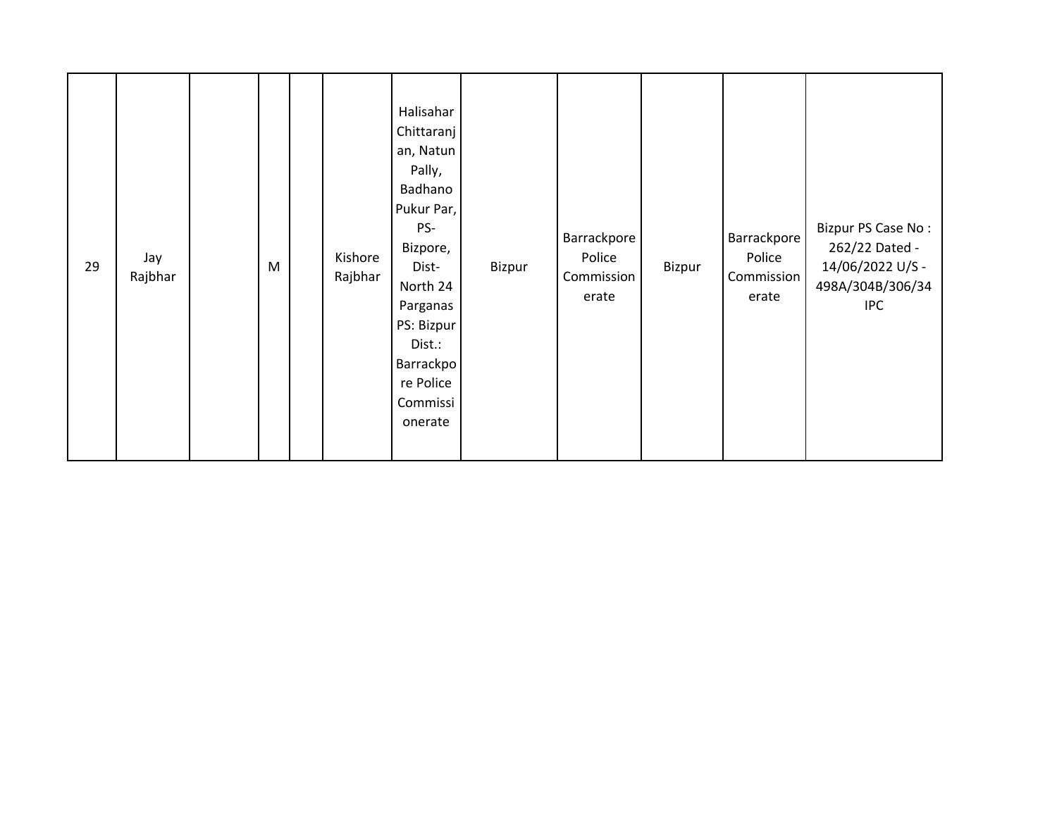| | | | | | | | | | | | |
|---|---|---|---|---|---|---|---|---|---|---|---|
| 29 | Jay Rajbhar | | M | | Kishore Rajbhar | Halisahar Chittaranjan, Natun Pally, Badhano Pukur Par, PS- Bizpore, Dist- North 24 Parganas PS: Bizpur Dist.: Barrackpore Police Commissionerate | Bizpur | Barrackpore Police Commissionerate | Bizpur | Barrackpore Police Commissionerate | Bizpur PS Case No : 262/22 Dated - 14/06/2022 U/S - 498A/304B/306/34 IPC |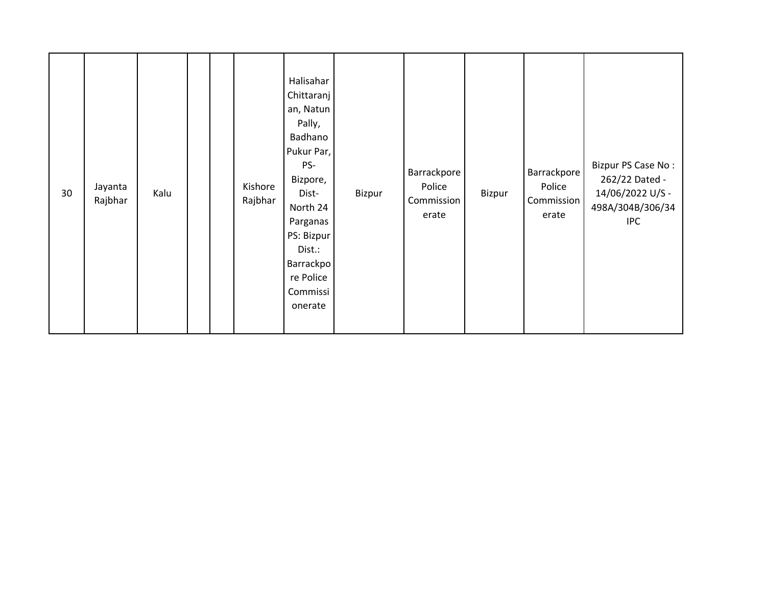| | | | | | | | | | | | |
|---|---|---|---|---|---|---|---|---|---|---|---|
| 30 | Jayanta Rajbhar | Kalu | | | Kishore Rajbhar | Halisahar Chittaranjan, Natun Pally, Badhano Pukur Par, PS- Bizpore, Dist- North 24 Parganas PS: Bizpur Dist.: Barrackpore Police Commissionerate | Bizpur | Barrackpore Police Commissionerate | Bizpur | Barrackpore Police Commissionerate | Bizpur PS Case No : 262/22 Dated - 14/06/2022 U/S - 498A/304B/306/34 IPC |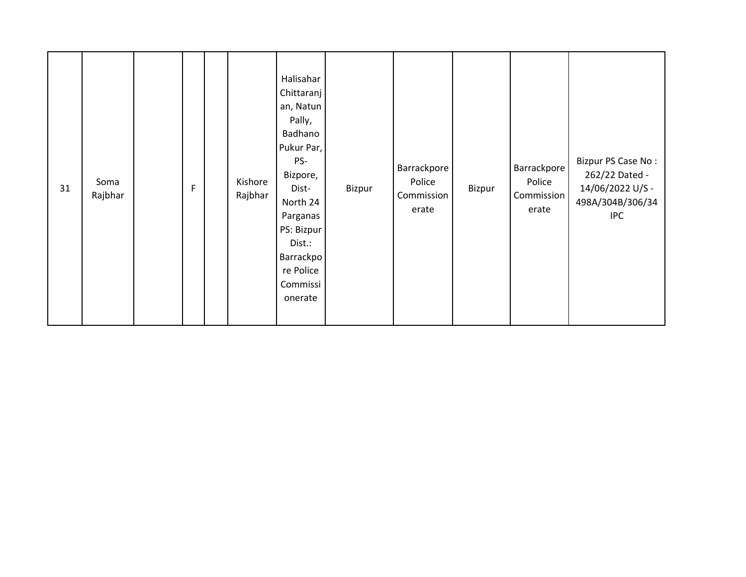|  |  |  |  |  |  |  |  |  |  |  |  |
|---|---|---|---|---|---|---|---|---|---|---|---|
| 31 | Soma Rajbhar |  | F |  | Kishore Rajbhar | Halisahar Chittaranjan, Natun Pally, Badhano Pukur Par, PS- Bizpore, Dist- North 24 Parganas PS: Bizpur Dist.: Barrackpore Police Commissionerate | Bizpur | Barrackpore Police Commissionerate | Bizpur | Barrackpore Police Commissionerate | Bizpur PS Case No : 262/22 Dated - 14/06/2022 U/S - 498A/304B/306/34 IPC |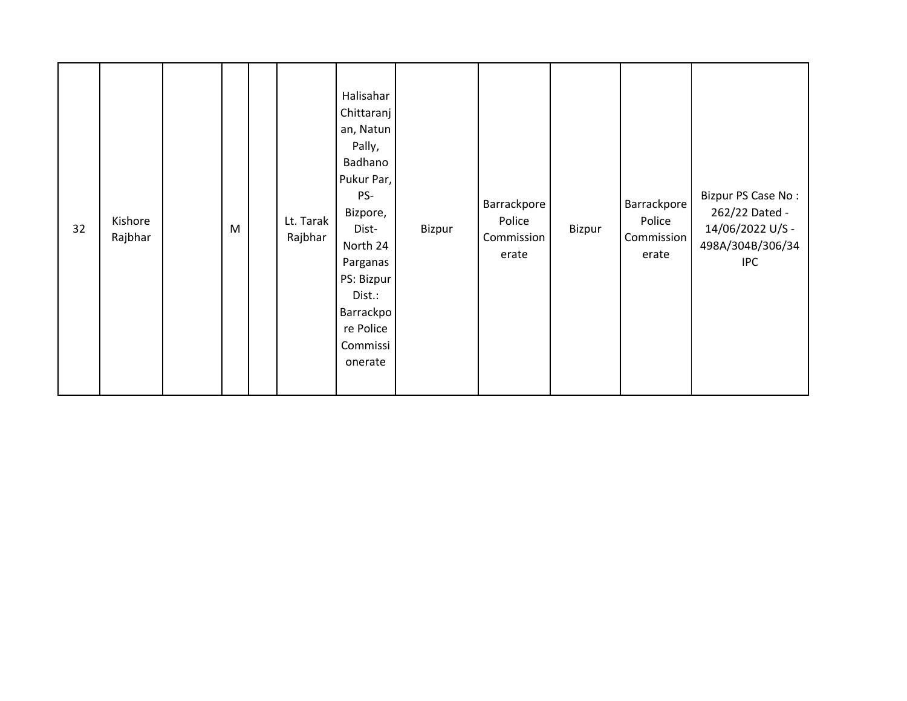| | | | | | | | | | | | |
|---|---|---|---|---|---|---|---|---|---|---|---|
| 32 | Kishore Rajbhar | | M | | Lt. Tarak Rajbhar | Halisahar Chittaranjan, Natun Pally, Badhano Pukur Par, PS- Bizpore, Dist- North 24 Parganas PS: Bizpur Dist.: Barrackpore Police Commissionerate | Bizpur | Barrackpore Police Commissionerate | Bizpur | Barrackpore Police Commissionerate | Bizpur PS Case No : 262/22 Dated - 14/06/2022 U/S - 498A/304B/306/34 IPC |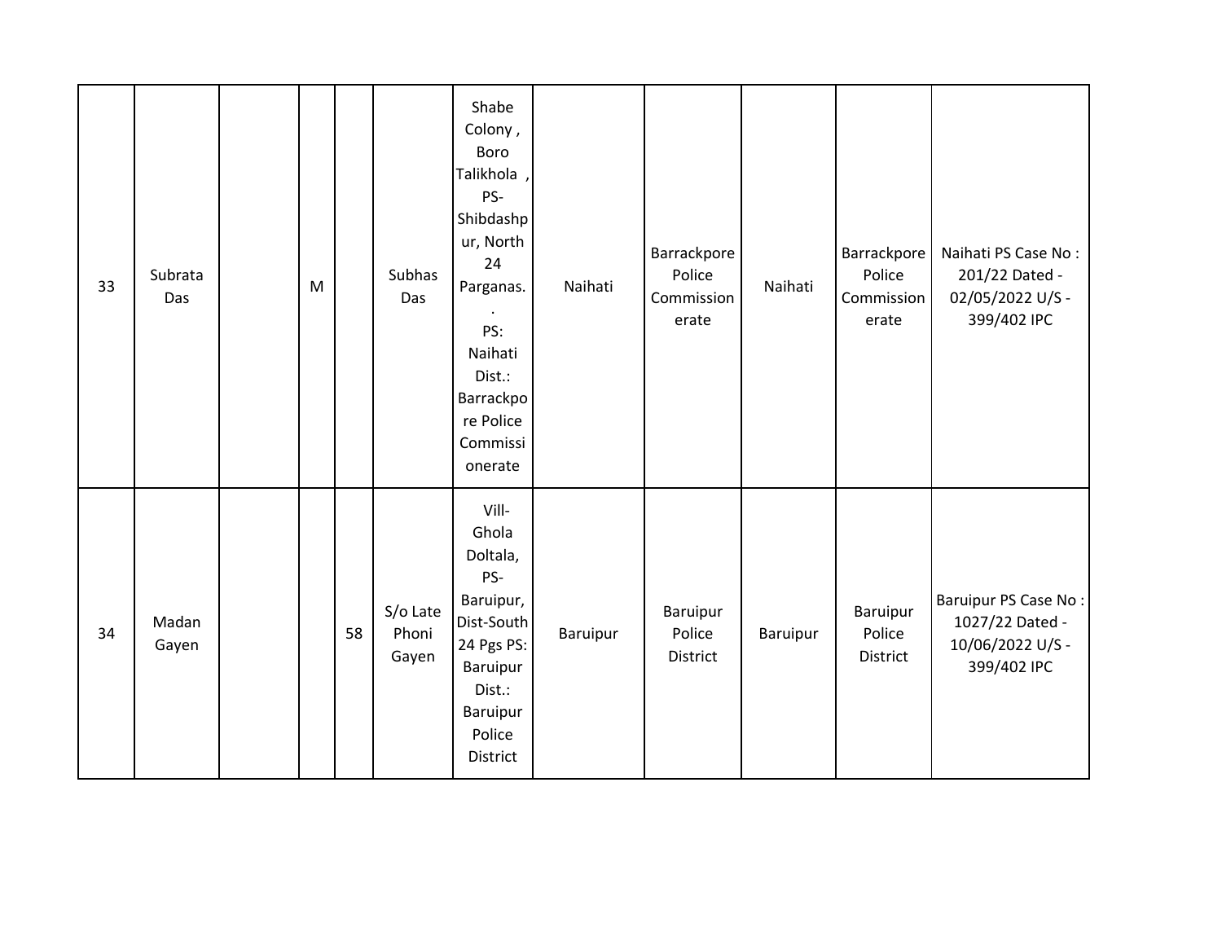| 33 | Subrata Das | | M | | Subhas Das | Shabe Colony , Boro Talikhola , PS-Shibdashpur, North 24 Parganas. . PS: Naihati Dist.: Barrackpore Police Commissionerate | Naihati | Barrackpore Police Commissionerate | Naihati | Barrackpore Police Commissionerate | Naihati PS Case No : 201/22 Dated - 02/05/2022 U/S - 399/402 IPC |
|---|---|---|---|---|---|---|---|---|---|---|---|
| 34 | Madan Gayen | | | 58 | S/o Late Phoni Gayen | Vill-Ghola Doltala, PS-Baruipur, Dist-South 24 Pgs PS: Baruipur Dist.: Baruipur Police District | Baruipur | Baruipur Police District | Baruipur | Baruipur Police District | Baruipur PS Case No : 1027/22 Dated - 10/06/2022 U/S - 399/402 IPC |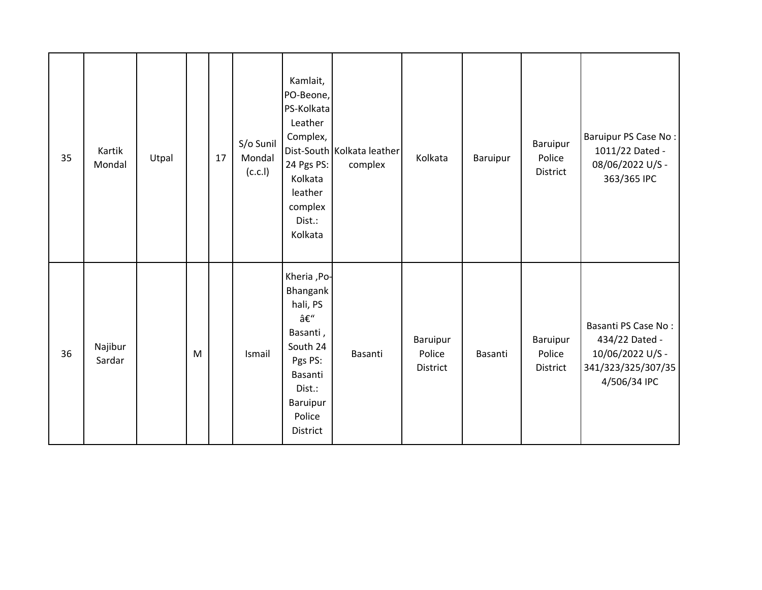| 35 | Kartik Mondal | Utpal | | 17 | S/o Sunil Mondal (c.c.l) | Kamlait, PO-Beone, PS-Kolkata Leather Complex, Dist-South 24 Pgs PS: Kolkata leather complex Dist.: Kolkata | Kolkata leather complex | Kolkata | Baruipur | Baruipur Police District | Baruipur PS Case No : 1011/22 Dated - 08/06/2022 U/S - 363/365 IPC |
|---|---|---|---|---|---|---|---|---|---|---|---|
| 36 | Najibur Sardar | | M | | Ismail | Kheria ,Po-Bhangankhali, PS â€“ Basanti , South 24 Pgs PS: Basanti Dist.: Baruipur Police District | Basanti | Baruipur Police District | Basanti | Baruipur Police District | Basanti PS Case No : 434/22 Dated - 10/06/2022 U/S - 341/323/325/307/354/506/34 IPC |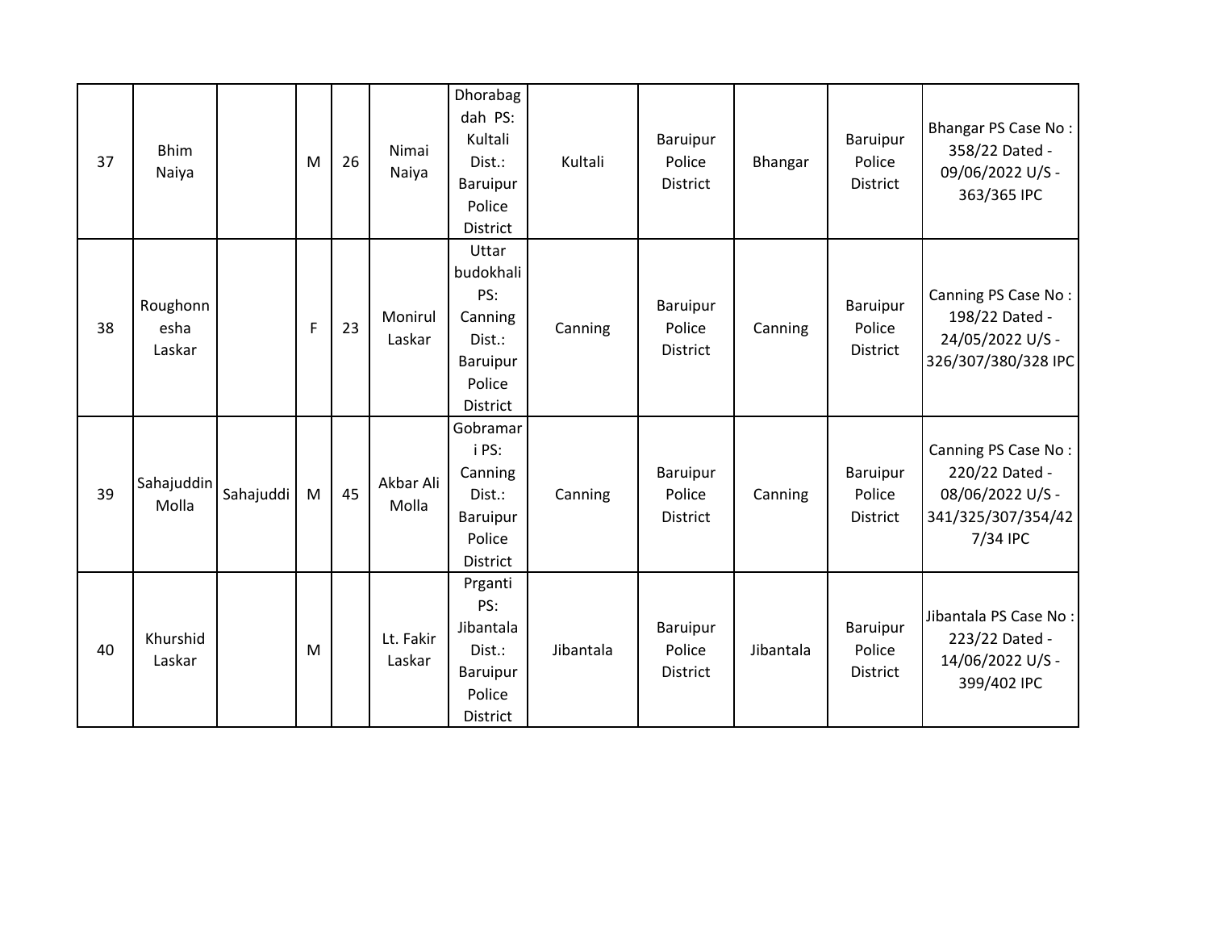| 37 | Bhim Naiya | | M | 26 | Nimai Naiya | Dhorabag dah PS: Kultali Dist.: Baruipur Police District | Kultali | Baruipur Police District | Bhangar | Baruipur Police District | Bhangar PS Case No : 358/22 Dated - 09/06/2022 U/S - 363/365 IPC |
|---|---|---|---|---|---|---|---|---|---|---|---|
| 38 | Roughonn esha Laskar | | F | 23 | Monirul Laskar | Uttar budokhali PS: Canning Dist.: Baruipur Police District | Canning | Baruipur Police District | Canning | Baruipur Police District | Canning PS Case No : 198/22 Dated - 24/05/2022 U/S - 326/307/380/328 IPC |
| 39 | Sahajuddin Molla | Sahajuddi | M | 45 | Akbar Ali Molla | Gobramar i PS: Canning Dist.: Baruipur Police District | Canning | Baruipur Police District | Canning | Baruipur Police District | Canning PS Case No : 220/22 Dated - 08/06/2022 U/S - 341/325/307/354/427/34 IPC |
| 40 | Khurshid Laskar | | M | | Lt. Fakir Laskar | Prganti PS: Jibantala Dist.: Baruipur Police District | Jibantala | Baruipur Police District | Jibantala | Baruipur Police District | Jibantala PS Case No : 223/22 Dated - 14/06/2022 U/S - 399/402 IPC |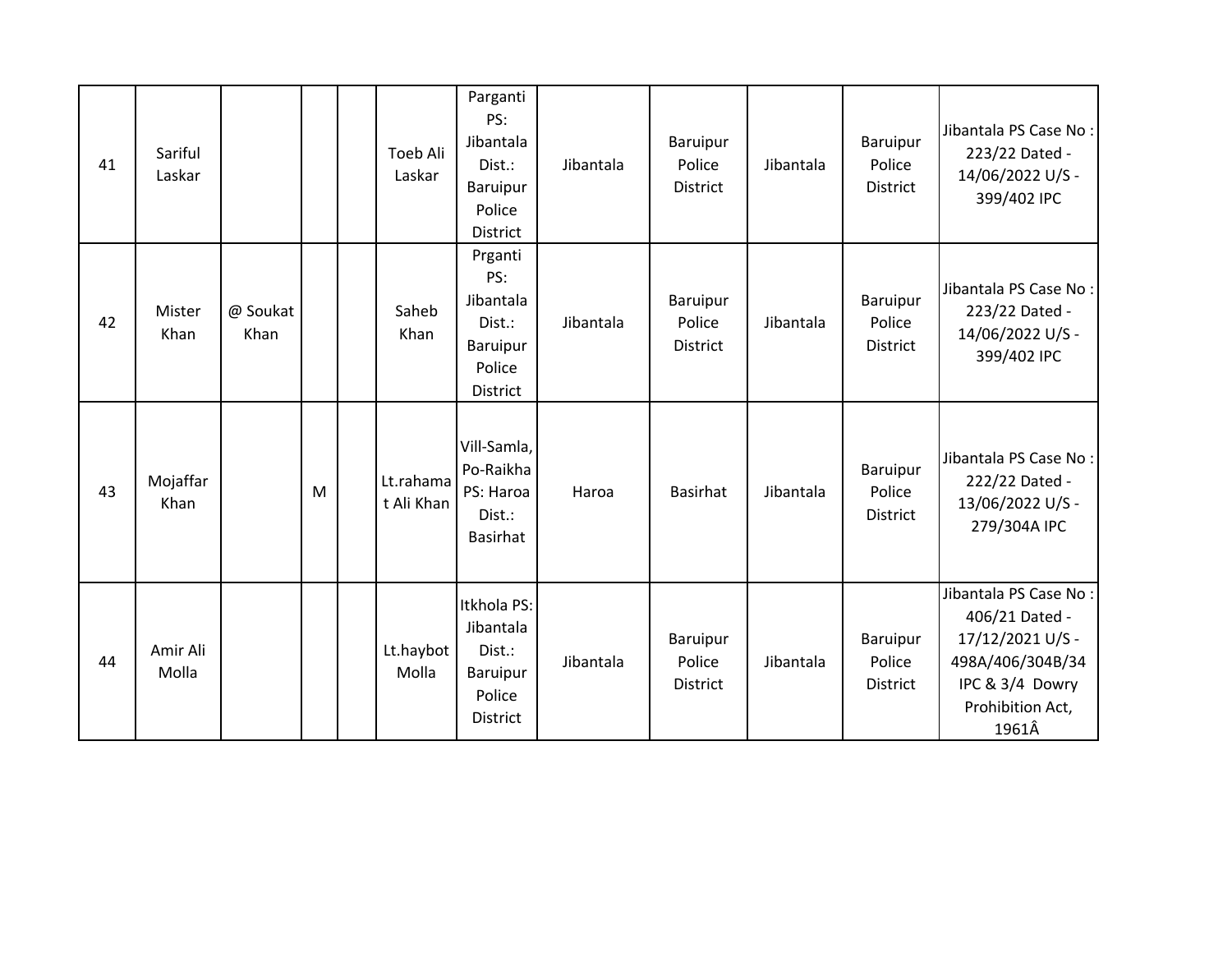| | | | | | | | | | | | |
|---|---|---|---|---|---|---|---|---|---|---|---|
| 41 | Sariful Laskar | | | | Toeb Ali Laskar | Parganti PS: Jibantala Dist.: Baruipur Police District | Jibantala | Baruipur Police District | Jibantala | Baruipur Police District | Jibantala PS Case No : 223/22 Dated - 14/06/2022 U/S - 399/402 IPC |
| 42 | Mister Khan | @ Soukat Khan | | | Saheb Khan | Prganti PS: Jibantala Dist.: Baruipur Police District | Jibantala | Baruipur Police District | Jibantala | Baruipur Police District | Jibantala PS Case No : 223/22 Dated - 14/06/2022 U/S - 399/402 IPC |
| 43 | Mojaffar Khan | | M | | Lt.rahamat Ali Khan | Vill-Samla, Po-Raikha PS: Haroa Dist.: Basirhat | Haroa | Basirhat | Jibantala | Baruipur Police District | Jibantala PS Case No : 222/22 Dated - 13/06/2022 U/S - 279/304A IPC |
| 44 | Amir Ali Molla | | | | Lt.haybot Molla | Itkhola PS: Jibantala Dist.: Baruipur Police District | Jibantala | Baruipur Police District | Jibantala | Baruipur Police District | Jibantala PS Case No : 406/21 Dated - 17/12/2021 U/S - 498A/406/304B/34 IPC & 3/4 Dowry Prohibition Act, 1961Â |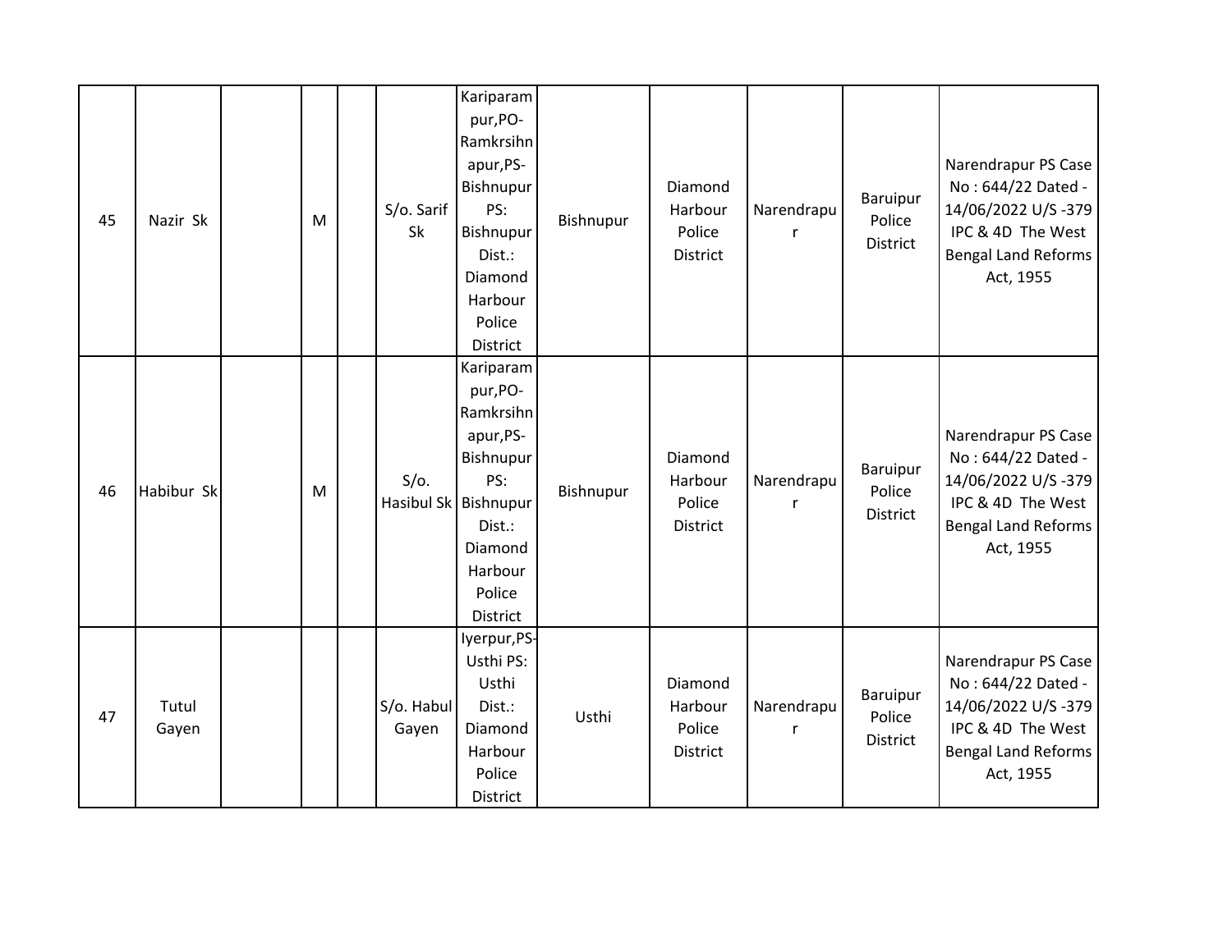| | | | | | | | | | | | |
|---|---|---|---|---|---|---|---|---|---|---|---|
| 45 | Nazir Sk | | M | | S/o. Sarif Sk | Kariparampur,PO-Ramkrsihnapur,PS-Bishnupur PS: Bishnupur Dist.: Diamond Harbour Police District | Bishnupur | Diamond Harbour Police District | Narendrapur | Baruipur Police District | Narendrapur PS Case No : 644/22 Dated - 14/06/2022 U/S -379 IPC & 4D The West Bengal Land Reforms Act, 1955 |
| 46 | Habibur Sk | | M | | S/o. Hasibul Sk | Kariparampur,PO-Ramkrsihnapur,PS-Bishnupur PS: Bishnupur Dist.: Diamond Harbour Police District | Bishnupur | Diamond Harbour Police District | Narendrapur | Baruipur Police District | Narendrapur PS Case No : 644/22 Dated - 14/06/2022 U/S -379 IPC & 4D The West Bengal Land Reforms Act, 1955 |
| 47 | Tutul Gayen | | | | S/o. Habul Gayen | Iyerpur,PS-Usthi PS: Usthi Dist.: Diamond Harbour Police District | Usthi | Diamond Harbour Police District | Narendrapur | Baruipur Police District | Narendrapur PS Case No : 644/22 Dated - 14/06/2022 U/S -379 IPC & 4D The West Bengal Land Reforms Act, 1955 |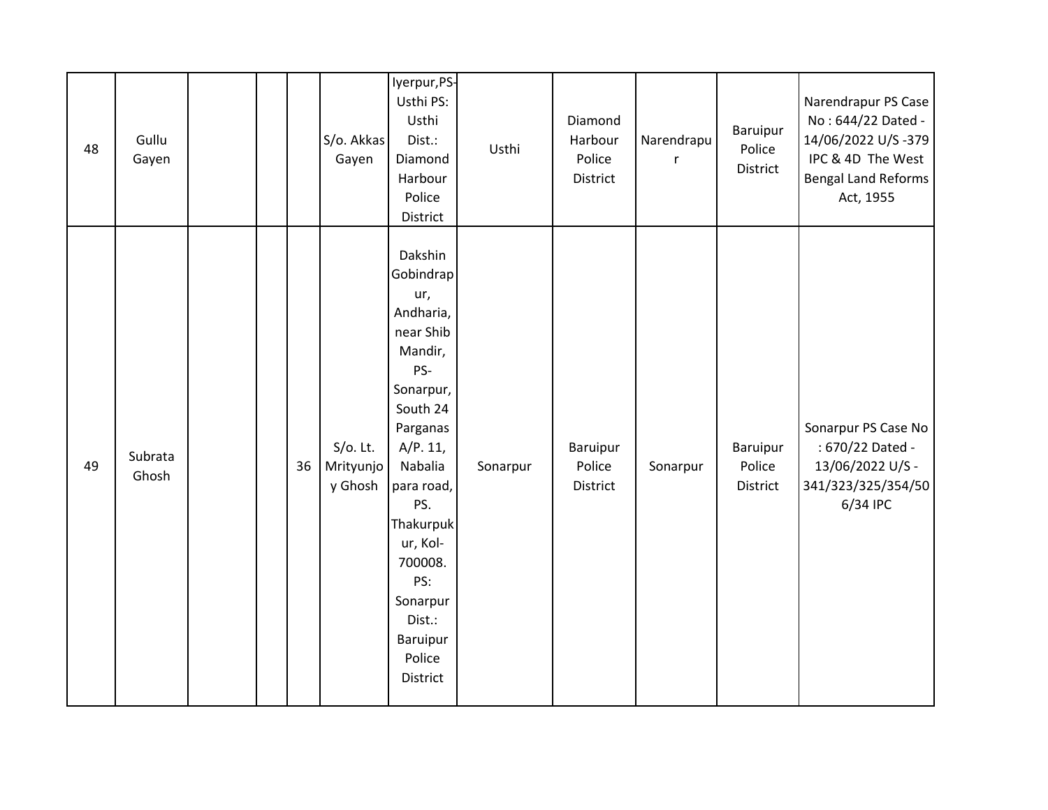| | | | | | | | | | | | |
|---|---|---|---|---|---|---|---|---|---|---|---|
| 48 | Gullu Gayen | | | | S/o. Akkas Gayen | Iyerpur,PS-Usthi PS: Usthi Dist.: Diamond Harbour Police District | Usthi | Diamond Harbour Police District | Narendrapur | Baruipur Police District | Narendrapur PS Case No : 644/22 Dated - 14/06/2022 U/S -379 IPC & 4D The West Bengal Land Reforms Act, 1955 |
| 49 | Subrata Ghosh | | | 36 | S/o. Lt. Mrityunjoy Ghosh | Dakshin Gobindrapur, Andharia, near Shib Mandir, PS-Sonarpur, South 24 Parganas A/P. 11, Nabalia para road, PS. Thakurpukur, Kol-700008. PS: Sonarpur Dist.: Baruipur Police District | Sonarpur | Baruipur Police District | Sonarpur | Baruipur Police District | Sonarpur PS Case No : 670/22 Dated - 13/06/2022 U/S - 341/323/325/354/506/34 IPC |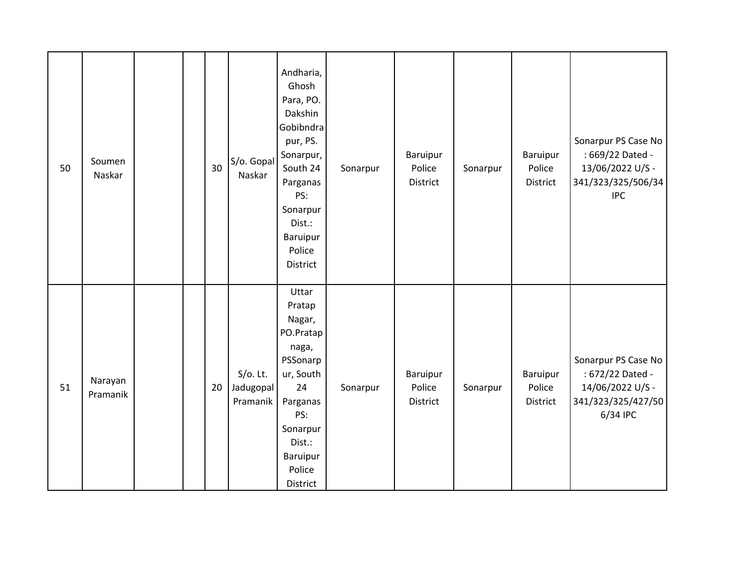| | | | | | | | | | | | | |
|---|---|---|---|---|---|---|---|---|---|---|---|---|
| 50 | Soumen Naskar | | | 30 | S/o. Gopal Naskar | Andharia, Ghosh Para, PO. Dakshin Gobibndrapur, PS. Sonarpur, South 24 Parganas PS: Sonarpur Dist.: Baruipur Police District | Sonarpur | Baruipur Police District | Sonarpur | Baruipur Police District | Sonarpur PS Case No : 669/22 Dated - 13/06/2022 U/S - 341/323/325/506/34 IPC |
| 51 | Narayan Pramanik | | | 20 | S/o. Lt. Jadugopal Pramanik | Uttar Pratap Nagar, PO.Pratapnaga, PSSonarpur, South 24 Parganas PS: Sonarpur Dist.: Baruipur Police District | Sonarpur | Baruipur Police District | Sonarpur | Baruipur Police District | Sonarpur PS Case No : 672/22 Dated - 14/06/2022 U/S - 341/323/325/427/506/34 IPC |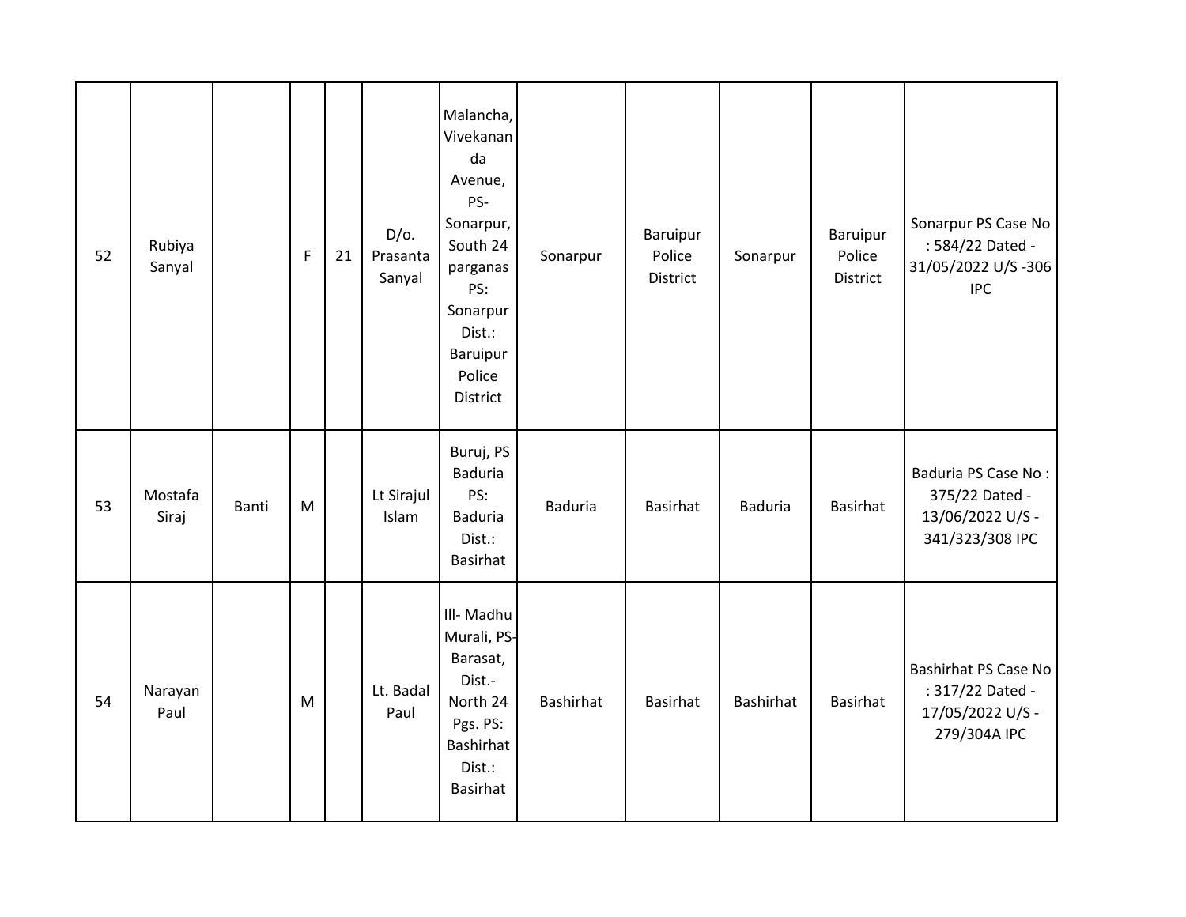| | | | | | | | | | | | |
|---|---|---|---|---|---|---|---|---|---|---|---|
| 52 | Rubiya Sanyal | | F | 21 | D/o. Prasanta Sanyal | Malancha, Vivekananda Avenue, PS-Sonarpur, South 24 parganas PS: Sonarpur Dist.: Baruipur Police District | Sonarpur | Baruipur Police District | Sonarpur | Baruipur Police District | Sonarpur PS Case No : 584/22 Dated - 31/05/2022 U/S -306 IPC |
| 53 | Mostafa Siraj | Banti | M | | Lt Sirajul Islam | Buruj, PS Baduria PS: Baduria Dist.: Basirhat | Baduria | Basirhat | Baduria | Basirhat | Baduria PS Case No : 375/22 Dated - 13/06/2022 U/S - 341/323/308 IPC |
| 54 | Narayan Paul | | M | | Lt. Badal Paul | Ill- Madhu Murali, PS-Barasat, Dist.-North 24 Pgs. PS: Bashirhat Dist.: Basirhat | Bashirhat | Basirhat | Bashirhat | Basirhat | Bashirhat PS Case No : 317/22 Dated - 17/05/2022 U/S - 279/304A IPC |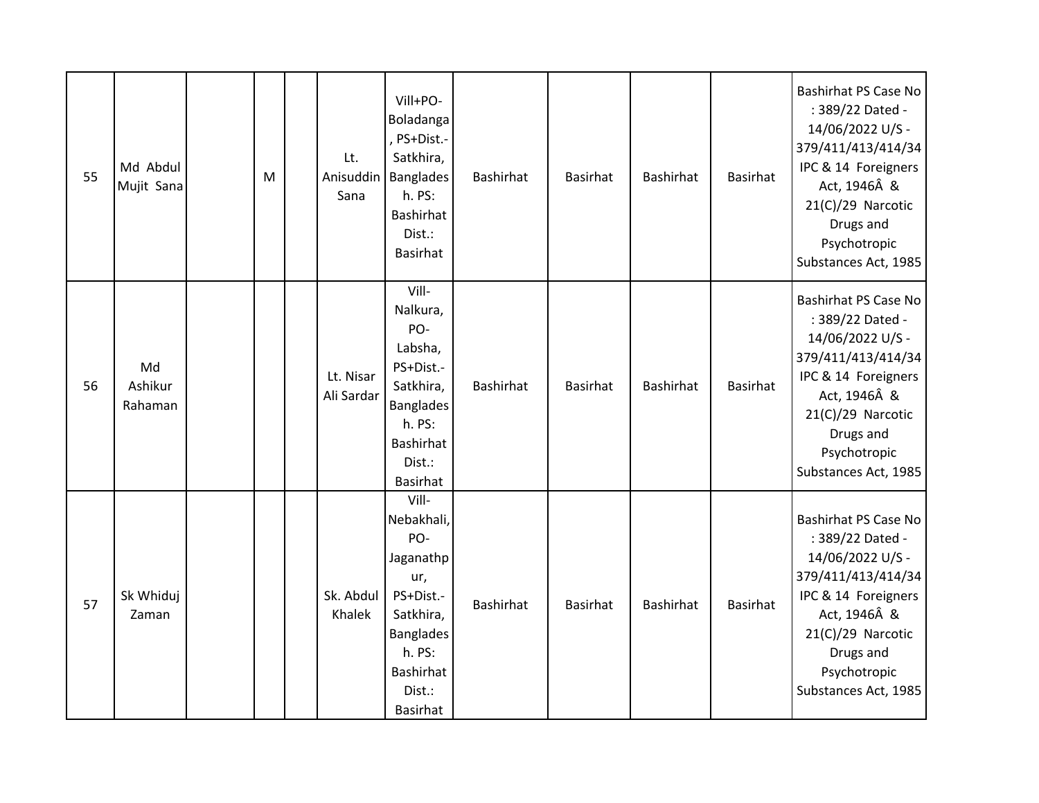| 55 | Md Abdul Mujit Sana | | M | | Lt. Anisuddin Sana | Vill+PO-Boladanga, PS+Dist.-Satkhira, Bangladesh. PS: Bashirhat Dist.: Basirhat | Bashirhat | Basirhat | Bashirhat | Basirhat | Bashirhat PS Case No : 389/22 Dated - 14/06/2022 U/S - 379/411/413/414/34 IPC & 14 Foreigners Act, 1946Â & 21(C)/29 Narcotic Drugs and Psychotropic Substances Act, 1985 |
|---|---|---|---|---|---|---|---|---|---|---|---|
| 56 | Md Ashikur Rahaman | | | | Lt. Nisar Ali Sardar | Vill-Nalkura, PO-Labsha, PS+Dist.-Satkhira, Bangladesh. PS: Bashirhat Dist.: Basirhat | Bashirhat | Basirhat | Bashirhat | Basirhat | Bashirhat PS Case No : 389/22 Dated - 14/06/2022 U/S - 379/411/413/414/34 IPC & 14 Foreigners Act, 1946Â & 21(C)/29 Narcotic Drugs and Psychotropic Substances Act, 1985 |
| 57 | Sk Whiduj Zaman | | | | Sk. Abdul Khalek | Vill-Nebakhali, PO-Jaganathpur, PS+Dist.-Satkhira, Bangladesh. PS: Bashirhat Dist.: Basirhat | Bashirhat | Basirhat | Bashirhat | Basirhat | Bashirhat PS Case No : 389/22 Dated - 14/06/2022 U/S - 379/411/413/414/34 IPC & 14 Foreigners Act, 1946Â & 21(C)/29 Narcotic Drugs and Psychotropic Substances Act, 1985 |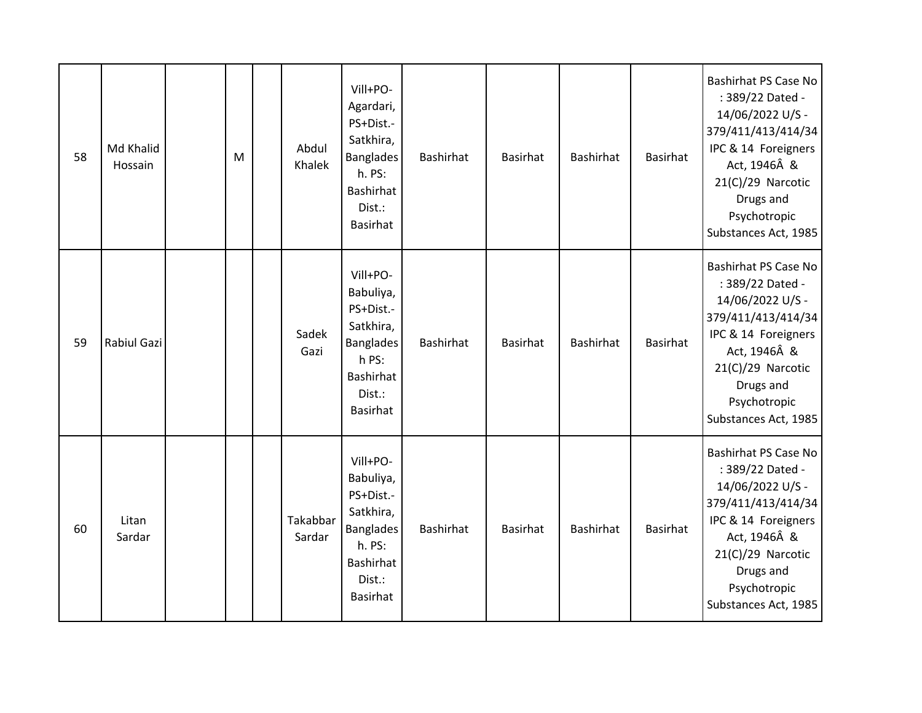| 58 | Md Khalid Hossain | | M | | Abdul Khalek | Vill+PO-Agardari, PS+Dist.-Satkhira, Bangladesh. PS: Bashirhat Dist.: Basirhat | Bashirhat | Basirhat | Bashirhat | Basirhat | Bashirhat PS Case No : 389/22 Dated - 14/06/2022 U/S - 379/411/413/414/34 IPC & 14 Foreigners Act, 1946Â & 21(C)/29 Narcotic Drugs and Psychotropic Substances Act, 1985 |
|---|---|---|---|---|---|---|---|---|---|---|---|
| 59 | Rabiul Gazi | | | | Sadek Gazi | Vill+PO-Babuliya, PS+Dist.-Satkhira, Bangladesh PS: Bashirhat Dist.: Basirhat | Bashirhat | Basirhat | Bashirhat | Basirhat | Bashirhat PS Case No : 389/22 Dated - 14/06/2022 U/S - 379/411/413/414/34 IPC & 14 Foreigners Act, 1946Â & 21(C)/29 Narcotic Drugs and Psychotropic Substances Act, 1985 |
| 60 | Litan Sardar | | | | Takabbar Sardar | Vill+PO-Babuliya, PS+Dist.-Satkhira, Bangladesh. PS: Bashirhat Dist.: Basirhat | Bashirhat | Basirhat | Bashirhat | Basirhat | Bashirhat PS Case No : 389/22 Dated - 14/06/2022 U/S - 379/411/413/414/34 IPC & 14 Foreigners Act, 1946Â & 21(C)/29 Narcotic Drugs and Psychotropic Substances Act, 1985 |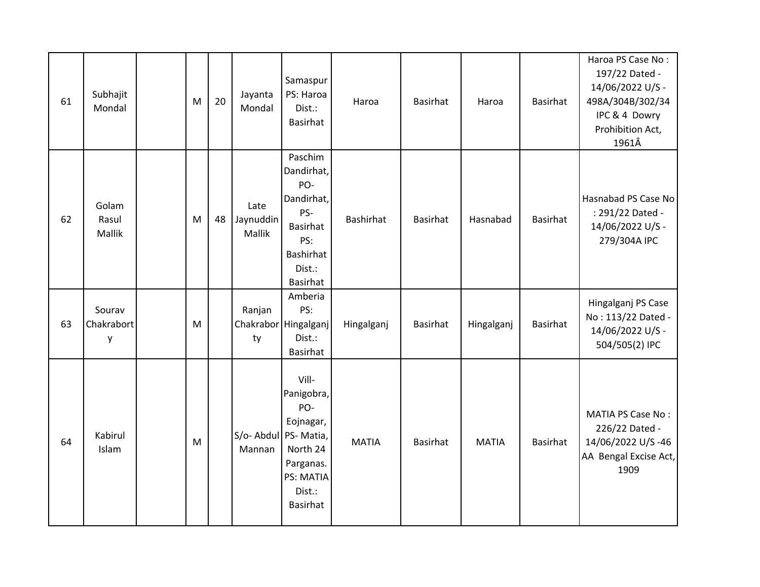| | | | | | | | | | | | |
|---|---|---|---|---|---|---|---|---|---|---|---|
| 61 | Subhajit Mondal | | M | 20 | Jayanta Mondal | Samaspur PS: Haroa Dist.: Basirhat | Haroa | Basirhat | Haroa | Basirhat | Haroa PS Case No : 197/22 Dated - 14/06/2022 U/S - 498A/304B/302/34 IPC & 4 Dowry Prohibition Act, 1961Â |
| 62 | Golam Rasul Mallik | | M | 48 | Late Jaynuddin Mallik | Paschim Dandirhat, PO- Dandirhat, PS- Basirhat PS: Bashirhat Dist.: Basirhat | Bashirhat | Basirhat | Hasnabad | Basirhat | Hasnabad PS Case No : 291/22 Dated - 14/06/2022 U/S - 279/304A IPC |
| 63 | Sourav Chakraborty | | M | | Ranjan Chakraborty | Amberia PS: Hingalganj Dist.: Basirhat | Hingalganj | Basirhat | Hingalganj | Basirhat | Hingalganj PS Case No : 113/22 Dated - 14/06/2022 U/S - 504/505(2) IPC |
| 64 | Kabirul Islam | | M | | S/o- Abdul Mannan | Vill- Panigobra, PO- Eojnagar, PS- Matia, North 24 Parganas. PS: MATIA Dist.: Basirhat | MATIA | Basirhat | MATIA | Basirhat | MATIA PS Case No : 226/22 Dated - 14/06/2022 U/S -46 AA Bengal Excise Act, 1909 |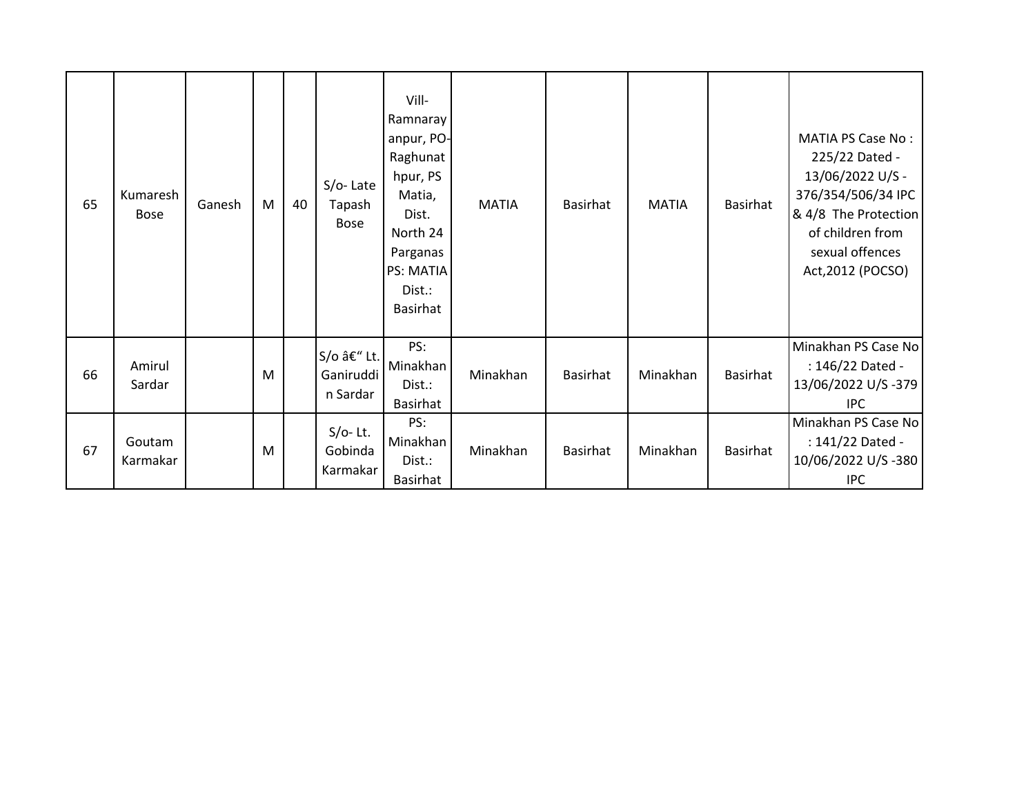| 65 | Kumaresh Bose | Ganesh | M | 40 | S/o- Late Tapash Bose | Vill- Ramnarayanpur, PO- Raghunathpur, PS Matia, Dist. North 24 Parganas PS: MATIA Dist.: Basirhat | MATIA | Basirhat | MATIA | Basirhat | MATIA PS Case No : 225/22 Dated - 13/06/2022 U/S - 376/354/506/34 IPC & 4/8 The Protection of children from sexual offences Act,2012 (POCSO) |
|---|---|---|---|---|---|---|---|---|---|---|---|
| 66 | Amirul Sardar | | M | | S/o â€“ Lt. Ganiruddin Sardar | PS: Minakhan Dist.: Basirhat | Minakhan | Basirhat | Minakhan | Basirhat | Minakhan PS Case No : 146/22 Dated - 13/06/2022 U/S -379 IPC |
| 67 | Goutam Karmakar | | M | | S/o- Lt. Gobinda Karmakar | PS: Minakhan Dist.: Basirhat | Minakhan | Basirhat | Minakhan | Basirhat | Minakhan PS Case No : 141/22 Dated - 10/06/2022 U/S -380 IPC |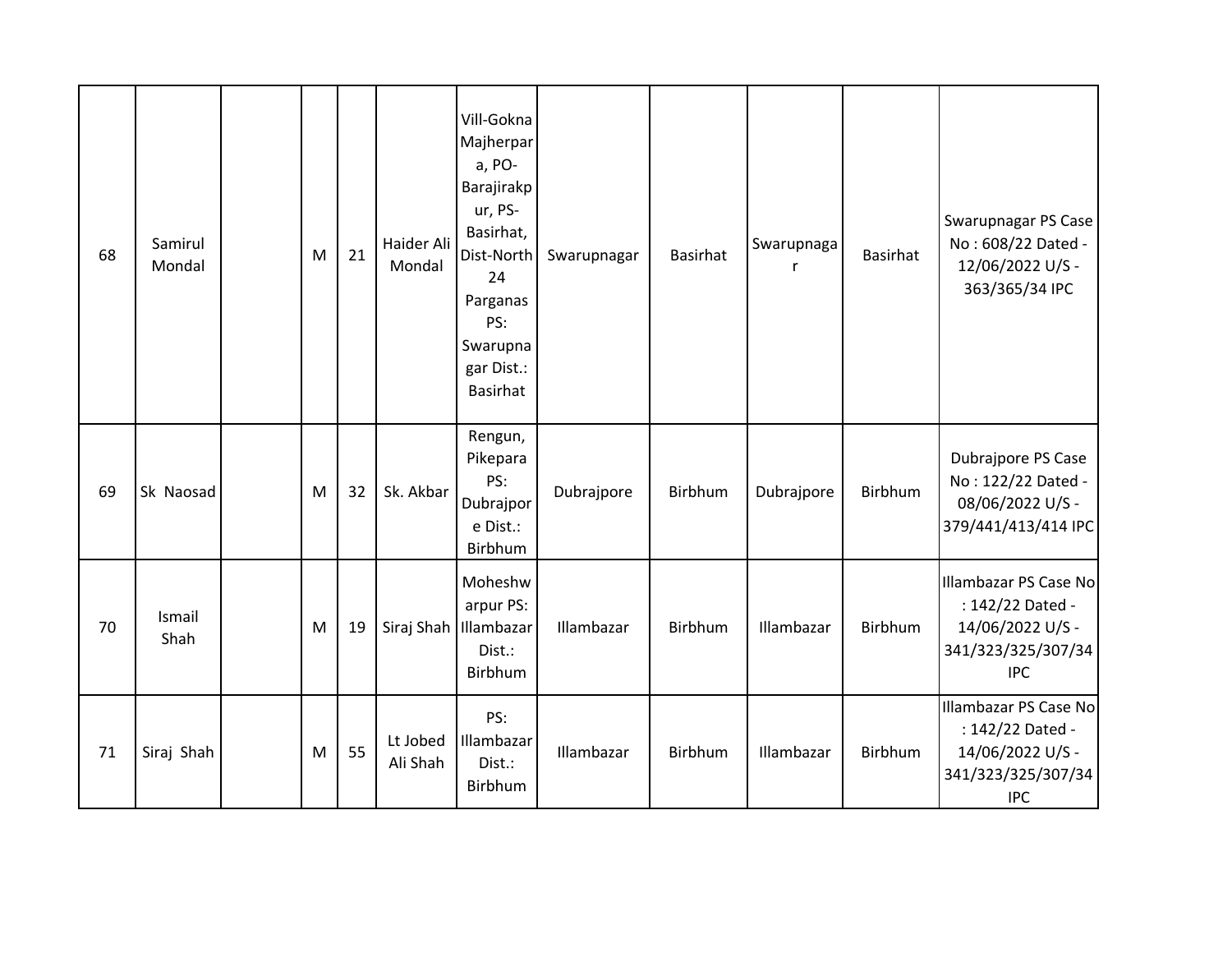| | | | | | | | | | | | |
|---|---|---|---|---|---|---|---|---|---|---|---|
| 68 | Samirul Mondal | | M | 21 | Haider Ali Mondal | Vill-Gokna Majherpara, PO-Barajirakpur, PS-Basirhat, Dist-North 24 Parganas PS: Swarupnagar Dist.: Basirhat | Swarupnagar | Basirhat | Swarupnagar | Basirhat | Swarupnagar PS Case No : 608/22 Dated - 12/06/2022 U/S - 363/365/34 IPC |
| 69 | Sk Naosad | | M | 32 | Sk. Akbar | Rengun, Pikepara PS: Dubrajpore Dist.: Birbhum | Dubrajpore | Birbhum | Dubrajpore | Birbhum | Dubrajpore PS Case No : 122/22 Dated - 08/06/2022 U/S - 379/441/413/414 IPC |
| 70 | Ismail Shah | | M | 19 | Siraj Shah | Moheshwarpur PS: Illambazar Dist.: Birbhum | Illambazar | Birbhum | Illambazar | Birbhum | Illambazar PS Case No : 142/22 Dated - 14/06/2022 U/S - 341/323/325/307/34 IPC |
| 71 | Siraj Shah | | M | 55 | Lt Jobed Ali Shah | PS: Illambazar Dist.: Birbhum | Illambazar | Birbhum | Illambazar | Birbhum | Illambazar PS Case No : 142/22 Dated - 14/06/2022 U/S - 341/323/325/307/34 IPC |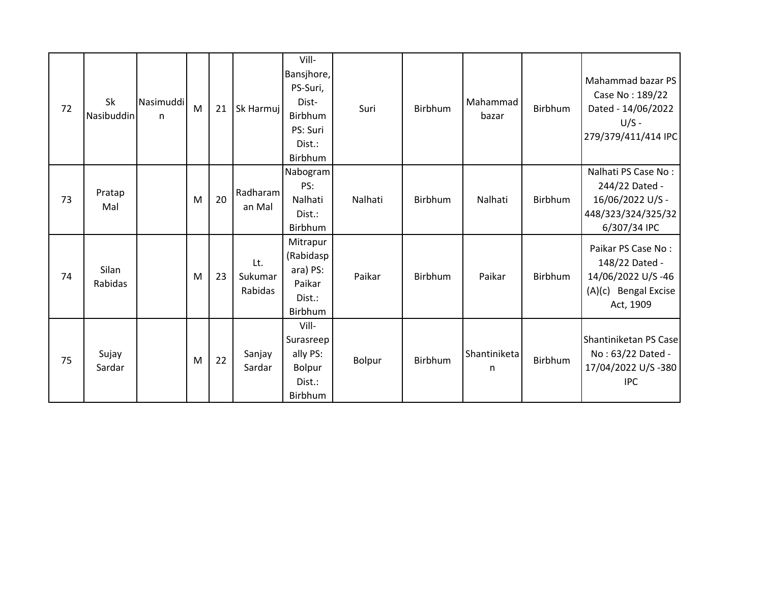| 72 | Sk Nasibuddin | Nasimuddin | M | 21 | Sk Harmuj | Vill-Bansjhore, PS-Suri, Dist-Birbhum PS: Suri Dist.: Birbhum | Suri | Birbhum | Mahammad bazar | Birbhum | Mahammad bazar PS Case No : 189/22 Dated - 14/06/2022 U/S - 279/379/411/414 IPC |
|---|---|---|---|---|---|---|---|---|---|---|---|
| 73 | Pratap Mal | | M | 20 | Radharaman Mal | Nabogram PS: Nalhati Dist.: Birbhum | Nalhati | Birbhum | Nalhati | Birbhum | Nalhati PS Case No : 244/22 Dated - 16/06/2022 U/S - 448/323/324/325/326/307/34 IPC |
| 74 | Silan Rabidas | | M | 23 | Lt. Sukumar Rabidas | Mitrapur (Rabidaspara) PS: Paikar Dist.: Birbhum | Paikar | Birbhum | Paikar | Birbhum | Paikar PS Case No : 148/22 Dated - 14/06/2022 U/S -46 (A)(c) Bengal Excise Act, 1909 |
| 75 | Sujay Sardar | | M | 22 | Sanjay Sardar | Vill-Surasreepally PS: Bolpur Dist.: Birbhum | Bolpur | Birbhum | Shantiniketan | Birbhum | Shantiniketan PS Case No : 63/22 Dated - 17/04/2022 U/S -380 IPC |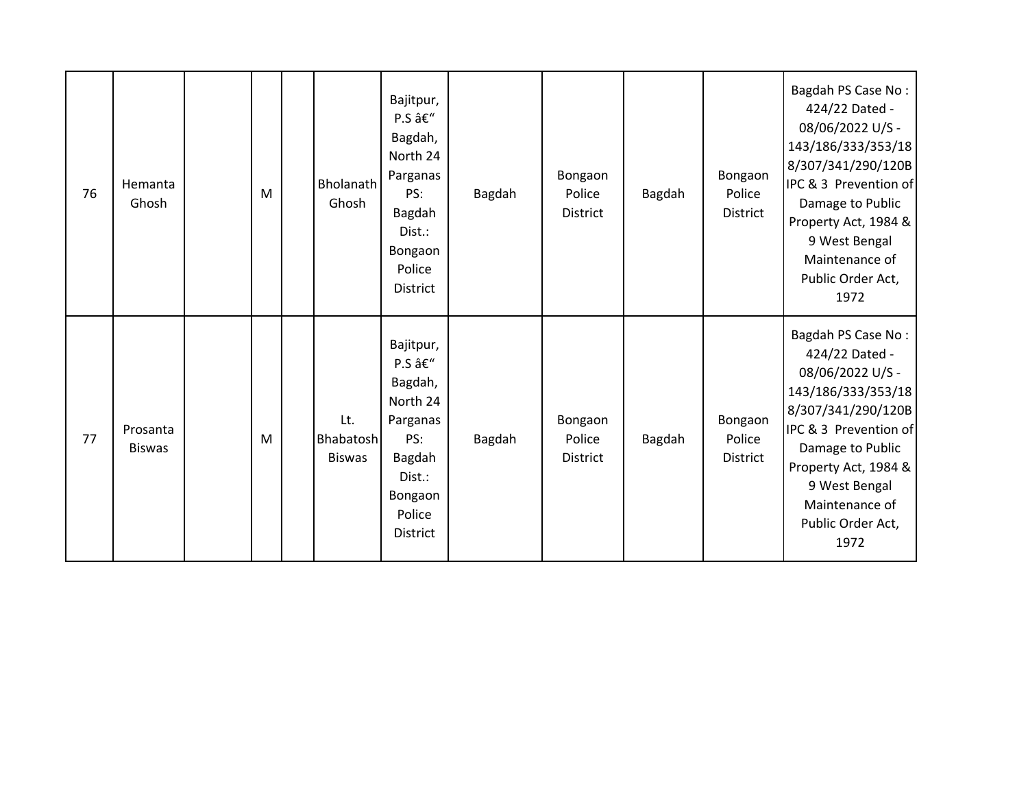| | | | | | | | | | | | |
|---|---|---|---|---|---|---|---|---|---|---|---|
| 76 | Hemanta Ghosh | | M | | Bholanath Ghosh | Bajitpur, P.S â€“ Bagdah, North 24 Parganas PS: Bagdah Dist.: Bongaon Police District | Bagdah | Bongaon Police District | Bagdah | Bongaon Police District | Bagdah PS Case No : 424/22 Dated - 08/06/2022 U/S - 143/186/333/353/188/307/341/290/120B IPC & 3 Prevention of Damage to Public Property Act, 1984 & 9 West Bengal Maintenance of Public Order Act, 1972 |
| 77 | Prosanta Biswas | | M | | Lt. Bhabatosh Biswas | Bajitpur, P.S â€“ Bagdah, North 24 Parganas PS: Bagdah Dist.: Bongaon Police District | Bagdah | Bongaon Police District | Bagdah | Bongaon Police District | Bagdah PS Case No : 424/22 Dated - 08/06/2022 U/S - 143/186/333/353/188/307/341/290/120B IPC & 3 Prevention of Damage to Public Property Act, 1984 & 9 West Bengal Maintenance of Public Order Act, 1972 |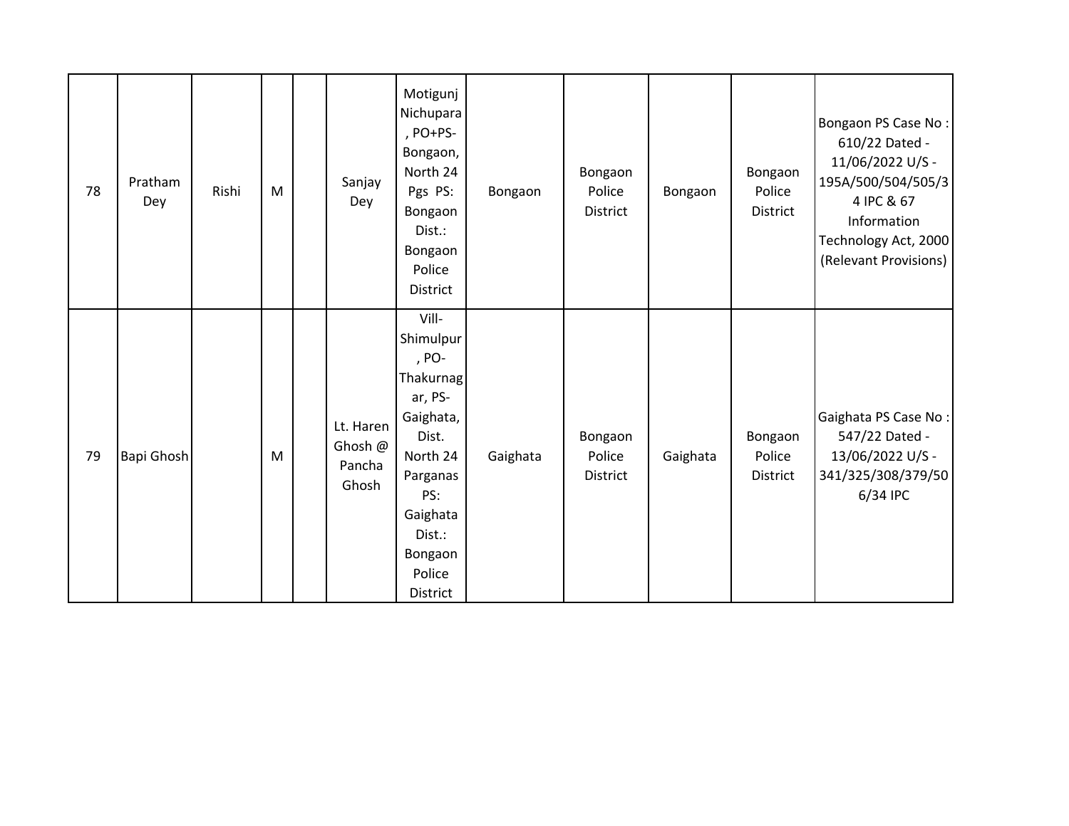| 78 | Pratham Dey | Rishi | M | | Sanjay Dey | Motigunj Nichupara , PO+PS-Bongaon, North 24 Pgs PS: Bongaon Dist.: Bongaon Police District | Bongaon | Bongaon Police District | Bongaon | Bongaon Police District | Bongaon PS Case No : 610/22 Dated - 11/06/2022 U/S - 195A/500/504/505/34 IPC & 67 Information Technology Act, 2000 (Relevant Provisions) |
|---|---|---|---|---|---|---|---|---|---|---|---|
| 79 | Bapi Ghosh | | M | | Lt. Haren Ghosh @ Pancha Ghosh | Vill-Shimulpur , PO-Thakurnagar, PS-Gaighata, Dist. North 24 Parganas PS: Gaighata Dist.: Bongaon Police District | Gaighata | Bongaon Police District | Gaighata | Bongaon Police District | Gaighata PS Case No : 547/22 Dated - 13/06/2022 U/S - 341/325/308/379/506/34 IPC |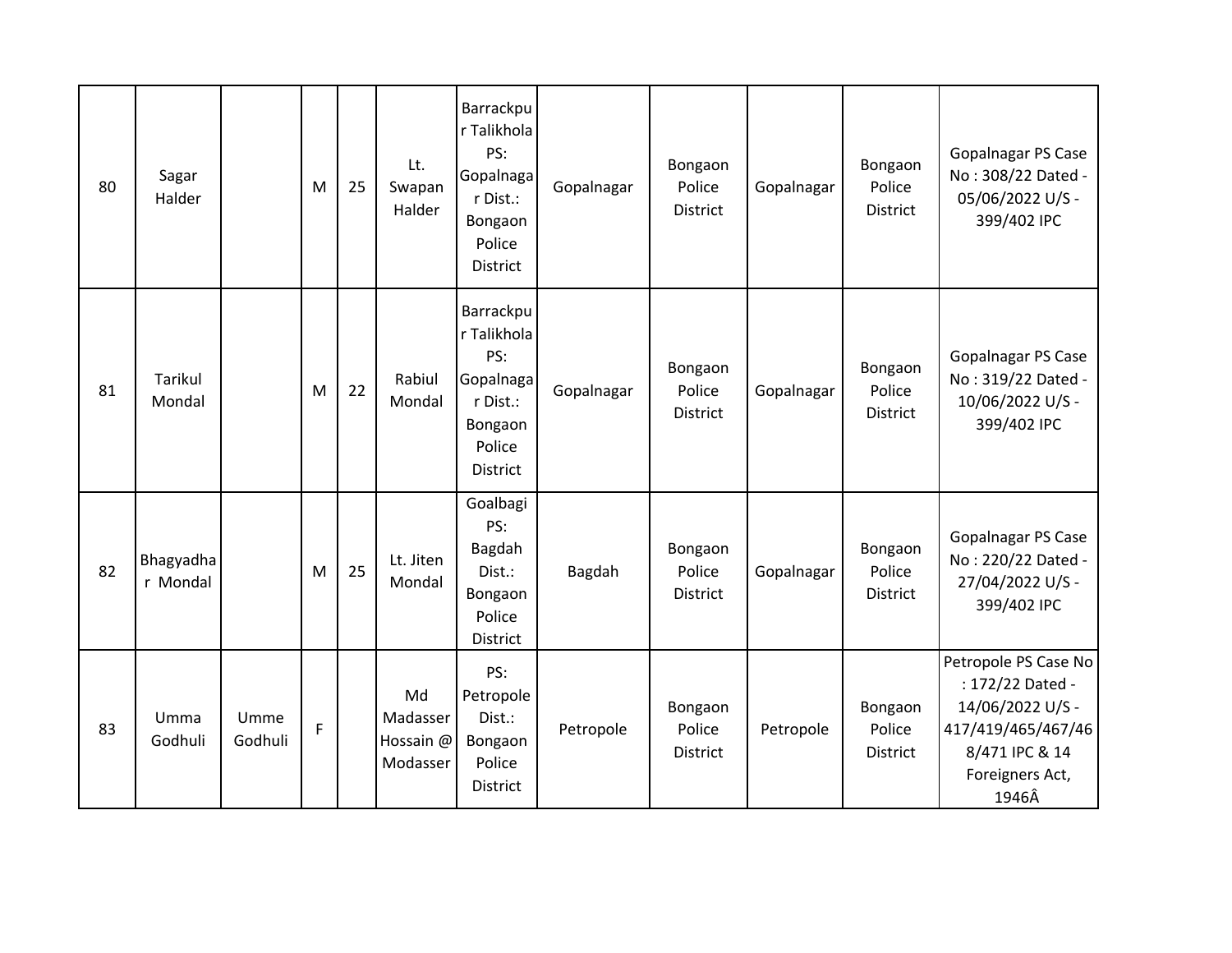| | | | | | | | | | | | |
|---|---|---|---|---|---|---|---|---|---|---|---|
| 80 | Sagar Halder | | M | 25 | Lt. Swapan Halder | Barrackpur Talikhola PS: Gopalnagar Dist.: Bongaon Police District | Gopalnagar | Bongaon Police District | Gopalnagar | Bongaon Police District | Gopalnagar PS Case No : 308/22 Dated - 05/06/2022 U/S - 399/402 IPC |
| 81 | Tarikul Mondal | | M | 22 | Rabiul Mondal | Barrackpur Talikhola PS: Gopalnagar Dist.: Bongaon Police District | Gopalnagar | Bongaon Police District | Gopalnagar | Bongaon Police District | Gopalnagar PS Case No : 319/22 Dated - 10/06/2022 U/S - 399/402 IPC |
| 82 | Bhagyadhar Mondal | | M | 25 | Lt. Jiten Mondal | Goalbagi PS: Bagdah Dist.: Bongaon Police District | Bagdah | Bongaon Police District | Gopalnagar | Bongaon Police District | Gopalnagar PS Case No : 220/22 Dated - 27/04/2022 U/S - 399/402 IPC |
| 83 | Umma Godhuli | Umme Godhuli | F | | Md Madasser Hossain @ Modasser | PS: Petropole Dist.: Bongaon Police District | Petropole | Bongaon Police District | Petropole | Bongaon Police District | Petropole PS Case No : 172/22 Dated - 14/06/2022 U/S - 417/419/465/467/468/471 IPC & 14 Foreigners Act, 1946Â |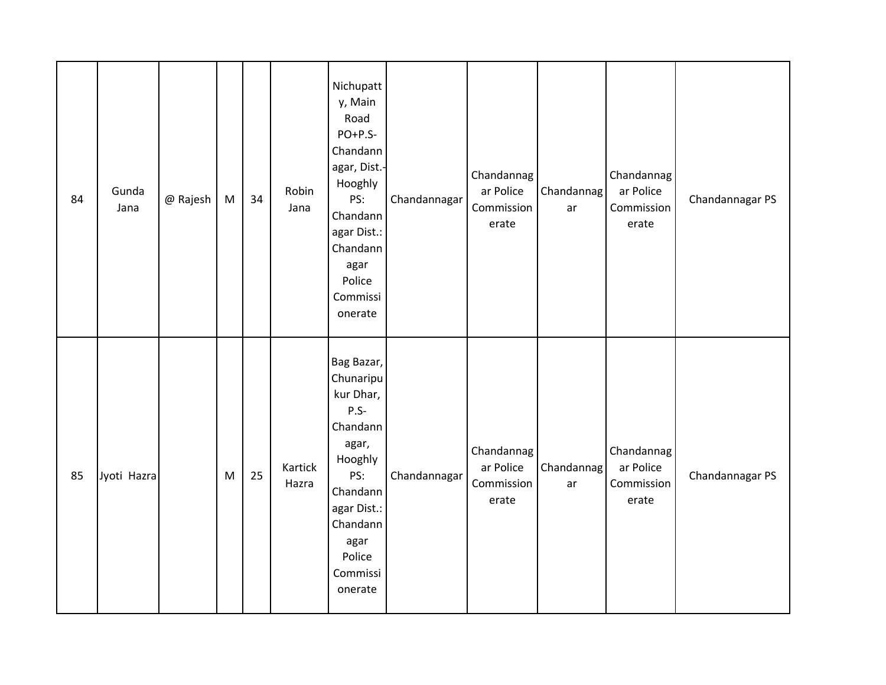| | | | | | | | | | | | |
|---|---|---|---|---|---|---|---|---|---|---|---|
| 84 | Gunda Jana | @ Rajesh | M | 34 | Robin Jana | Nichupatty, Main Road PO+P.S-Chandannagar, Dist.-Hooghly PS: Chandannagar Dist.: Chandannagar Police Commissionerate | Chandannagar | Chandannagar Police Commissionerate | Chandannagar | Chandannagar Police Commissionerate | Chandannagar PS |
| 85 | Jyoti Hazra | | M | 25 | Kartick Hazra | Bag Bazar, Chunaripukur Dhar, P.S-Chandannagar, Hooghly PS: Chandannagar Dist.: Chandannagar Police Commissionerate | Chandannagar | Chandannagar Police Commissionerate | Chandannagar | Chandannagar Police Commissionerate | Chandannagar PS |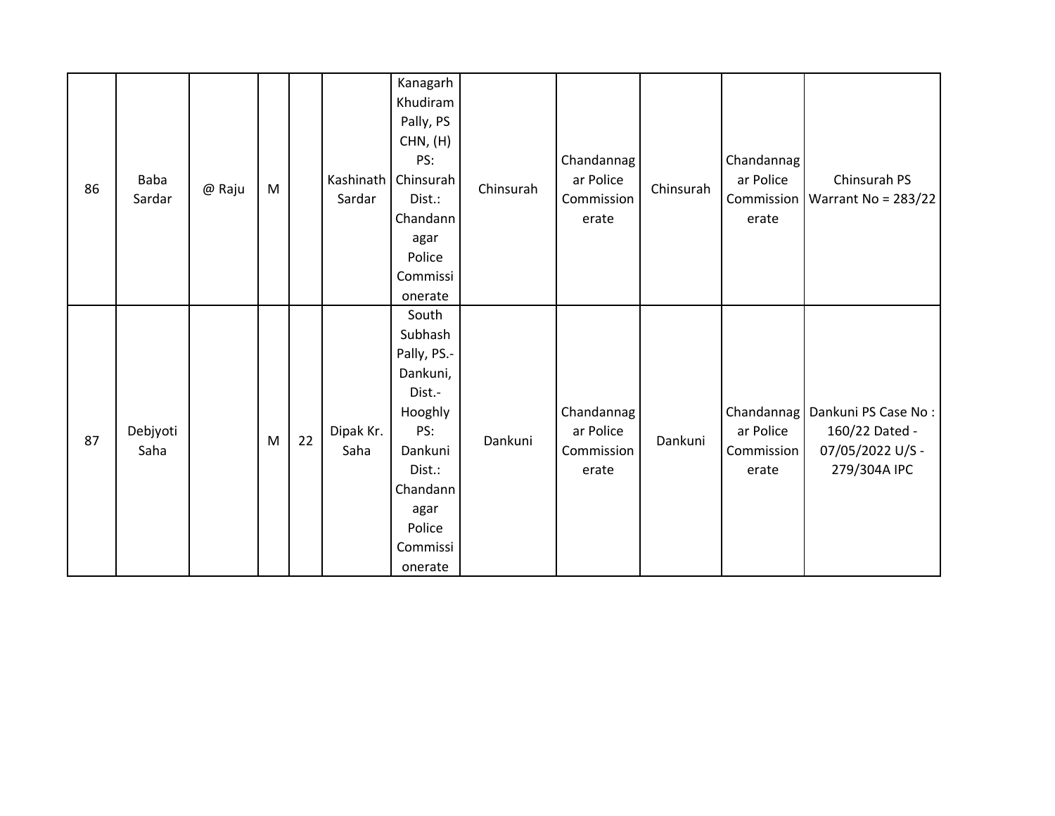| | | | | | | | | | | | |
|---|---|---|---|---|---|---|---|---|---|---|---|
| 86 | Baba Sardar | @ Raju | M | | Kashinath Sardar | Kanagarh Khudiram Pally, PS CHN, (H) PS: Chinsurah Dist.: Chandannagar Police Commissionerate | Chinsurah | Chandannagar Police Commissionerate | Chinsurah | Chandannagar Police Commissionerate | Chinsurah PS Warrant No = 283/22 |
| 87 | Debjyoti Saha | | M | 22 | Dipak Kr. Saha | South Subhash Pally, PS.-Dankuni, Dist.-Hooghly PS: Dankuni Dist.: Chandannagar Police Commissionerate | Dankuni | Chandannagar Police Commissionerate | Dankuni | Chandannagar Police Commissionerate | Dankuni PS Case No : 160/22 Dated - 07/05/2022 U/S - 279/304A IPC |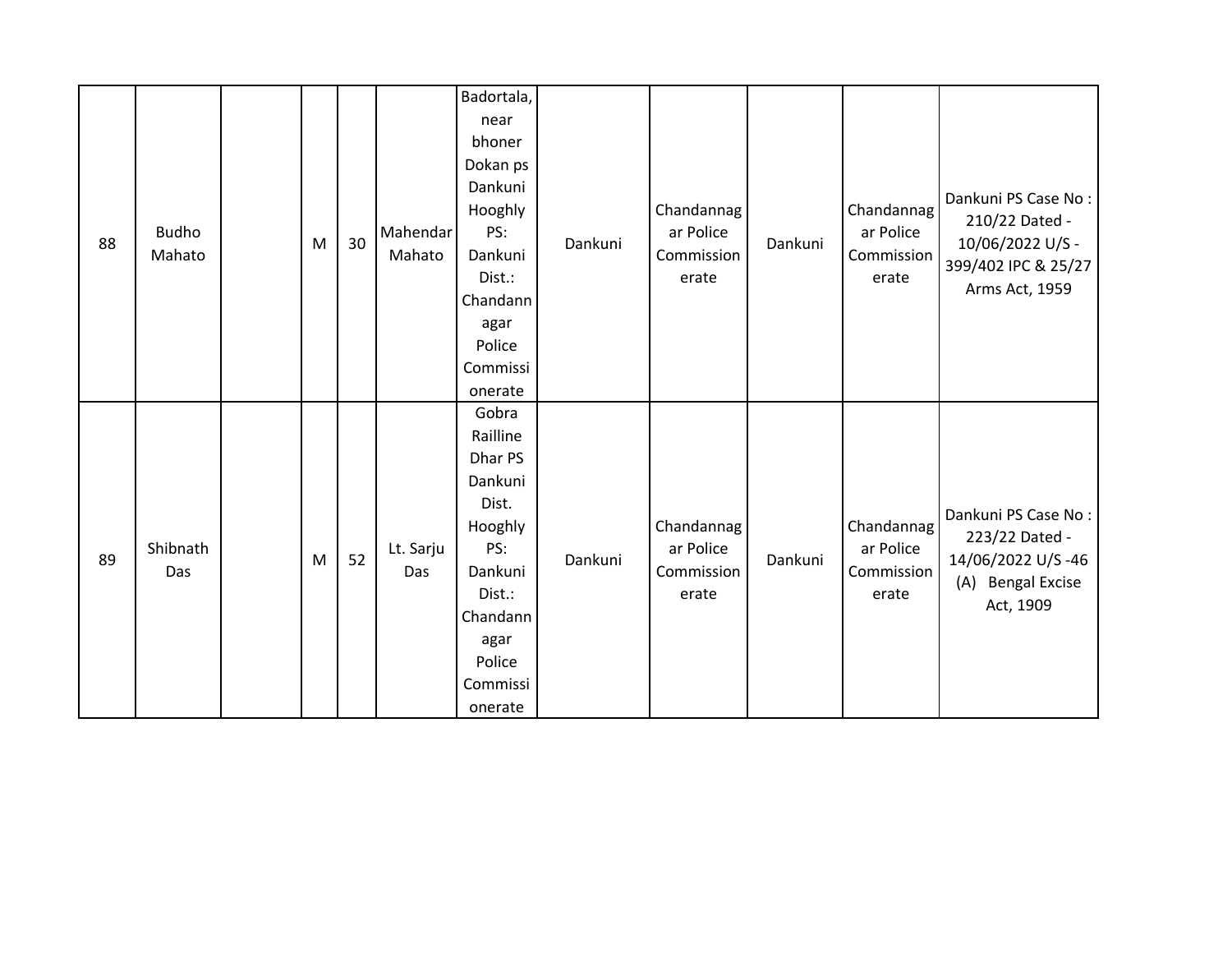| | | | | | | | | | | | |
|---|---|---|---|---|---|---|---|---|---|---|---|
| 88 | Budho Mahato | | M | 30 | Mahendar Mahato | Badortala, near bhoner Dokan ps Dankuni Hooghly PS: Dankuni Dist.: Chandannagar Police Commissionerate | Dankuni | Chandannagar Police Commissionerate | Dankuni | Chandannagar Police Commissionerate | Dankuni PS Case No : 210/22 Dated - 10/06/2022 U/S - 399/402 IPC & 25/27 Arms Act, 1959 |
| 89 | Shibnath Das | | M | 52 | Lt. Sarju Das | Gobra Railline Dhar PS Dankuni Dist. Hooghly PS: Dankuni Dist.: Chandannagar Police Commissionerate | Dankuni | Chandannagar Police Commissionerate | Dankuni | Chandannagar Police Commissionerate | Dankuni PS Case No : 223/22 Dated - 14/06/2022 U/S -46 (A) Bengal Excise Act, 1909 |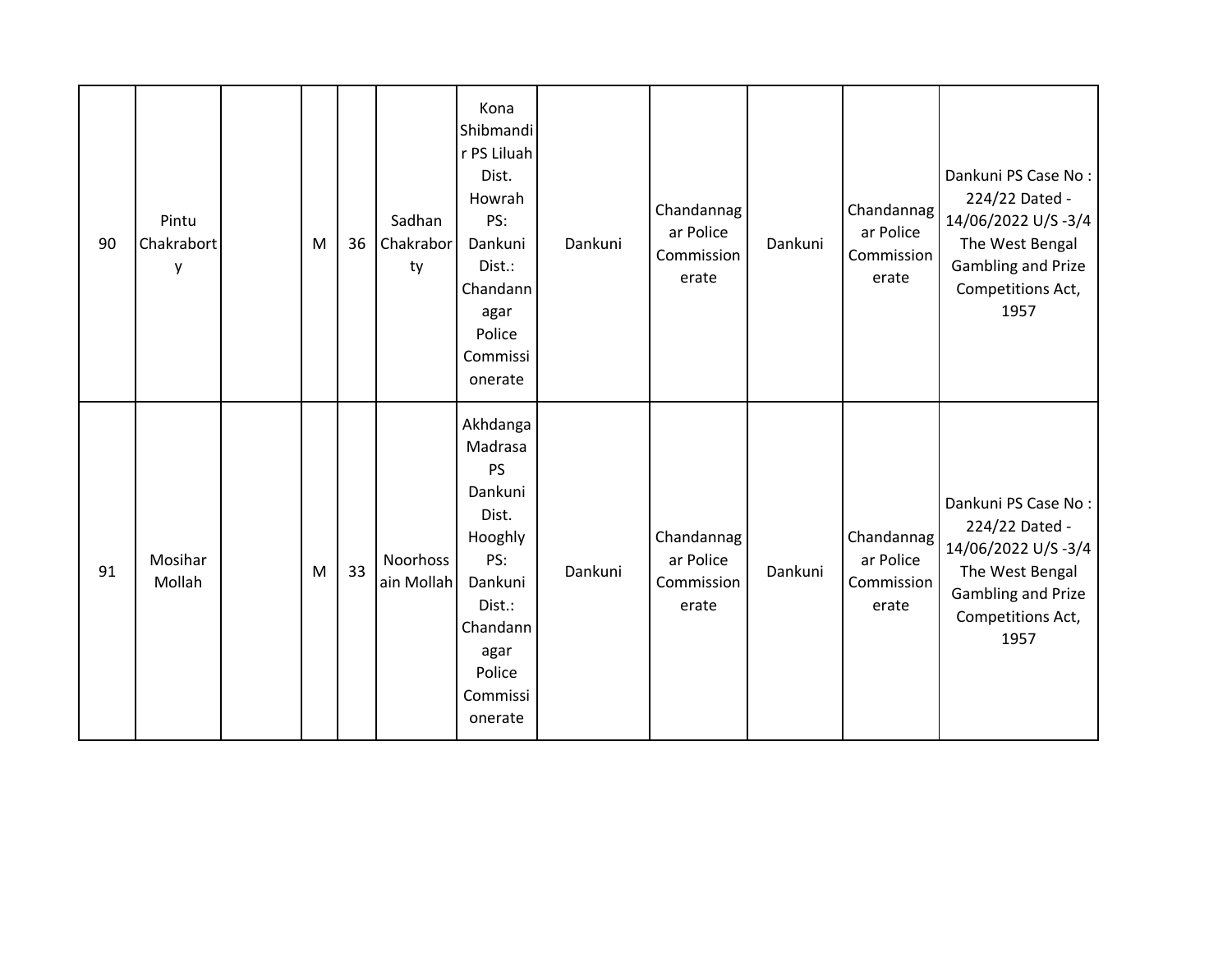| | | | | | | | | | | | |
|---|---|---|---|---|---|---|---|---|---|---|---|
| 90 | Pintu Chakraborty | | M | 36 | Sadhan Chakraborty | Kona Shibmandir PS Liluah Dist. Howrah PS: Dankuni Dist.: Chandannagar Police Commissionerate | Dankuni | Chandannagar Police Commissionerate | Dankuni | Chandannagar Police Commissionerate | Dankuni PS Case No : 224/22 Dated - 14/06/2022 U/S -3/4 The West Bengal Gambling and Prize Competitions Act, 1957 |
| 91 | Mosihar Mollah | | M | 33 | Noorhossain Mollah | Akhdanga Madrasa PS Dankuni Dist. Hooghly PS: Dankuni Dist.: Chandannagar Police Commissionerate | Dankuni | Chandannagar Police Commissionerate | Dankuni | Chandannagar Police Commissionerate | Dankuni PS Case No : 224/22 Dated - 14/06/2022 U/S -3/4 The West Bengal Gambling and Prize Competitions Act, 1957 |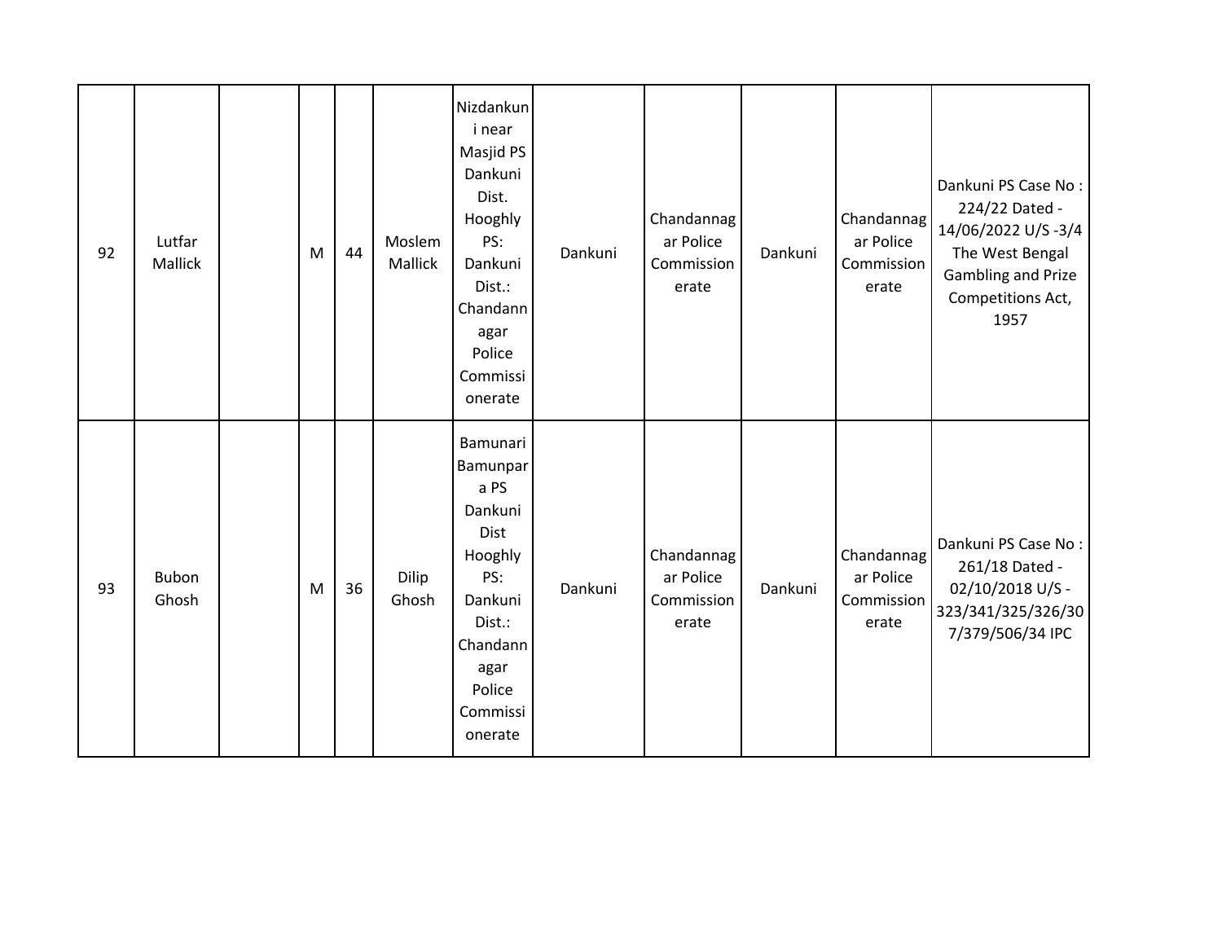| | | | | | | | | | | | |
|---|---|---|---|---|---|---|---|---|---|---|---|
| 92 | Lutfar Mallick | | M | 44 | Moslem Mallick | Nizdankuni near Masjid PS Dankuni Dist. Hooghly PS: Dankuni Dist.: Chandannagar Police Commissionerate | Dankuni | Chandannagar Police Commissionerate | Dankuni | Chandannagar Police Commissionerate | Dankuni PS Case No : 224/22 Dated - 14/06/2022 U/S -3/4 The West Bengal Gambling and Prize Competitions Act, 1957 |
| 93 | Bubon Ghosh | | M | 36 | Dilip Ghosh | Bamunari Bamunpara PS Dankuni Dist Hooghly PS: Dankuni Dist.: Chandannagar Police Commissionerate | Dankuni | Chandannagar Police Commissionerate | Dankuni | Chandannagar Police Commissionerate | Dankuni PS Case No : 261/18 Dated - 02/10/2018 U/S - 323/341/325/326/307/379/506/34 IPC |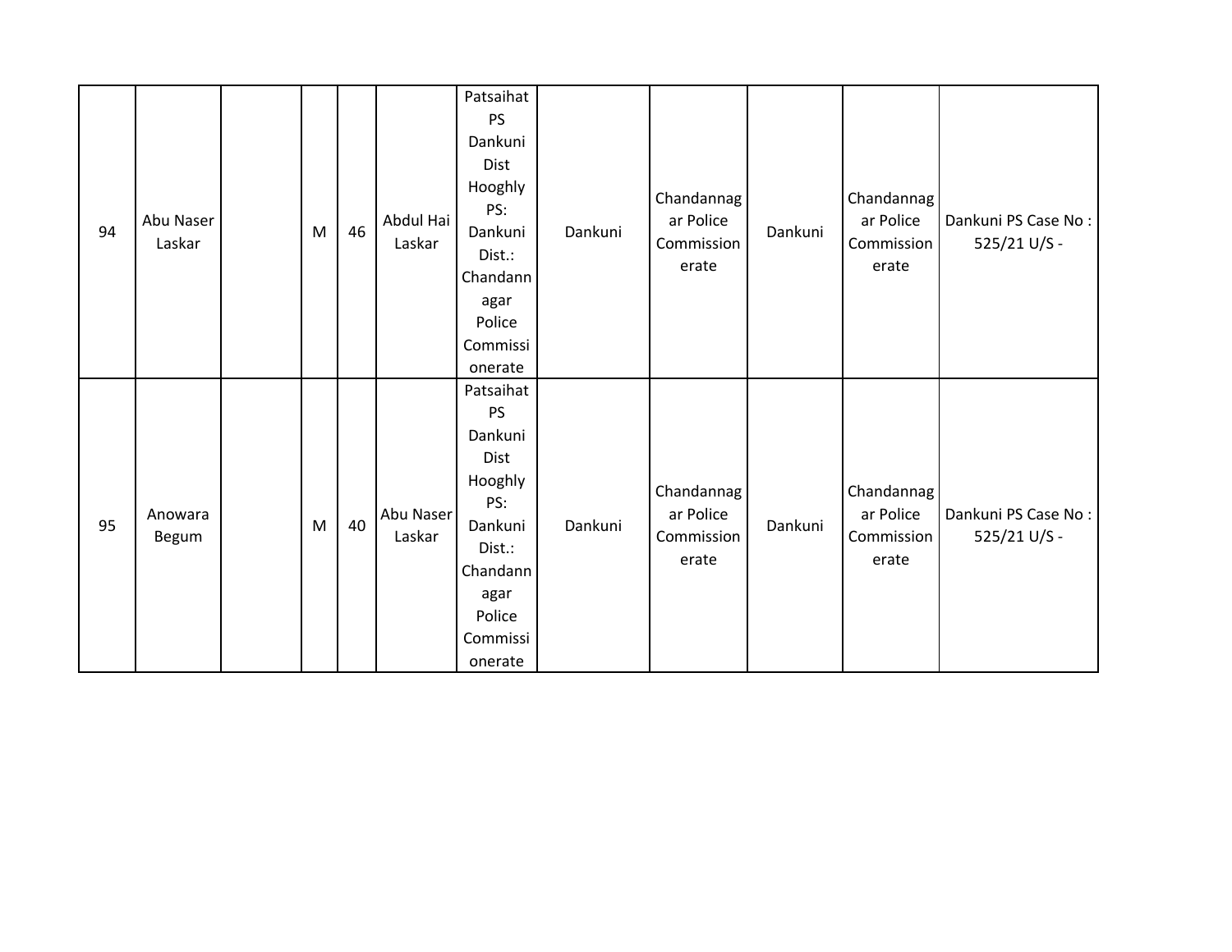| | | | | | | | | | | | |
|---|---|---|---|---|---|---|---|---|---|---|---|
| 94 | Abu Naser Laskar | | M | 46 | Abdul Hai Laskar | Patsaihat PS Dankuni Dist Hooghly PS: Dankuni Dist.: Chandannagar Police Commissionerate | Dankuni | Chandannagar Police Commissionerate | Dankuni | Chandannagar Police Commissionerate | Dankuni PS Case No : 525/21 U/S - |
| 95 | Anowara Begum | | M | 40 | Abu Naser Laskar | Patsaihat PS Dankuni Dist Hooghly PS: Dankuni Dist.: Chandannagar Police Commissionerate | Dankuni | Chandannagar Police Commissionerate | Dankuni | Chandannagar Police Commissionerate | Dankuni PS Case No : 525/21 U/S - |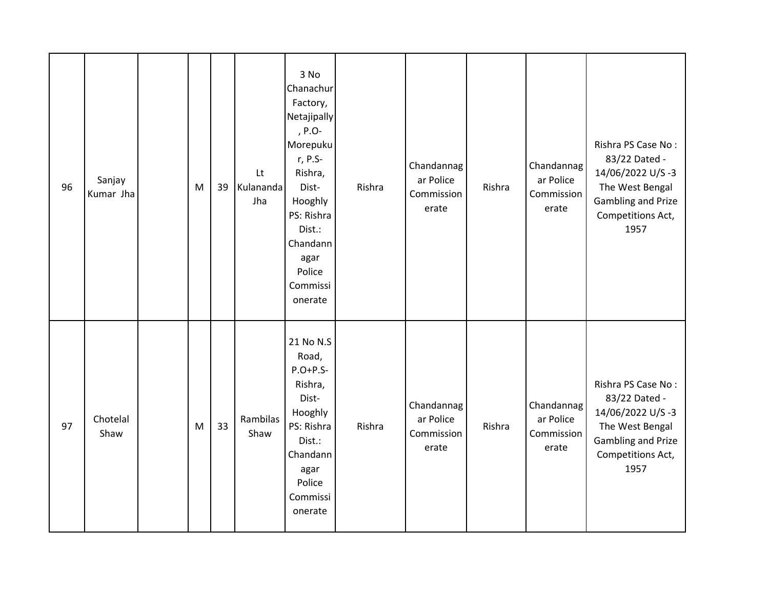| 96 | Sanjay Kumar Jha | | M | 39 | Lt Kulananda Jha | 3 No Chanachur Factory, Netajipally , P.O- Morepukur, P.S- Rishra, Dist- Hooghly PS: Rishra Dist.: Chandannagar Police Commissionerate | Rishra | Chandannagar Police Commissionerate | Rishra | Chandannagar Police Commissionerate | Rishra PS Case No : 83/22 Dated - 14/06/2022 U/S -3 The West Bengal Gambling and Prize Competitions Act, 1957 |
|---|---|---|---|---|---|---|---|---|---|---|---|
| 97 | Chotelal Shaw | | M | 33 | Rambilas Shaw | 21 No N.S Road, P.O+P.S- Rishra, Dist- Hooghly PS: Rishra Dist.: Chandannagar Police Commissionerate | Rishra | Chandannagar Police Commissionerate | Rishra | Chandannagar Police Commissionerate | Rishra PS Case No : 83/22 Dated - 14/06/2022 U/S -3 The West Bengal Gambling and Prize Competitions Act, 1957 |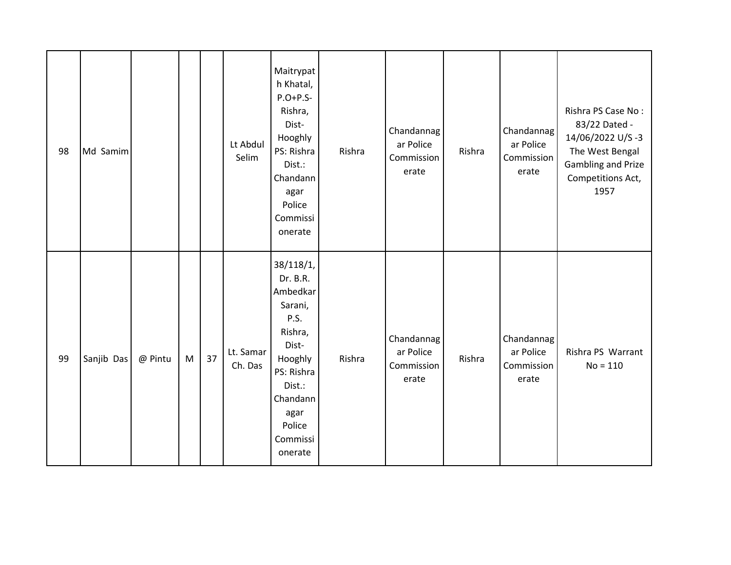| | | | | | | | | | | | |
|---|---|---|---|---|---|---|---|---|---|---|---|
| 98 | Md Samim | | | | Lt Abdul Selim | Maitrypath Khatal, P.O+P.S-Rishra, Dist-Hooghly PS: Rishra Dist.: Chandannagar Police Commissionerate | Rishra | Chandannagar Police Commissionerate | Rishra | Chandannagar Police Commissionerate | Rishra PS Case No : 83/22 Dated - 14/06/2022 U/S -3 The West Bengal Gambling and Prize Competitions Act, 1957 |
| 99 | Sanjib Das | @ Pintu | M | 37 | Lt. Samar Ch. Das | 38/118/1, Dr. B.R. Ambedkar Sarani, P.S. Rishra, Dist-Hooghly PS: Rishra Dist.: Chandannagar Police Commissionerate | Rishra | Chandannagar Police Commissionerate | Rishra | Chandannagar Police Commissionerate | Rishra PS Warrant No = 110 |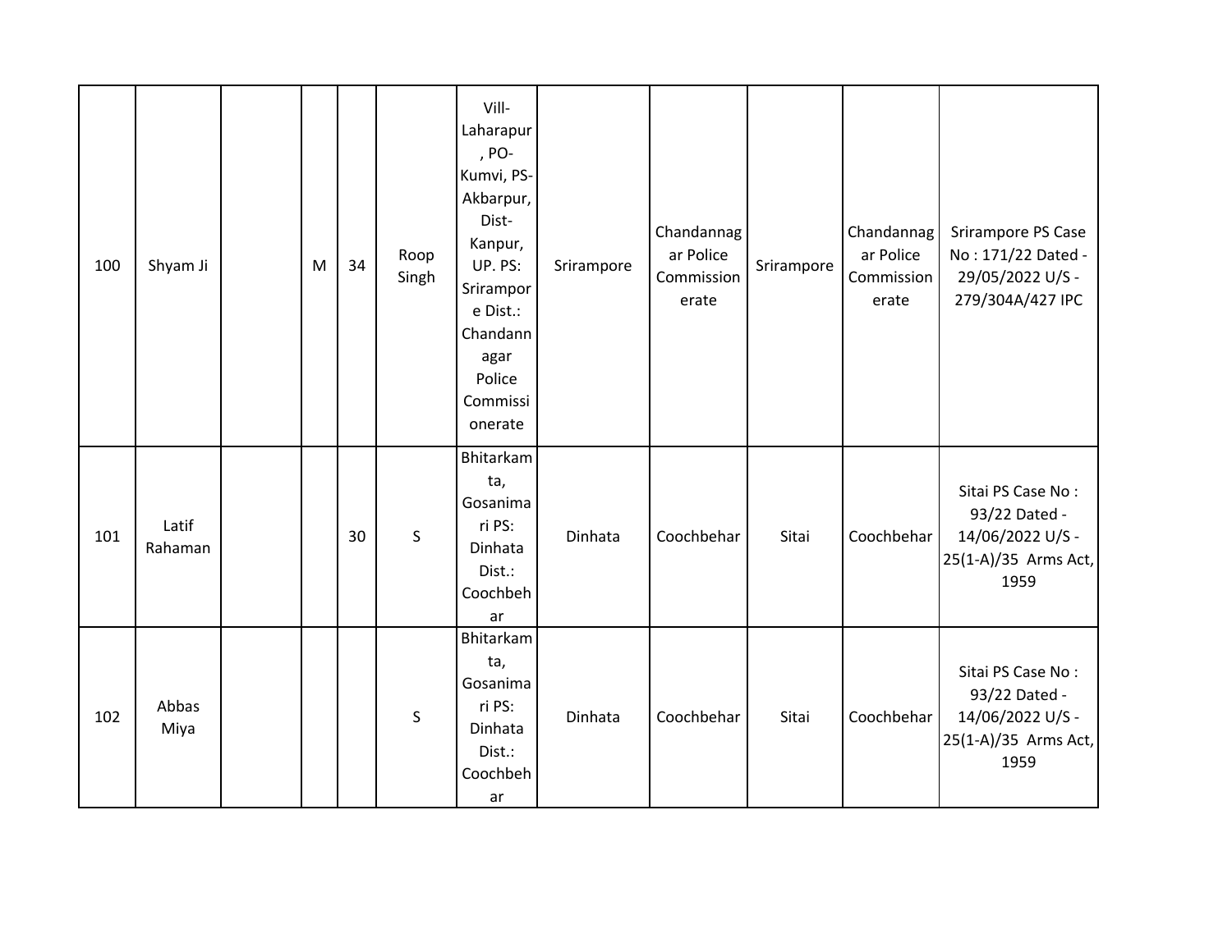| | | | | | | | | | | | |
|---|---|---|---|---|---|---|---|---|---|---|---|
| 100 | Shyam Ji | | M | 34 | Roop Singh | Vill-Laharapur, PO-Kumvi, PS-Akbarpur, Dist-Kanpur, UP. PS: Srirampore Dist.: Chandannagar Police Commissionerate | Srirampore | Chandannagar Police Commissionerate | Srirampore | Chandannagar Police Commissionerate | Srirampore PS Case No : 171/22 Dated - 29/05/2022 U/S - 279/304A/427 IPC |
| 101 | Latif Rahaman | | | 30 | S | Bhitarkamta, Gosanimari PS: Dinhata Dist.: Coochbehar | Dinhata | Coochbehar | Sitai | Coochbehar | Sitai PS Case No : 93/22 Dated - 14/06/2022 U/S - 25(1-A)/35 Arms Act, 1959 |
| 102 | Abbas Miya | | | | S | Bhitarkamta, Gosanimari PS: Dinhata Dist.: Coochbehar | Dinhata | Coochbehar | Sitai | Coochbehar | Sitai PS Case No : 93/22 Dated - 14/06/2022 U/S - 25(1-A)/35 Arms Act, 1959 |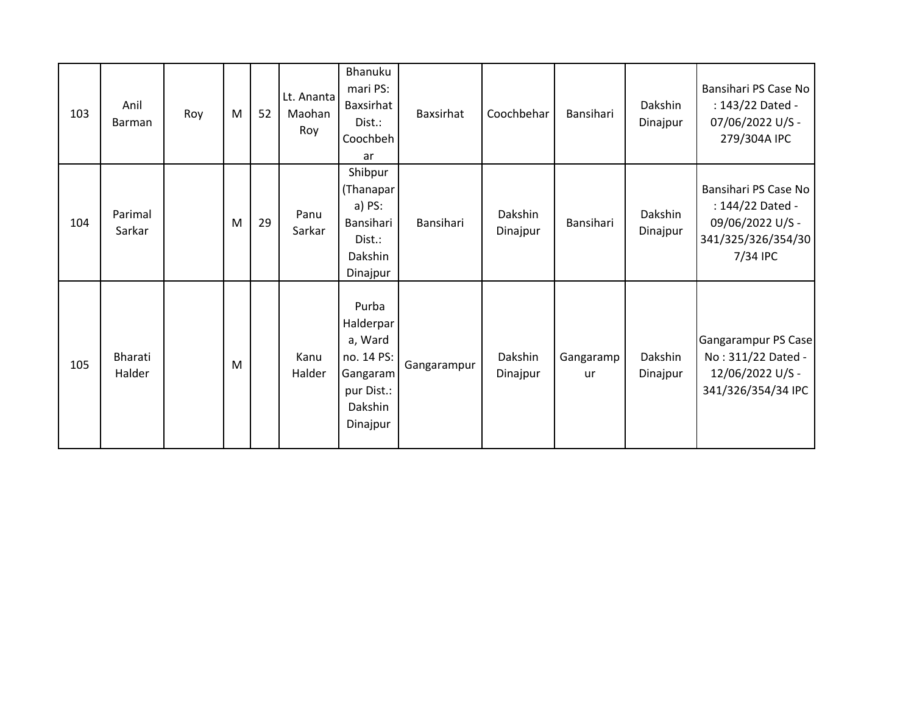| | | | | | | | | | | | |
|---|---|---|---|---|---|---|---|---|---|---|---|
| 103 | Anil Barman | Roy | M | 52 | Lt. Ananta Maohan Roy | Bhanukumari PS: Baxsirhat Dist.: Coochbehar | Baxsirhat | Coochbehar | Bansihari | Dakshin Dinajpur | Bansihari PS Case No : 143/22 Dated - 07/06/2022 U/S - 279/304A IPC |
| 104 | Parimal Sarkar | | M | 29 | Panu Sarkar | Shibpur (Thanapara) PS: Bansihari Dist.: Dakshin Dinajpur | Bansihari | Dakshin Dinajpur | Bansihari | Dakshin Dinajpur | Bansihari PS Case No : 144/22 Dated - 09/06/2022 U/S - 341/325/326/354/307/34 IPC |
| 105 | Bharati Halder | | M | | Kanu Halder | Purba Halderpara, Ward no. 14 PS: Gangarampur Dist.: Dakshin Dinajpur | Gangarampur | Dakshin Dinajpur | Gangarampur | Dakshin Dinajpur | Gangarampur PS Case No : 311/22 Dated - 12/06/2022 U/S - 341/326/354/34 IPC |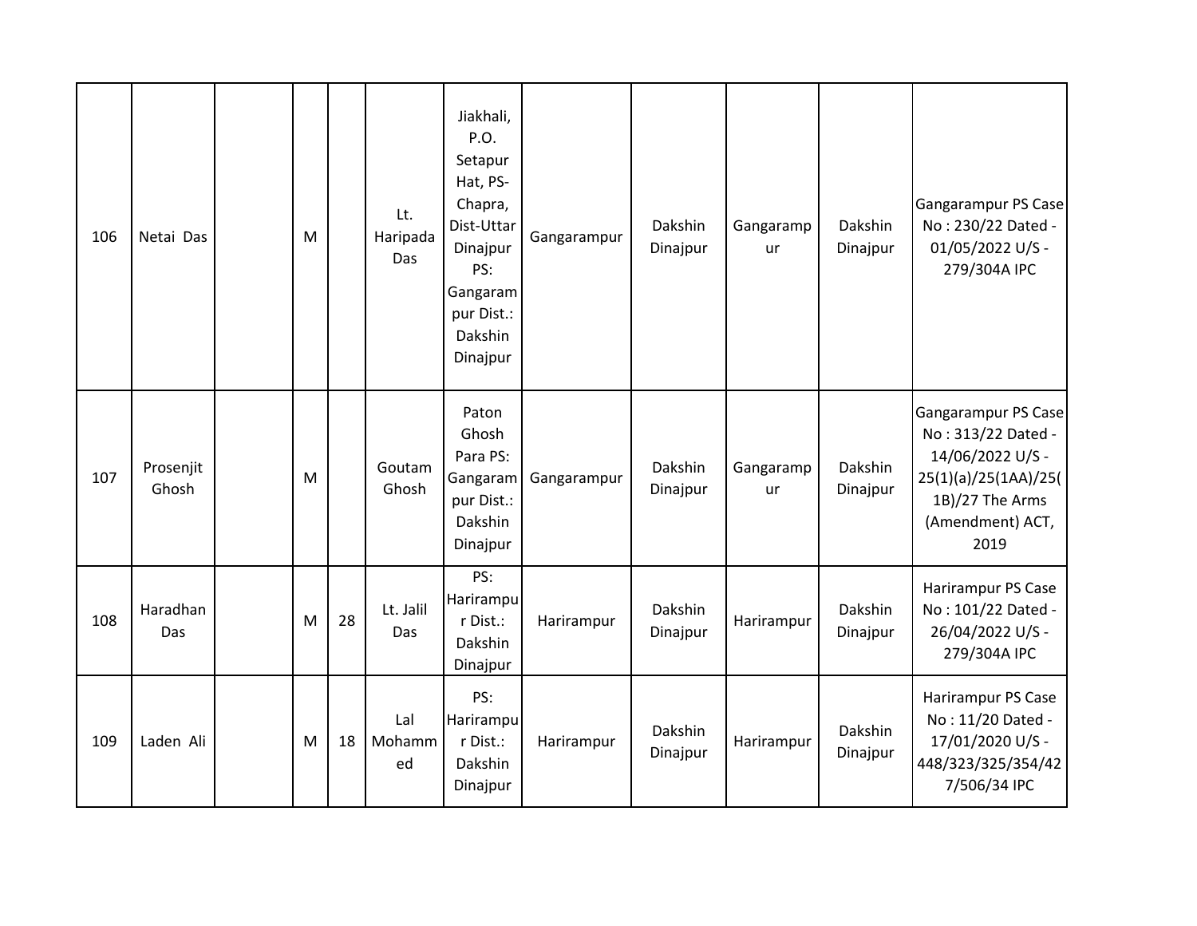| | | | | | | | | | | | |
|---|---|---|---|---|---|---|---|---|---|---|---|
| 106 | Netai Das | | M | | Lt. Haripada Das | Jiakhali, P.O. Setapur Hat, PS- Chapra, Dist-Uttar Dinajpur PS: Gangarampur Dist.: Dakshin Dinajpur | Gangarampur | Dakshin Dinajpur | Gangarampur | Dakshin Dinajpur | Gangarampur PS Case No : 230/22 Dated - 01/05/2022 U/S - 279/304A IPC |
| 107 | Prosenjit Ghosh | | M | | Goutam Ghosh | Paton Ghosh Para PS: Gangarampur Dist.: Dakshin Dinajpur | Gangarampur | Dakshin Dinajpur | Gangarampur | Dakshin Dinajpur | Gangarampur PS Case No : 313/22 Dated - 14/06/2022 U/S - 25(1)(a)/25(1AA)/25(1B)/27 The Arms (Amendment) ACT, 2019 |
| 108 | Haradhan Das | | M | 28 | Lt. Jalil Das | PS: Harirampur Dist.: Dakshin Dinajpur | Harirampur | Dakshin Dinajpur | Harirampur | Dakshin Dinajpur | Harirampur PS Case No : 101/22 Dated - 26/04/2022 U/S - 279/304A IPC |
| 109 | Laden Ali | | M | 18 | Lal Mohammed | PS: Harirampur Dist.: Dakshin Dinajpur | Harirampur | Dakshin Dinajpur | Harirampur | Dakshin Dinajpur | Harirampur PS Case No : 11/20 Dated - 17/01/2020 U/S - 448/323/325/354/427/506/34 IPC |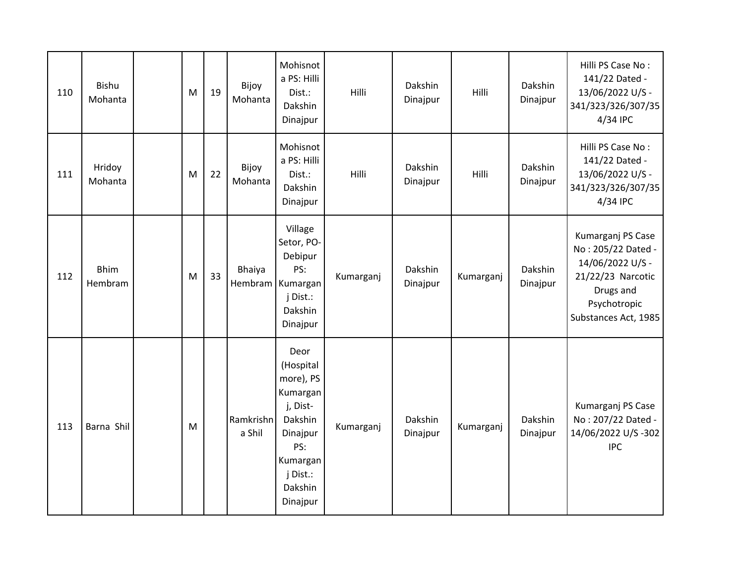| | | | | | | | | | | | |
|---|---|---|---|---|---|---|---|---|---|---|---|
| 110 | Bishu Mohanta | | M | 19 | Bijoy Mohanta | Mohisnota PS: Hilli Dist.: Dakshin Dinajpur | Hilli | Dakshin Dinajpur | Hilli | Dakshin Dinajpur | Hilli PS Case No : 141/22 Dated - 13/06/2022 U/S - 341/323/326/307/354/34 IPC |
| 111 | Hridoy Mohanta | | M | 22 | Bijoy Mohanta | Mohisnota PS: Hilli Dist.: Dakshin Dinajpur | Hilli | Dakshin Dinajpur | Hilli | Dakshin Dinajpur | Hilli PS Case No : 141/22 Dated - 13/06/2022 U/S - 341/323/326/307/354/34 IPC |
| 112 | Bhim Hembram | | M | 33 | Bhaiya Hembram | Village Setor, PO- Debipur PS: Kumarganj Dist.: Dakshin Dinajpur | Kumarganj | Dakshin Dinajpur | Kumarganj | Dakshin Dinajpur | Kumarganj PS Case No : 205/22 Dated - 14/06/2022 U/S - 21/22/23 Narcotic Drugs and Psychotropic Substances Act, 1985 |
| 113 | Barna Shil | | M | | Ramkrishna Shil | Deor (Hospital more), PS Kumarganj, Dist- Dakshin Dinajpur PS: Kumarganj Dist.: Dakshin Dinajpur | Kumarganj | Dakshin Dinajpur | Kumarganj | Dakshin Dinajpur | Kumarganj PS Case No : 207/22 Dated - 14/06/2022 U/S -302 IPC |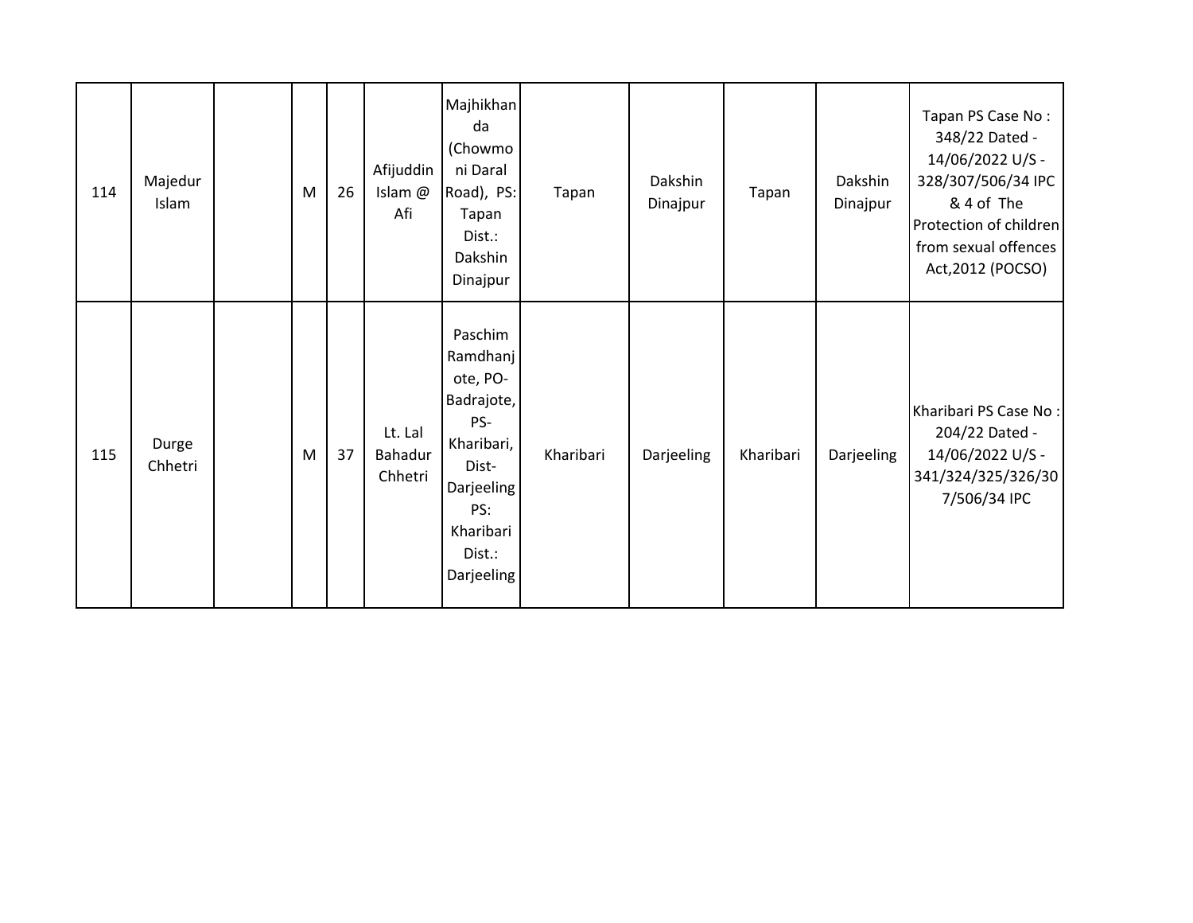| | | | | | | | | | | | |
|---|---|---|---|---|---|---|---|---|---|---|---|
| 114 | Majedur Islam | | M | 26 | Afijuddin Islam @ Afi | Majhikhanda (Chowmoni Daral Road), PS: Tapan Dist.: Dakshin Dinajpur | Tapan | Dakshin Dinajpur | Tapan | Dakshin Dinajpur | Tapan PS Case No : 348/22 Dated - 14/06/2022 U/S - 328/307/506/34 IPC & 4 of The Protection of children from sexual offences Act,2012 (POCSO) |
| 115 | Durge Chhetri | | M | 37 | Lt. Lal Bahadur Chhetri | Paschim Ramdhanjote, PO- Badrajote, PS- Kharibari, Dist- Darjeeling PS: Kharibari Dist.: Darjeeling | Kharibari | Darjeeling | Kharibari | Darjeeling | Kharibari PS Case No : 204/22 Dated - 14/06/2022 U/S - 341/324/325/326/307/506/34 IPC |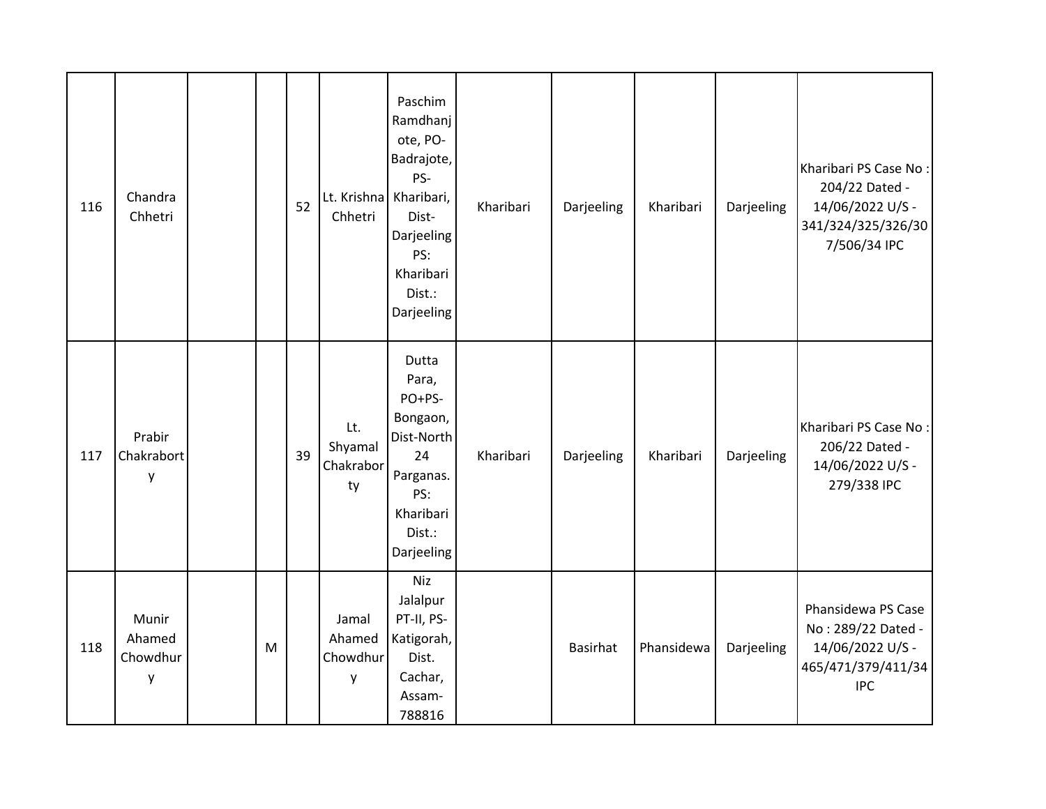| | | | | | | | | | | | |
|---|---|---|---|---|---|---|---|---|---|---|---|
| 116 | Chandra Chhetri | | | 52 | Lt. Krishna Chhetri | Paschim Ramdhanjote, PO-Badrajote, PS-Kharibari, Dist-Darjeeling PS: Kharibari Dist.: Darjeeling | Kharibari | Darjeeling | Kharibari | Darjeeling | Kharibari PS Case No : 204/22 Dated - 14/06/2022 U/S - 341/324/325/326/307/506/34 IPC |
| 117 | Prabir Chakraborty | | | 39 | Lt. Shyamal Chakraborty | Dutta Para, PO+PS-Bongaon, Dist-North 24 Parganas. PS: Kharibari Dist.: Darjeeling | Kharibari | Darjeeling | Kharibari | Darjeeling | Kharibari PS Case No : 206/22 Dated - 14/06/2022 U/S - 279/338 IPC |
| 118 | Munir Ahamed Chowdhury | | M | | Jamal Ahamed Chowdhury | Niz Jalalpur PT-II, PS-Katigorah, Dist. Cachar, Assam-788816 | | Basirhat | Phansidewa | Darjeeling | Phansidewa PS Case No : 289/22 Dated - 14/06/2022 U/S - 465/471/379/411/34 IPC |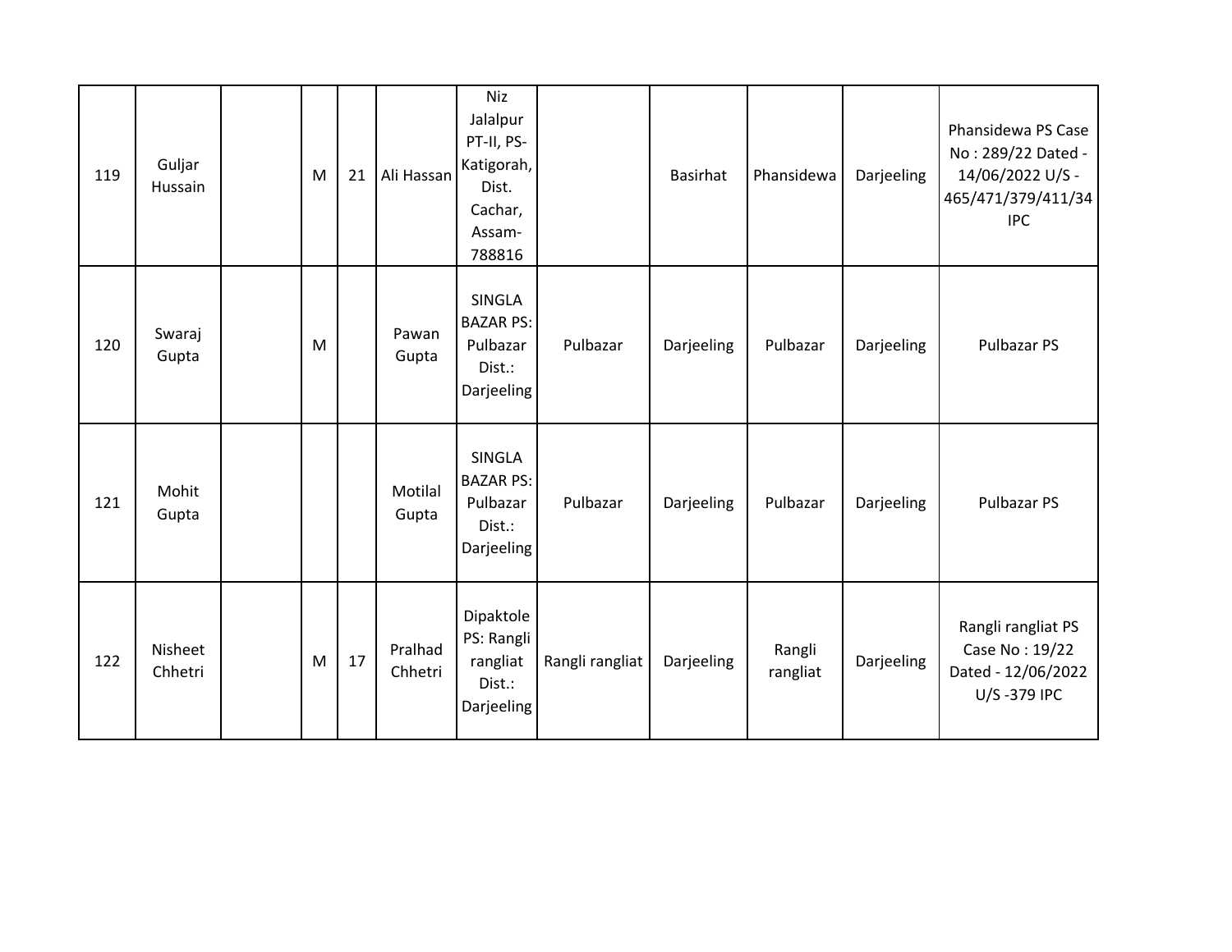|  |  |  |  |  |  |  |  |  |  |  |  |
|---|---|---|---|---|---|---|---|---|---|---|---|
| 119 | Guljar Hussain |  | M | 21 | Ali Hassan | Niz Jalalpur PT-II, PS-Katigorah, Dist. Cachar, Assam-788816 |  | Basirhat | Phansidewa | Darjeeling | Phansidewa PS Case No : 289/22 Dated - 14/06/2022 U/S -465/471/379/411/34 IPC |
| 120 | Swaraj Gupta |  | M |  | Pawan Gupta | SINGLA BAZAR PS: Pulbazar Dist.: Darjeeling | Pulbazar | Darjeeling | Pulbazar | Darjeeling | Pulbazar PS |
| 121 | Mohit Gupta |  |  |  | Motilal Gupta | SINGLA BAZAR PS: Pulbazar Dist.: Darjeeling | Pulbazar | Darjeeling | Pulbazar | Darjeeling | Pulbazar PS |
| 122 | Nisheet Chhetri |  | M | 17 | Pralhad Chhetri | Dipaktole PS: Rangli rangliat Dist.: Darjeeling | Rangli rangliat | Darjeeling | Rangli rangliat | Darjeeling | Rangli rangliat PS Case No : 19/22 Dated - 12/06/2022 U/S -379 IPC |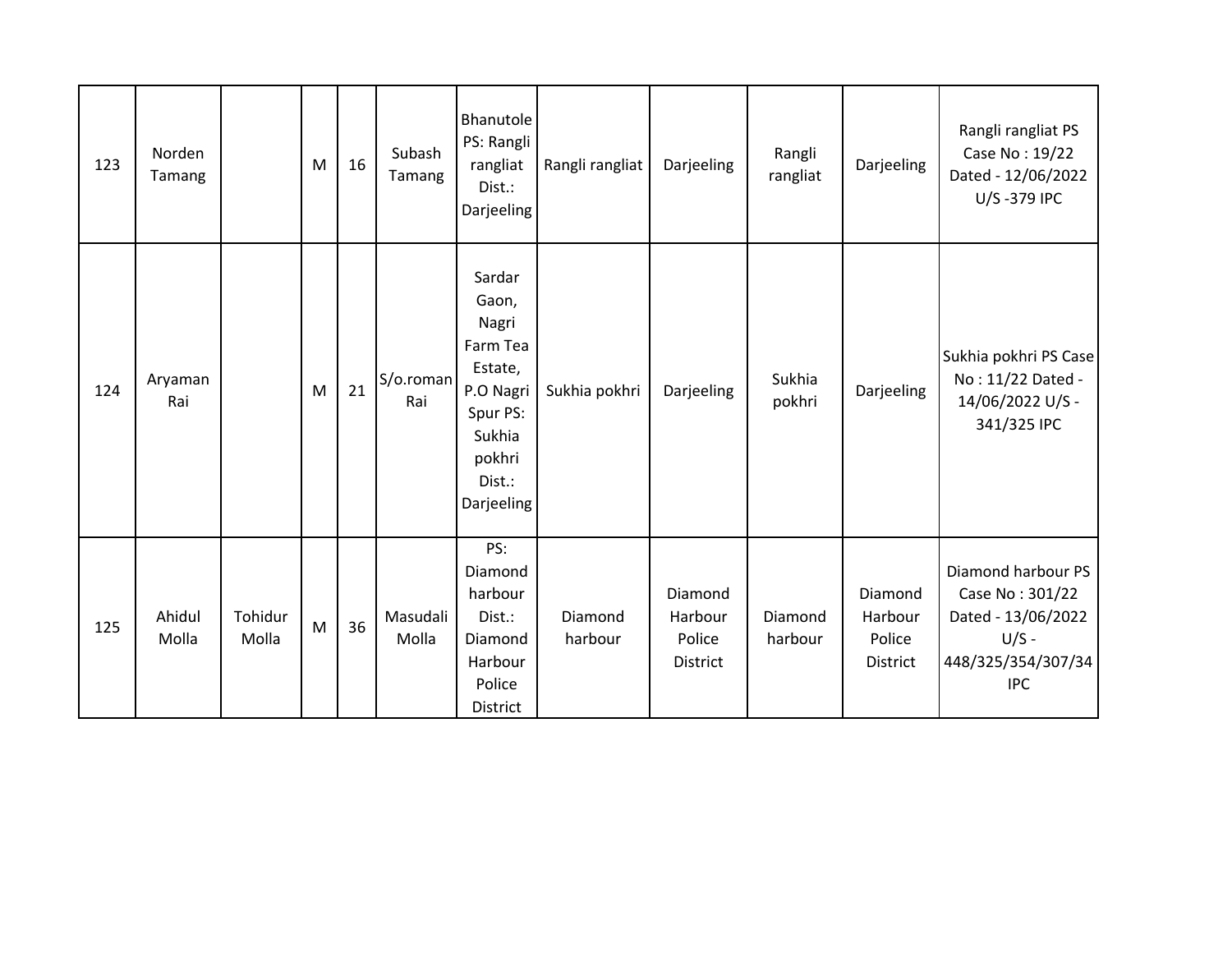| | | | | | | | | | | | |
|---|---|---|---|---|---|---|---|---|---|---|---|
| 123 | Norden Tamang | | M | 16 | Subash Tamang | Bhanutole PS: Rangli rangliat Dist.: Darjeeling | Rangli rangliat | Darjeeling | Rangli rangliat | Darjeeling | Rangli rangliat PS Case No : 19/22 Dated - 12/06/2022 U/S -379 IPC |
| 124 | Aryaman Rai | | M | 21 | S/o.roman Rai | Sardar Gaon, Nagri Farm Tea Estate, P.O Nagri Spur PS: Sukhia pokhri Dist.: Darjeeling | Sukhia pokhri | Darjeeling | Sukhia pokhri | Darjeeling | Sukhia pokhri PS Case No : 11/22 Dated - 14/06/2022 U/S - 341/325 IPC |
| 125 | Ahidul Molla | Tohidur Molla | M | 36 | Masudali Molla | PS: Diamond harbour Dist.: Diamond Harbour Police District | Diamond harbour | Diamond Harbour Police District | Diamond harbour | Diamond Harbour Police District | Diamond harbour PS Case No : 301/22 Dated - 13/06/2022 U/S - 448/325/354/307/34 IPC |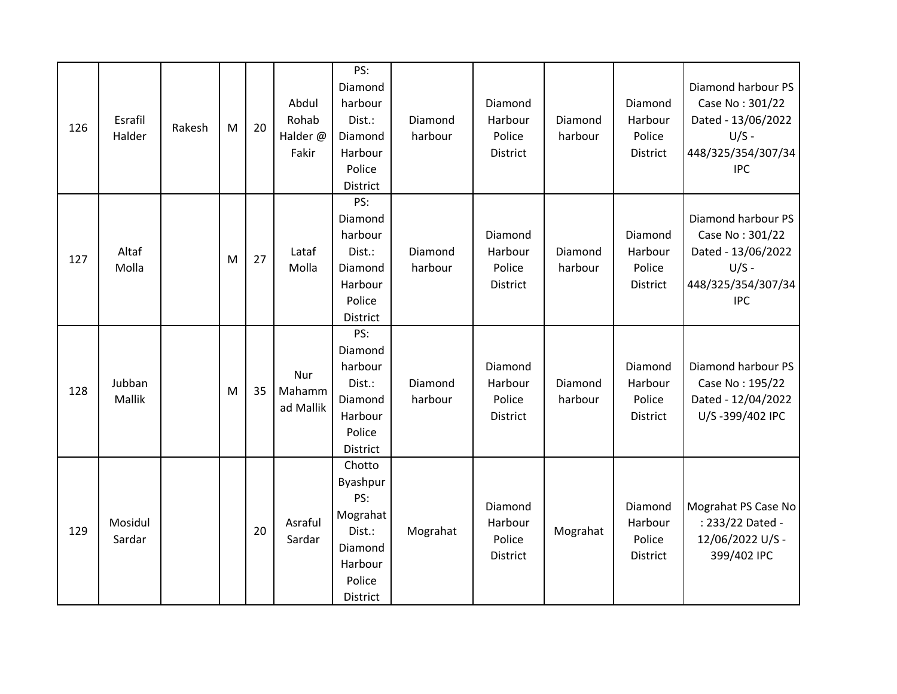| | | | | | | | | | | | |
|---|---|---|---|---|---|---|---|---|---|---|---|
| 126 | Esrafil Halder | Rakesh | M | 20 | Abdul Rohab Halder @ Fakir | PS: Diamond harbour Dist.: Diamond Harbour Police District | Diamond harbour | Diamond Harbour Police District | Diamond harbour | Diamond Harbour Police District | Diamond harbour PS Case No : 301/22 Dated - 13/06/2022 U/S - 448/325/354/307/34 IPC |
| 127 | Altaf Molla | | M | 27 | Lataf Molla | PS: Diamond harbour Dist.: Diamond Harbour Police District | Diamond harbour | Diamond Harbour Police District | Diamond harbour | Diamond Harbour Police District | Diamond harbour PS Case No : 301/22 Dated - 13/06/2022 U/S - 448/325/354/307/34 IPC |
| 128 | Jubban Mallik | | M | 35 | Nur Mahammad Mallik | PS: Diamond harbour Dist.: Diamond Harbour Police District | Diamond harbour | Diamond Harbour Police District | Diamond harbour | Diamond Harbour Police District | Diamond harbour PS Case No : 195/22 Dated - 12/04/2022 U/S -399/402 IPC |
| 129 | Mosidul Sardar | | | 20 | Asraful Sardar | Chotto Byashpur PS: Mograhat Dist.: Diamond Harbour Police District | Mograhat | Diamond Harbour Police District | Mograhat | Diamond Harbour Police District | Mograhat PS Case No : 233/22 Dated - 12/06/2022 U/S - 399/402 IPC |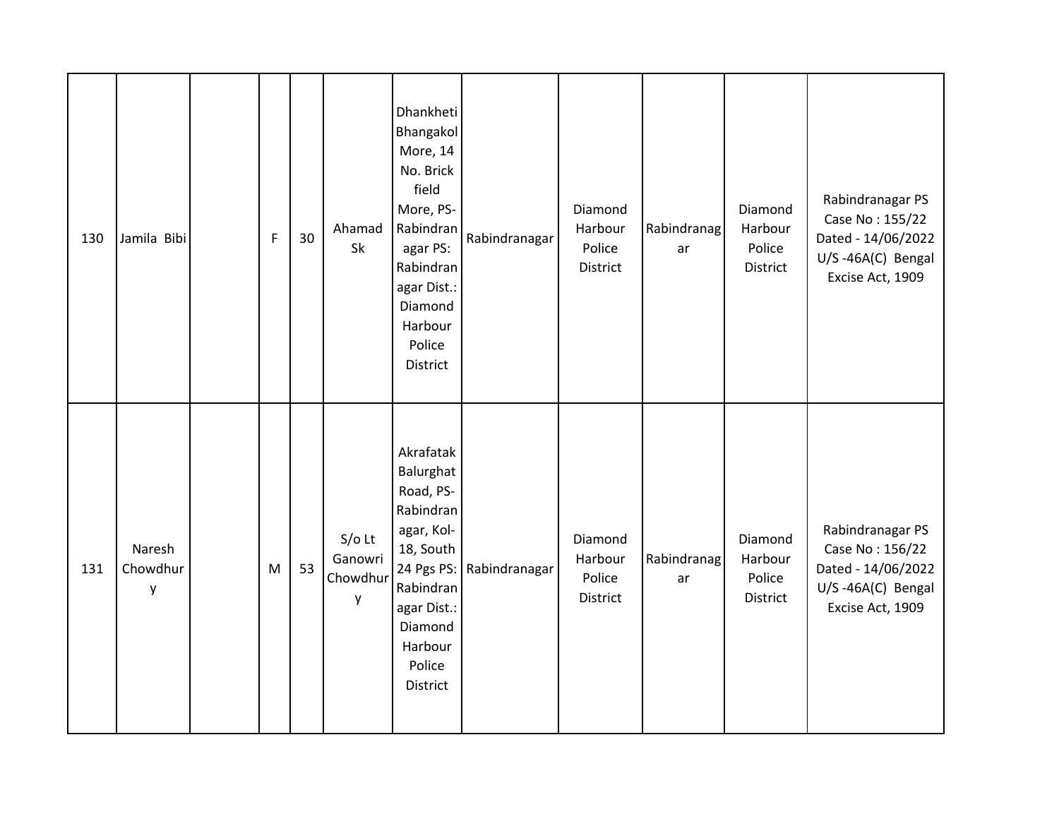| | | | | | | | | | | | |
|---|---|---|---|---|---|---|---|---|---|---|---|
| 130 | Jamila Bibi | | F | 30 | Ahamad Sk | Dhankheti Bhangakol More, 14 No. Brick field More, PS- Rabindranagar PS: Rabindranagar Dist.: Diamond Harbour Police District | Rabindranagar | Diamond Harbour Police District | Rabindranagar | Diamond Harbour Police District | Rabindranagar PS Case No : 155/22 Dated - 14/06/2022 U/S -46A(C) Bengal Excise Act, 1909 |
| 131 | Naresh Chowdhury | | M | 53 | S/o Lt Ganowri Chowdhury | Akrafatak Balurghat Road, PS- Rabindranagar, Kol- 18, South 24 Pgs PS: Rabindranagar Dist.: Diamond Harbour Police District | Rabindranagar | Diamond Harbour Police District | Rabindranagar | Diamond Harbour Police District | Rabindranagar PS Case No : 156/22 Dated - 14/06/2022 U/S -46A(C) Bengal Excise Act, 1909 |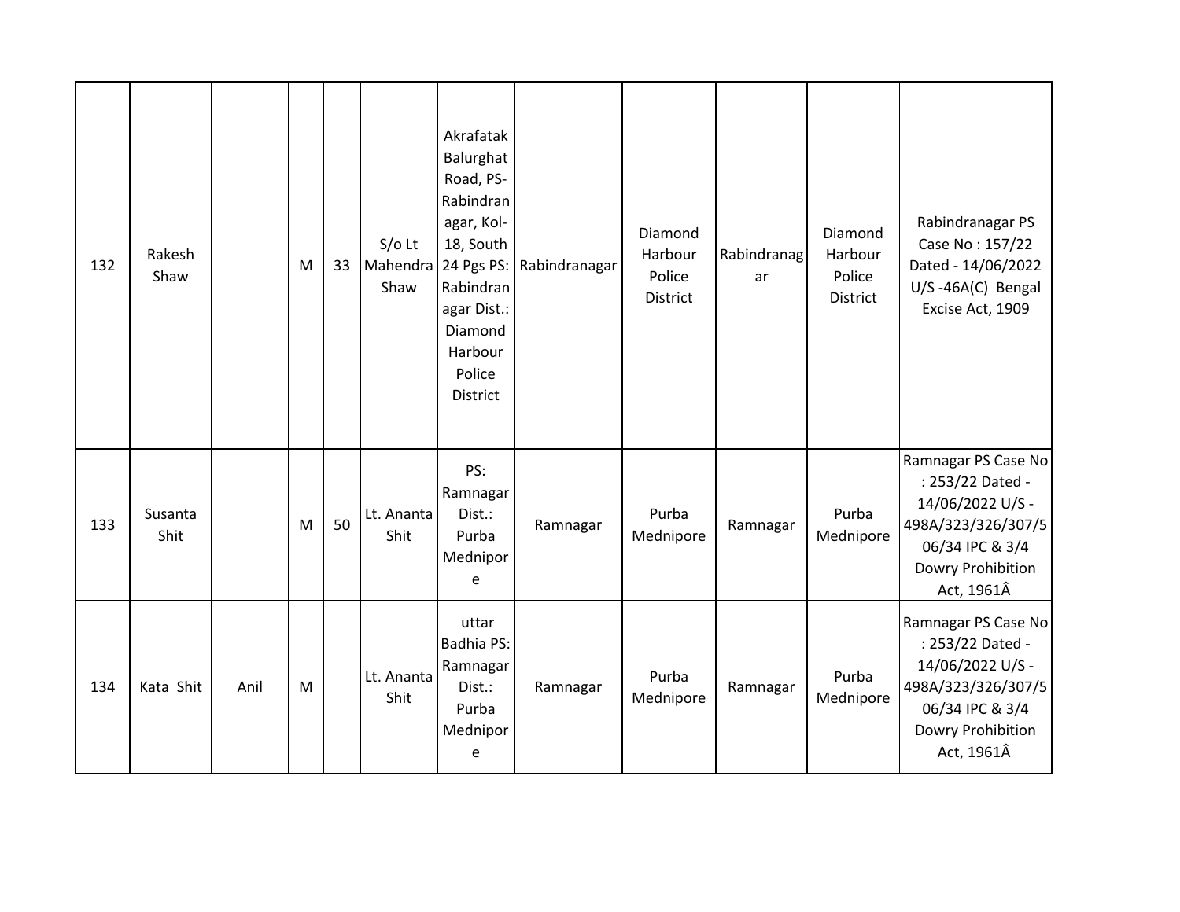| 132 | Rakesh Shaw | | M | 33 | S/o Lt Mahendra Shaw | Akrafatak Balurghat Road, PS- Rabindranagar, Kol-18, South 24 Pgs PS: Rabindranagar Dist.: Diamond Harbour Police District | Rabindranagar | Diamond Harbour Police District | Rabindranagar | Diamond Harbour Police District | Rabindranagar PS Case No : 157/22 Dated - 14/06/2022 U/S -46A(C) Bengal Excise Act, 1909 |
|---|---|---|---|---|---|---|---|---|---|---|---|
| 133 | Susanta Shit | | M | 50 | Lt. Ananta Shit | PS: Ramnagar Dist.: Purba Mednipore | Ramnagar | Purba Mednipore | Ramnagar | Purba Mednipore | Ramnagar PS Case No : 253/22 Dated - 14/06/2022 U/S -498A/323/326/307/506/34 IPC & 3/4 Dowry Prohibition Act, 1961Â |
| 134 | Kata Shit | Anil | M | | Lt. Ananta Shit | uttar Badhia PS: Ramnagar Dist.: Purba Mednipore | Ramnagar | Purba Mednipore | Ramnagar | Purba Mednipore | Ramnagar PS Case No : 253/22 Dated - 14/06/2022 U/S -498A/323/326/307/506/34 IPC & 3/4 Dowry Prohibition Act, 1961Â |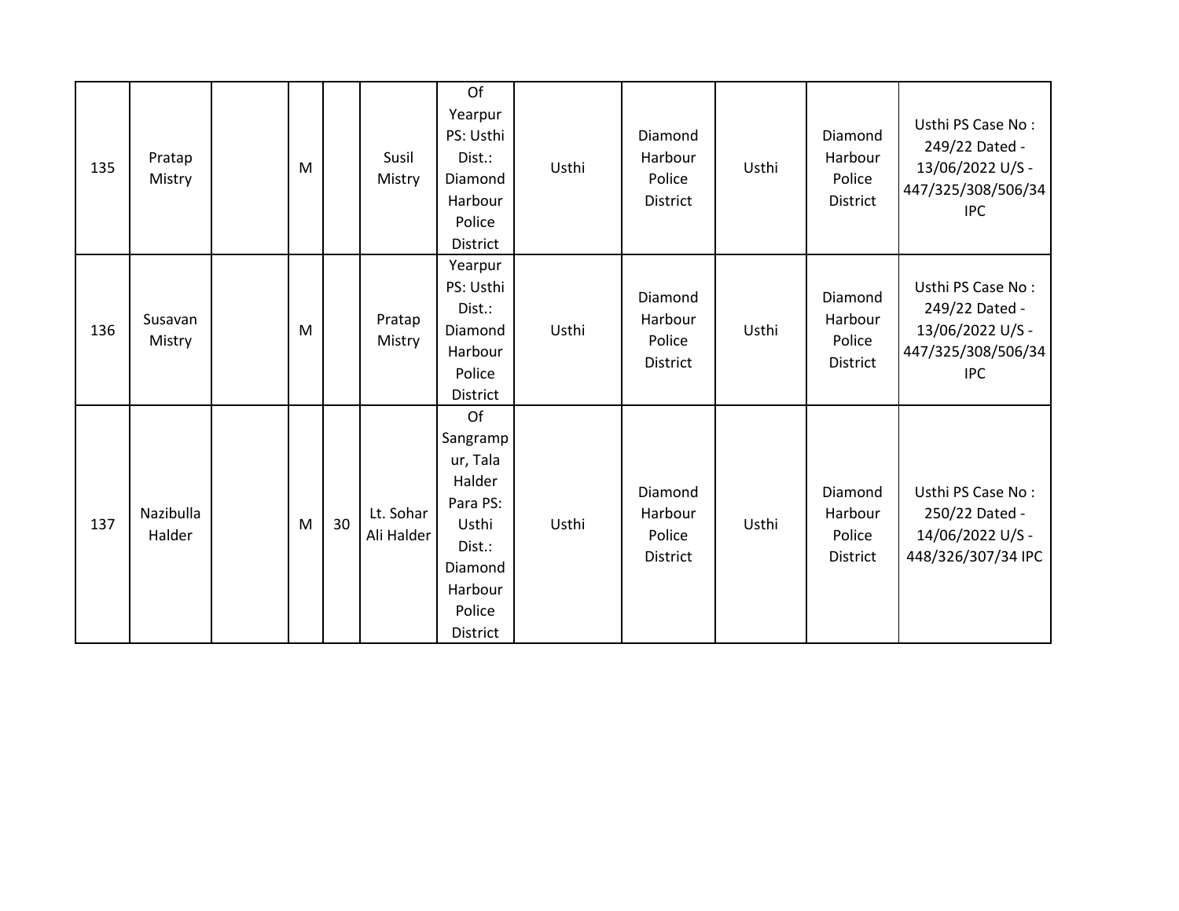| | | | | | | | | | | | |
|---|---|---|---|---|---|---|---|---|---|---|---|
| 135 | Pratap Mistry | | M | | Susil Mistry | Of Yearpur PS: Usthi Dist.: Diamond Harbour Police District | Usthi | Diamond Harbour Police District | Usthi | Diamond Harbour Police District | Usthi PS Case No : 249/22 Dated - 13/06/2022 U/S - 447/325/308/506/34 IPC |
| 136 | Susavan Mistry | | M | | Pratap Mistry | Yearpur PS: Usthi Dist.: Diamond Harbour Police District | Usthi | Diamond Harbour Police District | Usthi | Diamond Harbour Police District | Usthi PS Case No : 249/22 Dated - 13/06/2022 U/S - 447/325/308/506/34 IPC |
| 137 | Nazibulla Halder | | M | 30 | Lt. Sohar Ali Halder | Of Sangrampur, Tala Halder Para PS: Usthi Dist.: Diamond Harbour Police District | Usthi | Diamond Harbour Police District | Usthi | Diamond Harbour Police District | Usthi PS Case No : 250/22 Dated - 14/06/2022 U/S - 448/326/307/34 IPC |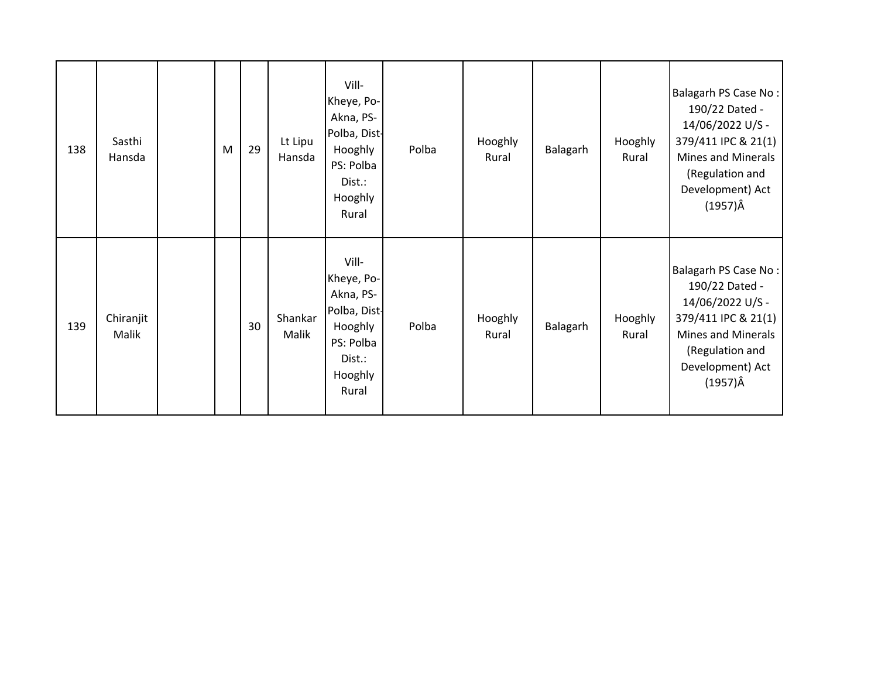| 138 | Sasthi Hansda | | M | 29 | Lt Lipu Hansda | Vill- Kheye, Po- Akna, PS- Polba, Dist- Hooghly PS: Polba Dist.: Hooghly Rural | Polba | Hooghly Rural | Balagarh | Hooghly Rural | Balagarh PS Case No : 190/22 Dated - 14/06/2022 U/S - 379/411 IPC & 21(1) Mines and Minerals (Regulation and Development) Act (1957)Â |
|---|---|---|---|---|---|---|---|---|---|---|---|
| 139 | Chiranjit Malik | | | 30 | Shankar Malik | Vill- Kheye, Po- Akna, PS- Polba, Dist- Hooghly PS: Polba Dist.: Hooghly Rural | Polba | Hooghly Rural | Balagarh | Hooghly Rural | Balagarh PS Case No : 190/22 Dated - 14/06/2022 U/S - 379/411 IPC & 21(1) Mines and Minerals (Regulation and Development) Act (1957)Â |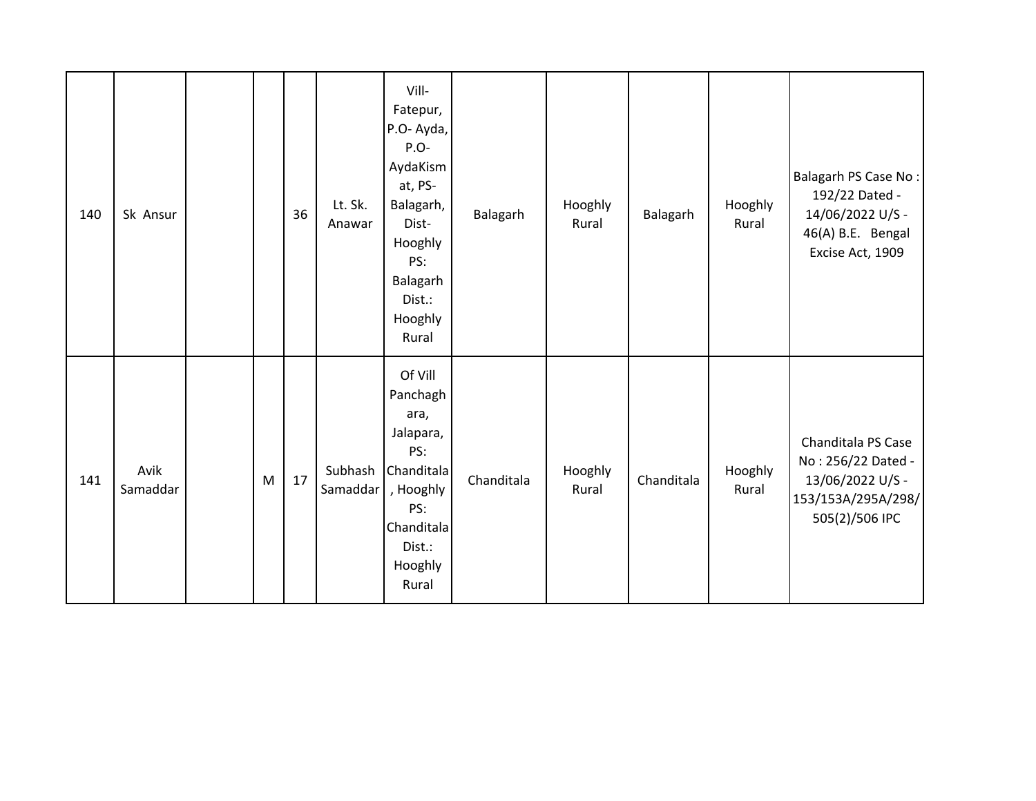| | | | | | | | | | | | |
|---|---|---|---|---|---|---|---|---|---|---|---|
| 140 | Sk Ansur | | | 36 | Lt. Sk. Anawar | Vill- Fatepur, P.O- Ayda, P.O- AydaKismat, PS- Balagarh, Dist- Hooghly PS: Balagarh Dist.: Hooghly Rural | Balagarh | Hooghly Rural | Balagarh | Hooghly Rural | Balagarh PS Case No : 192/22 Dated - 14/06/2022 U/S - 46(A) B.E. Bengal Excise Act, 1909 |
| 141 | Avik Samaddar | | M | 17 | Subhash Samaddar | Of Vill Panchaghara, Jalapara, PS: Chanditala, Hooghly PS: Chanditala Dist.: Hooghly Rural | Chanditala | Hooghly Rural | Chanditala | Hooghly Rural | Chanditala PS Case No : 256/22 Dated - 13/06/2022 U/S - 153/153A/295A/298/505(2)/506 IPC |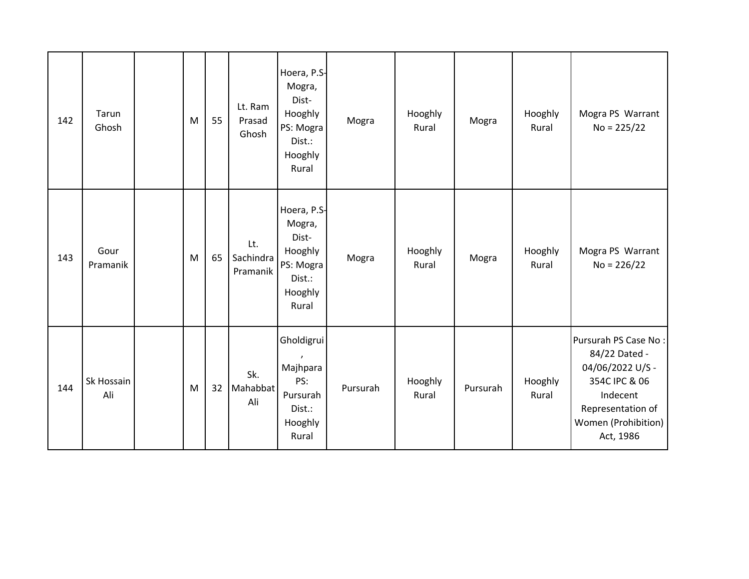| | | | | | | | | | | | |
|---|---|---|---|---|---|---|---|---|---|---|---|
| 142 | Tarun Ghosh | | M | 55 | Lt. Ram Prasad Ghosh | Hoera, P.S-Mogra, Dist-Hooghly PS: Mogra Dist.: Hooghly Rural | Mogra | Hooghly Rural | Mogra | Hooghly Rural | Mogra PS Warrant No = 225/22 |
| 143 | Gour Pramanik | | M | 65 | Lt. Sachindra Pramanik | Hoera, P.S-Mogra, Dist-Hooghly PS: Mogra Dist.: Hooghly Rural | Mogra | Hooghly Rural | Mogra | Hooghly Rural | Mogra PS Warrant No = 226/22 |
| 144 | Sk Hossain Ali | | M | 32 | Sk. Mahabbat Ali | Gholdigrui , Majhpara PS: Pursurah Dist.: Hooghly Rural | Pursurah | Hooghly Rural | Pursurah | Hooghly Rural | Pursurah PS Case No : 84/22 Dated - 04/06/2022 U/S - 354C IPC & 06 Indecent Representation of Women (Prohibition) Act, 1986 |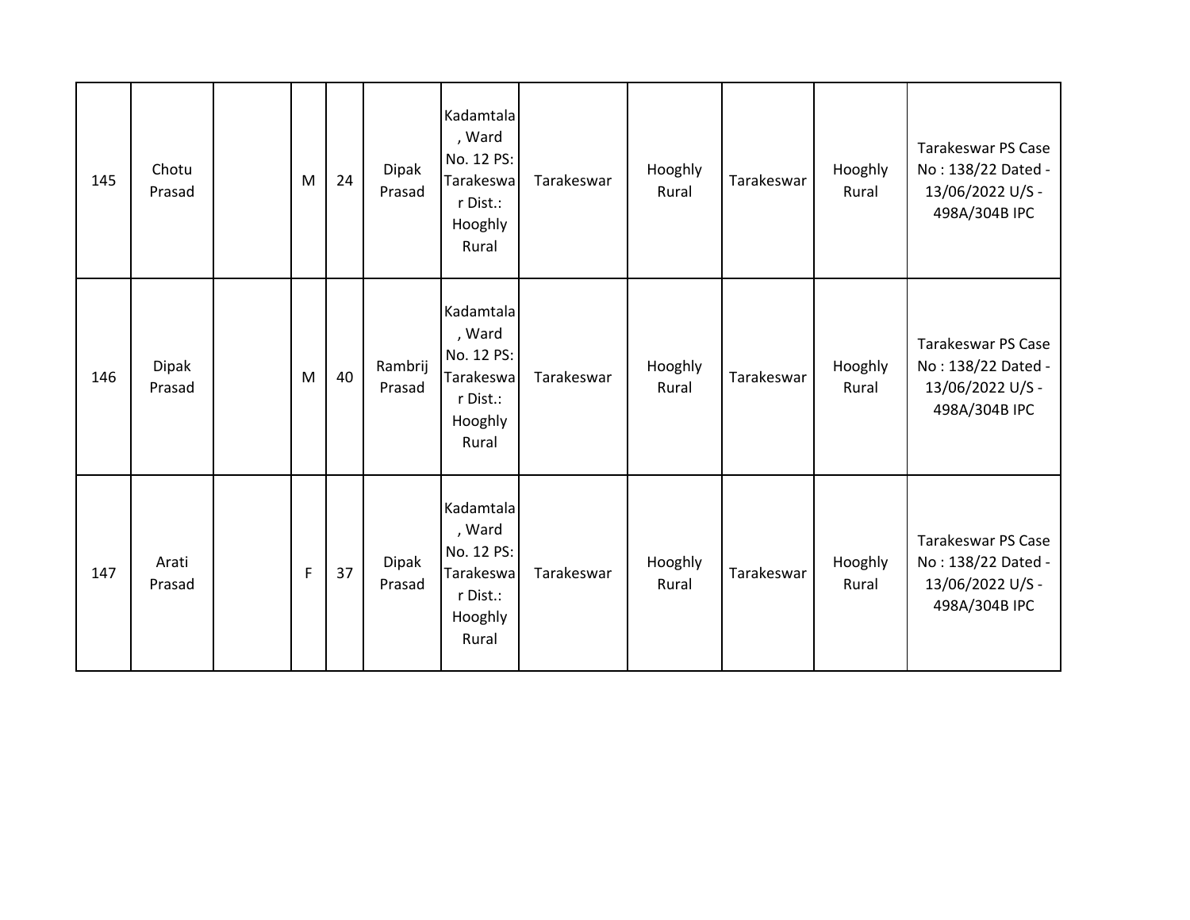| 145 | Chotu Prasad | | M | 24 | Dipak Prasad | Kadamtala, Ward No. 12 PS: Tarakeswar Dist.: Hooghly Rural | Tarakeswar | Hooghly Rural | Tarakeswar | Hooghly Rural | Tarakeswar PS Case No : 138/22 Dated - 13/06/2022 U/S - 498A/304B IPC |
|---|---|---|---|---|---|---|---|---|---|---|---|
| 146 | Dipak Prasad | | M | 40 | Rambrij Prasad | Kadamtala, Ward No. 12 PS: Tarakeswar Dist.: Hooghly Rural | Tarakeswar | Hooghly Rural | Tarakeswar | Hooghly Rural | Tarakeswar PS Case No : 138/22 Dated - 13/06/2022 U/S - 498A/304B IPC |
| 147 | Arati Prasad | | F | 37 | Dipak Prasad | Kadamtala, Ward No. 12 PS: Tarakeswar Dist.: Hooghly Rural | Tarakeswar | Hooghly Rural | Tarakeswar | Hooghly Rural | Tarakeswar PS Case No : 138/22 Dated - 13/06/2022 U/S - 498A/304B IPC |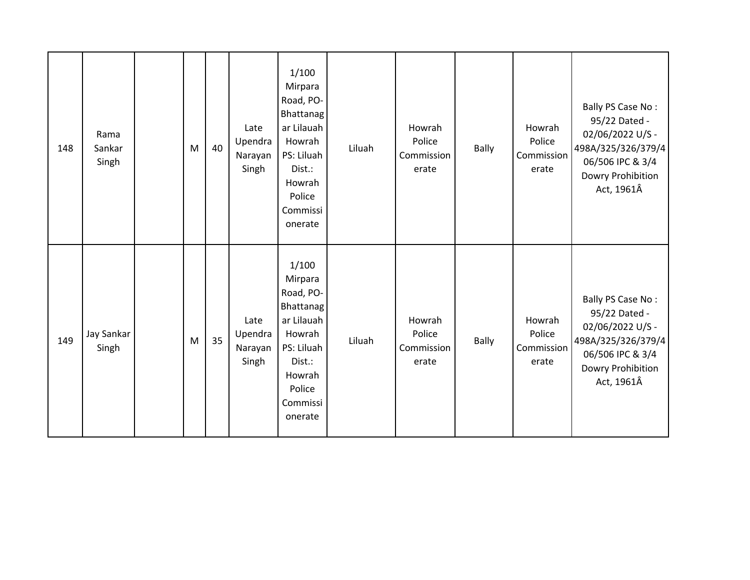| | | | | | | | | | | | |
|---|---|---|---|---|---|---|---|---|---|---|---|
| 148 | Rama Sankar Singh | | M | 40 | Late Upendra Narayan Singh | 1/100 Mirpara Road, PO-Bhattanagar Lilauah Howrah PS: Liluah Dist.: Howrah Police Commissionerate | Liluah | Howrah Police Commissionerate | Bally | Howrah Police Commissionerate | Bally PS Case No : 95/22 Dated - 02/06/2022 U/S - 498A/325/326/379/406/506 IPC & 3/4 Dowry Prohibition Act, 1961Â |
| 149 | Jay Sankar Singh | | M | 35 | Late Upendra Narayan Singh | 1/100 Mirpara Road, PO-Bhattanagar Lilauah Howrah PS: Liluah Dist.: Howrah Police Commissionerate | Liluah | Howrah Police Commissionerate | Bally | Howrah Police Commissionerate | Bally PS Case No : 95/22 Dated - 02/06/2022 U/S - 498A/325/326/379/406/506 IPC & 3/4 Dowry Prohibition Act, 1961Â |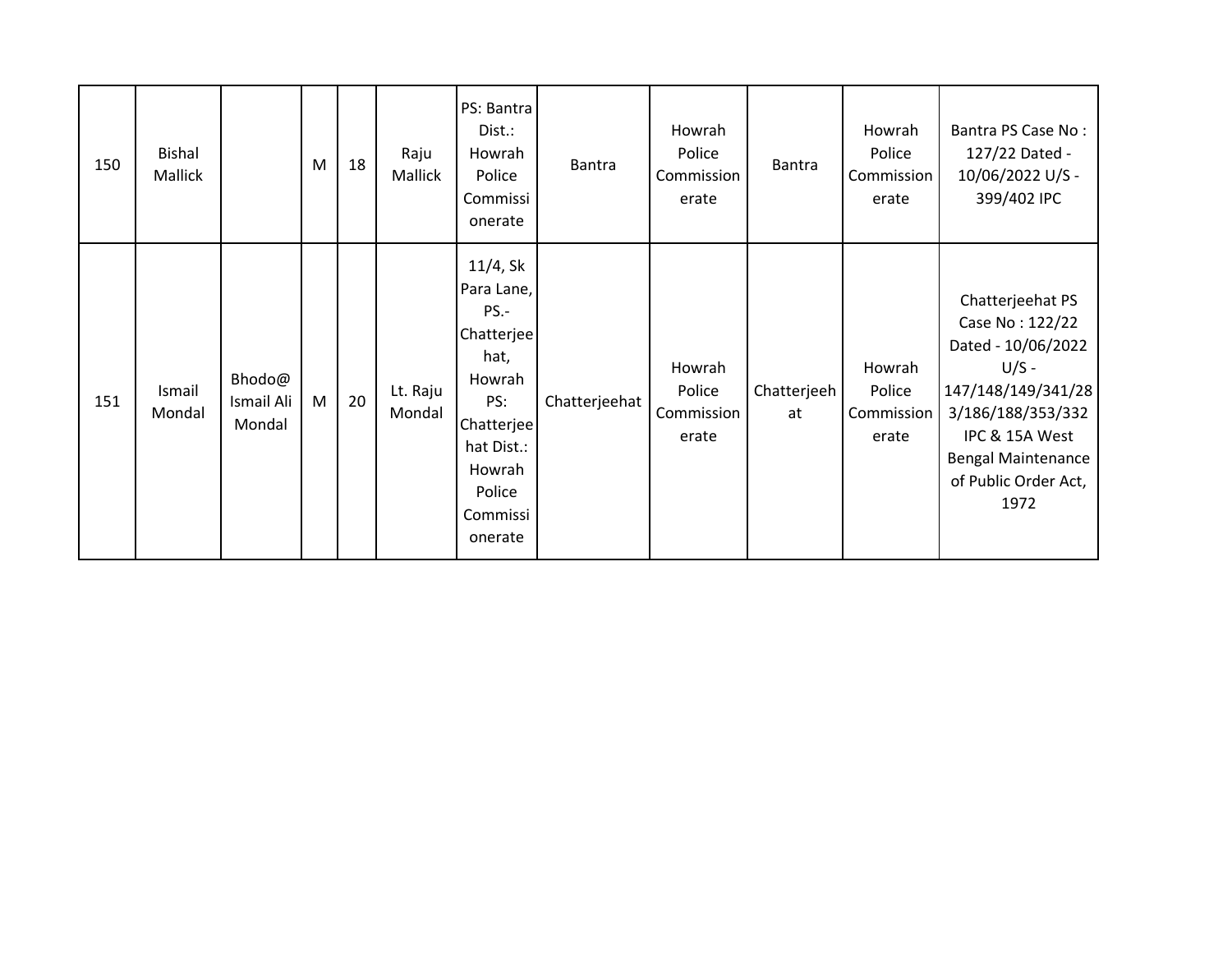| 150 | Bishal Mallick | | M | 18 | Raju Mallick | PS: Bantra Dist.: Howrah Police Commissionerate | Bantra | Howrah Police Commissionerate | Bantra | Howrah Police Commissionerate | Bantra PS Case No : 127/22 Dated - 10/06/2022 U/S - 399/402 IPC |
|---|---|---|---|---|---|---|---|---|---|---|---|
| 151 | Ismail Mondal | Bhodo@ Ismail Ali Mondal | M | 20 | Lt. Raju Mondal | 11/4, Sk Para Lane, PS.- Chatterjeehat, Howrah PS: Chatterjeehat Dist.: Howrah Police Commissionerate | Chatterjeehat | Howrah Police Commissionerate | Chatterjeehat | Howrah Police Commissionerate | Chatterjeehat PS Case No : 122/22 Dated - 10/06/2022 U/S - 147/148/149/341/283/186/188/353/332 IPC & 15A West Bengal Maintenance of Public Order Act, 1972 |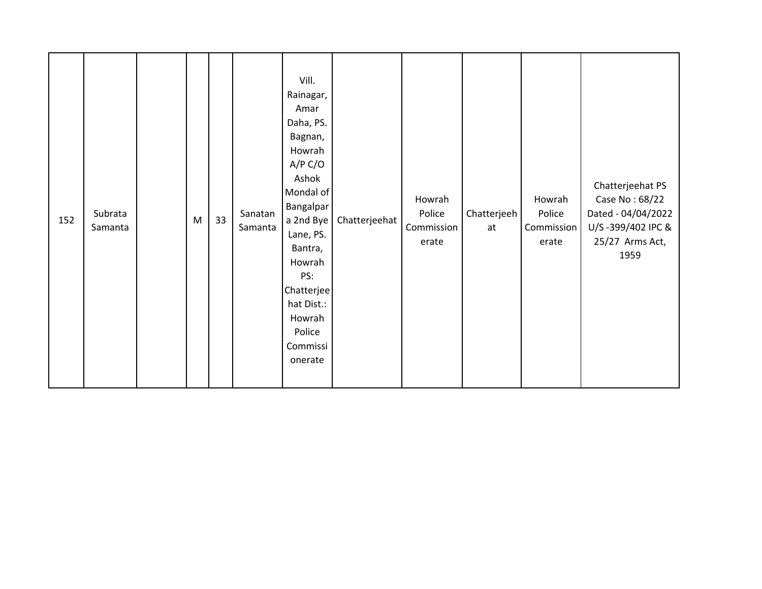| | | | | | | | | | | | |
|---|---|---|---|---|---|---|---|---|---|---|---|
| 152 | Subrata Samanta | | M | 33 | Sanatan Samanta | Vill. Rainagar, Amar Daha, PS. Bagnan, Howrah A/P C/O Ashok Mondal of Bangalpara 2nd Bye Lane, PS. Bantra, Howrah PS: Chatterjeehat Dist.: Howrah Police Commissionerate | Chatterjeehat | Howrah Police Commissionerate | Chatterjeehat | Howrah Police Commissionerate | Chatterjeehat PS Case No : 68/22 Dated - 04/04/2022 U/S -399/402 IPC & 25/27 Arms Act, 1959 |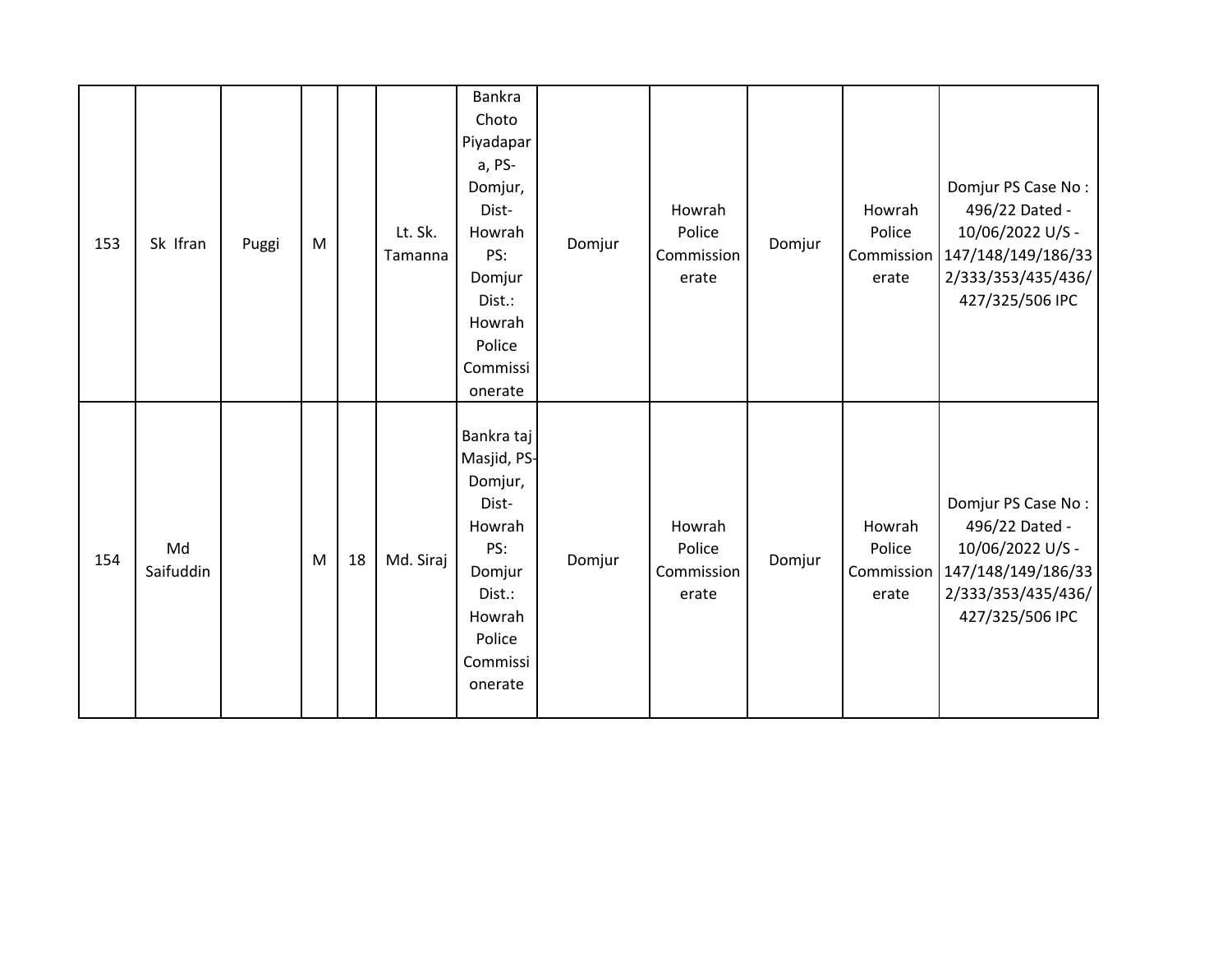| 153 | Sk Ifran | Puggi | M | | Lt. Sk. Tamanna | Bankra Choto Piyadapara, PS-Domjur, Dist-Howrah PS: Domjur Dist.: Howrah Police Commissionerate | Domjur | Howrah Police Commissionerate | Domjur | Howrah Police Commissionerate | Domjur PS Case No : 496/22 Dated - 10/06/2022 U/S - 147/148/149/186/332/333/353/435/436/427/325/506 IPC |
|---|---|---|---|---|---|---|---|---|---|---|---|
| 154 | Md Saifuddin | | M | 18 | Md. Siraj | Bankra taj Masjid, PS-Domjur, Dist-Howrah PS: Domjur Dist.: Howrah Police Commissionerate | Domjur | Howrah Police Commissionerate | Domjur | Howrah Police Commissionerate | Domjur PS Case No : 496/22 Dated - 10/06/2022 U/S - 147/148/149/186/332/333/353/435/436/427/325/506 IPC |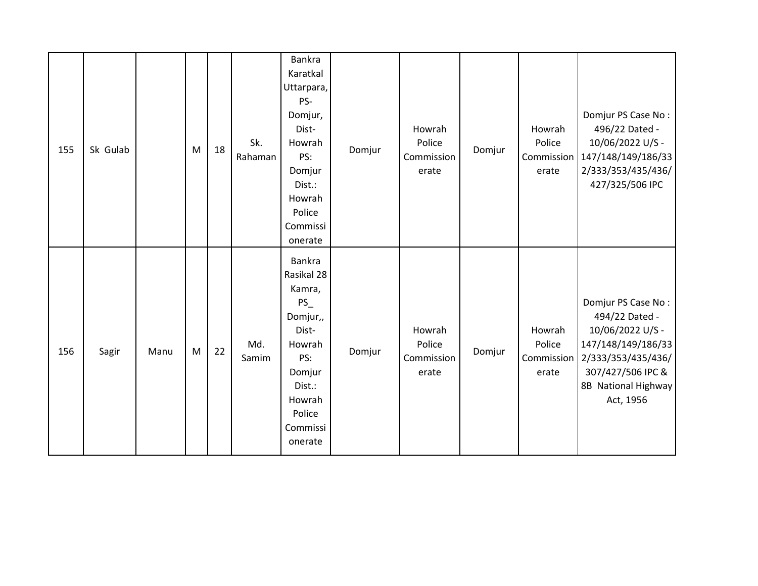| | | | | | | | | | | | |
|---|---|---|---|---|---|---|---|---|---|---|---|
| 155 | Sk Gulab | | M | 18 | Sk. Rahaman | Bankra Karatkal Uttarpara, PS- Domjur, Dist- Howrah PS: Domjur Dist.: Howrah Police Commissionerate | Domjur | Howrah Police Commissionerate | Domjur | Howrah Police Commissionerate | Domjur PS Case No : 496/22 Dated - 10/06/2022 U/S - 147/148/149/186/332/333/353/435/436/427/325/506 IPC |
| 156 | Sagir | Manu | M | 22 | Md. Samim | Bankra Rasikal 28 Kamra, PS_ Domjur,, Dist- Howrah PS: Domjur Dist.: Howrah Police Commissionerate | Domjur | Howrah Police Commissionerate | Domjur | Howrah Police Commissionerate | Domjur PS Case No : 494/22 Dated - 10/06/2022 U/S - 147/148/149/186/332/333/353/435/436/307/427/506 IPC & 8B National Highway Act, 1956 |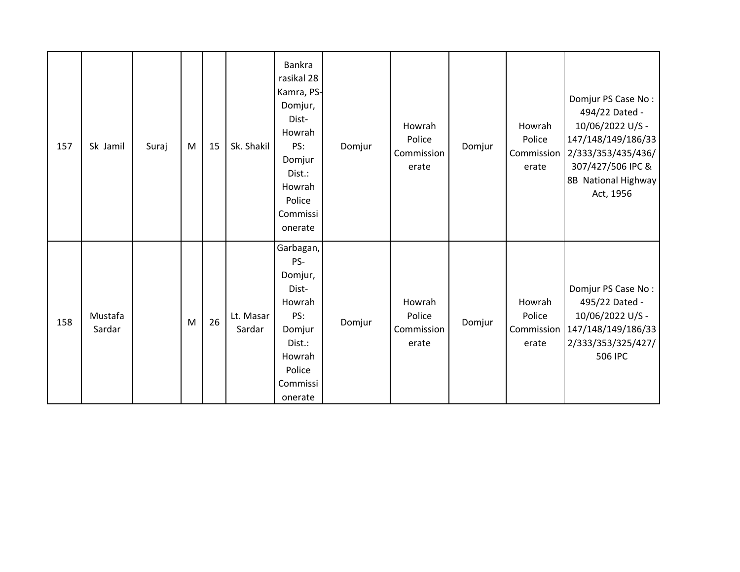| 157 | Sk Jamil | Suraj | M | 15 | Sk. Shakil | Bankra rasikal 28 Kamra, PS- Domjur, Dist- Howrah PS: Domjur Dist.: Howrah Police Commissionerate | Domjur | Howrah Police Commissionerate | Domjur | Howrah Police Commissionerate | Domjur PS Case No : 494/22 Dated - 10/06/2022 U/S - 147/148/149/186/332/333/353/435/436/307/427/506 IPC & 8B National Highway Act, 1956 |
|---|---|---|---|---|---|---|---|---|---|---|---|
| 158 | Mustafa Sardar | | M | 26 | Lt. Masar Sardar | Garbagan, PS- Domjur, Dist- Howrah PS: Domjur Dist.: Howrah Police Commissionerate | Domjur | Howrah Police Commissionerate | Domjur | Howrah Police Commissionerate | Domjur PS Case No : 495/22 Dated - 10/06/2022 U/S - 147/148/149/186/332/333/353/325/427/506 IPC |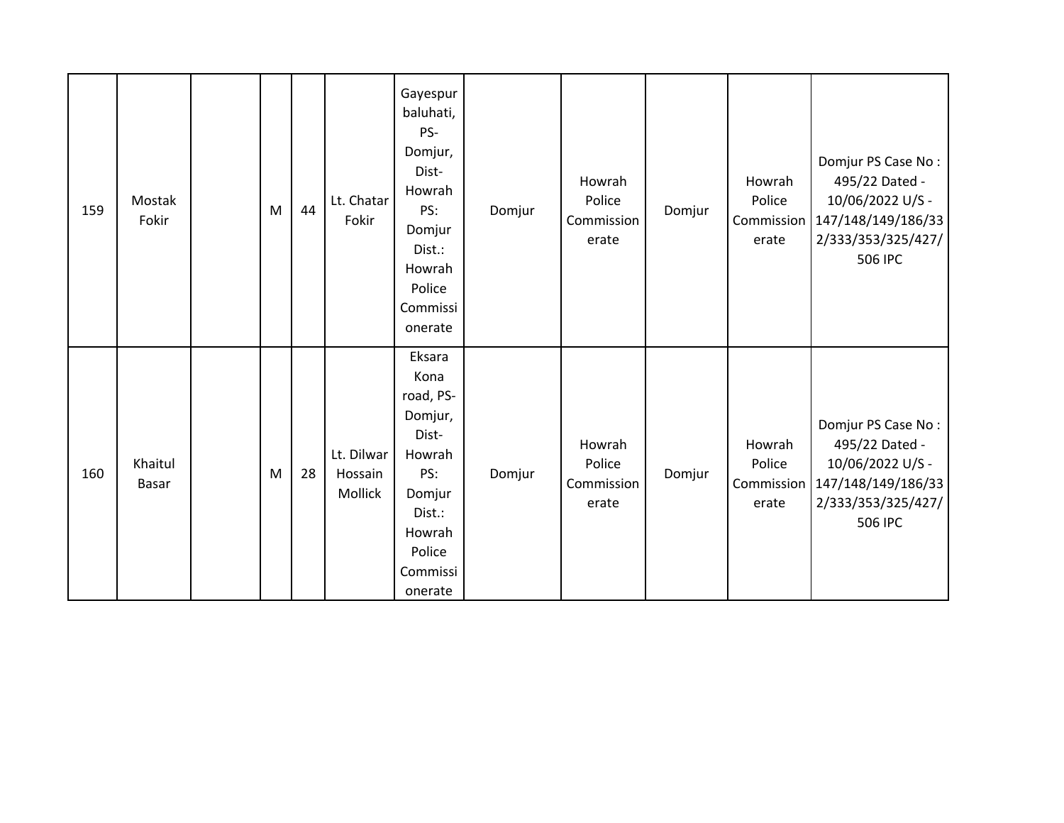| | | | | | | | | | | | |
|---|---|---|---|---|---|---|---|---|---|---|---|
| 159 | Mostak Fokir | | M | 44 | Lt. Chatar Fokir | Gayespur baluhati, PS- Domjur, Dist- Howrah PS: Domjur Dist.: Howrah Police Commissionerate | Domjur | Howrah Police Commissionerate | Domjur | Howrah Police Commissionerate | Domjur PS Case No : 495/22 Dated - 10/06/2022 U/S - 147/148/149/186/332/333/353/325/427/506 IPC |
| 160 | Khaitul Basar | | M | 28 | Lt. Dilwar Hossain Mollick | Eksara Kona road, PS- Domjur, Dist- Howrah PS: Domjur Dist.: Howrah Police Commissionerate | Domjur | Howrah Police Commissionerate | Domjur | Howrah Police Commissionerate | Domjur PS Case No : 495/22 Dated - 10/06/2022 U/S - 147/148/149/186/332/333/353/325/427/506 IPC |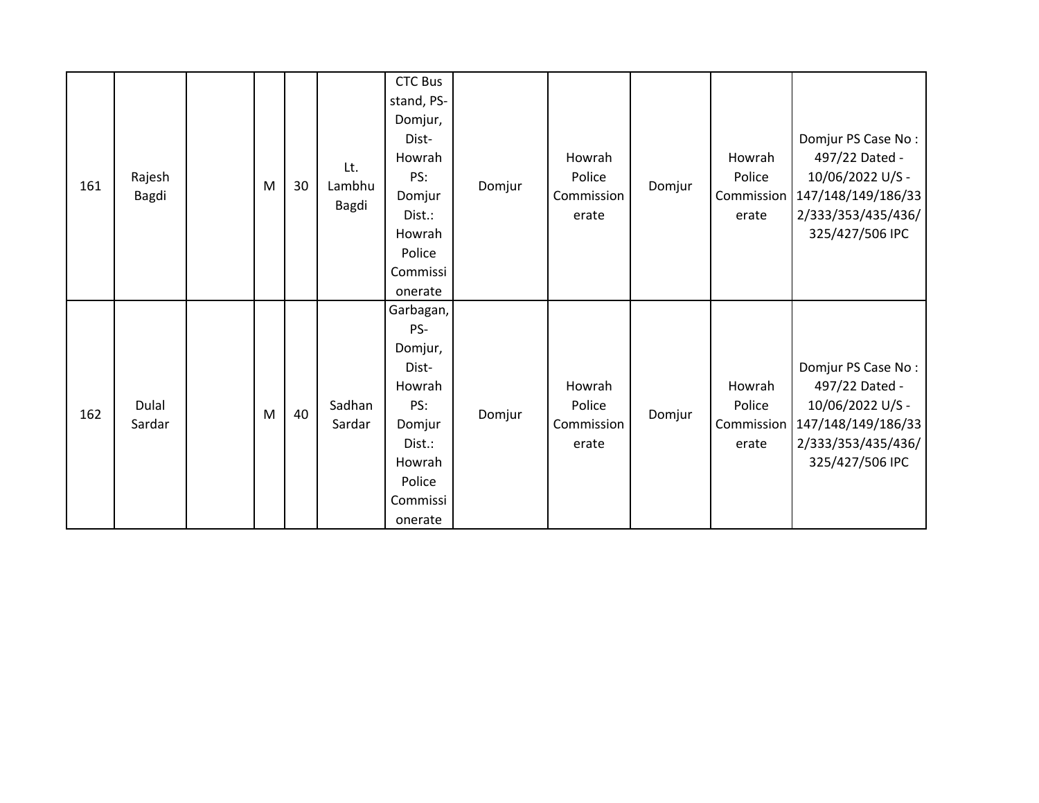| | | | | | | | | | | | |
|---|---|---|---|---|---|---|---|---|---|---|---|
| 161 | Rajesh Bagdi | | M | 30 | Lt. Lambhu Bagdi | CTC Bus stand, PS- Domjur, Dist- Howrah PS: Domjur Dist.: Howrah Police Commissionerate | Domjur | Howrah Police Commissionerate | Domjur | Howrah Police Commissionerate | Domjur PS Case No : 497/22 Dated - 10/06/2022 U/S - 147/148/149/186/332/333/353/435/436/325/427/506 IPC |
| 162 | Dulal Sardar | | M | 40 | Sadhan Sardar | Garbagan, PS- Domjur, Dist- Howrah PS: Domjur Dist.: Howrah Police Commissionerate | Domjur | Howrah Police Commissionerate | Domjur | Howrah Police Commissionerate | Domjur PS Case No : 497/22 Dated - 10/06/2022 U/S - 147/148/149/186/332/333/353/435/436/325/427/506 IPC |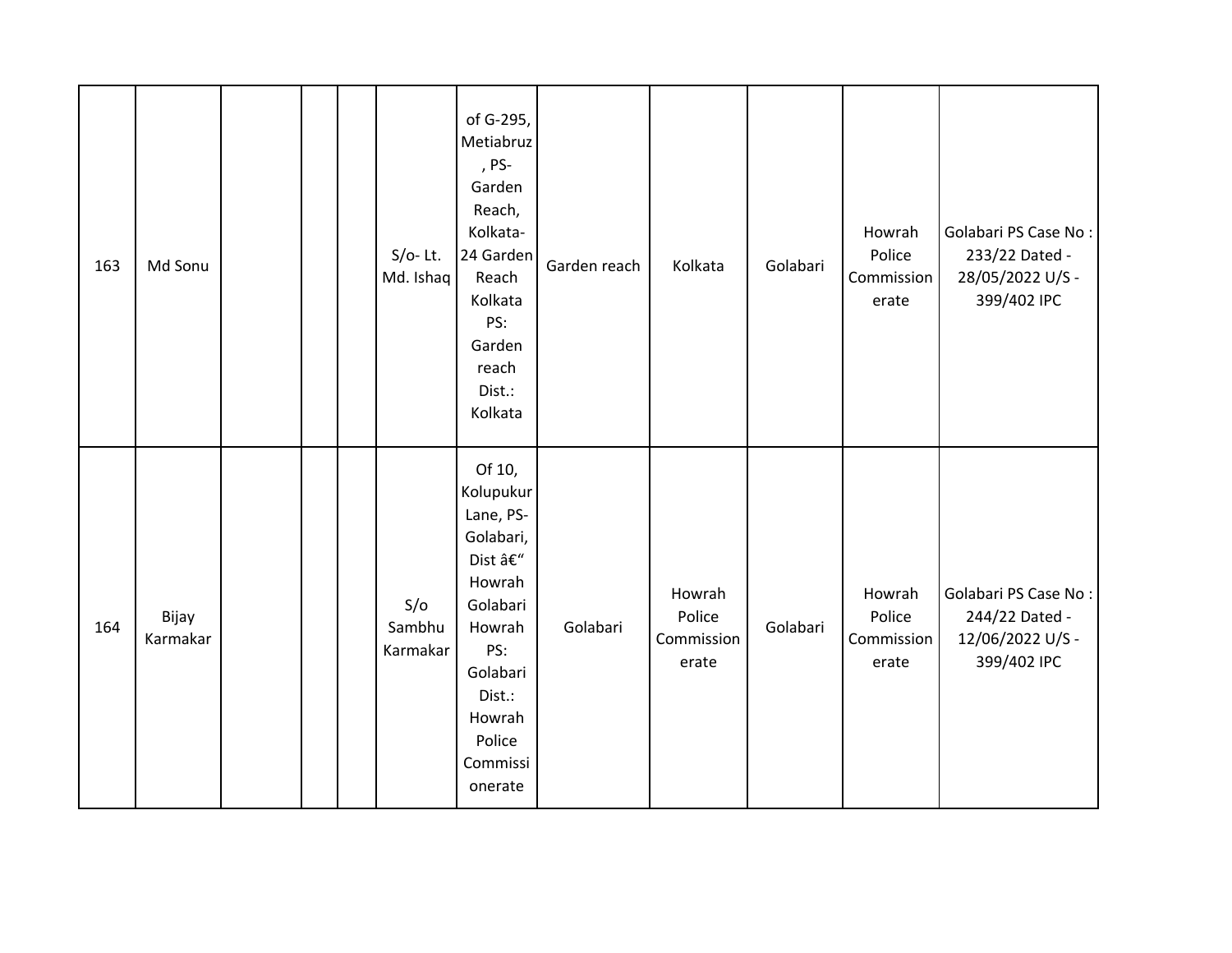| 163 | Md Sonu | | | | S/o- Lt. Md. Ishaq | of G-295, Metiabruz , PS- Garden Reach, Kolkata-24 Garden Reach Kolkata PS: Garden reach Dist.: Kolkata | Garden reach | Kolkata | Golabari | Howrah Police Commissionerate | Golabari PS Case No : 233/22 Dated - 28/05/2022 U/S - 399/402 IPC |
|---|---|---|---|---|---|---|---|---|---|---|---|
| 164 | Bijay Karmakar | | | | S/o Sambhu Karmakar | Of 10, Kolupukur Lane, PS- Golabari, Dist â€“ Howrah Golabari Howrah PS: Golabari Dist.: Howrah Police Commissionerate | Golabari | Howrah Police Commissionerate | Golabari | Howrah Police Commissionerate | Golabari PS Case No : 244/22 Dated - 12/06/2022 U/S - 399/402 IPC |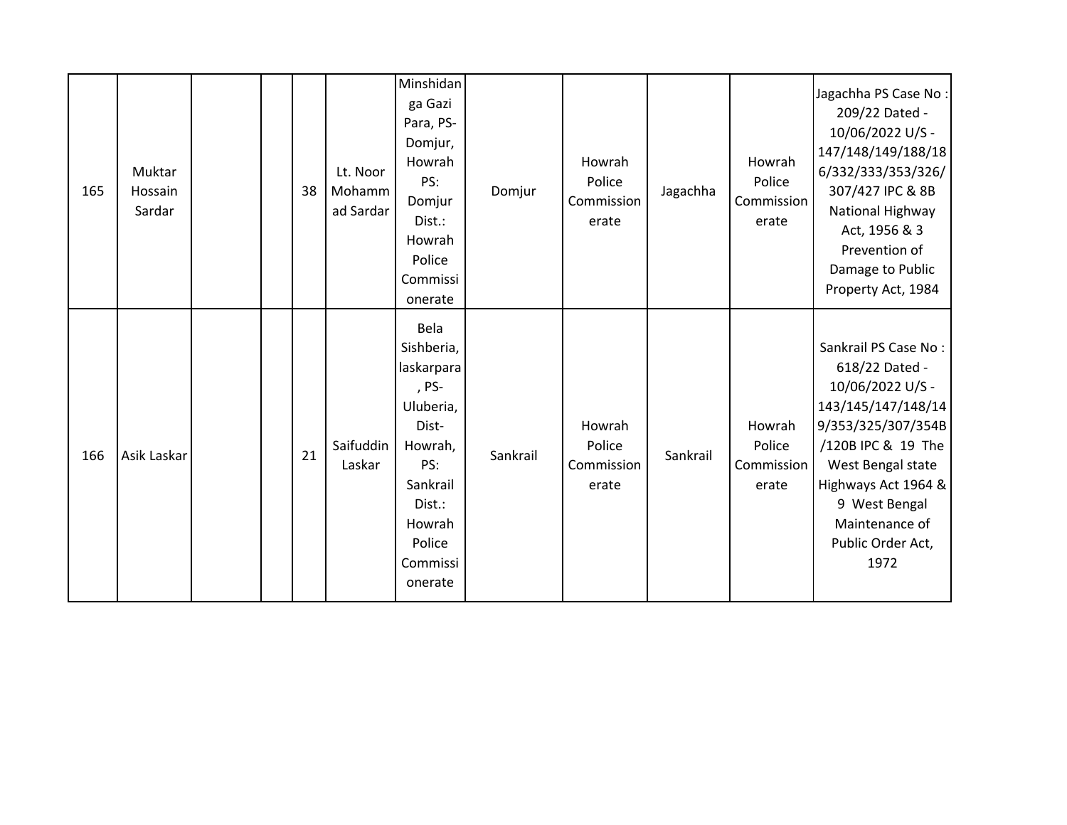| | | | | | | | | | | | |
|---|---|---|---|---|---|---|---|---|---|---|---|
| 165 | Muktar Hossain Sardar | | | 38 | Lt. Noor Mohammad Sardar | Minshidanga Gazi Para, PS-Domjur, Howrah PS: Domjur Dist.: Howrah Police Commissionerate | Domjur | Howrah Police Commissionerate | Jagachha | Howrah Police Commissionerate | Jagachha PS Case No : 209/22 Dated - 10/06/2022 U/S - 147/148/149/188/186/332/333/353/326/307/427 IPC & 8B National Highway Act, 1956 & 3 Prevention of Damage to Public Property Act, 1984 |
| 166 | Asik Laskar | | | 21 | Saifuddin Laskar | Bela Sishberia, laskarpara, PS-Uluberia, Dist-Howrah, PS: Sankrail Dist.: Howrah Police Commissionerate | Sankrail | Howrah Police Commissionerate | Sankrail | Howrah Police Commissionerate | Sankrail PS Case No : 618/22 Dated - 10/06/2022 U/S - 143/145/147/148/149/353/325/307/354B/120B IPC & 19 The West Bengal state Highways Act 1964 & 9 West Bengal Maintenance of Public Order Act, 1972 |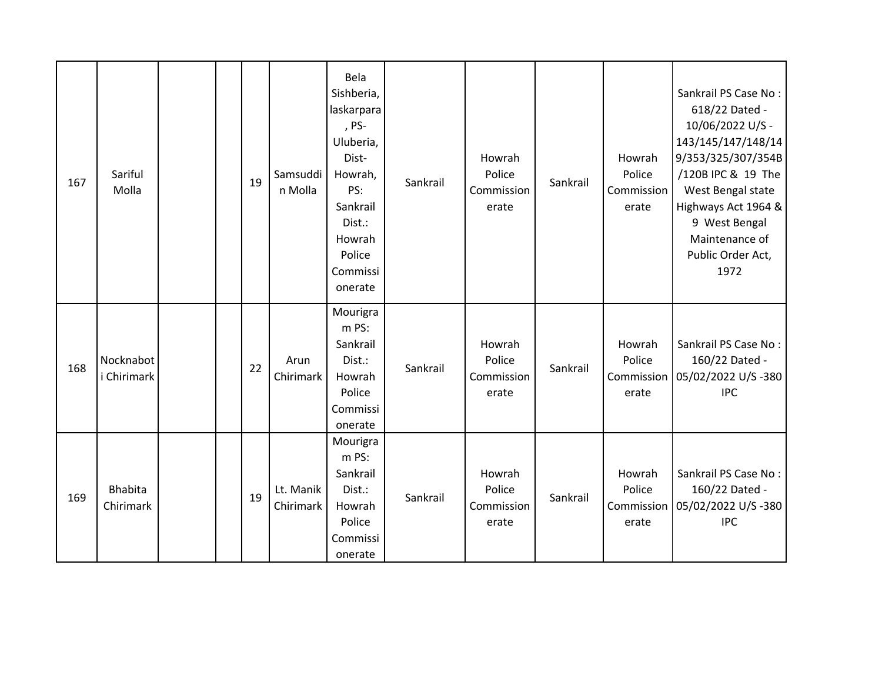| | | | | | | | | | | | |
|---|---|---|---|---|---|---|---|---|---|---|---|
| 167 | Sariful Molla | | | 19 | Samsuddin Molla | Bela Sishberia, laskarpara , PS- Uluberia, Dist- Howrah, PS: Sankrail Dist.: Howrah Police Commissionerate | Sankrail | Howrah Police Commissionerate | Sankrail | Howrah Police Commissionerate | Sankrail PS Case No : 618/22 Dated - 10/06/2022 U/S - 143/145/147/148/149/353/325/307/354B /120B IPC & 19 The West Bengal state Highways Act 1964 & 9 West Bengal Maintenance of Public Order Act, 1972 |
| 168 | Nocknaboti Chirimark | | | 22 | Arun Chirimark | Mourigram PS: Sankrail Dist.: Howrah Police Commissionerate | Sankrail | Howrah Police Commissionerate | Sankrail | Howrah Police Commissionerate | Sankrail PS Case No : 160/22 Dated - 05/02/2022 U/S -380 IPC |
| 169 | Bhabita Chirimark | | | 19 | Lt. Manik Chirimark | Mourigram PS: Sankrail Dist.: Howrah Police Commissionerate | Sankrail | Howrah Police Commissionerate | Sankrail | Howrah Police Commissionerate | Sankrail PS Case No : 160/22 Dated - 05/02/2022 U/S -380 IPC |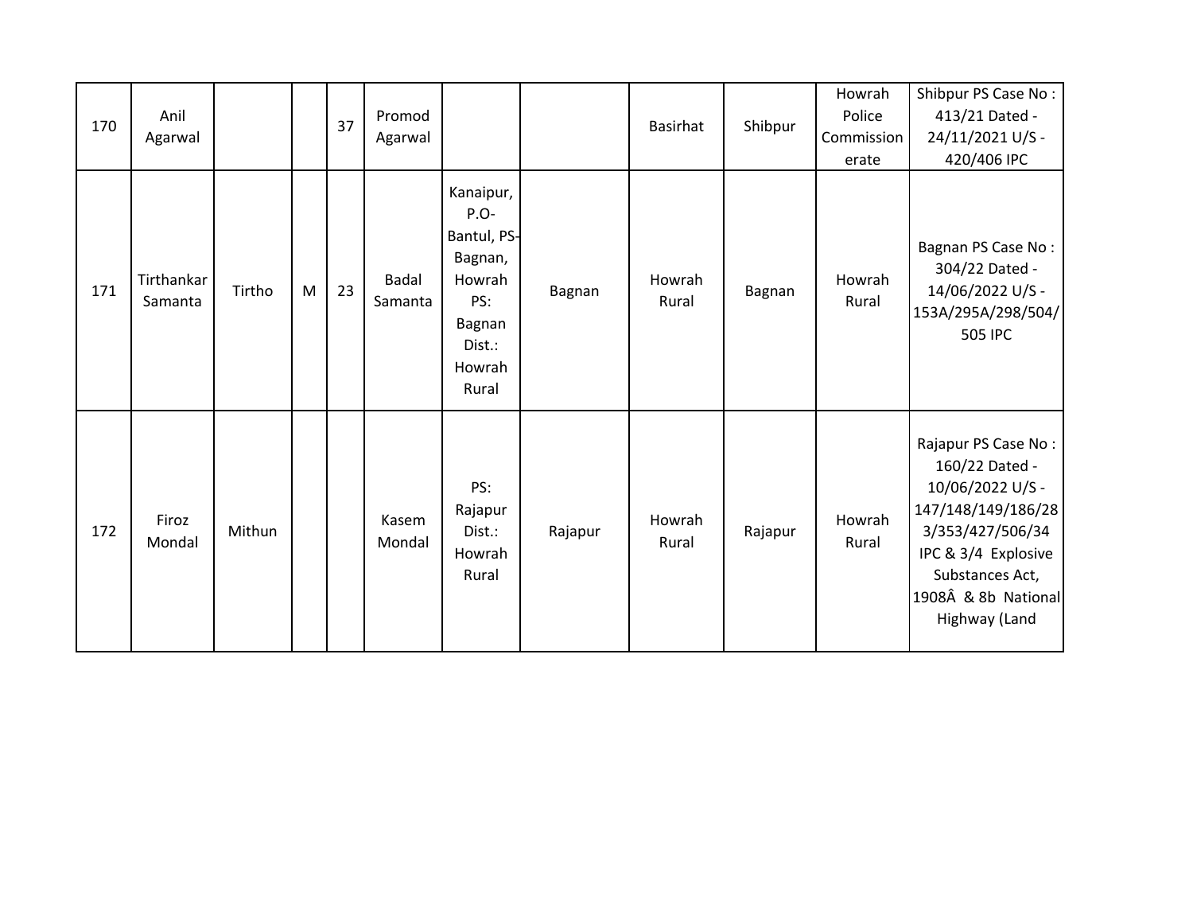| 170 | Anil Agarwal | | | 37 | Promod Agarwal | | | Basirhat | Shibpur | Howrah Police Commissionerate | Shibpur PS Case No : 413/21 Dated - 24/11/2021 U/S - 420/406 IPC |
|---|---|---|---|---|---|---|---|---|---|---|---|
| 171 | Tirthankar Samanta | Tirtho | M | 23 | Badal Samanta | Kanaipur, P.O- Bantul, PS- Bagnan, Howrah PS: Bagnan Dist.: Howrah Rural | Bagnan | Howrah Rural | Bagnan | Howrah Rural | Bagnan PS Case No : 304/22 Dated - 14/06/2022 U/S - 153A/295A/298/504/505 IPC |
| 172 | Firoz Mondal | Mithun | | | Kasem Mondal | PS: Rajapur Dist.: Howrah Rural | Rajapur | Howrah Rural | Rajapur | Howrah Rural | Rajapur PS Case No : 160/22 Dated - 10/06/2022 U/S - 147/148/149/186/283/353/427/506/34 IPC & 3/4 Explosive Substances Act, 1908Â & 8b National Highway (Land |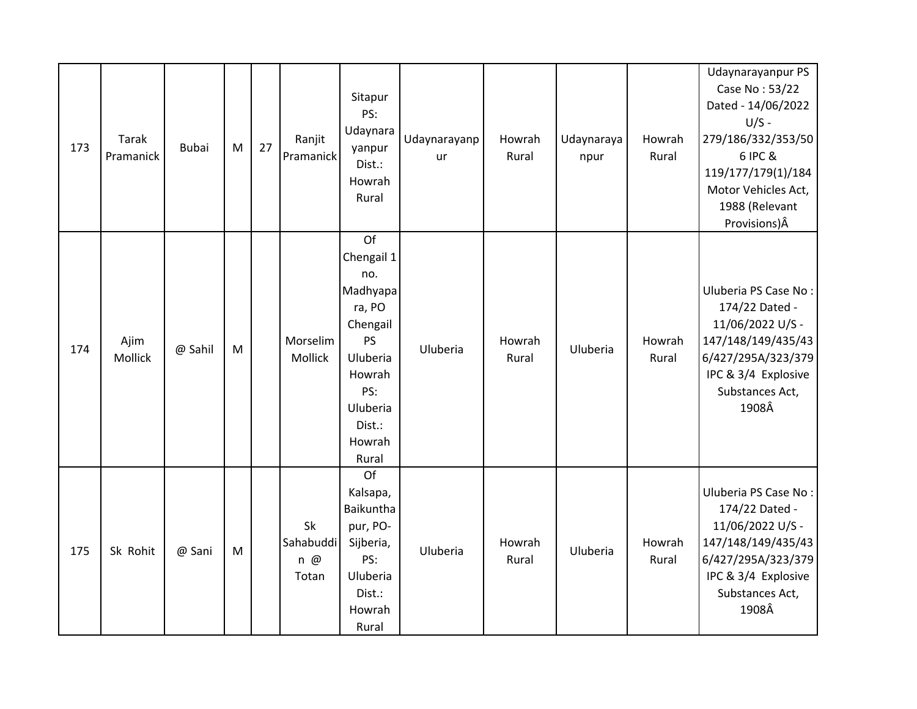| 173 | Tarak Pramanick | Bubai | M | 27 | Ranjit Pramanick | Sitapur PS: Udaynarayanpur Dist.: Howrah Rural | Udaynarayanpur | Howrah Rural | Udaynarayanpur | Howrah Rural | Udaynarayanpur PS Case No : 53/22 Dated - 14/06/2022 U/S - 279/186/332/353/506 IPC & 119/177/179(1)/184 Motor Vehicles Act, 1988 (Relevant Provisions)Â |
|---|---|---|---|---|---|---|---|---|---|---|---|
| 174 | Ajim Mollick | @ Sahil | M | | Morselim Mollick | Of Chengail 1 no. Madhyapara, PO Chengail PS Uluberia Howrah PS: Uluberia Dist.: Howrah Rural | Uluberia | Howrah Rural | Uluberia | Howrah Rural | Uluberia PS Case No : 174/22 Dated - 11/06/2022 U/S - 147/148/149/435/436/427/295A/323/379 IPC & 3/4 Explosive Substances Act, 1908Â |
| 175 | Sk Rohit | @ Sani | M | | Sk Sahabuddin @ Totan | Of Kalsapa, Baikunthapur, PO- Sijberia, PS: Uluberia Dist.: Howrah Rural | Uluberia | Howrah Rural | Uluberia | Howrah Rural | Uluberia PS Case No : 174/22 Dated - 11/06/2022 U/S - 147/148/149/435/436/427/295A/323/379 IPC & 3/4 Explosive Substances Act, 1908Â |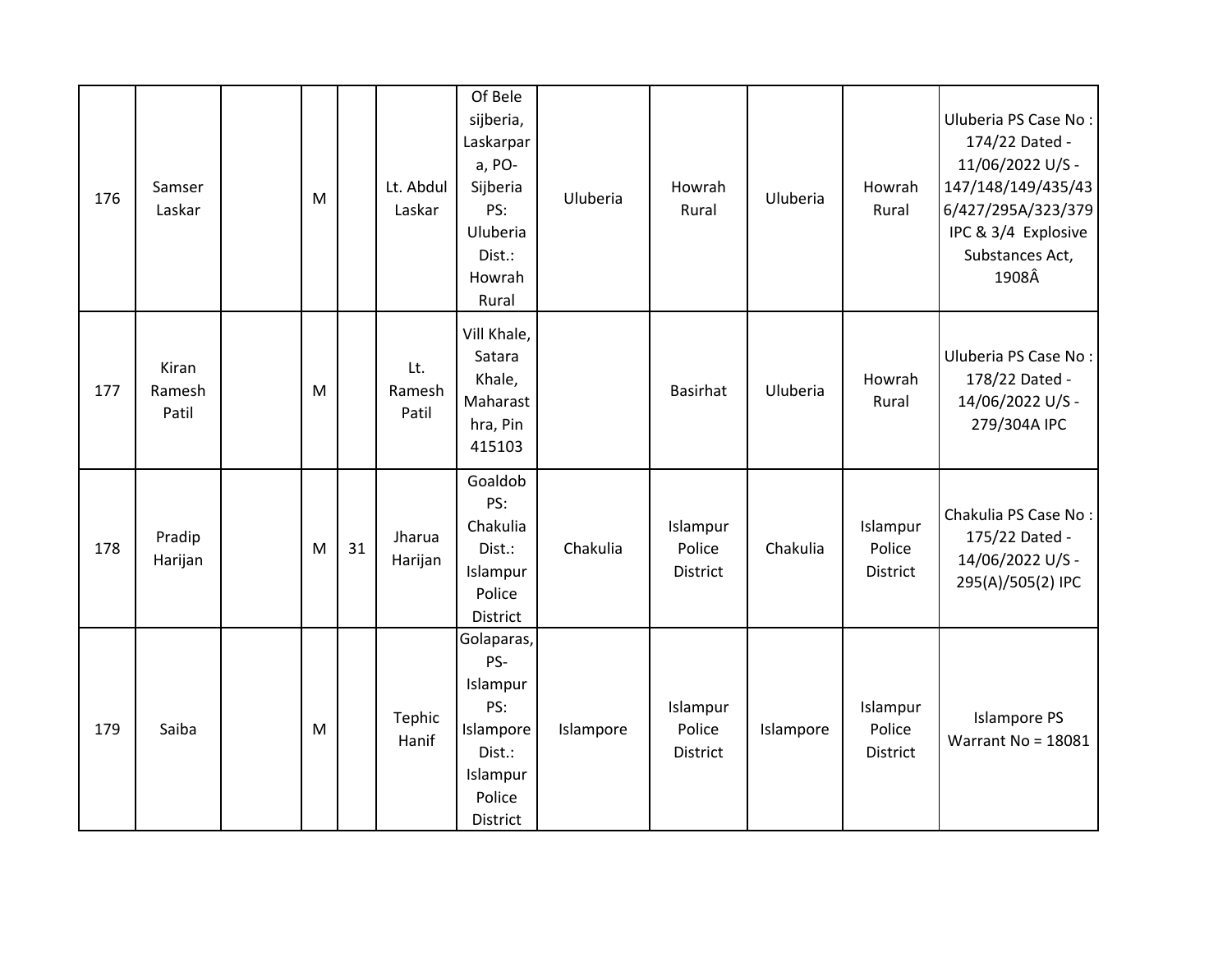| 176 | Samser Laskar | | M | | Lt. Abdul Laskar | Of Bele sijberia, Laskarpara, PO- Sijberia PS: Uluberia Dist.: Howrah Rural | Uluberia | Howrah Rural | Uluberia | Howrah Rural | Uluberia PS Case No : 174/22 Dated - 11/06/2022 U/S - 147/148/149/435/436/427/295A/323/379 IPC & 3/4 Explosive Substances Act, 1908Â |
|---|---|---|---|---|---|---|---|---|---|---|---|
| 177 | Kiran Ramesh Patil | | M | | Lt. Ramesh Patil | Vill Khale, Satara Khale, Maharasthra, Pin 415103 | | Basirhat | Uluberia | Howrah Rural | Uluberia PS Case No : 178/22 Dated - 14/06/2022 U/S - 279/304A IPC |
| 178 | Pradip Harijan | | M | 31 | Jharua Harijan | Goaldob PS: Chakulia Dist.: Islampur Police District | Chakulia | Islampur Police District | Chakulia | Islampur Police District | Chakulia PS Case No : 175/22 Dated - 14/06/2022 U/S - 295(A)/505(2) IPC |
| 179 | Saiba | | M | | Tephic Hanif | Golaparas, PS- Islampur PS: Islampore Dist.: Islampur Police District | Islampore | Islampur Police District | Islampore | Islampur Police District | Islampore PS Warrant No = 18081 |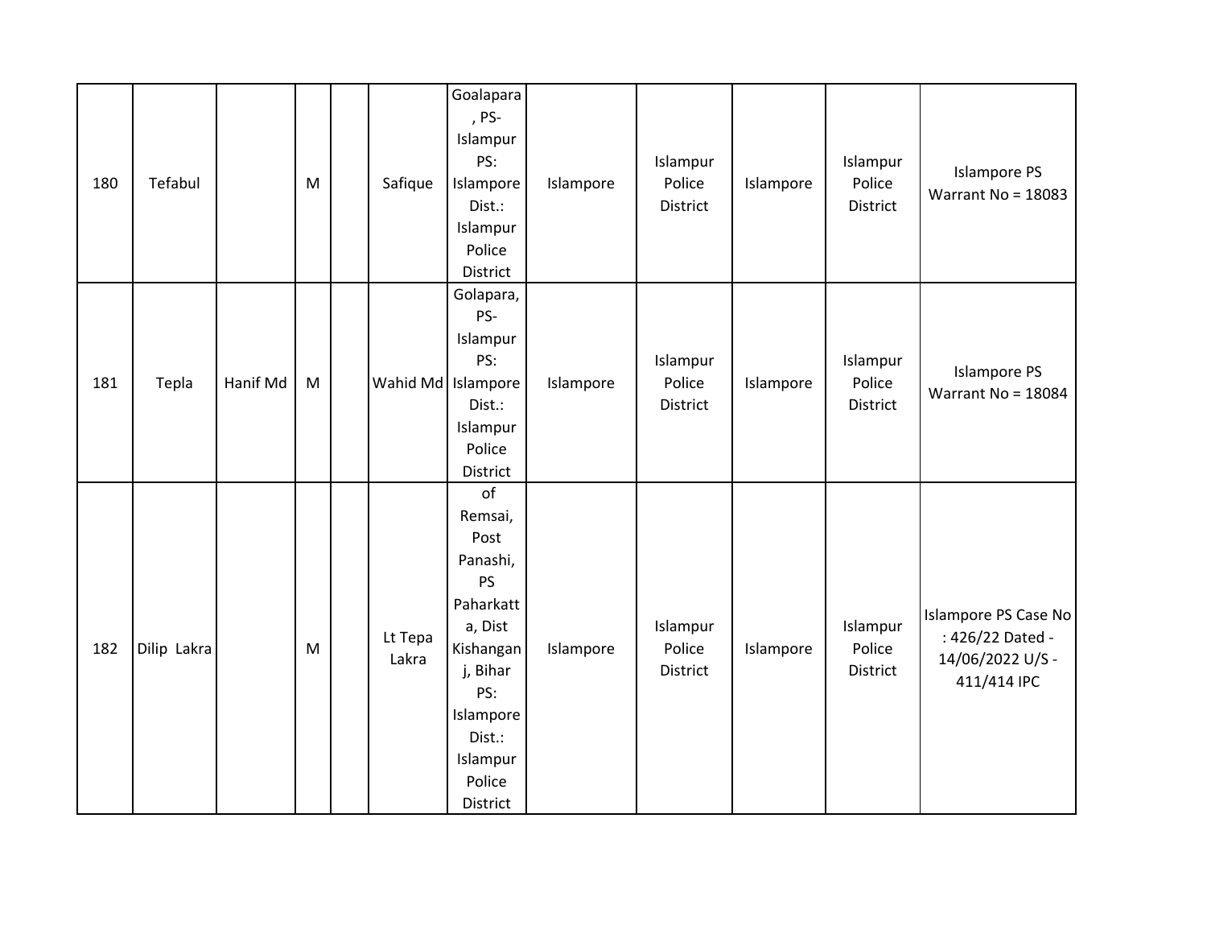| 180 | Tefabul | | M | | Safique | Goalapara , PS- Islampur PS: Islampore Dist.: Islampur Police District | Islampore | Islampur Police District | Islampore | Islampur Police District | Islampore PS Warrant No = 18083 |
|---|---|---|---|---|---|---|---|---|---|---|---|
| 181 | Tepla | Hanif Md | M | | Wahid Md | Golapara, PS- Islampur PS: Islampore Dist.: Islampur Police District | Islampore | Islampur Police District | Islampore | Islampur Police District | Islampore PS Warrant No = 18084 |
| 182 | Dilip Lakra | | M | | Lt Tepa Lakra | of Remsai, Post Panashi, PS Paharkatta, Dist Kishanganj, Bihar PS: Islampore Dist.: Islampur Police District | Islampore | Islampur Police District | Islampore | Islampur Police District | Islampore PS Case No : 426/22 Dated - 14/06/2022 U/S - 411/414 IPC |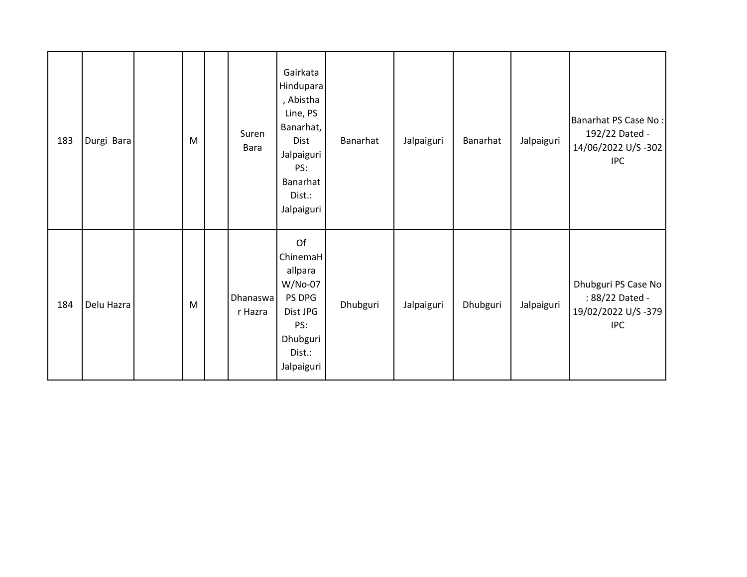| | | | | | | | | | | | |
|---|---|---|---|---|---|---|---|---|---|---|---|
| 183 | Durgi Bara | | M | | Suren Bara | Gairkata Hindupara, Abistha Line, PS Banarhat, Dist Jalpaiguri PS: Banarhat Dist.: Jalpaiguri | Banarhat | Jalpaiguri | Banarhat | Jalpaiguri | Banarhat PS Case No : 192/22 Dated - 14/06/2022 U/S -302 IPC |
| 184 | Delu Hazra | | M | | Dhanaswar Hazra | Of ChinemaHallpara W/No-07 PS DPG Dist JPG PS: Dhubguri Dist.: Jalpaiguri | Dhubguri | Jalpaiguri | Dhubguri | Jalpaiguri | Dhubguri PS Case No : 88/22 Dated - 19/02/2022 U/S -379 IPC |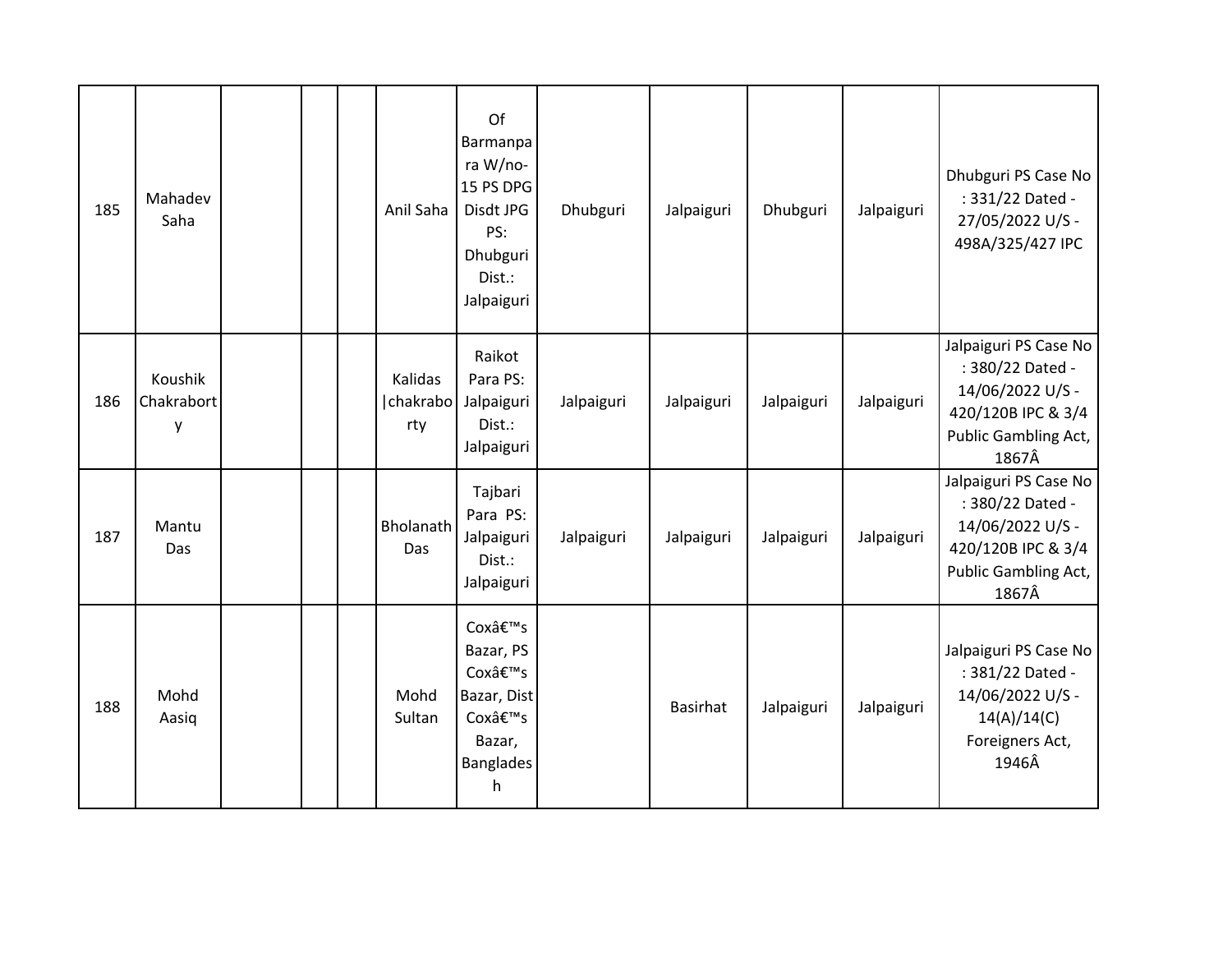| 185 | Mahadev Saha | | | | Anil Saha | Of Barmanpara W/no-15 PS DPG Disdt JPG PS: Dhubguri Dist.: Jalpaiguri | Dhubguri | Jalpaiguri | Dhubguri | Jalpaiguri | Dhubguri PS Case No : 331/22 Dated - 27/05/2022 U/S - 498A/325/427 IPC |
|---|---|---|---|---|---|---|---|---|---|---|---|
| 186 | Koushik Chakraborty | | | | Kalidas \|chakraborty | Raikot Para PS: Jalpaiguri Dist.: Jalpaiguri | Jalpaiguri | Jalpaiguri | Jalpaiguri | Jalpaiguri | Jalpaiguri PS Case No : 380/22 Dated - 14/06/2022 U/S - 420/120B IPC & 3/4 Public Gambling Act, 1867Â |
| 187 | Mantu Das | | | | Bholanath Das | Tajbari Para PS: Jalpaiguri Dist.: Jalpaiguri | Jalpaiguri | Jalpaiguri | Jalpaiguri | Jalpaiguri | Jalpaiguri PS Case No : 380/22 Dated - 14/06/2022 U/S - 420/120B IPC & 3/4 Public Gambling Act, 1867Â |
| 188 | Mohd Aasiq | | | | Mohd Sultan | Coxâ€™s Bazar, PS Coxâ€™s Bazar, Dist Coxâ€™s Bazar, Bangladesh | | Basirhat | Jalpaiguri | Jalpaiguri | Jalpaiguri PS Case No : 381/22 Dated - 14/06/2022 U/S - 14(A)/14(C) Foreigners Act, 1946Â |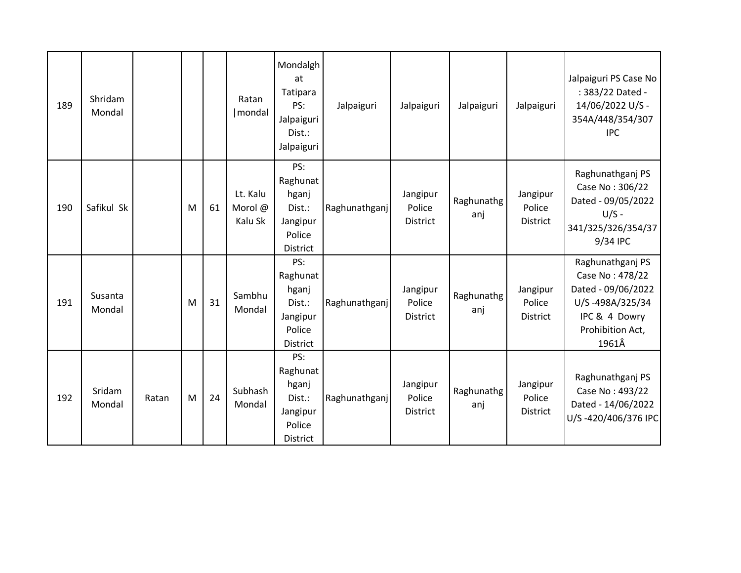| 189 | Shridam Mondal | | | | Ratan \|mondal | Mondalghat Tatipara PS: Jalpaiguri Dist.: Jalpaiguri | Jalpaiguri | Jalpaiguri | Jalpaiguri | Jalpaiguri | Jalpaiguri PS Case No : 383/22 Dated - 14/06/2022 U/S - 354A/448/354/307 IPC |
|---|---|---|---|---|---|---|---|---|---|---|---|
| 190 | Safikul Sk | | M | 61 | Lt. Kalu Morol @ Kalu Sk | PS: Raghunathganj Dist.: Jangipur Police District | Raghunathganj | Jangipur Police District | Raghunathganj | Jangipur Police District | Raghunathganj PS Case No : 306/22 Dated - 09/05/2022 U/S - 341/325/326/354/379/34 IPC |
| 191 | Susanta Mondal | | M | 31 | Sambhu Mondal | PS: Raghunathganj Dist.: Jangipur Police District | Raghunathganj | Jangipur Police District | Raghunathganj | Jangipur Police District | Raghunathganj PS Case No : 478/22 Dated - 09/06/2022 U/S -498A/325/34 IPC & 4 Dowry Prohibition Act, 1961Â |
| 192 | Sridam Mondal | Ratan | M | 24 | Subhash Mondal | PS: Raghunathganj Dist.: Jangipur Police District | Raghunathganj | Jangipur Police District | Raghunathganj | Jangipur Police District | Raghunathganj PS Case No : 493/22 Dated - 14/06/2022 U/S -420/406/376 IPC |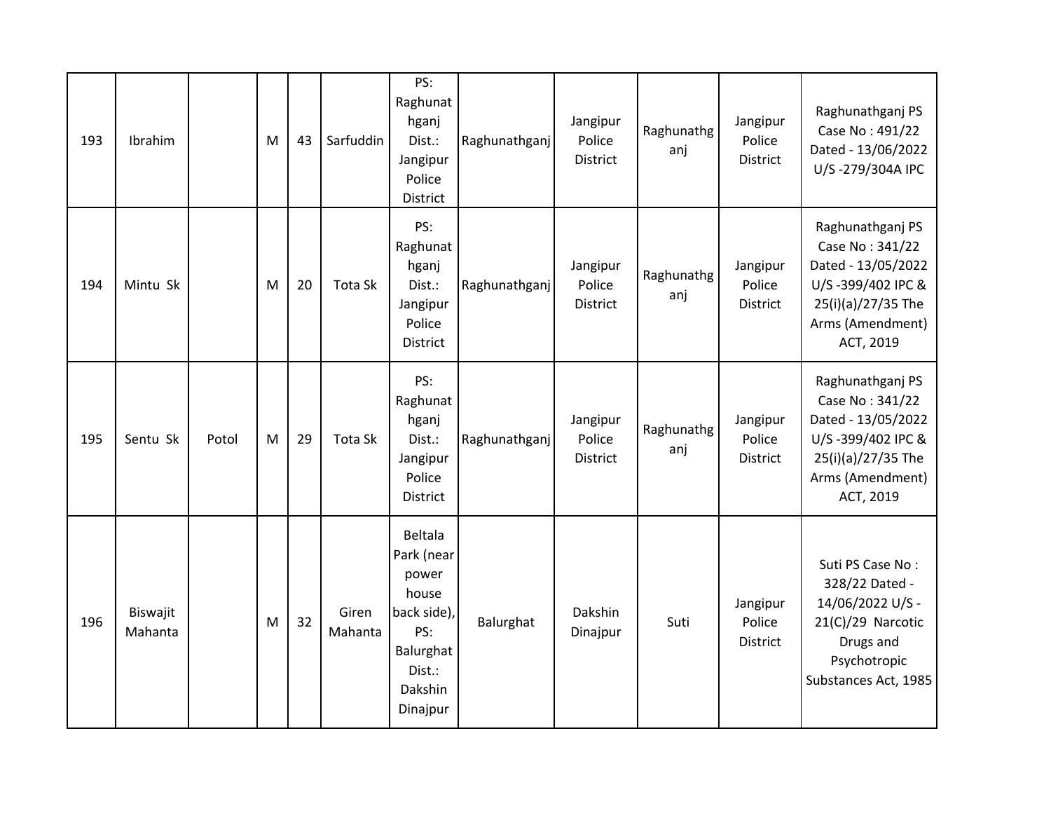| 193 | Ibrahim | | M | 43 | Sarfuddin | PS: Raghunathganj Dist.: Jangipur Police District | Raghunathganj | Jangipur Police District | Raghunathganj | Jangipur Police District | Raghunathganj PS Case No : 491/22 Dated - 13/06/2022 U/S -279/304A IPC |
|---|---|---|---|---|---|---|---|---|---|---|---|
| 194 | Mintu Sk | | M | 20 | Tota Sk | PS: Raghunathganj Dist.: Jangipur Police District | Raghunathganj | Jangipur Police District | Raghunathganj | Jangipur Police District | Raghunathganj PS Case No : 341/22 Dated - 13/05/2022 U/S -399/402 IPC & 25(i)(a)/27/35 The Arms (Amendment) ACT, 2019 |
| 195 | Sentu Sk | Potol | M | 29 | Tota Sk | PS: Raghunathganj Dist.: Jangipur Police District | Raghunathganj | Jangipur Police District | Raghunathganj | Jangipur Police District | Raghunathganj PS Case No : 341/22 Dated - 13/05/2022 U/S -399/402 IPC & 25(i)(a)/27/35 The Arms (Amendment) ACT, 2019 |
| 196 | Biswajit Mahanta | | M | 32 | Giren Mahanta | Beltala Park (near power house back side), PS: Balurghat Dist.: Dakshin Dinajpur | Balurghat | Dakshin Dinajpur | Suti | Jangipur Police District | Suti PS Case No : 328/22 Dated - 14/06/2022 U/S - 21(C)/29 Narcotic Drugs and Psychotropic Substances Act, 1985 |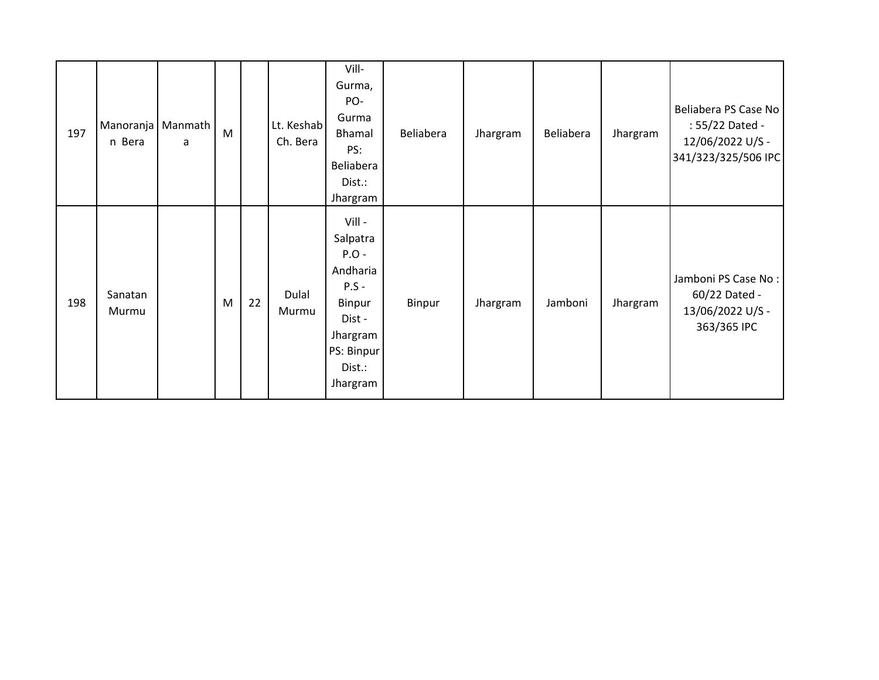| 197 | Manoranjan Bera | Manmatha | M | | Lt. Keshab Ch. Bera | Vill- Gurma, PO- Gurma Bhamal PS: Beliabera Dist.: Jhargram | Beliabera | Jhargram | Beliabera | Jhargram | Beliabera PS Case No : 55/22 Dated - 12/06/2022 U/S - 341/323/325/506 IPC |
|---|---|---|---|---|---|---|---|---|---|---|---|
| 198 | Sanatan Murmu | | M | 22 | Dulal Murmu | Vill - Salpatra P.O - Andharia P.S - Binpur Dist - Jhargram PS: Binpur Dist.: Jhargram | Binpur | Jhargram | Jamboni | Jhargram | Jamboni PS Case No : 60/22 Dated - 13/06/2022 U/S - 363/365 IPC |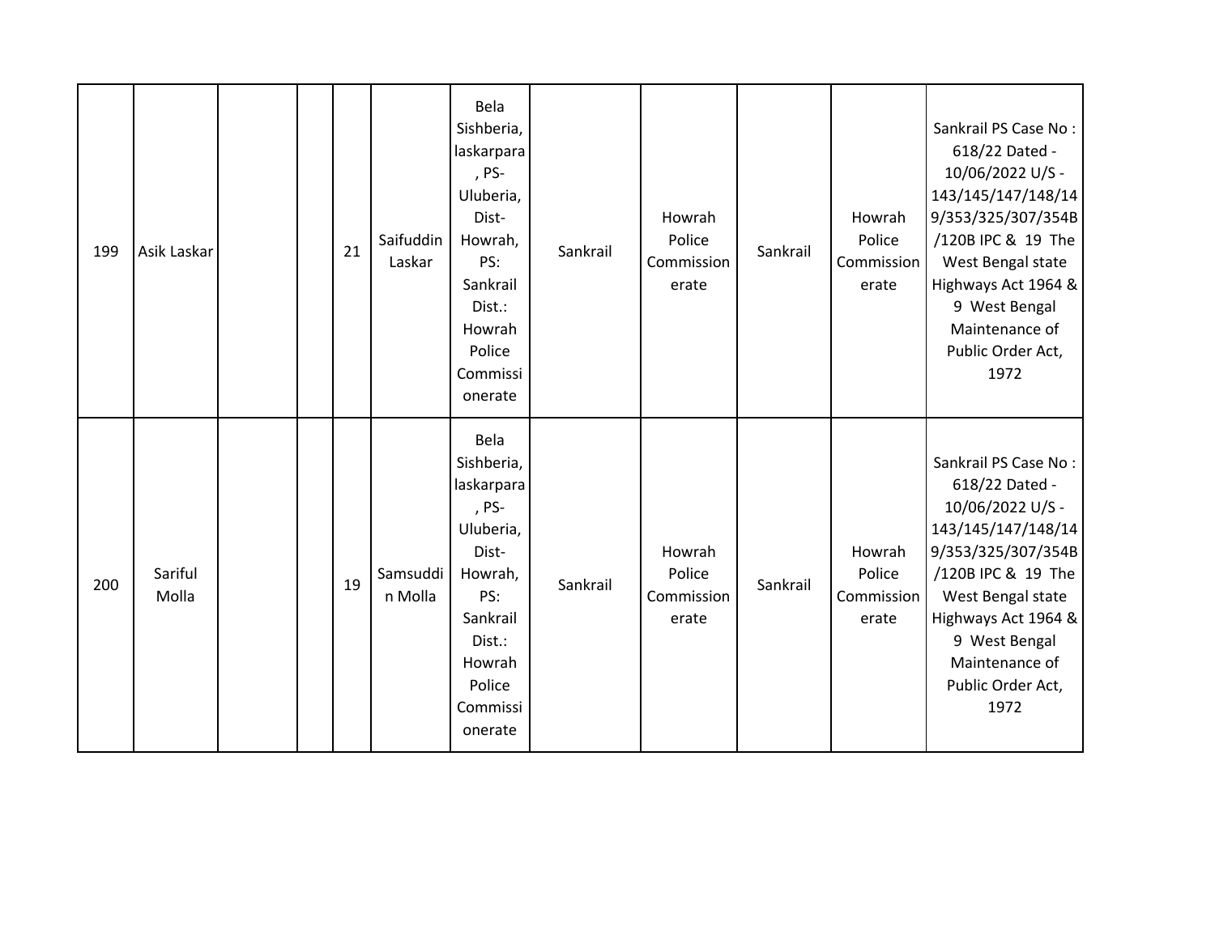| 199 | Asik Laskar | | | 21 | Saifuddin Laskar | Bela Sishberia, laskarpara , PS-Uluberia, Dist-Howrah, PS: Sankrail Dist.: Howrah Police Commissionerate | Sankrail | Howrah Police Commissionerate | Sankrail | Howrah Police Commissionerate | Sankrail PS Case No : 618/22 Dated - 10/06/2022 U/S - 143/145/147/148/149/353/325/307/354B /120B IPC & 19 The West Bengal state Highways Act 1964 & 9 West Bengal Maintenance of Public Order Act, 1972 |
|---|---|---|---|---|---|---|---|---|---|---|---|
| 200 | Sariful Molla | | | 19 | Samsuddin Molla | Bela Sishberia, laskarpara , PS-Uluberia, Dist-Howrah, PS: Sankrail Dist.: Howrah Police Commissionerate | Sankrail | Howrah Police Commissionerate | Sankrail | Howrah Police Commissionerate | Sankrail PS Case No : 618/22 Dated - 10/06/2022 U/S - 143/145/147/148/149/353/325/307/354B /120B IPC & 19 The West Bengal state Highways Act 1964 & 9 West Bengal Maintenance of Public Order Act, 1972 |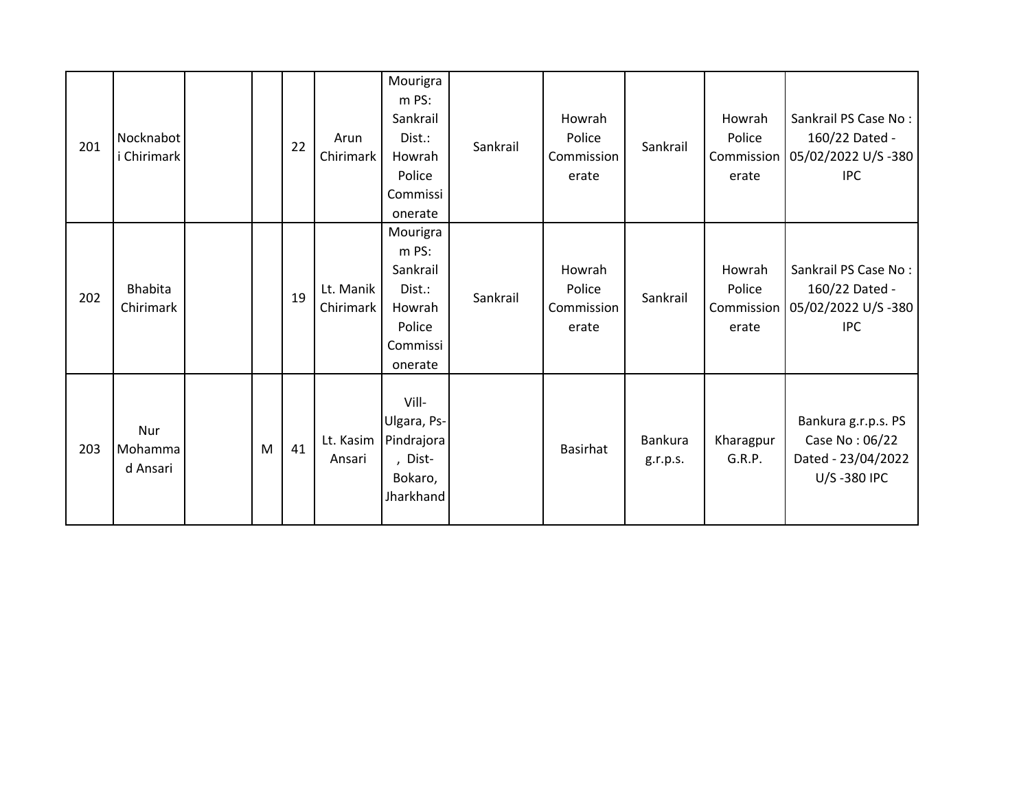| | | | | | | | | | | | |
|---|---|---|---|---|---|---|---|---|---|---|---|
| 201 | Nocknaboti Chirimark | | | 22 | Arun Chirimark | Mourigram PS: Sankrail Dist.: Howrah Police Commissionerate | Sankrail | Howrah Police Commissionerate | Sankrail | Howrah Police Commissionerate | Sankrail PS Case No : 160/22 Dated - 05/02/2022 U/S -380 IPC |
| 202 | Bhabita Chirimark | | | 19 | Lt. Manik Chirimark | Mourigram PS: Sankrail Dist.: Howrah Police Commissionerate | Sankrail | Howrah Police Commissionerate | Sankrail | Howrah Police Commissionerate | Sankrail PS Case No : 160/22 Dated - 05/02/2022 U/S -380 IPC |
| 203 | Nur Mohammad Ansari | | M | 41 | Lt. Kasim Ansari | Vill-Ulgara, Ps-Pindrajora , Dist-Bokaro, Jharkhand | | Basirhat | Bankura g.r.p.s. | Kharagpur G.R.P. | Bankura g.r.p.s. PS Case No : 06/22 Dated - 23/04/2022 U/S -380 IPC |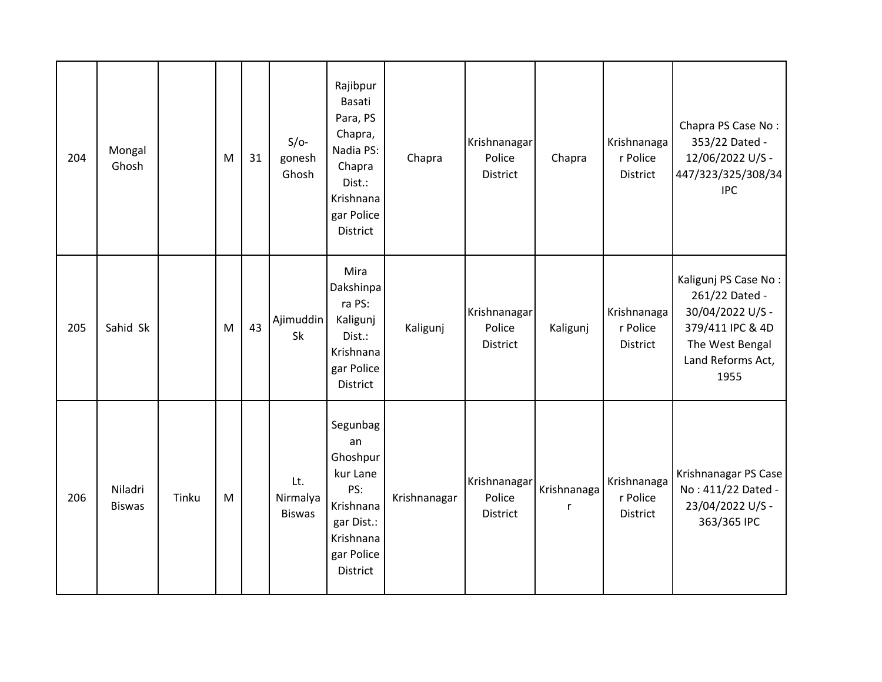|  |  |  |  |  |  |  |  |  |  |  |  |
|---|---|---|---|---|---|---|---|---|---|---|---|
| 204 | Mongal Ghosh |  | M | 31 | S/o- gonesh Ghosh | Rajibpur Basati Para, PS Chapra, Nadia PS: Chapra Dist.: Krishnanagar Police District | Chapra | Krishnanagar Police District | Chapra | Krishnanagar Police District | Chapra PS Case No : 353/22 Dated - 12/06/2022 U/S - 447/323/325/308/34 IPC |
| 205 | Sahid Sk |  | M | 43 | Ajimuddin Sk | Mira Dakshinpara PS: Kaligunj Dist.: Krishnanagar Police District | Kaligunj | Krishnanagar Police District | Kaligunj | Krishnanagar Police District | Kaligunj PS Case No : 261/22 Dated - 30/04/2022 U/S - 379/411 IPC & 4D The West Bengal Land Reforms Act, 1955 |
| 206 | Niladri Biswas | Tinku | M |  | Lt. Nirmalya Biswas | Segunbagan Ghoshpurkur Lane PS: Krishnanagar Dist.: Krishnanagar Police District | Krishnanagar | Krishnanagar Police District | Krishnanagar | Krishnanagar Police District | Krishnanagar PS Case No : 411/22 Dated - 23/04/2022 U/S - 363/365 IPC |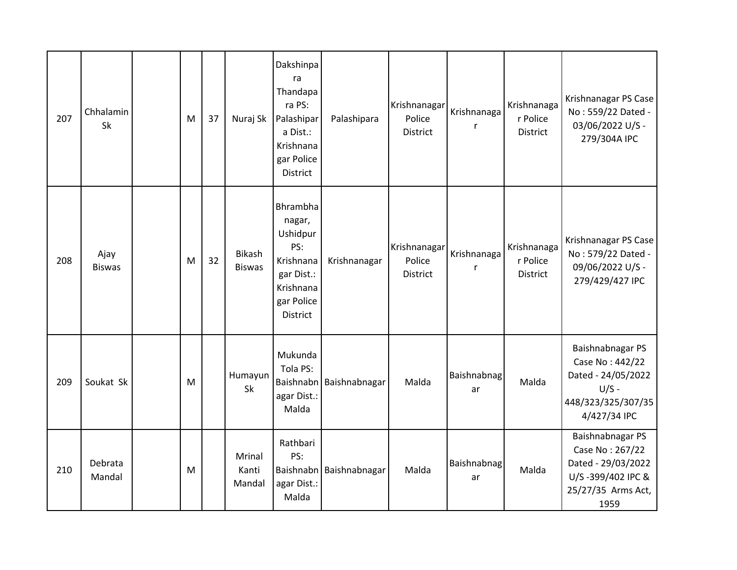| 207 | Chhalamin Sk | | M | 37 | Nuraj Sk | Dakshinpara Thandapara PS: Palashipara Dist.: Krishnanagar Police District | Palashipara | Krishnanagar Police District | Krishnanagar | Krishnanagar Police District | Krishnanagar PS Case No : 559/22 Dated - 03/06/2022 U/S - 279/304A IPC |
|---|---|---|---|---|---|---|---|---|---|---|---|
| 208 | Ajay Biswas | | M | 32 | Bikash Biswas | Bhrambhanagar, Ushidpur PS: Krishnanagar Dist.: Krishnanagar Police District | Krishnanagar | Krishnanagar Police District | Krishnanagar | Krishnanagar Police District | Krishnanagar PS Case No : 579/22 Dated - 09/06/2022 U/S - 279/429/427 IPC |
| 209 | Soukat Sk | | M | | Humayun Sk | Mukunda Tola PS: Baishnabnagar Dist.: Malda | Baishnabnagar | Malda | Baishnabnagar | Malda | Baishnabnagar PS Case No : 442/22 Dated - 24/05/2022 U/S - 448/323/325/307/354/427/34 IPC |
| 210 | Debrata Mandal | | M | | Mrinal Kanti Mandal | Rathbari PS: Baishnabnagar Dist.: Malda | Baishnabnagar | Malda | Baishnabnagar | Malda | Baishnabnagar PS Case No : 267/22 Dated - 29/03/2022 U/S -399/402 IPC & 25/27/35 Arms Act, 1959 |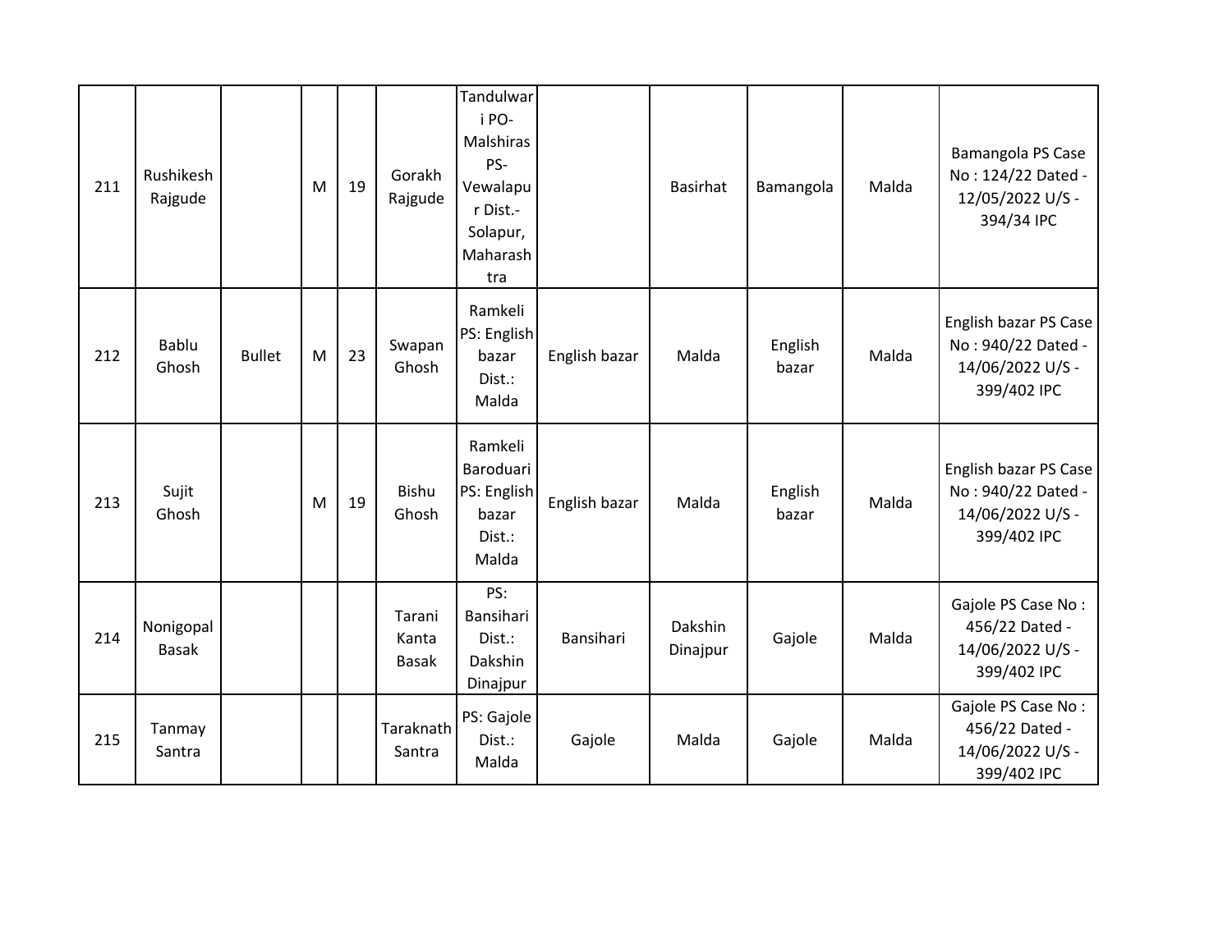| 211 | Rushikesh Rajgude | | M | 19 | Gorakh Rajgude | Tandulwari PO- Malshiras PS- Vewalapur Dist.- Solapur, Maharashtra | | Basirhat | Bamangola | Malda | Bamangola PS Case No : 124/22 Dated - 12/05/2022 U/S - 394/34 IPC |
|---|---|---|---|---|---|---|---|---|---|---|---|
| 212 | Bablu Ghosh | Bullet | M | 23 | Swapan Ghosh | Ramkeli PS: English bazar Dist.: Malda | English bazar | Malda | English bazar | Malda | English bazar PS Case No : 940/22 Dated - 14/06/2022 U/S - 399/402 IPC |
| 213 | Sujit Ghosh | | M | 19 | Bishu Ghosh | Ramkeli Baroduari PS: English bazar Dist.: Malda | English bazar | Malda | English bazar | Malda | English bazar PS Case No : 940/22 Dated - 14/06/2022 U/S - 399/402 IPC |
| 214 | Nonigopal Basak | | | | Tarani Kanta Basak | PS: Bansihari Dist.: Dakshin Dinajpur | Bansihari | Dakshin Dinajpur | Gajole | Malda | Gajole PS Case No : 456/22 Dated - 14/06/2022 U/S - 399/402 IPC |
| 215 | Tanmay Santra | | | | Taraknath Santra | PS: Gajole Dist.: Malda | Gajole | Malda | Gajole | Malda | Gajole PS Case No : 456/22 Dated - 14/06/2022 U/S - 399/402 IPC |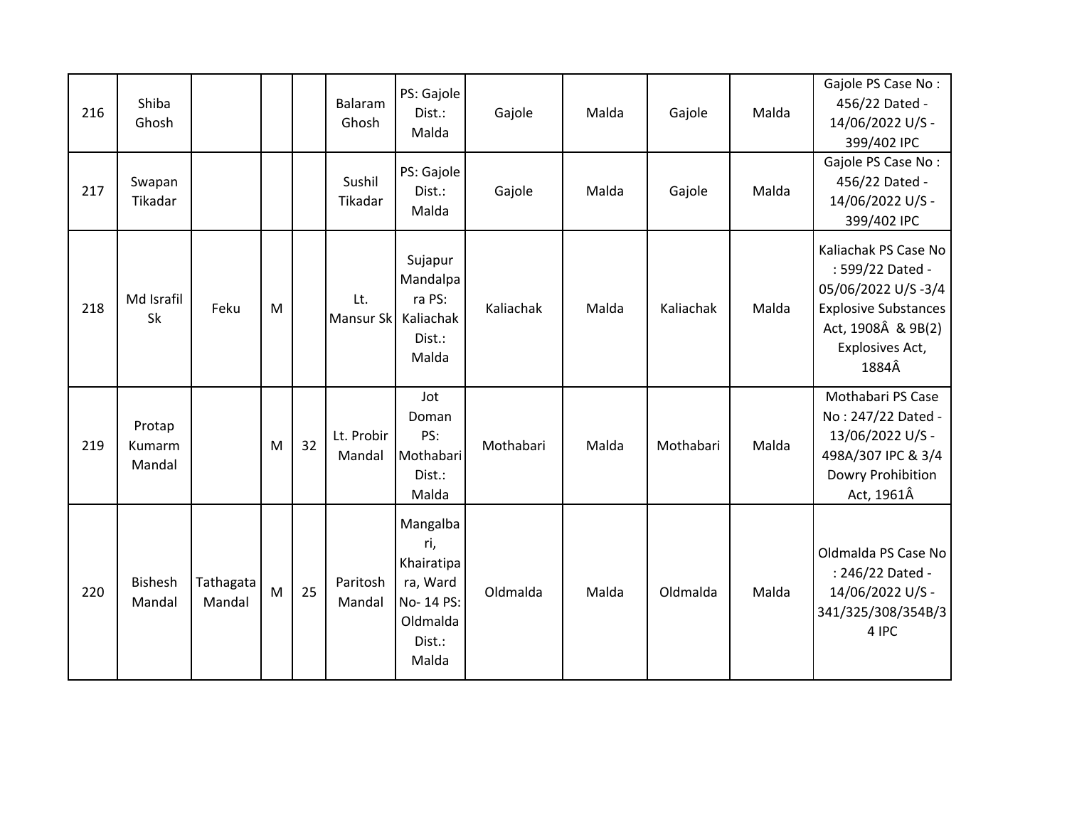| 216 | Shiba Ghosh | | | | Balaram Ghosh | PS: Gajole Dist.: Malda | Gajole | Malda | Gajole | Malda | Gajole PS Case No : 456/22 Dated - 14/06/2022 U/S - 399/402 IPC |
|---|---|---|---|---|---|---|---|---|---|---|---|
| 217 | Swapan Tikadar | | | | Sushil Tikadar | PS: Gajole Dist.: Malda | Gajole | Malda | Gajole | Malda | Gajole PS Case No : 456/22 Dated - 14/06/2022 U/S - 399/402 IPC |
| 218 | Md Israfil Sk | Feku | M | | Lt. Mansur Sk | Sujapur Mandalpara PS: Kaliachak Dist.: Malda | Kaliachak | Malda | Kaliachak | Malda | Kaliachak PS Case No : 599/22 Dated - 05/06/2022 U/S -3/4 Explosive Substances Act, 1908Â & 9B(2) Explosives Act, 1884Â |
| 219 | Protap Kumarm Mandal | | M | 32 | Lt. Probir Mandal | Jot Doman PS: Mothabari Dist.: Malda | Mothabari | Malda | Mothabari | Malda | Mothabari PS Case No : 247/22 Dated - 13/06/2022 U/S - 498A/307 IPC & 3/4 Dowry Prohibition Act, 1961Â |
| 220 | Bishesh Mandal | Tathagata Mandal | M | 25 | Paritosh Mandal | Mangalbari, Khairatipara, Ward No- 14 PS: Oldmalda Dist.: Malda | Oldmalda | Malda | Oldmalda | Malda | Oldmalda PS Case No : 246/22 Dated - 14/06/2022 U/S - 341/325/308/354B/34 IPC |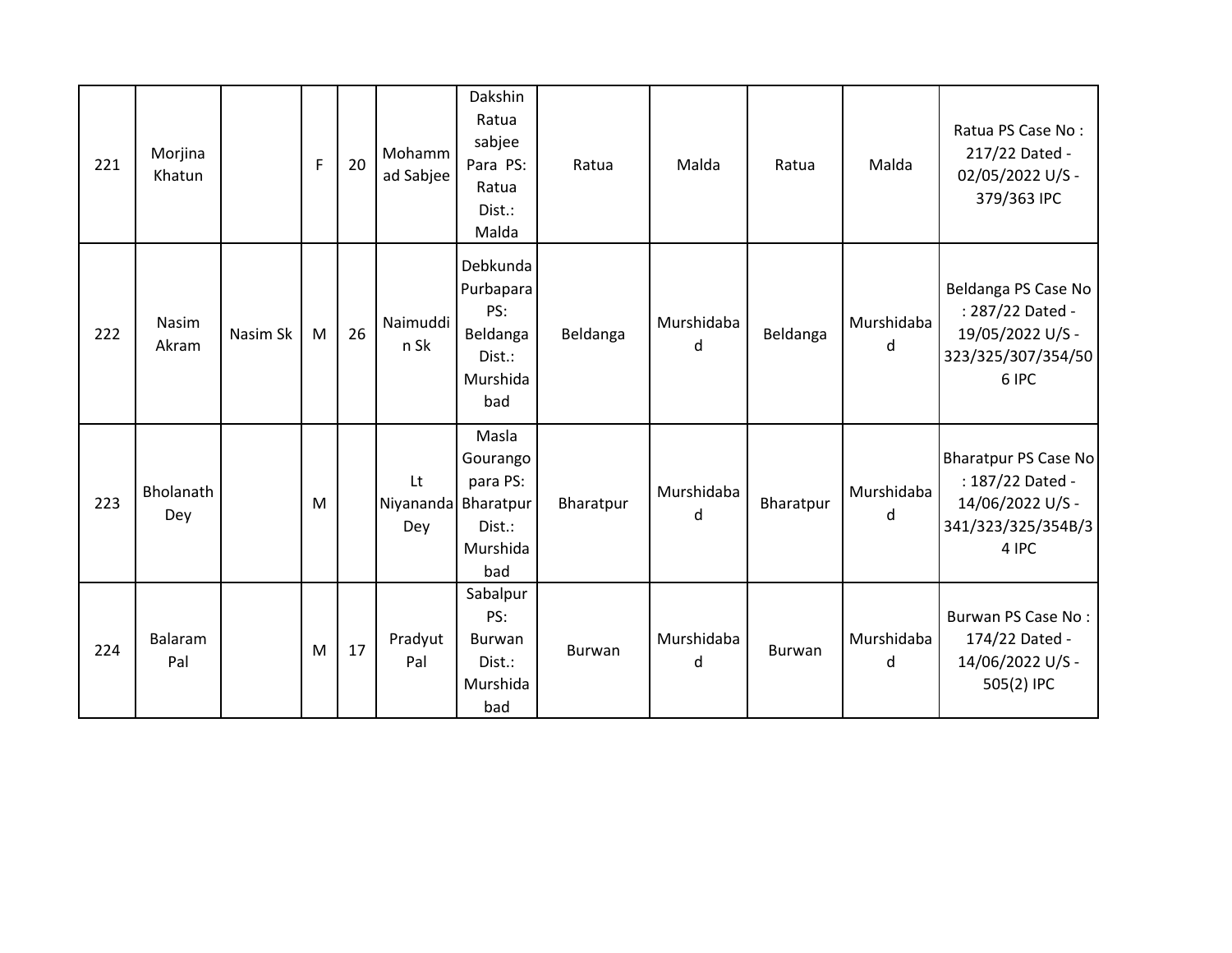| | | | | | | | | | | | |
|---|---|---|---|---|---|---|---|---|---|---|---|
| 221 | Morjina Khatun | | F | 20 | Mohammad Sabjee | Dakshin Ratua sabjee Para PS: Ratua Dist.: Malda | Ratua | Malda | Ratua | Malda | Ratua PS Case No : 217/22 Dated - 02/05/2022 U/S - 379/363 IPC |
| 222 | Nasim Akram | Nasim Sk | M | 26 | Naimuddin Sk | Debkunda Purbapara PS: Beldanga Dist.: Murshidabad | Beldanga | Murshidabad | Beldanga | Murshidabad | Beldanga PS Case No : 287/22 Dated - 19/05/2022 U/S - 323/325/307/354/506 IPC |
| 223 | Bholanath Dey | | M | | Lt Niyananda Dey | Masla Gourango para PS: Bharatpur Dist.: Murshidabad | Bharatpur | Murshidabad | Bharatpur | Murshidabad | Bharatpur PS Case No : 187/22 Dated - 14/06/2022 U/S - 341/323/325/354B/34 IPC |
| 224 | Balaram Pal | | M | 17 | Pradyut Pal | Sabalpur PS: Burwan Dist.: Murshidabad | Burwan | Murshidabad | Burwan | Murshidabad | Burwan PS Case No : 174/22 Dated - 14/06/2022 U/S - 505(2) IPC |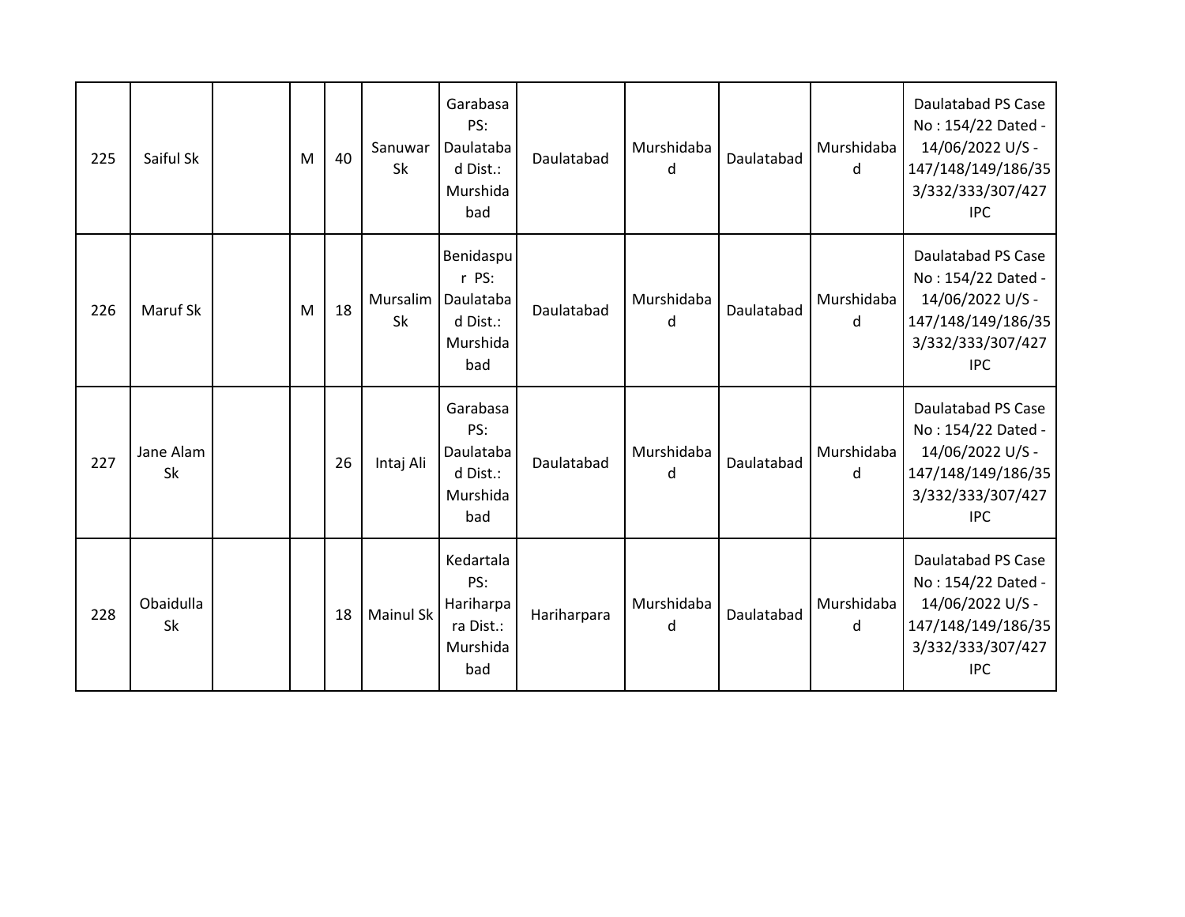| 225 | Saiful Sk | | M | 40 | Sanuwar Sk | Garabasa PS: Daulatabad Dist.: Murshidabad | Daulatabad | Murshidabad | Daulatabad | Murshidabad | Daulatabad PS Case No : 154/22 Dated - 14/06/2022 U/S - 147/148/149/186/353/332/333/307/427 IPC |
|---|---|---|---|---|---|---|---|---|---|---|---|
| 226 | Maruf Sk | | M | 18 | Mursalim Sk | Benidaspur PS: Daulatabad Dist.: Murshidabad | Daulatabad | Murshidabad | Daulatabad | Murshidabad | Daulatabad PS Case No : 154/22 Dated - 14/06/2022 U/S - 147/148/149/186/353/332/333/307/427 IPC |
| 227 | Jane Alam Sk | | | 26 | Intaj Ali | Garabasa PS: Daulatabad Dist.: Murshidabad | Daulatabad | Murshidabad | Daulatabad | Murshidabad | Daulatabad PS Case No : 154/22 Dated - 14/06/2022 U/S - 147/148/149/186/353/332/333/307/427 IPC |
| 228 | Obaidulla Sk | | | 18 | Mainul Sk | Kedartala PS: Hariharpara Dist.: Murshidabad | Hariharpara | Murshidabad | Daulatabad | Murshidabad | Daulatabad PS Case No : 154/22 Dated - 14/06/2022 U/S - 147/148/149/186/353/332/333/307/427 IPC |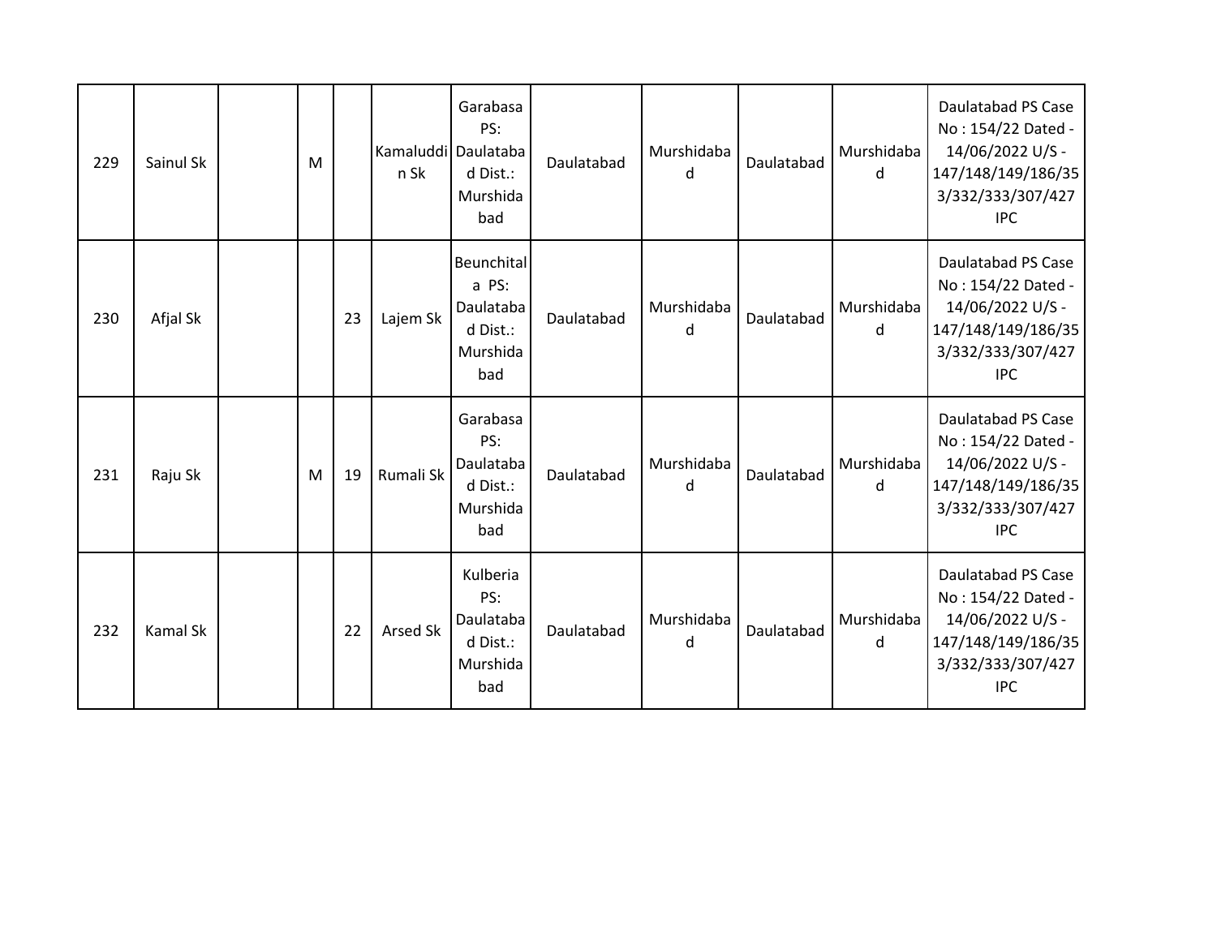| | | | | | | | | | | | |
|---|---|---|---|---|---|---|---|---|---|---|---|
| 229 | Sainul Sk | | M | | Kamaluddin Sk | Garabasa PS: Daulatabad Dist.: Murshidabad | Daulatabad | Murshidabad | Daulatabad | Murshidabad | Daulatabad PS Case No : 154/22 Dated - 14/06/2022 U/S - 147/148/149/186/353/332/333/307/427 IPC |
| 230 | Afjal Sk | | | 23 | Lajem Sk | Beunchitala PS: Daulatabad Dist.: Murshidabad | Daulatabad | Murshidabad | Daulatabad | Murshidabad | Daulatabad PS Case No : 154/22 Dated - 14/06/2022 U/S - 147/148/149/186/353/332/333/307/427 IPC |
| 231 | Raju Sk | | M | 19 | Rumali Sk | Garabasa PS: Daulatabad Dist.: Murshidabad | Daulatabad | Murshidabad | Daulatabad | Murshidabad | Daulatabad PS Case No : 154/22 Dated - 14/06/2022 U/S - 147/148/149/186/353/332/333/307/427 IPC |
| 232 | Kamal Sk | | | 22 | Arsed Sk | Kulberia PS: Daulatabad Dist.: Murshidabad | Daulatabad | Murshidabad | Daulatabad | Murshidabad | Daulatabad PS Case No : 154/22 Dated - 14/06/2022 U/S - 147/148/149/186/353/332/333/307/427 IPC |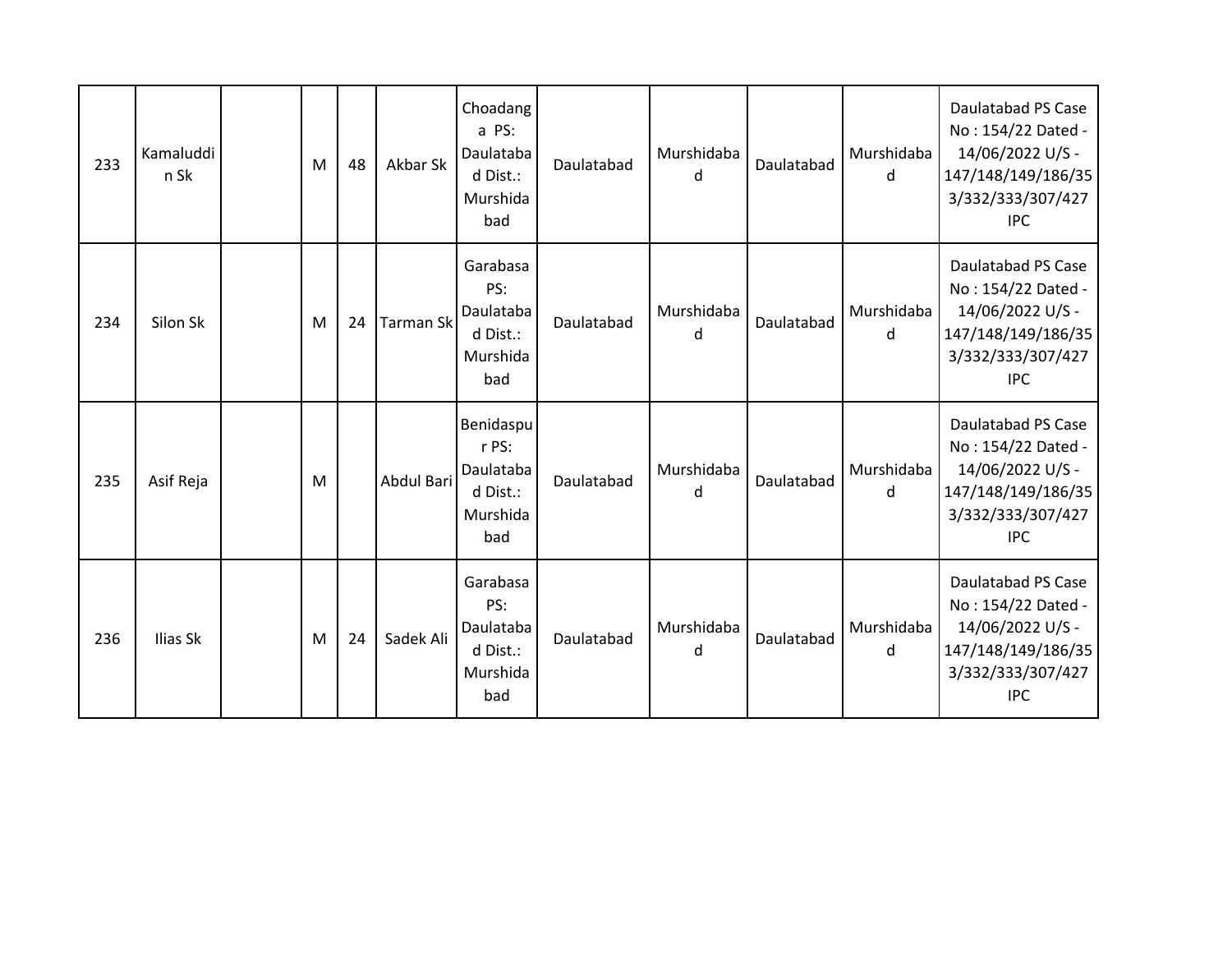| 233 | Kamaluddin Sk | | M | 48 | Akbar Sk | Choadanga PS: Daulatabad Dist.: Murshidabad | Daulatabad | Murshidabad | Daulatabad | Murshidabad | Daulatabad PS Case No : 154/22 Dated - 14/06/2022 U/S - 147/148/149/186/353/332/333/307/427 IPC |
|---|---|---|---|---|---|---|---|---|---|---|---|
| 234 | Silon Sk | | M | 24 | Tarman Sk | Garabasa PS: Daulatabad Dist.: Murshidabad | Daulatabad | Murshidabad | Daulatabad | Murshidabad | Daulatabad PS Case No : 154/22 Dated - 14/06/2022 U/S - 147/148/149/186/353/332/333/307/427 IPC |
| 235 | Asif Reja | | M | | Abdul Bari | Benidaspur PS: Daulatabad Dist.: Murshidabad | Daulatabad | Murshidabad | Daulatabad | Murshidabad | Daulatabad PS Case No : 154/22 Dated - 14/06/2022 U/S - 147/148/149/186/353/332/333/307/427 IPC |
| 236 | Ilias Sk | | M | 24 | Sadek Ali | Garabasa PS: Daulatabad Dist.: Murshidabad | Daulatabad | Murshidabad | Daulatabad | Murshidabad | Daulatabad PS Case No : 154/22 Dated - 14/06/2022 U/S - 147/148/149/186/353/332/333/307/427 IPC |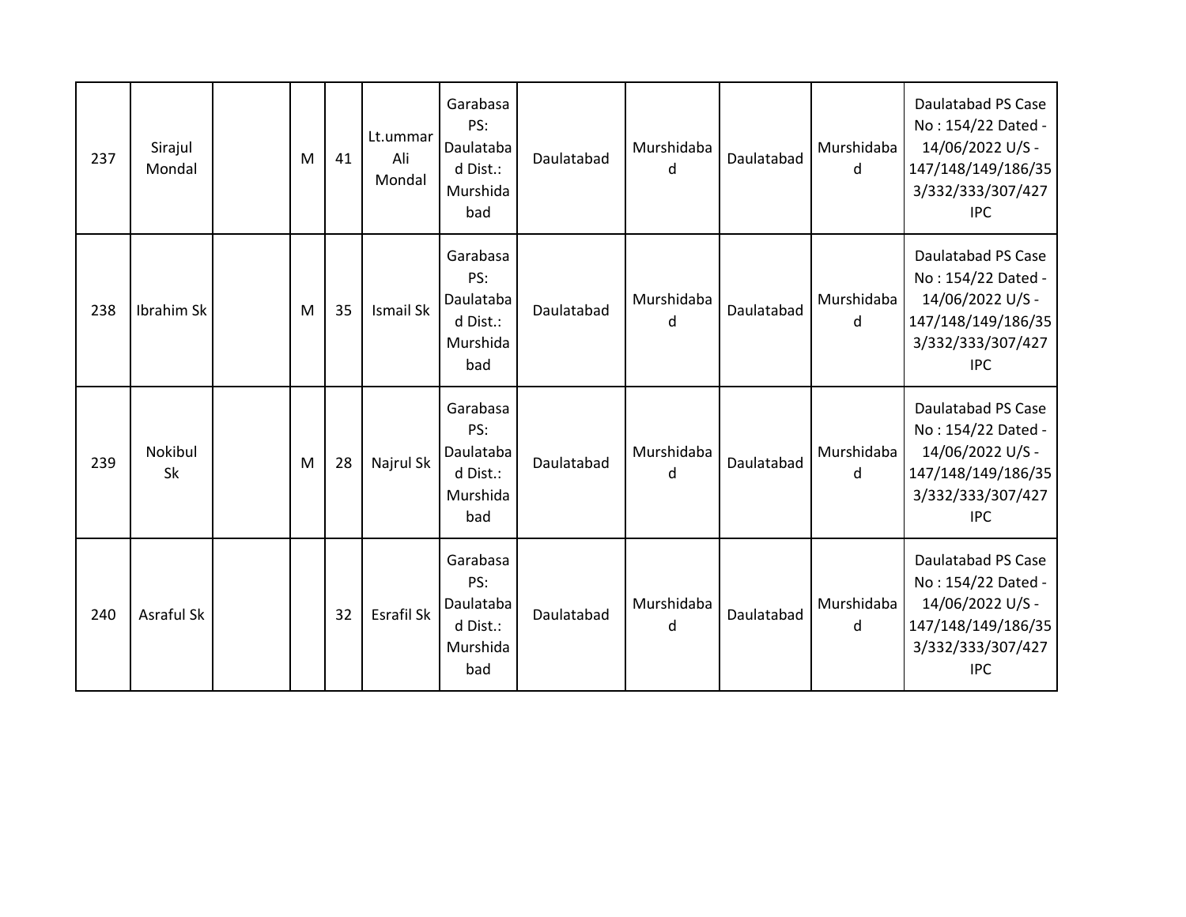| | | | | | | | | | | | |
|---|---|---|---|---|---|---|---|---|---|---|---|
| 237 | Sirajul Mondal | | M | 41 | Lt.ummar Ali Mondal | Garabasa PS: Daulatabad Dist.: Murshidabad | Daulatabad | Murshidabad | Daulatabad | Murshidabad | Daulatabad PS Case No : 154/22 Dated - 14/06/2022 U/S - 147/148/149/186/353/332/333/307/427 IPC |
| 238 | Ibrahim Sk | | M | 35 | Ismail Sk | Garabasa PS: Daulatabad Dist.: Murshidabad | Daulatabad | Murshidabad | Daulatabad | Murshidabad | Daulatabad PS Case No : 154/22 Dated - 14/06/2022 U/S - 147/148/149/186/353/332/333/307/427 IPC |
| 239 | Nokibul Sk | | M | 28 | Najrul Sk | Garabasa PS: Daulatabad Dist.: Murshidabad | Daulatabad | Murshidabad | Daulatabad | Murshidabad | Daulatabad PS Case No : 154/22 Dated - 14/06/2022 U/S - 147/148/149/186/353/332/333/307/427 IPC |
| 240 | Asraful Sk | | | 32 | Esrafil Sk | Garabasa PS: Daulatabad Dist.: Murshidabad | Daulatabad | Murshidabad | Daulatabad | Murshidabad | Daulatabad PS Case No : 154/22 Dated - 14/06/2022 U/S - 147/148/149/186/353/332/333/307/427 IPC |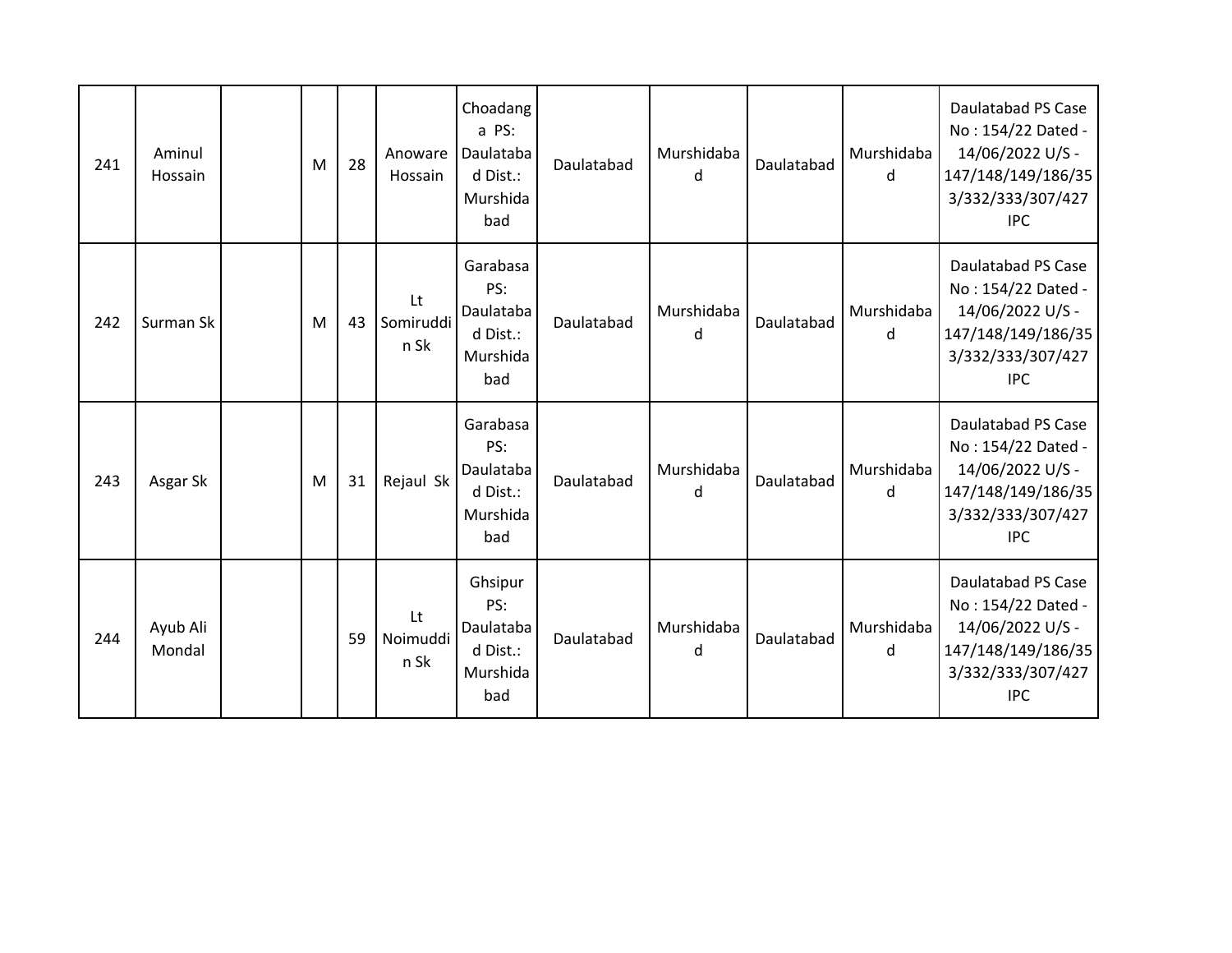| | | | | | | | | | | | |
|---|---|---|---|---|---|---|---|---|---|---|---|
| 241 | Aminul Hossain | | M | 28 | Anoware Hossain | Choadanga PS: Daulatabad Dist.: Murshidabad | Daulatabad | Murshidabad | Daulatabad | Murshidabad | Daulatabad PS Case No : 154/22 Dated - 14/06/2022 U/S - 147/148/149/186/353/332/333/307/427 IPC |
| 242 | Surman Sk | | M | 43 | Lt Somiruddin Sk | Garabasa PS: Daulatabad Dist.: Murshidabad | Daulatabad | Murshidabad | Daulatabad | Murshidabad | Daulatabad PS Case No : 154/22 Dated - 14/06/2022 U/S - 147/148/149/186/353/332/333/307/427 IPC |
| 243 | Asgar Sk | | M | 31 | Rejaul Sk | Garabasa PS: Daulatabad Dist.: Murshidabad | Daulatabad | Murshidabad | Daulatabad | Murshidabad | Daulatabad PS Case No : 154/22 Dated - 14/06/2022 U/S - 147/148/149/186/353/332/333/307/427 IPC |
| 244 | Ayub Ali Mondal | | | 59 | Lt Noimuddin Sk | Ghsipur PS: Daulatabad Dist.: Murshidabad | Daulatabad | Murshidabad | Daulatabad | Murshidabad | Daulatabad PS Case No : 154/22 Dated - 14/06/2022 U/S - 147/148/149/186/353/332/333/307/427 IPC |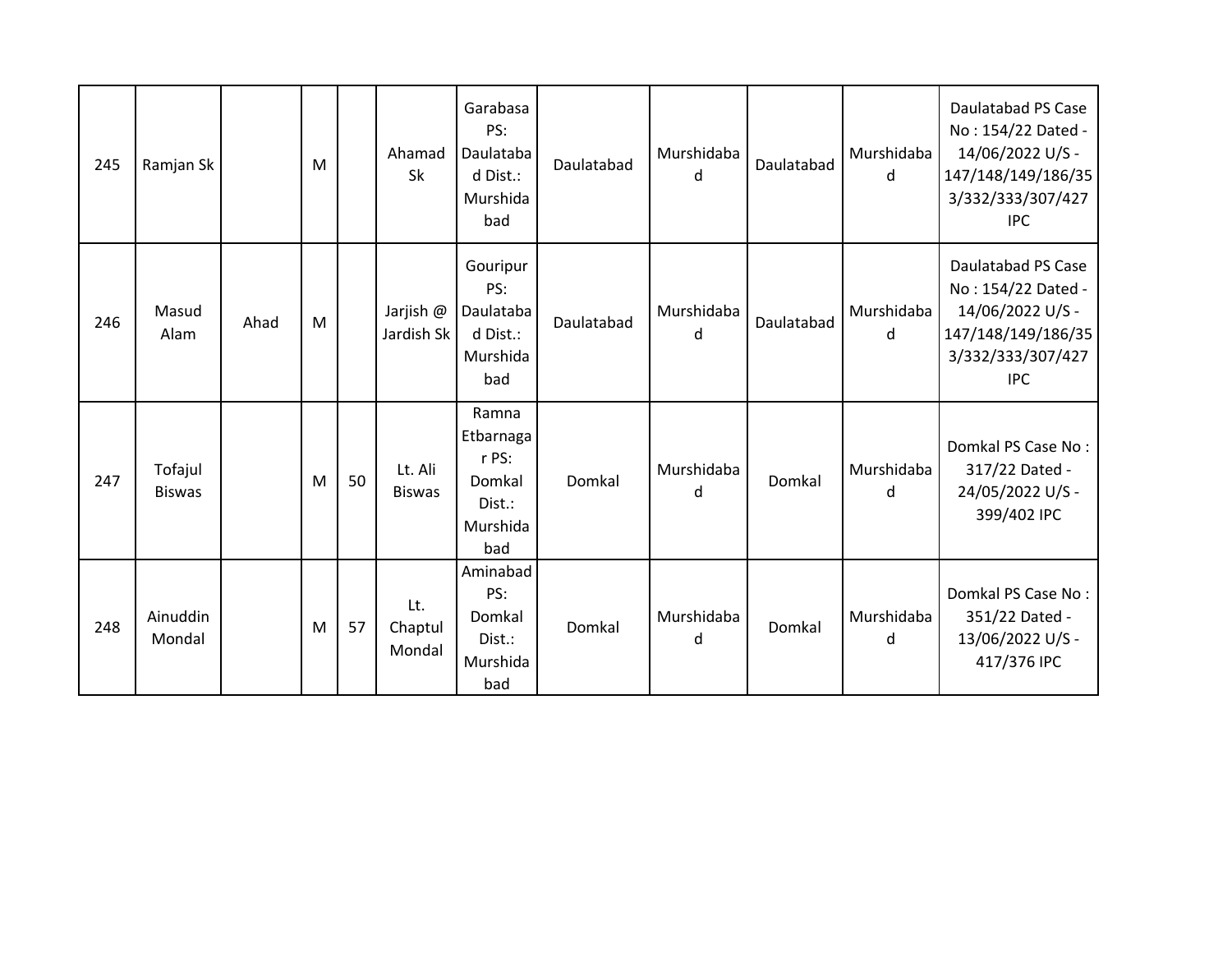| 245 | Ramjan Sk | | M | | Ahamad Sk | Garabasa PS: Daulatabad Dist.: Murshidabad | Daulatabad | Murshidabad | Daulatabad | Murshidabad | Daulatabad PS Case No : 154/22 Dated - 14/06/2022 U/S - 147/148/149/186/353/332/333/307/427 IPC |
|---|---|---|---|---|---|---|---|---|---|---|---|
| 246 | Masud Alam | Ahad | M | | Jarjish @ Jardish Sk | Gouripur PS: Daulatabad Dist.: Murshidabad | Daulatabad | Murshidabad | Daulatabad | Murshidabad | Daulatabad PS Case No : 154/22 Dated - 14/06/2022 U/S - 147/148/149/186/353/332/333/307/427 IPC |
| 247 | Tofajul Biswas | | M | 50 | Lt. Ali Biswas | Ramna Etbarnagar PS: Domkal Dist.: Murshidabad | Domkal | Murshidabad | Domkal | Murshidabad | Domkal PS Case No : 317/22 Dated - 24/05/2022 U/S - 399/402 IPC |
| 248 | Ainuddin Mondal | | M | 57 | Lt. Chaptul Mondal | Aminabad PS: Domkal Dist.: Murshidabad | Domkal | Murshidabad | Domkal | Murshidabad | Domkal PS Case No : 351/22 Dated - 13/06/2022 U/S - 417/376 IPC |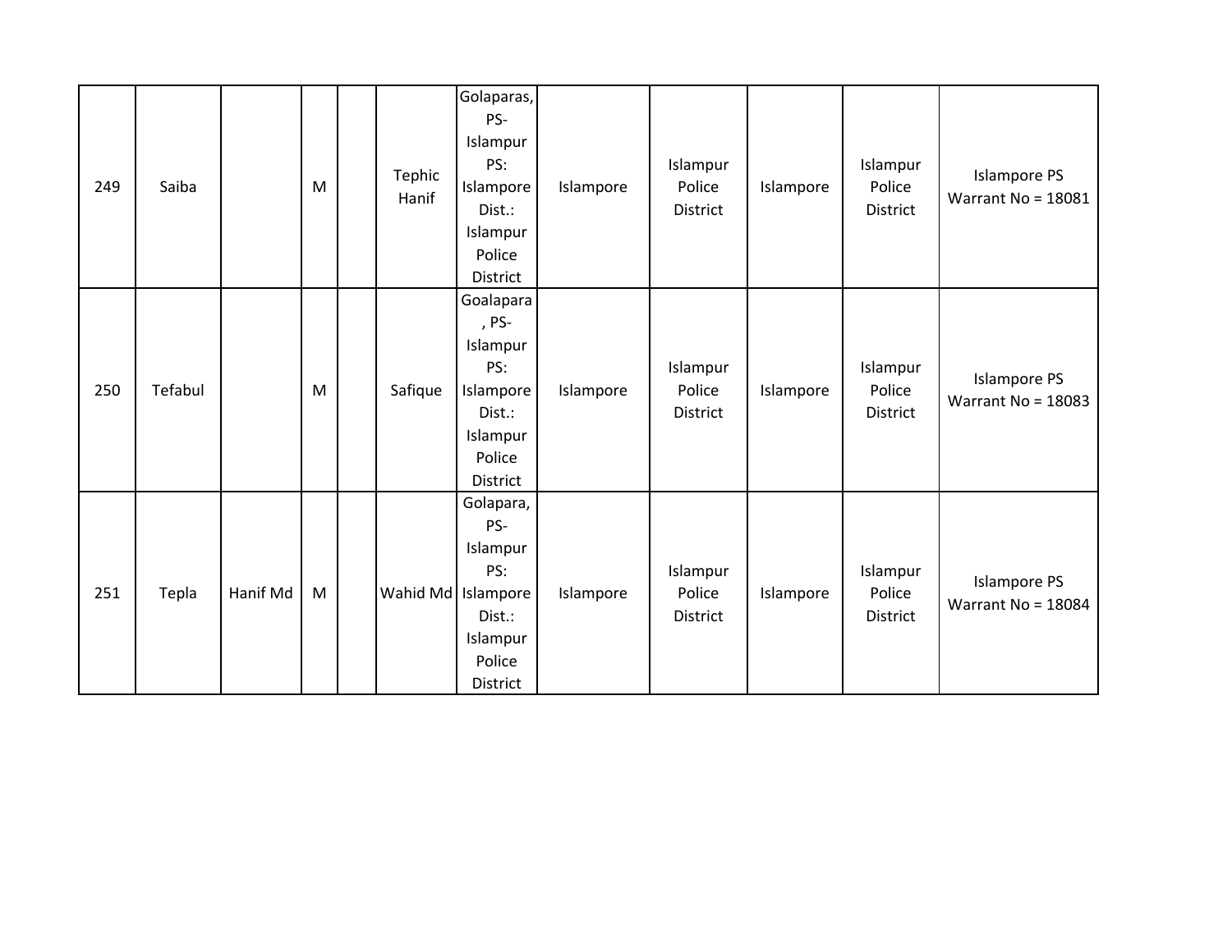| | | | | | | | | | | | |
|---|---|---|---|---|---|---|---|---|---|---|---|
| 249 | Saiba | | M | | Tephic Hanif | Golaparas, PS- Islampur PS: Islampore Dist.: Islampur Police District | Islampore | Islampur Police District | Islampore | Islampur Police District | Islampore PS Warrant No = 18081 |
| 250 | Tefabul | | M | | Safique | Goalapara , PS- Islampur PS: Islampore Dist.: Islampur Police District | Islampore | Islampur Police District | Islampore | Islampur Police District | Islampore PS Warrant No = 18083 |
| 251 | Tepla | Hanif Md | M | | Wahid Md | Golapara, PS- Islampur PS: Islampore Dist.: Islampur Police District | Islampore | Islampur Police District | Islampore | Islampur Police District | Islampore PS Warrant No = 18084 |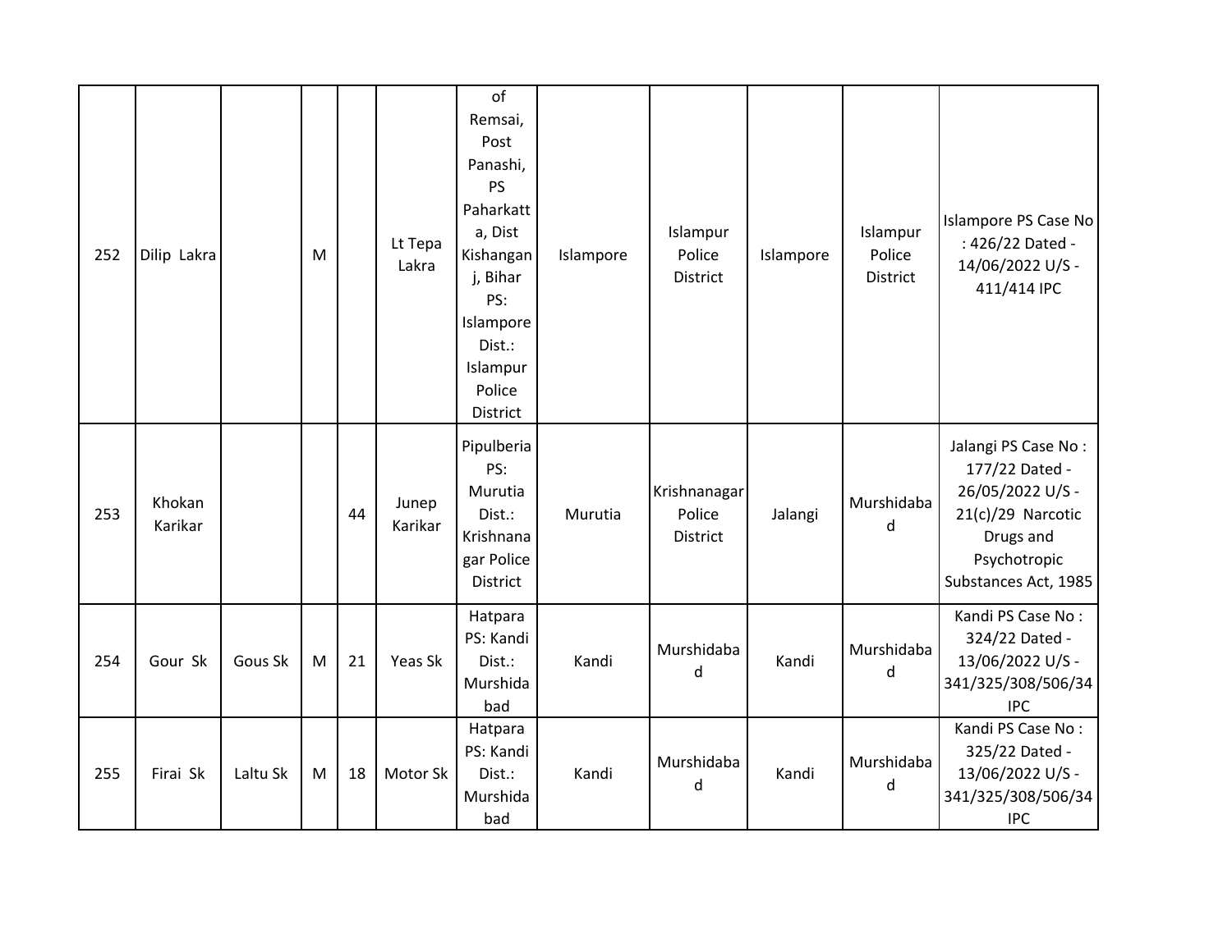| | | | | | | | | | | | |
|---|---|---|---|---|---|---|---|---|---|---|---|
| 252 | Dilip Lakra | | M | | Lt Tepa Lakra | of Remsai, Post Panashi, PS Paharkatta, Dist Kishanganj, Bihar PS: Islampore Dist.: Islampur Police District | Islampore | Islampur Police District | Islampore | Islampur Police District | Islampore PS Case No : 426/22 Dated - 14/06/2022 U/S - 411/414 IPC |
| 253 | Khokan Karikar | | | 44 | Junep Karikar | Pipulberia PS: Murutia Dist.: Krishnanagar Police District | Murutia | Krishnanagar Police District | Jalangi | Murshidabad | Jalangi PS Case No : 177/22 Dated - 26/05/2022 U/S - 21(c)/29 Narcotic Drugs and Psychotropic Substances Act, 1985 |
| 254 | Gour Sk | Gous Sk | M | 21 | Yeas Sk | Hatpara PS: Kandi Dist.: Murshidabad | Kandi | Murshidabad | Kandi | Murshidabad | Kandi PS Case No : 324/22 Dated - 13/06/2022 U/S - 341/325/308/506/34 IPC |
| 255 | Firai Sk | Laltu Sk | M | 18 | Motor Sk | Hatpara PS: Kandi Dist.: Murshidabad | Kandi | Murshidabad | Kandi | Murshidabad | Kandi PS Case No : 325/22 Dated - 13/06/2022 U/S - 341/325/308/506/34 IPC |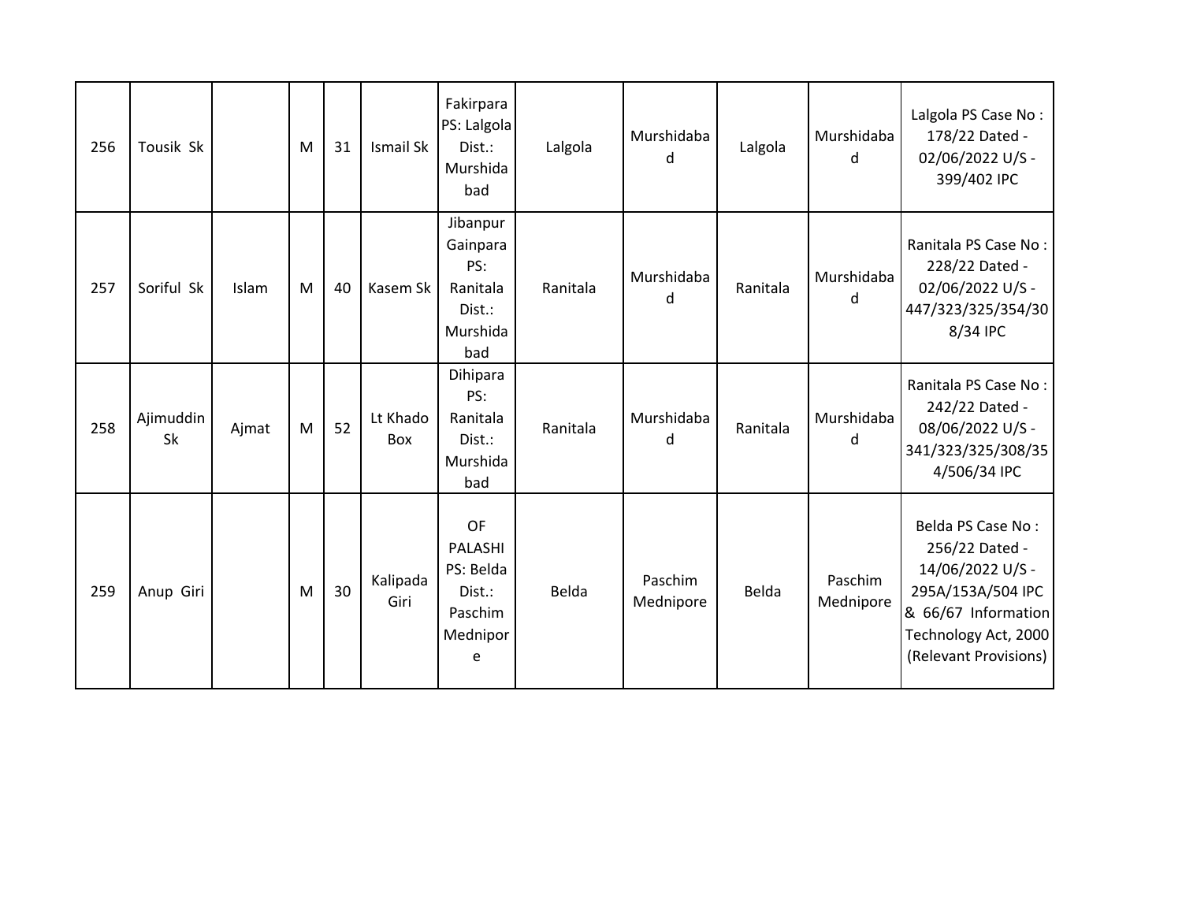| 256 | Tousik Sk | | M | 31 | Ismail Sk | Fakirpara PS: Lalgola Dist.: Murshidabad | Lalgola | Murshidabad | Lalgola | Murshidabad | Lalgola PS Case No : 178/22 Dated - 02/06/2022 U/S - 399/402 IPC |
|---|---|---|---|---|---|---|---|---|---|---|---|
| 257 | Soriful Sk | Islam | M | 40 | Kasem Sk | Jibanpur Gainpara PS: Ranitala Dist.: Murshidabad | Ranitala | Murshidabad | Ranitala | Murshidabad | Ranitala PS Case No : 228/22 Dated - 02/06/2022 U/S - 447/323/325/354/308/34 IPC |
| 258 | Ajimuddin Sk | Ajmat | M | 52 | Lt Khado Box | Dihipara PS: Ranitala Dist.: Murshidabad | Ranitala | Murshidabad | Ranitala | Murshidabad | Ranitala PS Case No : 242/22 Dated - 08/06/2022 U/S - 341/323/325/308/354/506/34 IPC |
| 259 | Anup Giri | | M | 30 | Kalipada Giri | OF PALASHI PS: Belda Dist.: Paschim Mednipore | Belda | Paschim Mednipore | Belda | Paschim Mednipore | Belda PS Case No : 256/22 Dated - 14/06/2022 U/S - 295A/153A/504 IPC & 66/67 Information Technology Act, 2000 (Relevant Provisions) |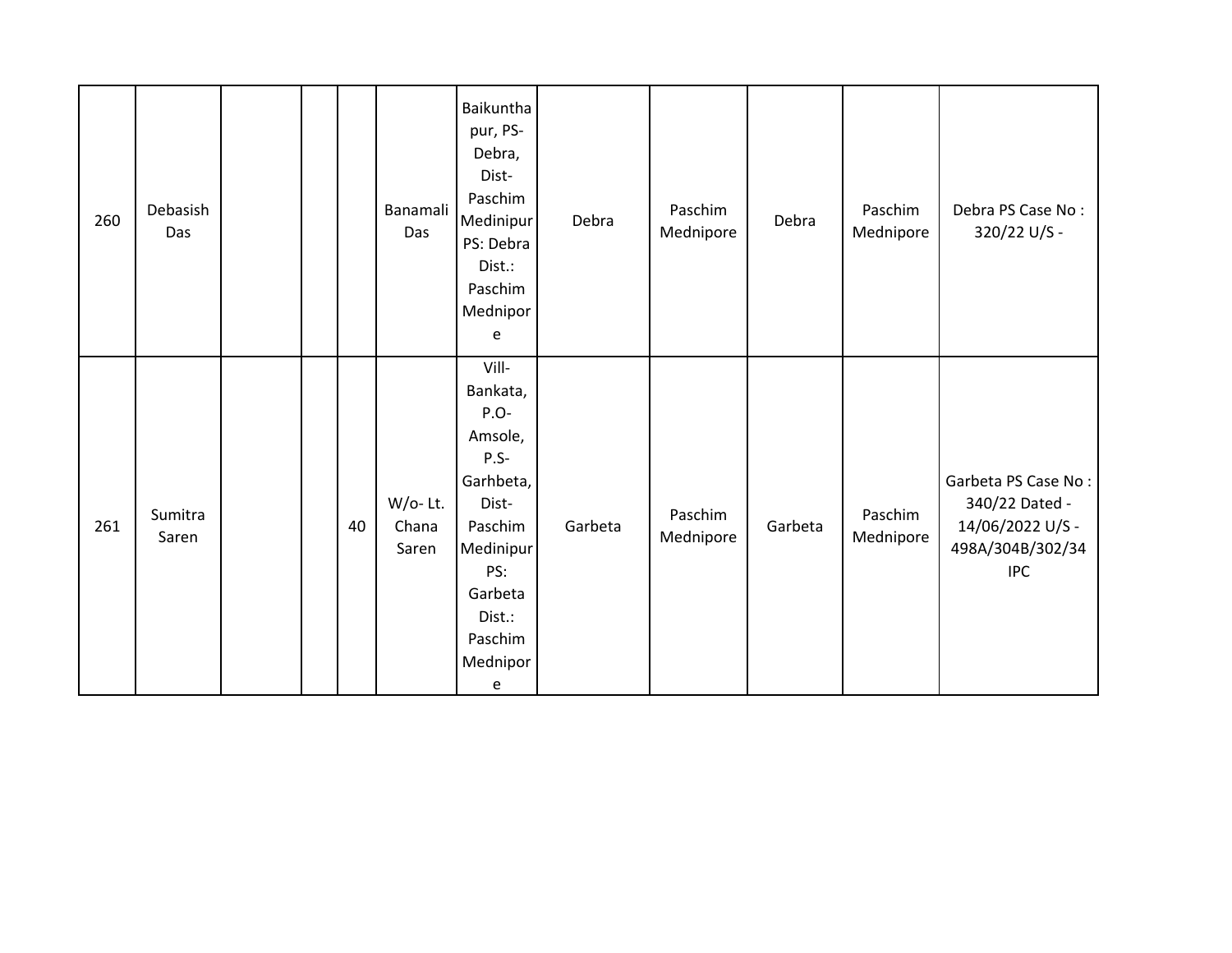| | | | | | | | | | | | |
|---|---|---|---|---|---|---|---|---|---|---|---|
| 260 | Debasish Das | | | | Banamali Das | Baikunthapur, PS-Debra, Dist-Paschim Medinipur PS: Debra Dist.: Paschim Mednipore | Debra | Paschim Mednipore | Debra | Paschim Mednipore | Debra PS Case No : 320/22 U/S - |
| 261 | Sumitra Saren | | | 40 | W/o- Lt. Chana Saren | Vill-Bankata, P.O-Amsole, P.S-Garhbeta, Dist-Paschim Medinipur PS: Garbeta Dist.: Paschim Mednipore | Garbeta | Paschim Mednipore | Garbeta | Paschim Mednipore | Garbeta PS Case No : 340/22 Dated - 14/06/2022 U/S - 498A/304B/302/34 IPC |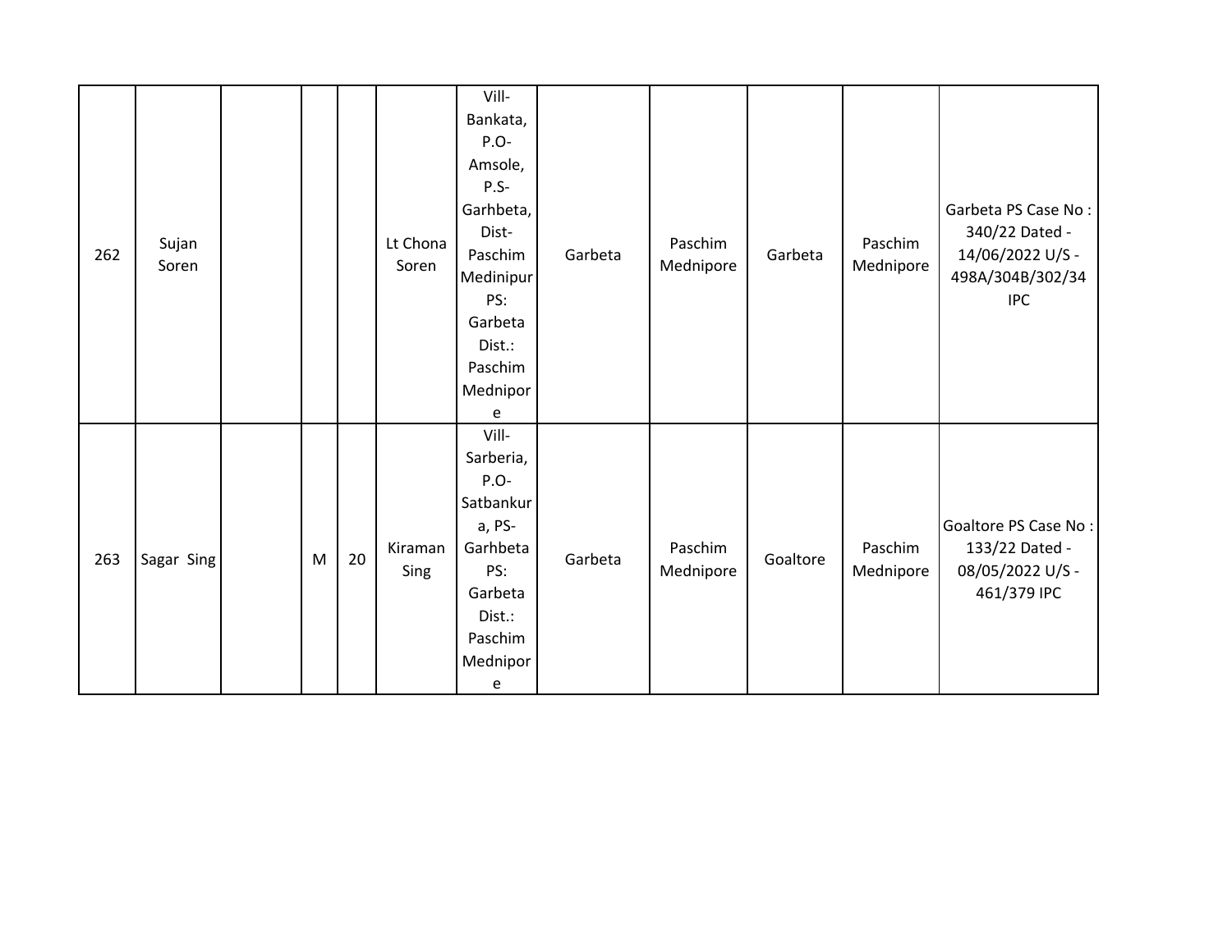| 262 | Sujan Soren | | | | Lt Chona Soren | Vill-Bankata, P.O-Amsole, P.S-Garhbeta, Dist-Paschim Medinipur PS: Garbeta Dist.: Paschim Mednipore | Garbeta | Paschim Mednipore | Garbeta | Paschim Mednipore | Garbeta PS Case No : 340/22 Dated - 14/06/2022 U/S - 498A/304B/302/34 IPC |
|---|---|---|---|---|---|---|---|---|---|---|---|
| 263 | Sagar Sing | | M | 20 | Kiraman Sing | Vill-Sarberia, P.O-Satbankura, PS-Garhbeta PS: Garbeta Dist.: Paschim Mednipore | Garbeta | Paschim Mednipore | Goaltore | Paschim Mednipore | Goaltore PS Case No : 133/22 Dated - 08/05/2022 U/S - 461/379 IPC |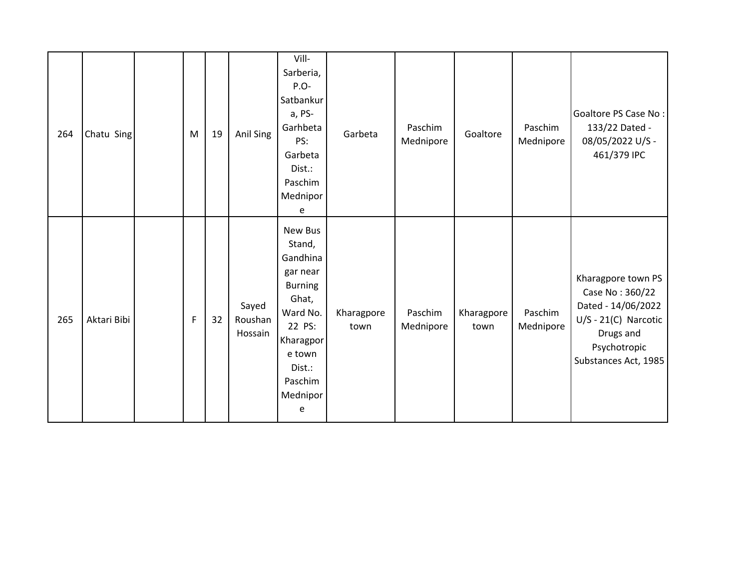| | | | | | | | | | | | |
|---|---|---|---|---|---|---|---|---|---|---|---|
| 264 | Chatu Sing | | M | 19 | Anil Sing | Vill- Sarberia, P.O- Satbankura, PS- Garhbeta PS: Garbeta Dist.: Paschim Mednipore | Garbeta | Paschim Mednipore | Goaltore | Paschim Mednipore | Goaltore PS Case No : 133/22 Dated - 08/05/2022 U/S - 461/379 IPC |
| 265 | Aktari Bibi | | F | 32 | Sayed Roushan Hossain | New Bus Stand, Gandhinagar near Burning Ghat, Ward No. 22 PS: Kharagpore town Dist.: Paschim Mednipore | Kharagpore town | Paschim Mednipore | Kharagpore town | Paschim Mednipore | Kharagpore town PS Case No : 360/22 Dated - 14/06/2022 U/S - 21(C) Narcotic Drugs and Psychotropic Substances Act, 1985 |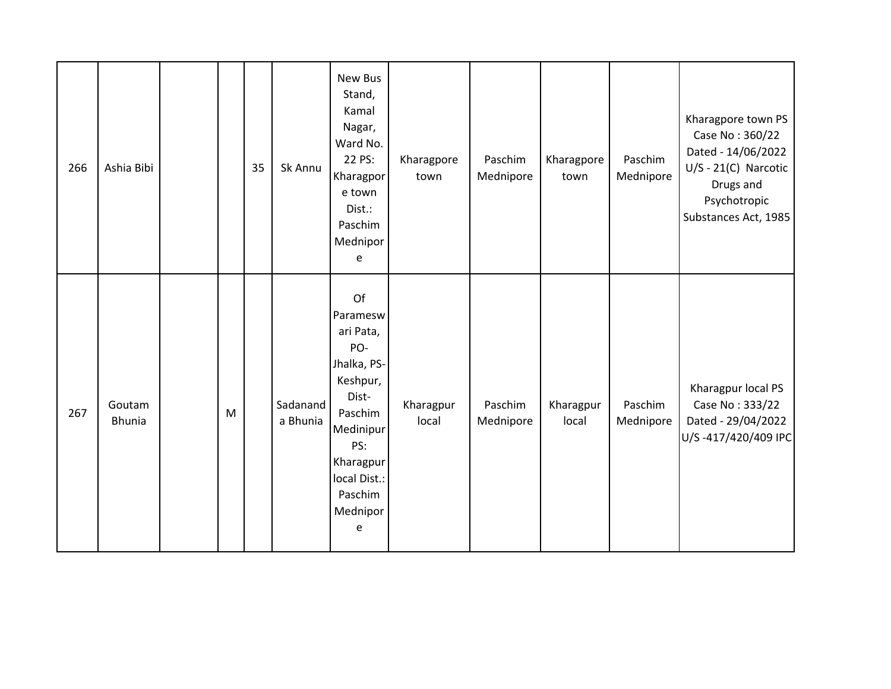| | | | | | | | | | | | |
|---|---|---|---|---|---|---|---|---|---|---|---|
| 266 | Ashia Bibi | | | 35 | Sk Annu | New Bus Stand, Kamal Nagar, Ward No. 22 PS: Kharagpore town Dist.: Paschim Mednipore | Kharagpore town | Paschim Mednipore | Kharagpore town | Paschim Mednipore | Kharagpore town PS Case No : 360/22 Dated - 14/06/2022 U/S - 21(C) Narcotic Drugs and Psychotropic Substances Act, 1985 |
| 267 | Goutam Bhunia | | M | | Sadananda Bhunia | Of Parameswari Pata, PO- Jhalka, PS- Keshpur, Dist- Paschim Medinipur PS: Kharagpur local Dist.: Paschim Mednipore | Kharagpur local | Paschim Mednipore | Kharagpur local | Paschim Mednipore | Kharagpur local PS Case No : 333/22 Dated - 29/04/2022 U/S -417/420/409 IPC |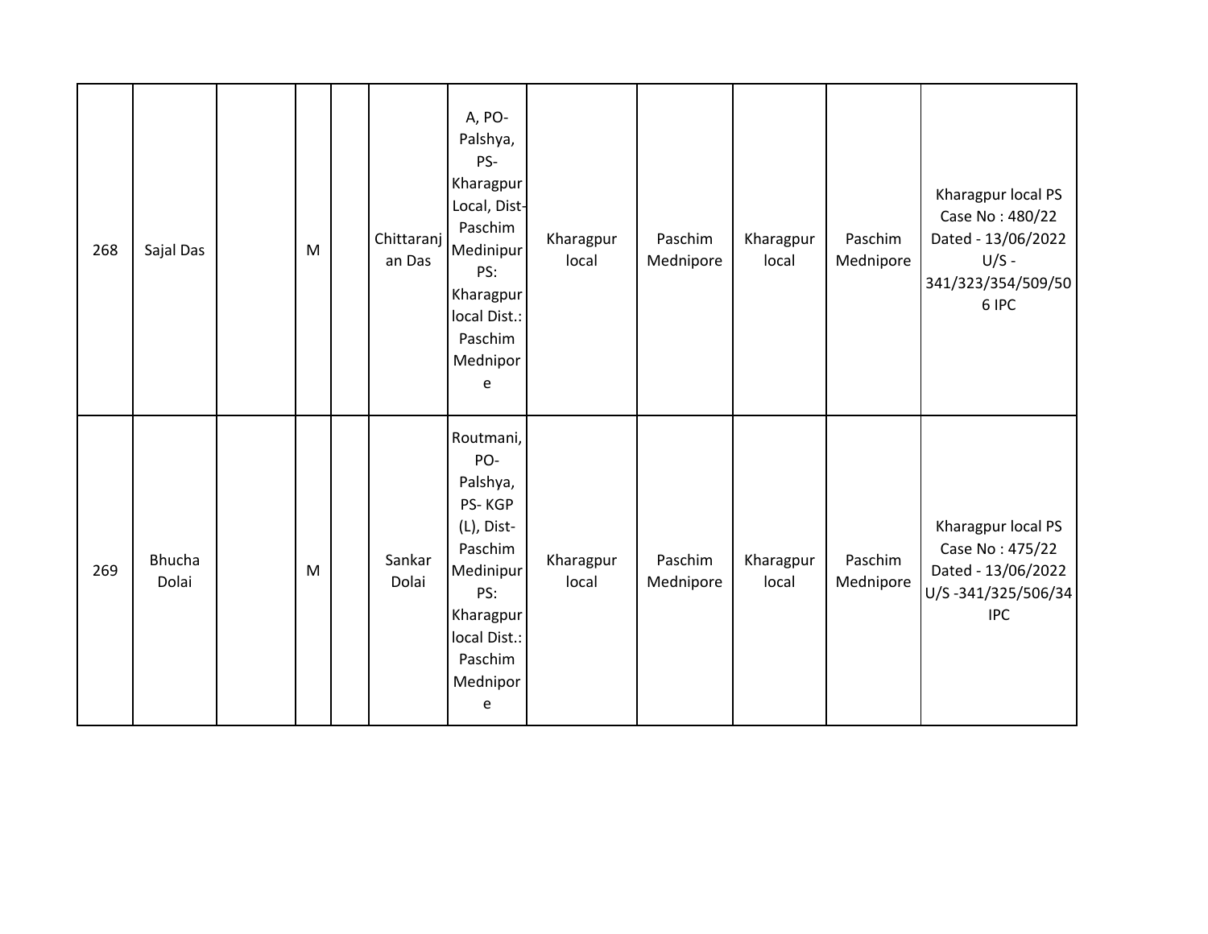| | | | | | | | | | | | |
|---|---|---|---|---|---|---|---|---|---|---|---|
| 268 | Sajal Das | | M | | Chittaranjan Das | A, PO- Palshya, PS- Kharagpur Local, Dist- Paschim Medinipur PS: Kharagpur local Dist.: Paschim Mednipore | Kharagpur local | Paschim Mednipore | Kharagpur local | Paschim Mednipore | Kharagpur local PS Case No : 480/22 Dated - 13/06/2022 U/S - 341/323/354/509/506 IPC |
| 269 | Bhucha Dolai | | M | | Sankar Dolai | Routmani, PO- Palshya, PS- KGP (L), Dist- Paschim Medinipur PS: Kharagpur local Dist.: Paschim Mednipore | Kharagpur local | Paschim Mednipore | Kharagpur local | Paschim Mednipore | Kharagpur local PS Case No : 475/22 Dated - 13/06/2022 U/S -341/325/506/34 IPC |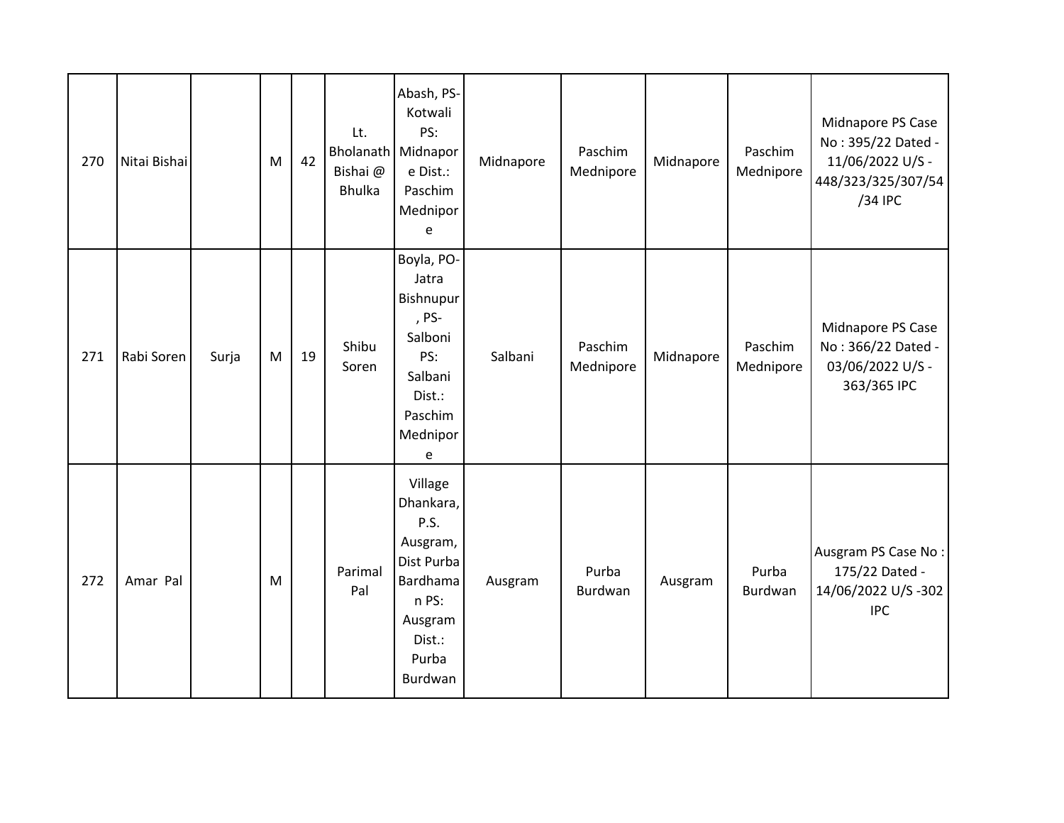| 270 | Nitai Bishai | | M | 42 | Lt. Bholanath Bishai @ Bhulka | Abash, PS-Kotwali PS: Midnapore Dist.: Paschim Mednipore | Midnapore | Paschim Mednipore | Midnapore | Paschim Mednipore | Midnapore PS Case No : 395/22 Dated - 11/06/2022 U/S - 448/323/325/307/54/34 IPC |
|---|---|---|---|---|---|---|---|---|---|---|---|
| 271 | Rabi Soren | Surja | M | 19 | Shibu Soren | Boyla, PO-Jatra Bishnupur, PS-Salboni PS: Salbani Dist.: Paschim Mednipore | Salbani | Paschim Mednipore | Midnapore | Paschim Mednipore | Midnapore PS Case No : 366/22 Dated - 03/06/2022 U/S - 363/365 IPC |
| 272 | Amar Pal | | M | | Parimal Pal | Village Dhankara, P.S. Ausgram, Dist Purba Bardhaman PS: Ausgram Dist.: Purba Burdwan | Ausgram | Purba Burdwan | Ausgram | Purba Burdwan | Ausgram PS Case No : 175/22 Dated - 14/06/2022 U/S -302 IPC |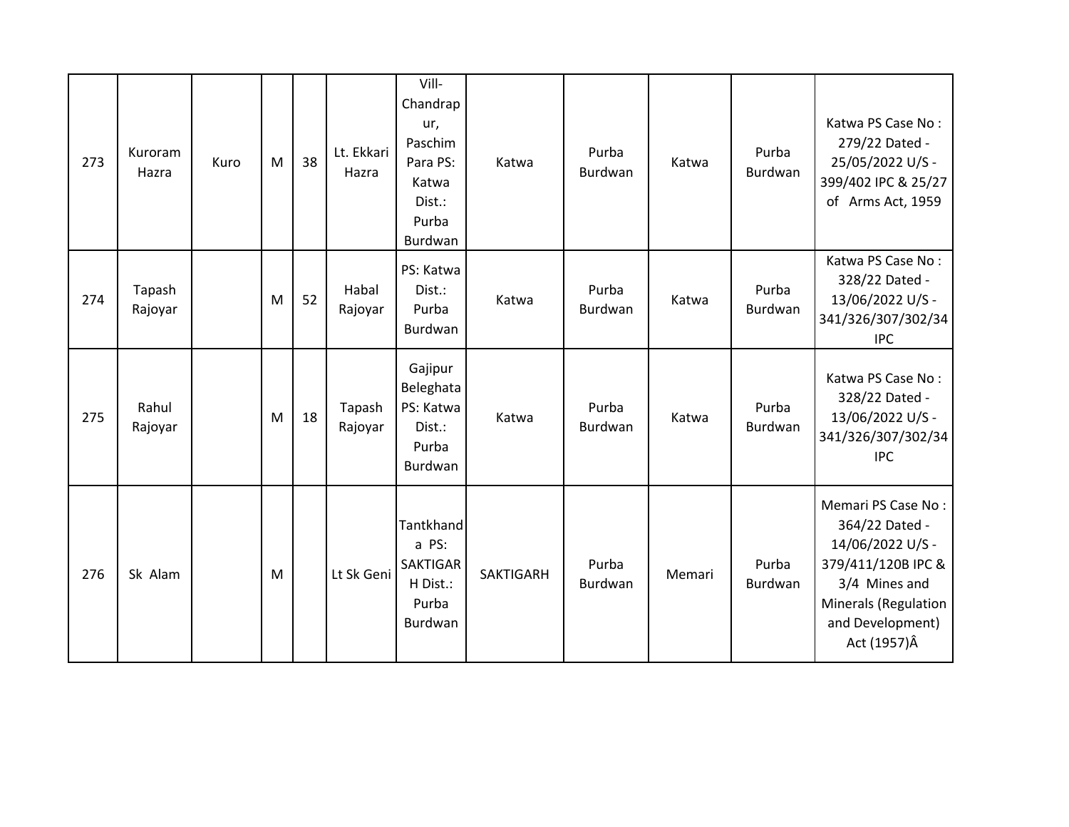| 273 | Kuroram Hazra | Kuro | M | 38 | Lt. Ekkari Hazra | Vill-Chandrapur, Paschim Para PS: Katwa Dist.: Purba Burdwan | Katwa | Purba Burdwan | Katwa | Purba Burdwan | Katwa PS Case No : 279/22 Dated - 25/05/2022 U/S - 399/402 IPC & 25/27 of Arms Act, 1959 |
|---|---|---|---|---|---|---|---|---|---|---|---|
| 274 | Tapash Rajoyar | | M | 52 | Habal Rajoyar | PS: Katwa Dist.: Purba Burdwan | Katwa | Purba Burdwan | Katwa | Purba Burdwan | Katwa PS Case No : 328/22 Dated - 13/06/2022 U/S - 341/326/307/302/34 IPC |
| 275 | Rahul Rajoyar | | M | 18 | Tapash Rajoyar | Gajipur Beleghata PS: Katwa Dist.: Purba Burdwan | Katwa | Purba Burdwan | Katwa | Purba Burdwan | Katwa PS Case No : 328/22 Dated - 13/06/2022 U/S - 341/326/307/302/34 IPC |
| 276 | Sk Alam | | M | | Lt Sk Geni | Tantkhanda PS: SAKTIGARH Dist.: Purba Burdwan | SAKTIGARH | Purba Burdwan | Memari | Purba Burdwan | Memari PS Case No : 364/22 Dated - 14/06/2022 U/S - 379/411/120B IPC & 3/4 Mines and Minerals (Regulation and Development) Act (1957)Â |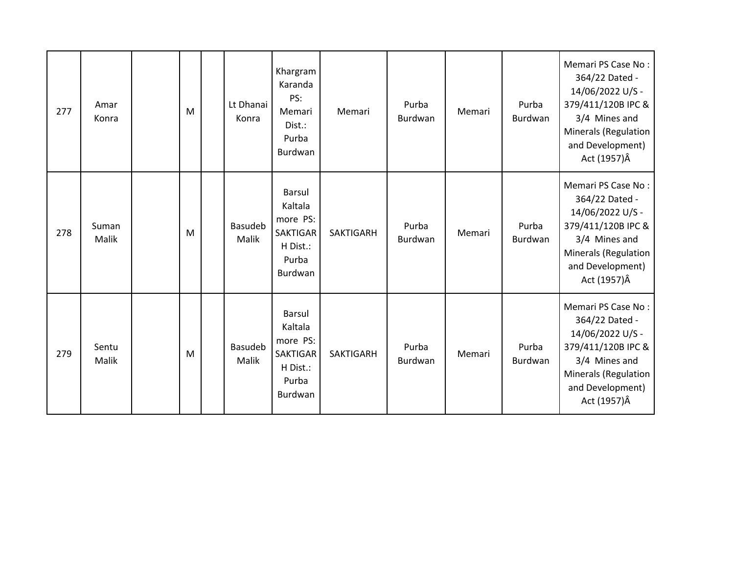| 277 | Amar Konra | | M | | Lt Dhanai Konra | Khargram Karanda PS: Memari Dist.: Purba Burdwan | Memari | Purba Burdwan | Memari | Purba Burdwan | Memari PS Case No : 364/22 Dated - 14/06/2022 U/S - 379/411/120B IPC & 3/4 Mines and Minerals (Regulation and Development) Act (1957)Â |
|---|---|---|---|---|---|---|---|---|---|---|---|
| 278 | Suman Malik | | M | | Basudeb Malik | Barsul Kaltala more PS: SAKTIGARH Dist.: Purba Burdwan | SAKTIGARH | Purba Burdwan | Memari | Purba Burdwan | Memari PS Case No : 364/22 Dated - 14/06/2022 U/S - 379/411/120B IPC & 3/4 Mines and Minerals (Regulation and Development) Act (1957)Â |
| 279 | Sentu Malik | | M | | Basudeb Malik | Barsul Kaltala more PS: SAKTIGARH Dist.: Purba Burdwan | SAKTIGARH | Purba Burdwan | Memari | Purba Burdwan | Memari PS Case No : 364/22 Dated - 14/06/2022 U/S - 379/411/120B IPC & 3/4 Mines and Minerals (Regulation and Development) Act (1957)Â |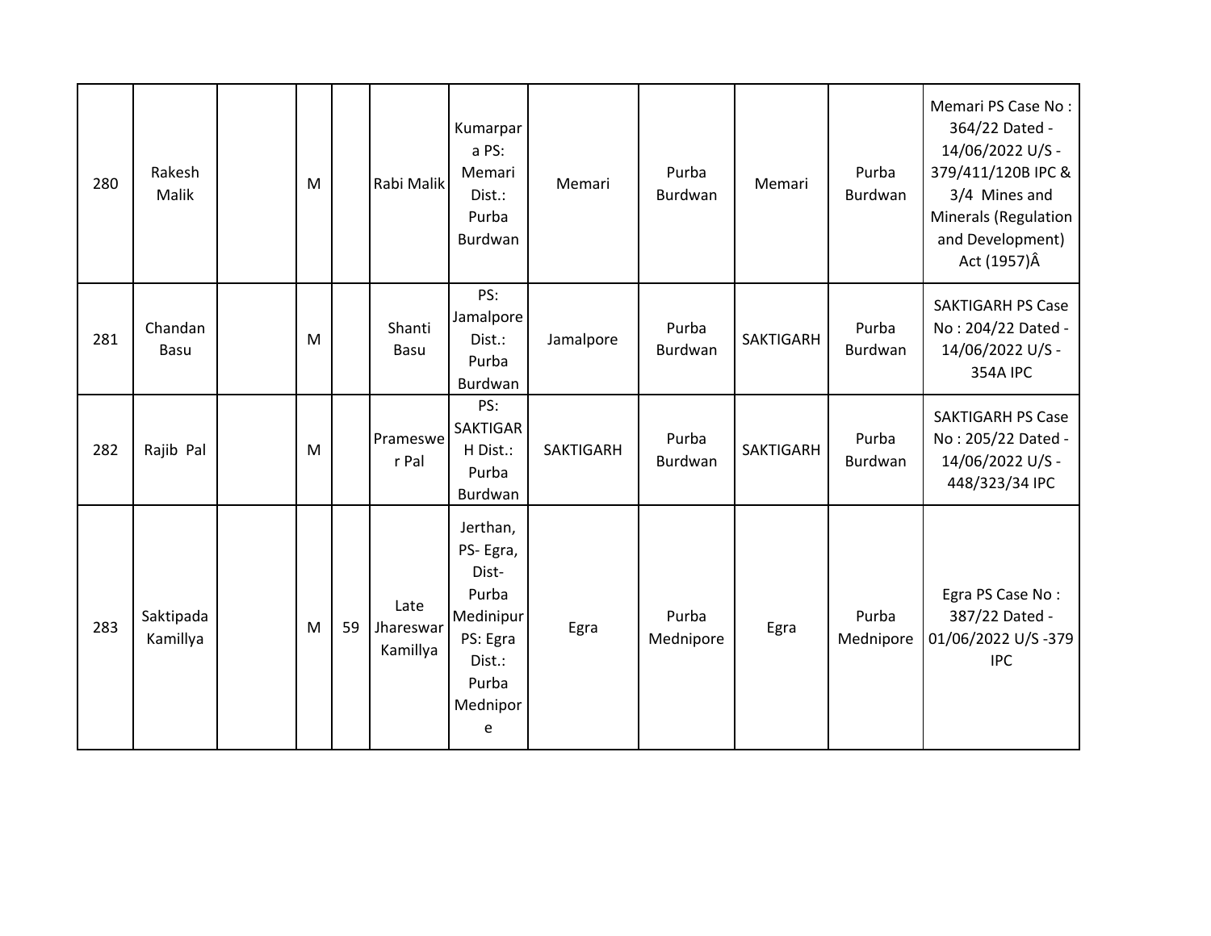| | | | | | | | | | | | |
|---|---|---|---|---|---|---|---|---|---|---|---|
| 280 | Rakesh Malik | | M | | Rabi Malik | Kumarpara PS: Memari Dist.: Purba Burdwan | Memari | Purba Burdwan | Memari | Purba Burdwan | Memari PS Case No : 364/22 Dated - 14/06/2022 U/S - 379/411/120B IPC & 3/4 Mines and Minerals (Regulation and Development) Act (1957)Â |
| 281 | Chandan Basu | | M | | Shanti Basu | PS: Jamalpore Dist.: Purba Burdwan | Jamalpore | Purba Burdwan | SAKTIGARH | Purba Burdwan | SAKTIGARH PS Case No : 204/22 Dated - 14/06/2022 U/S - 354A IPC |
| 282 | Rajib Pal | | M | | Prameswer Pal | PS: SAKTIGARH Dist.: Purba Burdwan | SAKTIGARH | Purba Burdwan | SAKTIGARH | Purba Burdwan | SAKTIGARH PS Case No : 205/22 Dated - 14/06/2022 U/S - 448/323/34 IPC |
| 283 | Saktipada Kamillya | | M | 59 | Late Jhareswar Kamillya | Jerthan, PS- Egra, Dist- Purba Medinipur PS: Egra Dist.: Purba Mednipore | Egra | Purba Mednipore | Egra | Purba Mednipore | Egra PS Case No : 387/22 Dated - 01/06/2022 U/S -379 IPC |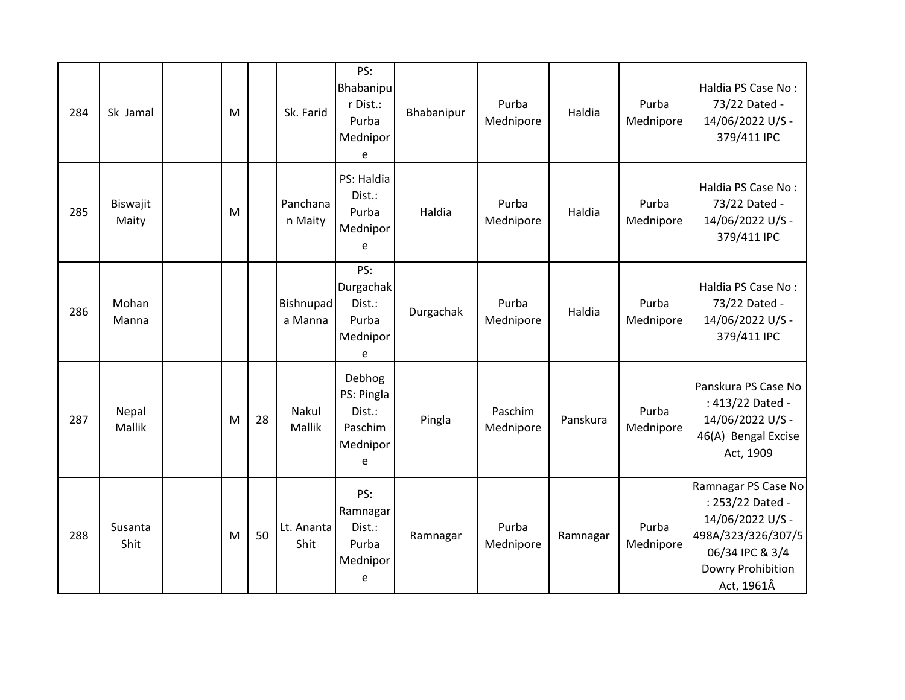| | | | | | | | | | | | |
|---|---|---|---|---|---|---|---|---|---|---|---|
| 284 | Sk Jamal | | M | | Sk. Farid | PS: Bhabanipur Dist.: Purba Mednipore | Bhabanipur | Purba Mednipore | Haldia | Purba Mednipore | Haldia PS Case No : 73/22 Dated - 14/06/2022 U/S - 379/411 IPC |
| 285 | Biswajit Maity | | M | | Panchanan Maity | PS: Haldia Dist.: Purba Mednipore | Haldia | Purba Mednipore | Haldia | Purba Mednipore | Haldia PS Case No : 73/22 Dated - 14/06/2022 U/S - 379/411 IPC |
| 286 | Mohan Manna | | | | Bishnupada Manna | PS: Durgachak Dist.: Purba Mednipore | Durgachak | Purba Mednipore | Haldia | Purba Mednipore | Haldia PS Case No : 73/22 Dated - 14/06/2022 U/S - 379/411 IPC |
| 287 | Nepal Mallik | | M | 28 | Nakul Mallik | Debhog PS: Pingla Dist.: Paschim Mednipore | Pingla | Paschim Mednipore | Panskura | Purba Mednipore | Panskura PS Case No : 413/22 Dated - 14/06/2022 U/S - 46(A) Bengal Excise Act, 1909 |
| 288 | Susanta Shit | | M | 50 | Lt. Ananta Shit | PS: Ramnagar Dist.: Purba Mednipore | Ramnagar | Purba Mednipore | Ramnagar | Purba Mednipore | Ramnagar PS Case No : 253/22 Dated - 14/06/2022 U/S - 498A/323/326/307/506/34 IPC & 3/4 Dowry Prohibition Act, 1961Â |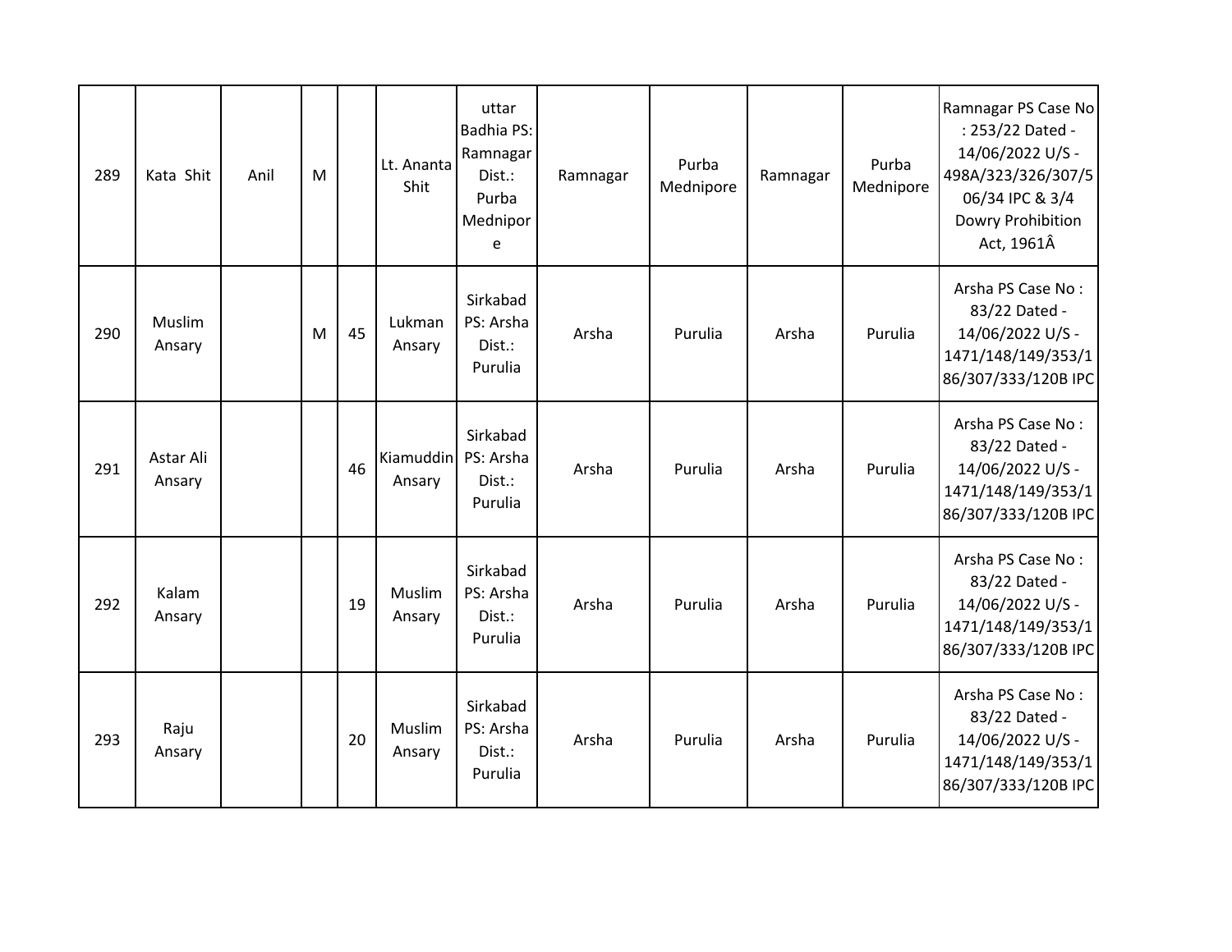| | | | | | | | | | | | |
|---|---|---|---|---|---|---|---|---|---|---|---|
| 289 | Kata Shit | Anil | M | | Lt. Ananta Shit | uttar Badhia PS: Ramnagar Dist.: Purba Mednipore | Ramnagar | Purba Mednipore | Ramnagar | Purba Mednipore | Ramnagar PS Case No : 253/22 Dated - 14/06/2022 U/S - 498A/323/326/307/506/34 IPC & 3/4 Dowry Prohibition Act, 1961Â |
| 290 | Muslim Ansary | | M | 45 | Lukman Ansary | Sirkabad PS: Arsha Dist.: Purulia | Arsha | Purulia | Arsha | Purulia | Arsha PS Case No : 83/22 Dated - 14/06/2022 U/S - 1471/148/149/353/186/307/333/120B IPC |
| 291 | Astar Ali Ansary | | | 46 | Kiamuddin Ansary | Sirkabad PS: Arsha Dist.: Purulia | Arsha | Purulia | Arsha | Purulia | Arsha PS Case No : 83/22 Dated - 14/06/2022 U/S - 1471/148/149/353/186/307/333/120B IPC |
| 292 | Kalam Ansary | | | 19 | Muslim Ansary | Sirkabad PS: Arsha Dist.: Purulia | Arsha | Purulia | Arsha | Purulia | Arsha PS Case No : 83/22 Dated - 14/06/2022 U/S - 1471/148/149/353/186/307/333/120B IPC |
| 293 | Raju Ansary | | | 20 | Muslim Ansary | Sirkabad PS: Arsha Dist.: Purulia | Arsha | Purulia | Arsha | Purulia | Arsha PS Case No : 83/22 Dated - 14/06/2022 U/S - 1471/148/149/353/186/307/333/120B IPC |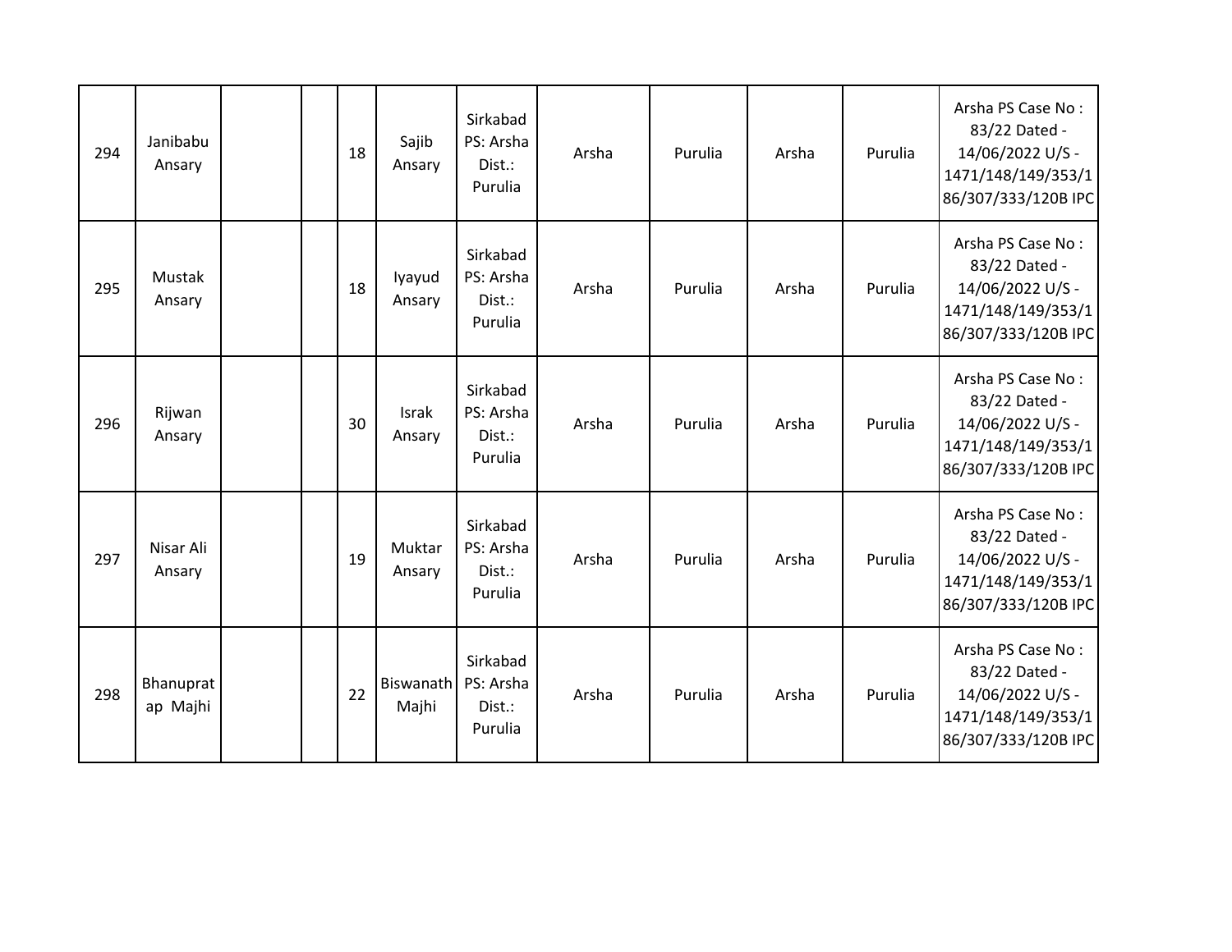| | | | | | | | | | | | |
|---|---|---|---|---|---|---|---|---|---|---|---|
| 294 | Janibabu Ansary | | | 18 | Sajib Ansary | Sirkabad PS: Arsha Dist.: Purulia | Arsha | Purulia | Arsha | Purulia | Arsha PS Case No : 83/22 Dated - 14/06/2022 U/S - 1471/148/149/353/186/307/333/120B IPC |
| 295 | Mustak Ansary | | | 18 | Iyayud Ansary | Sirkabad PS: Arsha Dist.: Purulia | Arsha | Purulia | Arsha | Purulia | Arsha PS Case No : 83/22 Dated - 14/06/2022 U/S - 1471/148/149/353/186/307/333/120B IPC |
| 296 | Rijwan Ansary | | | 30 | Israk Ansary | Sirkabad PS: Arsha Dist.: Purulia | Arsha | Purulia | Arsha | Purulia | Arsha PS Case No : 83/22 Dated - 14/06/2022 U/S - 1471/148/149/353/186/307/333/120B IPC |
| 297 | Nisar Ali Ansary | | | 19 | Muktar Ansary | Sirkabad PS: Arsha Dist.: Purulia | Arsha | Purulia | Arsha | Purulia | Arsha PS Case No : 83/22 Dated - 14/06/2022 U/S - 1471/148/149/353/186/307/333/120B IPC |
| 298 | Bhanuprat ap Majhi | | | 22 | Biswanath Majhi | Sirkabad PS: Arsha Dist.: Purulia | Arsha | Purulia | Arsha | Purulia | Arsha PS Case No : 83/22 Dated - 14/06/2022 U/S - 1471/148/149/353/186/307/333/120B IPC |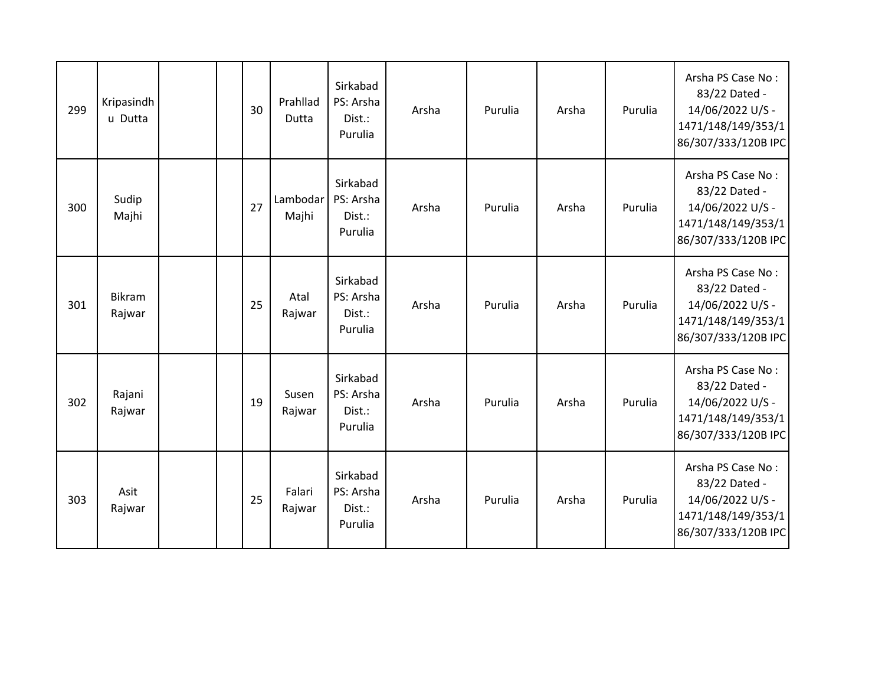| | | | | | | | | | | | |
|---|---|---|---|---|---|---|---|---|---|---|---|
| 299 | Kripasindhu Dutta | | | 30 | Prahllad Dutta | Sirkabad PS: Arsha Dist.: Purulia | Arsha | Purulia | Arsha | Purulia | Arsha PS Case No : 83/22 Dated - 14/06/2022 U/S - 1471/148/149/353/186/307/333/120B IPC |
| 300 | Sudip Majhi | | | 27 | Lambodar Majhi | Sirkabad PS: Arsha Dist.: Purulia | Arsha | Purulia | Arsha | Purulia | Arsha PS Case No : 83/22 Dated - 14/06/2022 U/S - 1471/148/149/353/186/307/333/120B IPC |
| 301 | Bikram Rajwar | | | 25 | Atal Rajwar | Sirkabad PS: Arsha Dist.: Purulia | Arsha | Purulia | Arsha | Purulia | Arsha PS Case No : 83/22 Dated - 14/06/2022 U/S - 1471/148/149/353/186/307/333/120B IPC |
| 302 | Rajani Rajwar | | | 19 | Susen Rajwar | Sirkabad PS: Arsha Dist.: Purulia | Arsha | Purulia | Arsha | Purulia | Arsha PS Case No : 83/22 Dated - 14/06/2022 U/S - 1471/148/149/353/186/307/333/120B IPC |
| 303 | Asit Rajwar | | | 25 | Falari Rajwar | Sirkabad PS: Arsha Dist.: Purulia | Arsha | Purulia | Arsha | Purulia | Arsha PS Case No : 83/22 Dated - 14/06/2022 U/S - 1471/148/149/353/186/307/333/120B IPC |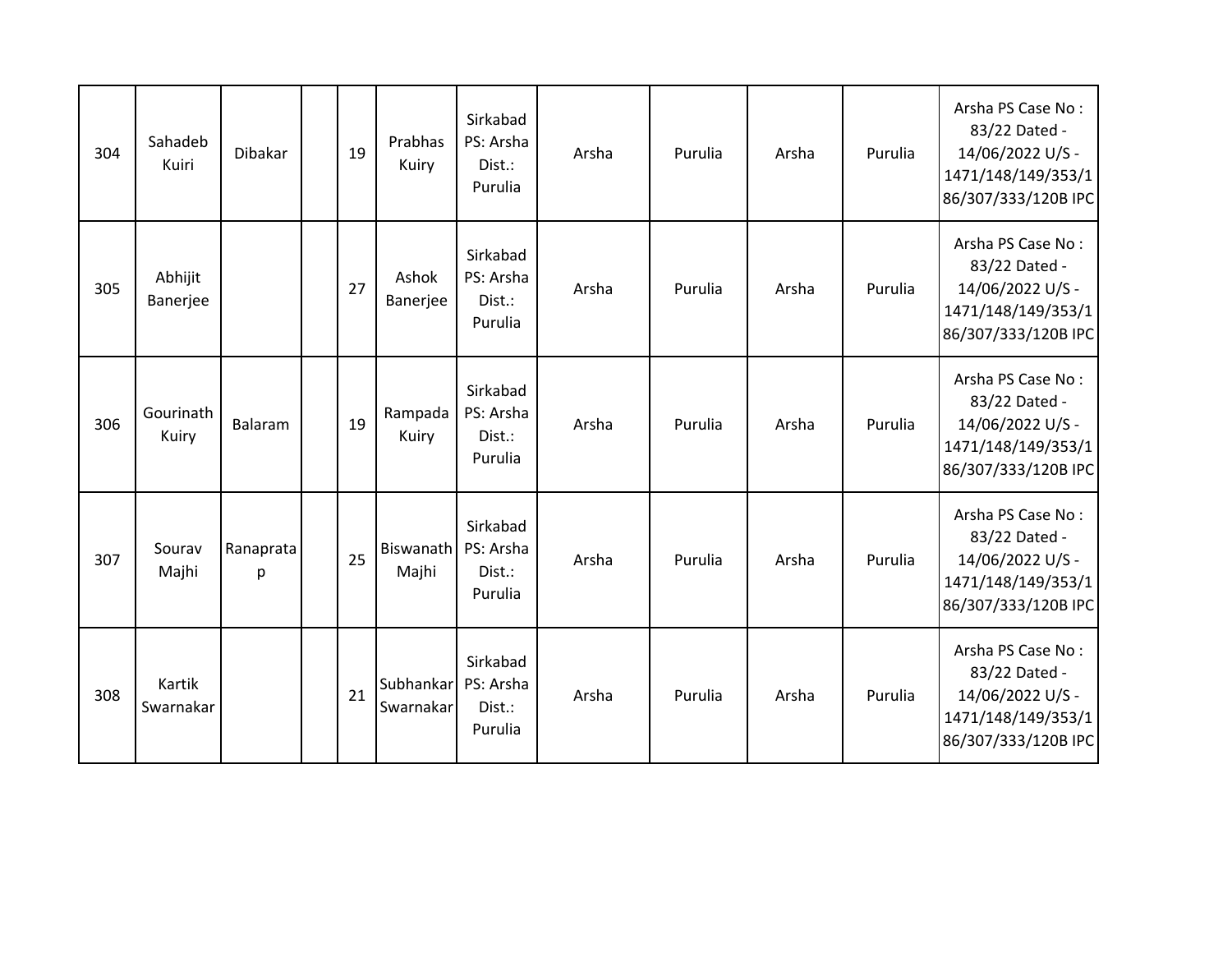| 304 | Sahadeb Kuiri | Dibakar | | 19 | Prabhas Kuiry | Sirkabad PS: Arsha Dist.: Purulia | Arsha | Purulia | Arsha | Purulia | Arsha PS Case No : 83/22 Dated - 14/06/2022 U/S - 1471/148/149/353/186/307/333/120B IPC |
|---|---|---|---|---|---|---|---|---|---|---|---|
| 305 | Abhijit Banerjee | | | 27 | Ashok Banerjee | Sirkabad PS: Arsha Dist.: Purulia | Arsha | Purulia | Arsha | Purulia | Arsha PS Case No : 83/22 Dated - 14/06/2022 U/S - 1471/148/149/353/186/307/333/120B IPC |
| 306 | Gourinath Kuiry | Balaram | | 19 | Rampada Kuiry | Sirkabad PS: Arsha Dist.: Purulia | Arsha | Purulia | Arsha | Purulia | Arsha PS Case No : 83/22 Dated - 14/06/2022 U/S - 1471/148/149/353/186/307/333/120B IPC |
| 307 | Sourav Majhi | Ranapratap | | 25 | Biswanath Majhi | Sirkabad PS: Arsha Dist.: Purulia | Arsha | Purulia | Arsha | Purulia | Arsha PS Case No : 83/22 Dated - 14/06/2022 U/S - 1471/148/149/353/186/307/333/120B IPC |
| 308 | Kartik Swarnakar | | | 21 | Subhankar Swarnakar | Sirkabad PS: Arsha Dist.: Purulia | Arsha | Purulia | Arsha | Purulia | Arsha PS Case No : 83/22 Dated - 14/06/2022 U/S - 1471/148/149/353/186/307/333/120B IPC |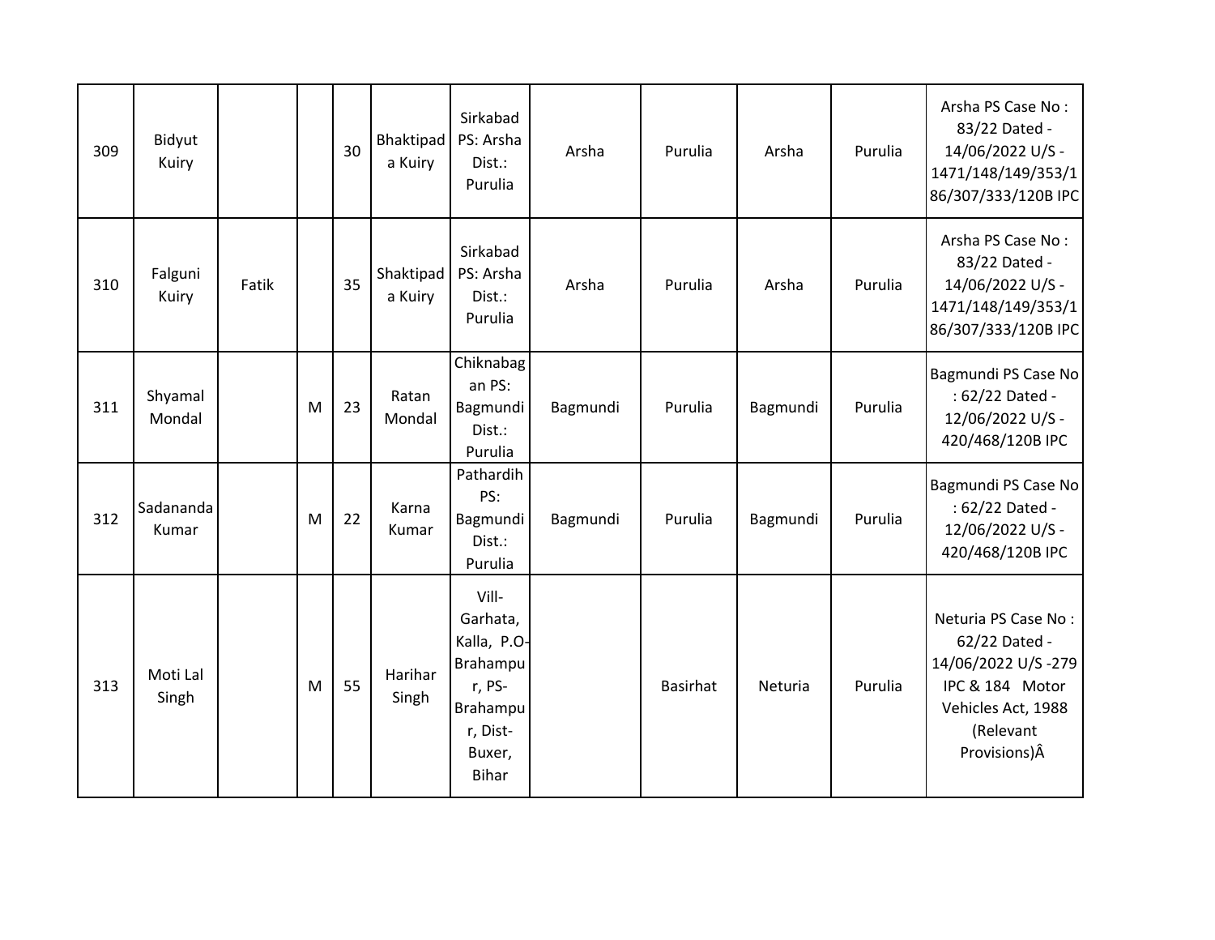| | | | | | | | | | | | |
|---|---|---|---|---|---|---|---|---|---|---|---|
| 309 | Bidyut Kuiry | | | 30 | Bhaktipada Kuiry | Sirkabad PS: Arsha Dist.: Purulia | Arsha | Purulia | Arsha | Purulia | Arsha PS Case No : 83/22 Dated - 14/06/2022 U/S - 1471/148/149/353/186/307/333/120B IPC |
| 310 | Falguni Kuiry | Fatik | | 35 | Shaktipada Kuiry | Sirkabad PS: Arsha Dist.: Purulia | Arsha | Purulia | Arsha | Purulia | Arsha PS Case No : 83/22 Dated - 14/06/2022 U/S - 1471/148/149/353/186/307/333/120B IPC |
| 311 | Shyamal Mondal | | M | 23 | Ratan Mondal | Chiknabagan PS: Bagmundi Dist.: Purulia | Bagmundi | Purulia | Bagmundi | Purulia | Bagmundi PS Case No : 62/22 Dated - 12/06/2022 U/S - 420/468/120B IPC |
| 312 | Sadananda Kumar | | M | 22 | Karna Kumar | Pathardih PS: Bagmundi Dist.: Purulia | Bagmundi | Purulia | Bagmundi | Purulia | Bagmundi PS Case No : 62/22 Dated - 12/06/2022 U/S - 420/468/120B IPC |
| 313 | Moti Lal Singh | | M | 55 | Harihar Singh | Vill- Garhata, Kalla, P.O- Brahampur, PS- Brahampur, Dist- Buxer, Bihar | | Basirhat | Neturia | Purulia | Neturia PS Case No : 62/22 Dated - 14/06/2022 U/S -279 IPC & 184 Motor Vehicles Act, 1988 (Relevant Provisions)Â |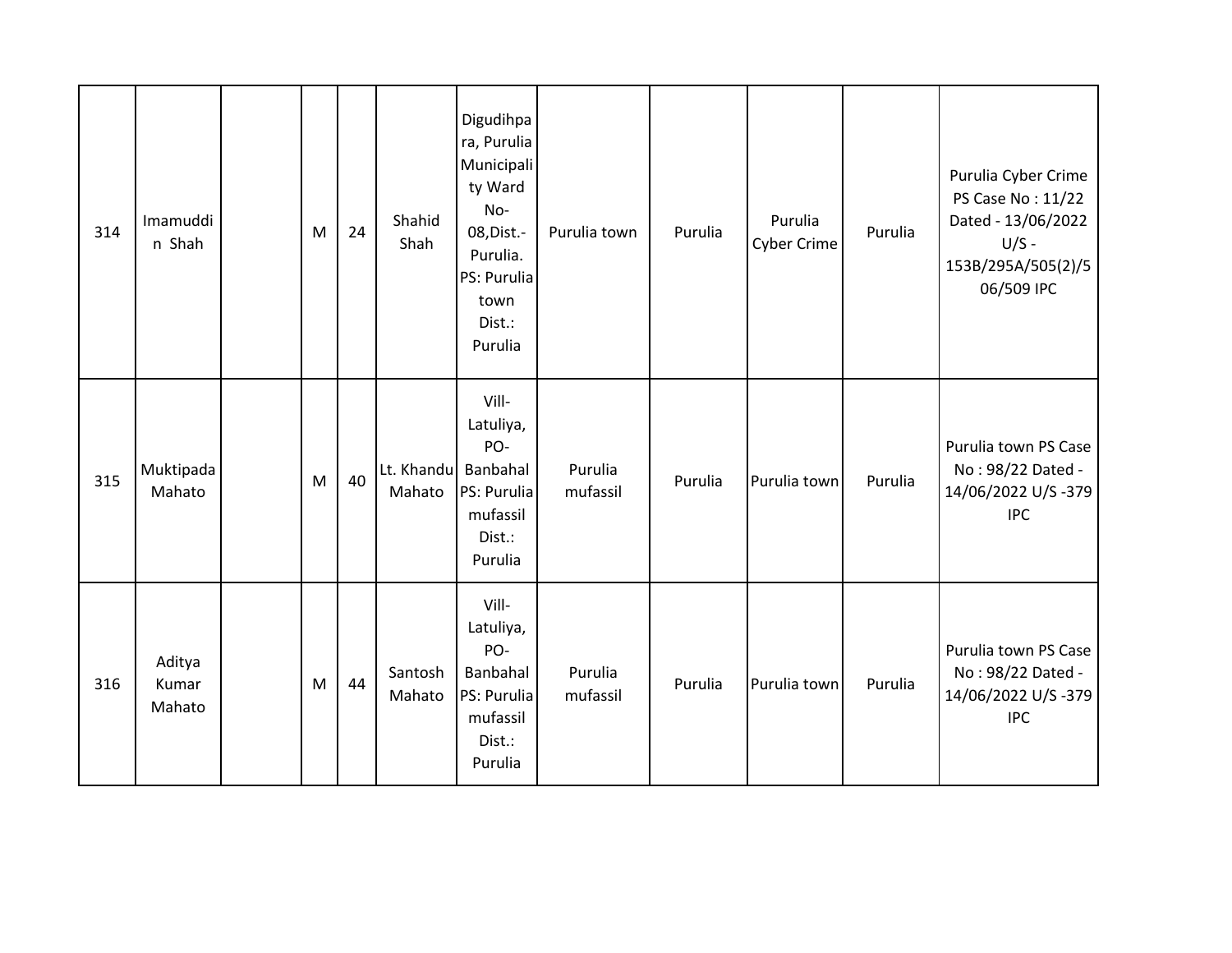| 314 | Imamuddin Shah | | M | 24 | Shahid Shah | Digudihpara, Purulia Municipality Ward No-08,Dist.-Purulia. PS: Purulia town Dist.: Purulia | Purulia town | Purulia | Purulia Cyber Crime | Purulia | Purulia Cyber Crime PS Case No : 11/22 Dated - 13/06/2022 U/S - 153B/295A/505(2)/506/509 IPC |
|---|---|---|---|---|---|---|---|---|---|---|---|
| 315 | Muktipada Mahato | | M | 40 | Lt. Khandu Mahato | Vill-Latuliya, PO-Banbahal PS: Purulia mufassil Dist.: Purulia | Purulia mufassil | Purulia | Purulia town | Purulia | Purulia town PS Case No : 98/22 Dated - 14/06/2022 U/S -379 IPC |
| 316 | Aditya Kumar Mahato | | M | 44 | Santosh Mahato | Vill-Latuliya, PO-Banbahal PS: Purulia mufassil Dist.: Purulia | Purulia mufassil | Purulia | Purulia town | Purulia | Purulia town PS Case No : 98/22 Dated - 14/06/2022 U/S -379 IPC |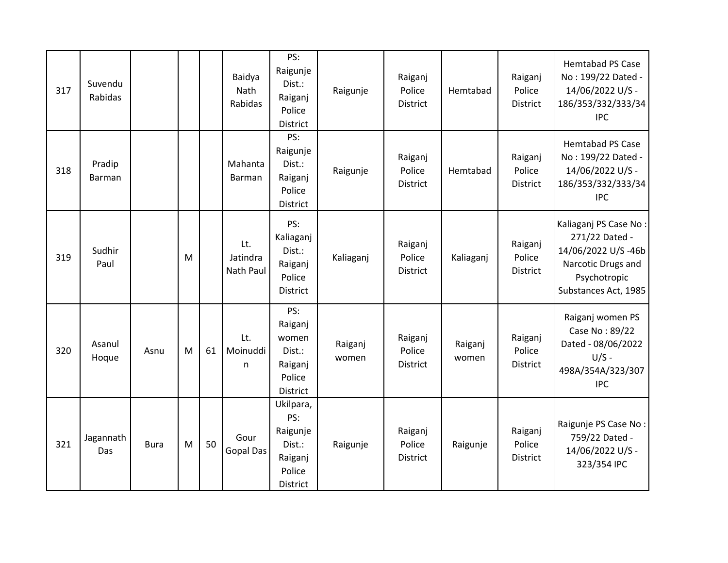| 317 | Suvendu Rabidas | | | | Baidya Nath Rabidas | PS: Raigunje Dist.: Raiganj Police District | Raigunje | Raiganj Police District | Hemtabad | Raiganj Police District | Hemtabad PS Case No : 199/22 Dated - 14/06/2022 U/S - 186/353/332/333/34 IPC |
|---|---|---|---|---|---|---|---|---|---|---|---|
| 318 | Pradip Barman | | | | Mahanta Barman | PS: Raigunje Dist.: Raiganj Police District | Raigunje | Raiganj Police District | Hemtabad | Raiganj Police District | Hemtabad PS Case No : 199/22 Dated - 14/06/2022 U/S - 186/353/332/333/34 IPC |
| 319 | Sudhir Paul | | M | | Lt. Jatindra Nath Paul | PS: Kaliaganj Dist.: Raiganj Police District | Kaliaganj | Raiganj Police District | Kaliaganj | Raiganj Police District | Kaliaganj PS Case No : 271/22 Dated - 14/06/2022 U/S -46b Narcotic Drugs and Psychotropic Substances Act, 1985 |
| 320 | Asanul Hoque | Asnu | M | 61 | Lt. Moinuddin | PS: Raiganj women Dist.: Raiganj Police District | Raiganj women | Raiganj Police District | Raiganj women | Raiganj Police District | Raiganj women PS Case No : 89/22 Dated - 08/06/2022 U/S - 498A/354A/323/307 IPC |
| 321 | Jagannath Das | Bura | M | 50 | Gour Gopal Das | Ukilpara, PS: Raigunje Dist.: Raiganj Police District | Raigunje | Raiganj Police District | Raigunje | Raiganj Police District | Raigunje PS Case No : 759/22 Dated - 14/06/2022 U/S - 323/354 IPC |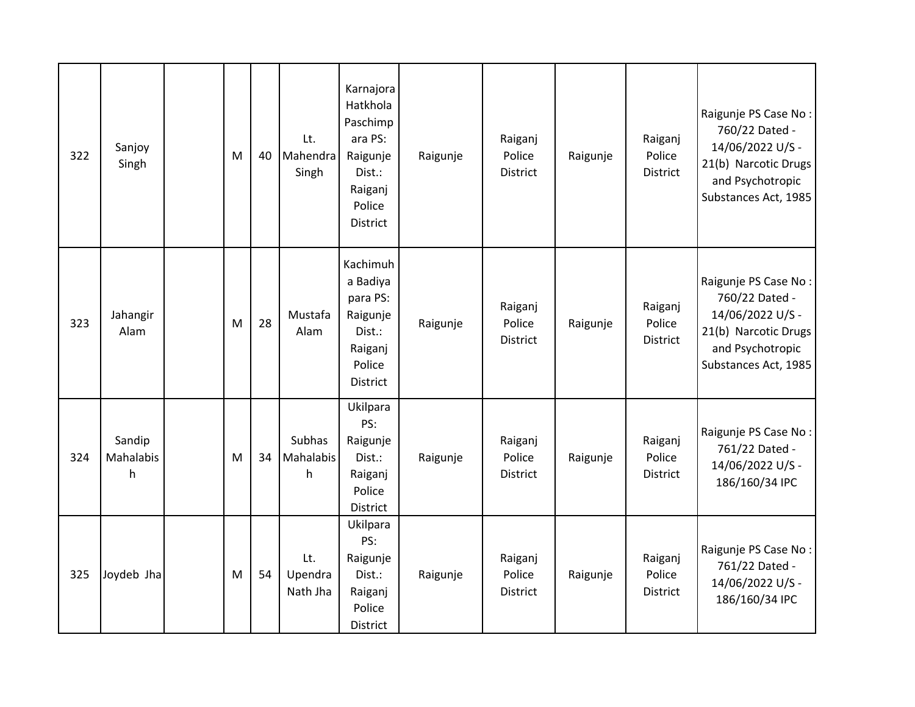| 322 | Sanjoy Singh | | M | 40 | Lt. Mahendra Singh | Karnajora Hatkhola Paschimpara PS: Raigunje Dist.: Raiganj Police District | Raigunje | Raiganj Police District | Raigunje | Raiganj Police District | Raigunje PS Case No : 760/22 Dated - 14/06/2022 U/S - 21(b) Narcotic Drugs and Psychotropic Substances Act, 1985 |
|---|---|---|---|---|---|---|---|---|---|---|---|
| 323 | Jahangir Alam | | M | 28 | Mustafa Alam | Kachimuha Badiya para PS: Raigunje Dist.: Raiganj Police District | Raigunje | Raiganj Police District | Raigunje | Raiganj Police District | Raigunje PS Case No : 760/22 Dated - 14/06/2022 U/S - 21(b) Narcotic Drugs and Psychotropic Substances Act, 1985 |
| 324 | Sandip Mahalabish | | M | 34 | Subhas Mahalabish | Ukilpara PS: Raigunje Dist.: Raiganj Police District | Raigunje | Raiganj Police District | Raigunje | Raiganj Police District | Raigunje PS Case No : 761/22 Dated - 14/06/2022 U/S - 186/160/34 IPC |
| 325 | Joydeb Jha | | M | 54 | Lt. Upendra Nath Jha | Ukilpara PS: Raigunje Dist.: Raiganj Police District | Raigunje | Raiganj Police District | Raigunje | Raiganj Police District | Raigunje PS Case No : 761/22 Dated - 14/06/2022 U/S - 186/160/34 IPC |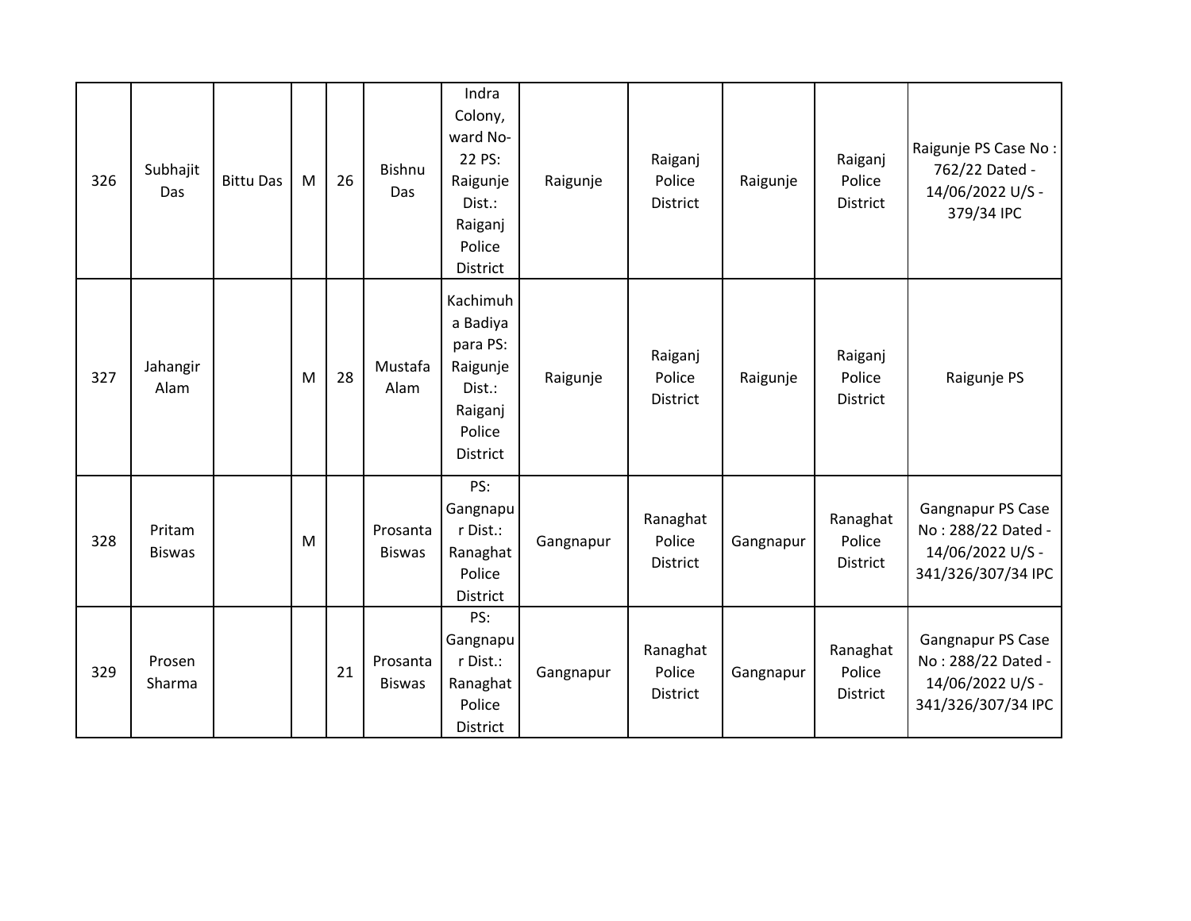| 326 | Subhajit Das | Bittu Das | M | 26 | Bishnu Das | Indra Colony, ward No-22 PS: Raigunje Dist.: Raiganj Police District | Raigunje | Raiganj Police District | Raigunje | Raiganj Police District | Raigunje PS Case No : 762/22 Dated - 14/06/2022 U/S - 379/34 IPC |
|---|---|---|---|---|---|---|---|---|---|---|---|
| 327 | Jahangir Alam | | M | 28 | Mustafa Alam | Kachimuha Badiya para PS: Raigunje Dist.: Raiganj Police District | Raigunje | Raiganj Police District | Raigunje | Raiganj Police District | Raigunje PS |
| 328 | Pritam Biswas | | M | | Prosanta Biswas | PS: Gangnapur Dist.: Ranaghat Police District | Gangnapur | Ranaghat Police District | Gangnapur | Ranaghat Police District | Gangnapur PS Case No : 288/22 Dated - 14/06/2022 U/S - 341/326/307/34 IPC |
| 329 | Prosen Sharma | | | 21 | Prosanta Biswas | PS: Gangnapur Dist.: Ranaghat Police District | Gangnapur | Ranaghat Police District | Gangnapur | Ranaghat Police District | Gangnapur PS Case No : 288/22 Dated - 14/06/2022 U/S - 341/326/307/34 IPC |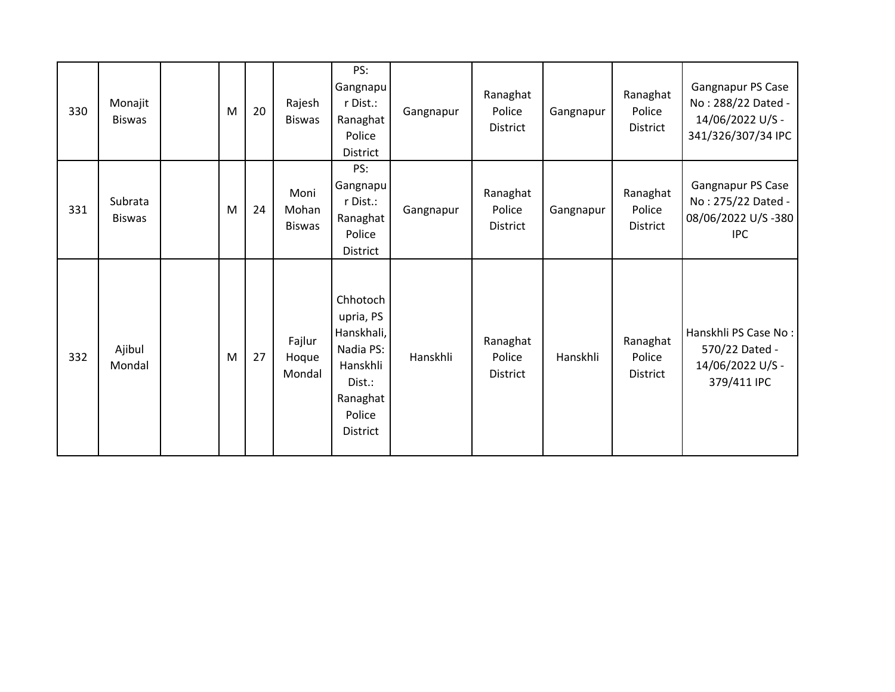| | | | | | | | | | | | |
|---|---|---|---|---|---|---|---|---|---|---|---|
| 330 | Monajit Biswas | | M | 20 | Rajesh Biswas | PS: Gangnapur Dist.: Ranaghat Police District | Gangnapur | Ranaghat Police District | Gangnapur | Ranaghat Police District | Gangnapur PS Case No : 288/22 Dated - 14/06/2022 U/S - 341/326/307/34 IPC |
| 331 | Subrata Biswas | | M | 24 | Moni Mohan Biswas | PS: Gangnapur Dist.: Ranaghat Police District | Gangnapur | Ranaghat Police District | Gangnapur | Ranaghat Police District | Gangnapur PS Case No : 275/22 Dated - 08/06/2022 U/S -380 IPC |
| 332 | Ajibul Mondal | | M | 27 | Fajlur Hoque Mondal | Chhotochupria, PS Hanskhali, Nadia PS: Hanskhli Dist.: Ranaghat Police District | Hanskhli | Ranaghat Police District | Hanskhli | Ranaghat Police District | Hanskhli PS Case No : 570/22 Dated - 14/06/2022 U/S - 379/411 IPC |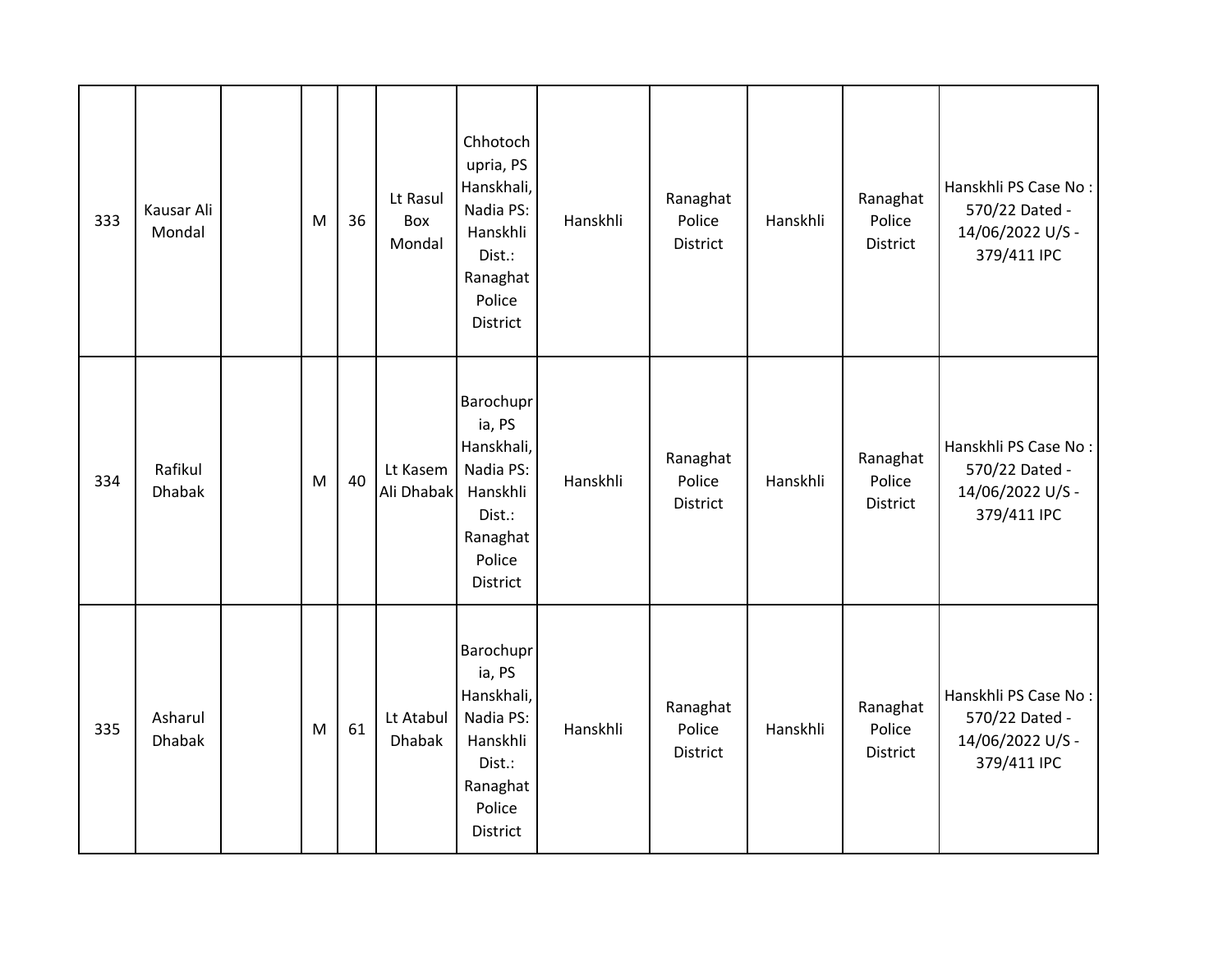| 333 | Kausar Ali Mondal | | M | 36 | Lt Rasul Box Mondal | Chhotochupria, PS Hanskhali, Nadia PS: Hanskhli Dist.: Ranaghat Police District | Hanskhli | Ranaghat Police District | Hanskhli | Ranaghat Police District | Hanskhli PS Case No : 570/22 Dated - 14/06/2022 U/S - 379/411 IPC |
|---|---|---|---|---|---|---|---|---|---|---|---|
| 334 | Rafikul Dhabak | | M | 40 | Lt Kasem Ali Dhabak | Barochupria, PS Hanskhali, Nadia PS: Hanskhli Dist.: Ranaghat Police District | Hanskhli | Ranaghat Police District | Hanskhli | Ranaghat Police District | Hanskhli PS Case No : 570/22 Dated - 14/06/2022 U/S - 379/411 IPC |
| 335 | Asharul Dhabak | | M | 61 | Lt Atabul Dhabak | Barochupria, PS Hanskhali, Nadia PS: Hanskhli Dist.: Ranaghat Police District | Hanskhli | Ranaghat Police District | Hanskhli | Ranaghat Police District | Hanskhli PS Case No : 570/22 Dated - 14/06/2022 U/S - 379/411 IPC |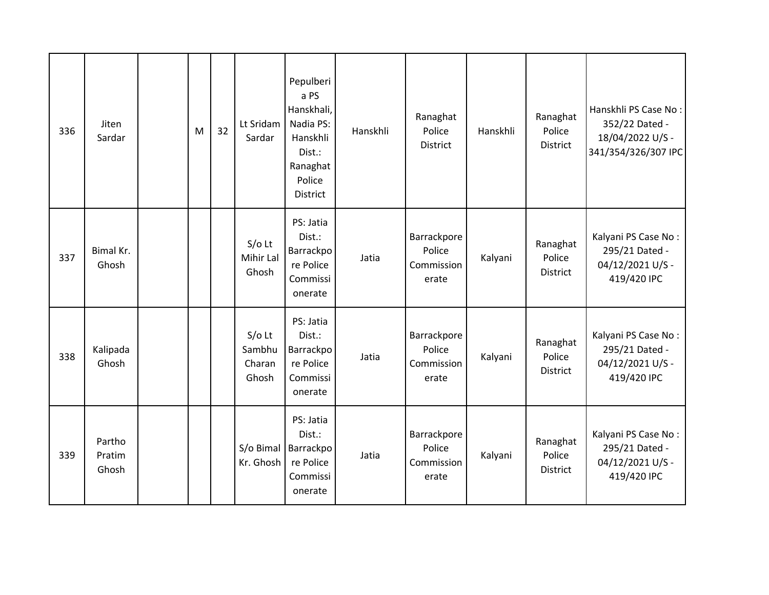| 336 | Jiten Sardar | | M | 32 | Lt Sridam Sardar | Pepulberia PS Hanskhali, Nadia PS: Hanskhli Dist.: Ranaghat Police District | Hanskhli | Ranaghat Police District | Hanskhli | Ranaghat Police District | Hanskhli PS Case No : 352/22 Dated - 18/04/2022 U/S - 341/354/326/307 IPC |
|---|---|---|---|---|---|---|---|---|---|---|---|
| 337 | Bimal Kr. Ghosh | | | | S/o Lt Mihir Lal Ghosh | PS: Jatia Dist.: Barrackpore Police Commissionerate | Jatia | Barrackpore Police Commissionerate | Kalyani | Ranaghat Police District | Kalyani PS Case No : 295/21 Dated - 04/12/2021 U/S - 419/420 IPC |
| 338 | Kalipada Ghosh | | | | S/o Lt Sambhu Charan Ghosh | PS: Jatia Dist.: Barrackpore Police Commissionerate | Jatia | Barrackpore Police Commissionerate | Kalyani | Ranaghat Police District | Kalyani PS Case No : 295/21 Dated - 04/12/2021 U/S - 419/420 IPC |
| 339 | Partho Pratim Ghosh | | | | S/o Bimal Kr. Ghosh | PS: Jatia Dist.: Barrackpore Police Commissionerate | Jatia | Barrackpore Police Commissionerate | Kalyani | Ranaghat Police District | Kalyani PS Case No : 295/21 Dated - 04/12/2021 U/S - 419/420 IPC |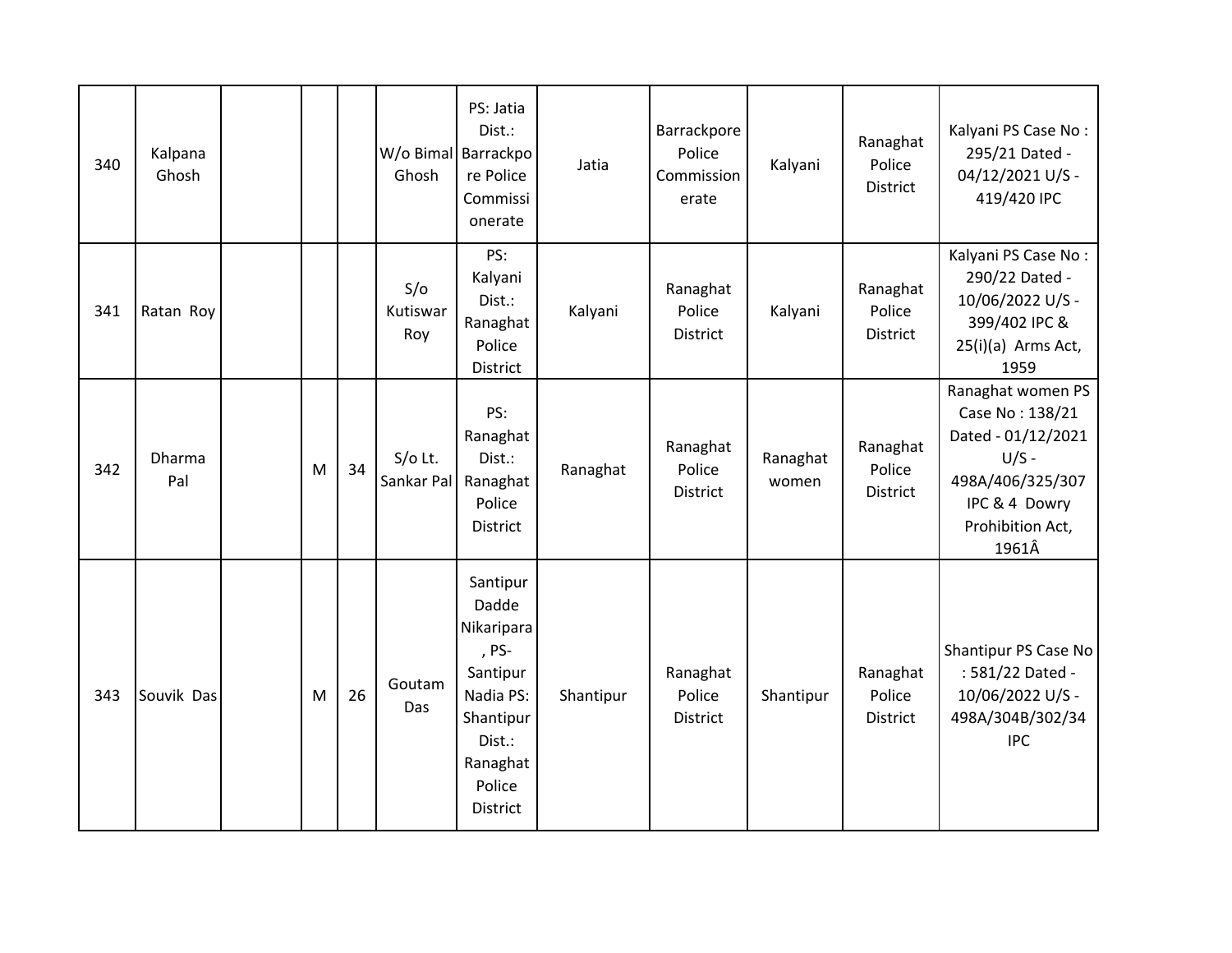| | | | | | | | | | | | |
|---|---|---|---|---|---|---|---|---|---|---|---|
| 340 | Kalpana Ghosh | | | | W/o Bimal Ghosh | PS: Jatia Dist.: Barrackpore Police Commissionerate | Jatia | Barrackpore Police Commissionerate | Kalyani | Ranaghat Police District | Kalyani PS Case No : 295/21 Dated - 04/12/2021 U/S - 419/420 IPC |
| 341 | Ratan Roy | | | | S/o Kutiswar Roy | PS: Kalyani Dist.: Ranaghat Police District | Kalyani | Ranaghat Police District | Kalyani | Ranaghat Police District | Kalyani PS Case No : 290/22 Dated - 10/06/2022 U/S - 399/402 IPC & 25(i)(a) Arms Act, 1959 |
| 342 | Dharma Pal | | M | 34 | S/o Lt. Sankar Pal | PS: Ranaghat Dist.: Ranaghat Police District | Ranaghat | Ranaghat Police District | Ranaghat women | Ranaghat Police District | Ranaghat women PS Case No : 138/21 Dated - 01/12/2021 U/S - 498A/406/325/307 IPC & 4 Dowry Prohibition Act, 1961Â |
| 343 | Souvik Das | | M | 26 | Goutam Das | Santipur Dadde Nikaripara , PS- Santipur Nadia PS: Shantipur Dist.: Ranaghat Police District | Shantipur | Ranaghat Police District | Shantipur | Ranaghat Police District | Shantipur PS Case No : 581/22 Dated - 10/06/2022 U/S - 498A/304B/302/34 IPC |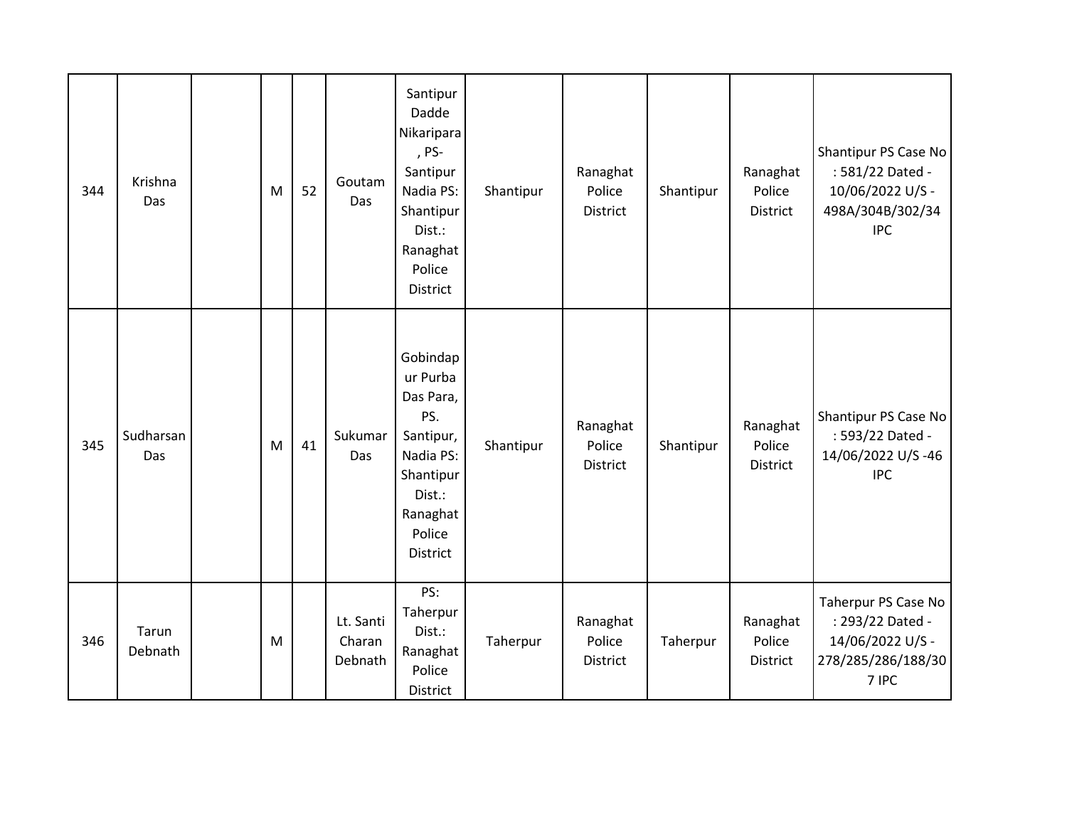| 344 | Krishna Das | | M | 52 | Goutam Das | Santipur Dadde Nikaripara , PS- Santipur Nadia PS: Shantipur Dist.: Ranaghat Police District | Shantipur | Ranaghat Police District | Shantipur | Ranaghat Police District | Shantipur PS Case No : 581/22 Dated - 10/06/2022 U/S - 498A/304B/302/34 IPC |
|---|---|---|---|---|---|---|---|---|---|---|---|
| 345 | Sudharsan Das | | M | 41 | Sukumar Das | Gobindapur Purba Das Para, PS. Santipur, Nadia PS: Shantipur Dist.: Ranaghat Police District | Shantipur | Ranaghat Police District | Shantipur | Ranaghat Police District | Shantipur PS Case No : 593/22 Dated - 14/06/2022 U/S -46 IPC |
| 346 | Tarun Debnath | | M | | Lt. Santi Charan Debnath | PS: Taherpur Dist.: Ranaghat Police District | Taherpur | Ranaghat Police District | Taherpur | Ranaghat Police District | Taherpur PS Case No : 293/22 Dated - 14/06/2022 U/S - 278/285/286/188/307 IPC |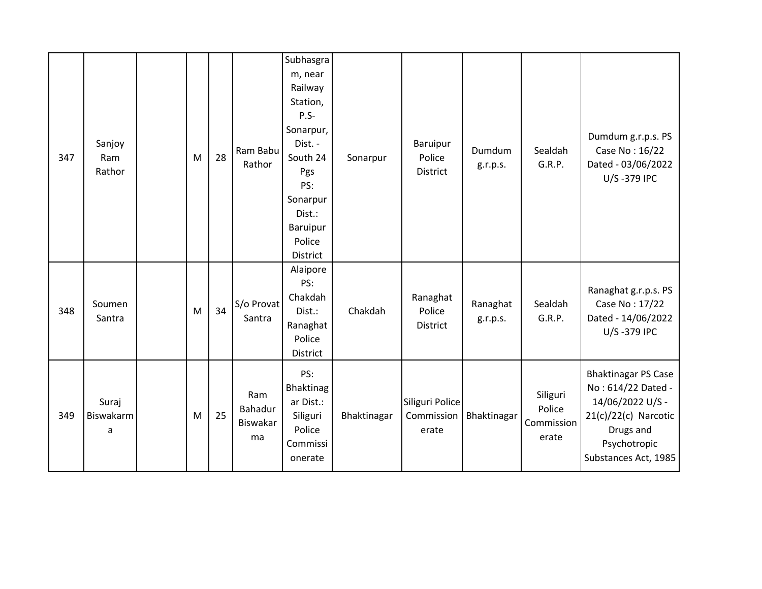|  |  |  |  |  |  |  |  |  |  |  |  |
|---|---|---|---|---|---|---|---|---|---|---|---|
| 347 | Sanjoy Ram Rathor |  | M | 28 | Ram Babu Rathor | Subhasgram, near Railway Station, P.S- Sonarpur, Dist. - South 24 Pgs PS: Sonarpur Dist.: Baruipur Police District | Sonarpur | Baruipur Police District | Dumdum g.r.p.s. | Sealdah G.R.P. | Dumdum g.r.p.s. PS Case No : 16/22 Dated - 03/06/2022 U/S -379 IPC |
| 348 | Soumen Santra |  | M | 34 | S/o Provat Santra | Alaipore PS: Chakdah Dist.: Ranaghat Police District | Chakdah | Ranaghat Police District | Ranaghat g.r.p.s. | Sealdah G.R.P. | Ranaghat g.r.p.s. PS Case No : 17/22 Dated - 14/06/2022 U/S -379 IPC |
| 349 | Suraj Biswakarma |  | M | 25 | Ram Bahadur Biswakarma | PS: Bhaktinagar Dist.: Siliguri Police Commissionerate | Bhaktinagar | Siliguri Police Commissionerate | Bhaktinagar | Siliguri Police Commissionerate | Bhaktinagar PS Case No : 614/22 Dated - 14/06/2022 U/S - 21(c)/22(c) Narcotic Drugs and Psychotropic Substances Act, 1985 |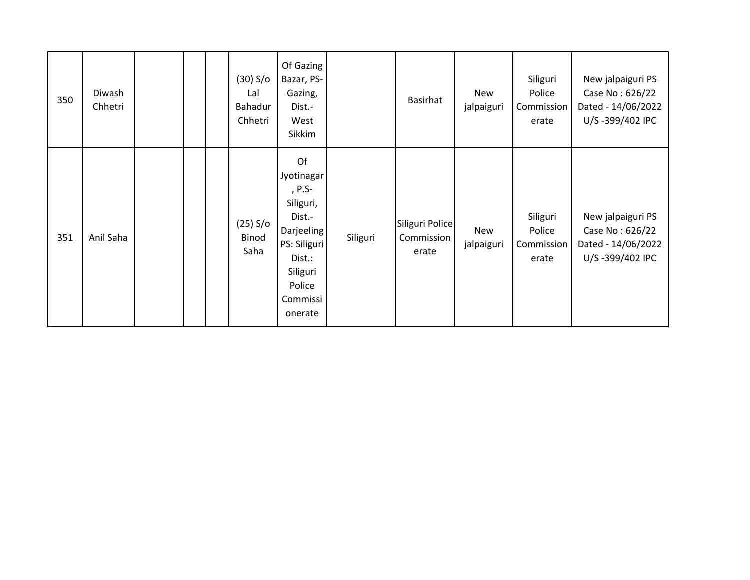| | | | | | | | | | | | |
|---|---|---|---|---|---|---|---|---|---|---|---|
| 350 | Diwash Chhetri | | | | (30) S/o Lal Bahadur Chhetri | Of Gazing Bazar, PS- Gazing, Dist.- West Sikkim | | Basirhat | New jalpaiguri | Siliguri Police Commissionerate | New jalpaiguri PS Case No : 626/22 Dated - 14/06/2022 U/S -399/402 IPC |
| 351 | Anil Saha | | | | (25) S/o Binod Saha | Of Jyotinagar, P.S- Siliguri, Dist.- Darjeeling PS: Siliguri Dist.: Siliguri Police Commissionerate | Siliguri | Siliguri Police Commissionerate | New jalpaiguri | Siliguri Police Commissionerate | New jalpaiguri PS Case No : 626/22 Dated - 14/06/2022 U/S -399/402 IPC |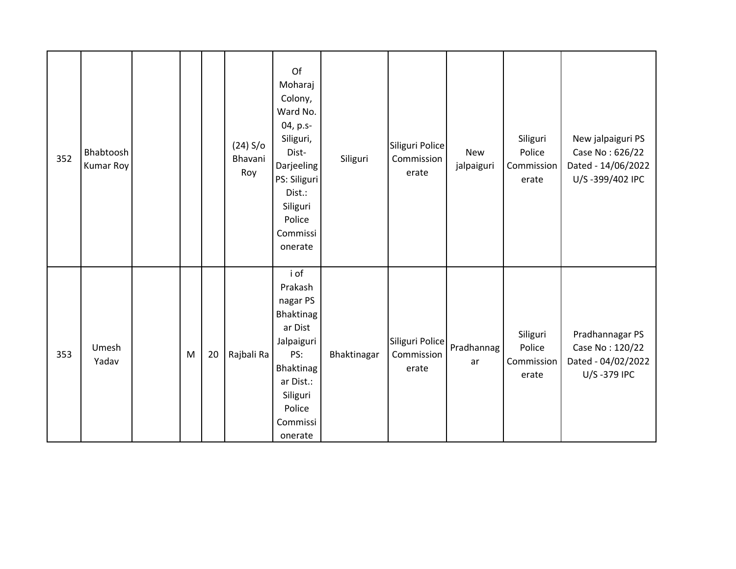| | | | | | | | | | | | |
|---|---|---|---|---|---|---|---|---|---|---|---|
| 352 | Bhabtoosh Kumar Roy | | | | (24) S/o Bhavani Roy | Of Moharaj Colony, Ward No. 04, p.s- Siliguri, Dist- Darjeeling PS: Siliguri Dist.: Siliguri Police Commissionerate | Siliguri | Siliguri Police Commissionerate | New jalpaiguri | Siliguri Police Commissionerate | New jalpaiguri PS Case No : 626/22 Dated - 14/06/2022 U/S -399/402 IPC |
| 353 | Umesh Yadav | | M | 20 | Rajbali Ra | i of Prakash nagar PS Bhaktinagar Dist Jalpaiguri PS: Bhaktinagar Dist.: Siliguri Police Commissionerate | Bhaktinagar | Siliguri Police Commissionerate | Pradhannagar | Siliguri Police Commissionerate | Pradhannagar PS Case No : 120/22 Dated - 04/02/2022 U/S -379 IPC |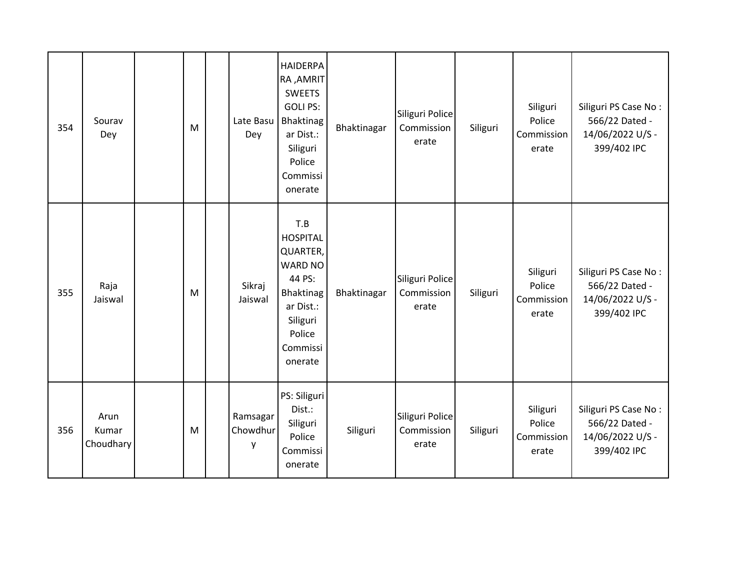| | | | | | | | | | | | |
|---|---|---|---|---|---|---|---|---|---|---|---|
| 354 | Sourav Dey | | M | | Late Basu Dey | HAIDERPARA ,AMRIT SWEETS GOLI PS: Bhaktinagar Dist.: Siliguri Police Commissionerate | Bhaktinagar | Siliguri Police Commissionerate | Siliguri | Siliguri Police Commissionerate | Siliguri PS Case No : 566/22 Dated - 14/06/2022 U/S - 399/402 IPC |
| 355 | Raja Jaiswal | | M | | Sikraj Jaiswal | T.B HOSPITAL QUARTER, WARD NO 44 PS: Bhaktinagar Dist.: Siliguri Police Commissionerate | Bhaktinagar | Siliguri Police Commissionerate | Siliguri | Siliguri Police Commissionerate | Siliguri PS Case No : 566/22 Dated - 14/06/2022 U/S - 399/402 IPC |
| 356 | Arun Kumar Choudhary | | M | | Ramsagar Chowdhury | PS: Siliguri Dist.: Siliguri Police Commissionerate | Siliguri | Siliguri Police Commissionerate | Siliguri | Siliguri Police Commissionerate | Siliguri PS Case No : 566/22 Dated - 14/06/2022 U/S - 399/402 IPC |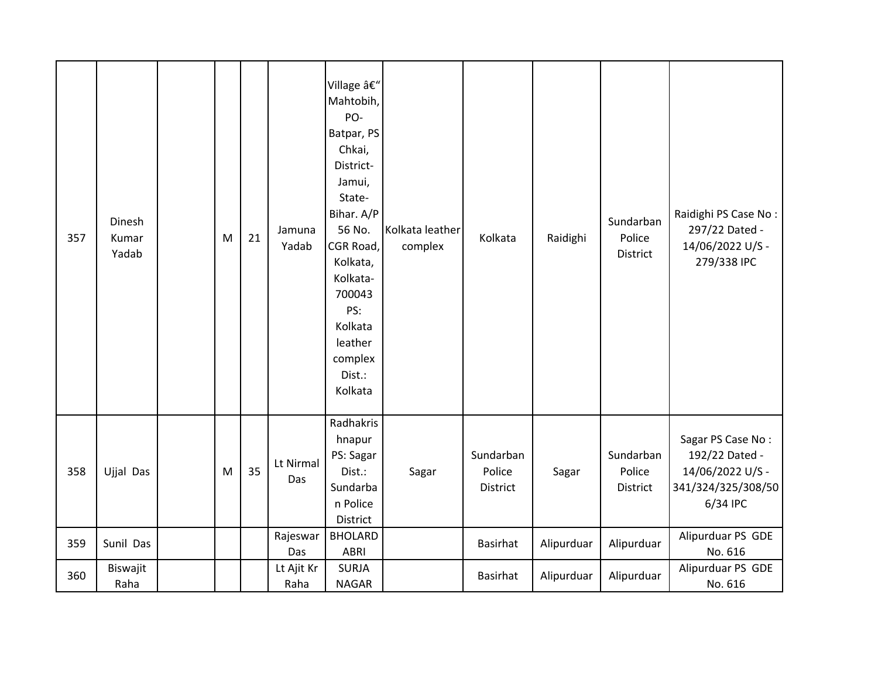| 357 | Dinesh Kumar Yadab | | M | 21 | Jamuna Yadab | Village â€" Mahtobih, PO- Batpar, PS Chkai, District- Jamui, State- Bihar. A/P 56 No. CGR Road, Kolkata, Kolkata- 700043 PS: Kolkata leather complex Dist.: Kolkata | Kolkata leather complex | Kolkata | Raidighi | Sundarban Police District | Raidighi PS Case No : 297/22 Dated - 14/06/2022 U/S - 279/338 IPC |
|---|---|---|---|---|---|---|---|---|---|---|---|
| 358 | Ujjal Das | | M | 35 | Lt Nirmal Das | Radhakrishnapur PS: Sagar Dist.: Sundarban Police District | Sagar | Sundarban Police District | Sagar | Sundarban Police District | Sagar PS Case No : 192/22 Dated - 14/06/2022 U/S - 341/324/325/308/506/34 IPC |
| 359 | Sunil Das | | | | Rajeswar Das | BHOLARDABRI | | Basirhat | Alipurduar | Alipurduar | Alipurduar PS GDE No. 616 |
| 360 | Biswajit Raha | | | | Lt Ajit Kr Raha | SURJA NAGAR | | Basirhat | Alipurduar | Alipurduar | Alipurduar PS GDE No. 616 |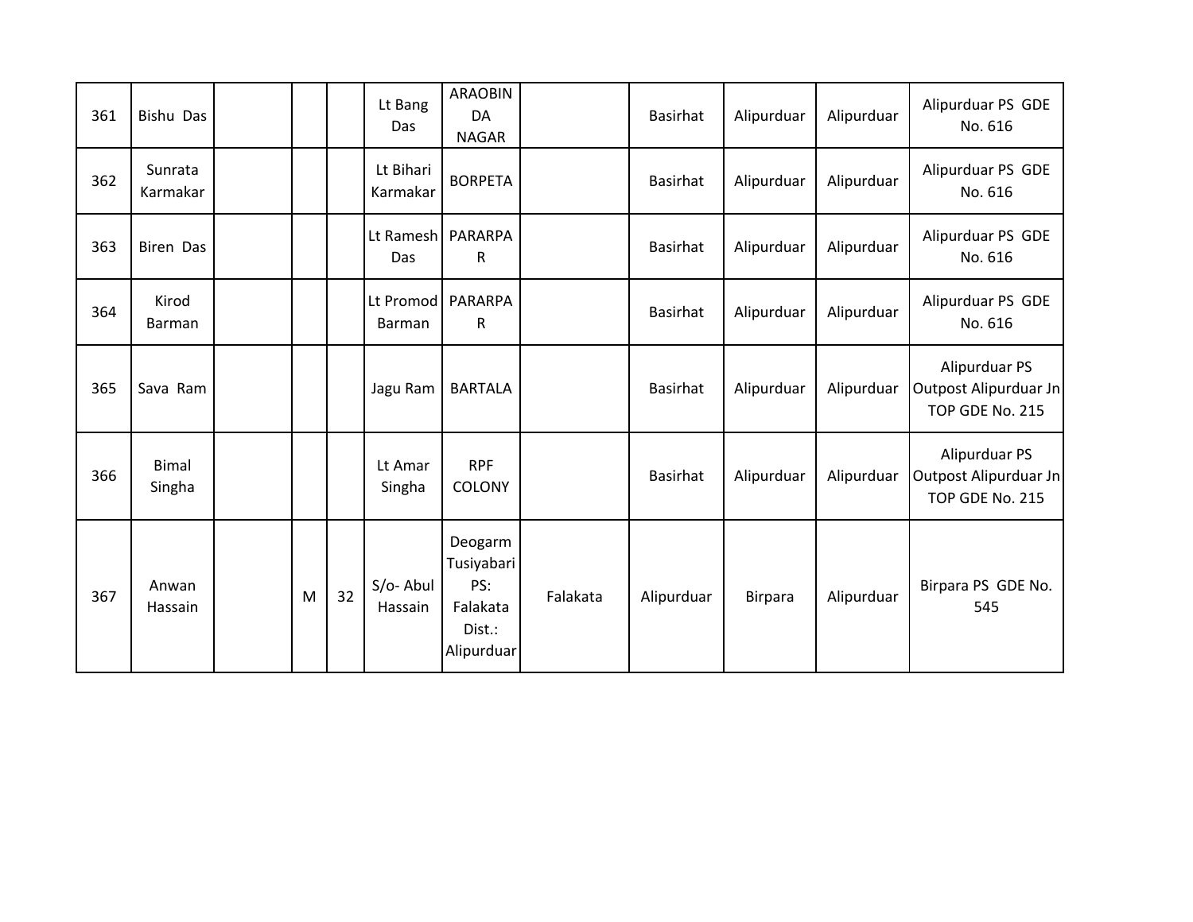| | | | | | | | | | | | |
|---|---|---|---|---|---|---|---|---|---|---|---|
| 361 | Bishu Das | | | | Lt Bang Das | ARAOBINDA NAGAR | | Basirhat | Alipurduar | Alipurduar | Alipurduar PS GDE No. 616 |
| 362 | Sunrata Karmakar | | | | Lt Bihari Karmakar | BORPETA | | Basirhat | Alipurduar | Alipurduar | Alipurduar PS GDE No. 616 |
| 363 | Biren Das | | | | Lt Ramesh Das | PARARPAR | | Basirhat | Alipurduar | Alipurduar | Alipurduar PS GDE No. 616 |
| 364 | Kirod Barman | | | | Lt Promod Barman | PARARPAR | | Basirhat | Alipurduar | Alipurduar | Alipurduar PS GDE No. 616 |
| 365 | Sava Ram | | | | Jagu Ram | BARTALA | | Basirhat | Alipurduar | Alipurduar | Alipurduar PS Outpost Alipurduar Jn TOP GDE No. 215 |
| 366 | Bimal Singha | | | | Lt Amar Singha | RPF COLONY | | Basirhat | Alipurduar | Alipurduar | Alipurduar PS Outpost Alipurduar Jn TOP GDE No. 215 |
| 367 | Anwan Hassain | | M | 32 | S/o- Abul Hassain | Deogarm Tusiyabari PS: Falakata Dist.: Alipurduar | Falakata | Alipurduar | Birpara | Alipurduar | Birpara PS GDE No. 545 |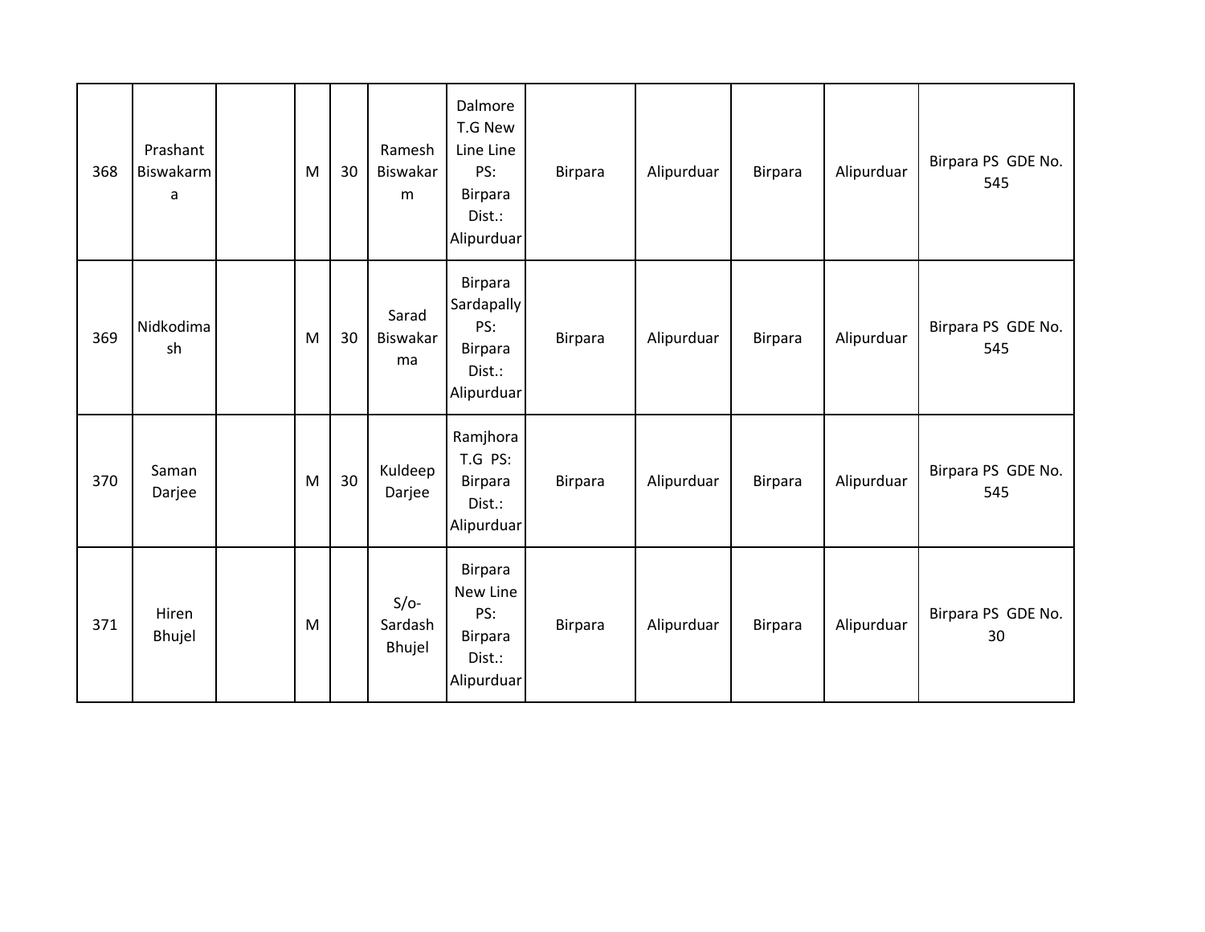| | | | | | | | | | | | |
|---|---|---|---|---|---|---|---|---|---|---|---|
| 368 | Prashant Biswakarma | | M | 30 | Ramesh Biswakarm | Dalmore T.G New Line Line PS: Birpara Dist.: Alipurduar | Birpara | Alipurduar | Birpara | Alipurduar | Birpara PS GDE No. 545 |
| 369 | Nidkodimash | | M | 30 | Sarad Biswakarma | Birpara Sardapally PS: Birpara Dist.: Alipurduar | Birpara | Alipurduar | Birpara | Alipurduar | Birpara PS GDE No. 545 |
| 370 | Saman Darjee | | M | 30 | Kuldeep Darjee | Ramjhora T.G PS: Birpara Dist.: Alipurduar | Birpara | Alipurduar | Birpara | Alipurduar | Birpara PS GDE No. 545 |
| 371 | Hiren Bhujel | | M | | S/o- Sardash Bhujel | Birpara New Line PS: Birpara Dist.: Alipurduar | Birpara | Alipurduar | Birpara | Alipurduar | Birpara PS GDE No. 30 |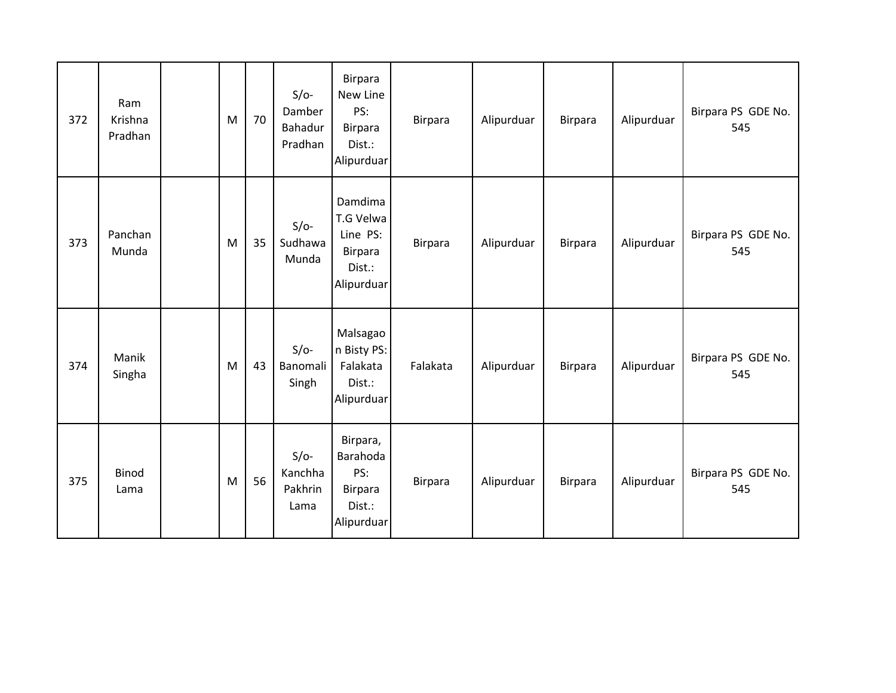| 372 | Ram Krishna Pradhan | | M | 70 | S/o- Damber Bahadur Pradhan | Birpara New Line PS: Birpara Dist.: Alipurduar | Birpara | Alipurduar | Birpara | Alipurduar | Birpara PS GDE No. 545 |
|---|---|---|---|---|---|---|---|---|---|---|---|
| 373 | Panchan Munda | | M | 35 | S/o- Sudhawa Munda | Damdima T.G Velwa Line PS: Birpara Dist.: Alipurduar | Birpara | Alipurduar | Birpara | Alipurduar | Birpara PS GDE No. 545 |
| 374 | Manik Singha | | M | 43 | S/o- Banomali Singh | Malsagaon Bisty PS: Falakata Dist.: Alipurduar | Falakata | Alipurduar | Birpara | Alipurduar | Birpara PS GDE No. 545 |
| 375 | Binod Lama | | M | 56 | S/o- Kanchha Pakhrin Lama | Birpara, Barahoda PS: Birpara Dist.: Alipurduar | Birpara | Alipurduar | Birpara | Alipurduar | Birpara PS GDE No. 545 |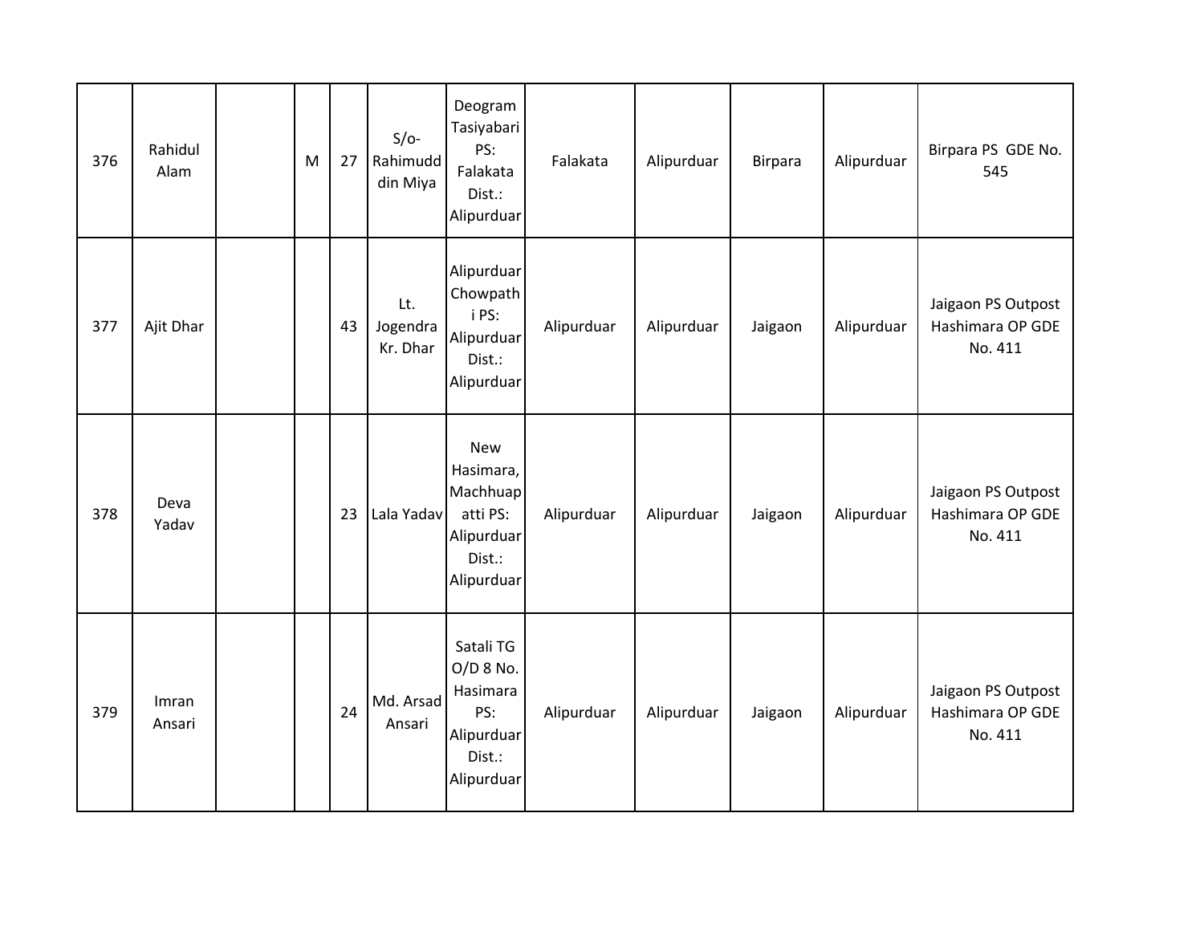| | | | | | | | | | | | |
|---|---|---|---|---|---|---|---|---|---|---|---|
| 376 | Rahidul Alam | | M | 27 | S/o- Rahimuddin Miya | Deogram Tasiyabari PS: Falakata Dist.: Alipurduar | Falakata | Alipurduar | Birpara | Alipurduar | Birpara PS GDE No. 545 |
| 377 | Ajit Dhar | | | 43 | Lt. Jogendra Kr. Dhar | Alipurduar Chowpathi PS: Alipurduar Dist.: Alipurduar | Alipurduar | Alipurduar | Jaigaon | Alipurduar | Jaigaon PS Outpost Hashimara OP GDE No. 411 |
| 378 | Deva Yadav | | | 23 | Lala Yadav | New Hasimara, Machhuapatti PS: Alipurduar Dist.: Alipurduar | Alipurduar | Alipurduar | Jaigaon | Alipurduar | Jaigaon PS Outpost Hashimara OP GDE No. 411 |
| 379 | Imran Ansari | | | 24 | Md. Arsad Ansari | Satali TG O/D 8 No. Hasimara PS: Alipurduar Dist.: Alipurduar | Alipurduar | Alipurduar | Jaigaon | Alipurduar | Jaigaon PS Outpost Hashimara OP GDE No. 411 |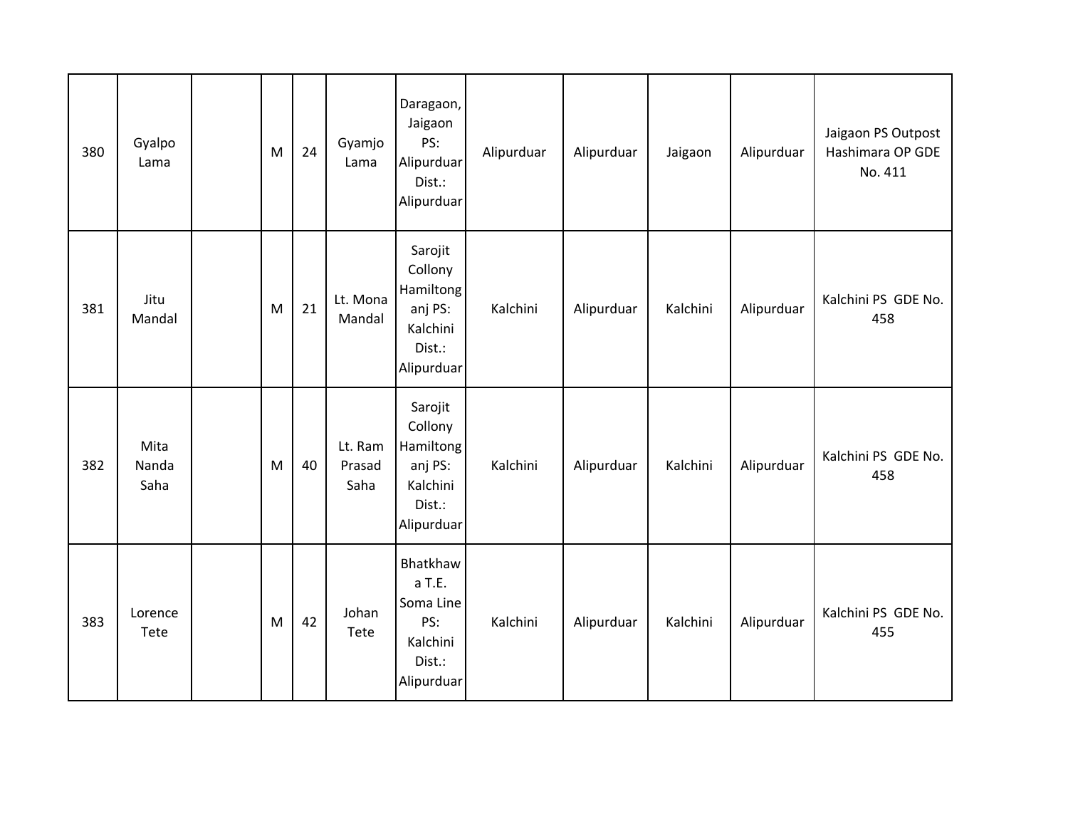| 380 | Gyalpo Lama | | M | 24 | Gyamjo Lama | Daragaon, Jaigaon PS: Alipurduar Dist.: Alipurduar | Alipurduar | Alipurduar | Jaigaon | Alipurduar | Jaigaon PS Outpost Hashimara OP GDE No. 411 |
|---|---|---|---|---|---|---|---|---|---|---|---|
| 381 | Jitu Mandal | | M | 21 | Lt. Mona Mandal | Sarojit Collony Hamiltonganj PS: Kalchini Dist.: Alipurduar | Kalchini | Alipurduar | Kalchini | Alipurduar | Kalchini PS GDE No. 458 |
| 382 | Mita Nanda Saha | | M | 40 | Lt. Ram Prasad Saha | Sarojit Collony Hamiltonganj PS: Kalchini Dist.: Alipurduar | Kalchini | Alipurduar | Kalchini | Alipurduar | Kalchini PS GDE No. 458 |
| 383 | Lorence Tete | | M | 42 | Johan Tete | Bhatkhawa T.E. Soma Line PS: Kalchini Dist.: Alipurduar | Kalchini | Alipurduar | Kalchini | Alipurduar | Kalchini PS GDE No. 455 |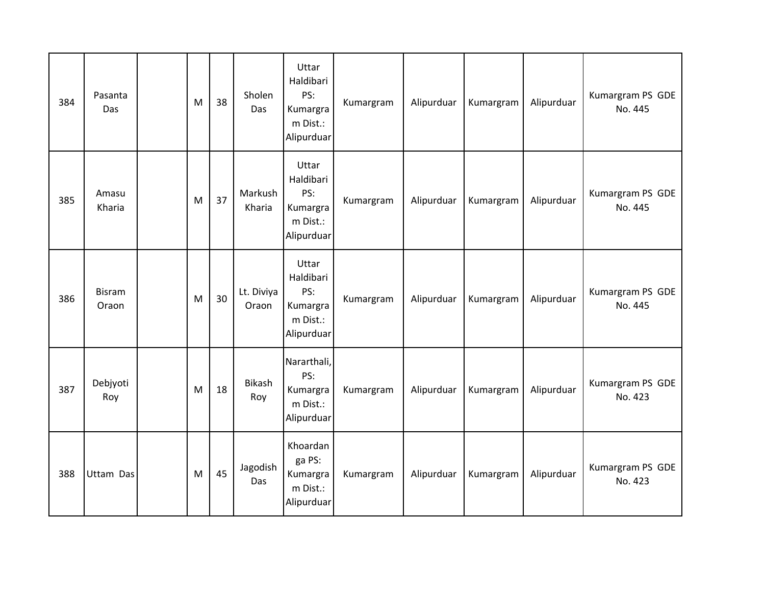| | | | | | | | | | | | |
|---|---|---|---|---|---|---|---|---|---|---|---|
| 384 | Pasanta Das | | M | 38 | Sholen Das | Uttar Haldibari PS: Kumargram Dist.: Alipurduar | Kumargram | Alipurduar | Kumargram | Alipurduar | Kumargram PS GDE No. 445 |
| 385 | Amasu Kharia | | M | 37 | Markush Kharia | Uttar Haldibari PS: Kumargram Dist.: Alipurduar | Kumargram | Alipurduar | Kumargram | Alipurduar | Kumargram PS GDE No. 445 |
| 386 | Bisram Oraon | | M | 30 | Lt. Diviya Oraon | Uttar Haldibari PS: Kumargram Dist.: Alipurduar | Kumargram | Alipurduar | Kumargram | Alipurduar | Kumargram PS GDE No. 445 |
| 387 | Debjyoti Roy | | M | 18 | Bikash Roy | Nararthali, PS: Kumargram Dist.: Alipurduar | Kumargram | Alipurduar | Kumargram | Alipurduar | Kumargram PS GDE No. 423 |
| 388 | Uttam Das | | M | 45 | Jagodish Das | Khoardanga PS: Kumargram Dist.: Alipurduar | Kumargram | Alipurduar | Kumargram | Alipurduar | Kumargram PS GDE No. 423 |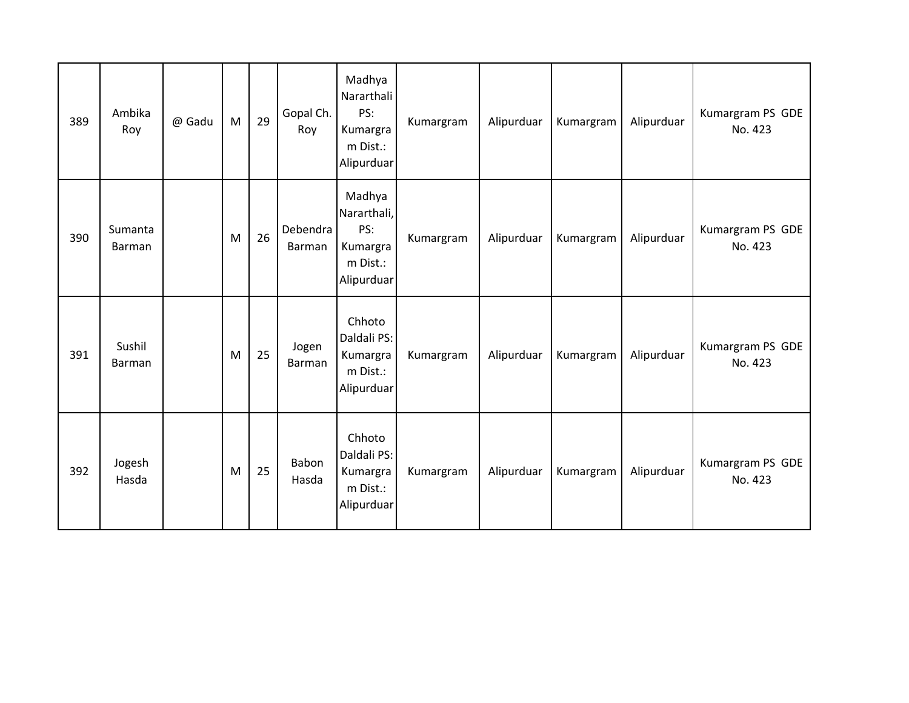| 389 | Ambika Roy | @ Gadu | M | 29 | Gopal Ch. Roy | Madhya Nararthali PS: Kumargram Dist.: Alipurduar | Kumargram | Alipurduar | Kumargram | Alipurduar | Kumargram PS GDE No. 423 |
|---|---|---|---|---|---|---|---|---|---|---|---|
| 390 | Sumanta Barman | | M | 26 | Debendra Barman | Madhya Nararthali, PS: Kumargram Dist.: Alipurduar | Kumargram | Alipurduar | Kumargram | Alipurduar | Kumargram PS GDE No. 423 |
| 391 | Sushil Barman | | M | 25 | Jogen Barman | Chhoto Daldali PS: Kumargram Dist.: Alipurduar | Kumargram | Alipurduar | Kumargram | Alipurduar | Kumargram PS GDE No. 423 |
| 392 | Jogesh Hasda | | M | 25 | Babon Hasda | Chhoto Daldali PS: Kumargram Dist.: Alipurduar | Kumargram | Alipurduar | Kumargram | Alipurduar | Kumargram PS GDE No. 423 |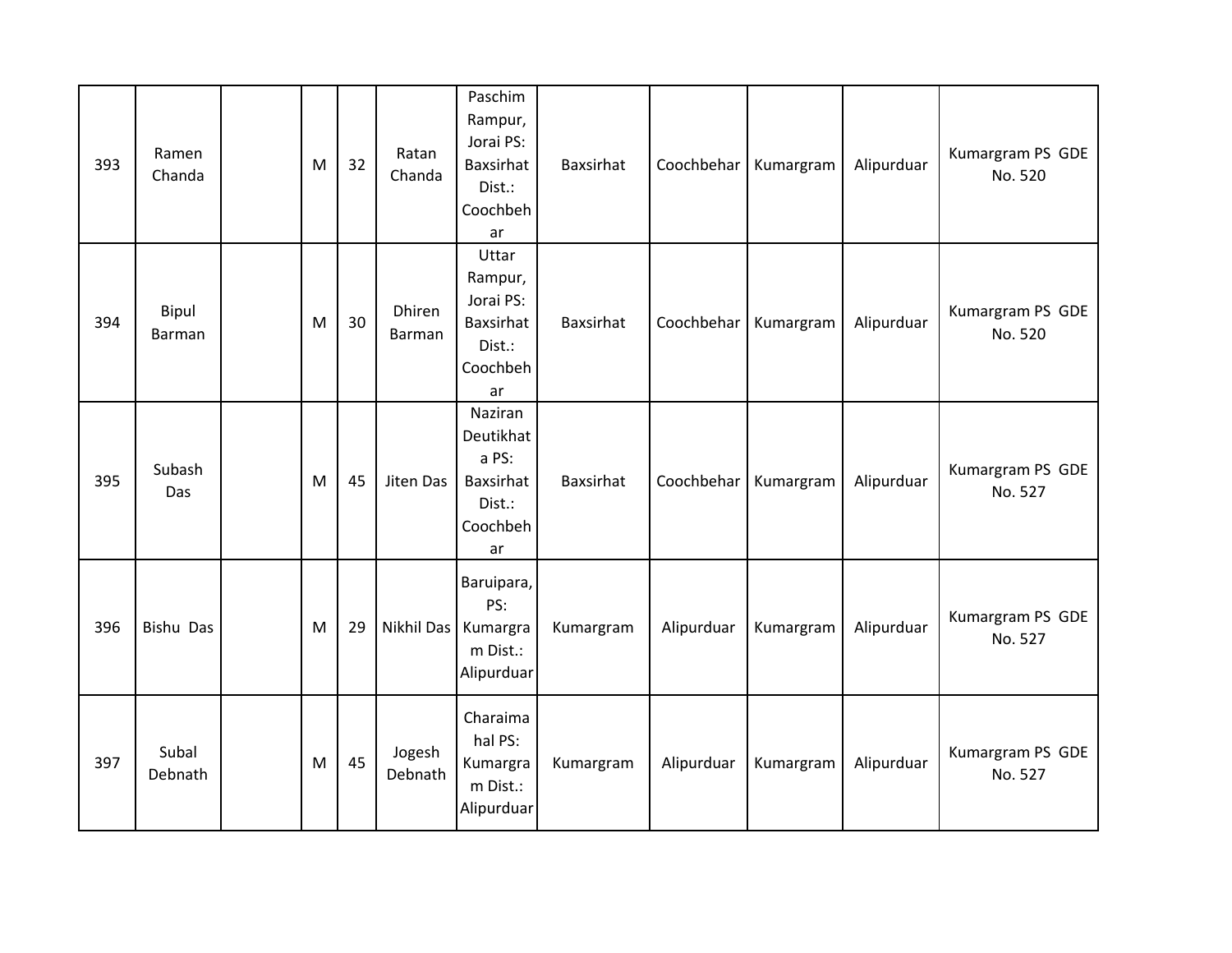| 393 | Ramen Chanda | | M | 32 | Ratan Chanda | Paschim Rampur, Jorai PS: Baxsirhat Dist.: Coochbehar | Baxsirhat | Coochbehar | Kumargram | Alipurduar | Kumargram PS GDE No. 520 |
|---|---|---|---|---|---|---|---|---|---|---|---|
| 394 | Bipul Barman | | M | 30 | Dhiren Barman | Uttar Rampur, Jorai PS: Baxsirhat Dist.: Coochbehar | Baxsirhat | Coochbehar | Kumargram | Alipurduar | Kumargram PS GDE No. 520 |
| 395 | Subash Das | | M | 45 | Jiten Das | Naziran Deutikhata PS: Baxsirhat Dist.: Coochbehar | Baxsirhat | Coochbehar | Kumargram | Alipurduar | Kumargram PS GDE No. 527 |
| 396 | Bishu Das | | M | 29 | Nikhil Das | Baruipara, PS: Kumargram Dist.: Alipurduar | Kumargram | Alipurduar | Kumargram | Alipurduar | Kumargram PS GDE No. 527 |
| 397 | Subal Debnath | | M | 45 | Jogesh Debnath | Charaimahal PS: Kumargram Dist.: Alipurduar | Kumargram | Alipurduar | Kumargram | Alipurduar | Kumargram PS GDE No. 527 |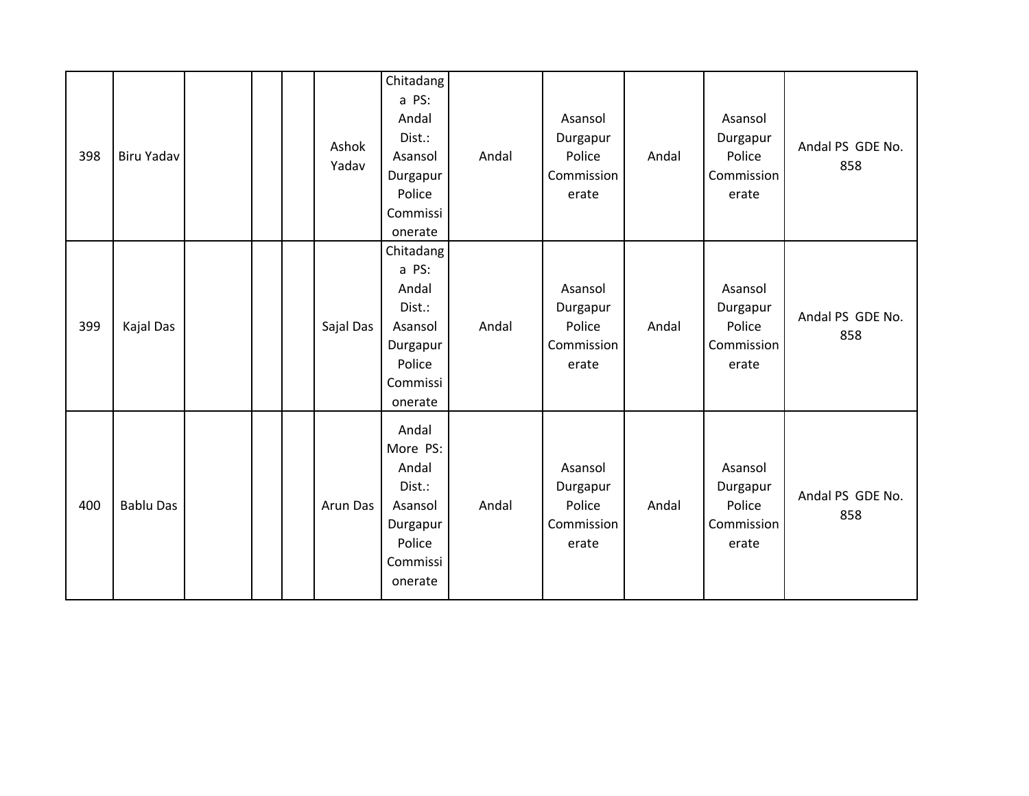| | | | | | | | | | | | |
|---|---|---|---|---|---|---|---|---|---|---|---|
| 398 | Biru Yadav | | | | Ashok Yadav | Chitadanga PS: Andal Dist.: Asansol Durgapur Police Commissionerate | Andal | Asansol Durgapur Police Commissionerate | Andal | Asansol Durgapur Police Commissionerate | Andal PS GDE No. 858 |
| 399 | Kajal Das | | | | Sajal Das | Chitadanga PS: Andal Dist.: Asansol Durgapur Police Commissionerate | Andal | Asansol Durgapur Police Commissionerate | Andal | Asansol Durgapur Police Commissionerate | Andal PS GDE No. 858 |
| 400 | Bablu Das | | | | Arun Das | Andal More PS: Andal Dist.: Asansol Durgapur Police Commissionerate | Andal | Asansol Durgapur Police Commissionerate | Andal | Asansol Durgapur Police Commissionerate | Andal PS GDE No. 858 |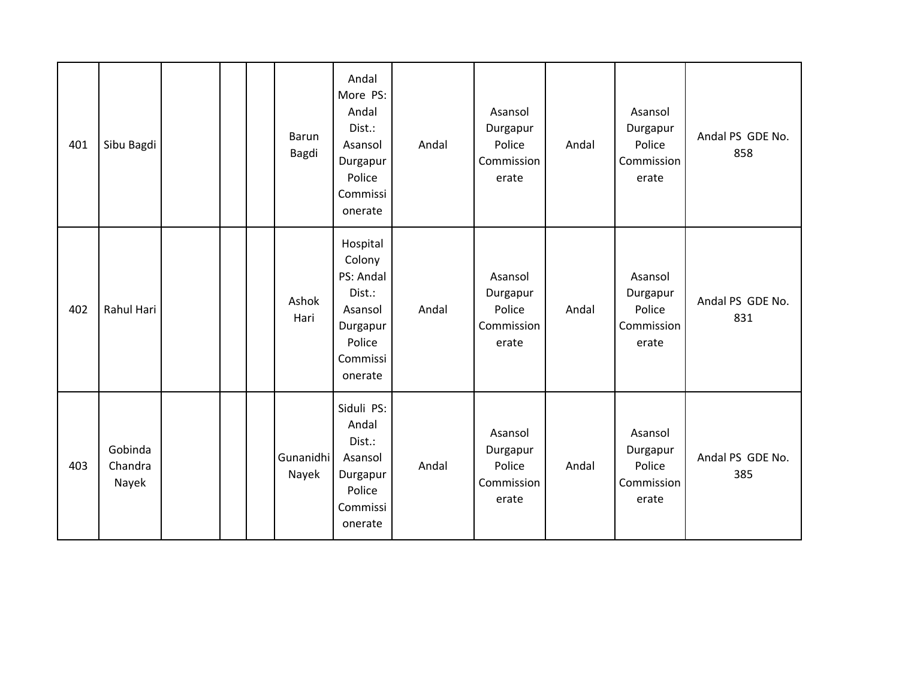| | | | | | | | | | | | |
|---|---|---|---|---|---|---|---|---|---|---|---|
| 401 | Sibu Bagdi | | | | Barun Bagdi | Andal More PS: Andal Dist.: Asansol Durgapur Police Commissionerate | Andal | Asansol Durgapur Police Commissionerate | Andal | Asansol Durgapur Police Commissionerate | Andal PS GDE No. 858 |
| 402 | Rahul Hari | | | | Ashok Hari | Hospital Colony PS: Andal Dist.: Asansol Durgapur Police Commissionerate | Andal | Asansol Durgapur Police Commissionerate | Andal | Asansol Durgapur Police Commissionerate | Andal PS GDE No. 831 |
| 403 | Gobinda Chandra Nayek | | | | Gunanidhi Nayek | Siduli PS: Andal Dist.: Asansol Durgapur Police Commissionerate | Andal | Asansol Durgapur Police Commissionerate | Andal | Asansol Durgapur Police Commissionerate | Andal PS GDE No. 385 |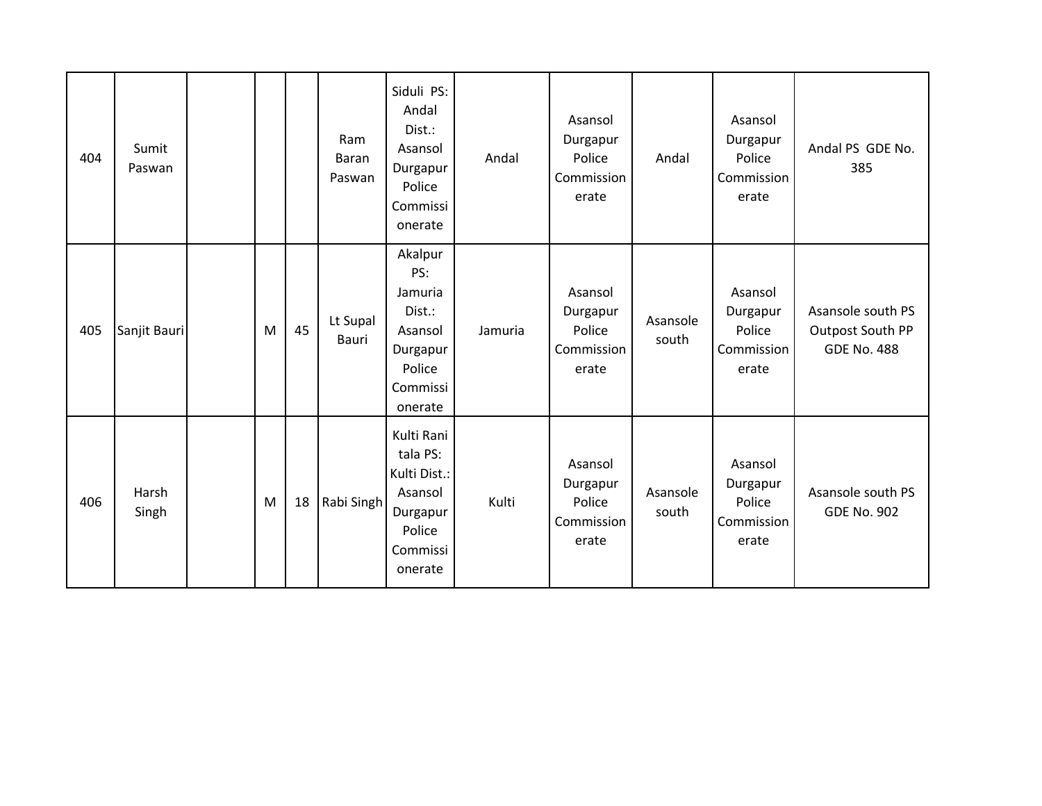| | | | | | | | | | | | |
|---|---|---|---|---|---|---|---|---|---|---|---|
| 404 | Sumit Paswan | | | | Ram Baran Paswan | Siduli PS: Andal Dist.: Asansol Durgapur Police Commissionerate | Andal | Asansol Durgapur Police Commissionerate | Andal | Asansol Durgapur Police Commissionerate | Andal PS GDE No. 385 |
| 405 | Sanjit Bauri | | M | 45 | Lt Supal Bauri | Akalpur PS: Jamuria Dist.: Asansol Durgapur Police Commissionerate | Jamuria | Asansol Durgapur Police Commissionerate | Asansole south | Asansol Durgapur Police Commissionerate | Asansole south PS Outpost South PP GDE No. 488 |
| 406 | Harsh Singh | | M | 18 | Rabi Singh | Kulti Rani tala PS: Kulti Dist.: Asansol Durgapur Police Commissionerate | Kulti | Asansol Durgapur Police Commissionerate | Asansole south | Asansol Durgapur Police Commissionerate | Asansole south PS GDE No. 902 |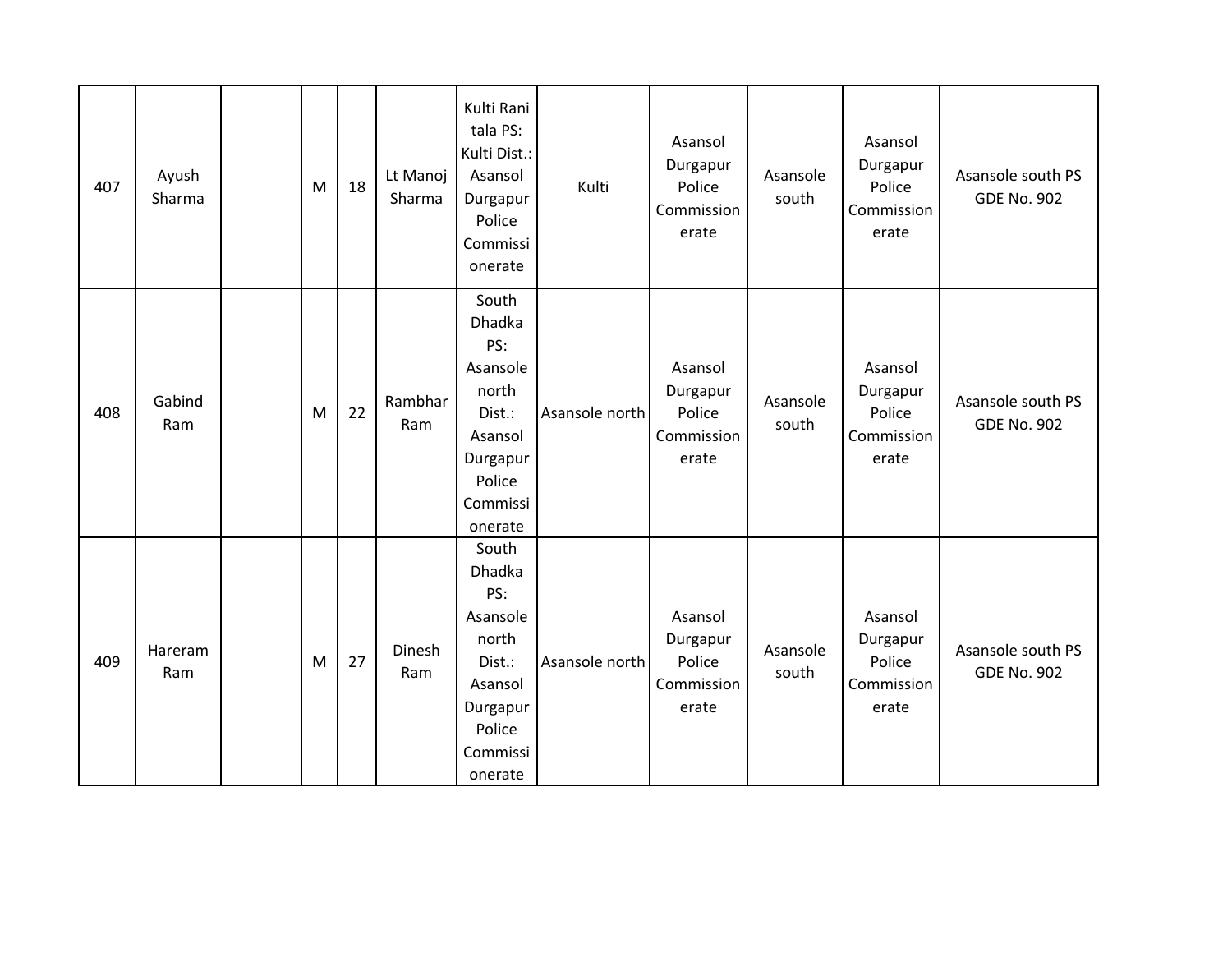| | | | | | | | | | | | |
|---|---|---|---|---|---|---|---|---|---|---|---|
| 407 | Ayush Sharma | | M | 18 | Lt Manoj Sharma | Kulti Rani tala PS: Kulti Dist.: Asansol Durgapur Police Commissionerate | Kulti | Asansol Durgapur Police Commissionerate | Asansole south | Asansol Durgapur Police Commissionerate | Asansole south PS GDE No. 902 |
| 408 | Gabind Ram | | M | 22 | Rambhar Ram | South Dhadka PS: Asansole north Dist.: Asansol Durgapur Police Commissionerate | Asansole north | Asansol Durgapur Police Commissionerate | Asansole south | Asansol Durgapur Police Commissionerate | Asansole south PS GDE No. 902 |
| 409 | Hareram Ram | | M | 27 | Dinesh Ram | South Dhadka PS: Asansole north Dist.: Asansol Durgapur Police Commissionerate | Asansole north | Asansol Durgapur Police Commissionerate | Asansole south | Asansol Durgapur Police Commissionerate | Asansole south PS GDE No. 902 |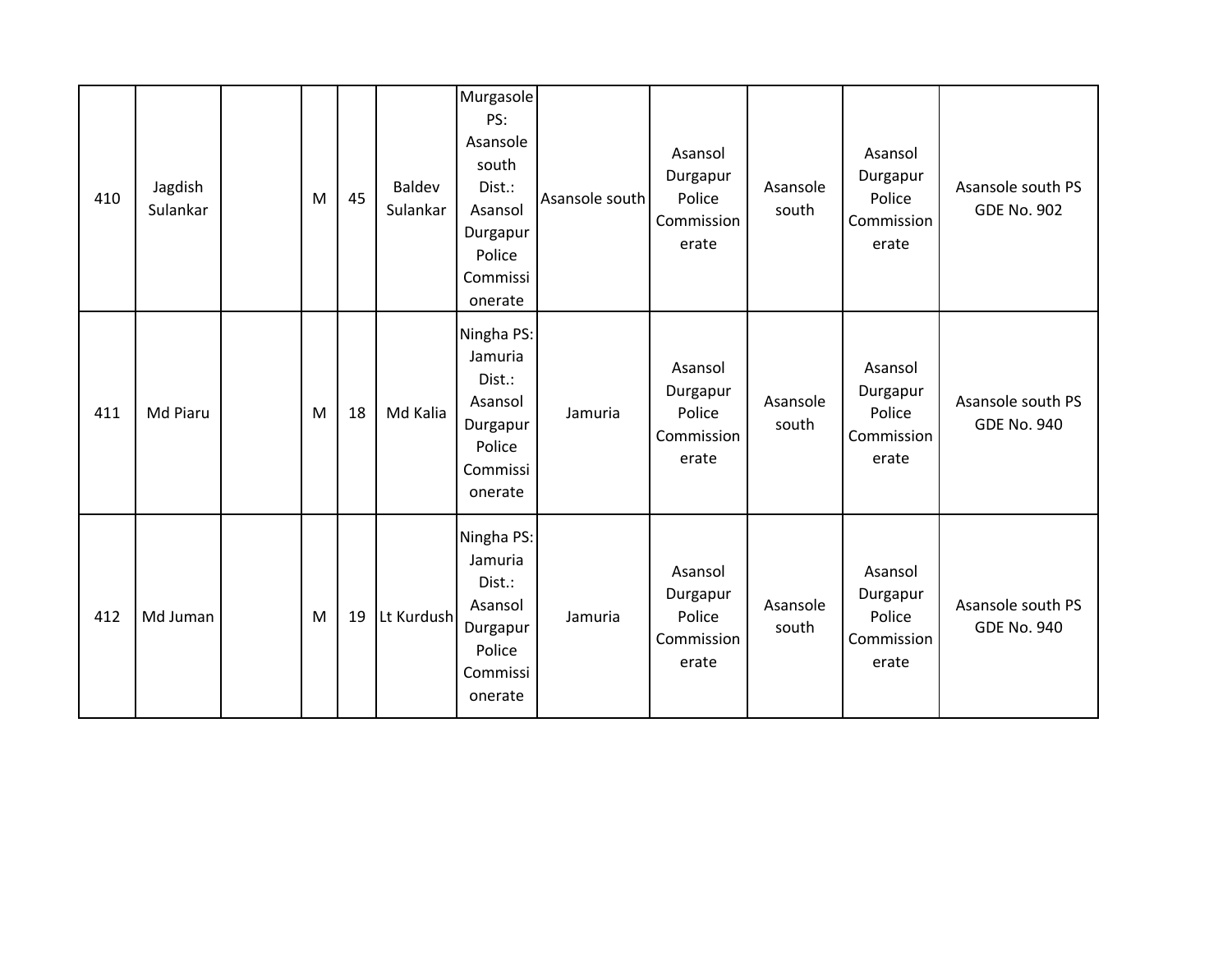| 410 | Jagdish Sulankar | | M | 45 | Baldev Sulankar | Murgasole PS: Asansole south Dist.: Asansol Durgapur Police Commissionerate | Asansole south | Asansol Durgapur Police Commissionerate | Asansole south | Asansol Durgapur Police Commissionerate | Asansole south PS GDE No. 902 |
|---|---|---|---|---|---|---|---|---|---|---|---|
| 411 | Md Piaru | | M | 18 | Md Kalia | Ningha PS: Jamuria Dist.: Asansol Durgapur Police Commissionerate | Jamuria | Asansol Durgapur Police Commissionerate | Asansole south | Asansol Durgapur Police Commissionerate | Asansole south PS GDE No. 940 |
| 412 | Md Juman | | M | 19 | Lt Kurdush | Ningha PS: Jamuria Dist.: Asansol Durgapur Police Commissionerate | Jamuria | Asansol Durgapur Police Commissionerate | Asansole south | Asansol Durgapur Police Commissionerate | Asansole south PS GDE No. 940 |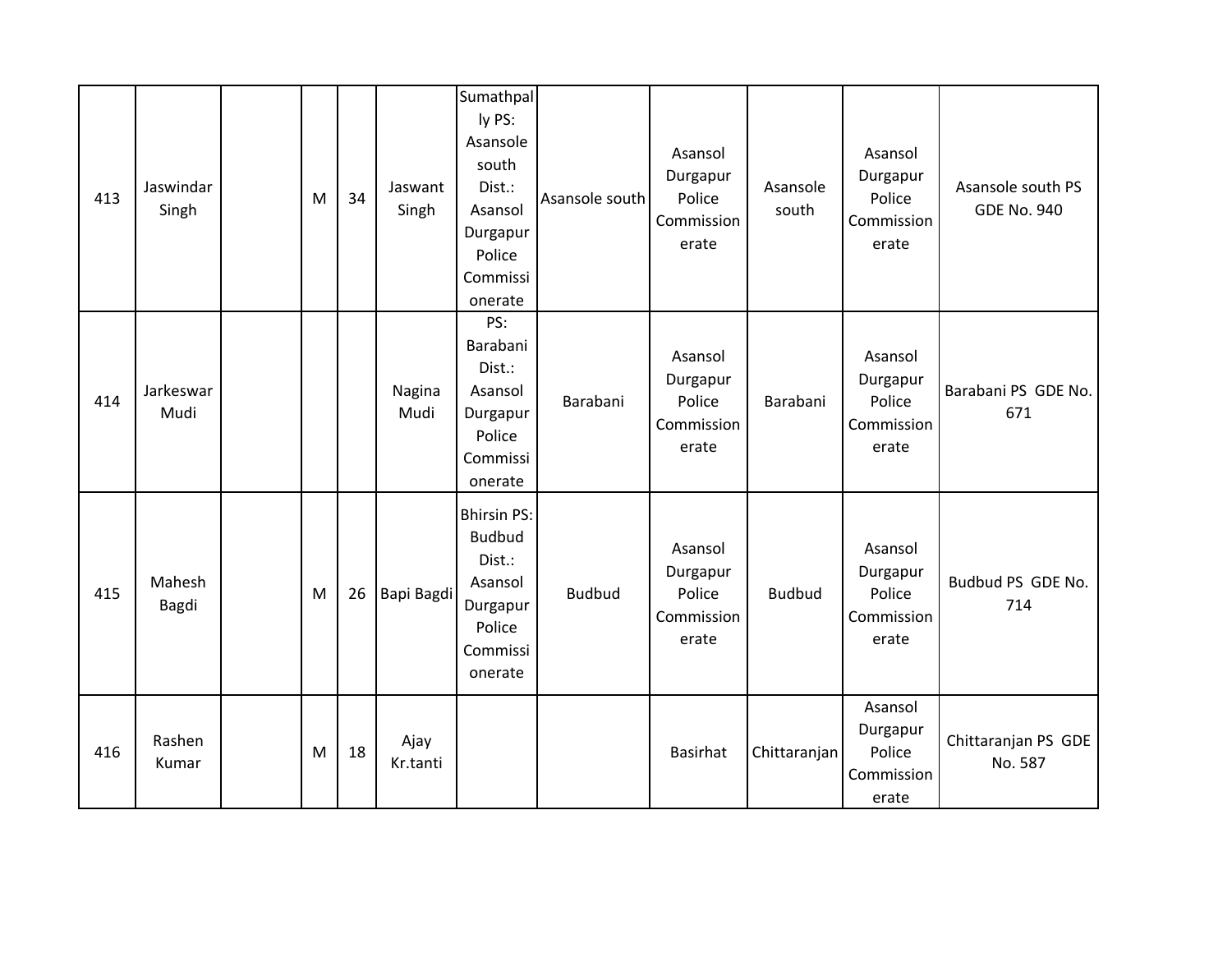| 413 | Jaswindar Singh | | M | 34 | Jaswant Singh | Sumathpally PS: Asansole south Dist.: Asansol Durgapur Police Commissionerate | Asansole south | Asansol Durgapur Police Commissionerate | Asansole south | Asansol Durgapur Police Commissionerate | Asansole south PS GDE No. 940 |
|---|---|---|---|---|---|---|---|---|---|---|---|
| 414 | Jarkeswar Mudi | | | | Nagina Mudi | PS: Barabani Dist.: Asansol Durgapur Police Commissionerate | Barabani | Asansol Durgapur Police Commissionerate | Barabani | Asansol Durgapur Police Commissionerate | Barabani PS GDE No. 671 |
| 415 | Mahesh Bagdi | | M | 26 | Bapi Bagdi | Bhirsin PS: Budbud Dist.: Asansol Durgapur Police Commissionerate | Budbud | Asansol Durgapur Police Commissionerate | Budbud | Asansol Durgapur Police Commissionerate | Budbud PS GDE No. 714 |
| 416 | Rashen Kumar | | M | 18 | Ajay Kr.tanti | | | Basirhat | Chittaranjan | Asansol Durgapur Police Commissionerate | Chittaranjan PS GDE No. 587 |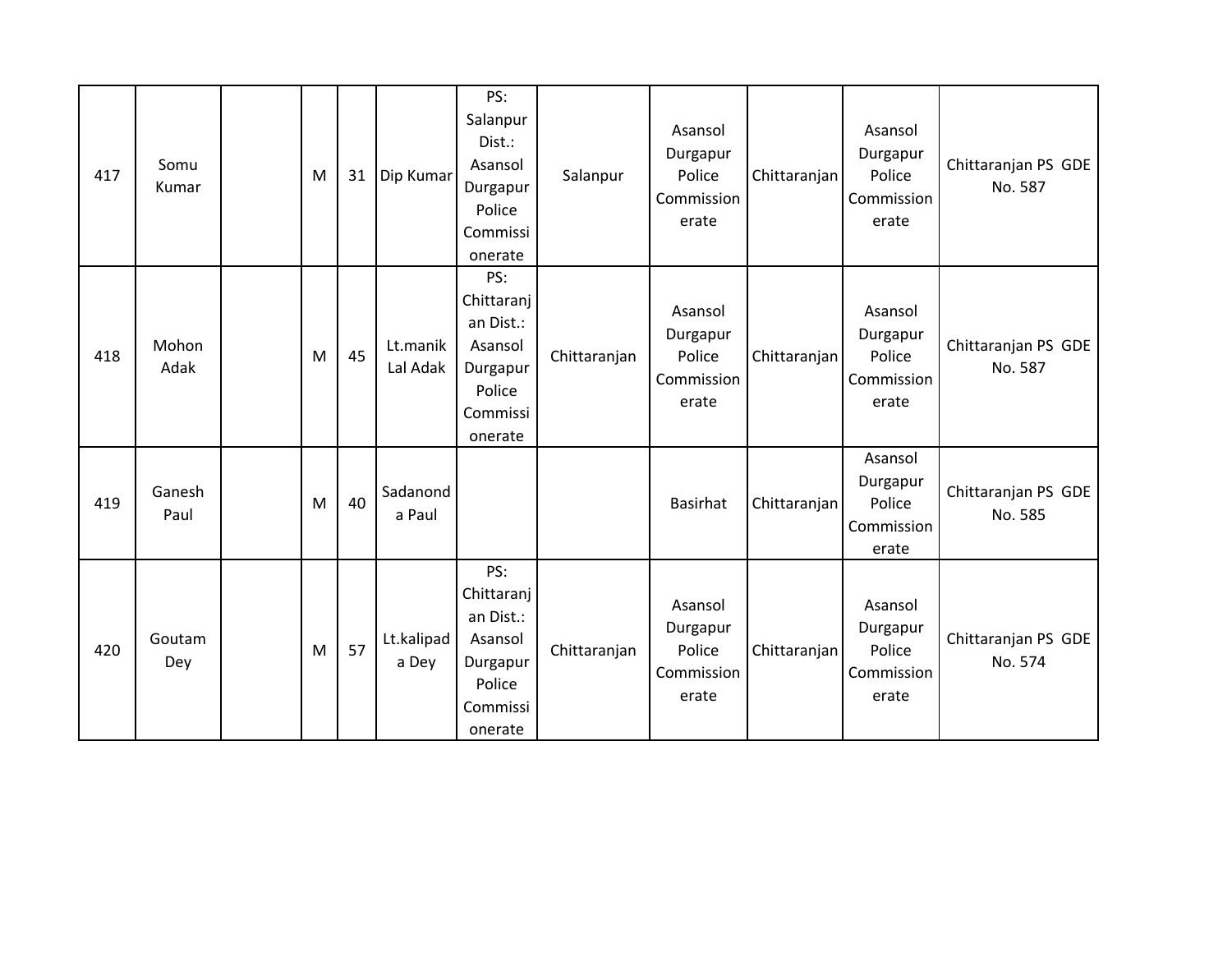| 417 | Somu Kumar | | M | 31 | Dip Kumar | PS: Salanpur Dist.: Asansol Durgapur Police Commissionerate | Salanpur | Asansol Durgapur Police Commissionerate | Chittaranjan | Asansol Durgapur Police Commissionerate | Chittaranjan PS GDE No. 587 |
|---|---|---|---|---|---|---|---|---|---|---|---|
| 418 | Mohon Adak | | M | 45 | Lt.manik Lal Adak | PS: Chittaranjan Dist.: Asansol Durgapur Police Commissionerate | Chittaranjan | Asansol Durgapur Police Commissionerate | Chittaranjan | Asansol Durgapur Police Commissionerate | Chittaranjan PS GDE No. 587 |
| 419 | Ganesh Paul | | M | 40 | Sadanonda Paul | | | Basirhat | Chittaranjan | Asansol Durgapur Police Commissionerate | Chittaranjan PS GDE No. 585 |
| 420 | Goutam Dey | | M | 57 | Lt.kalipada Dey | PS: Chittaranjan Dist.: Asansol Durgapur Police Commissionerate | Chittaranjan | Asansol Durgapur Police Commissionerate | Chittaranjan | Asansol Durgapur Police Commissionerate | Chittaranjan PS GDE No. 574 |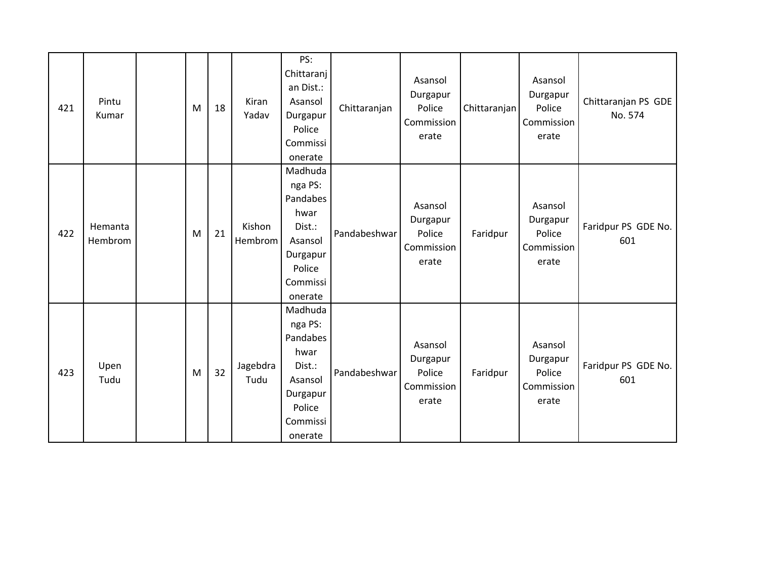| | | | | | | | | | | | |
|---|---|---|---|---|---|---|---|---|---|---|---|
| 421 | Pintu Kumar | | M | 18 | Kiran Yadav | PS: Chittaranjan Dist.: Asansol Durgapur Police Commissionerate | Chittaranjan | Asansol Durgapur Police Commissionerate | Chittaranjan | Asansol Durgapur Police Commissionerate | Chittaranjan PS GDE No. 574 |
| 422 | Hemanta Hembrom | | M | 21 | Kishon Hembrom | Madhudanga PS: Pandabeshwar Dist.: Asansol Durgapur Police Commissionerate | Pandabeshwar | Asansol Durgapur Police Commissionerate | Faridpur | Asansol Durgapur Police Commissionerate | Faridpur PS GDE No. 601 |
| 423 | Upen Tudu | | M | 32 | Jagebdra Tudu | Madhudanga PS: Pandabeshwar Dist.: Asansol Durgapur Police Commissionerate | Pandabeshwar | Asansol Durgapur Police Commissionerate | Faridpur | Asansol Durgapur Police Commissionerate | Faridpur PS GDE No. 601 |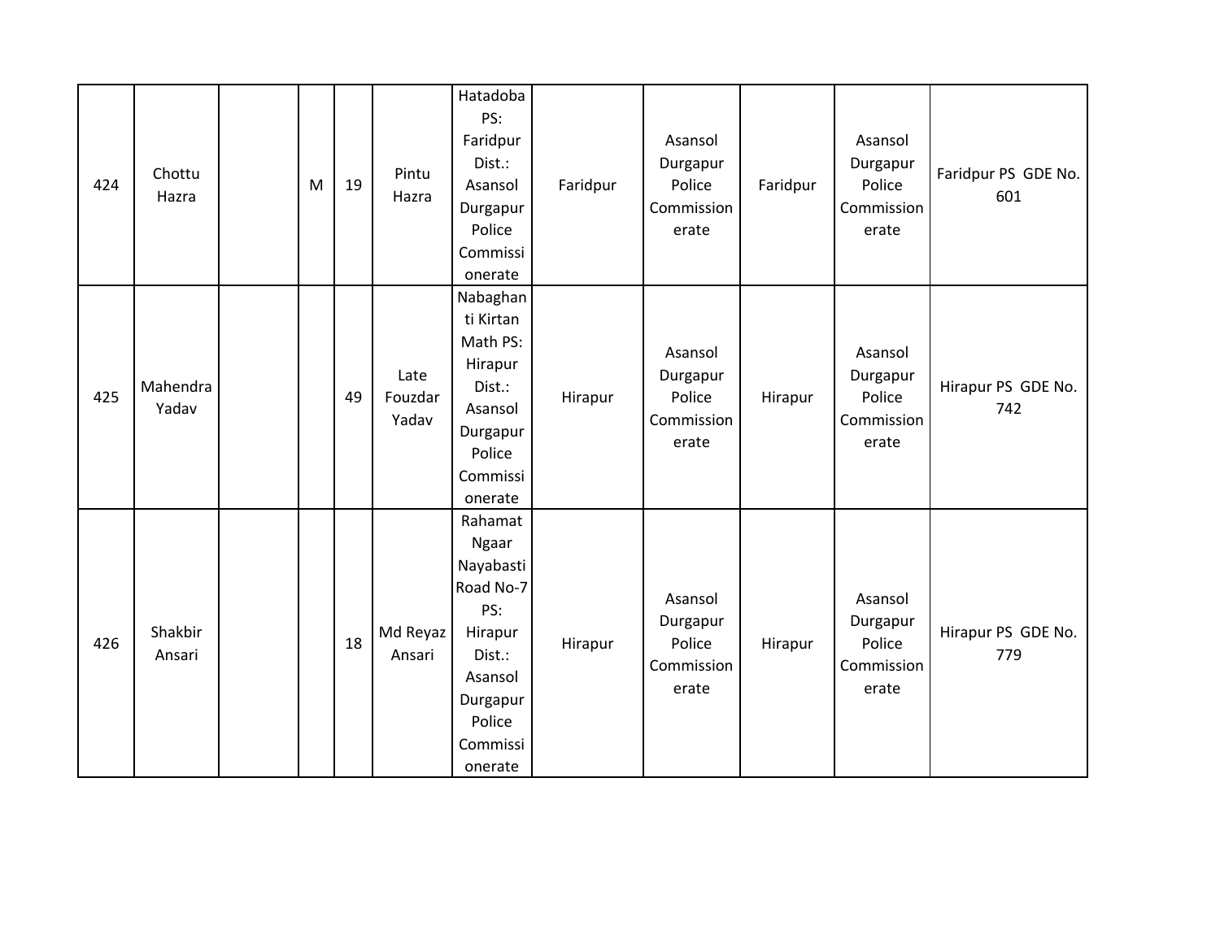| | | | | | | | | | | | |
|---|---|---|---|---|---|---|---|---|---|---|---|
| 424 | Chottu Hazra | | M | 19 | Pintu Hazra | Hatadoba PS: Faridpur Dist.: Asansol Durgapur Police Commissionerate | Faridpur | Asansol Durgapur Police Commissionerate | Faridpur | Asansol Durgapur Police Commissionerate | Faridpur PS GDE No. 601 |
| 425 | Mahendra Yadav | | | 49 | Late Fouzdar Yadav | Nabaghanti Kirtan Math PS: Hirapur Dist.: Asansol Durgapur Police Commissionerate | Hirapur | Asansol Durgapur Police Commissionerate | Hirapur | Asansol Durgapur Police Commissionerate | Hirapur PS GDE No. 742 |
| 426 | Shakbir Ansari | | | 18 | Md Reyaz Ansari | Rahamat Ngaar Nayabasti Road No-7 PS: Hirapur Dist.: Asansol Durgapur Police Commissionerate | Hirapur | Asansol Durgapur Police Commissionerate | Hirapur | Asansol Durgapur Police Commissionerate | Hirapur PS GDE No. 779 |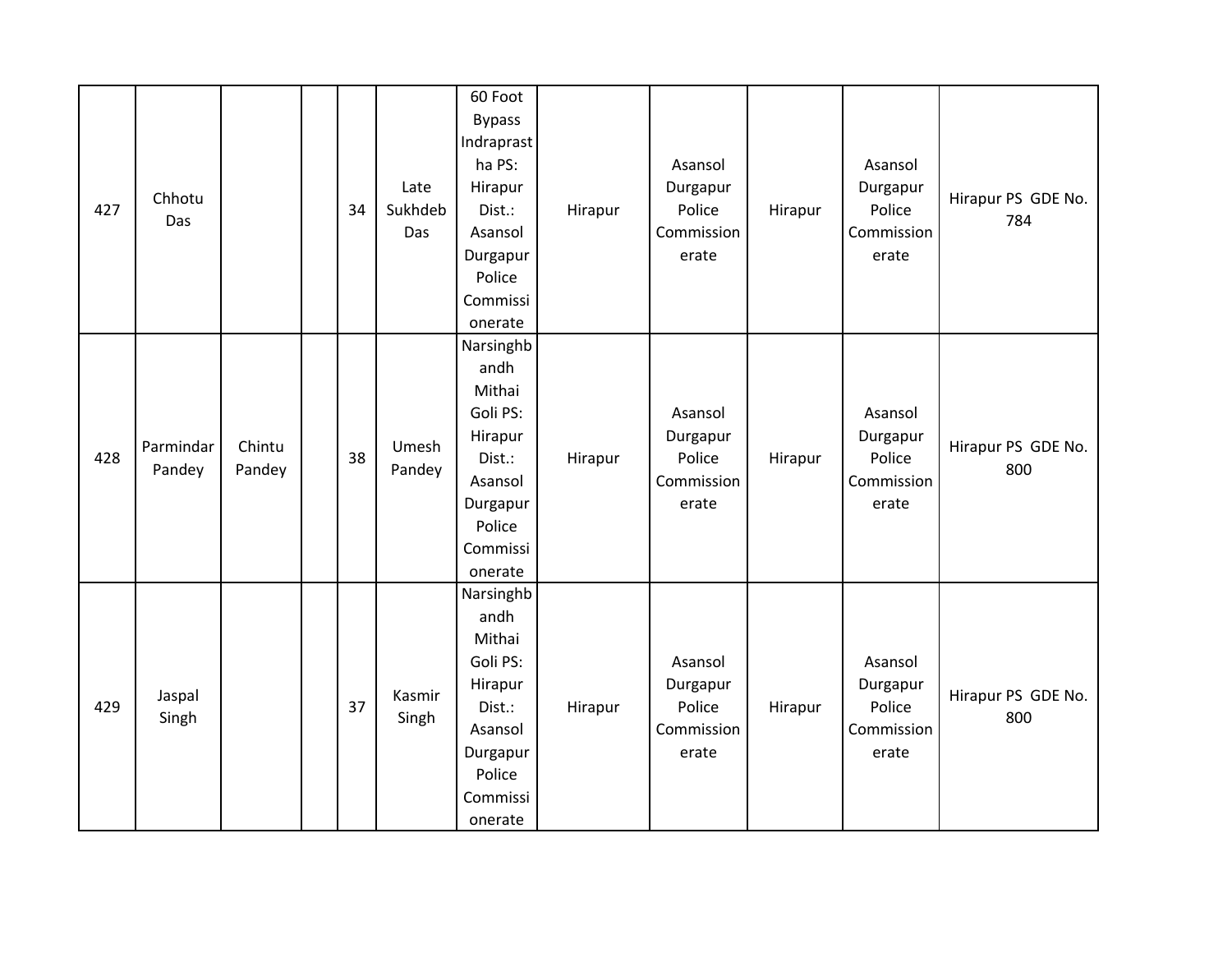| 427 | Chhotu Das | | | 34 | Late Sukhdeb Das | 60 Foot Bypass Indraprastha PS: Hirapur Dist.: Asansol Durgapur Police Commissionerate | Hirapur | Asansol Durgapur Police Commissionerate | Hirapur | Asansol Durgapur Police Commissionerate | Hirapur PS GDE No. 784 |
|---|---|---|---|---|---|---|---|---|---|---|---|
| 428 | Parmindar Pandey | Chintu Pandey | | 38 | Umesh Pandey | Narsinghbandh Mithai Goli PS: Hirapur Dist.: Asansol Durgapur Police Commissionerate | Hirapur | Asansol Durgapur Police Commissionerate | Hirapur | Asansol Durgapur Police Commissionerate | Hirapur PS GDE No. 800 |
| 429 | Jaspal Singh | | | 37 | Kasmir Singh | Narsinghbandh Mithai Goli PS: Hirapur Dist.: Asansol Durgapur Police Commissionerate | Hirapur | Asansol Durgapur Police Commissionerate | Hirapur | Asansol Durgapur Police Commissionerate | Hirapur PS GDE No. 800 |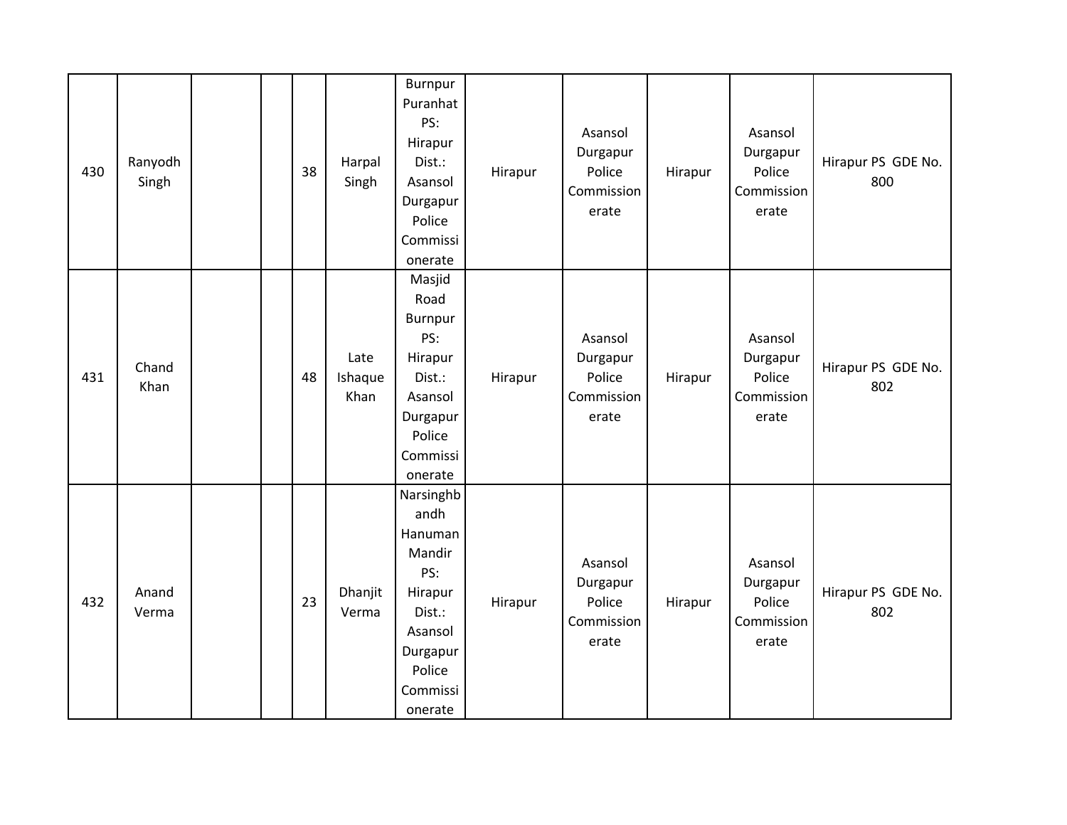| | | | | | | | | | | | |
|---|---|---|---|---|---|---|---|---|---|---|---|
| 430 | Ranyodh Singh | | | 38 | Harpal Singh | Burnpur Puranhat PS: Hirapur Dist.: Asansol Durgapur Police Commissionerate | Hirapur | Asansol Durgapur Police Commissionerate | Hirapur | Asansol Durgapur Police Commissionerate | Hirapur PS GDE No. 800 |
| 431 | Chand Khan | | | 48 | Late Ishaque Khan | Masjid Road Burnpur PS: Hirapur Dist.: Asansol Durgapur Police Commissionerate | Hirapur | Asansol Durgapur Police Commissionerate | Hirapur | Asansol Durgapur Police Commissionerate | Hirapur PS GDE No. 802 |
| 432 | Anand Verma | | | 23 | Dhanjit Verma | Narsinghbandh Hanuman Mandir PS: Hirapur Dist.: Asansol Durgapur Police Commissionerate | Hirapur | Asansol Durgapur Police Commissionerate | Hirapur | Asansol Durgapur Police Commissionerate | Hirapur PS GDE No. 802 |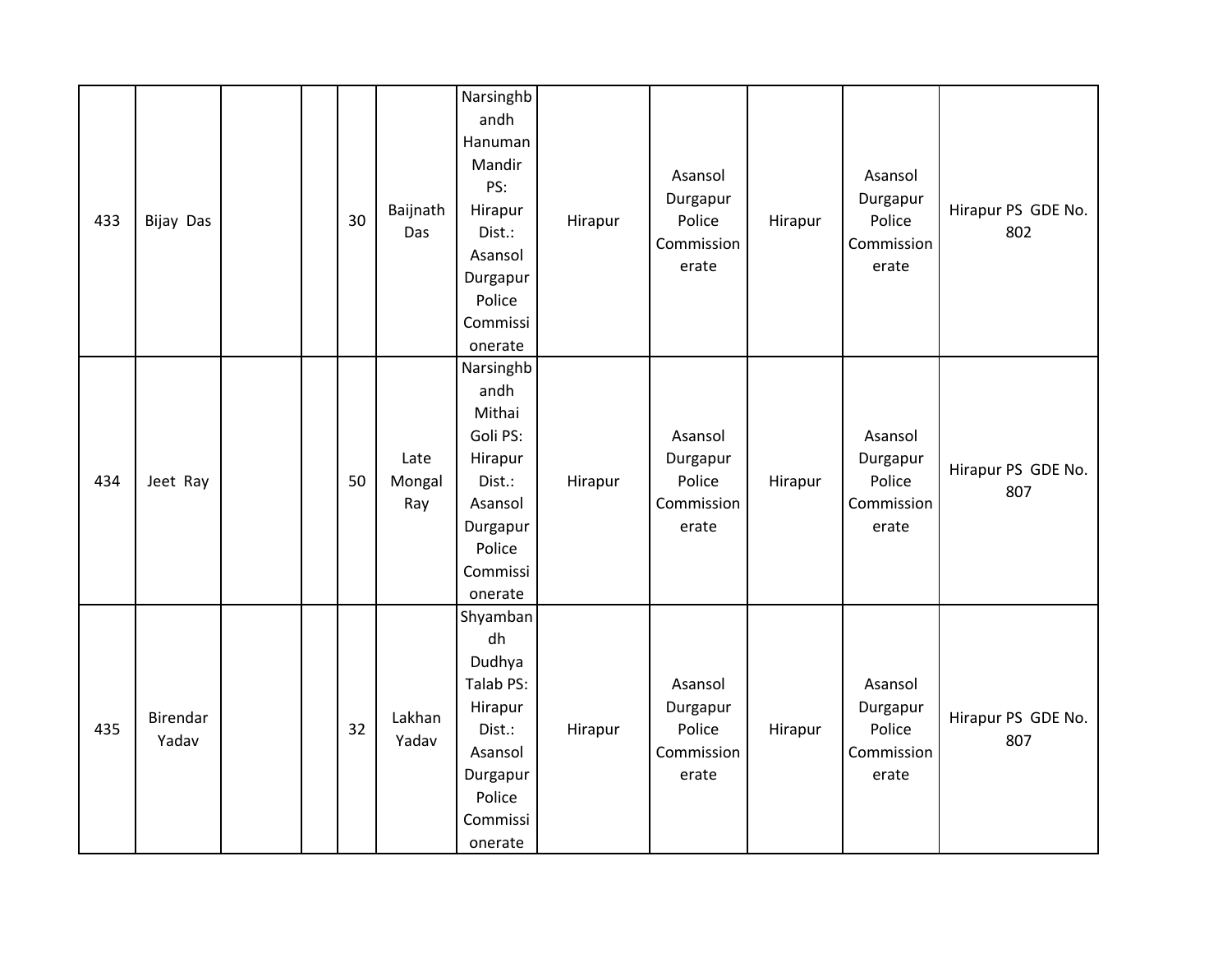| | | | | | | | | | | | |
|---|---|---|---|---|---|---|---|---|---|---|---|
| 433 | Bijay Das | | | 30 | Baijnath Das | Narsinghbandh Hanuman Mandir PS: Hirapur Dist.: Asansol Durgapur Police Commissionerate | Hirapur | Asansol Durgapur Police Commissionerate | Hirapur | Asansol Durgapur Police Commissionerate | Hirapur PS GDE No. 802 |
| 434 | Jeet Ray | | | 50 | Late Mongal Ray | Narsinghbandh Mithai Goli PS: Hirapur Dist.: Asansol Durgapur Police Commissionerate | Hirapur | Asansol Durgapur Police Commissionerate | Hirapur | Asansol Durgapur Police Commissionerate | Hirapur PS GDE No. 807 |
| 435 | Birendar Yadav | | | 32 | Lakhan Yadav | Shyambandh Dudhya Talab PS: Hirapur Dist.: Asansol Durgapur Police Commissionerate | Hirapur | Asansol Durgapur Police Commissionerate | Hirapur | Asansol Durgapur Police Commissionerate | Hirapur PS GDE No. 807 |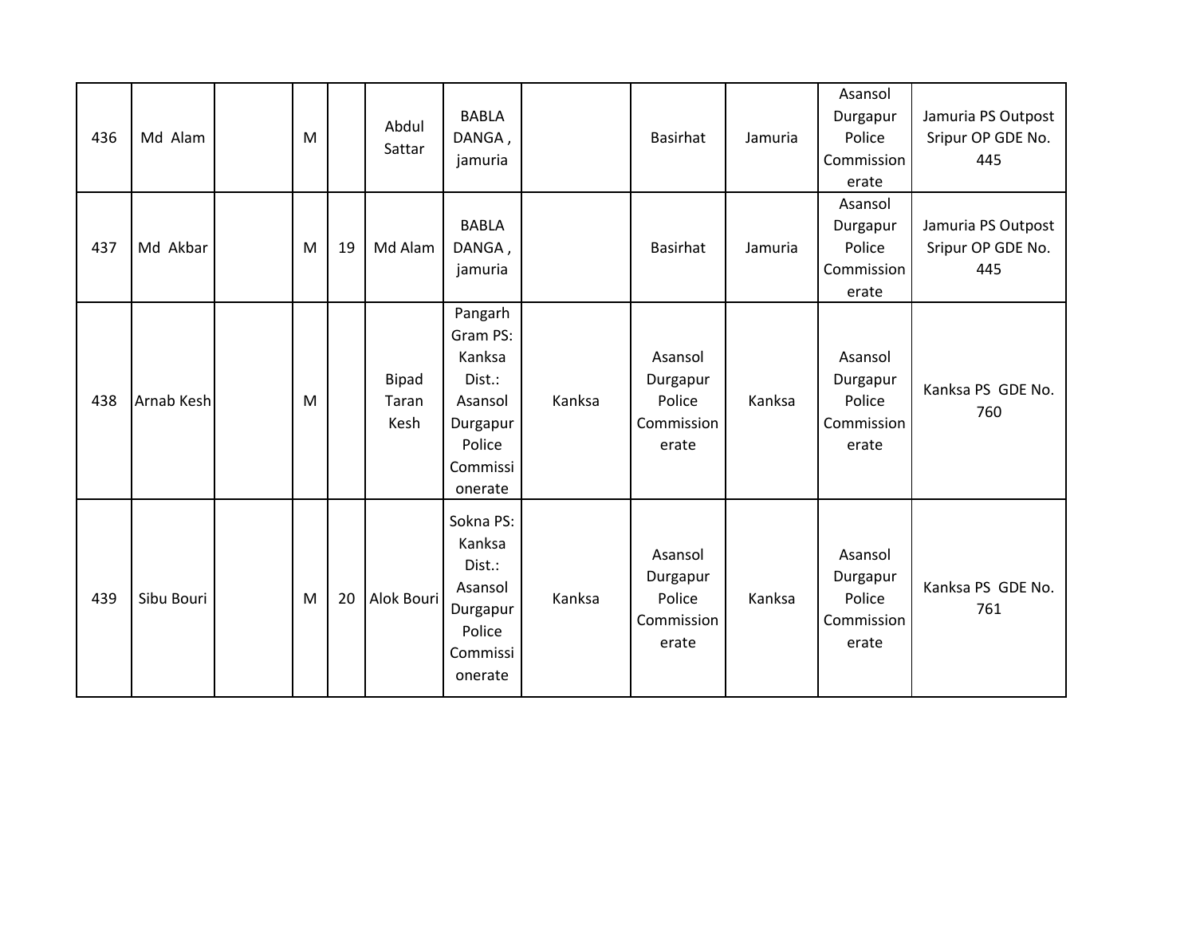| | | | | | | | | | | | |
|---|---|---|---|---|---|---|---|---|---|---|---|
| 436 | Md Alam | | M | | Abdul Sattar | BABLA DANGA , jamuria | | Basirhat | Jamuria | Asansol Durgapur Police Commissionerate | Jamuria PS Outpost Sripur OP GDE No. 445 |
| 437 | Md Akbar | | M | 19 | Md Alam | BABLA DANGA , jamuria | | Basirhat | Jamuria | Asansol Durgapur Police Commissionerate | Jamuria PS Outpost Sripur OP GDE No. 445 |
| 438 | Arnab Kesh | | M | | Bipad Taran Kesh | Pangarh Gram PS: Kanksa Dist.: Asansol Durgapur Police Commissionerate | Kanksa | Asansol Durgapur Police Commissionerate | Kanksa | Asansol Durgapur Police Commissionerate | Kanksa PS GDE No. 760 |
| 439 | Sibu Bouri | | M | 20 | Alok Bouri | Sokna PS: Kanksa Dist.: Asansol Durgapur Police Commissionerate | Kanksa | Asansol Durgapur Police Commissionerate | Kanksa | Asansol Durgapur Police Commissionerate | Kanksa PS GDE No. 761 |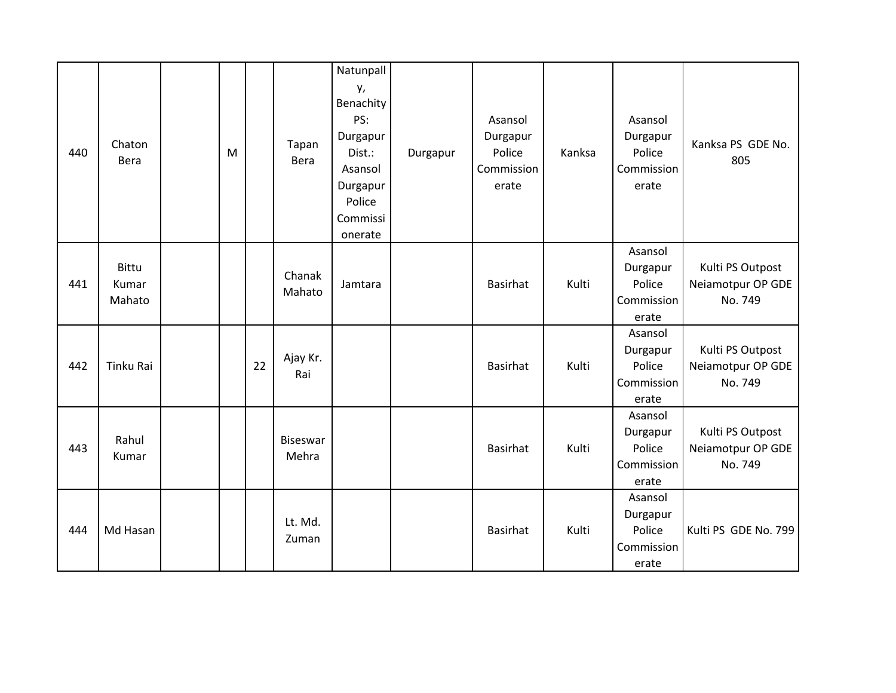| | | | | | | | | | | | |
|---|---|---|---|---|---|---|---|---|---|---|---|
| 440 | Chaton Bera | | M | | Tapan Bera | Natunpally, Benachity PS: Durgapur Dist.: Asansol Durgapur Police Commissionerate | Durgapur | Asansol Durgapur Police Commissionerate | Kanksa | Asansol Durgapur Police Commissionerate | Kanksa PS GDE No. 805 |
| 441 | Bittu Kumar Mahato | | | | Chanak Mahato | Jamtara | | Basirhat | Kulti | Asansol Durgapur Police Commissionerate | Kulti PS Outpost Neiamotpur OP GDE No. 749 |
| 442 | Tinku Rai | | | 22 | Ajay Kr. Rai | | | Basirhat | Kulti | Asansol Durgapur Police Commissionerate | Kulti PS Outpost Neiamotpur OP GDE No. 749 |
| 443 | Rahul Kumar | | | | Biseswar Mehra | | | Basirhat | Kulti | Asansol Durgapur Police Commissionerate | Kulti PS Outpost Neiamotpur OP GDE No. 749 |
| 444 | Md Hasan | | | | Lt. Md. Zuman | | | Basirhat | Kulti | Asansol Durgapur Police Commissionerate | Kulti PS GDE No. 799 |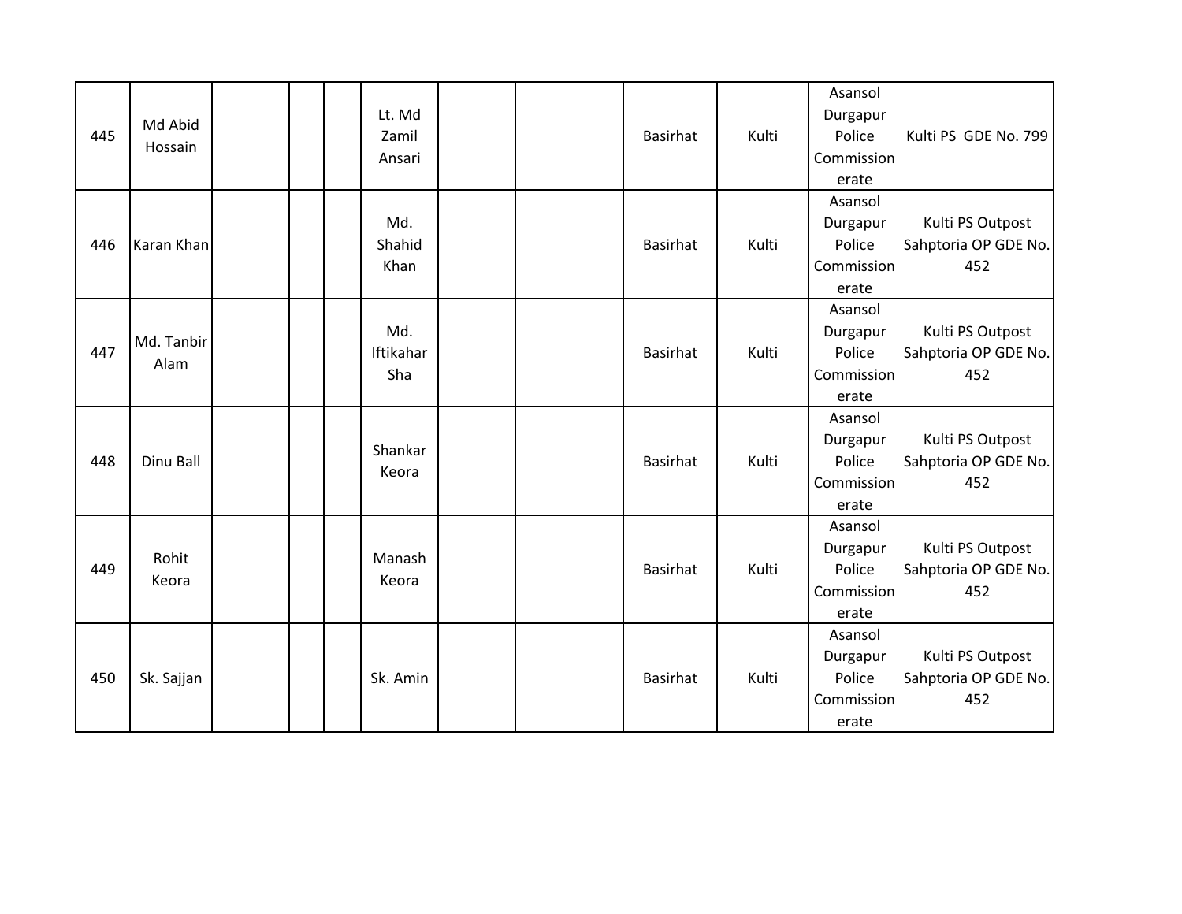| | | | | | | | | | | | |
|---|---|---|---|---|---|---|---|---|---|---|---|
| 445 | Md Abid Hossain | | | | Lt. Md Zamil Ansari | | | Basirhat | Kulti | Asansol Durgapur Police Commissionerate | Kulti PS GDE No. 799 |
| 446 | Karan Khan | | | | Md. Shahid Khan | | | Basirhat | Kulti | Asansol Durgapur Police Commissionerate | Kulti PS Outpost Sahptoria OP GDE No. 452 |
| 447 | Md. Tanbir Alam | | | | Md. Iftikahar Sha | | | Basirhat | Kulti | Asansol Durgapur Police Commissionerate | Kulti PS Outpost Sahptoria OP GDE No. 452 |
| 448 | Dinu Ball | | | | Shankar Keora | | | Basirhat | Kulti | Asansol Durgapur Police Commissionerate | Kulti PS Outpost Sahptoria OP GDE No. 452 |
| 449 | Rohit Keora | | | | Manash Keora | | | Basirhat | Kulti | Asansol Durgapur Police Commissionerate | Kulti PS Outpost Sahptoria OP GDE No. 452 |
| 450 | Sk. Sajjan | | | | Sk. Amin | | | Basirhat | Kulti | Asansol Durgapur Police Commissionerate | Kulti PS Outpost Sahptoria OP GDE No. 452 |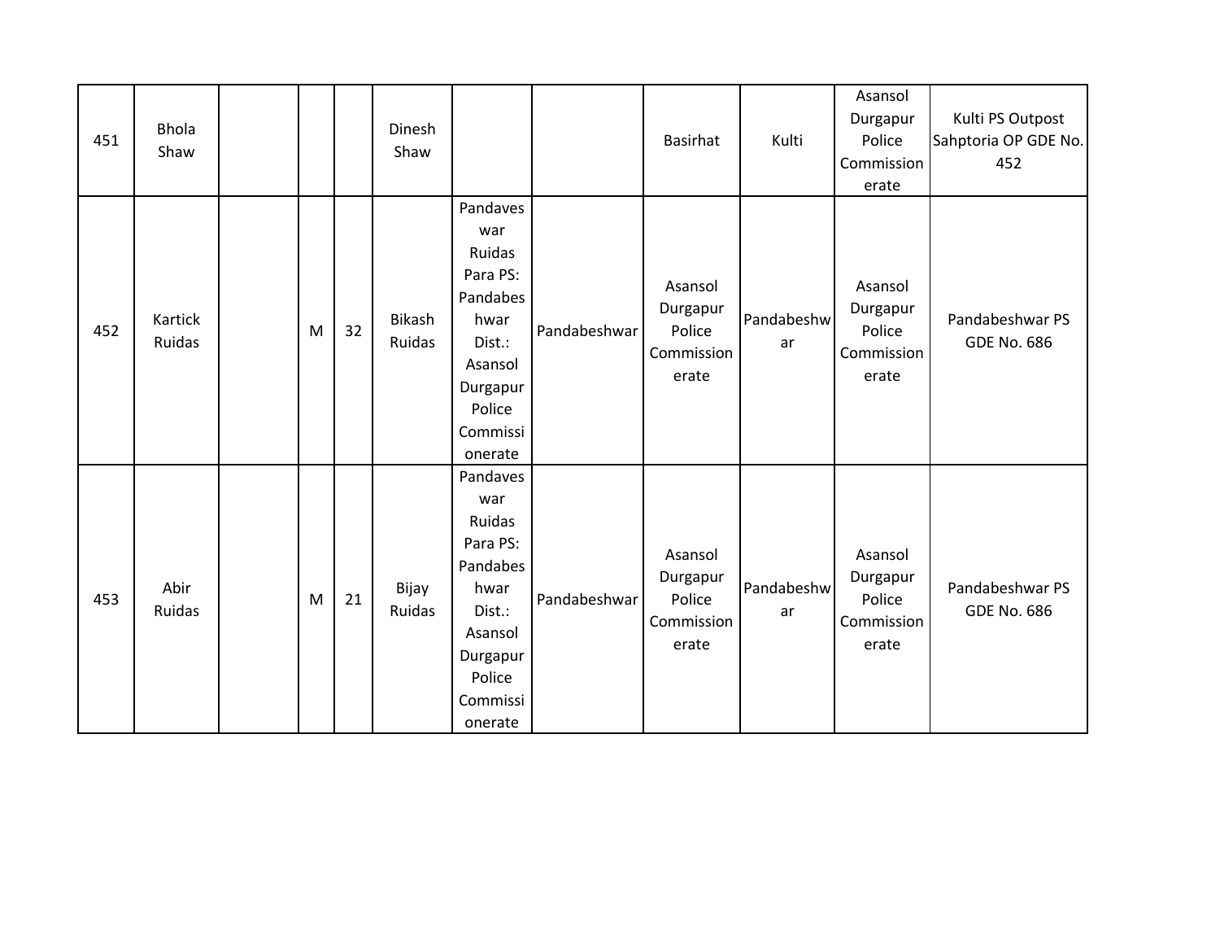| 451 | Bhola Shaw | | | | Dinesh Shaw | | | Basirhat | Kulti | Asansol Durgapur Police Commissionerate | Kulti PS Outpost Sahptoria OP GDE No. 452 |
|---|---|---|---|---|---|---|---|---|---|---|---|
| 452 | Kartick Ruidas | | M | 32 | Bikash Ruidas | Pandaveswar Ruidas Para PS: Pandabeshwar Dist.: Asansol Durgapur Police Commissionerate | Pandabeshwar | Asansol Durgapur Police Commissionerate | Pandabeshwar | Asansol Durgapur Police Commissionerate | Pandabeshwar PS GDE No. 686 |
| 453 | Abir Ruidas | | M | 21 | Bijay Ruidas | Pandaveswar Ruidas Para PS: Pandabeshwar Dist.: Asansol Durgapur Police Commissionerate | Pandabeshwar | Asansol Durgapur Police Commissionerate | Pandabeshwar | Asansol Durgapur Police Commissionerate | Pandabeshwar PS GDE No. 686 |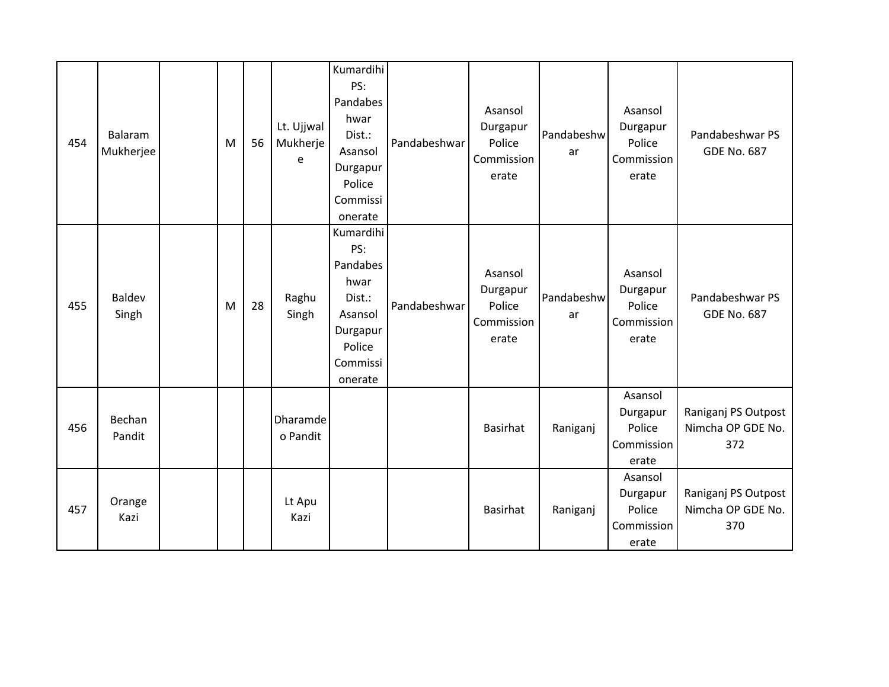| | | | | | | | | | | | |
|---|---|---|---|---|---|---|---|---|---|---|---|
| 454 | Balaram Mukherjee | | M | 56 | Lt. Ujjwal Mukherjee | Kumardihi PS: Pandabeshwar Dist.: Asansol Durgapur Police Commissionerate | Pandabeshwar | Asansol Durgapur Police Commissionerate | Pandabeshwar | Asansol Durgapur Police Commissionerate | Pandabeshwar PS GDE No. 687 |
| 455 | Baldev Singh | | M | 28 | Raghu Singh | Kumardihi PS: Pandabeshwar Dist.: Asansol Durgapur Police Commissionerate | Pandabeshwar | Asansol Durgapur Police Commissionerate | Pandabeshwar | Asansol Durgapur Police Commissionerate | Pandabeshwar PS GDE No. 687 |
| 456 | Bechan Pandit | | | | Dharamdeo Pandit | | | Basirhat | Raniganj | Asansol Durgapur Police Commissionerate | Raniganj PS Outpost Nimcha OP GDE No. 372 |
| 457 | Orange Kazi | | | | Lt Apu Kazi | | | Basirhat | Raniganj | Asansol Durgapur Police Commissionerate | Raniganj PS Outpost Nimcha OP GDE No. 370 |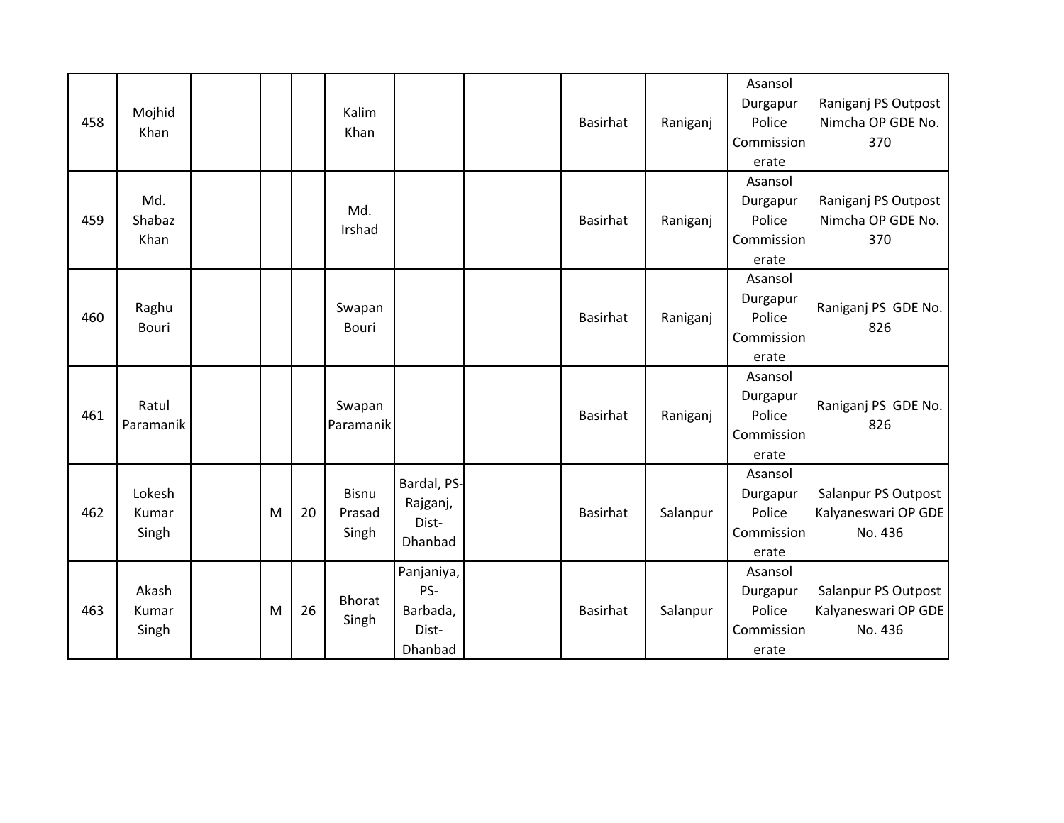| 458 | Mojhid Khan | | | | Kalim Khan | | | Basirhat | Raniganj | Asansol Durgapur Police Commissionerate | Raniganj PS Outpost Nimcha OP GDE No. 370 |
|---|---|---|---|---|---|---|---|---|---|---|---|
| 459 | Md. Shabaz Khan | | | | Md. Irshad | | | Basirhat | Raniganj | Asansol Durgapur Police Commissionerate | Raniganj PS Outpost Nimcha OP GDE No. 370 |
| 460 | Raghu Bouri | | | | Swapan Bouri | | | Basirhat | Raniganj | Asansol Durgapur Police Commissionerate | Raniganj PS GDE No. 826 |
| 461 | Ratul Paramanik | | | | Swapan Paramanik | | | Basirhat | Raniganj | Asansol Durgapur Police Commissionerate | Raniganj PS GDE No. 826 |
| 462 | Lokesh Kumar Singh | | M | 20 | Bisnu Prasad Singh | Bardal, PS-Rajganj, Dist-Dhanbad | | Basirhat | Salanpur | Asansol Durgapur Police Commissionerate | Salanpur PS Outpost Kalyaneswari OP GDE No. 436 |
| 463 | Akash Kumar Singh | | M | 26 | Bhorat Singh | Panjaniya, PS-Barbada, Dist-Dhanbad | | Basirhat | Salanpur | Asansol Durgapur Police Commissionerate | Salanpur PS Outpost Kalyaneswari OP GDE No. 436 |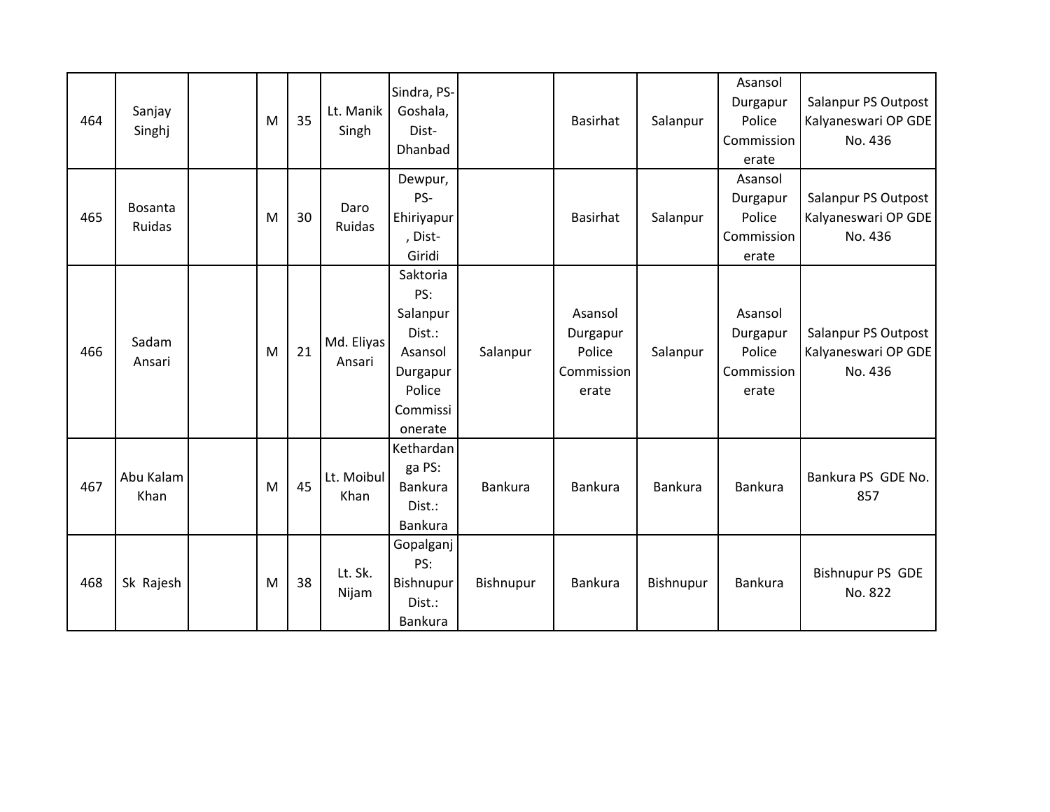| | | | | | | | | | | | |
|---|---|---|---|---|---|---|---|---|---|---|---|
| 464 | Sanjay Singhj | | M | 35 | Lt. Manik Singh | Sindra, PS-Goshala, Dist-Dhanbad | | Basirhat | Salanpur | Asansol Durgapur Police Commissionerate | Salanpur PS Outpost Kalyaneswari OP GDE No. 436 |
| 465 | Bosanta Ruidas | | M | 30 | Daro Ruidas | Dewpur, PS-Ehiriyapur, Dist-Giridi | | Basirhat | Salanpur | Asansol Durgapur Police Commissionerate | Salanpur PS Outpost Kalyaneswari OP GDE No. 436 |
| 466 | Sadam Ansari | | M | 21 | Md. Eliyas Ansari | Saktoria PS: Salanpur Dist.: Asansol Durgapur Police Commissionerate | Salanpur | Asansol Durgapur Police Commissionerate | Salanpur | Asansol Durgapur Police Commissionerate | Salanpur PS Outpost Kalyaneswari OP GDE No. 436 |
| 467 | Abu Kalam Khan | | M | 45 | Lt. Moibul Khan | Kethardanga PS: Bankura Dist.: Bankura | Bankura | Bankura | Bankura | Bankura | Bankura PS GDE No. 857 |
| 468 | Sk Rajesh | | M | 38 | Lt. Sk. Nijam | Gopalganj PS: Bishnupur Dist.: Bankura | Bishnupur | Bankura | Bishnupur | Bankura | Bishnupur PS GDE No. 822 |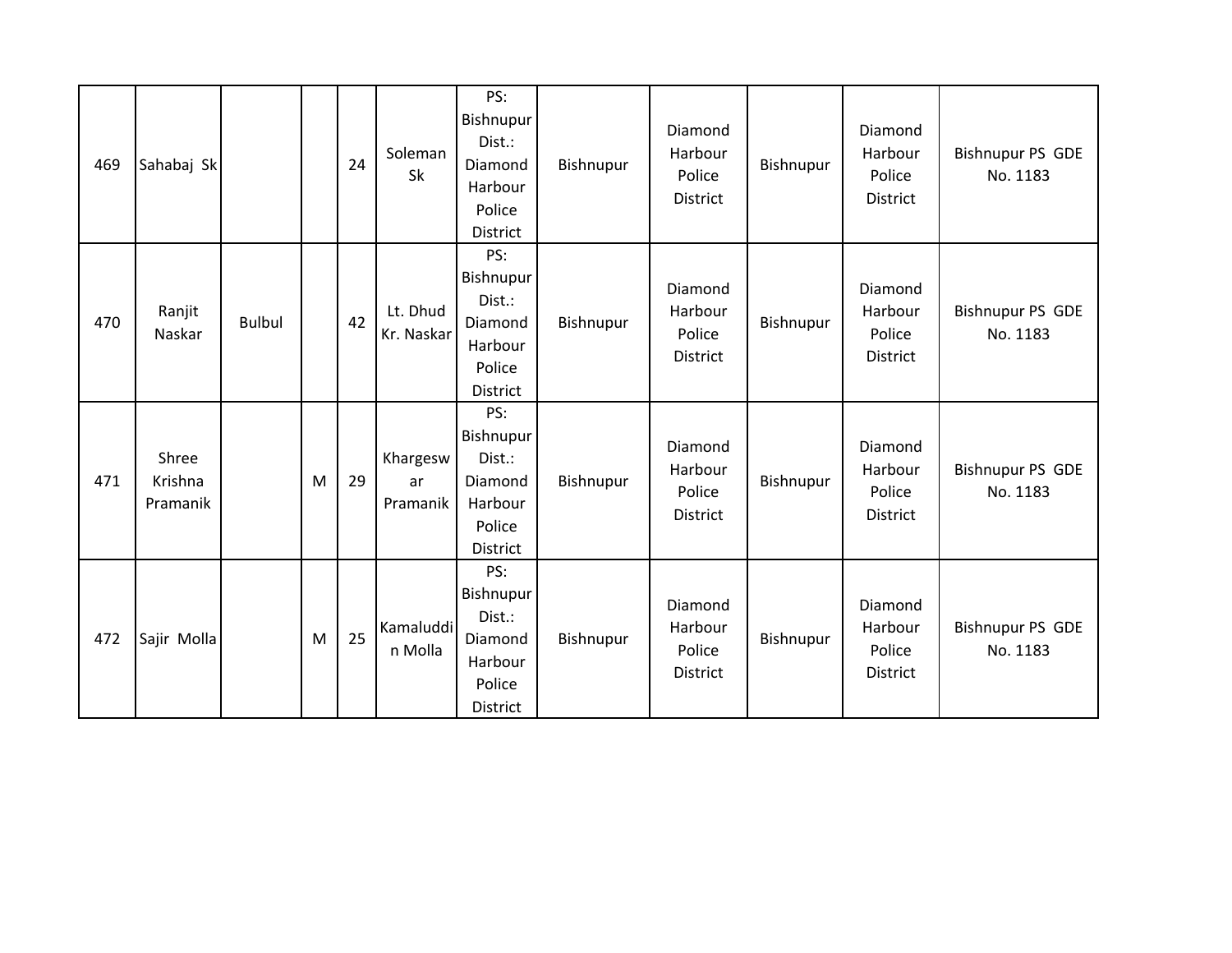| 469 | Sahabaj Sk | | | 24 | Soleman Sk | PS: Bishnupur Dist.: Diamond Harbour Police District | Bishnupur | Diamond Harbour Police District | Bishnupur | Diamond Harbour Police District | Bishnupur PS GDE No. 1183 |
|---|---|---|---|---|---|---|---|---|---|---|---|
| 470 | Ranjit Naskar | Bulbul | | 42 | Lt. Dhud Kr. Naskar | PS: Bishnupur Dist.: Diamond Harbour Police District | Bishnupur | Diamond Harbour Police District | Bishnupur | Diamond Harbour Police District | Bishnupur PS GDE No. 1183 |
| 471 | Shree Krishna Pramanik | | M | 29 | Khargeswar Pramanik | PS: Bishnupur Dist.: Diamond Harbour Police District | Bishnupur | Diamond Harbour Police District | Bishnupur | Diamond Harbour Police District | Bishnupur PS GDE No. 1183 |
| 472 | Sajir Molla | | M | 25 | Kamaluddin Molla | PS: Bishnupur Dist.: Diamond Harbour Police District | Bishnupur | Diamond Harbour Police District | Bishnupur | Diamond Harbour Police District | Bishnupur PS GDE No. 1183 |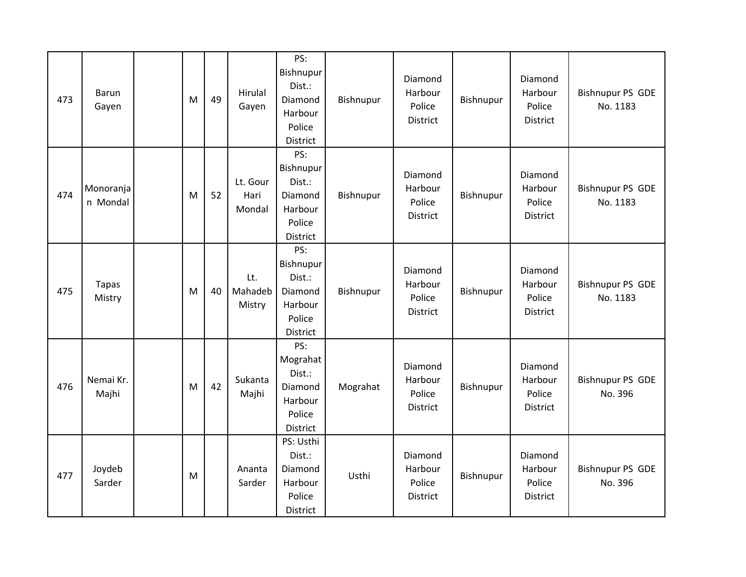| 473 | Barun Gayen | | M | 49 | Hirulal Gayen | PS: Bishnupur Dist.: Diamond Harbour Police District | Bishnupur | Diamond Harbour Police District | Bishnupur | Diamond Harbour Police District | Bishnupur PS GDE No. 1183 |
|---|---|---|---|---|---|---|---|---|---|---|---|
| 474 | Monoranjan Mondal | | M | 52 | Lt. Gour Hari Mondal | PS: Bishnupur Dist.: Diamond Harbour Police District | Bishnupur | Diamond Harbour Police District | Bishnupur | Diamond Harbour Police District | Bishnupur PS GDE No. 1183 |
| 475 | Tapas Mistry | | M | 40 | Lt. Mahadeb Mistry | PS: Bishnupur Dist.: Diamond Harbour Police District | Bishnupur | Diamond Harbour Police District | Bishnupur | Diamond Harbour Police District | Bishnupur PS GDE No. 1183 |
| 476 | Nemai Kr. Majhi | | M | 42 | Sukanta Majhi | PS: Mograhat Dist.: Diamond Harbour Police District | Mograhat | Diamond Harbour Police District | Bishnupur | Diamond Harbour Police District | Bishnupur PS GDE No. 396 |
| 477 | Joydeb Sarder | | M | | Ananta Sarder | PS: Usthi Dist.: Diamond Harbour Police District | Usthi | Diamond Harbour Police District | Bishnupur | Diamond Harbour Police District | Bishnupur PS GDE No. 396 |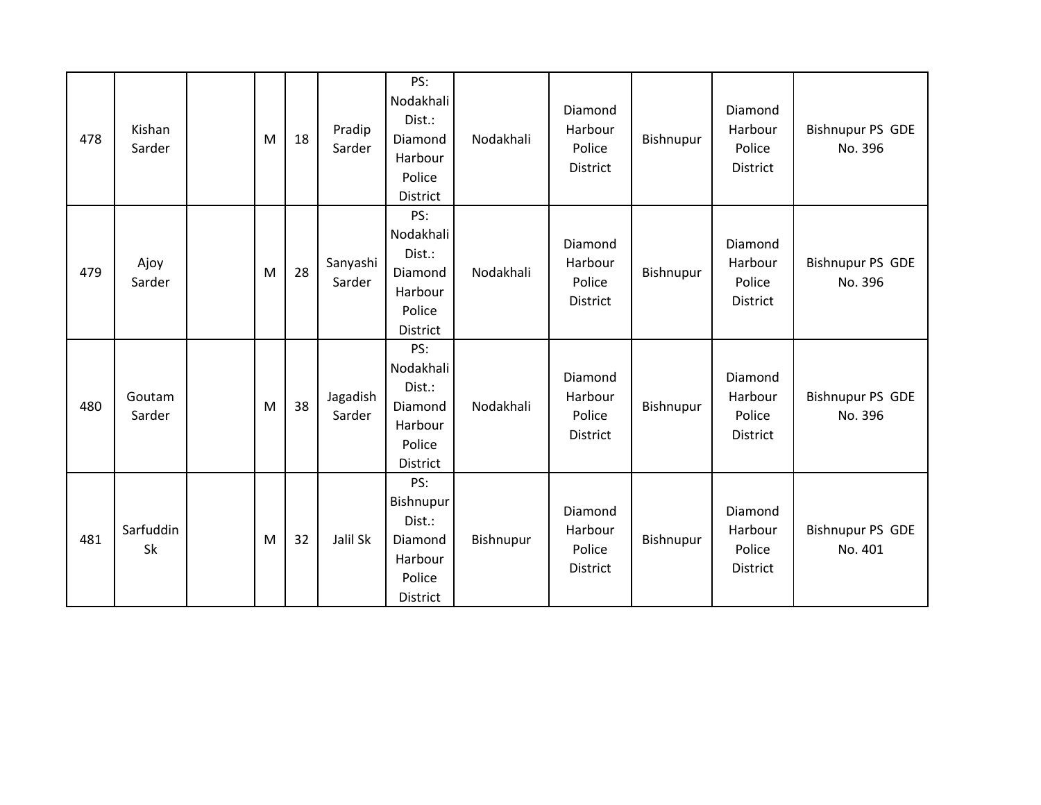| 478 | Kishan Sarder | | M | 18 | Pradip Sarder | PS: Nodakhali Dist.: Diamond Harbour Police District | Nodakhali | Diamond Harbour Police District | Bishnupur | Diamond Harbour Police District | Bishnupur PS GDE No. 396 |
|---|---|---|---|---|---|---|---|---|---|---|---|
| 479 | Ajoy Sarder | | M | 28 | Sanyashi Sarder | PS: Nodakhali Dist.: Diamond Harbour Police District | Nodakhali | Diamond Harbour Police District | Bishnupur | Diamond Harbour Police District | Bishnupur PS GDE No. 396 |
| 480 | Goutam Sarder | | M | 38 | Jagadish Sarder | PS: Nodakhali Dist.: Diamond Harbour Police District | Nodakhali | Diamond Harbour Police District | Bishnupur | Diamond Harbour Police District | Bishnupur PS GDE No. 396 |
| 481 | Sarfuddin Sk | | M | 32 | Jalil Sk | PS: Bishnupur Dist.: Diamond Harbour Police District | Bishnupur | Diamond Harbour Police District | Bishnupur | Diamond Harbour Police District | Bishnupur PS GDE No. 401 |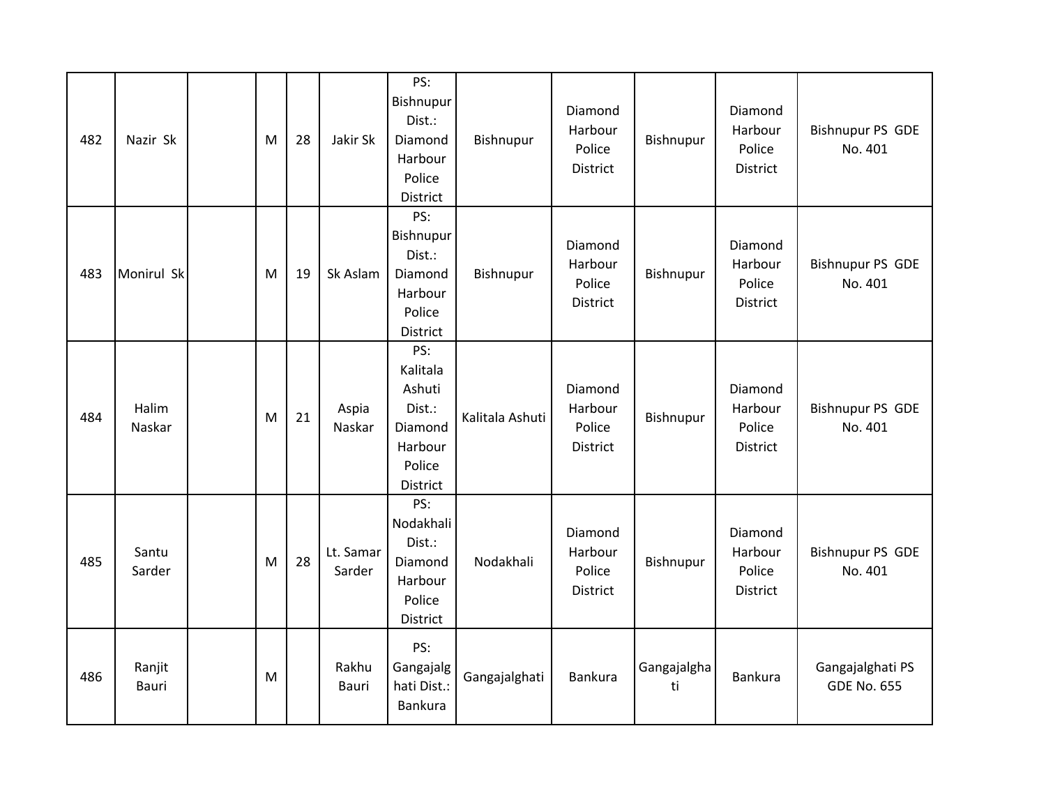| 482 | Nazir Sk | | M | 28 | Jakir Sk | PS: Bishnupur Dist.: Diamond Harbour Police District | Bishnupur | Diamond Harbour Police District | Bishnupur | Diamond Harbour Police District | Bishnupur PS GDE No. 401 |
|---|---|---|---|---|---|---|---|---|---|---|---|
| 483 | Monirul Sk | | M | 19 | Sk Aslam | PS: Bishnupur Dist.: Diamond Harbour Police District | Bishnupur | Diamond Harbour Police District | Bishnupur | Diamond Harbour Police District | Bishnupur PS GDE No. 401 |
| 484 | Halim Naskar | | M | 21 | Aspia Naskar | PS: Kalitala Ashuti Dist.: Diamond Harbour Police District | Kalitala Ashuti | Diamond Harbour Police District | Bishnupur | Diamond Harbour Police District | Bishnupur PS GDE No. 401 |
| 485 | Santu Sarder | | M | 28 | Lt. Samar Sarder | PS: Nodakhali Dist.: Diamond Harbour Police District | Nodakhali | Diamond Harbour Police District | Bishnupur | Diamond Harbour Police District | Bishnupur PS GDE No. 401 |
| 486 | Ranjit Bauri | | M | | Rakhu Bauri | PS: Gangajalghati Dist.: Bankura | Gangajalghati | Bankura | Gangajalghati | Bankura | Gangajalghati PS GDE No. 655 |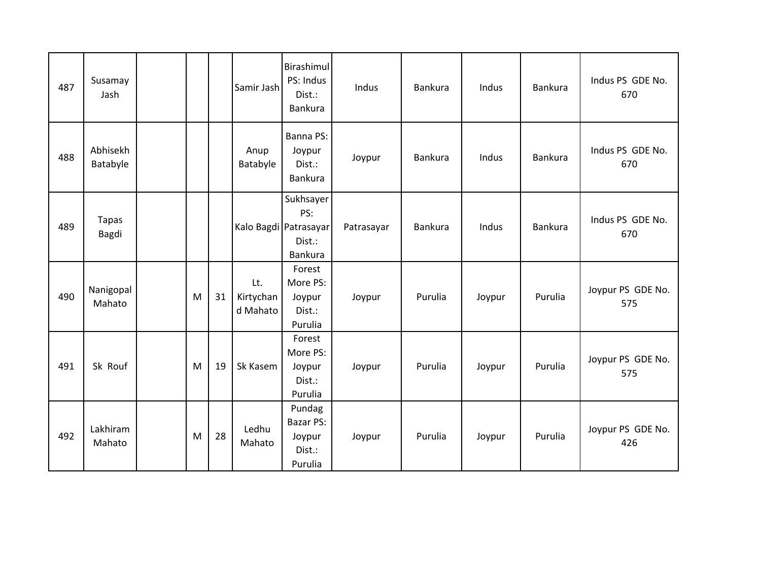| | | | | | | | | | | | |
|---|---|---|---|---|---|---|---|---|---|---|---|
| 487 | Susamay Jash | | | | Samir Jash | Birashimul PS: Indus Dist.: Bankura | Indus | Bankura | Indus | Bankura | Indus PS GDE No. 670 |
| 488 | Abhisekh Batabyle | | | | Anup Batabyle | Banna PS: Joypur Dist.: Bankura | Joypur | Bankura | Indus | Bankura | Indus PS GDE No. 670 |
| 489 | Tapas Bagdi | | | | Kalo Bagdi | Sukhsayer PS: Patrasayar Dist.: Bankura | Patrasayar | Bankura | Indus | Bankura | Indus PS GDE No. 670 |
| 490 | Nanigopal Mahato | | M | 31 | Lt. Kirtychand Mahato | Forest More PS: Joypur Dist.: Purulia | Joypur | Purulia | Joypur | Purulia | Joypur PS GDE No. 575 |
| 491 | Sk Rouf | | M | 19 | Sk Kasem | Forest More PS: Joypur Dist.: Purulia | Joypur | Purulia | Joypur | Purulia | Joypur PS GDE No. 575 |
| 492 | Lakhiram Mahato | | M | 28 | Ledhu Mahato | Pundag Bazar PS: Joypur Dist.: Purulia | Joypur | Purulia | Joypur | Purulia | Joypur PS GDE No. 426 |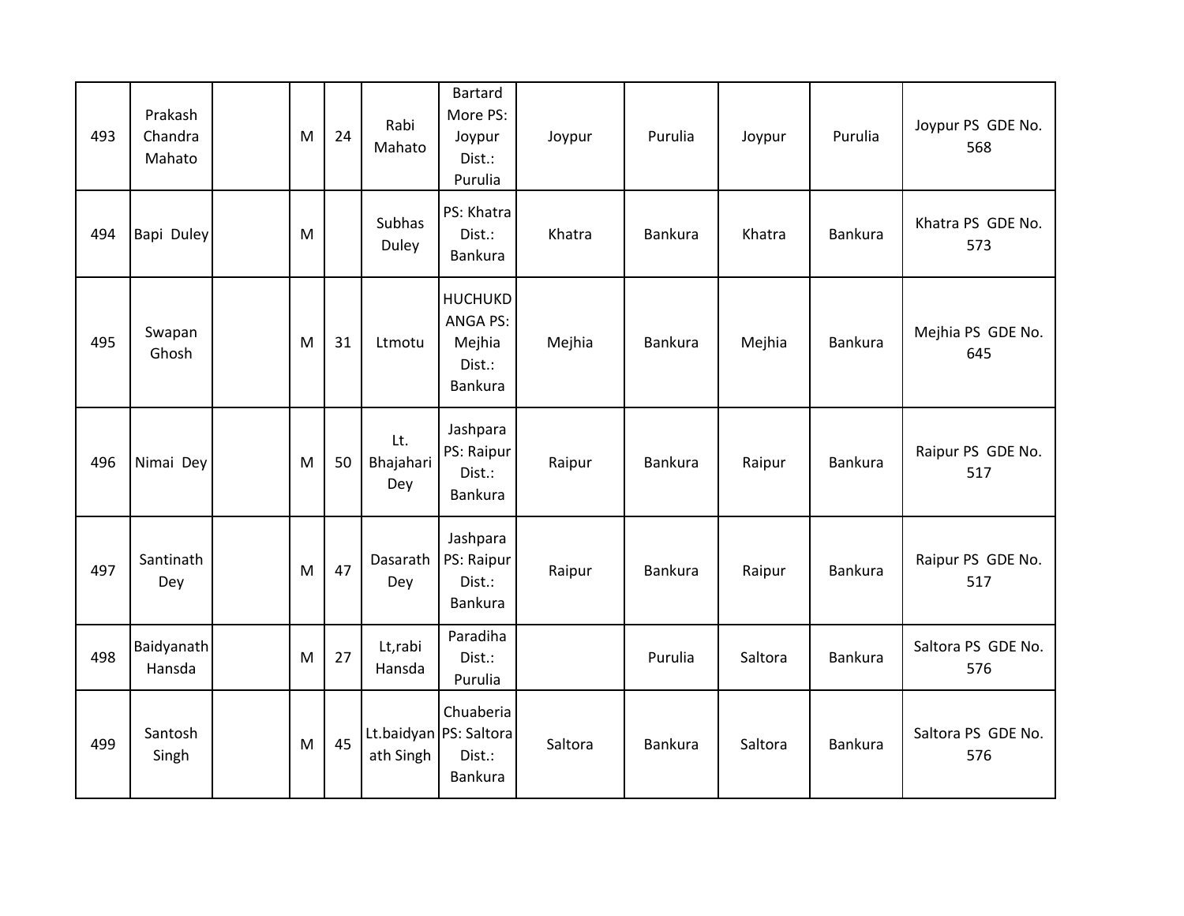| 493 | Prakash Chandra Mahato | | M | 24 | Rabi Mahato | Bartard More PS: Joypur Dist.: Purulia | Joypur | Purulia | Joypur | Purulia | Joypur PS GDE No. 568 |
|---|---|---|---|---|---|---|---|---|---|---|---|
| 494 | Bapi Duley | | M | | Subhas Duley | PS: Khatra Dist.: Bankura | Khatra | Bankura | Khatra | Bankura | Khatra PS GDE No. 573 |
| 495 | Swapan Ghosh | | M | 31 | Ltmotu | HUCHUKDANGA PS: Mejhia Dist.: Bankura | Mejhia | Bankura | Mejhia | Bankura | Mejhia PS GDE No. 645 |
| 496 | Nimai Dey | | M | 50 | Lt. Bhajahari Dey | Jashpara PS: Raipur Dist.: Bankura | Raipur | Bankura | Raipur | Bankura | Raipur PS GDE No. 517 |
| 497 | Santinath Dey | | M | 47 | Dasarath Dey | Jashpara PS: Raipur Dist.: Bankura | Raipur | Bankura | Raipur | Bankura | Raipur PS GDE No. 517 |
| 498 | Baidyanath Hansda | | M | 27 | Lt,rabi Hansda | Paradiha Dist.: Purulia | | Purulia | Saltora | Bankura | Saltora PS GDE No. 576 |
| 499 | Santosh Singh | | M | 45 | Lt.baidyanath Singh | Chuaberia PS: Saltora Dist.: Bankura | Saltora | Bankura | Saltora | Bankura | Saltora PS GDE No. 576 |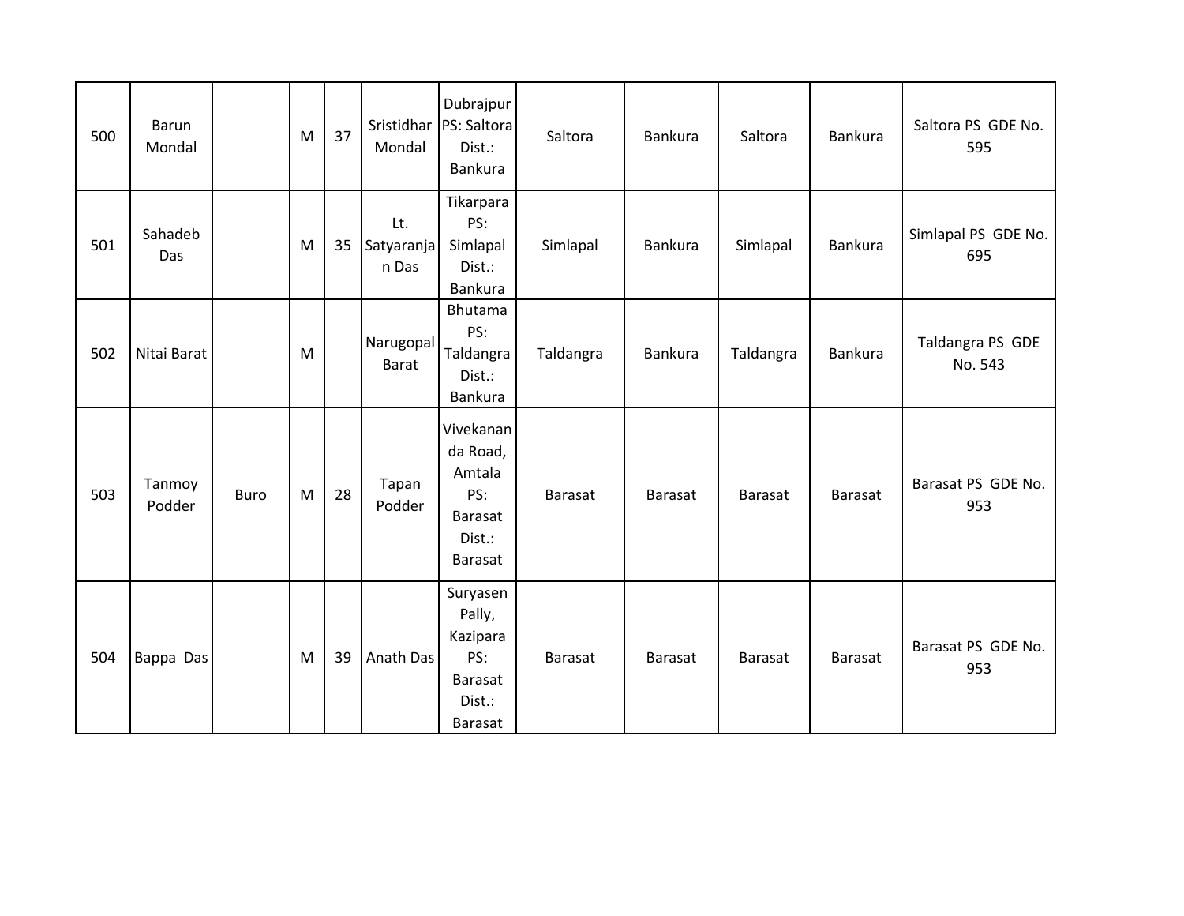| 500 | Barun Mondal | | M | 37 | Sristidhar Mondal | Dubrajpur PS: Saltora Dist.: Bankura | Saltora | Bankura | Saltora | Bankura | Saltora PS GDE No. 595 |
|---|---|---|---|---|---|---|---|---|---|---|---|
| 501 | Sahadeb Das | | M | 35 | Lt. Satyaranjan Das | Tikarpara PS: Simlapal Dist.: Bankura | Simlapal | Bankura | Simlapal | Bankura | Simlapal PS GDE No. 695 |
| 502 | Nitai Barat | | M | | Narugopal Barat | Bhutama PS: Taldangra Dist.: Bankura | Taldangra | Bankura | Taldangra | Bankura | Taldangra PS GDE No. 543 |
| 503 | Tanmoy Podder | Buro | M | 28 | Tapan Podder | Vivekananda Road, Amtala PS: Barasat Dist.: Barasat | Barasat | Barasat | Barasat | Barasat | Barasat PS GDE No. 953 |
| 504 | Bappa Das | | M | 39 | Anath Das | Suryasen Pally, Kazipara PS: Barasat Dist.: Barasat | Barasat | Barasat | Barasat | Barasat | Barasat PS GDE No. 953 |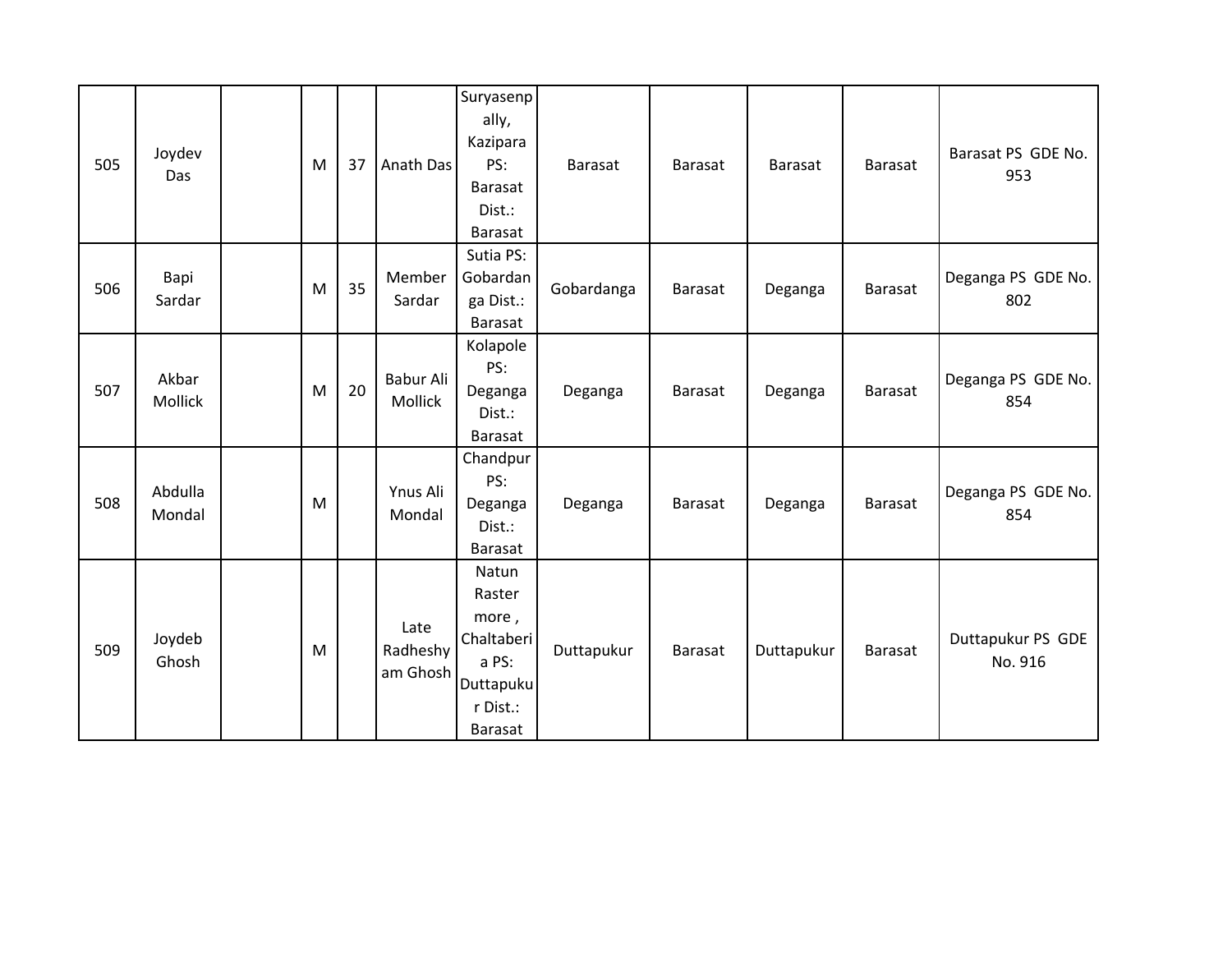| 505 | Joydev Das | | M | 37 | Anath Das | Suryasenpally, Kazipara PS: Barasat Dist.: Barasat | Barasat | Barasat | Barasat | Barasat | Barasat PS GDE No. 953 |
|---|---|---|---|---|---|---|---|---|---|---|---|
| 506 | Bapi Sardar | | M | 35 | Member Sardar | Sutia PS: Gobardanga Dist.: Barasat | Gobardanga | Barasat | Deganga | Barasat | Deganga PS GDE No. 802 |
| 507 | Akbar Mollick | | M | 20 | Babur Ali Mollick | Kolapole PS: Deganga Dist.: Barasat | Deganga | Barasat | Deganga | Barasat | Deganga PS GDE No. 854 |
| 508 | Abdulla Mondal | | M | | Ynus Ali Mondal | Chandpur PS: Deganga Dist.: Barasat | Deganga | Barasat | Deganga | Barasat | Deganga PS GDE No. 854 |
| 509 | Joydeb Ghosh | | M | | Late Radheshyam Ghosh | Natun Raster more , Chaltaberia PS: Duttapukur Dist.: Barasat | Duttapukur | Barasat | Duttapukur | Barasat | Duttapukur PS GDE No. 916 |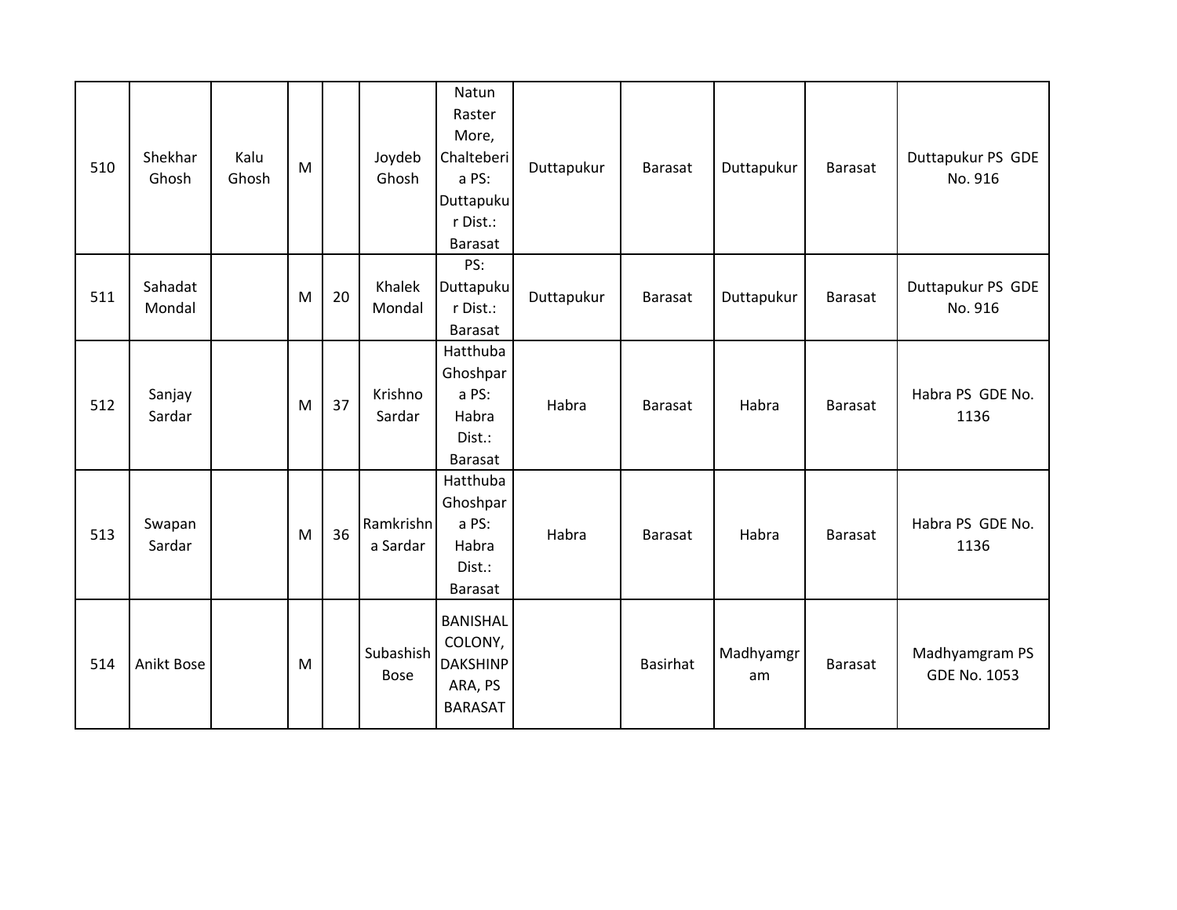| 510 | Shekhar Ghosh | Kalu Ghosh | M | | Joydeb Ghosh | Natun Raster More, Chalteberia PS: Duttapukur Dist.: Barasat | Duttapukur | Barasat | Duttapukur | Barasat | Duttapukur PS GDE No. 916 |
|---|---|---|---|---|---|---|---|---|---|---|---|
| 511 | Sahadat Mondal | | M | 20 | Khalek Mondal | PS: Duttapukur Dist.: Barasat | Duttapukur | Barasat | Duttapukur | Barasat | Duttapukur PS GDE No. 916 |
| 512 | Sanjay Sardar | | M | 37 | Krishno Sardar | Hatthuba Ghoshpara PS: Habra Dist.: Barasat | Habra | Barasat | Habra | Barasat | Habra PS GDE No. 1136 |
| 513 | Swapan Sardar | | M | 36 | Ramkrishna Sardar | Hatthuba Ghoshpara PS: Habra Dist.: Barasat | Habra | Barasat | Habra | Barasat | Habra PS GDE No. 1136 |
| 514 | Anikt Bose | | M | | Subashish Bose | BANISHAL COLONY, DAKSHINPARA, PS BARASAT | | Basirhat | Madhyamgram | Barasat | Madhyamgram PS GDE No. 1053 |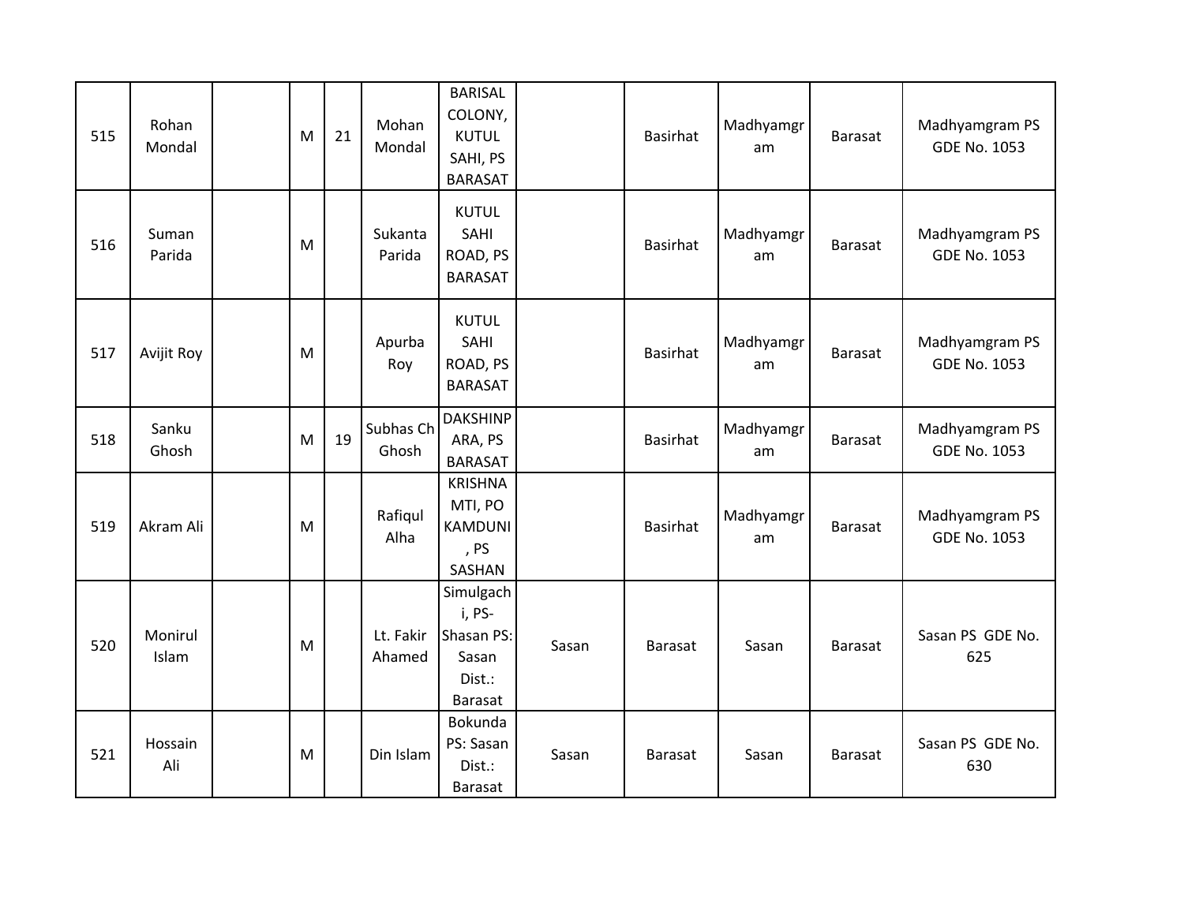| 515 | Rohan Mondal | | M | 21 | Mohan Mondal | BARISAL COLONY, KUTUL SAHI, PS BARASAT | | Basirhat | Madhyamgram | Barasat | Madhyamgram PS GDE No. 1053 |
|---|---|---|---|---|---|---|---|---|---|---|---|
| 516 | Suman Parida | | M | | Sukanta Parida | KUTUL SAHI ROAD, PS BARASAT | | Basirhat | Madhyamgram | Barasat | Madhyamgram PS GDE No. 1053 |
| 517 | Avijit Roy | | M | | Apurba Roy | KUTUL SAHI ROAD, PS BARASAT | | Basirhat | Madhyamgram | Barasat | Madhyamgram PS GDE No. 1053 |
| 518 | Sanku Ghosh | | M | 19 | Subhas Ch Ghosh | DAKSHINPARA, PS BARASAT | | Basirhat | Madhyamgram | Barasat | Madhyamgram PS GDE No. 1053 |
| 519 | Akram Ali | | M | | Rafiqul Alha | KRISHNAMTI, PO KAMDUNI, PS SASHAN | | Basirhat | Madhyamgram | Barasat | Madhyamgram PS GDE No. 1053 |
| 520 | Monirul Islam | | M | | Lt. Fakir Ahamed | Simulgachi, PS-Shasan PS: Sasan Dist.: Barasat | Sasan | Barasat | Sasan | Barasat | Sasan PS GDE No. 625 |
| 521 | Hossain Ali | | M | | Din Islam | Bokunda PS: Sasan Dist.: Barasat | Sasan | Barasat | Sasan | Barasat | Sasan PS GDE No. 630 |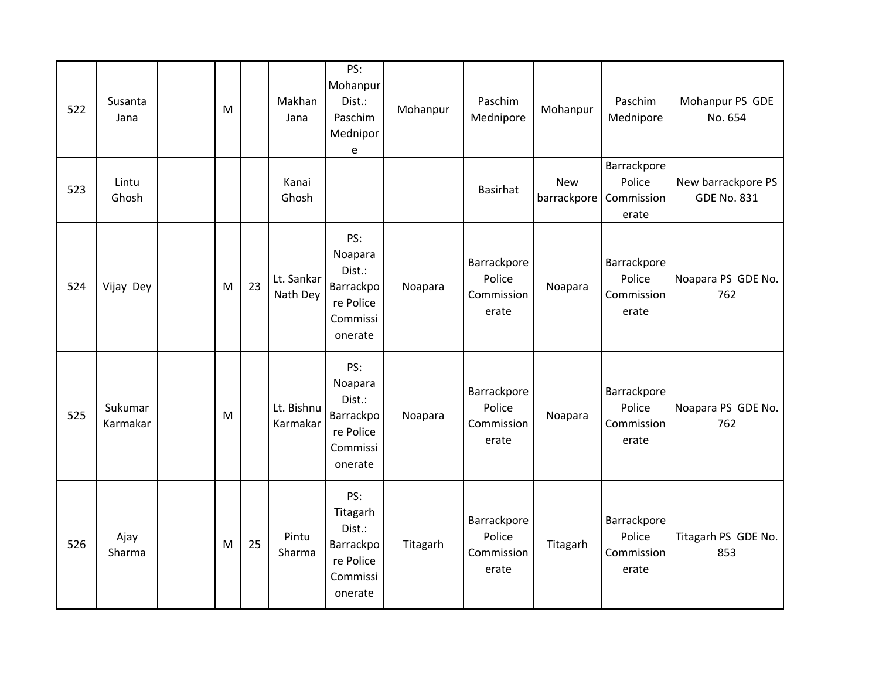| | | | | | | | | | | | |
|---|---|---|---|---|---|---|---|---|---|---|---|
| 522 | Susanta Jana | | M | | Makhan Jana | PS: Mohanpur Dist.: Paschim Mednipore | Mohanpur | Paschim Mednipore | Mohanpur | Paschim Mednipore | Mohanpur PS GDE No. 654 |
| 523 | Lintu Ghosh | | | | Kanai Ghosh | | | Basirhat | New barrackpore | Barrackpore Police Commissionerate | New barrackpore PS GDE No. 831 |
| 524 | Vijay Dey | | M | 23 | Lt. Sankar Nath Dey | PS: Noapara Dist.: Barrackpore Police Commissionerate | Noapara | Barrackpore Police Commissionerate | Noapara | Barrackpore Police Commissionerate | Noapara PS GDE No. 762 |
| 525 | Sukumar Karmakar | | M | | Lt. Bishnu Karmakar | PS: Noapara Dist.: Barrackpore Police Commissionerate | Noapara | Barrackpore Police Commissionerate | Noapara | Barrackpore Police Commissionerate | Noapara PS GDE No. 762 |
| 526 | Ajay Sharma | | M | 25 | Pintu Sharma | PS: Titagarh Dist.: Barrackpore Police Commissionerate | Titagarh | Barrackpore Police Commissionerate | Titagarh | Barrackpore Police Commissionerate | Titagarh PS GDE No. 853 |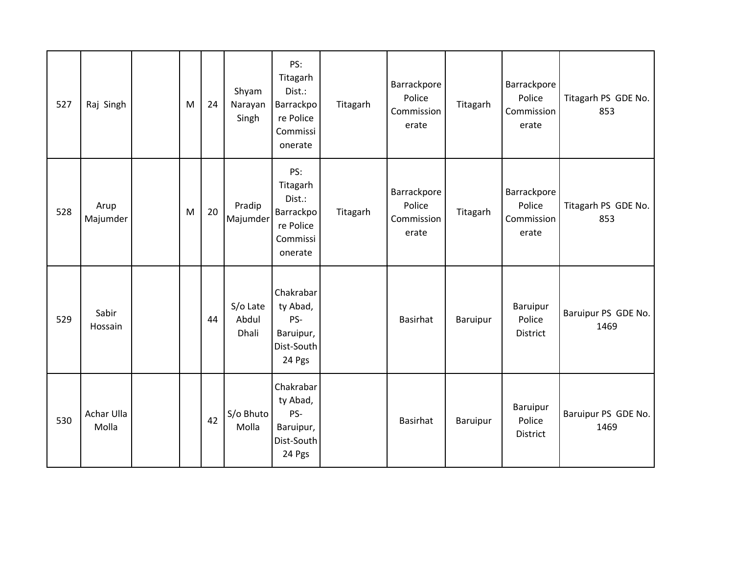| 527 | Raj Singh | | M | 24 | Shyam Narayan Singh | PS: Titagarh Dist.: Barrackpore Police Commissionerate | Titagarh | Barrackpore Police Commissionerate | Titagarh | Barrackpore Police Commissionerate | Titagarh PS GDE No. 853 |
|---|---|---|---|---|---|---|---|---|---|---|---|
| 528 | Arup Majumder | | M | 20 | Pradip Majumder | PS: Titagarh Dist.: Barrackpore Police Commissionerate | Titagarh | Barrackpore Police Commissionerate | Titagarh | Barrackpore Police Commissionerate | Titagarh PS GDE No. 853 |
| 529 | Sabir Hossain | | | 44 | S/o Late Abdul Dhali | Chakrabarty Abad, PS-Baruipur, Dist-South 24 Pgs | | Basirhat | Baruipur | Baruipur Police District | Baruipur PS GDE No. 1469 |
| 530 | Achar Ulla Molla | | | 42 | S/o Bhuto Molla | Chakrabarty Abad, PS-Baruipur, Dist-South 24 Pgs | | Basirhat | Baruipur | Baruipur Police District | Baruipur PS GDE No. 1469 |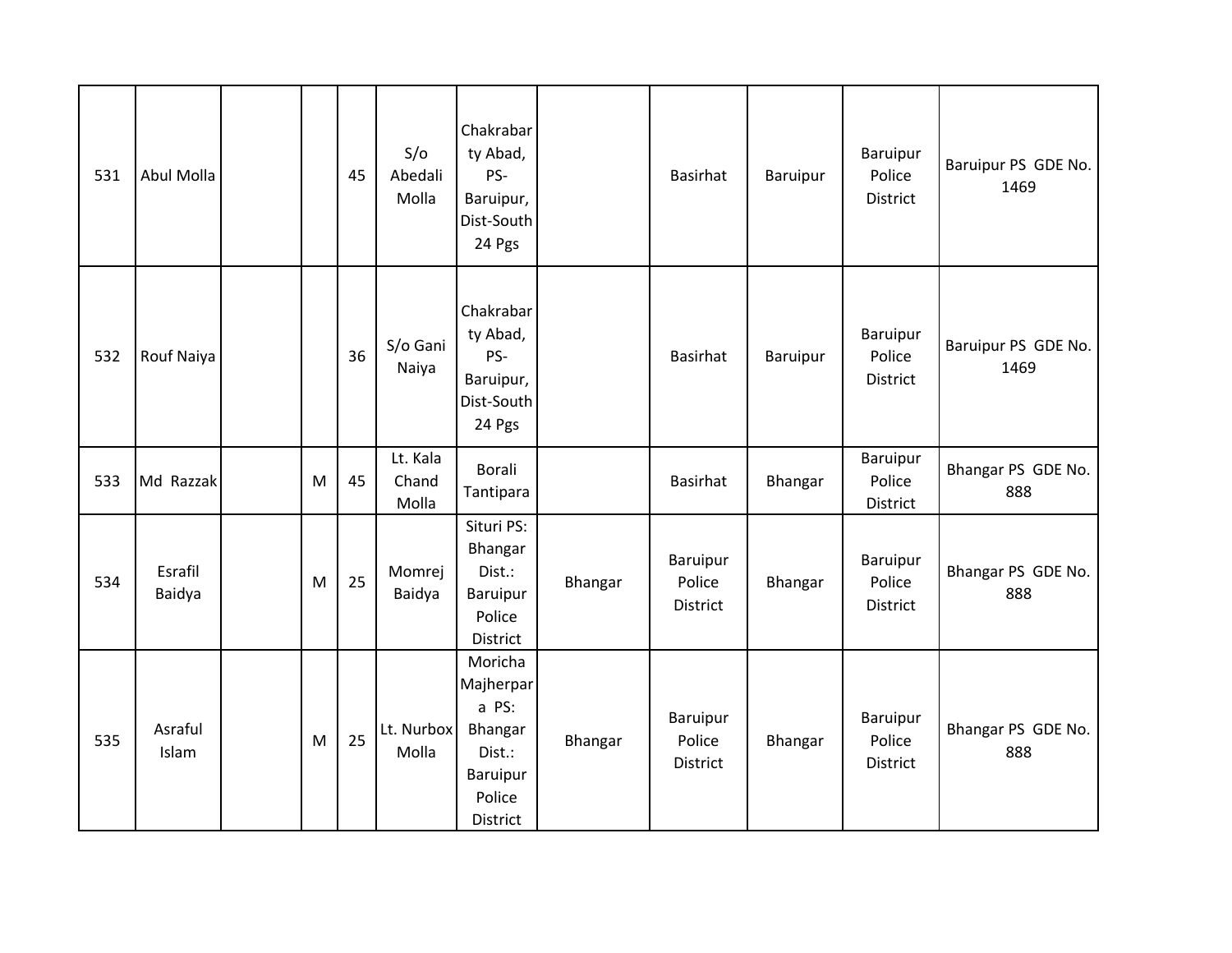| | | | | | | | | | | | |
|---|---|---|---|---|---|---|---|---|---|---|---|
| 531 | Abul Molla | | | 45 | S/o Abedali Molla | Chakrabarty Abad, PS-Baruipur, Dist-South 24 Pgs | | Basirhat | Baruipur | Baruipur Police District | Baruipur PS GDE No. 1469 |
| 532 | Rouf Naiya | | | 36 | S/o Gani Naiya | Chakrabarty Abad, PS-Baruipur, Dist-South 24 Pgs | | Basirhat | Baruipur | Baruipur Police District | Baruipur PS GDE No. 1469 |
| 533 | Md Razzak | | M | 45 | Lt. Kala Chand Molla | Borali Tantipara | | Basirhat | Bhangar | Baruipur Police District | Bhangar PS GDE No. 888 |
| 534 | Esrafil Baidya | | M | 25 | Momrej Baidya | Situri PS: Bhangar Dist.: Baruipur Police District | Bhangar | Baruipur Police District | Bhangar | Baruipur Police District | Bhangar PS GDE No. 888 |
| 535 | Asraful Islam | | M | 25 | Lt. Nurbox Molla | Moricha Majherpara PS: Bhangar Dist.: Baruipur Police District | Bhangar | Baruipur Police District | Bhangar | Baruipur Police District | Bhangar PS GDE No. 888 |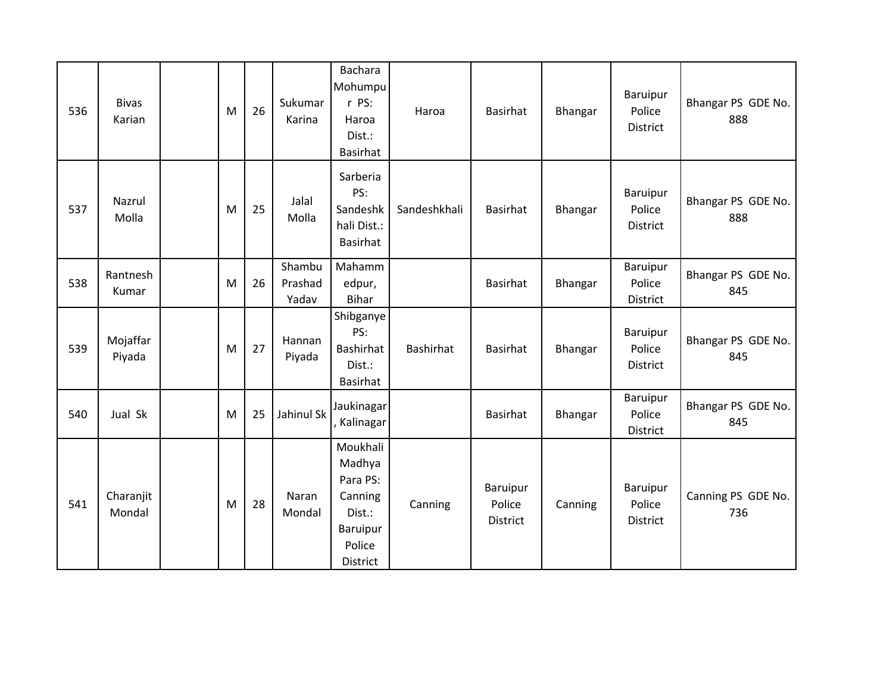| | | | | | | | | | | | |
|---|---|---|---|---|---|---|---|---|---|---|---|
| 536 | Bivas Karian | | M | 26 | Sukumar Karina | Bachara Mohumpur PS: Haroa Dist.: Basirhat | Haroa | Basirhat | Bhangar | Baruipur Police District | Bhangar PS GDE No. 888 |
| 537 | Nazrul Molla | | M | 25 | Jalal Molla | Sarberia PS: Sandeshkhali Dist.: Basirhat | Sandeshkhali | Basirhat | Bhangar | Baruipur Police District | Bhangar PS GDE No. 888 |
| 538 | Rantnesh Kumar | | M | 26 | Shambu Prashad Yadav | Mahammedpur, Bihar | | Basirhat | Bhangar | Baruipur Police District | Bhangar PS GDE No. 845 |
| 539 | Mojaffar Piyada | | M | 27 | Hannan Piyada | Shibganye PS: Bashirhat Dist.: Basirhat | Bashirhat | Basirhat | Bhangar | Baruipur Police District | Bhangar PS GDE No. 845 |
| 540 | Jual Sk | | M | 25 | Jahinul Sk | Jaukinagar, Kalinagar | | Basirhat | Bhangar | Baruipur Police District | Bhangar PS GDE No. 845 |
| 541 | Charanjit Mondal | | M | 28 | Naran Mondal | Moukhali Madhya Para PS: Canning Dist.: Baruipur Police District | Canning | Baruipur Police District | Canning | Baruipur Police District | Canning PS GDE No. 736 |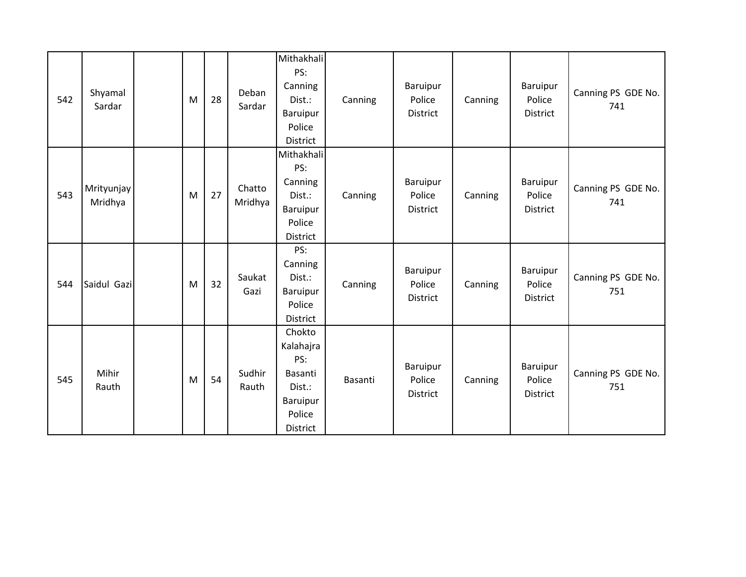| 542 | Shyamal Sardar | | M | 28 | Deban Sardar | Mithakhali PS: Canning Dist.: Baruipur Police District | Canning | Baruipur Police District | Canning | Baruipur Police District | Canning PS GDE No. 741 |
|---|---|---|---|---|---|---|---|---|---|---|---|
| 543 | Mrityunjay Mridhya | | M | 27 | Chatto Mridhya | Mithakhali PS: Canning Dist.: Baruipur Police District | Canning | Baruipur Police District | Canning | Baruipur Police District | Canning PS GDE No. 741 |
| 544 | Saidul Gazi | | M | 32 | Saukat Gazi | PS: Canning Dist.: Baruipur Police District | Canning | Baruipur Police District | Canning | Baruipur Police District | Canning PS GDE No. 751 |
| 545 | Mihir Rauth | | M | 54 | Sudhir Rauth | Chokto Kalahajra PS: Basanti Dist.: Baruipur Police District | Basanti | Baruipur Police District | Canning | Baruipur Police District | Canning PS GDE No. 751 |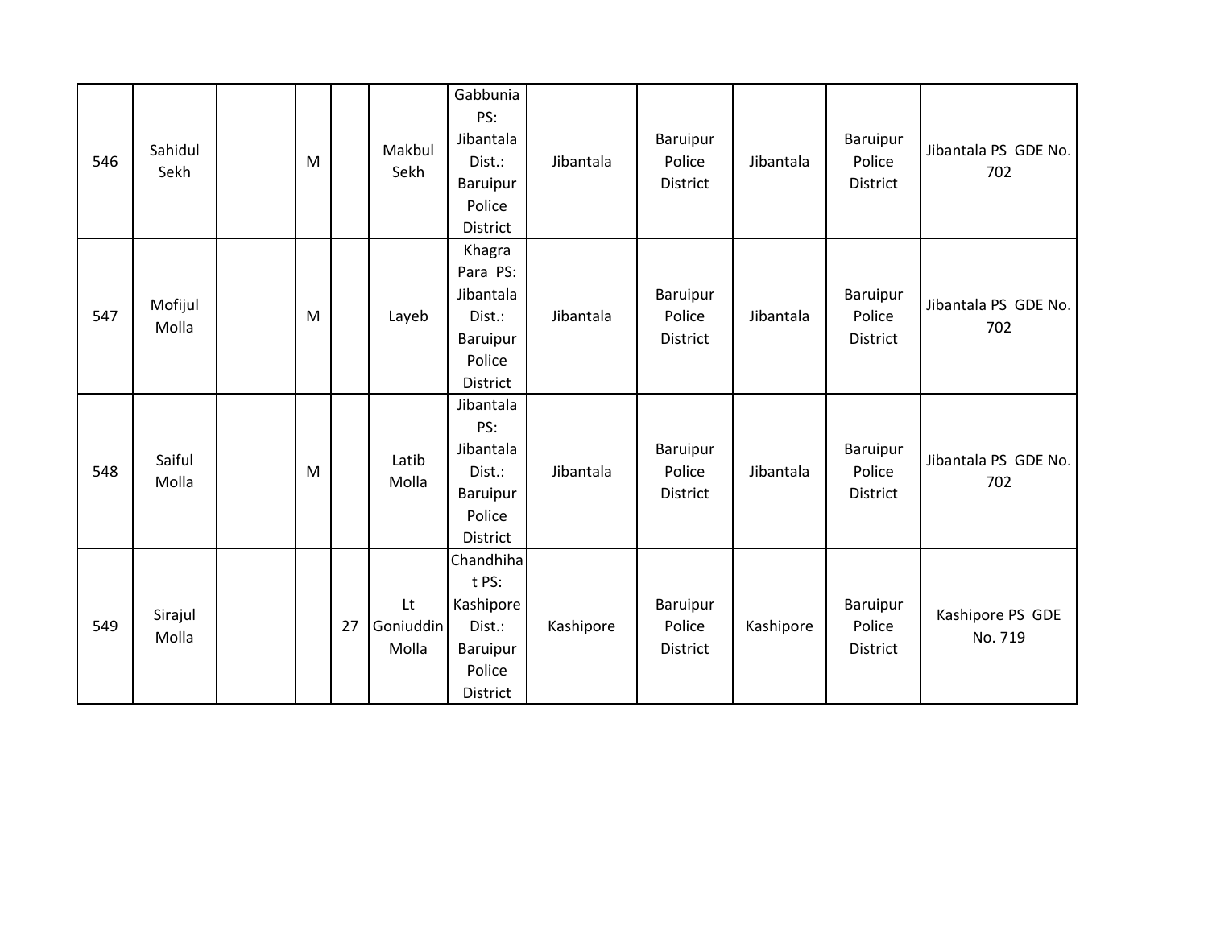| 546 | Sahidul Sekh | | M | | Makbul Sekh | Gabbunia PS: Jibantala Dist.: Baruipur Police District | Jibantala | Baruipur Police District | Jibantala | Baruipur Police District | Jibantala PS GDE No. 702 |
|---|---|---|---|---|---|---|---|---|---|---|---|
| 547 | Mofijul Molla | | M | | Layeb | Khagra Para PS: Jibantala Dist.: Baruipur Police District | Jibantala | Baruipur Police District | Jibantala | Baruipur Police District | Jibantala PS GDE No. 702 |
| 548 | Saiful Molla | | M | | Latib Molla | Jibantala PS: Jibantala Dist.: Baruipur Police District | Jibantala | Baruipur Police District | Jibantala | Baruipur Police District | Jibantala PS GDE No. 702 |
| 549 | Sirajul Molla | | | 27 | Lt Goniuddin Molla | Chandhihat PS: Kashipore Dist.: Baruipur Police District | Kashipore | Baruipur Police District | Kashipore | Baruipur Police District | Kashipore PS GDE No. 719 |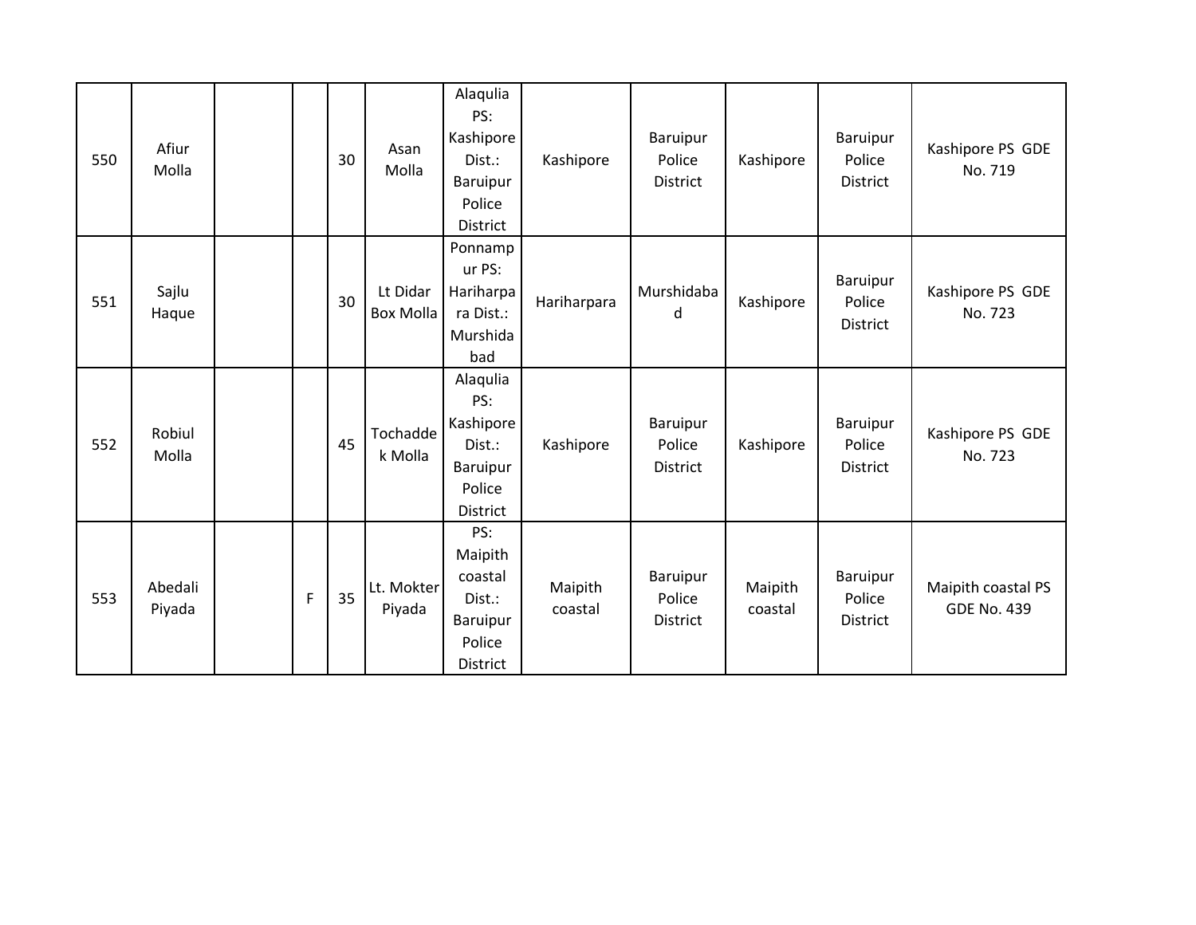|  |  |  |  |  |  |  |  |  |  |  |  |
|---|---|---|---|---|---|---|---|---|---|---|---|
| 550 | Afiur Molla |  |  | 30 | Asan Molla | Alaqulia PS: Kashipore Dist.: Baruipur Police District | Kashipore | Baruipur Police District | Kashipore | Baruipur Police District | Kashipore PS GDE No. 719 |
| 551 | Sajlu Haque |  |  | 30 | Lt Didar Box Molla | Ponnampur PS: Hariharpara Dist.: Murshidabad | Hariharpara | Murshidabad | Kashipore | Baruipur Police District | Kashipore PS GDE No. 723 |
| 552 | Robiul Molla |  |  | 45 | Tochaddek Molla | Alaqulia PS: Kashipore Dist.: Baruipur Police District | Kashipore | Baruipur Police District | Kashipore | Baruipur Police District | Kashipore PS GDE No. 723 |
| 553 | Abedali Piyada |  | F | 35 | Lt. Mokter Piyada | PS: Maipith coastal Dist.: Baruipur Police District | Maipith coastal | Baruipur Police District | Maipith coastal | Baruipur Police District | Maipith coastal PS GDE No. 439 |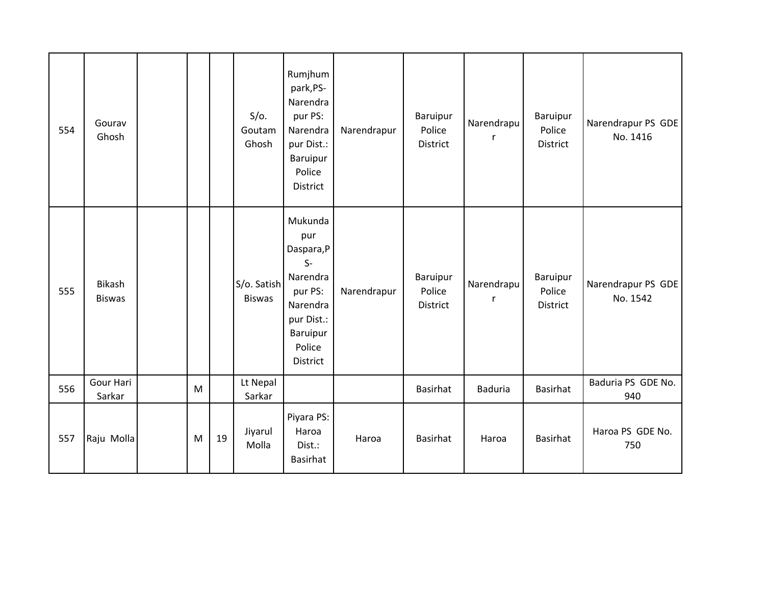| | | | | | | | | | | | |
|---|---|---|---|---|---|---|---|---|---|---|---|
| 554 | Gourav Ghosh | | | | S/o. Goutam Ghosh | Rumjhum park,PS-Narendrapur PS: Narendrapur Dist.: Baruipur Police District | Narendrapur | Baruipur Police District | Narendrapur | Baruipur Police District | Narendrapur PS GDE No. 1416 |
| 555 | Bikash Biswas | | | | S/o. Satish Biswas | Mukundapur Daspara,PS-Narendrapur PS: Narendrapur Dist.: Baruipur Police District | Narendrapur | Baruipur Police District | Narendrapur | Baruipur Police District | Narendrapur PS GDE No. 1542 |
| 556 | Gour Hari Sarkar | | M | | Lt Nepal Sarkar | | | Basirhat | Baduria | Basirhat | Baduria PS GDE No. 940 |
| 557 | Raju Molla | | M | 19 | Jiyarul Molla | Piyara PS: Haroa Dist.: Basirhat | Haroa | Basirhat | Haroa | Basirhat | Haroa PS GDE No. 750 |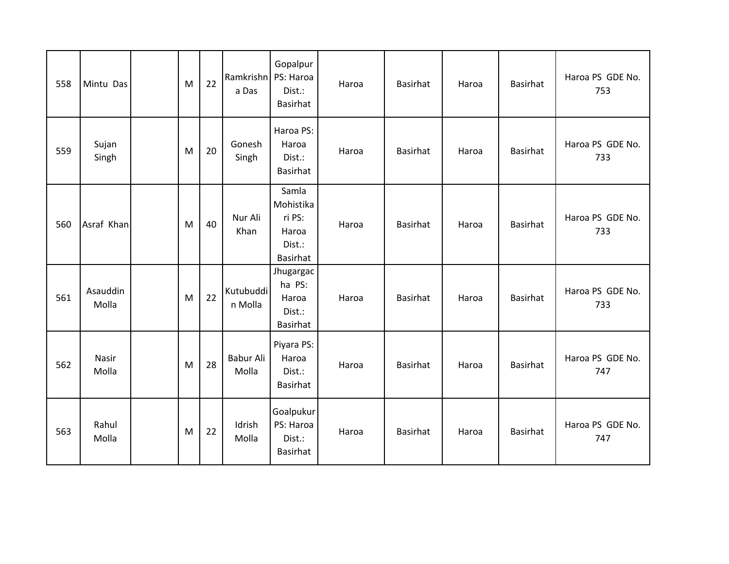| 558 | Mintu Das | | M | 22 | Ramkrishna Das | Gopalpur PS: Haroa Dist.: Basirhat | Haroa | Basirhat | Haroa | Basirhat | Haroa PS GDE No. 753 |
|---|---|---|---|---|---|---|---|---|---|---|---|
| 559 | Sujan Singh | | M | 20 | Gonesh Singh | Haroa PS: Haroa Dist.: Basirhat | Haroa | Basirhat | Haroa | Basirhat | Haroa PS GDE No. 733 |
| 560 | Asraf Khan | | M | 40 | Nur Ali Khan | Samla Mohistikari PS: Haroa Dist.: Basirhat | Haroa | Basirhat | Haroa | Basirhat | Haroa PS GDE No. 733 |
| 561 | Asauddin Molla | | M | 22 | Kutubuddin Molla | Jhugargacha PS: Haroa Dist.: Basirhat | Haroa | Basirhat | Haroa | Basirhat | Haroa PS GDE No. 733 |
| 562 | Nasir Molla | | M | 28 | Babur Ali Molla | Piyara PS: Haroa Dist.: Basirhat | Haroa | Basirhat | Haroa | Basirhat | Haroa PS GDE No. 747 |
| 563 | Rahul Molla | | M | 22 | Idrish Molla | Goalpukur PS: Haroa Dist.: Basirhat | Haroa | Basirhat | Haroa | Basirhat | Haroa PS GDE No. 747 |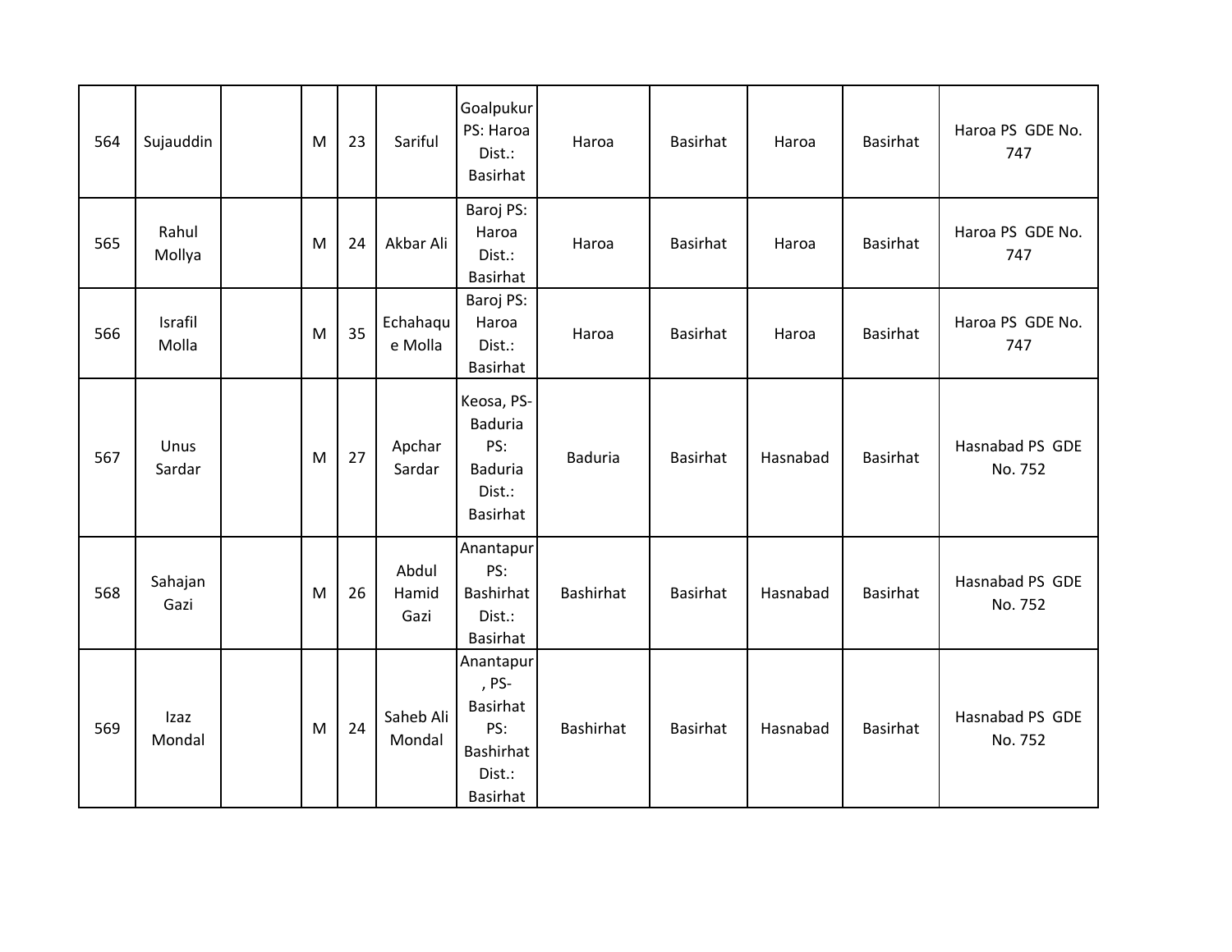| | | | | | | | | | | | |
|---|---|---|---|---|---|---|---|---|---|---|---|
| 564 | Sujauddin | | M | 23 | Sariful | Goalpukur PS: Haroa Dist.: Basirhat | Haroa | Basirhat | Haroa | Basirhat | Haroa PS GDE No. 747 |
| 565 | Rahul Mollya | | M | 24 | Akbar Ali | Baroj PS: Haroa Dist.: Basirhat | Haroa | Basirhat | Haroa | Basirhat | Haroa PS GDE No. 747 |
| 566 | Israfil Molla | | M | 35 | Echahaque Molla | Baroj PS: Haroa Dist.: Basirhat | Haroa | Basirhat | Haroa | Basirhat | Haroa PS GDE No. 747 |
| 567 | Unus Sardar | | M | 27 | Apchar Sardar | Keosa, PS-Baduria PS: Baduria Dist.: Basirhat | Baduria | Basirhat | Hasnabad | Basirhat | Hasnabad PS GDE No. 752 |
| 568 | Sahajan Gazi | | M | 26 | Abdul Hamid Gazi | Anantapur PS: Bashirhat Dist.: Basirhat | Bashirhat | Basirhat | Hasnabad | Basirhat | Hasnabad PS GDE No. 752 |
| 569 | Izaz Mondal | | M | 24 | Saheb Ali Mondal | Anantapur, PS-Basirhat PS: Bashirhat Dist.: Basirhat | Bashirhat | Basirhat | Hasnabad | Basirhat | Hasnabad PS GDE No. 752 |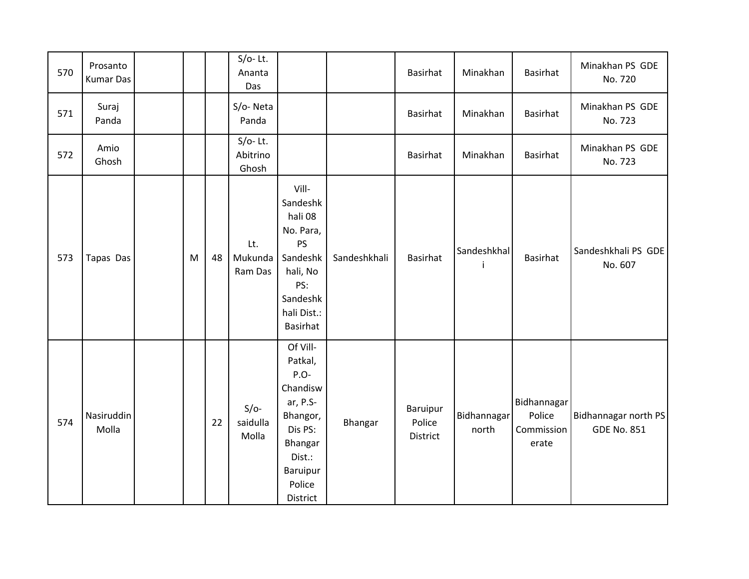| 570 | Prosanto Kumar Das | | | | S/o- Lt. Ananta Das | | | Basirhat | Minakhan | Basirhat | Minakhan PS GDE No. 720 |
|---|---|---|---|---|---|---|---|---|---|---|---|
| 571 | Suraj Panda | | | | S/o- Neta Panda | | | Basirhat | Minakhan | Basirhat | Minakhan PS GDE No. 723 |
| 572 | Amio Ghosh | | | | S/o- Lt. Abitrino Ghosh | | | Basirhat | Minakhan | Basirhat | Minakhan PS GDE No. 723 |
| 573 | Tapas Das | | M | 48 | Lt. Mukunda Ram Das | Vill- Sandeshkhali 08 No. Para, PS Sandeshkhali, No PS: Sandeshkhali Dist.: Basirhat | Sandeshkhali | Basirhat | Sandeshkhali | Basirhat | Sandeshkhali PS GDE No. 607 |
| 574 | Nasiruddin Molla | | | 22 | S/o- saidulla Molla | Of Vill- Patkal, P.O- Chandiswar, P.S- Bhangor, Dis PS: Bhangar Dist.: Baruipur Police District | Bhangar | Baruipur Police District | Bidhannagar north | Bidhannagar Police Commissionerate | Bidhannagar north PS GDE No. 851 |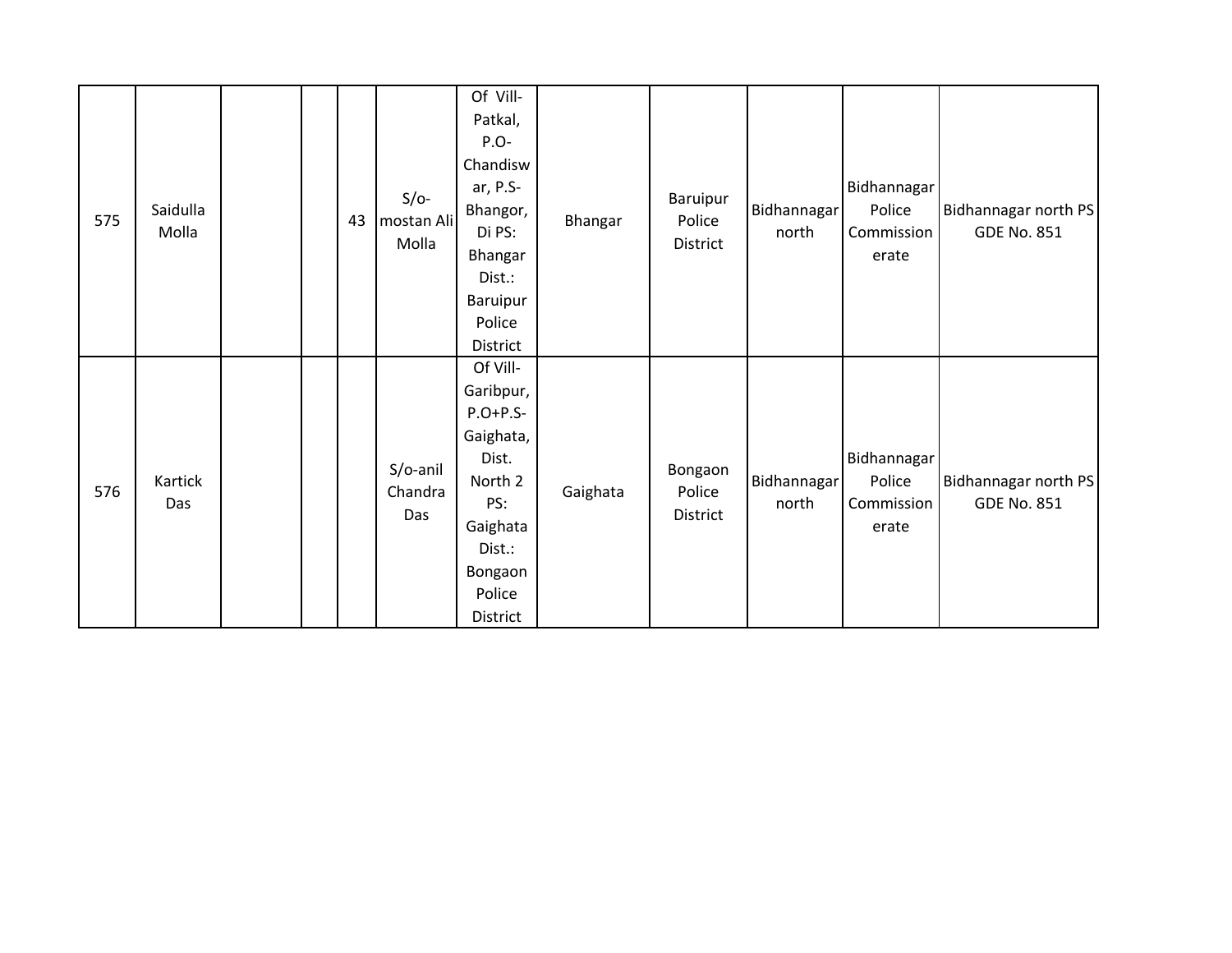| | | | | | | | | | | | |
|---|---|---|---|---|---|---|---|---|---|---|---|
| 575 | Saidulla Molla | | | 43 | S/o-mostan Ali Molla | Of Vill-Patkal, P.O-Chandiswar, P.S-Bhangor, Di PS: Bhangar Dist.: Baruipur Police District | Bhangar | Baruipur Police District | Bidhannagar north | Bidhannagar Police Commissionerate | Bidhannagar north PS GDE No. 851 |
| 576 | Kartick Das | | | | S/o-anil Chandra Das | Of Vill-Garibpur, P.O+P.S-Gaighata, Dist. North 2 PS: Gaighata Dist.: Bongaon Police District | Gaighata | Bongaon Police District | Bidhannagar north | Bidhannagar Police Commissionerate | Bidhannagar north PS GDE No. 851 |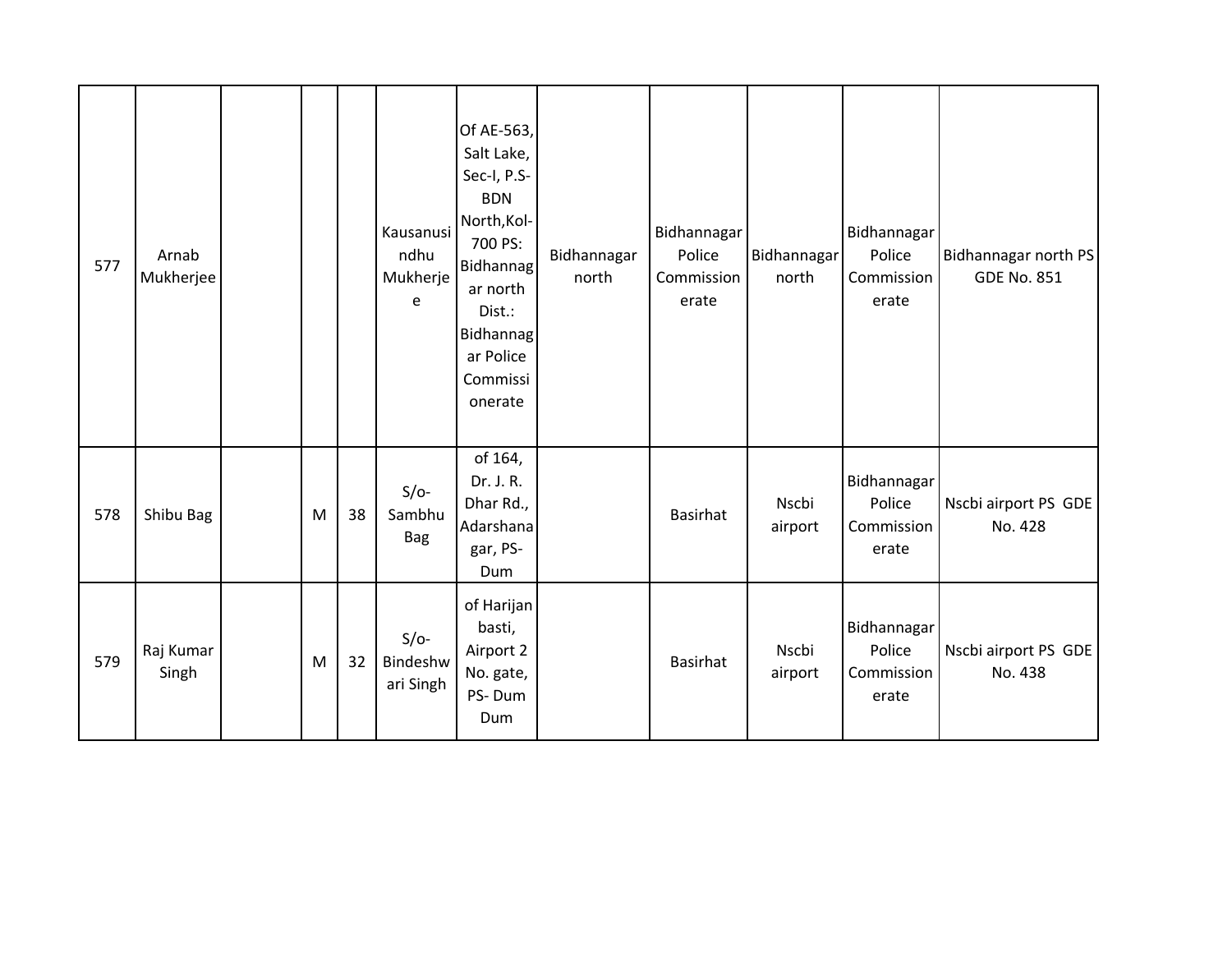| 577 | Arnab Mukherjee | | | | Kausanusindhu Mukherjee | Of AE-563, Salt Lake, Sec-I, P.S- BDN North,Kol-700 PS: Bidhannagar north Dist.: Bidhannagar Police Commissionerate | Bidhannagar north | Bidhannagar Police Commissionerate | Bidhannagar north | Bidhannagar Police Commissionerate | Bidhannagar north PS GDE No. 851 |
|---|---|---|---|---|---|---|---|---|---|---|---|
| 578 | Shibu Bag | | M | 38 | S/o- Sambhu Bag | of 164, Dr. J. R. Dhar Rd., Adarshanagar, PS- Dum | | Basirhat | Nscbi airport | Bidhannagar Police Commissionerate | Nscbi airport PS GDE No. 428 |
| 579 | Raj Kumar Singh | | M | 32 | S/o- Bindeshwari Singh | of Harijan basti, Airport 2 No. gate, PS- Dum Dum | | Basirhat | Nscbi airport | Bidhannagar Police Commissionerate | Nscbi airport PS GDE No. 438 |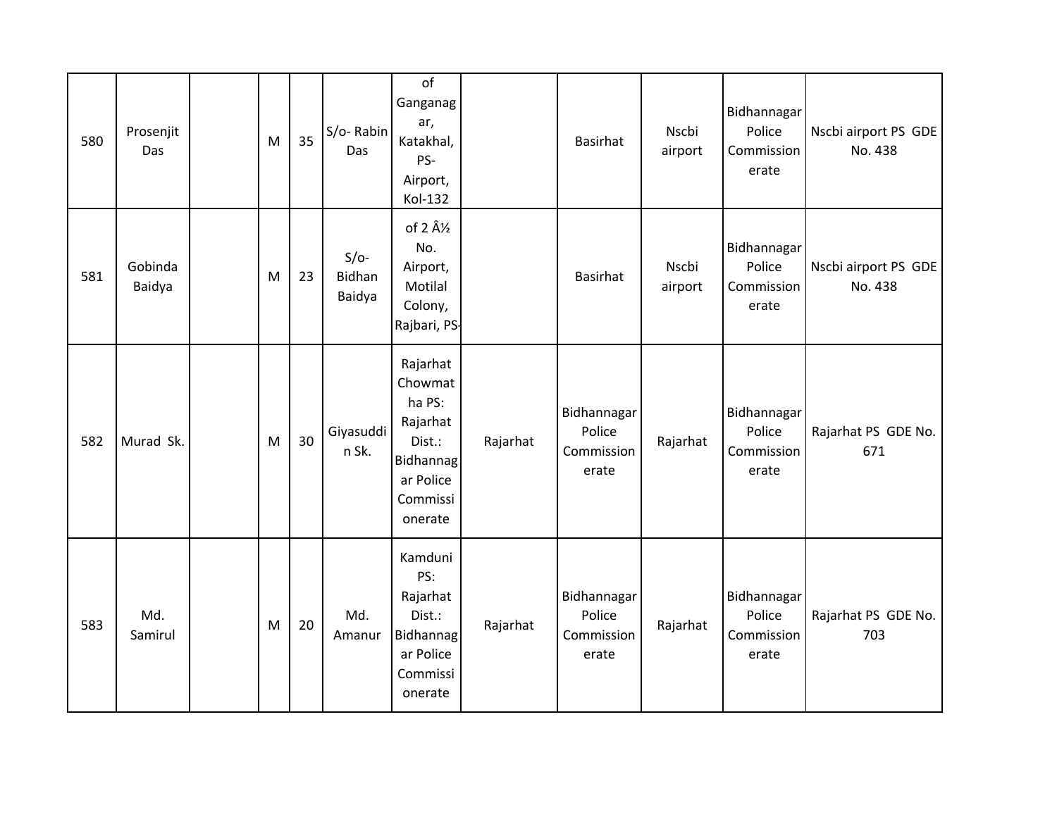| 580 | Prosenjit Das | | M | 35 | S/o- Rabin Das | of Ganganagar, Katakhal, PS- Airport, Kol-132 | | Basirhat | Nscbi airport | Bidhannagar Police Commissionerate | Nscbi airport PS GDE No. 438 |
|---|---|---|---|---|---|---|---|---|---|---|---|
| 581 | Gobinda Baidya | | M | 23 | S/o- Bidhan Baidya | of 2 Â½ No. Airport, Motilal Colony, Rajbari, PS- | | Basirhat | Nscbi airport | Bidhannagar Police Commissionerate | Nscbi airport PS GDE No. 438 |
| 582 | Murad Sk. | | M | 30 | Giyasuddin Sk. | Rajarhat Chowmatha PS: Rajarhat Dist.: Bidhannagar Police Commissionerate | Rajarhat | Bidhannagar Police Commissionerate | Rajarhat | Bidhannagar Police Commissionerate | Rajarhat PS GDE No. 671 |
| 583 | Md. Samirul | | M | 20 | Md. Amanur | Kamduni PS: Rajarhat Dist.: Bidhannagar Police Commissionerate | Rajarhat | Bidhannagar Police Commissionerate | Rajarhat | Bidhannagar Police Commissionerate | Rajarhat PS GDE No. 703 |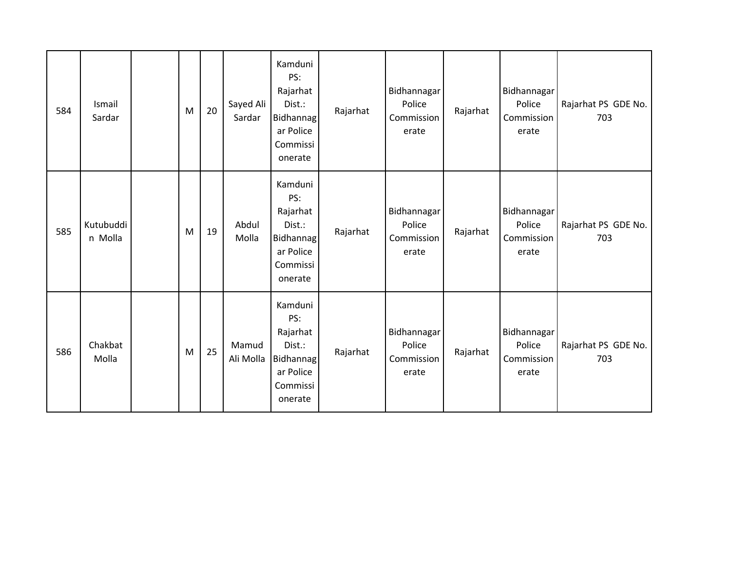| 584 | Ismail Sardar | | M | 20 | Sayed Ali Sardar | Kamduni PS: Rajarhat Dist.: Bidhannagar Police Commissionerate | Rajarhat | Bidhannagar Police Commissionerate | Rajarhat | Bidhannagar Police Commissionerate | Rajarhat PS GDE No. 703 |
|---|---|---|---|---|---|---|---|---|---|---|---|
| 585 | Kutubuddin Molla | | M | 19 | Abdul Molla | Kamduni PS: Rajarhat Dist.: Bidhannagar Police Commissionerate | Rajarhat | Bidhannagar Police Commissionerate | Rajarhat | Bidhannagar Police Commissionerate | Rajarhat PS GDE No. 703 |
| 586 | Chakbat Molla | | M | 25 | Mamud Ali Molla | Kamduni PS: Rajarhat Dist.: Bidhannagar Police Commissionerate | Rajarhat | Bidhannagar Police Commissionerate | Rajarhat | Bidhannagar Police Commissionerate | Rajarhat PS GDE No. 703 |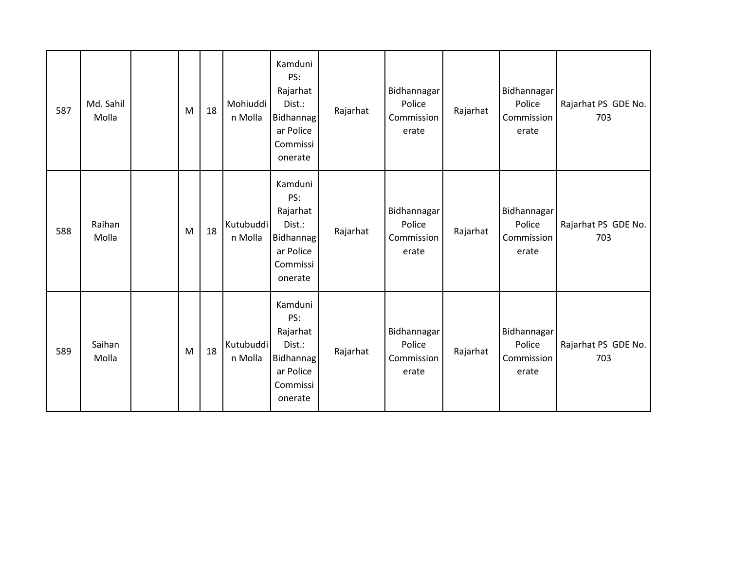| 587 | Md. Sahil Molla | | M | 18 | Mohiuddin Molla | Kamduni PS: Rajarhat Dist.: Bidhannagar Police Commissionerate | Rajarhat | Bidhannagar Police Commissionerate | Rajarhat | Bidhannagar Police Commissionerate | Rajarhat PS GDE No. 703 |
|---|---|---|---|---|---|---|---|---|---|---|---|
| 588 | Raihan Molla | | M | 18 | Kutubuddin Molla | Kamduni PS: Rajarhat Dist.: Bidhannagar Police Commissionerate | Rajarhat | Bidhannagar Police Commissionerate | Rajarhat | Bidhannagar Police Commissionerate | Rajarhat PS GDE No. 703 |
| 589 | Saihan Molla | | M | 18 | Kutubuddin Molla | Kamduni PS: Rajarhat Dist.: Bidhannagar Police Commissionerate | Rajarhat | Bidhannagar Police Commissionerate | Rajarhat | Bidhannagar Police Commissionerate | Rajarhat PS GDE No. 703 |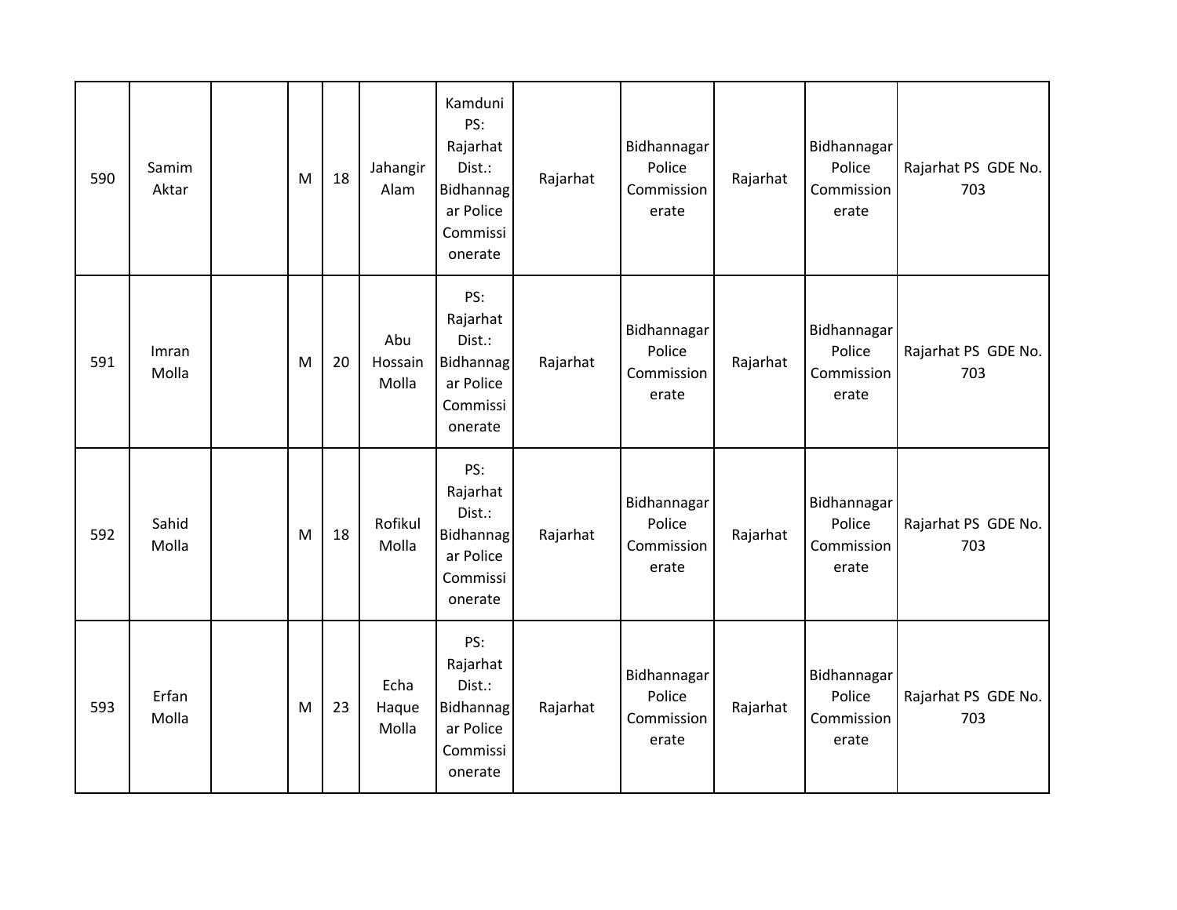| 590 | Samim Aktar | | M | 18 | Jahangir Alam | Kamduni PS: Rajarhat Dist.: Bidhannagar Police Commissionerate | Rajarhat | Bidhannagar Police Commissionerate | Rajarhat | Bidhannagar Police Commissionerate | Rajarhat PS GDE No. 703 |
|---|---|---|---|---|---|---|---|---|---|---|---|
| 591 | Imran Molla | | M | 20 | Abu Hossain Molla | PS: Rajarhat Dist.: Bidhannagar Police Commissionerate | Rajarhat | Bidhannagar Police Commissionerate | Rajarhat | Bidhannagar Police Commissionerate | Rajarhat PS GDE No. 703 |
| 592 | Sahid Molla | | M | 18 | Rofikul Molla | PS: Rajarhat Dist.: Bidhannagar Police Commissionerate | Rajarhat | Bidhannagar Police Commissionerate | Rajarhat | Bidhannagar Police Commissionerate | Rajarhat PS GDE No. 703 |
| 593 | Erfan Molla | | M | 23 | Echa Haque Molla | PS: Rajarhat Dist.: Bidhannagar Police Commissionerate | Rajarhat | Bidhannagar Police Commissionerate | Rajarhat | Bidhannagar Police Commissionerate | Rajarhat PS GDE No. 703 |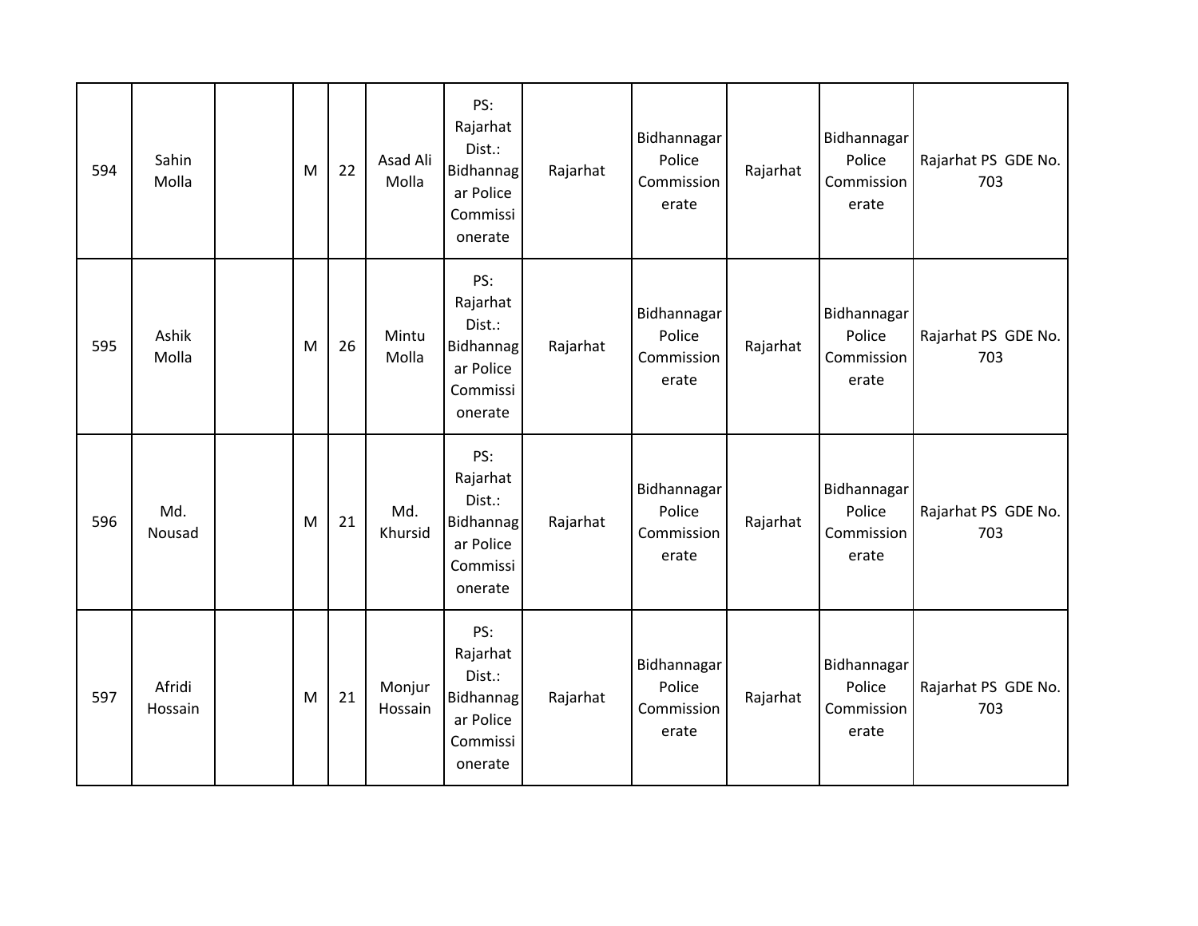| 594 | Sahin Molla | | M | 22 | Asad Ali Molla | PS: Rajarhat Dist.: Bidhannagar Police Commissionerate | Rajarhat | Bidhannagar Police Commissionerate | Rajarhat | Bidhannagar Police Commissionerate | Rajarhat PS GDE No. 703 |
|---|---|---|---|---|---|---|---|---|---|---|---|
| 595 | Ashik Molla | | M | 26 | Mintu Molla | PS: Rajarhat Dist.: Bidhannagar Police Commissionerate | Rajarhat | Bidhannagar Police Commissionerate | Rajarhat | Bidhannagar Police Commissionerate | Rajarhat PS GDE No. 703 |
| 596 | Md. Nousad | | M | 21 | Md. Khursid | PS: Rajarhat Dist.: Bidhannagar Police Commissionerate | Rajarhat | Bidhannagar Police Commissionerate | Rajarhat | Bidhannagar Police Commissionerate | Rajarhat PS GDE No. 703 |
| 597 | Afridi Hossain | | M | 21 | Monjur Hossain | PS: Rajarhat Dist.: Bidhannagar Police Commissionerate | Rajarhat | Bidhannagar Police Commissionerate | Rajarhat | Bidhannagar Police Commissionerate | Rajarhat PS GDE No. 703 |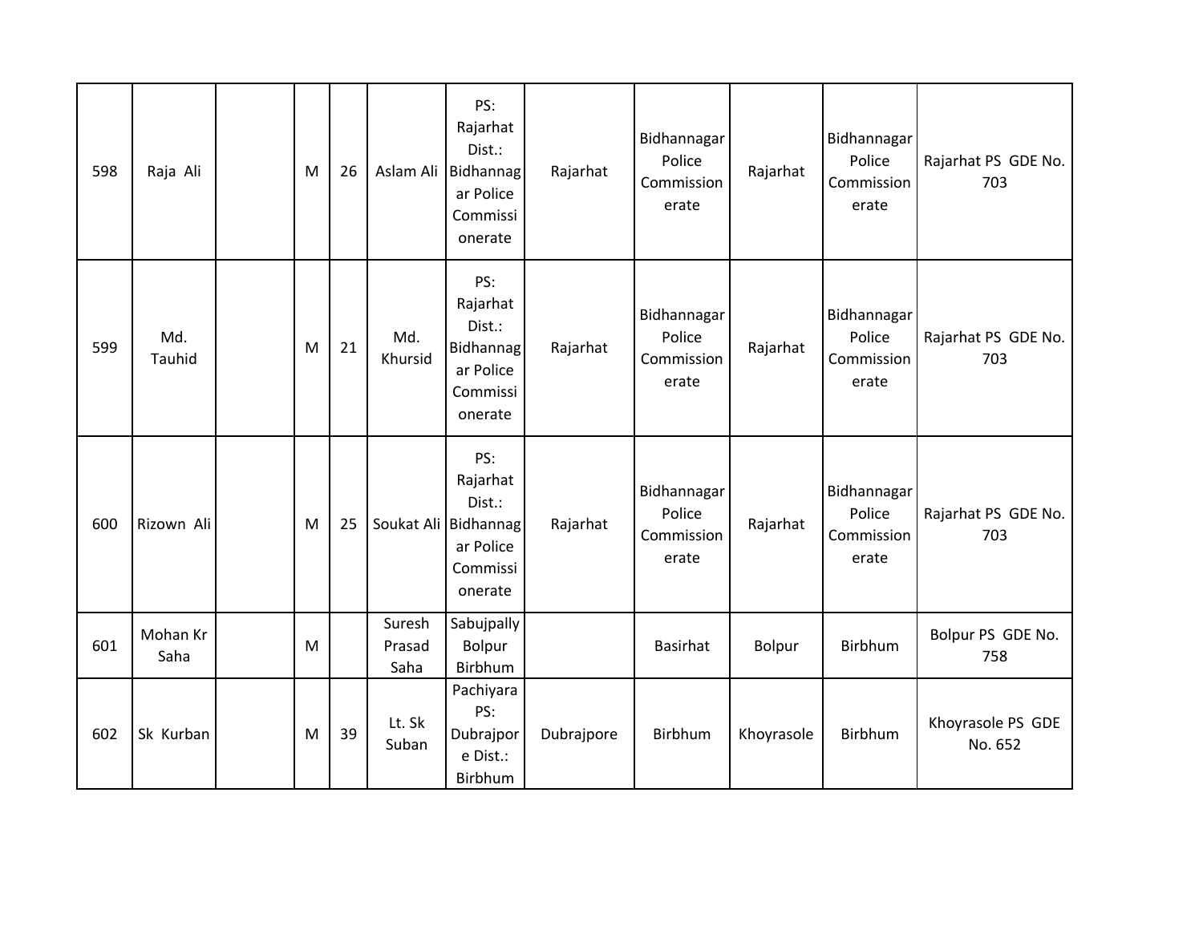| | | | | | | | | | | | |
|---|---|---|---|---|---|---|---|---|---|---|---|
| 598 | Raja Ali | | M | 26 | Aslam Ali | PS: Rajarhat Dist.: Bidhannagar Police Commissionerate | Rajarhat | Bidhannagar Police Commissionerate | Rajarhat | Bidhannagar Police Commissionerate | Rajarhat PS GDE No. 703 |
| 599 | Md. Tauhid | | M | 21 | Md. Khursid | PS: Rajarhat Dist.: Bidhannagar Police Commissionerate | Rajarhat | Bidhannagar Police Commissionerate | Rajarhat | Bidhannagar Police Commissionerate | Rajarhat PS GDE No. 703 |
| 600 | Rizown Ali | | M | 25 | Soukat Ali | PS: Rajarhat Dist.: Bidhannagar Police Commissionerate | Rajarhat | Bidhannagar Police Commissionerate | Rajarhat | Bidhannagar Police Commissionerate | Rajarhat PS GDE No. 703 |
| 601 | Mohan Kr Saha | | M | | Suresh Prasad Saha | Sabujpally Bolpur Birbhum | | Basirhat | Bolpur | Birbhum | Bolpur PS GDE No. 758 |
| 602 | Sk Kurban | | M | 39 | Lt. Sk Suban | Pachiyara PS: Dubrajpore Dist.: Birbhum | Dubrajpore | Birbhum | Khoyrasole | Birbhum | Khoyrasole PS GDE No. 652 |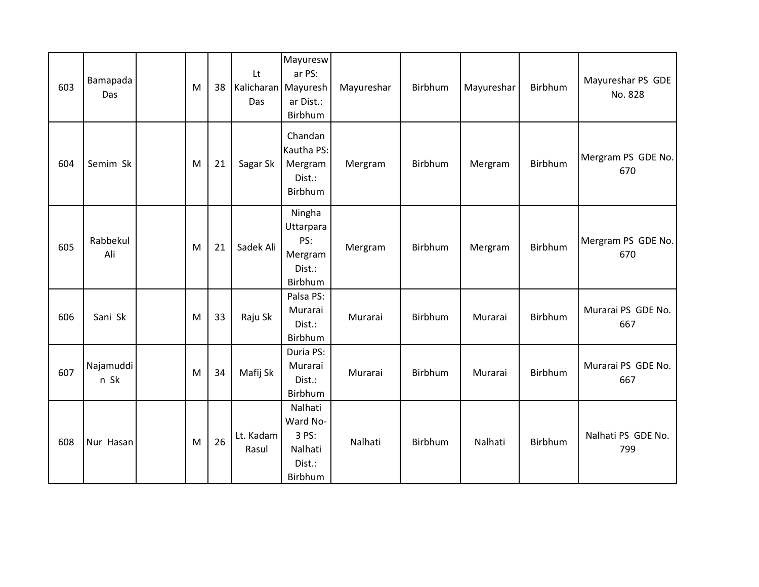| | | | | | | | | | | | |
|---|---|---|---|---|---|---|---|---|---|---|---|
| 603 | Bamapada Das | | M | 38 | Lt Kalicharan Das | Mayureswar PS: Mayureshar Dist.: Birbhum | Mayureshar | Birbhum | Mayureshar | Birbhum | Mayureshar PS GDE No. 828 |
| 604 | Semim Sk | | M | 21 | Sagar Sk | Chandan Kautha PS: Mergram Dist.: Birbhum | Mergram | Birbhum | Mergram | Birbhum | Mergram PS GDE No. 670 |
| 605 | Rabbekul Ali | | M | 21 | Sadek Ali | Ningha Uttarpara PS: Mergram Dist.: Birbhum | Mergram | Birbhum | Mergram | Birbhum | Mergram PS GDE No. 670 |
| 606 | Sani Sk | | M | 33 | Raju Sk | Palsa PS: Murarai Dist.: Birbhum | Murarai | Birbhum | Murarai | Birbhum | Murarai PS GDE No. 667 |
| 607 | Najamuddin Sk | | M | 34 | Mafij Sk | Duria PS: Murarai Dist.: Birbhum | Murarai | Birbhum | Murarai | Birbhum | Murarai PS GDE No. 667 |
| 608 | Nur Hasan | | M | 26 | Lt. Kadam Rasul | Nalhati Ward No-3 PS: Nalhati Dist.: Birbhum | Nalhati | Birbhum | Nalhati | Birbhum | Nalhati PS GDE No. 799 |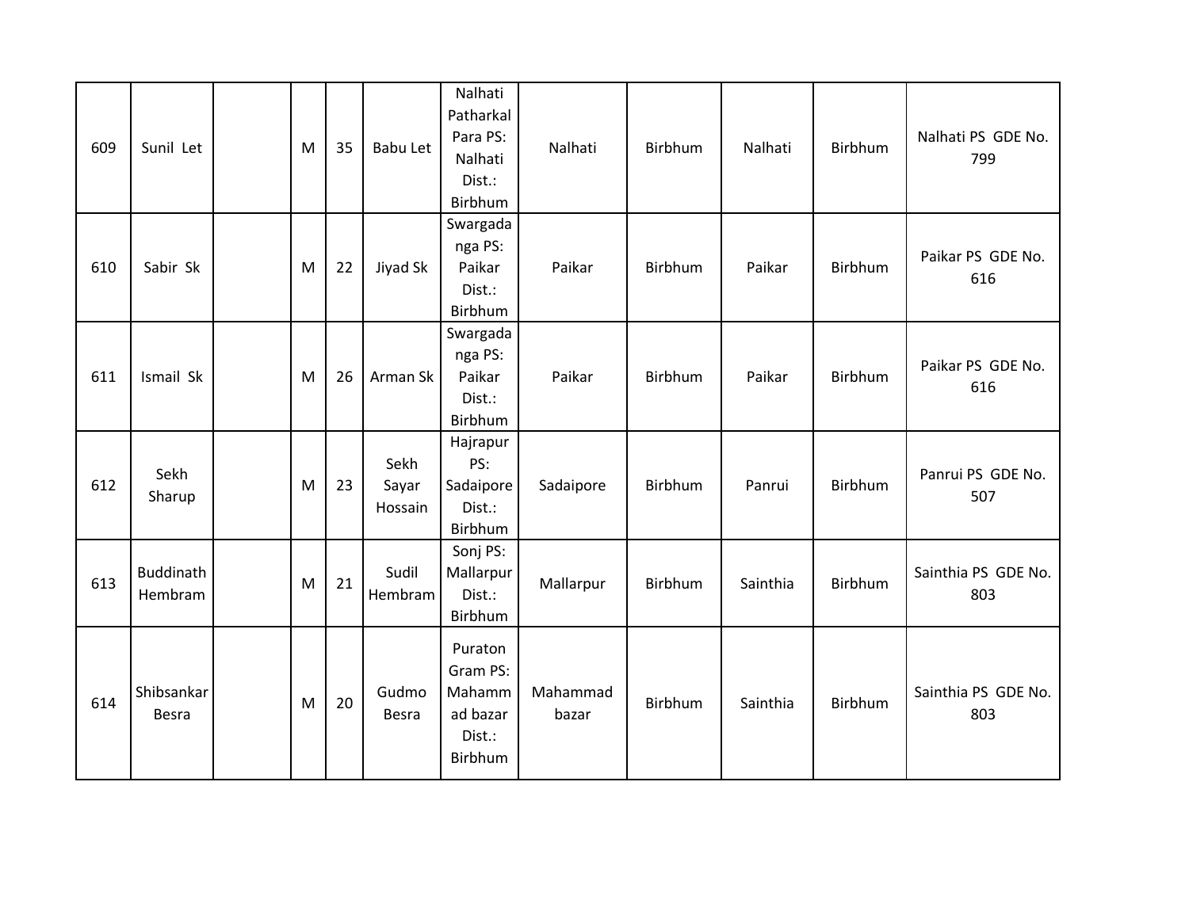| | | | | | | | | | | | |
|---|---|---|---|---|---|---|---|---|---|---|---|
| 609 | Sunil Let | | M | 35 | Babu Let | Nalhati Patharkal Para PS: Nalhati Dist.: Birbhum | Nalhati | Birbhum | Nalhati | Birbhum | Nalhati PS GDE No. 799 |
| 610 | Sabir Sk | | M | 22 | Jiyad Sk | Swargadanga PS: Paikar Dist.: Birbhum | Paikar | Birbhum | Paikar | Birbhum | Paikar PS GDE No. 616 |
| 611 | Ismail Sk | | M | 26 | Arman Sk | Swargadanga PS: Paikar Dist.: Birbhum | Paikar | Birbhum | Paikar | Birbhum | Paikar PS GDE No. 616 |
| 612 | Sekh Sharup | | M | 23 | Sekh Sayar Hossain | Hajrapur PS: Sadaipore Dist.: Birbhum | Sadaipore | Birbhum | Panrui | Birbhum | Panrui PS GDE No. 507 |
| 613 | Buddinath Hembram | | M | 21 | Sudil Hembram | Sonj PS: Mallarpur Dist.: Birbhum | Mallarpur | Birbhum | Sainthia | Birbhum | Sainthia PS GDE No. 803 |
| 614 | Shibsankar Besra | | M | 20 | Gudmo Besra | Puraton Gram PS: Mahammad bazar Dist.: Birbhum | Mahammad bazar | Birbhum | Sainthia | Birbhum | Sainthia PS GDE No. 803 |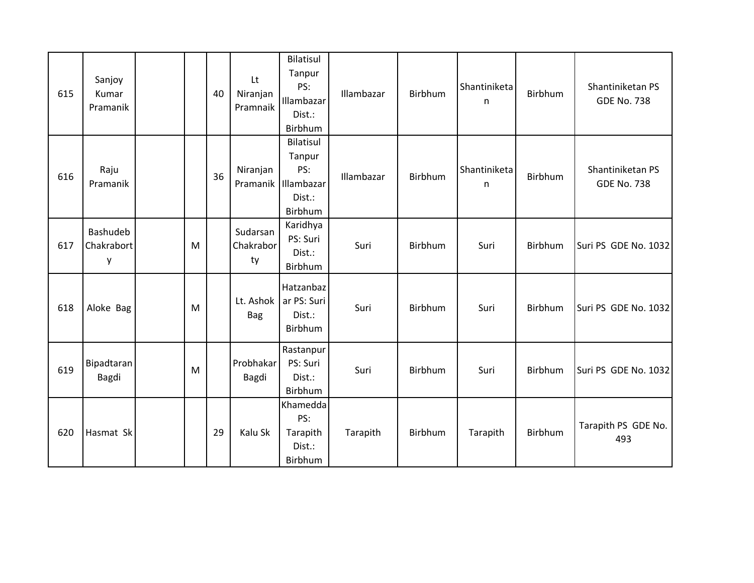| | | | | | | | | | | | |
|---|---|---|---|---|---|---|---|---|---|---|---|
| 615 | Sanjoy Kumar Pramanik | | | 40 | Lt Niranjan Pramnaik | Bilatisul Tanpur PS: Illambazar Dist.: Birbhum | Illambazar | Birbhum | Shantiniketan | Birbhum | Shantiniketan PS GDE No. 738 |
| 616 | Raju Pramanik | | | 36 | Niranjan Pramanik | Bilatisul Tanpur PS: Illambazar Dist.: Birbhum | Illambazar | Birbhum | Shantiniketan | Birbhum | Shantiniketan PS GDE No. 738 |
| 617 | Bashudeb Chakraborty | | M | | Sudarsan Chakraborty | Karidhya PS: Suri Dist.: Birbhum | Suri | Birbhum | Suri | Birbhum | Suri PS GDE No. 1032 |
| 618 | Aloke Bag | | M | | Lt. Ashok Bag | Hatzanbazar PS: Suri Dist.: Birbhum | Suri | Birbhum | Suri | Birbhum | Suri PS GDE No. 1032 |
| 619 | Bipadtaran Bagdi | | M | | Probhakar Bagdi | Rastanpur PS: Suri Dist.: Birbhum | Suri | Birbhum | Suri | Birbhum | Suri PS GDE No. 1032 |
| 620 | Hasmat Sk | | | 29 | Kalu Sk | Khamedda PS: Tarapith Dist.: Birbhum | Tarapith | Birbhum | Tarapith | Birbhum | Tarapith PS GDE No. 493 |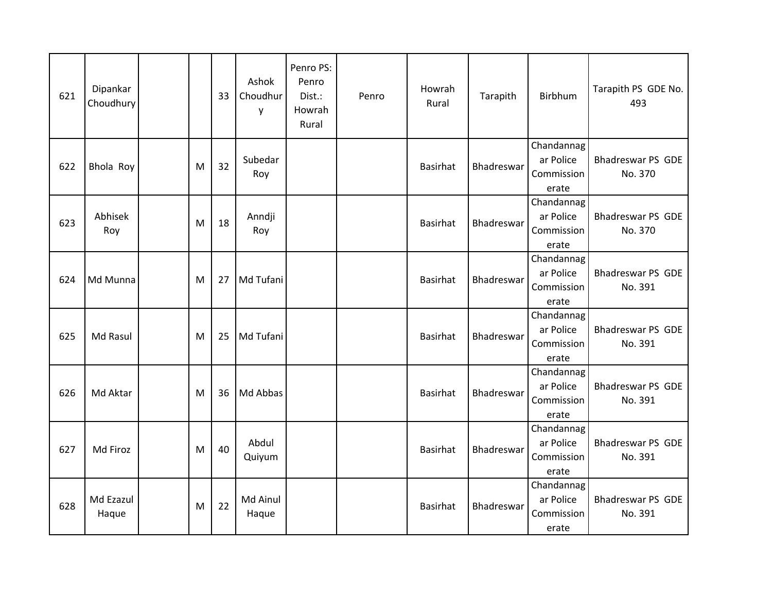| 621 | Dipankar Choudhury | | | 33 | Ashok Choudhury | Penro PS: Penro Dist.: Howrah Rural | Penro | Howrah Rural | Tarapith | Birbhum | Tarapith PS GDE No. 493 |
|---|---|---|---|---|---|---|---|---|---|---|---|
| 622 | Bhola Roy | | M | 32 | Subedar Roy | | | Basirhat | Bhadreswar | Chandannagar Police Commissionerate | Bhadreswar PS GDE No. 370 |
| 623 | Abhisek Roy | | M | 18 | Anndji Roy | | | Basirhat | Bhadreswar | Chandannagar Police Commissionerate | Bhadreswar PS GDE No. 370 |
| 624 | Md Munna | | M | 27 | Md Tufani | | | Basirhat | Bhadreswar | Chandannagar Police Commissionerate | Bhadreswar PS GDE No. 391 |
| 625 | Md Rasul | | M | 25 | Md Tufani | | | Basirhat | Bhadreswar | Chandannagar Police Commissionerate | Bhadreswar PS GDE No. 391 |
| 626 | Md Aktar | | M | 36 | Md Abbas | | | Basirhat | Bhadreswar | Chandannagar Police Commissionerate | Bhadreswar PS GDE No. 391 |
| 627 | Md Firoz | | M | 40 | Abdul Quiyum | | | Basirhat | Bhadreswar | Chandannagar Police Commissionerate | Bhadreswar PS GDE No. 391 |
| 628 | Md Ezazul Haque | | M | 22 | Md Ainul Haque | | | Basirhat | Bhadreswar | Chandannagar Police Commissionerate | Bhadreswar PS GDE No. 391 |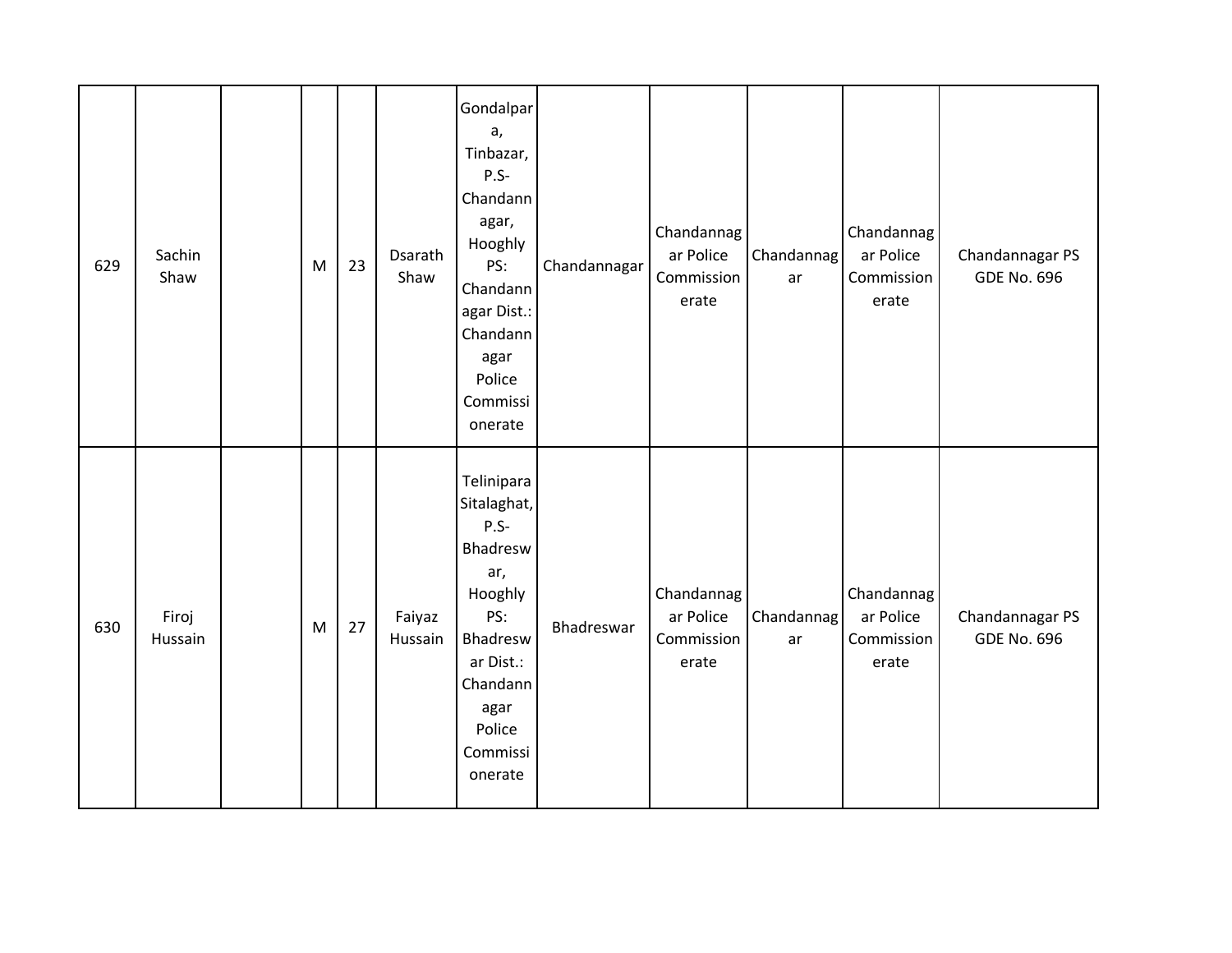| | | | | | | | | | | | |
|---|---|---|---|---|---|---|---|---|---|---|---|
| 629 | Sachin Shaw | | M | 23 | Dsarath Shaw | Gondalpara, Tinbazar, P.S- Chandannagar, Hooghly PS: Chandannagar Dist.: Chandannagar Police Commissionerate | Chandannagar | Chandannagar Police Commissionerate | Chandannagar | Chandannagar Police Commissionerate | Chandannagar PS GDE No. 696 |
| 630 | Firoj Hussain | | M | 27 | Faiyaz Hussain | Telinipara Sitalaghat, P.S- Bhadreswar, Hooghly PS: Bhadreswar Dist.: Chandannagar Police Commissionerate | Bhadreswar | Chandannagar Police Commissionerate | Chandannagar | Chandannagar Police Commissionerate | Chandannagar PS GDE No. 696 |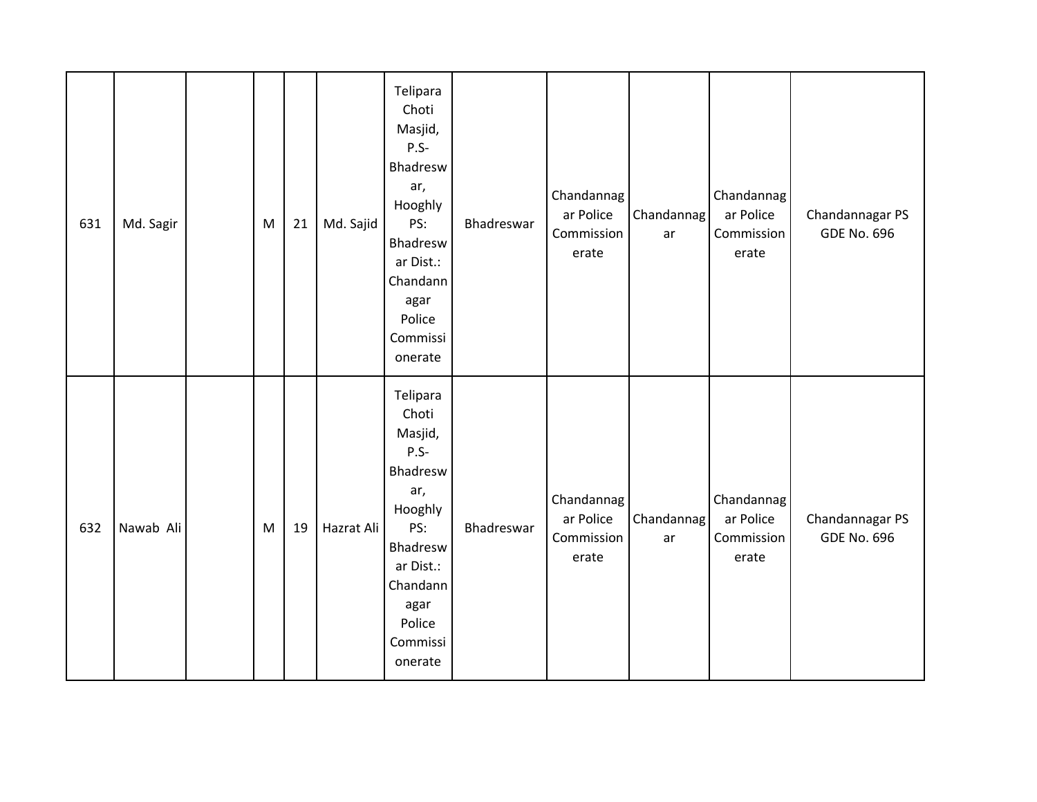| | | | | | | | | | | | |
|---|---|---|---|---|---|---|---|---|---|---|---|
| 631 | Md. Sagir | | M | 21 | Md. Sajid | Telipara Choti Masjid, P.S- Bhadreswar, Hooghly PS: Bhadreswar Dist.: Chandannagar Police Commissionerate | Bhadreswar | Chandannagar Police Commissionerate | Chandannagar | Chandannagar Police Commissionerate | Chandannagar PS GDE No. 696 |
| 632 | Nawab Ali | | M | 19 | Hazrat Ali | Telipara Choti Masjid, P.S- Bhadreswar, Hooghly PS: Bhadreswar Dist.: Chandannagar Police Commissionerate | Bhadreswar | Chandannagar Police Commissionerate | Chandannagar | Chandannagar Police Commissionerate | Chandannagar PS GDE No. 696 |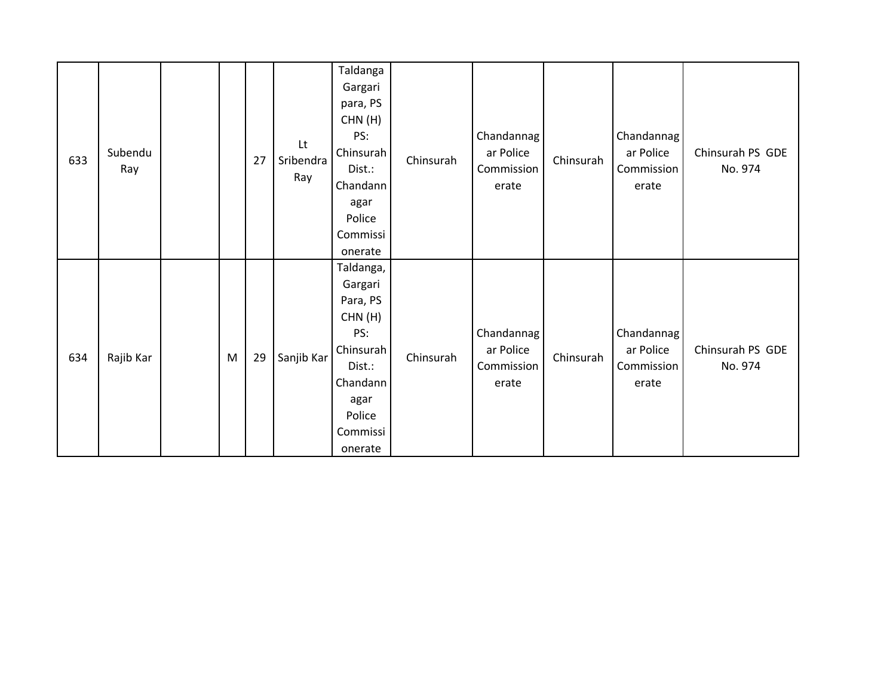| | | | | | | | | | | | |
|---|---|---|---|---|---|---|---|---|---|---|---|
| 633 | Subendu Ray | | | 27 | Lt Sribendra Ray | Taldanga Gargari para, PS CHN (H) PS: Chinsurah Dist.: Chandannagar Police Commissionerate | Chinsurah | Chandannagar Police Commissionerate | Chinsurah | Chandannagar Police Commissionerate | Chinsurah PS GDE No. 974 |
| 634 | Rajib Kar | | M | 29 | Sanjib Kar | Taldanga, Gargari Para, PS CHN (H) PS: Chinsurah Dist.: Chandannagar Police Commissionerate | Chinsurah | Chandannagar Police Commissionerate | Chinsurah | Chandannagar Police Commissionerate | Chinsurah PS GDE No. 974 |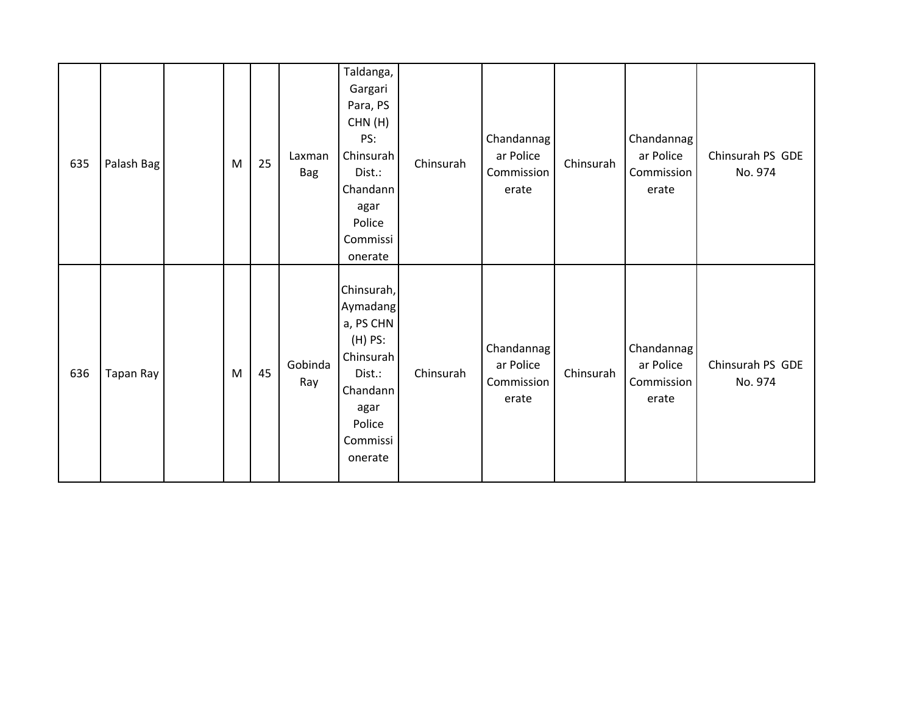| 635 | Palash Bag | | M | 25 | Laxman Bag | Taldanga, Gargari Para, PS CHN (H) PS: Chinsurah Dist.: Chandannagar Police Commissionerate | Chinsurah | Chandannagar Police Commissionerate | Chinsurah | Chandannagar Police Commissionerate | Chinsurah PS GDE No. 974 |
|---|---|---|---|---|---|---|---|---|---|---|---|
| 636 | Tapan Ray | | M | 45 | Gobinda Ray | Chinsurah, Aymadanga, PS CHN (H) PS: Chinsurah Dist.: Chandannagar Police Commissionerate | Chinsurah | Chandannagar Police Commissionerate | Chinsurah | Chandannagar Police Commissionerate | Chinsurah PS GDE No. 974 |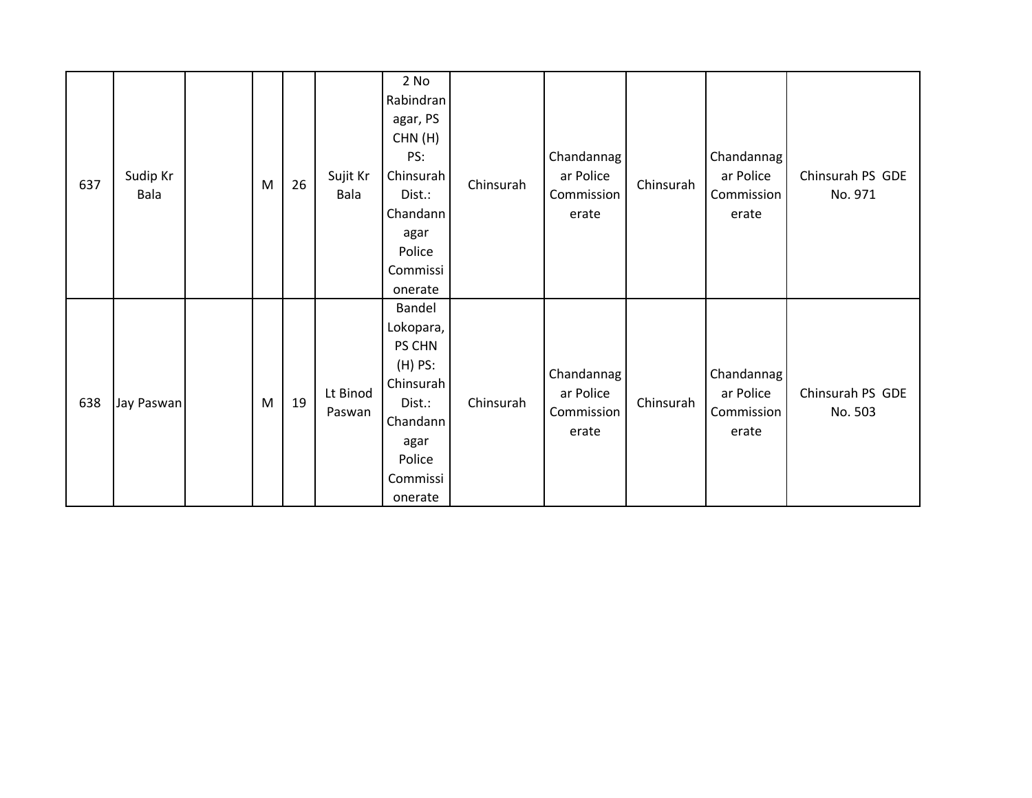| | | | | | | | | | | | |
|---|---|---|---|---|---|---|---|---|---|---|---|
| 637 | Sudip Kr Bala | | M | 26 | Sujit Kr Bala | 2 No Rabindranagar, PS CHN (H) PS: Chinsurah Dist.: Chandannagar Police Commissionerate | Chinsurah | Chandannagar Police Commissionerate | Chinsurah | Chandannagar Police Commissionerate | Chinsurah PS GDE No. 971 |
| 638 | Jay Paswan | | M | 19 | Lt Binod Paswan | Bandel Lokopara, PS CHN (H) PS: Chinsurah Dist.: Chandannagar Police Commissionerate | Chinsurah | Chandannagar Police Commissionerate | Chinsurah | Chandannagar Police Commissionerate | Chinsurah PS GDE No. 503 |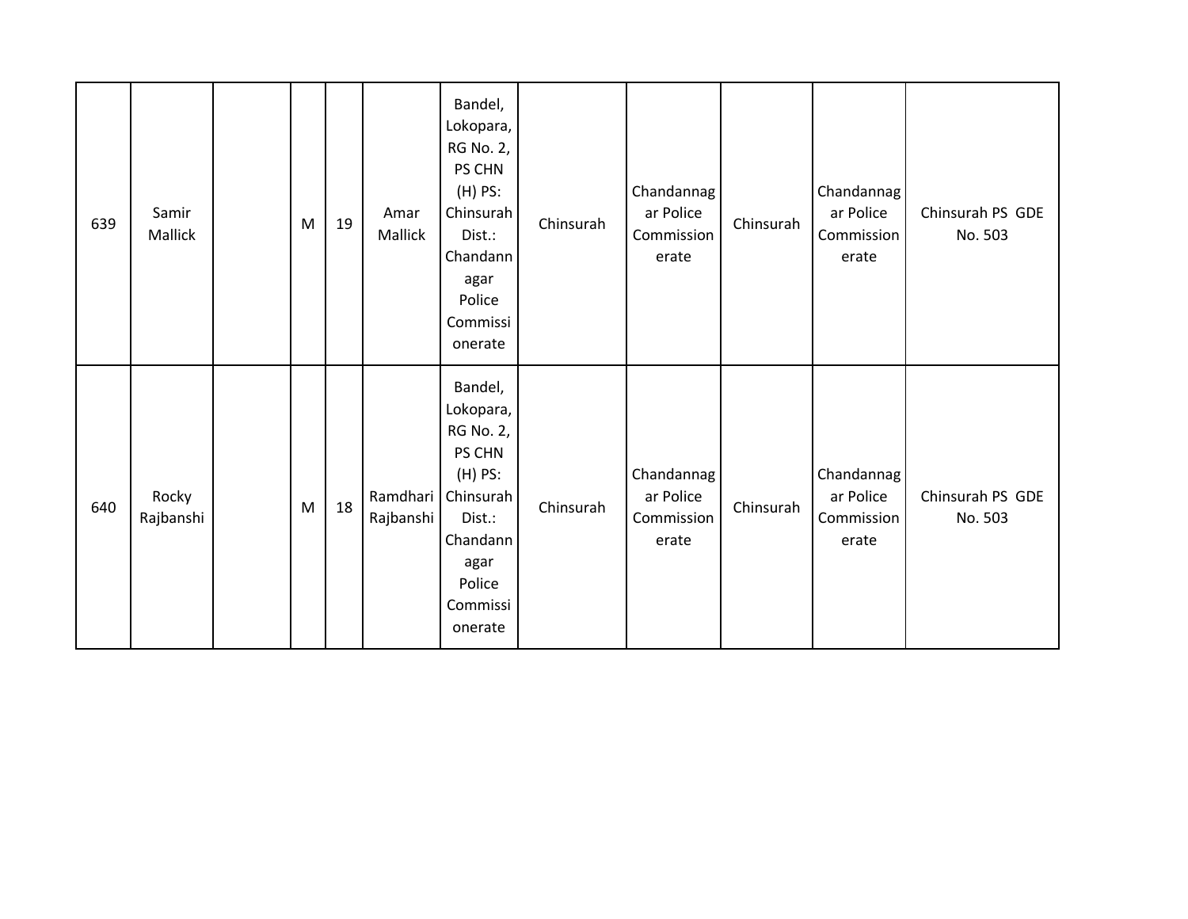| | | | | | | | | | | | |
|---|---|---|---|---|---|---|---|---|---|---|---|
| 639 | Samir Mallick | | M | 19 | Amar Mallick | Bandel, Lokopara, RG No. 2, PS CHN (H) PS: Chinsurah Dist.: Chandannagar Police Commissionerate | Chinsurah | Chandannagar Police Commissionerate | Chinsurah | Chandannagar Police Commissionerate | Chinsurah PS GDE No. 503 |
| 640 | Rocky Rajbanshi | | M | 18 | Ramdhari Rajbanshi | Bandel, Lokopara, RG No. 2, PS CHN (H) PS: Chinsurah Dist.: Chandannagar Police Commissionerate | Chinsurah | Chandannagar Police Commissionerate | Chinsurah | Chandannagar Police Commissionerate | Chinsurah PS GDE No. 503 |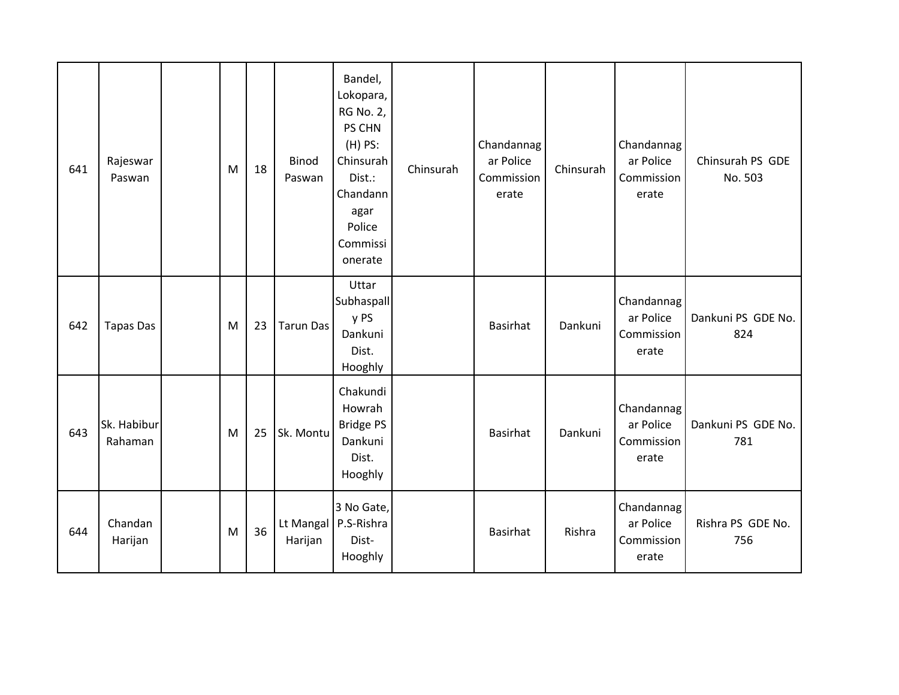| | | | | | | | | | | | |
|---|---|---|---|---|---|---|---|---|---|---|---|
| 641 | Rajeswar Paswan | | M | 18 | Binod Paswan | Bandel, Lokopara, RG No. 2, PS CHN (H) PS: Chinsurah Dist.: Chandannagar Police Commissionerate | Chinsurah | Chandannagar Police Commissionerate | Chinsurah | Chandannagar Police Commissionerate | Chinsurah PS GDE No. 503 |
| 642 | Tapas Das | | M | 23 | Tarun Das | Uttar Subhaspally PS Dankuni Dist. Hooghly | | Basirhat | Dankuni | Chandannagar Police Commissionerate | Dankuni PS GDE No. 824 |
| 643 | Sk. Habibur Rahaman | | M | 25 | Sk. Montu | Chakundi Howrah Bridge PS Dankuni Dist. Hooghly | | Basirhat | Dankuni | Chandannagar Police Commissionerate | Dankuni PS GDE No. 781 |
| 644 | Chandan Harijan | | M | 36 | Lt Mangal Harijan | 3 No Gate, P.S-Rishra Dist-Hooghly | | Basirhat | Rishra | Chandannagar Police Commissionerate | Rishra PS GDE No. 756 |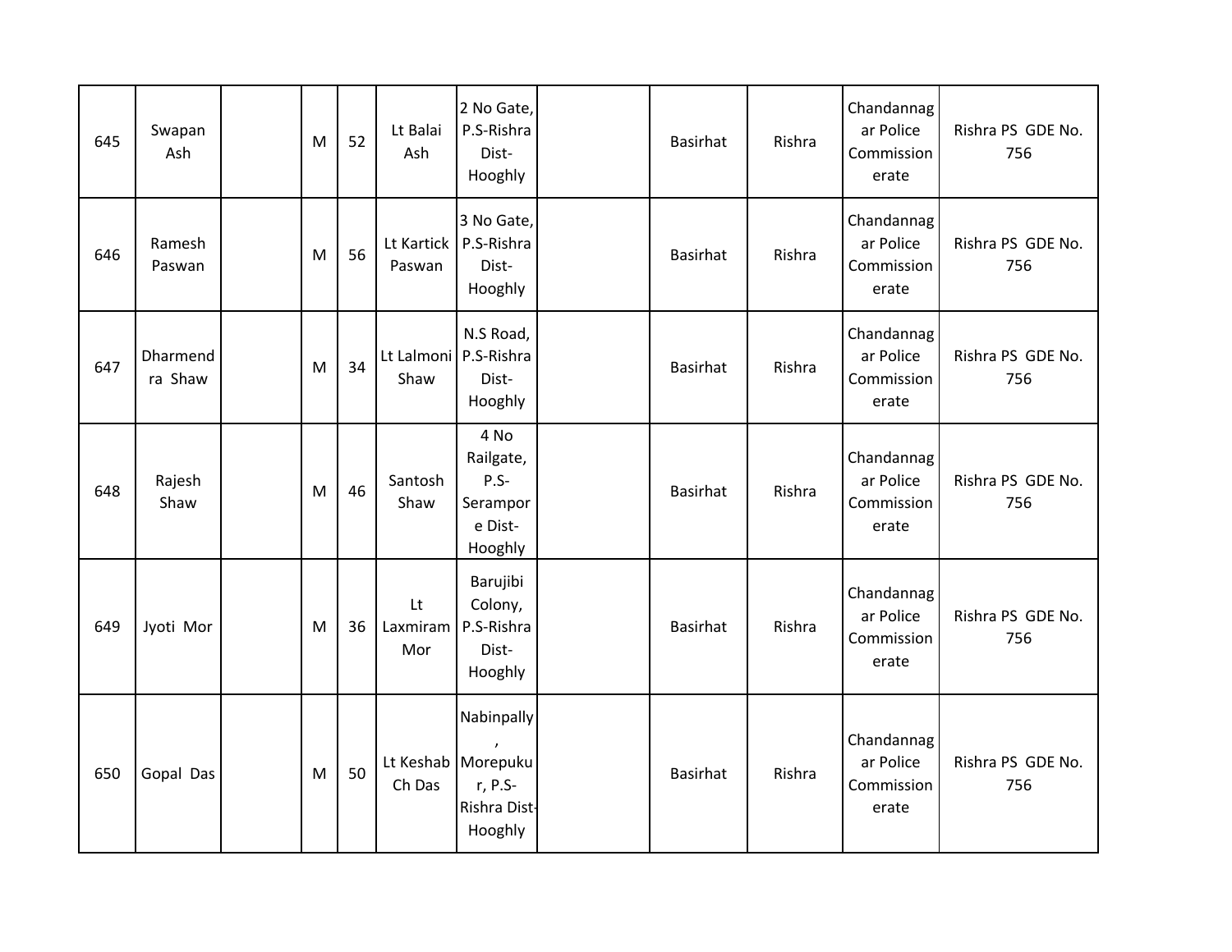| 645 | Swapan Ash | | M | 52 | Lt Balai Ash | 2 No Gate, P.S-Rishra Dist-Hooghly | | Basirhat | Rishra | Chandannagar Police Commissionerate | Rishra PS GDE No. 756 |
|---|---|---|---|---|---|---|---|---|---|---|---|
| 646 | Ramesh Paswan | | M | 56 | Lt Kartick Paswan | 3 No Gate, P.S-Rishra Dist-Hooghly | | Basirhat | Rishra | Chandannagar Police Commissionerate | Rishra PS GDE No. 756 |
| 647 | Dharmendra Shaw | | M | 34 | Lt Lalmoni Shaw | N.S Road, P.S-Rishra Dist-Hooghly | | Basirhat | Rishra | Chandannagar Police Commissionerate | Rishra PS GDE No. 756 |
| 648 | Rajesh Shaw | | M | 46 | Santosh Shaw | 4 No Railgate, P.S-Serampore Dist-Hooghly | | Basirhat | Rishra | Chandannagar Police Commissionerate | Rishra PS GDE No. 756 |
| 649 | Jyoti Mor | | M | 36 | Lt Laxmiram Mor | Barujibi Colony, P.S-Rishra Dist-Hooghly | | Basirhat | Rishra | Chandannagar Police Commissionerate | Rishra PS GDE No. 756 |
| 650 | Gopal Das | | M | 50 | Lt Keshab Ch Das | Nabinpally, Morepukur, P.S-Rishra Dist-Hooghly | | Basirhat | Rishra | Chandannagar Police Commissionerate | Rishra PS GDE No. 756 |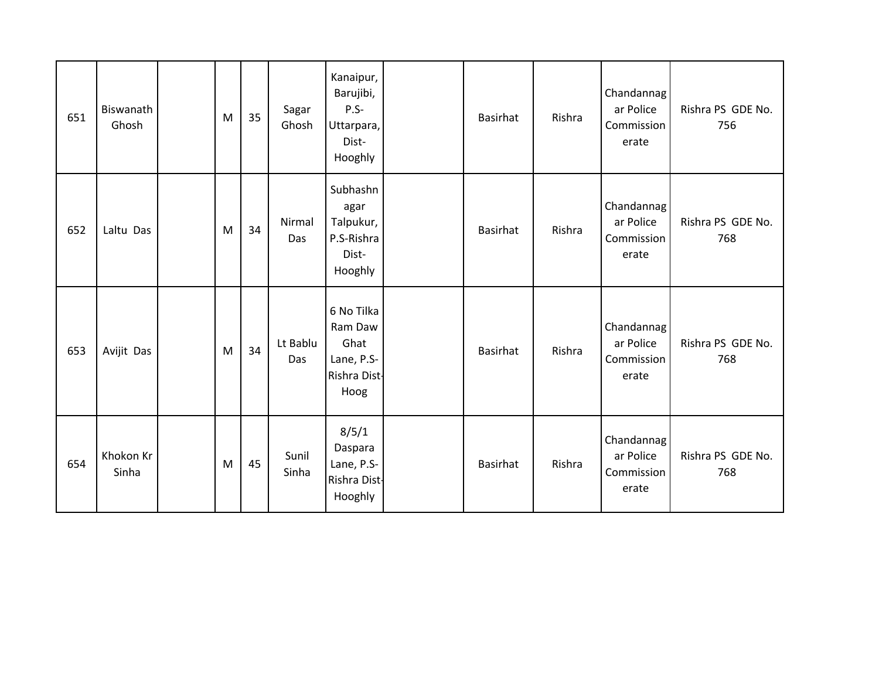| | | | | | | | | | | | |
|---|---|---|---|---|---|---|---|---|---|---|---|
| 651 | Biswanath Ghosh | | M | 35 | Sagar Ghosh | Kanaipur, Barujibi, P.S-Uttarpara, Dist-Hooghly | | Basirhat | Rishra | Chandannagar Police Commissionerate | Rishra PS GDE No. 756 |
| 652 | Laltu Das | | M | 34 | Nirmal Das | Subhashnagar Talpukur, P.S-Rishra Dist-Hooghly | | Basirhat | Rishra | Chandannagar Police Commissionerate | Rishra PS GDE No. 768 |
| 653 | Avijit Das | | M | 34 | Lt Bablu Das | 6 No Tilka Ram Daw Ghat Lane, P.S-Rishra Dist-Hoog | | Basirhat | Rishra | Chandannagar Police Commissionerate | Rishra PS GDE No. 768 |
| 654 | Khokon Kr Sinha | | M | 45 | Sunil Sinha | 8/5/1 Daspara Lane, P.S-Rishra Dist-Hooghly | | Basirhat | Rishra | Chandannagar Police Commissionerate | Rishra PS GDE No. 768 |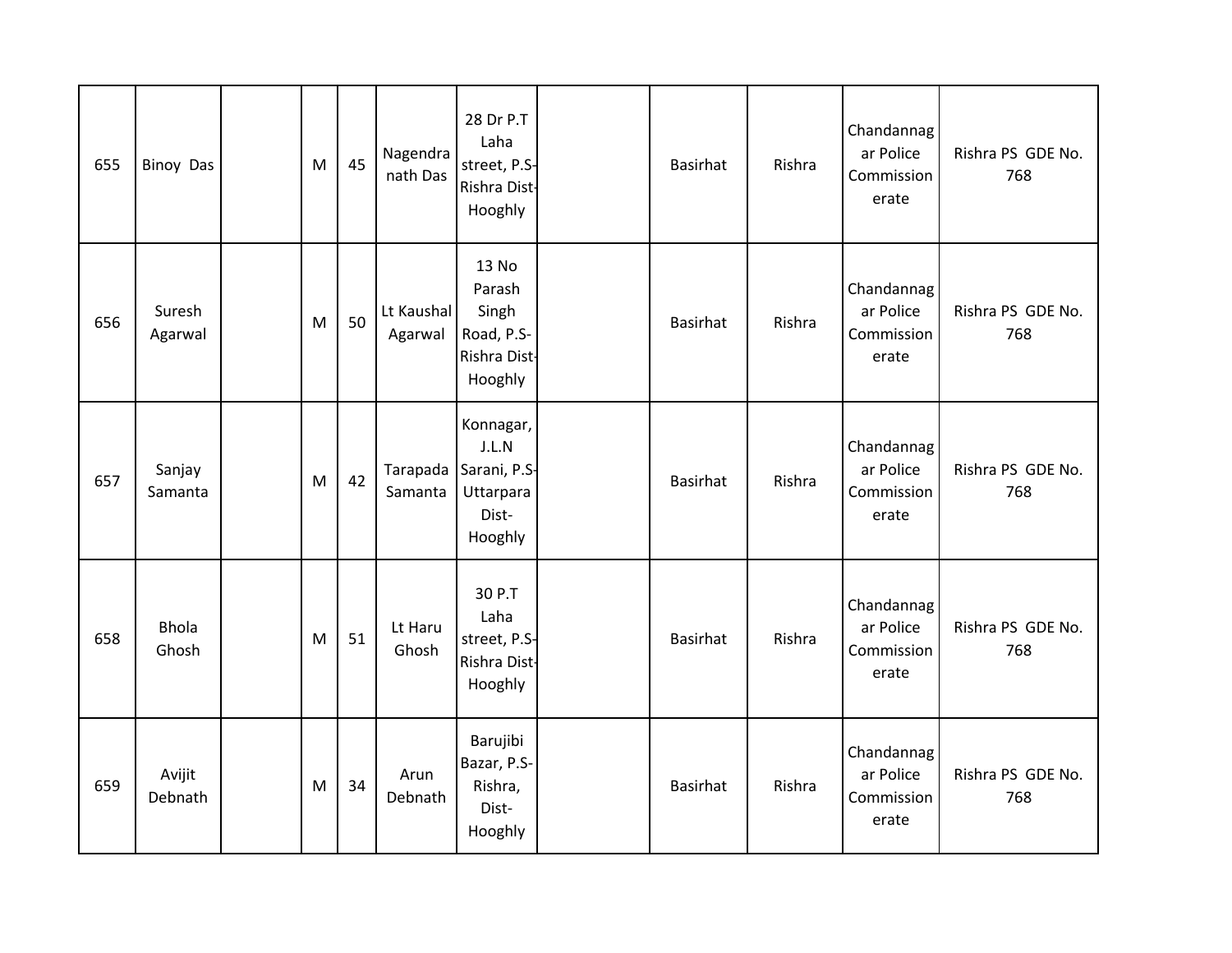| | | | | | | | | | | | |
|---|---|---|---|---|---|---|---|---|---|---|---|
| 655 | Binoy Das | | M | 45 | Nagendra nath Das | 28 Dr P.T Laha street, P.S-Rishra Dist-Hooghly | | Basirhat | Rishra | Chandannagar Police Commissionerate | Rishra PS GDE No. 768 |
| 656 | Suresh Agarwal | | M | 50 | Lt Kaushal Agarwal | 13 No Parash Singh Road, P.S-Rishra Dist-Hooghly | | Basirhat | Rishra | Chandannagar Police Commissionerate | Rishra PS GDE No. 768 |
| 657 | Sanjay Samanta | | M | 42 | Tarapada Samanta | Konnagar, J.L.N Sarani, P.S-Uttarpara Dist-Hooghly | | Basirhat | Rishra | Chandannagar Police Commissionerate | Rishra PS GDE No. 768 |
| 658 | Bhola Ghosh | | M | 51 | Lt Haru Ghosh | 30 P.T Laha street, P.S-Rishra Dist-Hooghly | | Basirhat | Rishra | Chandannagar Police Commissionerate | Rishra PS GDE No. 768 |
| 659 | Avijit Debnath | | M | 34 | Arun Debnath | Barujibi Bazar, P.S-Rishra, Dist-Hooghly | | Basirhat | Rishra | Chandannagar Police Commissionerate | Rishra PS GDE No. 768 |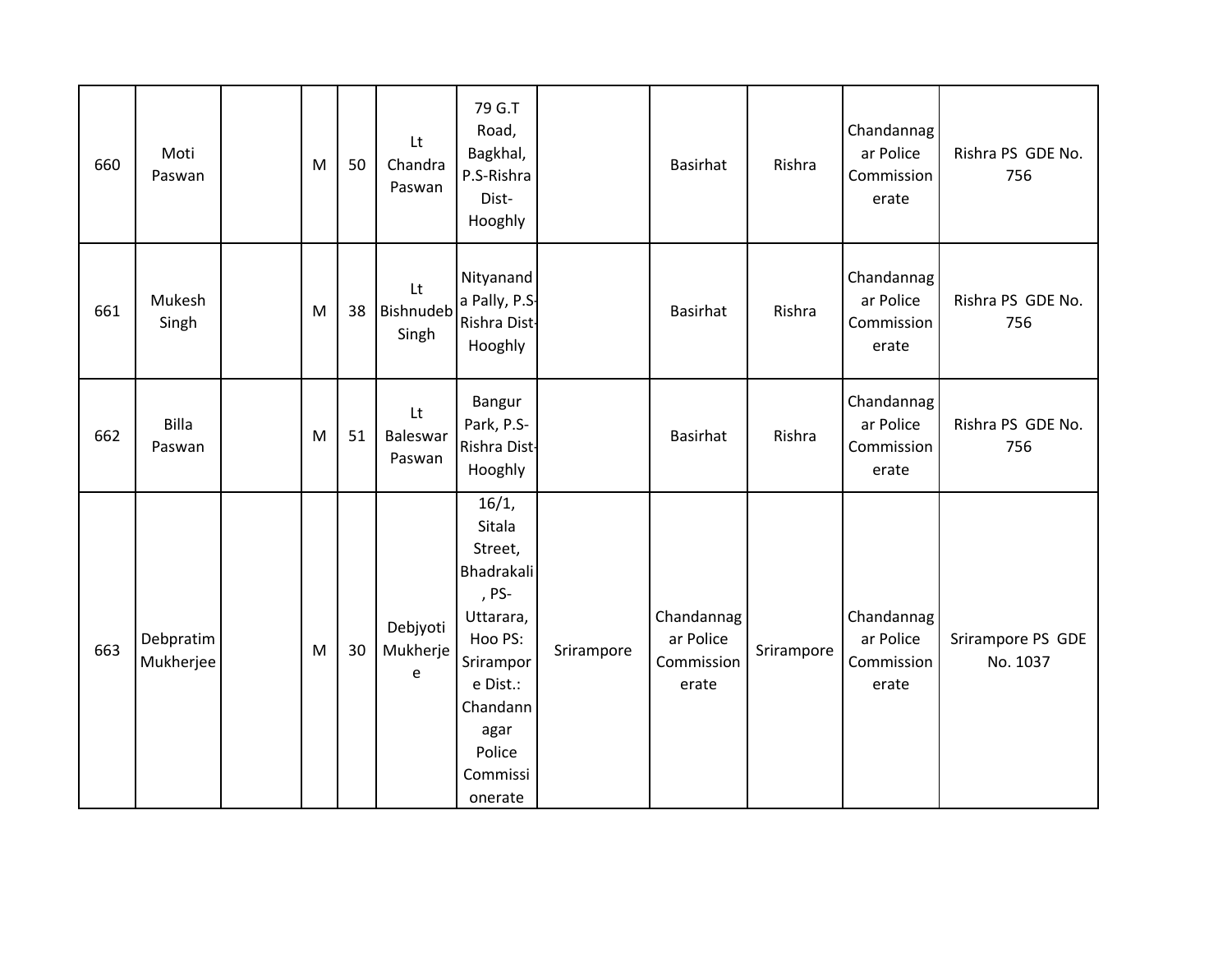| | | | | | | | | | | | |
|---|---|---|---|---|---|---|---|---|---|---|---|
| 660 | Moti Paswan | | M | 50 | Lt Chandra Paswan | 79 G.T Road, Bagkhal, P.S-Rishra Dist-Hooghly | | Basirhat | Rishra | Chandannagar Police Commissionerate | Rishra PS GDE No. 756 |
| 661 | Mukesh Singh | | M | 38 | Lt Bishnudeb Singh | Nityananda Pally, P.S-Rishra Dist-Hooghly | | Basirhat | Rishra | Chandannagar Police Commissionerate | Rishra PS GDE No. 756 |
| 662 | Billa Paswan | | M | 51 | Lt Baleswar Paswan | Bangur Park, P.S-Rishra Dist-Hooghly | | Basirhat | Rishra | Chandannagar Police Commissionerate | Rishra PS GDE No. 756 |
| 663 | Debpratim Mukherjee | | M | 30 | Debjyoti Mukherjee | 16/1, Sitala Street, Bhadrakali, PS-Uttarara, Hoo PS: Srirampore Dist.: Chandannagar Police Commissionerate | Srirampore | Chandannagar Police Commissionerate | Srirampore | Chandannagar Police Commissionerate | Srirampore PS GDE No. 1037 |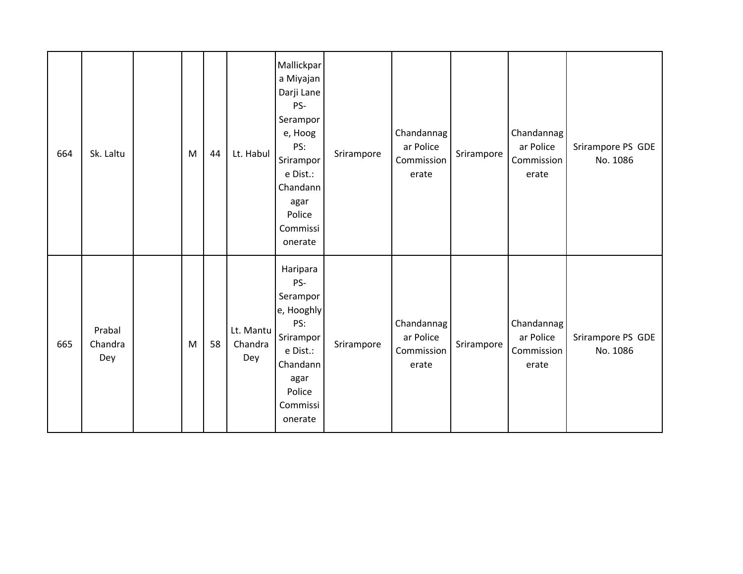| 664 | Sk. Laltu | | M | 44 | Lt. Habul | Mallickpara Miyajan Darji Lane PS- Serampore, Hoog PS: Srirampore Dist.: Chandannagar Police Commissionerate | Srirampore | Chandannagar Police Commissionerate | Srirampore | Chandannagar Police Commissionerate | Srirampore PS GDE No. 1086 |
|---|---|---|---|---|---|---|---|---|---|---|---|
| 665 | Prabal Chandra Dey | | M | 58 | Lt. Mantu Chandra Dey | Haripara PS- Serampore, Hooghly PS: Srirampore Dist.: Chandannagar Police Commissionerate | Srirampore | Chandannagar Police Commissionerate | Srirampore | Chandannagar Police Commissionerate | Srirampore PS GDE No. 1086 |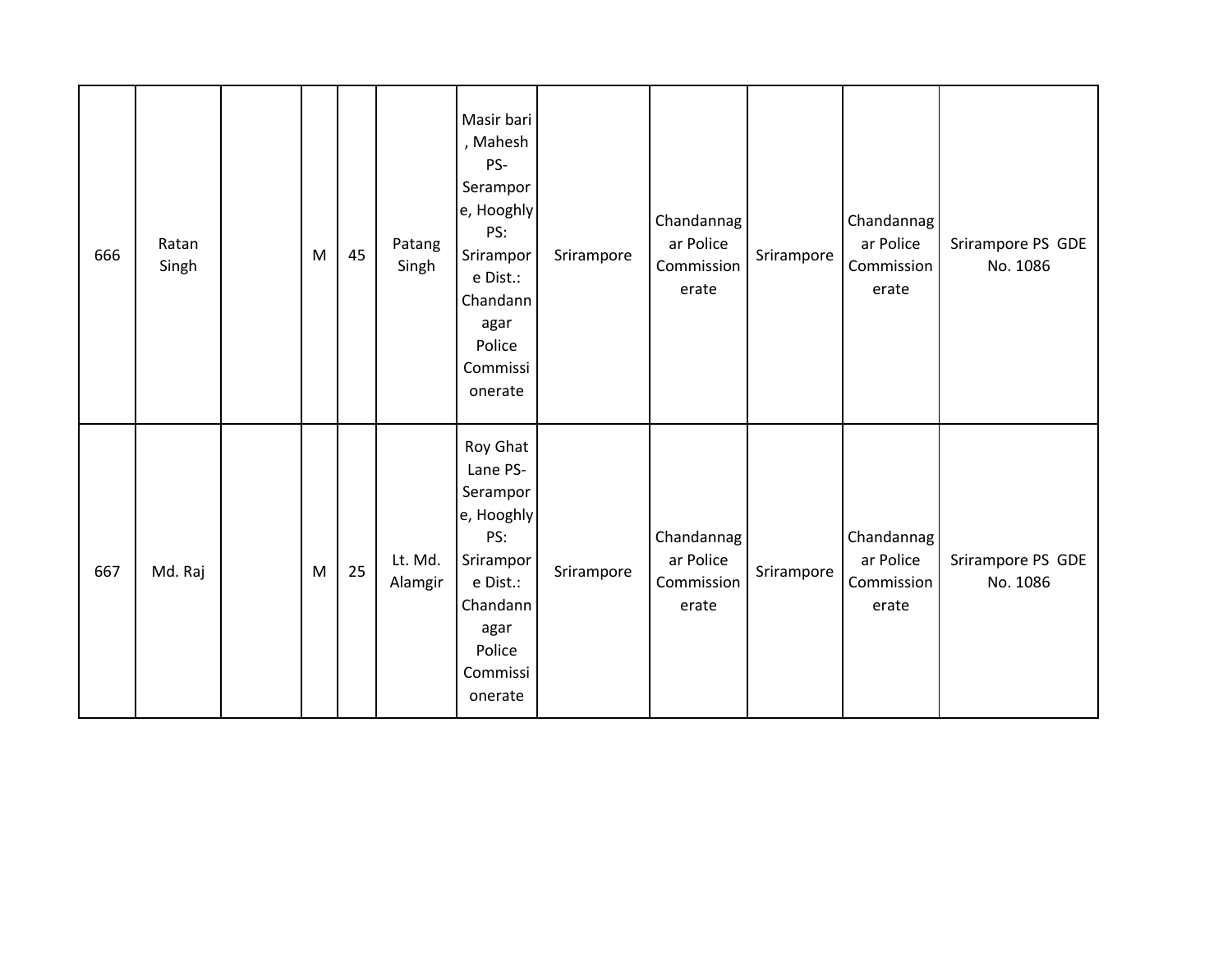| 666 | Ratan Singh | | M | 45 | Patang Singh | Masir bari , Mahesh PS- Serampore, Hooghly PS: Srirampore Dist.: Chandannagar Police Commissionerate | Srirampore | Chandannagar Police Commissionerate | Srirampore | Chandannagar Police Commissionerate | Srirampore PS GDE No. 1086 |
|---|---|---|---|---|---|---|---|---|---|---|---|
| 667 | Md. Raj | | M | 25 | Lt. Md. Alamgir | Roy Ghat Lane PS- Serampore, Hooghly PS: Srirampore Dist.: Chandannagar Police Commissionerate | Srirampore | Chandannagar Police Commissionerate | Srirampore | Chandannagar Police Commissionerate | Srirampore PS GDE No. 1086 |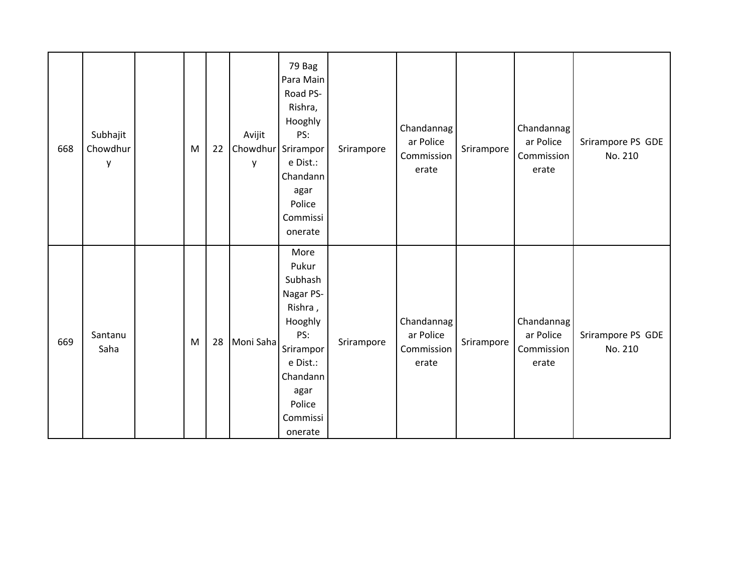| | | | | | | | | | | | |
|---|---|---|---|---|---|---|---|---|---|---|---|
| 668 | Subhajit Chowdhury | | M | 22 | Avijit Chowdhury | 79 Bag Para Main Road PS- Rishra, Hooghly PS: Srirampore Dist.: Chandannagar Police Commissionerate | Srirampore | Chandannagar Police Commissionerate | Srirampore | Chandannagar Police Commissionerate | Srirampore PS GDE No. 210 |
| 669 | Santanu Saha | | M | 28 | Moni Saha | More Pukur Subhash Nagar PS- Rishra , Hooghly PS: Srirampore Dist.: Chandannagar Police Commissionerate | Srirampore | Chandannagar Police Commissionerate | Srirampore | Chandannagar Police Commissionerate | Srirampore PS GDE No. 210 |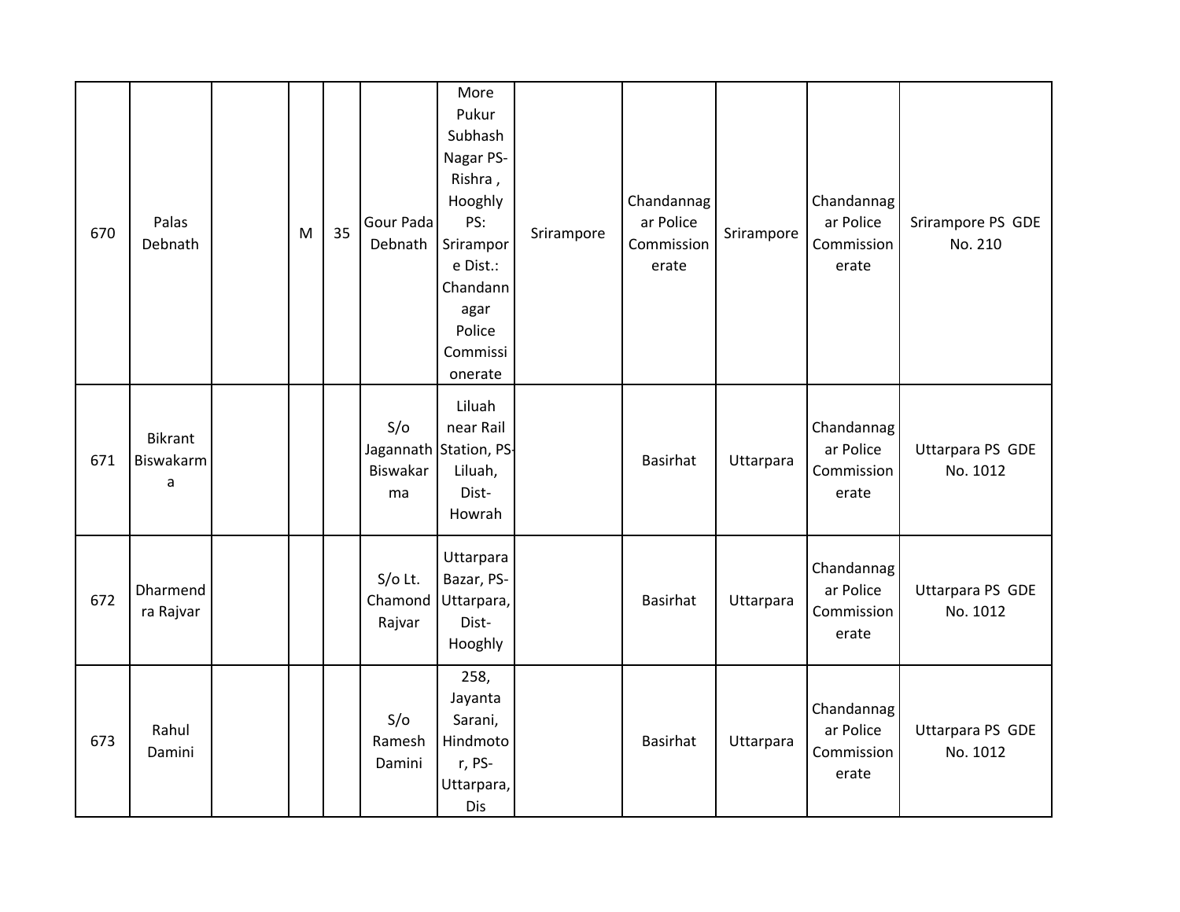| | | | | | | | | | | | |
|---|---|---|---|---|---|---|---|---|---|---|---|
| 670 | Palas Debnath | | M | 35 | Gour Pada Debnath | More Pukur Subhash Nagar PS- Rishra , Hooghly PS: Srirampore Dist.: Chandannagar Police Commissionerate | Srirampore | Chandannagar Police Commissionerate | Srirampore | Chandannagar Police Commissionerate | Srirampore PS GDE No. 210 |
| 671 | Bikrant Biswakarma | | | | S/o Jagannath Biswakarma | Liluah near Rail Station, PS- Liluah, Dist- Howrah | | Basirhat | Uttarpara | Chandannagar Police Commissionerate | Uttarpara PS GDE No. 1012 |
| 672 | Dharmendra Rajvar | | | | S/o Lt. Chamond Rajvar | Uttarpara Bazar, PS- Uttarpara, Dist- Hooghly | | Basirhat | Uttarpara | Chandannagar Police Commissionerate | Uttarpara PS GDE No. 1012 |
| 673 | Rahul Damini | | | | S/o Ramesh Damini | 258, Jayanta Sarani, Hindmotor, PS- Uttarpara, Dis | | Basirhat | Uttarpara | Chandannagar Police Commissionerate | Uttarpara PS GDE No. 1012 |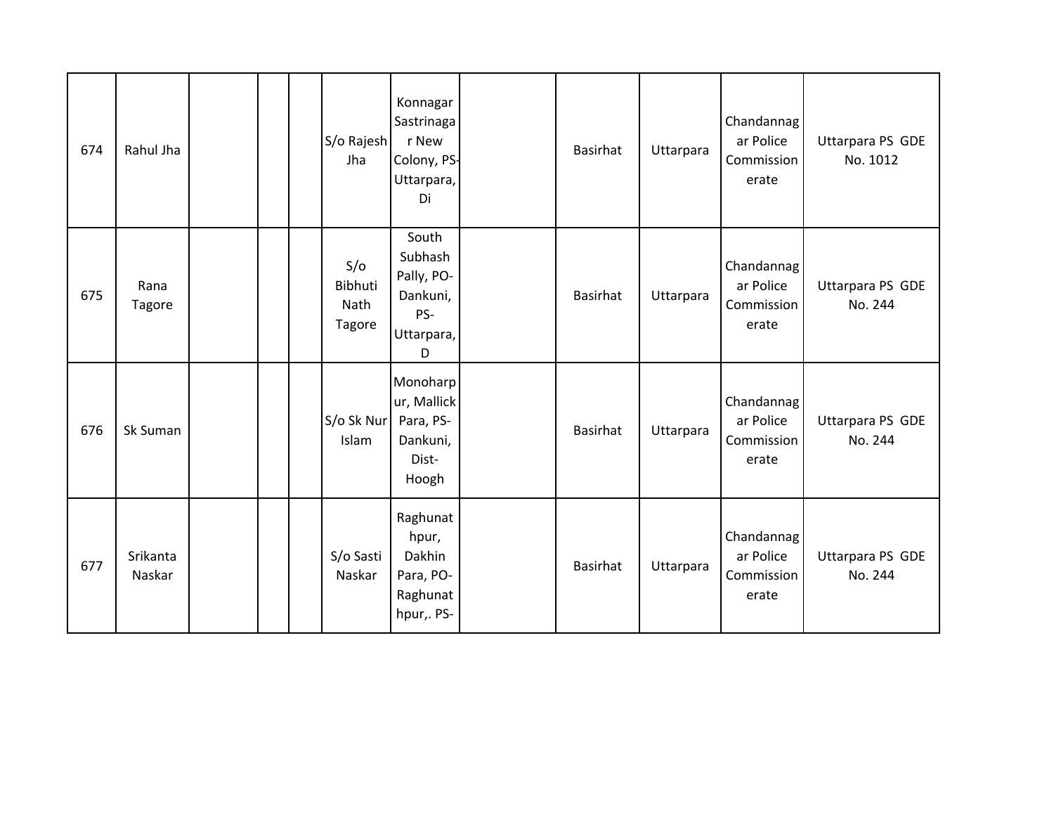| | | | | | | | | | | | |
|---|---|---|---|---|---|---|---|---|---|---|---|
| 674 | Rahul Jha | | | | S/o Rajesh Jha | Konnagar Sastrinagar New Colony, PS-Uttarpara, Di | | Basirhat | Uttarpara | Chandannagar Police Commissionerate | Uttarpara PS GDE No. 1012 |
| 675 | Rana Tagore | | | | S/o Bibhuti Nath Tagore | South Subhash Pally, PO-Dankuni, PS-Uttarpara, D | | Basirhat | Uttarpara | Chandannagar Police Commissionerate | Uttarpara PS GDE No. 244 |
| 676 | Sk Suman | | | | S/o Sk Nur Islam | Monoharpur, Mallick Para, PS-Dankuni, Dist-Hoogh | | Basirhat | Uttarpara | Chandannagar Police Commissionerate | Uttarpara PS GDE No. 244 |
| 677 | Srikanta Naskar | | | | S/o Sasti Naskar | Raghunathpur, Dakhin Para, PO-Raghunathpur,. PS- | | Basirhat | Uttarpara | Chandannagar Police Commissionerate | Uttarpara PS GDE No. 244 |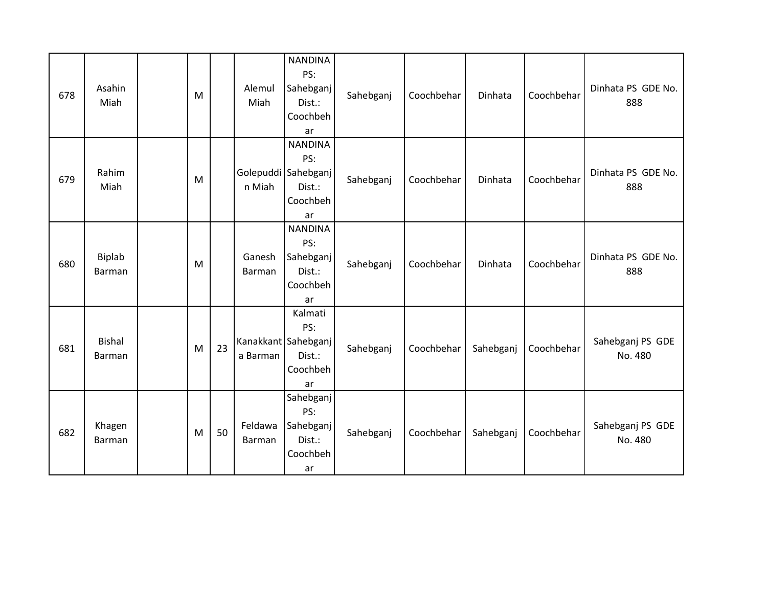| 678 | Asahin Miah | | M | | Alemul Miah | NANDINA PS: Sahebganj Dist.: Coochbehar | Sahebganj | Coochbehar | Dinhata | Coochbehar | Dinhata PS GDE No. 888 |
|---|---|---|---|---|---|---|---|---|---|---|---|
| 679 | Rahim Miah | | M | | Golepuddin Miah | NANDINA PS: Sahebganj Dist.: Coochbehar | Sahebganj | Coochbehar | Dinhata | Coochbehar | Dinhata PS GDE No. 888 |
| 680 | Biplab Barman | | M | | Ganesh Barman | NANDINA PS: Sahebganj Dist.: Coochbehar | Sahebganj | Coochbehar | Dinhata | Coochbehar | Dinhata PS GDE No. 888 |
| 681 | Bishal Barman | | M | 23 | Kanakkanta Barman | Kalmati PS: Sahebganj Dist.: Coochbehar | Sahebganj | Coochbehar | Sahebganj | Coochbehar | Sahebganj PS GDE No. 480 |
| 682 | Khagen Barman | | M | 50 | Feldawa Barman | Sahebganj PS: Sahebganj Dist.: Coochbehar | Sahebganj | Coochbehar | Sahebganj | Coochbehar | Sahebganj PS GDE No. 480 |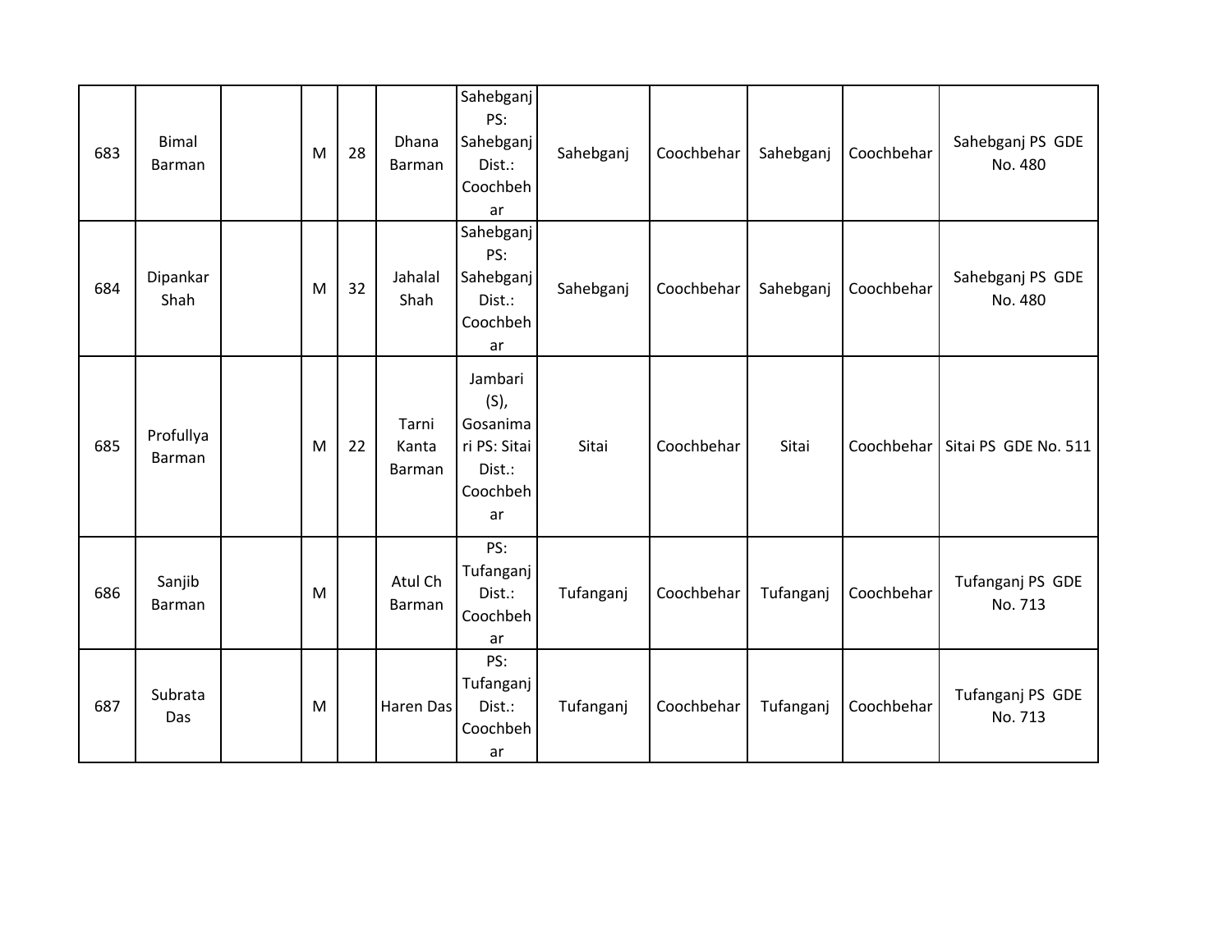| | | | | | | | | | | | |
|---|---|---|---|---|---|---|---|---|---|---|---|
| 683 | Bimal Barman | | M | 28 | Dhana Barman | Sahebganj PS: Sahebganj Dist.: Coochbehar | Sahebganj | Coochbehar | Sahebganj | Coochbehar | Sahebganj PS GDE No. 480 |
| 684 | Dipankar Shah | | M | 32 | Jahalal Shah | Sahebganj PS: Sahebganj Dist.: Coochbehar | Sahebganj | Coochbehar | Sahebganj | Coochbehar | Sahebganj PS GDE No. 480 |
| 685 | Profullya Barman | | M | 22 | Tarni Kanta Barman | Jambari (S), Gosanimari PS: Sitai Dist.: Coochbehar | Sitai | Coochbehar | Sitai | Coochbehar | Sitai PS GDE No. 511 |
| 686 | Sanjib Barman | | M | | Atul Ch Barman | PS: Tufanganj Dist.: Coochbehar | Tufanganj | Coochbehar | Tufanganj | Coochbehar | Tufanganj PS GDE No. 713 |
| 687 | Subrata Das | | M | | Haren Das | PS: Tufanganj Dist.: Coochbehar | Tufanganj | Coochbehar | Tufanganj | Coochbehar | Tufanganj PS GDE No. 713 |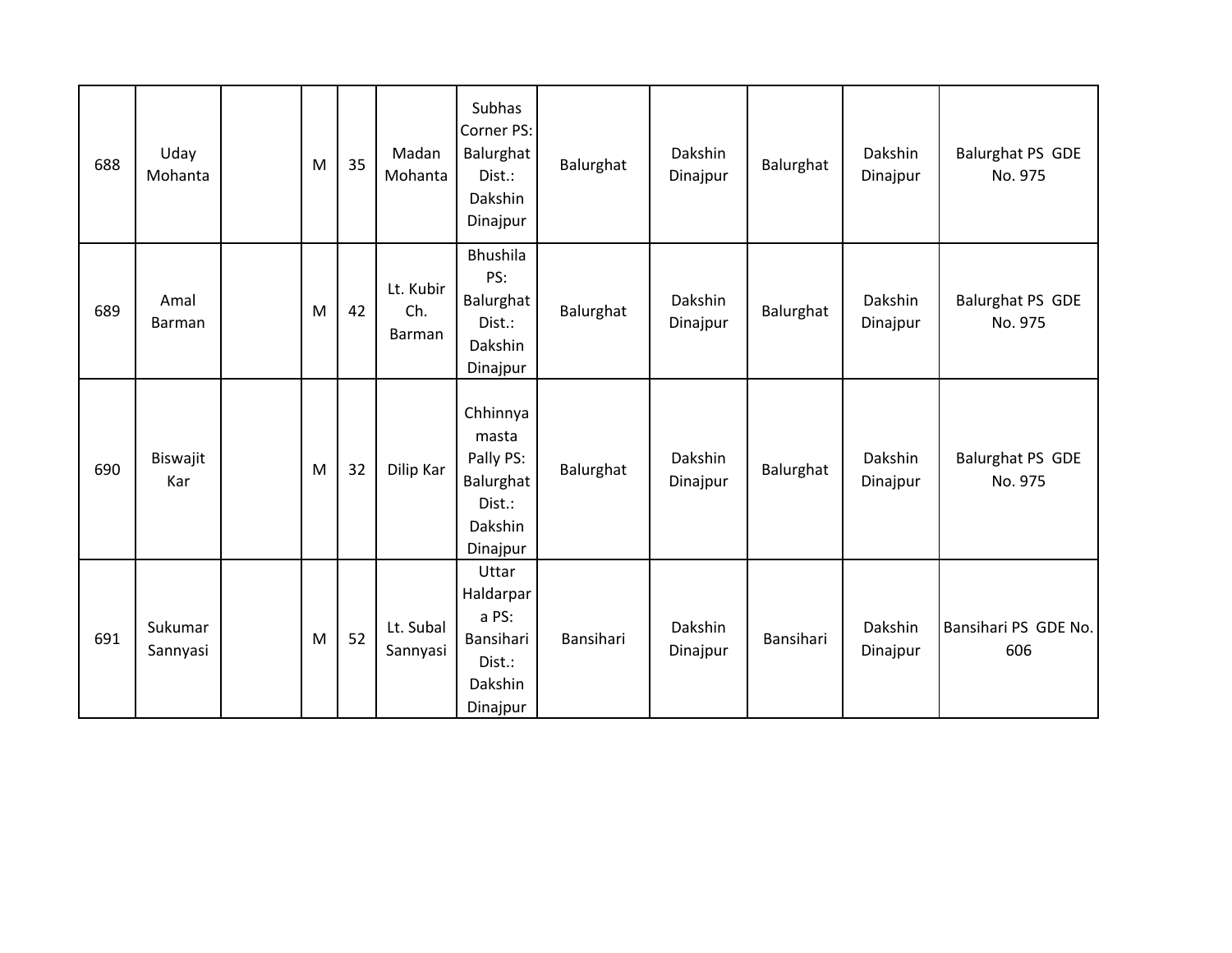| | | | | | | | | | | | |
|---|---|---|---|---|---|---|---|---|---|---|---|
| 688 | Uday Mohanta | | M | 35 | Madan Mohanta | Subhas Corner PS: Balurghat Dist.: Dakshin Dinajpur | Balurghat | Dakshin Dinajpur | Balurghat | Dakshin Dinajpur | Balurghat PS GDE No. 975 |
| 689 | Amal Barman | | M | 42 | Lt. Kubir Ch. Barman | Bhushila PS: Balurghat Dist.: Dakshin Dinajpur | Balurghat | Dakshin Dinajpur | Balurghat | Dakshin Dinajpur | Balurghat PS GDE No. 975 |
| 690 | Biswajit Kar | | M | 32 | Dilip Kar | Chhinnya masta Pally PS: Balurghat Dist.: Dakshin Dinajpur | Balurghat | Dakshin Dinajpur | Balurghat | Dakshin Dinajpur | Balurghat PS GDE No. 975 |
| 691 | Sukumar Sannyasi | | M | 52 | Lt. Subal Sannyasi | Uttar Haldarpara PS: Bansihari Dist.: Dakshin Dinajpur | Bansihari | Dakshin Dinajpur | Bansihari | Dakshin Dinajpur | Bansihari PS GDE No. 606 |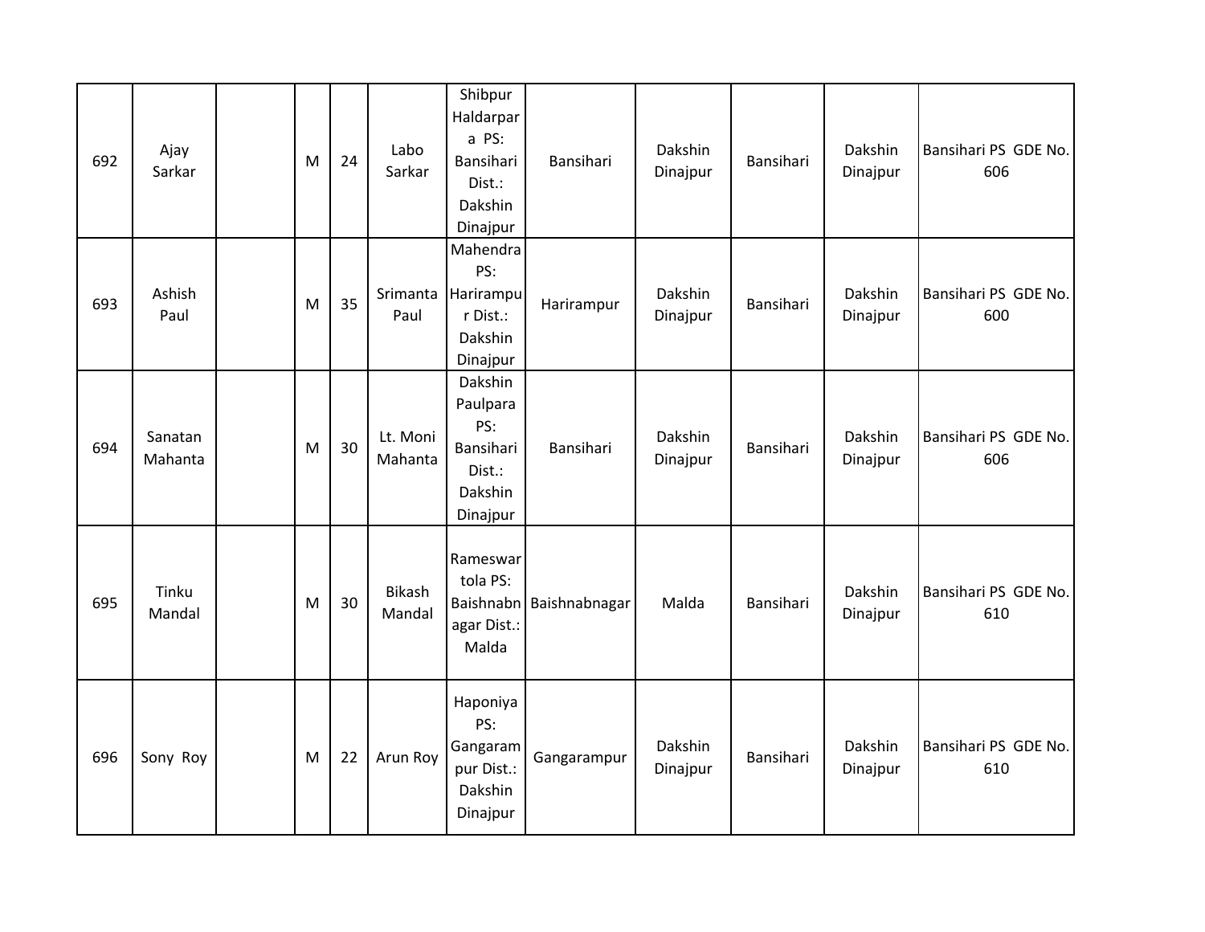| 692 | Ajay Sarkar | | M | 24 | Labo Sarkar | Shibpur Haldarpara PS: Bansihari Dist.: Dakshin Dinajpur | Bansihari | Dakshin Dinajpur | Bansihari | Dakshin Dinajpur | Bansihari PS GDE No. 606 |
|---|---|---|---|---|---|---|---|---|---|---|---|
| 693 | Ashish Paul | | M | 35 | Srimanta Paul | Mahendra PS: Harirampur Dist.: Dakshin Dinajpur | Harirampur | Dakshin Dinajpur | Bansihari | Dakshin Dinajpur | Bansihari PS GDE No. 600 |
| 694 | Sanatan Mahanta | | M | 30 | Lt. Moni Mahanta | Dakshin Paulpara PS: Bansihari Dist.: Dakshin Dinajpur | Bansihari | Dakshin Dinajpur | Bansihari | Dakshin Dinajpur | Bansihari PS GDE No. 606 |
| 695 | Tinku Mandal | | M | 30 | Bikash Mandal | Rameswartola PS: Baishnabnagar Dist.: Malda | Baishnabnagar | Malda | Bansihari | Dakshin Dinajpur | Bansihari PS GDE No. 610 |
| 696 | Sony Roy | | M | 22 | Arun Roy | Haponiya PS: Gangarampur Dist.: Dakshin Dinajpur | Gangarampur | Dakshin Dinajpur | Bansihari | Dakshin Dinajpur | Bansihari PS GDE No. 610 |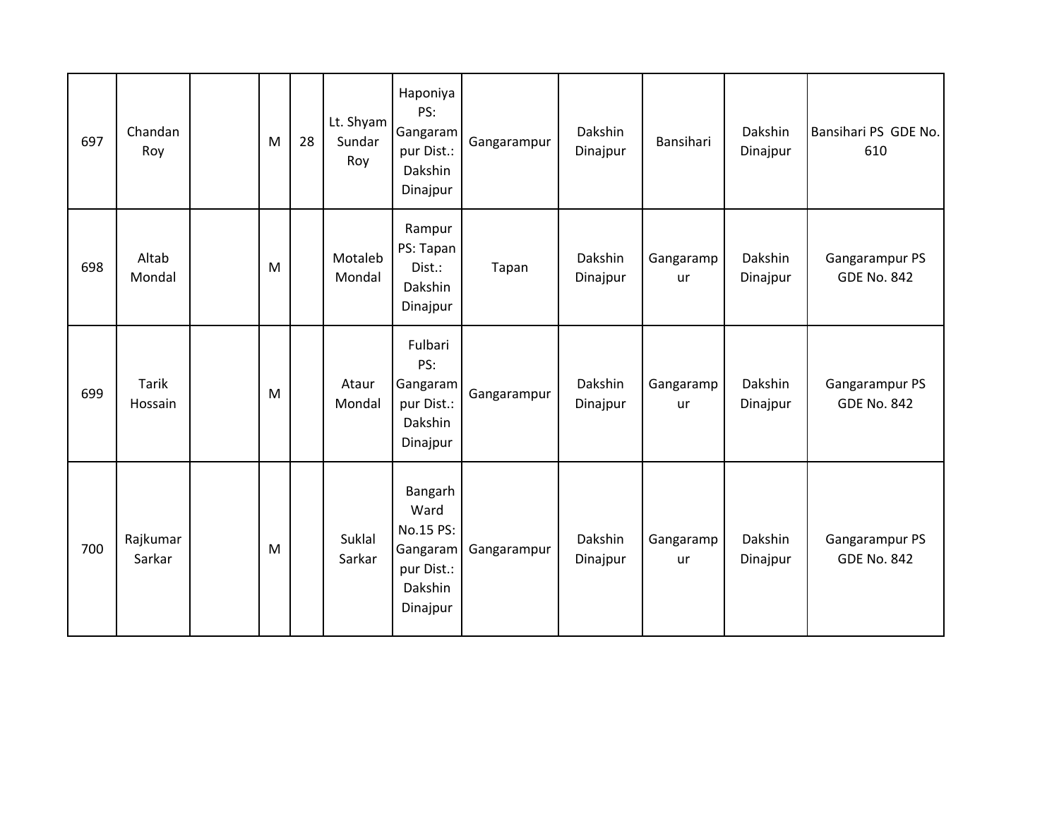| | | | | | | | | | | | |
|---|---|---|---|---|---|---|---|---|---|---|---|
| 697 | Chandan Roy | | M | 28 | Lt. Shyam Sundar Roy | Haponiya PS: Gangarampur Dist.: Dakshin Dinajpur | Gangarampur | Dakshin Dinajpur | Bansihari | Dakshin Dinajpur | Bansihari PS GDE No. 610 |
| 698 | Altab Mondal | | M | | Motaleb Mondal | Rampur PS: Tapan Dist.: Dakshin Dinajpur | Tapan | Dakshin Dinajpur | Gangarampur | Dakshin Dinajpur | Gangarampur PS GDE No. 842 |
| 699 | Tarik Hossain | | M | | Ataur Mondal | Fulbari PS: Gangarampur Dist.: Dakshin Dinajpur | Gangarampur | Dakshin Dinajpur | Gangarampur | Dakshin Dinajpur | Gangarampur PS GDE No. 842 |
| 700 | Rajkumar Sarkar | | M | | Suklal Sarkar | Bangarh Ward No.15 PS: Gangarampur Dist.: Dakshin Dinajpur | Gangarampur | Dakshin Dinajpur | Gangarampur | Dakshin Dinajpur | Gangarampur PS GDE No. 842 |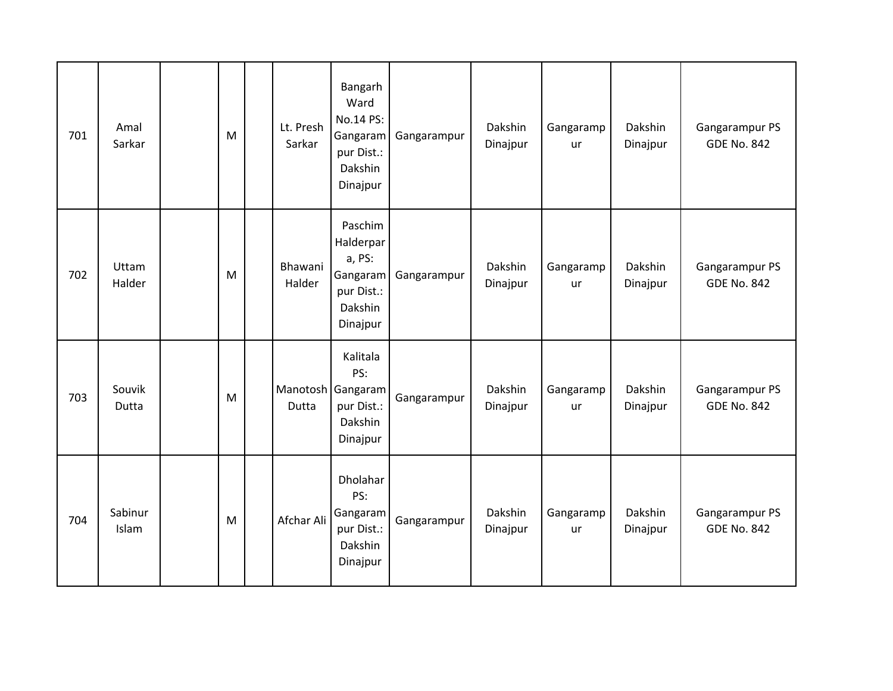| | | | | | | | | | | | |
|---|---|---|---|---|---|---|---|---|---|---|---|
| 701 | Amal Sarkar | | M | | Lt. Presh Sarkar | Bangarh Ward No.14 PS: Gangarampur Dist.: Dakshin Dinajpur | Gangarampur | Dakshin Dinajpur | Gangarampur | Dakshin Dinajpur | Gangarampur PS GDE No. 842 |
| 702 | Uttam Halder | | M | | Bhawani Halder | Paschim Halderpara, PS: Gangarampur Dist.: Dakshin Dinajpur | Gangarampur | Dakshin Dinajpur | Gangarampur | Dakshin Dinajpur | Gangarampur PS GDE No. 842 |
| 703 | Souvik Dutta | | M | | Manotosh Dutta | Kalitala PS: Gangarampur Dist.: Dakshin Dinajpur | Gangarampur | Dakshin Dinajpur | Gangarampur | Dakshin Dinajpur | Gangarampur PS GDE No. 842 |
| 704 | Sabinur Islam | | M | | Afchar Ali | Dholahar PS: Gangarampur Dist.: Dakshin Dinajpur | Gangarampur | Dakshin Dinajpur | Gangarampur | Dakshin Dinajpur | Gangarampur PS GDE No. 842 |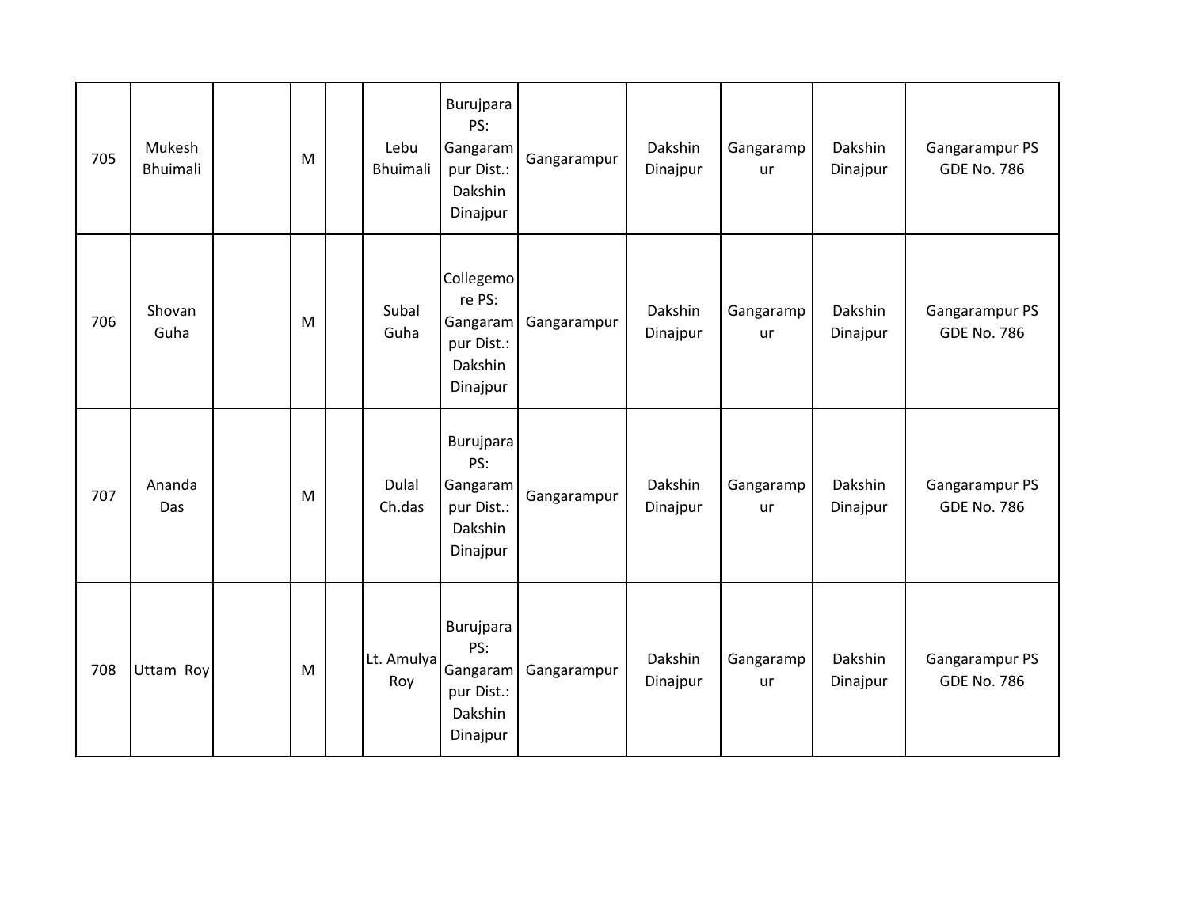| 705 | Mukesh Bhuimali | | M | | Lebu Bhuimali | Burujpara PS: Gangarampur Dist.: Dakshin Dinajpur | Gangarampur | Dakshin Dinajpur | Gangarampur | Dakshin Dinajpur | Gangarampur PS GDE No. 786 |
|---|---|---|---|---|---|---|---|---|---|---|---|
| 706 | Shovan Guha | | M | | Subal Guha | Collegemore PS: Gangarampur Dist.: Dakshin Dinajpur | Gangarampur | Dakshin Dinajpur | Gangarampur | Dakshin Dinajpur | Gangarampur PS GDE No. 786 |
| 707 | Ananda Das | | M | | Dulal Ch.das | Burujpara PS: Gangarampur Dist.: Dakshin Dinajpur | Gangarampur | Dakshin Dinajpur | Gangarampur | Dakshin Dinajpur | Gangarampur PS GDE No. 786 |
| 708 | Uttam Roy | | M | | Lt. Amulya Roy | Burujpara PS: Gangarampur Dist.: Dakshin Dinajpur | Gangarampur | Dakshin Dinajpur | Gangarampur | Dakshin Dinajpur | Gangarampur PS GDE No. 786 |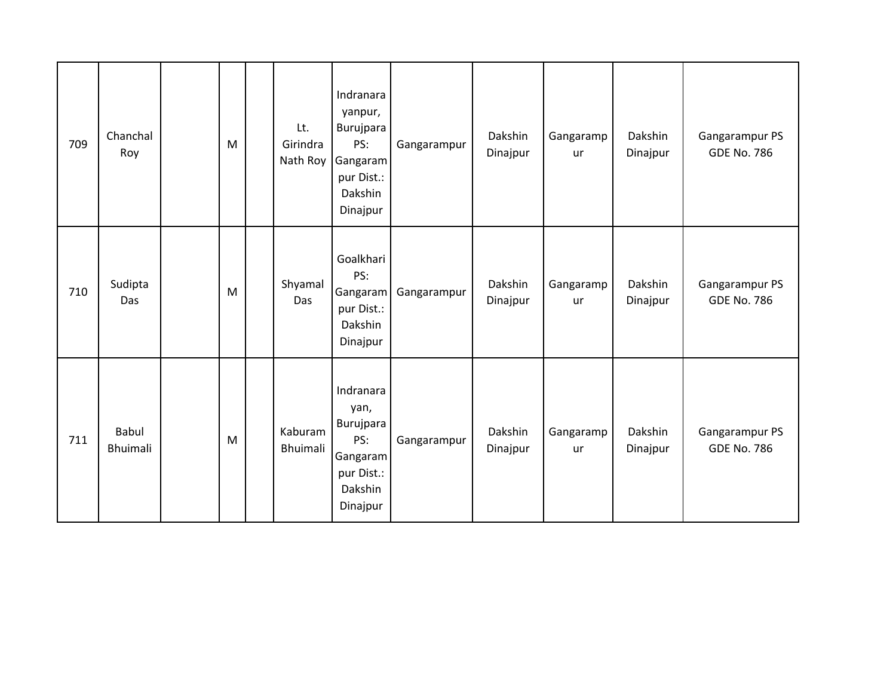| | | | | | | | | | | | |
|---|---|---|---|---|---|---|---|---|---|---|---|
| 709 | Chanchal Roy | | M | | Lt. Girindra Nath Roy | Indranarayanpur, Burujpara PS: Gangarampur Dist.: Dakshin Dinajpur | Gangarampur | Dakshin Dinajpur | Gangarampur | Dakshin Dinajpur | Gangarampur PS GDE No. 786 |
| 710 | Sudipta Das | | M | | Shyamal Das | Goalkhari PS: Gangarampur Dist.: Dakshin Dinajpur | Gangarampur | Dakshin Dinajpur | Gangarampur | Dakshin Dinajpur | Gangarampur PS GDE No. 786 |
| 711 | Babul Bhuimali | | M | | Kaburam Bhuimali | Indranarayan, Burujpara PS: Gangarampur Dist.: Dakshin Dinajpur | Gangarampur | Dakshin Dinajpur | Gangarampur | Dakshin Dinajpur | Gangarampur PS GDE No. 786 |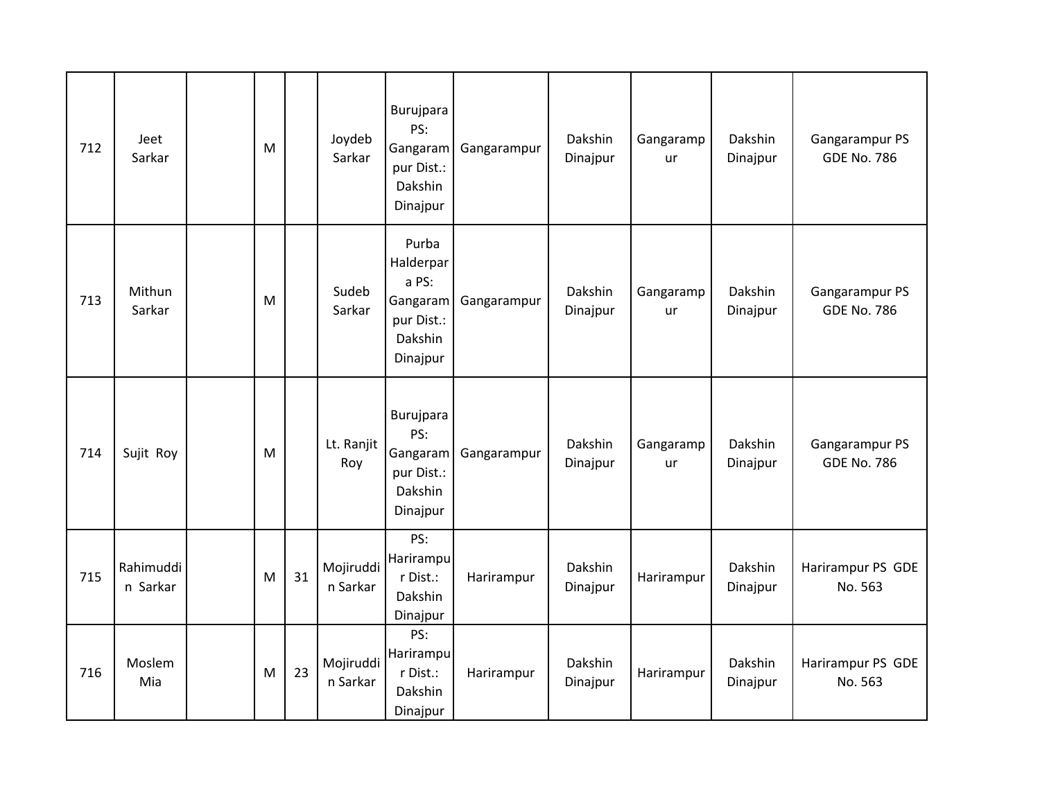| | | | | | | | | | | | |
|---|---|---|---|---|---|---|---|---|---|---|---|
| 712 | Jeet Sarkar | | M | | Joydeb Sarkar | Burujpara PS: Gangarampur Dist.: Dakshin Dinajpur | Gangarampur | Dakshin Dinajpur | Gangarampur | Dakshin Dinajpur | Gangarampur PS GDE No. 786 |
| 713 | Mithun Sarkar | | M | | Sudeb Sarkar | Purba Halderpara PS: Gangarampur Dist.: Dakshin Dinajpur | Gangarampur | Dakshin Dinajpur | Gangarampur | Dakshin Dinajpur | Gangarampur PS GDE No. 786 |
| 714 | Sujit Roy | | M | | Lt. Ranjit Roy | Burujpara PS: Gangarampur Dist.: Dakshin Dinajpur | Gangarampur | Dakshin Dinajpur | Gangarampur | Dakshin Dinajpur | Gangarampur PS GDE No. 786 |
| 715 | Rahimuddin Sarkar | | M | 31 | Mojiruddin Sarkar | PS: Harirampur Dist.: Dakshin Dinajpur | Harirampur | Dakshin Dinajpur | Harirampur | Dakshin Dinajpur | Harirampur PS GDE No. 563 |
| 716 | Moslem Mia | | M | 23 | Mojiruddin Sarkar | PS: Harirampur Dist.: Dakshin Dinajpur | Harirampur | Dakshin Dinajpur | Harirampur | Dakshin Dinajpur | Harirampur PS GDE No. 563 |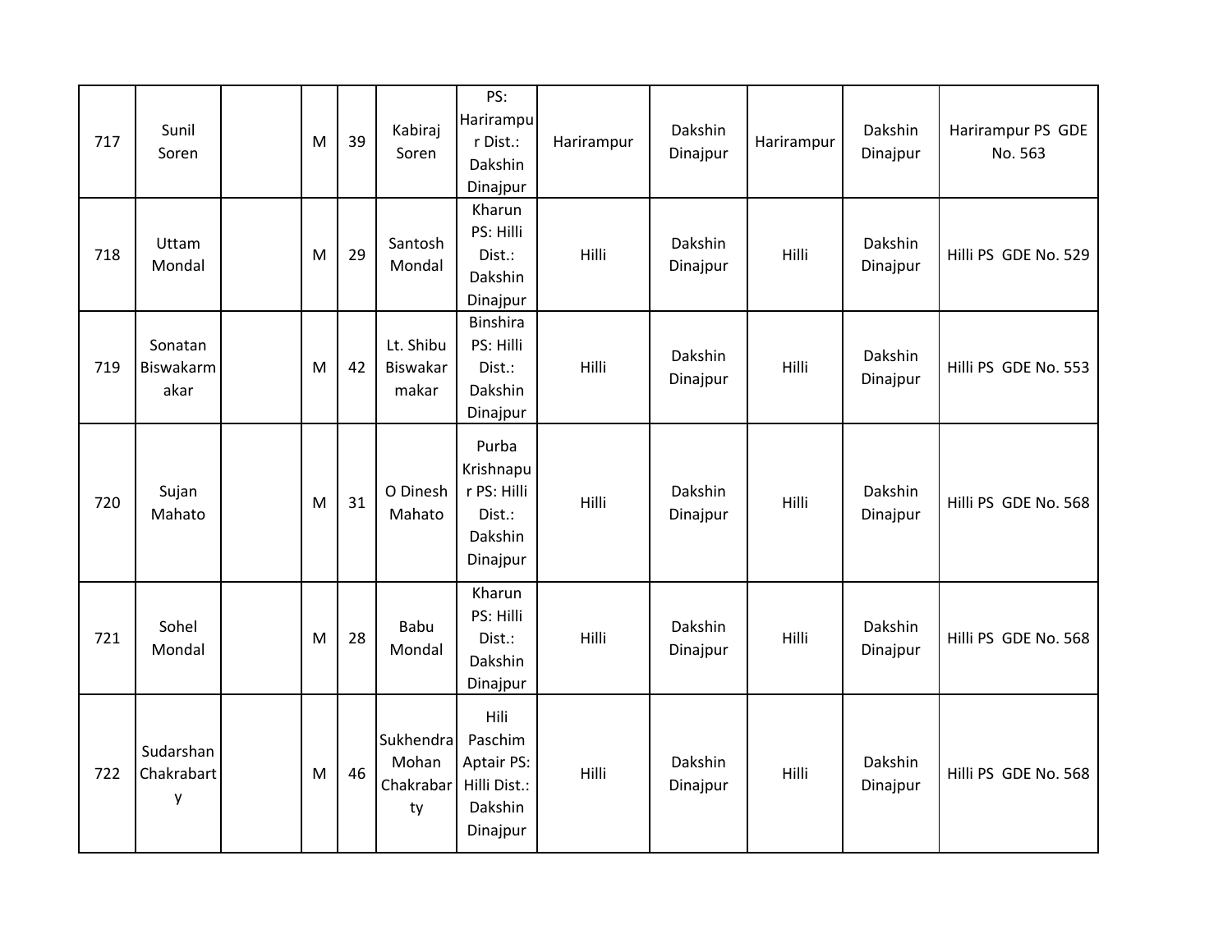| 717 | Sunil Soren | | M | 39 | Kabiraj Soren | PS: Harirampur Dist.: Dakshin Dinajpur | Harirampur | Dakshin Dinajpur | Harirampur | Dakshin Dinajpur | Harirampur PS GDE No. 563 |
|---|---|---|---|---|---|---|---|---|---|---|---|
| 718 | Uttam Mondal | | M | 29 | Santosh Mondal | Kharun PS: Hilli Dist.: Dakshin Dinajpur | Hilli | Dakshin Dinajpur | Hilli | Dakshin Dinajpur | Hilli PS GDE No. 529 |
| 719 | Sonatan Biswakarmakar | | M | 42 | Lt. Shibu Biswakarmakar | Binshira PS: Hilli Dist.: Dakshin Dinajpur | Hilli | Dakshin Dinajpur | Hilli | Dakshin Dinajpur | Hilli PS GDE No. 553 |
| 720 | Sujan Mahato | | M | 31 | O Dinesh Mahato | Purba Krishnapur PS: Hilli Dist.: Dakshin Dinajpur | Hilli | Dakshin Dinajpur | Hilli | Dakshin Dinajpur | Hilli PS GDE No. 568 |
| 721 | Sohel Mondal | | M | 28 | Babu Mondal | Kharun PS: Hilli Dist.: Dakshin Dinajpur | Hilli | Dakshin Dinajpur | Hilli | Dakshin Dinajpur | Hilli PS GDE No. 568 |
| 722 | Sudarshan Chakrabarty | | M | 46 | Sukhendra Mohan Chakrabarty | Hili Paschim Aptair PS: Hilli Dist.: Dakshin Dinajpur | Hilli | Dakshin Dinajpur | Hilli | Dakshin Dinajpur | Hilli PS GDE No. 568 |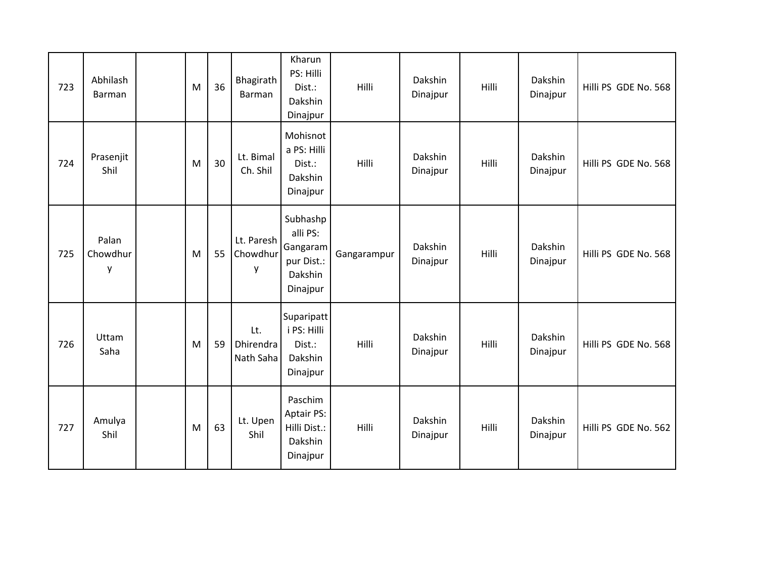| 723 | Abhilash Barman | | M | 36 | Bhagirath Barman | Kharun PS: Hilli Dist.: Dakshin Dinajpur | Hilli | Dakshin Dinajpur | Hilli | Dakshin Dinajpur | Hilli PS GDE No. 568 |
|---|---|---|---|---|---|---|---|---|---|---|---|
| 724 | Prasenjit Shil | | M | 30 | Lt. Bimal Ch. Shil | Mohisnota PS: Hilli Dist.: Dakshin Dinajpur | Hilli | Dakshin Dinajpur | Hilli | Dakshin Dinajpur | Hilli PS GDE No. 568 |
| 725 | Palan Chowdhury | | M | 55 | Lt. Paresh Chowdhury | Subhashpalli PS: Gangarampur Dist.: Dakshin Dinajpur | Gangarampur | Dakshin Dinajpur | Hilli | Dakshin Dinajpur | Hilli PS GDE No. 568 |
| 726 | Uttam Saha | | M | 59 | Lt. Dhirendra Nath Saha | Suparipatti PS: Hilli Dist.: Dakshin Dinajpur | Hilli | Dakshin Dinajpur | Hilli | Dakshin Dinajpur | Hilli PS GDE No. 568 |
| 727 | Amulya Shil | | M | 63 | Lt. Upen Shil | Paschim Aptair PS: Hilli Dist.: Dakshin Dinajpur | Hilli | Dakshin Dinajpur | Hilli | Dakshin Dinajpur | Hilli PS GDE No. 562 |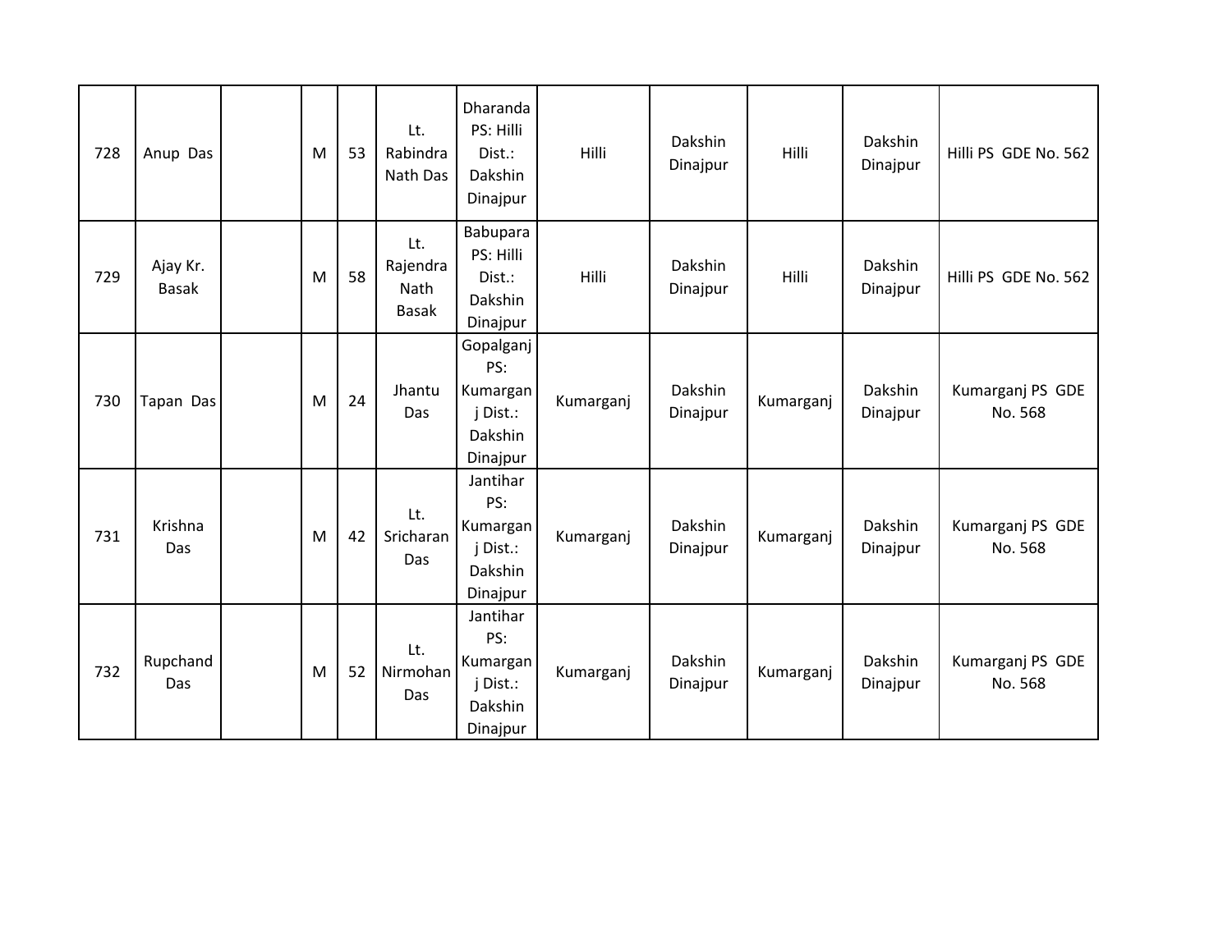| | | | | | | | | | | | |
|---|---|---|---|---|---|---|---|---|---|---|---|
| 728 | Anup Das | | M | 53 | Lt. Rabindra Nath Das | Dharanda PS: Hilli Dist.: Dakshin Dinajpur | Hilli | Dakshin Dinajpur | Hilli | Dakshin Dinajpur | Hilli PS GDE No. 562 |
| 729 | Ajay Kr. Basak | | M | 58 | Lt. Rajendra Nath Basak | Babupara PS: Hilli Dist.: Dakshin Dinajpur | Hilli | Dakshin Dinajpur | Hilli | Dakshin Dinajpur | Hilli PS GDE No. 562 |
| 730 | Tapan Das | | M | 24 | Jhantu Das | Gopalganj PS: Kumarganj Dist.: Dakshin Dinajpur | Kumarganj | Dakshin Dinajpur | Kumarganj | Dakshin Dinajpur | Kumarganj PS GDE No. 568 |
| 731 | Krishna Das | | M | 42 | Lt. Sricharan Das | Jantihar PS: Kumarganj Dist.: Dakshin Dinajpur | Kumarganj | Dakshin Dinajpur | Kumarganj | Dakshin Dinajpur | Kumarganj PS GDE No. 568 |
| 732 | Rupchand Das | | M | 52 | Lt. Nirmohan Das | Jantihar PS: Kumarganj Dist.: Dakshin Dinajpur | Kumarganj | Dakshin Dinajpur | Kumarganj | Dakshin Dinajpur | Kumarganj PS GDE No. 568 |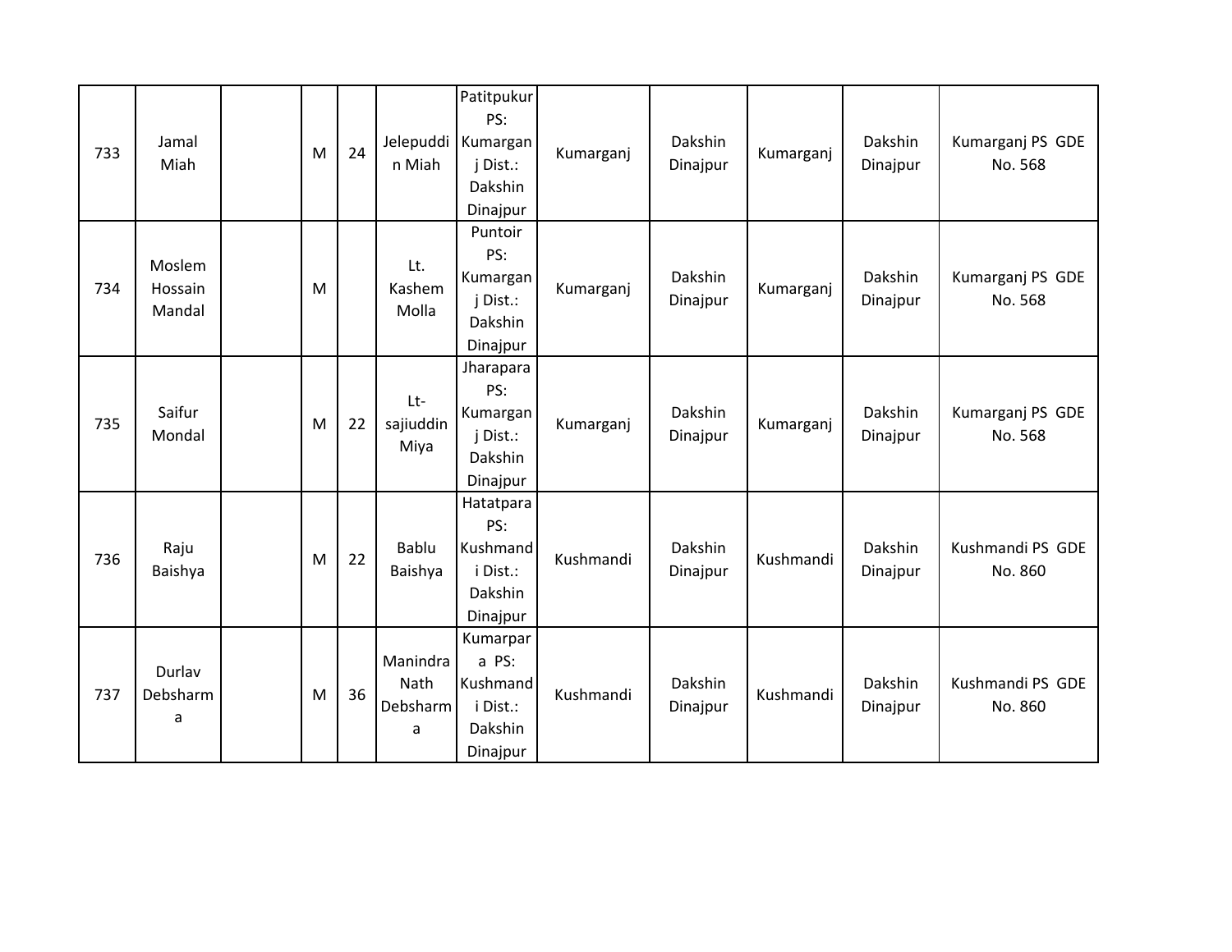| 733 | Jamal Miah | | M | 24 | Jelepuddin Miah | Patitpukur PS: Kumarganj Dist.: Dakshin Dinajpur | Kumarganj | Dakshin Dinajpur | Kumarganj | Dakshin Dinajpur | Kumarganj PS GDE No. 568 |
|---|---|---|---|---|---|---|---|---|---|---|---|
| 734 | Moslem Hossain Mandal | | M | | Lt. Kashem Molla | Puntoir PS: Kumarganj Dist.: Dakshin Dinajpur | Kumarganj | Dakshin Dinajpur | Kumarganj | Dakshin Dinajpur | Kumarganj PS GDE No. 568 |
| 735 | Saifur Mondal | | M | 22 | Lt-sajiuddin Miya | Jharapara PS: Kumarganj Dist.: Dakshin Dinajpur | Kumarganj | Dakshin Dinajpur | Kumarganj | Dakshin Dinajpur | Kumarganj PS GDE No. 568 |
| 736 | Raju Baishya | | M | 22 | Bablu Baishya | Hatatpara PS: Kushmandi Dist.: Dakshin Dinajpur | Kushmandi | Dakshin Dinajpur | Kushmandi | Dakshin Dinajpur | Kushmandi PS GDE No. 860 |
| 737 | Durlav Debsharma | | M | 36 | Manindra Nath Debsharma | Kumarpara PS: Kushmandi Dist.: Dakshin Dinajpur | Kushmandi | Dakshin Dinajpur | Kushmandi | Dakshin Dinajpur | Kushmandi PS GDE No. 860 |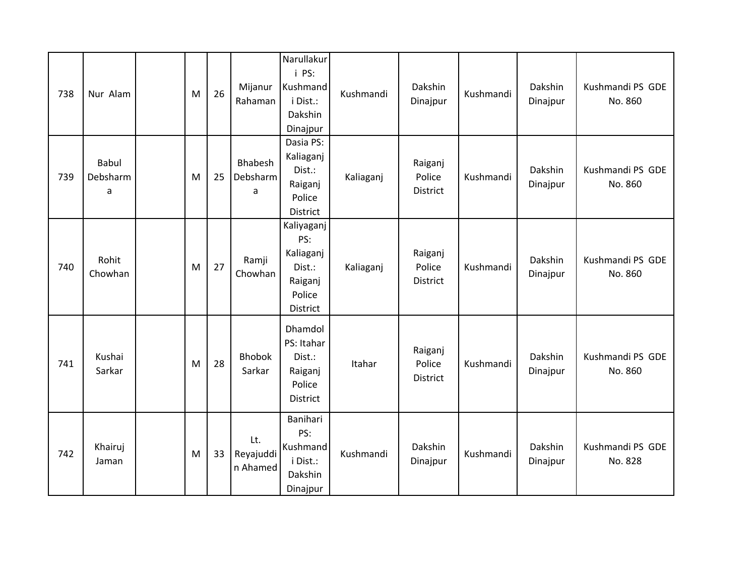| | | | | | | | | | | | |
|---|---|---|---|---|---|---|---|---|---|---|---|
| 738 | Nur Alam | | M | 26 | Mijanur Rahaman | Narullakuri PS: Kushmandi Dist.: Dakshin Dinajpur | Kushmandi | Dakshin Dinajpur | Kushmandi | Dakshin Dinajpur | Kushmandi PS GDE No. 860 |
| 739 | Babul Debsharma | | M | 25 | Bhabesh Debsharma | Dasia PS: Kaliaganj Dist.: Raiganj Police District | Kaliaganj | Raiganj Police District | Kushmandi | Dakshin Dinajpur | Kushmandi PS GDE No. 860 |
| 740 | Rohit Chowhan | | M | 27 | Ramji Chowhan | Kaliyaganj PS: Kaliaganj Dist.: Raiganj Police District | Kaliaganj | Raiganj Police District | Kushmandi | Dakshin Dinajpur | Kushmandi PS GDE No. 860 |
| 741 | Kushai Sarkar | | M | 28 | Bhobok Sarkar | Dhamdol PS: Itahar Dist.: Raiganj Police District | Itahar | Raiganj Police District | Kushmandi | Dakshin Dinajpur | Kushmandi PS GDE No. 860 |
| 742 | Khairuj Jaman | | M | 33 | Lt. Reyajuddin Ahamed | Banihari PS: Kushmandi Dist.: Dakshin Dinajpur | Kushmandi | Dakshin Dinajpur | Kushmandi | Dakshin Dinajpur | Kushmandi PS GDE No. 828 |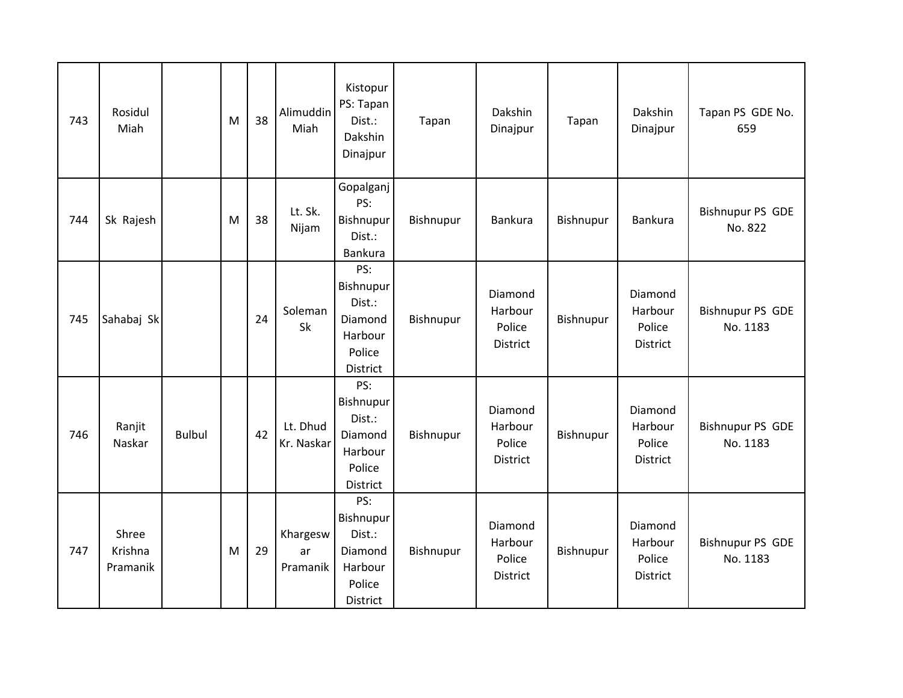| 743 | Rosidul Miah | | M | 38 | Alimuddin Miah | Kistopur PS: Tapan Dist.: Dakshin Dinajpur | Tapan | Dakshin Dinajpur | Tapan | Dakshin Dinajpur | Tapan PS GDE No. 659 |
|---|---|---|---|---|---|---|---|---|---|---|---|
| 744 | Sk Rajesh | | M | 38 | Lt. Sk. Nijam | Gopalganj PS: Bishnupur Dist.: Bankura | Bishnupur | Bankura | Bishnupur | Bankura | Bishnupur PS GDE No. 822 |
| 745 | Sahabaj Sk | | | 24 | Soleman Sk | PS: Bishnupur Dist.: Diamond Harbour Police District | Bishnupur | Diamond Harbour Police District | Bishnupur | Diamond Harbour Police District | Bishnupur PS GDE No. 1183 |
| 746 | Ranjit Naskar | Bulbul | | 42 | Lt. Dhud Kr. Naskar | PS: Bishnupur Dist.: Diamond Harbour Police District | Bishnupur | Diamond Harbour Police District | Bishnupur | Diamond Harbour Police District | Bishnupur PS GDE No. 1183 |
| 747 | Shree Krishna Pramanik | | M | 29 | Khargeswar Pramanik | PS: Bishnupur Dist.: Diamond Harbour Police District | Bishnupur | Diamond Harbour Police District | Bishnupur | Diamond Harbour Police District | Bishnupur PS GDE No. 1183 |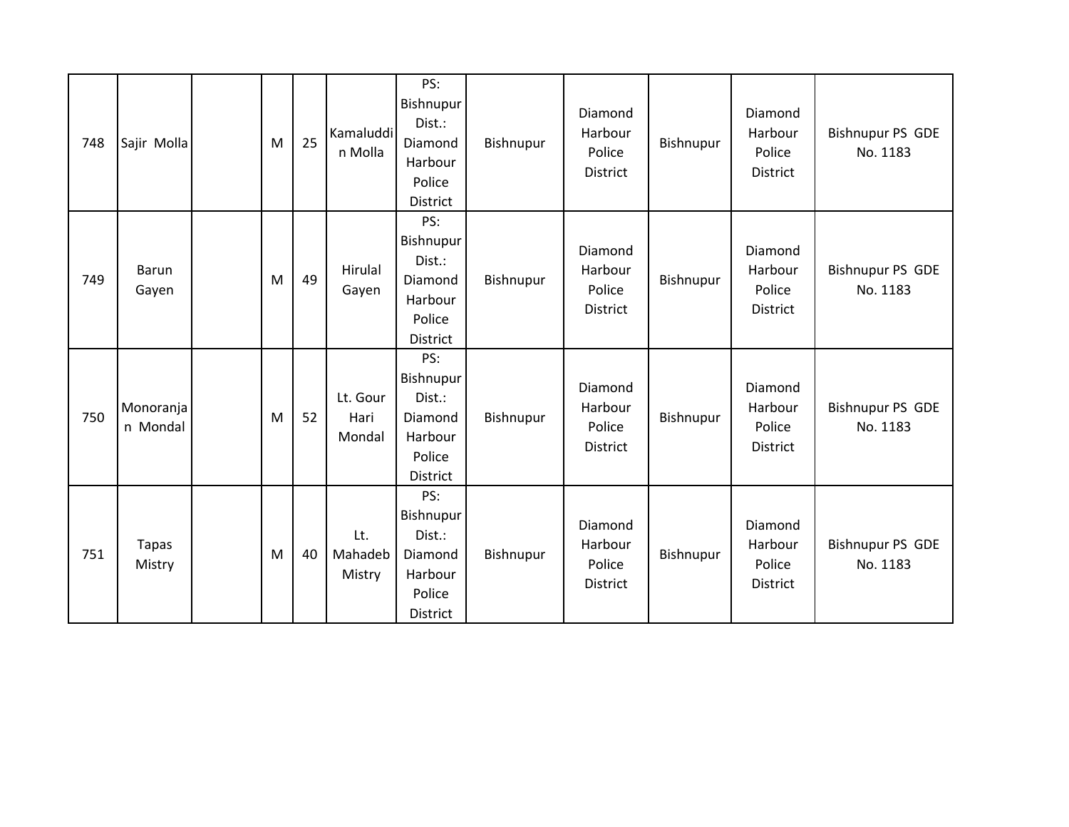| | | | | | | | | | | | |
|---|---|---|---|---|---|---|---|---|---|---|---|
| 748 | Sajir Molla | | M | 25 | Kamaluddin Molla | PS: Bishnupur Dist.: Diamond Harbour Police District | Bishnupur | Diamond Harbour Police District | Bishnupur | Diamond Harbour Police District | Bishnupur PS GDE No. 1183 |
| 749 | Barun Gayen | | M | 49 | Hirulal Gayen | PS: Bishnupur Dist.: Diamond Harbour Police District | Bishnupur | Diamond Harbour Police District | Bishnupur | Diamond Harbour Police District | Bishnupur PS GDE No. 1183 |
| 750 | Monoranjan Mondal | | M | 52 | Lt. Gour Hari Mondal | PS: Bishnupur Dist.: Diamond Harbour Police District | Bishnupur | Diamond Harbour Police District | Bishnupur | Diamond Harbour Police District | Bishnupur PS GDE No. 1183 |
| 751 | Tapas Mistry | | M | 40 | Lt. Mahadeb Mistry | PS: Bishnupur Dist.: Diamond Harbour Police District | Bishnupur | Diamond Harbour Police District | Bishnupur | Diamond Harbour Police District | Bishnupur PS GDE No. 1183 |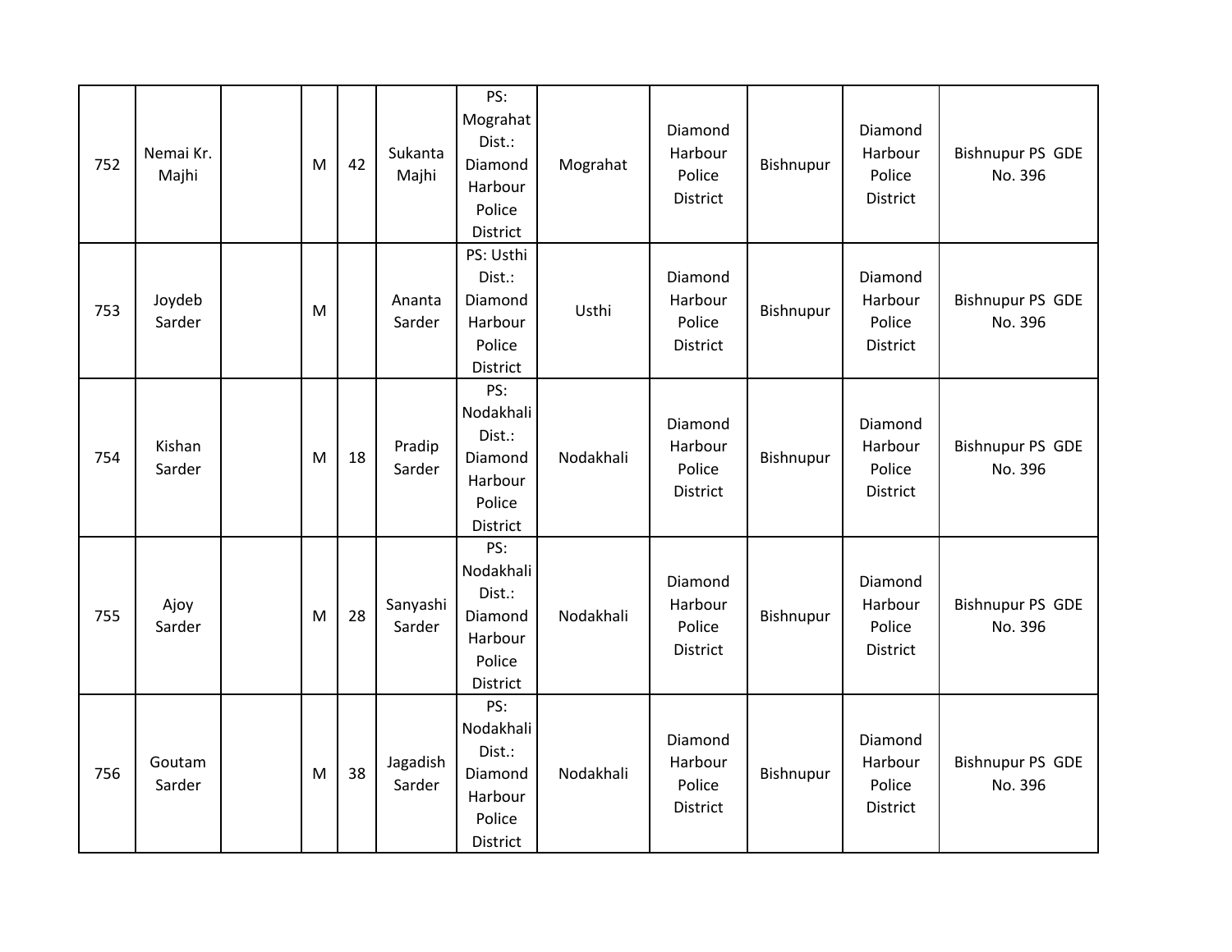| 752 | Nemai Kr. Majhi | | M | 42 | Sukanta Majhi | PS: Mograhat Dist.: Diamond Harbour Police District | Mograhat | Diamond Harbour Police District | Bishnupur | Diamond Harbour Police District | Bishnupur PS GDE No. 396 |
|---|---|---|---|---|---|---|---|---|---|---|---|
| 753 | Joydeb Sarder | | M | | Ananta Sarder | PS: Usthi Dist.: Diamond Harbour Police District | Usthi | Diamond Harbour Police District | Bishnupur | Diamond Harbour Police District | Bishnupur PS GDE No. 396 |
| 754 | Kishan Sarder | | M | 18 | Pradip Sarder | PS: Nodakhali Dist.: Diamond Harbour Police District | Nodakhali | Diamond Harbour Police District | Bishnupur | Diamond Harbour Police District | Bishnupur PS GDE No. 396 |
| 755 | Ajoy Sarder | | M | 28 | Sanyashi Sarder | PS: Nodakhali Dist.: Diamond Harbour Police District | Nodakhali | Diamond Harbour Police District | Bishnupur | Diamond Harbour Police District | Bishnupur PS GDE No. 396 |
| 756 | Goutam Sarder | | M | 38 | Jagadish Sarder | PS: Nodakhali Dist.: Diamond Harbour Police District | Nodakhali | Diamond Harbour Police District | Bishnupur | Diamond Harbour Police District | Bishnupur PS GDE No. 396 |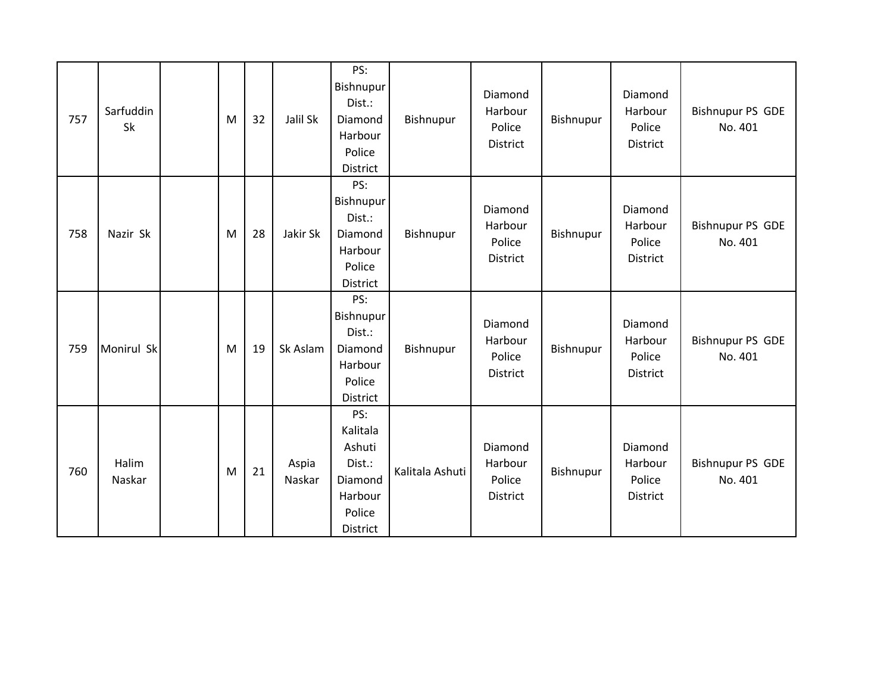| 757 | Sarfuddin Sk | | M | 32 | Jalil Sk | PS: Bishnupur Dist.: Diamond Harbour Police District | Bishnupur | Diamond Harbour Police District | Bishnupur | Diamond Harbour Police District | Bishnupur PS GDE No. 401 |
|---|---|---|---|---|---|---|---|---|---|---|---|
| 758 | Nazir Sk | | M | 28 | Jakir Sk | PS: Bishnupur Dist.: Diamond Harbour Police District | Bishnupur | Diamond Harbour Police District | Bishnupur | Diamond Harbour Police District | Bishnupur PS GDE No. 401 |
| 759 | Monirul Sk | | M | 19 | Sk Aslam | PS: Bishnupur Dist.: Diamond Harbour Police District | Bishnupur | Diamond Harbour Police District | Bishnupur | Diamond Harbour Police District | Bishnupur PS GDE No. 401 |
| 760 | Halim Naskar | | M | 21 | Aspia Naskar | PS: Kalitala Ashuti Dist.: Diamond Harbour Police District | Kalitala Ashuti | Diamond Harbour Police District | Bishnupur | Diamond Harbour Police District | Bishnupur PS GDE No. 401 |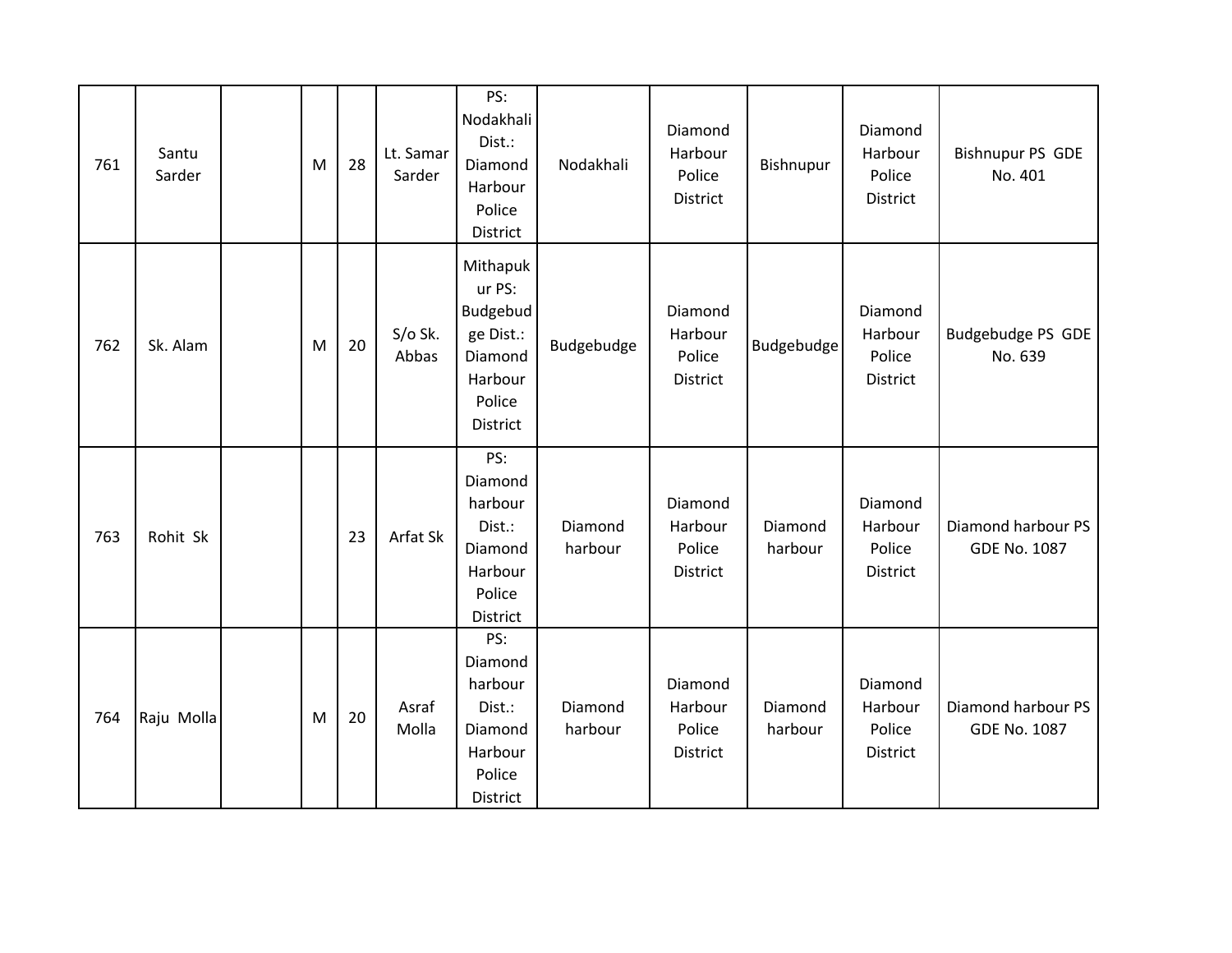| | | | | | | | | | | | |
|---|---|---|---|---|---|---|---|---|---|---|---|
| 761 | Santu Sarder | | M | 28 | Lt. Samar Sarder | PS: Nodakhali Dist.: Diamond Harbour Police District | Nodakhali | Diamond Harbour Police District | Bishnupur | Diamond Harbour Police District | Bishnupur PS GDE No. 401 |
| 762 | Sk. Alam | | M | 20 | S/o Sk. Abbas | Mithapukur PS: Budgebudge Dist.: Diamond Harbour Police District | Budgebudge | Diamond Harbour Police District | Budgebudge | Diamond Harbour Police District | Budgebudge PS GDE No. 639 |
| 763 | Rohit Sk | | | 23 | Arfat Sk | PS: Diamond harbour Dist.: Diamond Harbour Police District | Diamond harbour | Diamond Harbour Police District | Diamond harbour | Diamond Harbour Police District | Diamond harbour PS GDE No. 1087 |
| 764 | Raju Molla | | M | 20 | Asraf Molla | PS: Diamond harbour Dist.: Diamond Harbour Police District | Diamond harbour | Diamond Harbour Police District | Diamond harbour | Diamond Harbour Police District | Diamond harbour PS GDE No. 1087 |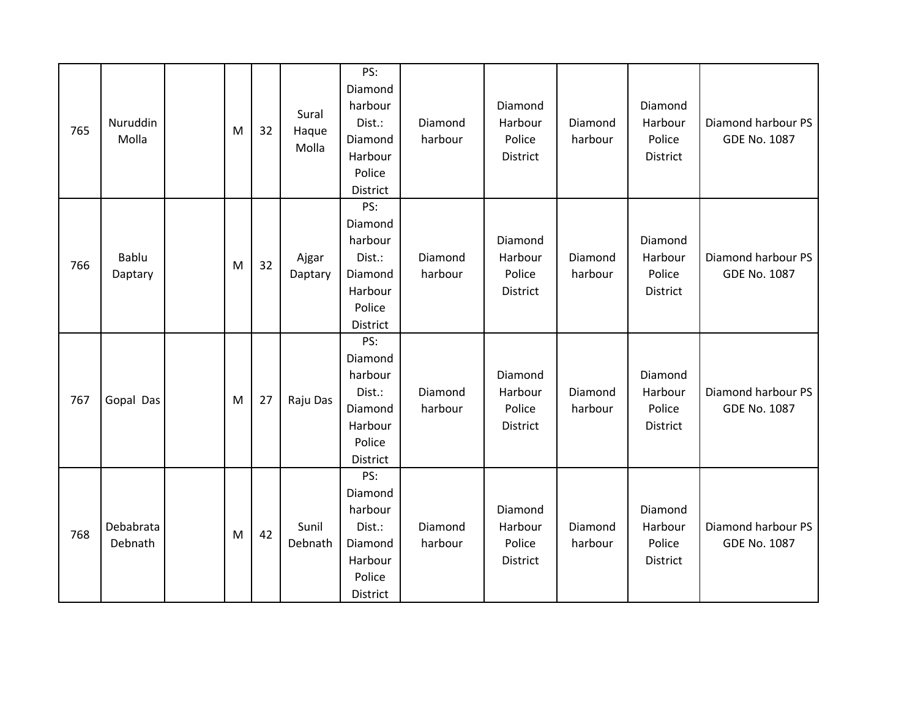| 765 | Nuruddin Molla | | M | 32 | Sural Haque Molla | PS: Diamond harbour Dist.: Diamond Harbour Police District | Diamond harbour | Diamond Harbour Police District | Diamond harbour | Diamond Harbour Police District | Diamond harbour PS GDE No. 1087 |
|---|---|---|---|---|---|---|---|---|---|---|---|
| 766 | Bablu Daptary | | M | 32 | Ajgar Daptary | PS: Diamond harbour Dist.: Diamond Harbour Police District | Diamond harbour | Diamond Harbour Police District | Diamond harbour | Diamond Harbour Police District | Diamond harbour PS GDE No. 1087 |
| 767 | Gopal Das | | M | 27 | Raju Das | PS: Diamond harbour Dist.: Diamond Harbour Police District | Diamond harbour | Diamond Harbour Police District | Diamond harbour | Diamond Harbour Police District | Diamond harbour PS GDE No. 1087 |
| 768 | Debabrata Debnath | | M | 42 | Sunil Debnath | PS: Diamond harbour Dist.: Diamond Harbour Police District | Diamond harbour | Diamond Harbour Police District | Diamond harbour | Diamond Harbour Police District | Diamond harbour PS GDE No. 1087 |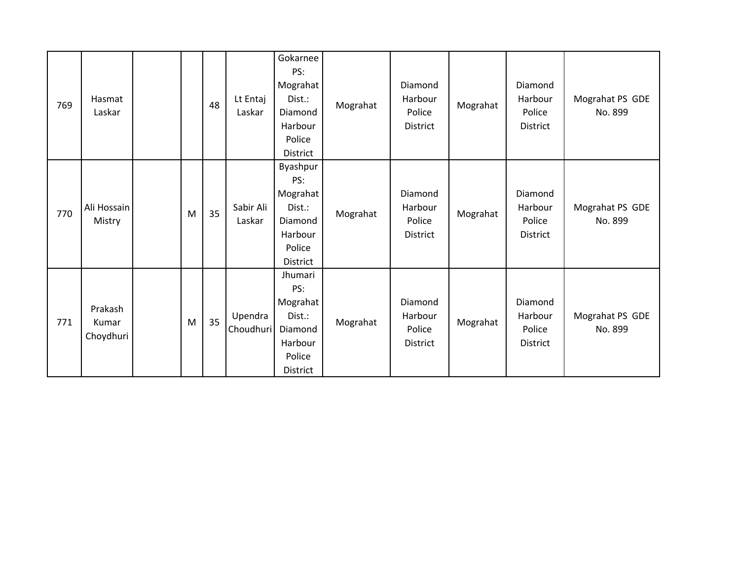| 769 | Hasmat Laskar | | | 48 | Lt Entaj Laskar | Gokarnee PS: Mograhat Dist.: Diamond Harbour Police District | Mograhat | Diamond Harbour Police District | Mograhat | Diamond Harbour Police District | Mograhat PS GDE No. 899 |
|---|---|---|---|---|---|---|---|---|---|---|---|
| 770 | Ali Hossain Mistry | | M | 35 | Sabir Ali Laskar | Byashpur PS: Mograhat Dist.: Diamond Harbour Police District | Mograhat | Diamond Harbour Police District | Mograhat | Diamond Harbour Police District | Mograhat PS GDE No. 899 |
| 771 | Prakash Kumar Choydhuri | | M | 35 | Upendra Choudhuri | Jhumari PS: Mograhat Dist.: Diamond Harbour Police District | Mograhat | Diamond Harbour Police District | Mograhat | Diamond Harbour Police District | Mograhat PS GDE No. 899 |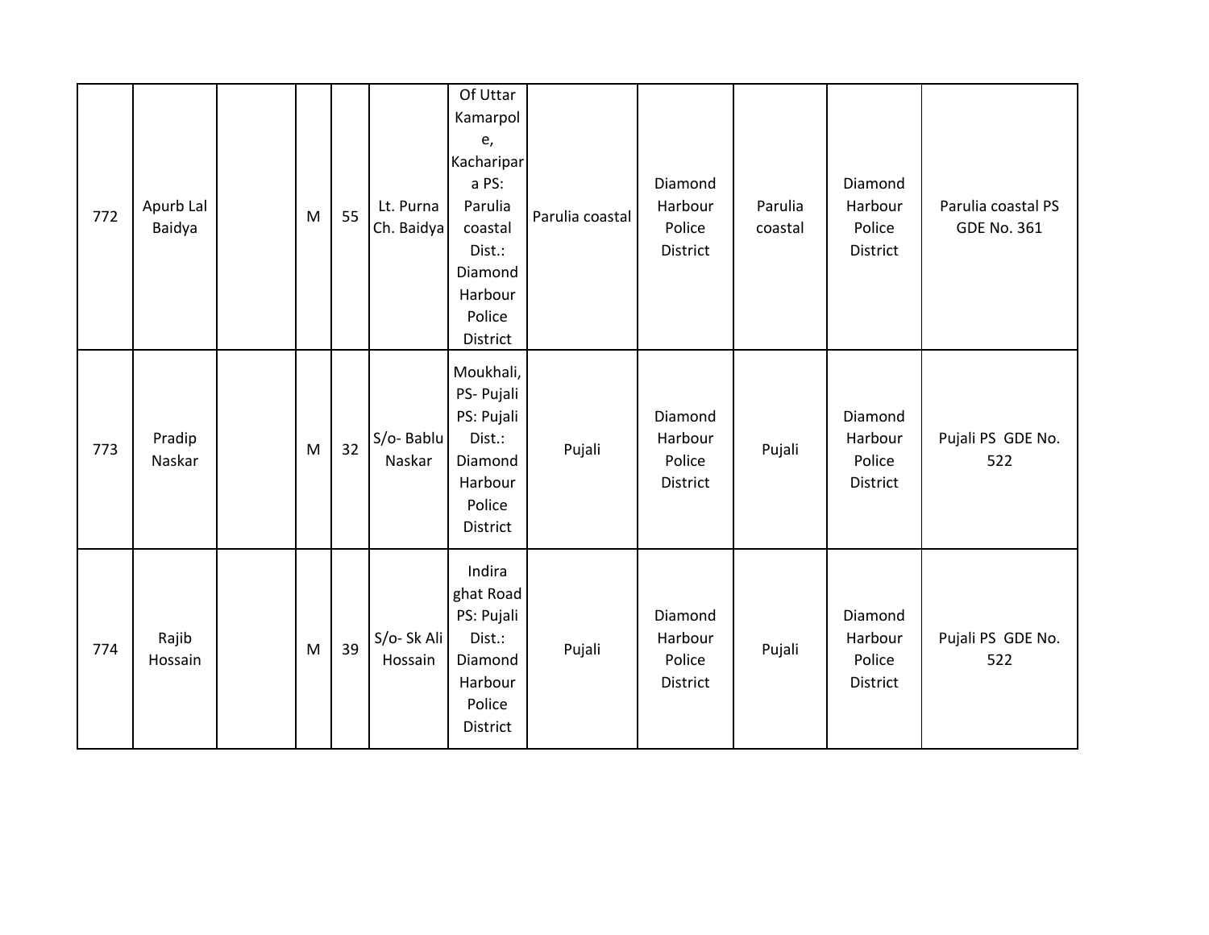| 772 | Apurb Lal Baidya | | M | 55 | Lt. Purna Ch. Baidya | Of Uttar Kamarpole, Kacharipara PS: Parulia coastal Dist.: Diamond Harbour Police District | Parulia coastal | Diamond Harbour Police District | Parulia coastal | Diamond Harbour Police District | Parulia coastal PS GDE No. 361 |
|---|---|---|---|---|---|---|---|---|---|---|---|
| 773 | Pradip Naskar | | M | 32 | S/o- Bablu Naskar | Moukhali, PS- Pujali PS: Pujali Dist.: Diamond Harbour Police District | Pujali | Diamond Harbour Police District | Pujali | Diamond Harbour Police District | Pujali PS GDE No. 522 |
| 774 | Rajib Hossain | | M | 39 | S/o- Sk Ali Hossain | Indira ghat Road PS: Pujali Dist.: Diamond Harbour Police District | Pujali | Diamond Harbour Police District | Pujali | Diamond Harbour Police District | Pujali PS GDE No. 522 |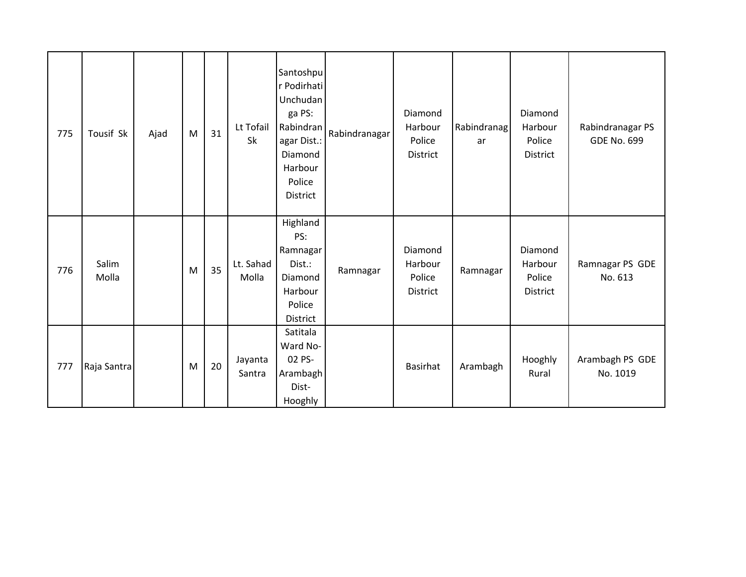| | | | | | | | | | | | |
|---|---|---|---|---|---|---|---|---|---|---|---|
| 775 | Tousif Sk | Ajad | M | 31 | Lt Tofail Sk | Santoshpur Podirhati Unchudanga PS: Rabindranagar Dist.: Diamond Harbour Police District | Rabindranagar | Diamond Harbour Police District | Rabindranagar | Diamond Harbour Police District | Rabindranagar PS GDE No. 699 |
| 776 | Salim Molla | | M | 35 | Lt. Sahad Molla | Highland PS: Ramnagar Dist.: Diamond Harbour Police District | Ramnagar | Diamond Harbour Police District | Ramnagar | Diamond Harbour Police District | Ramnagar PS GDE No. 613 |
| 777 | Raja Santra | | M | 20 | Jayanta Santra | Satitala Ward No-02 PS-Arambagh Dist-Hooghly | | Basirhat | Arambagh | Hooghly Rural | Arambagh PS GDE No. 1019 |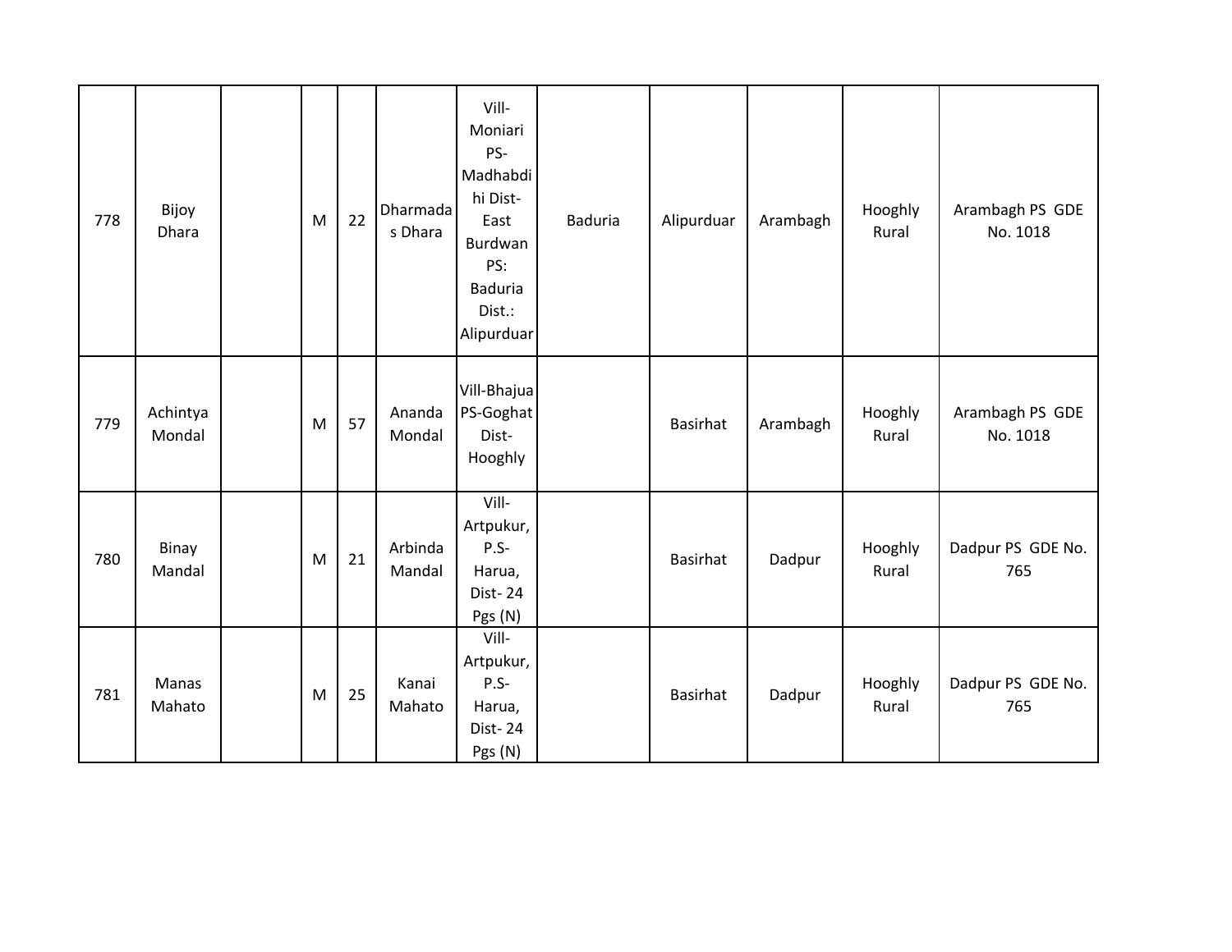| | | | | | | | | | | | |
|---|---|---|---|---|---|---|---|---|---|---|---|
| 778 | Bijoy Dhara | | M | 22 | Dharmadas Dhara | Vill-Moniari PS-Madhabdihi Dist-East Burdwan PS: Baduria Dist.: Alipurduar | Baduria | Alipurduar | Arambagh | Hooghly Rural | Arambagh PS GDE No. 1018 |
| 779 | Achintya Mondal | | M | 57 | Ananda Mondal | Vill-Bhajua PS-Goghat Dist-Hooghly | | Basirhat | Arambagh | Hooghly Rural | Arambagh PS GDE No. 1018 |
| 780 | Binay Mandal | | M | 21 | Arbinda Mandal | Vill-Artpukur, P.S-Harua, Dist- 24 Pgs (N) | | Basirhat | Dadpur | Hooghly Rural | Dadpur PS GDE No. 765 |
| 781 | Manas Mahato | | M | 25 | Kanai Mahato | Vill-Artpukur, P.S-Harua, Dist- 24 Pgs (N) | | Basirhat | Dadpur | Hooghly Rural | Dadpur PS GDE No. 765 |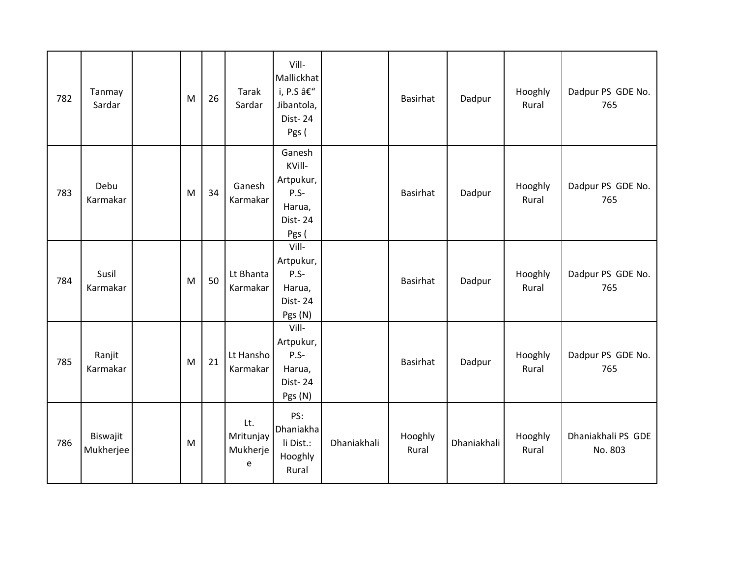| 782 | Tanmay Sardar | | M | 26 | Tarak Sardar | Vill-Mallickhati, P.S â€“ Jibantola, Dist- 24 Pgs ( | | Basirhat | Dadpur | Hooghly Rural | Dadpur PS GDE No. 765 |
|---|---|---|---|---|---|---|---|---|---|---|---|
| 783 | Debu Karmakar | | M | 34 | Ganesh Karmakar | Ganesh KVill-Artpukur, P.S-Harua, Dist- 24 Pgs ( | | Basirhat | Dadpur | Hooghly Rural | Dadpur PS GDE No. 765 |
| 784 | Susil Karmakar | | M | 50 | Lt Bhanta Karmakar | Vill-Artpukur, P.S-Harua, Dist- 24 Pgs (N) | | Basirhat | Dadpur | Hooghly Rural | Dadpur PS GDE No. 765 |
| 785 | Ranjit Karmakar | | M | 21 | Lt Hansho Karmakar | Vill-Artpukur, P.S-Harua, Dist- 24 Pgs (N) | | Basirhat | Dadpur | Hooghly Rural | Dadpur PS GDE No. 765 |
| 786 | Biswajit Mukherjee | | M | | Lt. Mritunjay Mukherjee | PS: Dhaniakhali Dist.: Hooghly Rural | Dhaniakhali | Hooghly Rural | Dhaniakhali | Hooghly Rural | Dhaniakhali PS GDE No. 803 |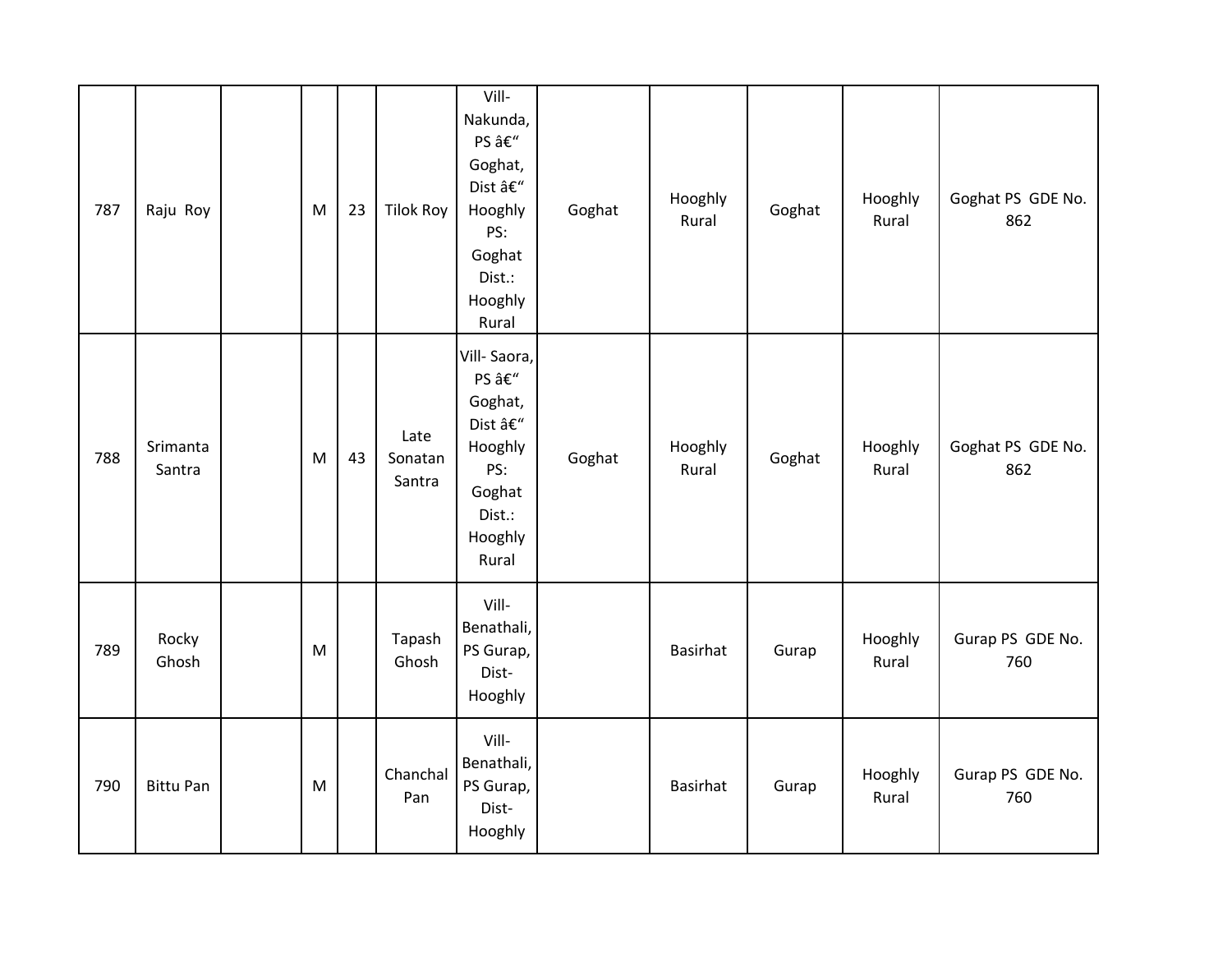| 787 | Raju Roy | | M | 23 | Tilok Roy | Vill- Nakunda, PS â€" Goghat, Dist â€" Hooghly PS: Goghat Dist.: Hooghly Rural | Goghat | Hooghly Rural | Goghat | Hooghly Rural | Goghat PS GDE No. 862 |
|---|---|---|---|---|---|---|---|---|---|---|---|
| 788 | Srimanta Santra | | M | 43 | Late Sonatan Santra | Vill- Saora, PS â€" Goghat, Dist â€" Hooghly PS: Goghat Dist.: Hooghly Rural | Goghat | Hooghly Rural | Goghat | Hooghly Rural | Goghat PS GDE No. 862 |
| 789 | Rocky Ghosh | | M | | Tapash Ghosh | Vill- Benathali, PS Gurap, Dist- Hooghly | | Basirhat | Gurap | Hooghly Rural | Gurap PS GDE No. 760 |
| 790 | Bittu Pan | | M | | Chanchal Pan | Vill- Benathali, PS Gurap, Dist- Hooghly | | Basirhat | Gurap | Hooghly Rural | Gurap PS GDE No. 760 |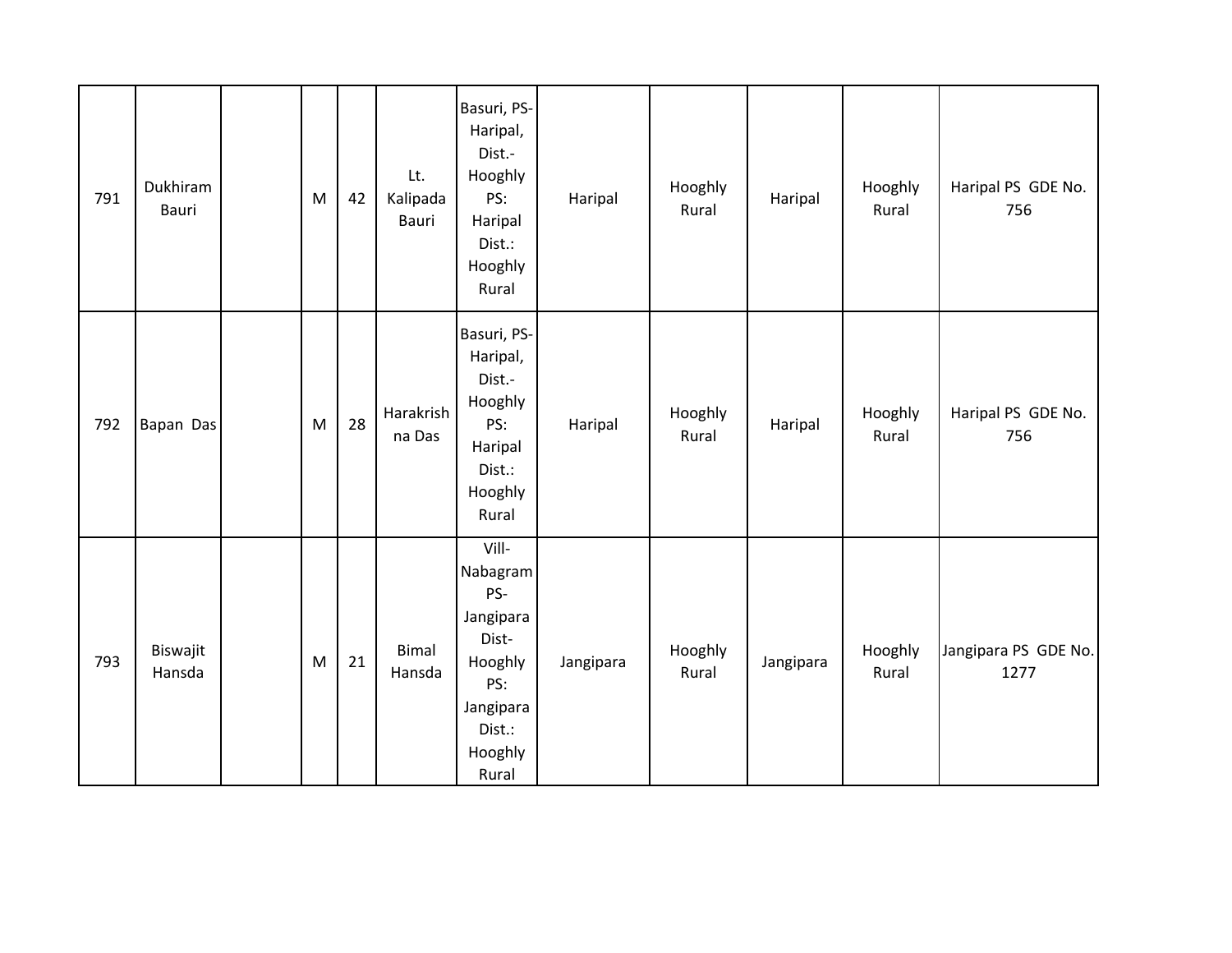| | | | | | | | | | | | |
|---|---|---|---|---|---|---|---|---|---|---|---|
| 791 | Dukhiram Bauri | | M | 42 | Lt. Kalipada Bauri | Basuri, PS-Haripal, Dist.-Hooghly PS: Haripal Dist.: Hooghly Rural | Haripal | Hooghly Rural | Haripal | Hooghly Rural | Haripal PS GDE No. 756 |
| 792 | Bapan Das | | M | 28 | Harakrishna Das | Basuri, PS-Haripal, Dist.-Hooghly PS: Haripal Dist.: Hooghly Rural | Haripal | Hooghly Rural | Haripal | Hooghly Rural | Haripal PS GDE No. 756 |
| 793 | Biswajit Hansda | | M | 21 | Bimal Hansda | Vill-Nabagram PS-Jangipara Dist-Hooghly PS: Jangipara Dist.: Hooghly Rural | Jangipara | Hooghly Rural | Jangipara | Hooghly Rural | Jangipara PS GDE No. 1277 |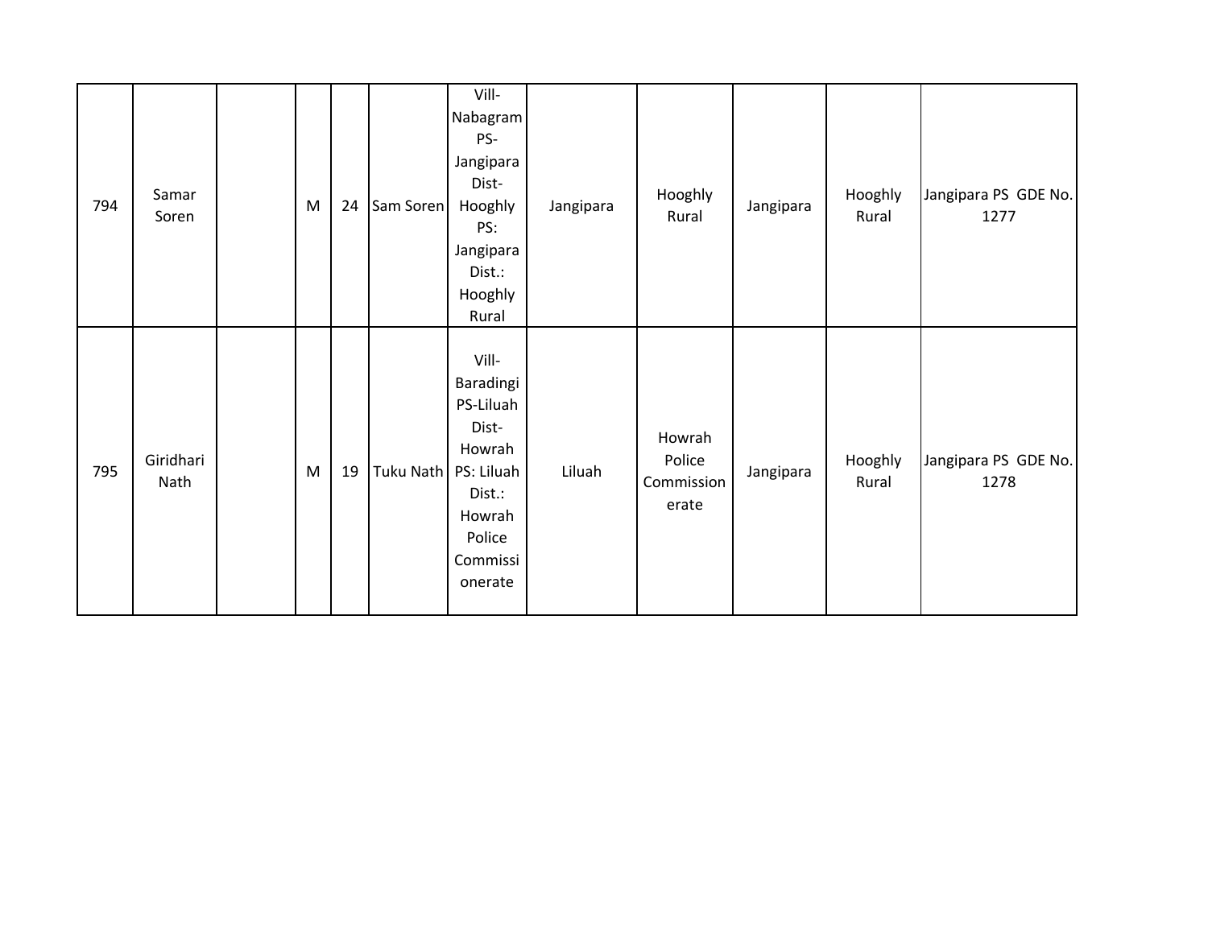| | | | | | | | | | | | |
|---|---|---|---|---|---|---|---|---|---|---|---|
| 794 | Samar Soren | | M | 24 | Sam Soren | Vill-Nabagram PS-Jangipara Dist-Hooghly PS: Jangipara Dist.: Hooghly Rural | Jangipara | Hooghly Rural | Jangipara | Hooghly Rural | Jangipara PS GDE No. 1277 |
| 795 | Giridhari Nath | | M | 19 | Tuku Nath | Vill-Baradingi PS-Liluah Dist-Howrah PS: Liluah Dist.: Howrah Police Commissionerate | Liluah | Howrah Police Commissionerate | Jangipara | Hooghly Rural | Jangipara PS GDE No. 1278 |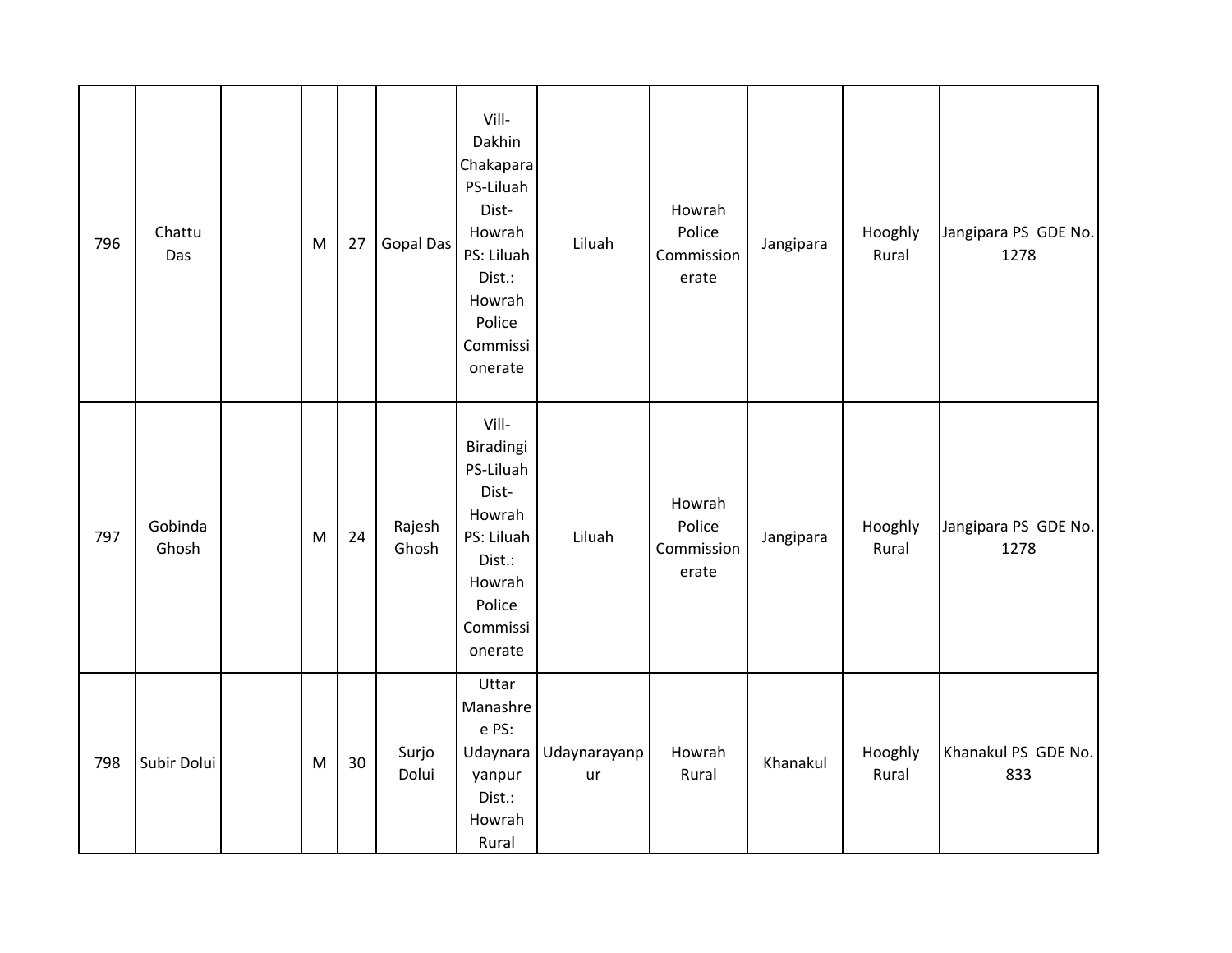| 796 | Chattu Das | | M | 27 | Gopal Das | Vill-Dakhin Chakapara PS-Liluah Dist-Howrah PS: Liluah Dist.: Howrah Police Commissionerate | Liluah | Howrah Police Commissionerate | Jangipara | Hooghly Rural | Jangipara PS GDE No. 1278 |
|---|---|---|---|---|---|---|---|---|---|---|---|
| 797 | Gobinda Ghosh | | M | 24 | Rajesh Ghosh | Vill-Biradingi PS-Liluah Dist-Howrah PS: Liluah Dist.: Howrah Police Commissionerate | Liluah | Howrah Police Commissionerate | Jangipara | Hooghly Rural | Jangipara PS GDE No. 1278 |
| 798 | Subir Dolui | | M | 30 | Surjo Dolui | Uttar Manashree PS: Udaynarayanpur Dist.: Howrah Rural | Udaynarayanpur | Howrah Rural | Khanakul | Hooghly Rural | Khanakul PS GDE No. 833 |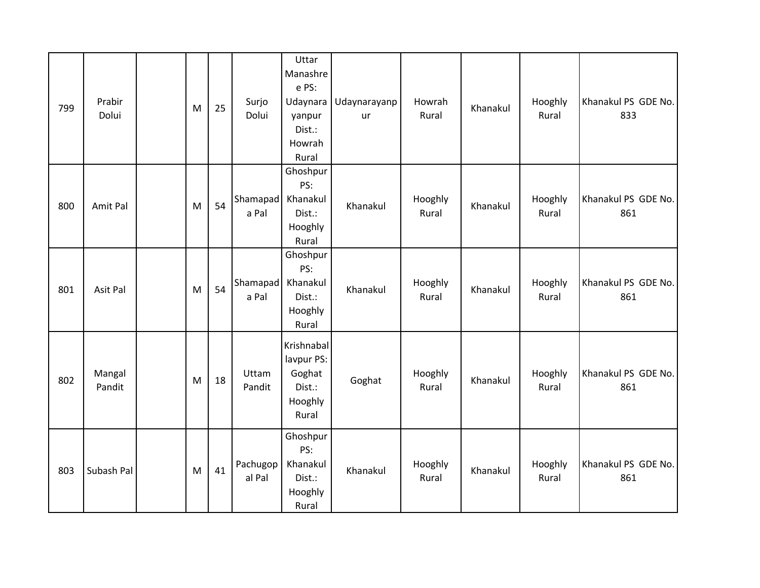| 799 | Prabir Dolui | | M | 25 | Surjo Dolui | Uttar Manashree PS: Udaynarayanpur Dist.: Howrah Rural | Udaynarayanpur | Howrah Rural | Khanakul | Hooghly Rural | Khanakul PS GDE No. 833 |
|---|---|---|---|---|---|---|---|---|---|---|---|
| 800 | Amit Pal | | M | 54 | Shamapada Pal | Ghoshpur PS: Khanakul Dist.: Hooghly Rural | Khanakul | Hooghly Rural | Khanakul | Hooghly Rural | Khanakul PS GDE No. 861 |
| 801 | Asit Pal | | M | 54 | Shamapada Pal | Ghoshpur PS: Khanakul Dist.: Hooghly Rural | Khanakul | Hooghly Rural | Khanakul | Hooghly Rural | Khanakul PS GDE No. 861 |
| 802 | Mangal Pandit | | M | 18 | Uttam Pandit | Krishnaballavpur PS: Goghat Dist.: Hooghly Rural | Goghat | Hooghly Rural | Khanakul | Hooghly Rural | Khanakul PS GDE No. 861 |
| 803 | Subash Pal | | M | 41 | Pachugopal Pal | Ghoshpur PS: Khanakul Dist.: Hooghly Rural | Khanakul | Hooghly Rural | Khanakul | Hooghly Rural | Khanakul PS GDE No. 861 |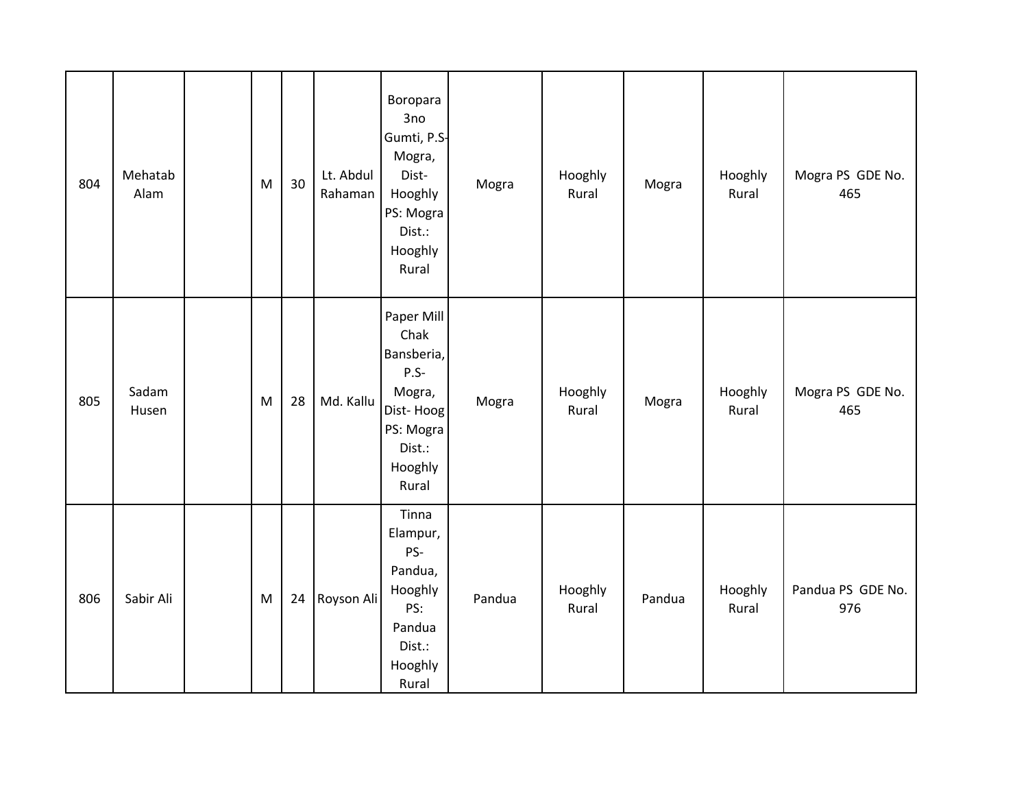| | | | | | | | | | | | |
|---|---|---|---|---|---|---|---|---|---|---|---|
| 804 | Mehatab Alam | | M | 30 | Lt. Abdul Rahaman | Boropara 3no Gumti, P.S-Mogra, Dist-Hooghly PS: Mogra Dist.: Hooghly Rural | Mogra | Hooghly Rural | Mogra | Hooghly Rural | Mogra PS GDE No. 465 |
| 805 | Sadam Husen | | M | 28 | Md. Kallu | Paper Mill Chak Bansberia, P.S-Mogra, Dist- Hoog PS: Mogra Dist.: Hooghly Rural | Mogra | Hooghly Rural | Mogra | Hooghly Rural | Mogra PS GDE No. 465 |
| 806 | Sabir Ali | | M | 24 | Royson Ali | Tinna Elampur, PS-Pandua, Hooghly PS: Pandua Dist.: Hooghly Rural | Pandua | Hooghly Rural | Pandua | Hooghly Rural | Pandua PS GDE No. 976 |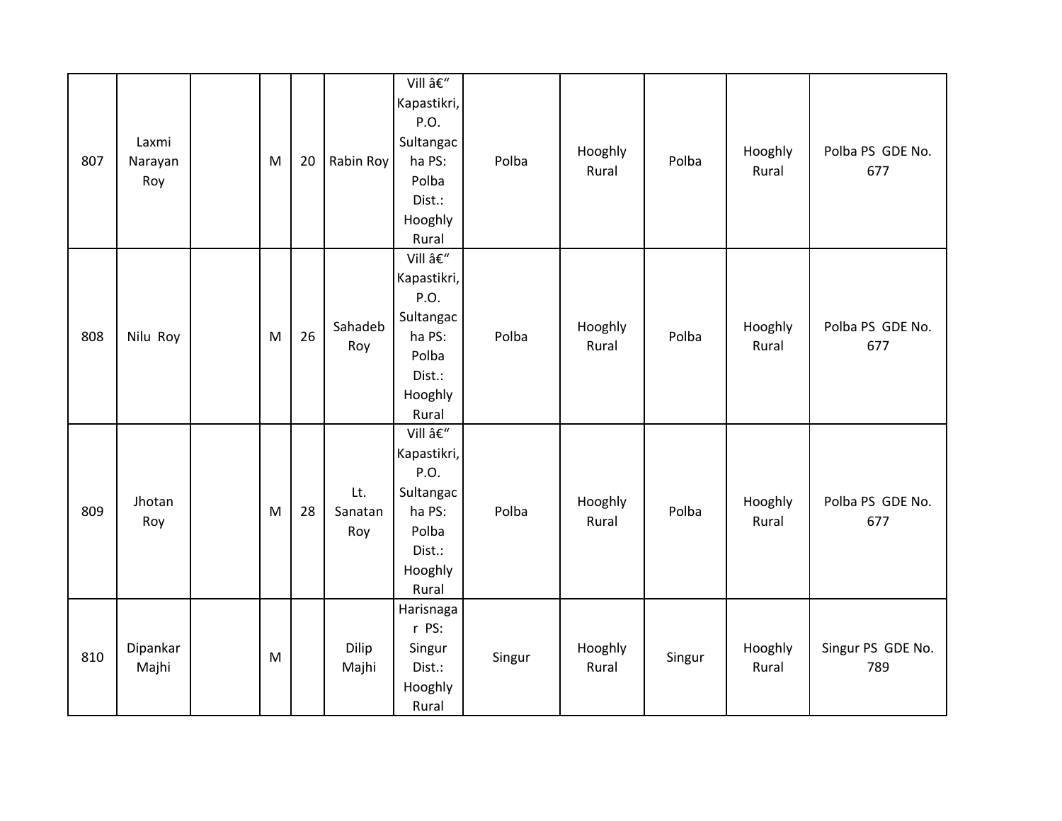| | | | | | | | | | | | |
|---|---|---|---|---|---|---|---|---|---|---|---|
| 807 | Laxmi Narayan Roy | | M | 20 | Rabin Roy | Vill â€“ Kapastikri, P.O. Sultangacha PS: Polba Dist.: Hooghly Rural | Polba | Hooghly Rural | Polba | Hooghly Rural | Polba PS GDE No. 677 |
| 808 | Nilu Roy | | M | 26 | Sahadeb Roy | Vill â€“ Kapastikri, P.O. Sultangacha PS: Polba Dist.: Hooghly Rural | Polba | Hooghly Rural | Polba | Hooghly Rural | Polba PS GDE No. 677 |
| 809 | Jhotan Roy | | M | 28 | Lt. Sanatan Roy | Vill â€“ Kapastikri, P.O. Sultangacha PS: Polba Dist.: Hooghly Rural | Polba | Hooghly Rural | Polba | Hooghly Rural | Polba PS GDE No. 677 |
| 810 | Dipankar Majhi | | M | | Dilip Majhi | Harisnagar PS: Singur Dist.: Hooghly Rural | Singur | Hooghly Rural | Singur | Hooghly Rural | Singur PS GDE No. 789 |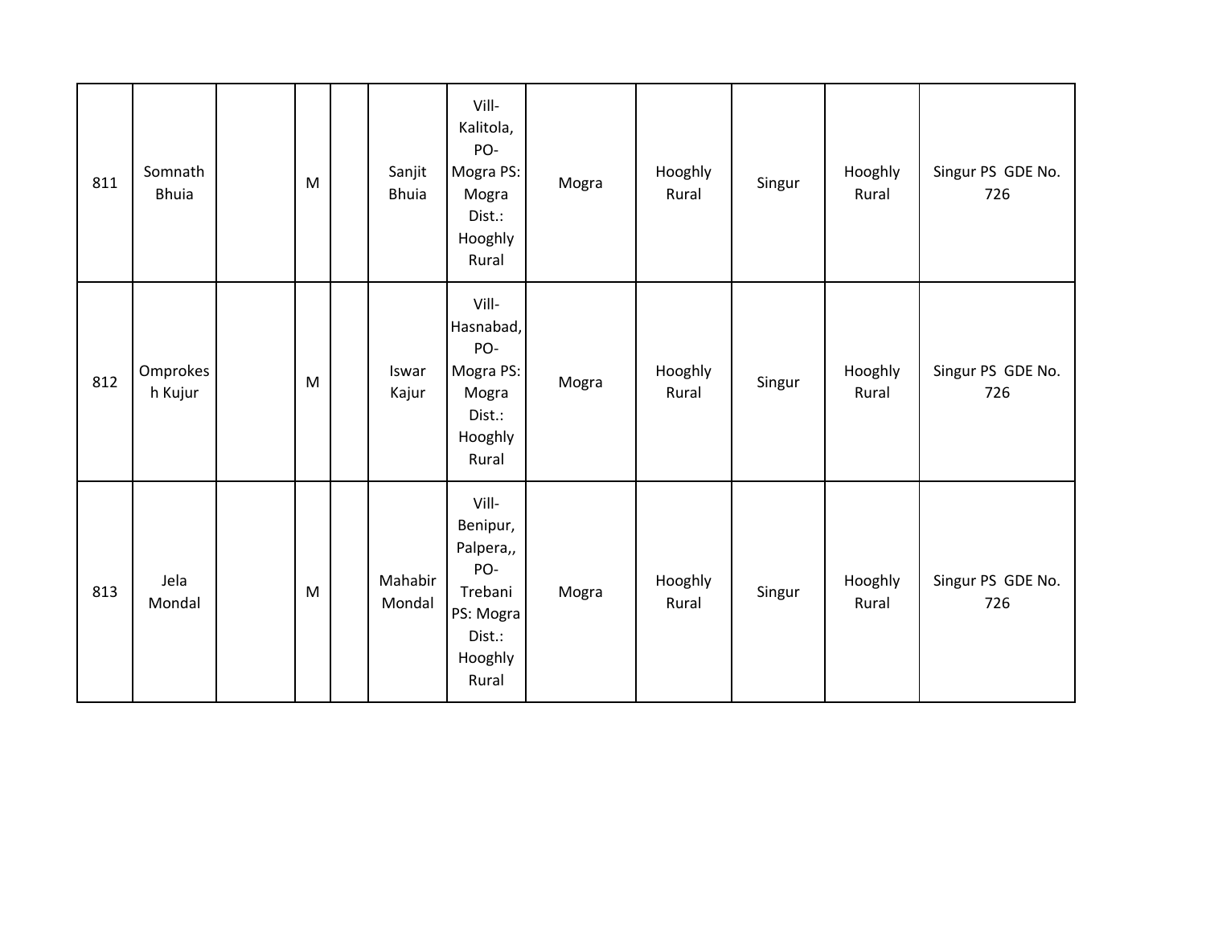| | | | | | | | | | | | |
|---|---|---|---|---|---|---|---|---|---|---|---|
| 811 | Somnath Bhuia | | M | | Sanjit Bhuia | Vill- Kalitola, PO- Mogra PS: Mogra Dist.: Hooghly Rural | Mogra | Hooghly Rural | Singur | Hooghly Rural | Singur PS GDE No. 726 |
| 812 | Omprokesh Kujur | | M | | Iswar Kajur | Vill- Hasnabad, PO- Mogra PS: Mogra Dist.: Hooghly Rural | Mogra | Hooghly Rural | Singur | Hooghly Rural | Singur PS GDE No. 726 |
| 813 | Jela Mondal | | M | | Mahabir Mondal | Vill- Benipur, Palpera,, PO- Trebani PS: Mogra Dist.: Hooghly Rural | Mogra | Hooghly Rural | Singur | Hooghly Rural | Singur PS GDE No. 726 |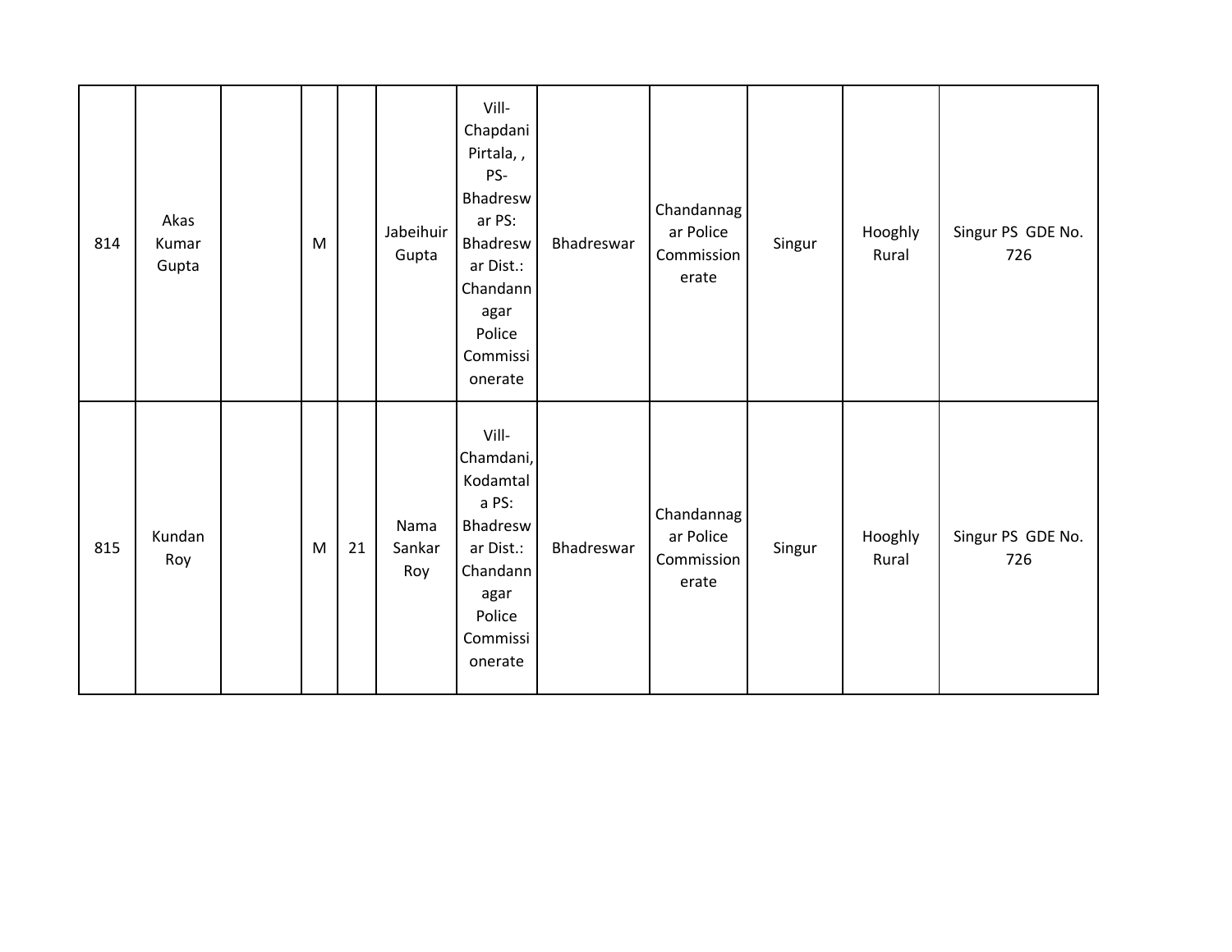|  |  |  |  |  |  |  |  |  |  |  |  |
|---|---|---|---|---|---|---|---|---|---|---|---|
| 814 | Akas Kumar Gupta |  | M |  | Jabeihuir Gupta | Vill- Chapdani Pirtala, , PS- Bhadreswar PS: Bhadreswar Dist.: Chandannagar Police Commissionerate | Bhadreswar | Chandannagar Police Commissionerate | Singur | Hooghly Rural | Singur PS GDE No. 726 |
| 815 | Kundan Roy |  | M | 21 | Nama Sankar Roy | Vill- Chamdani, Kodamtala PS: Bhadreswar Dist.: Chandannagar Police Commissionerate | Bhadreswar | Chandannagar Police Commissionerate | Singur | Hooghly Rural | Singur PS GDE No. 726 |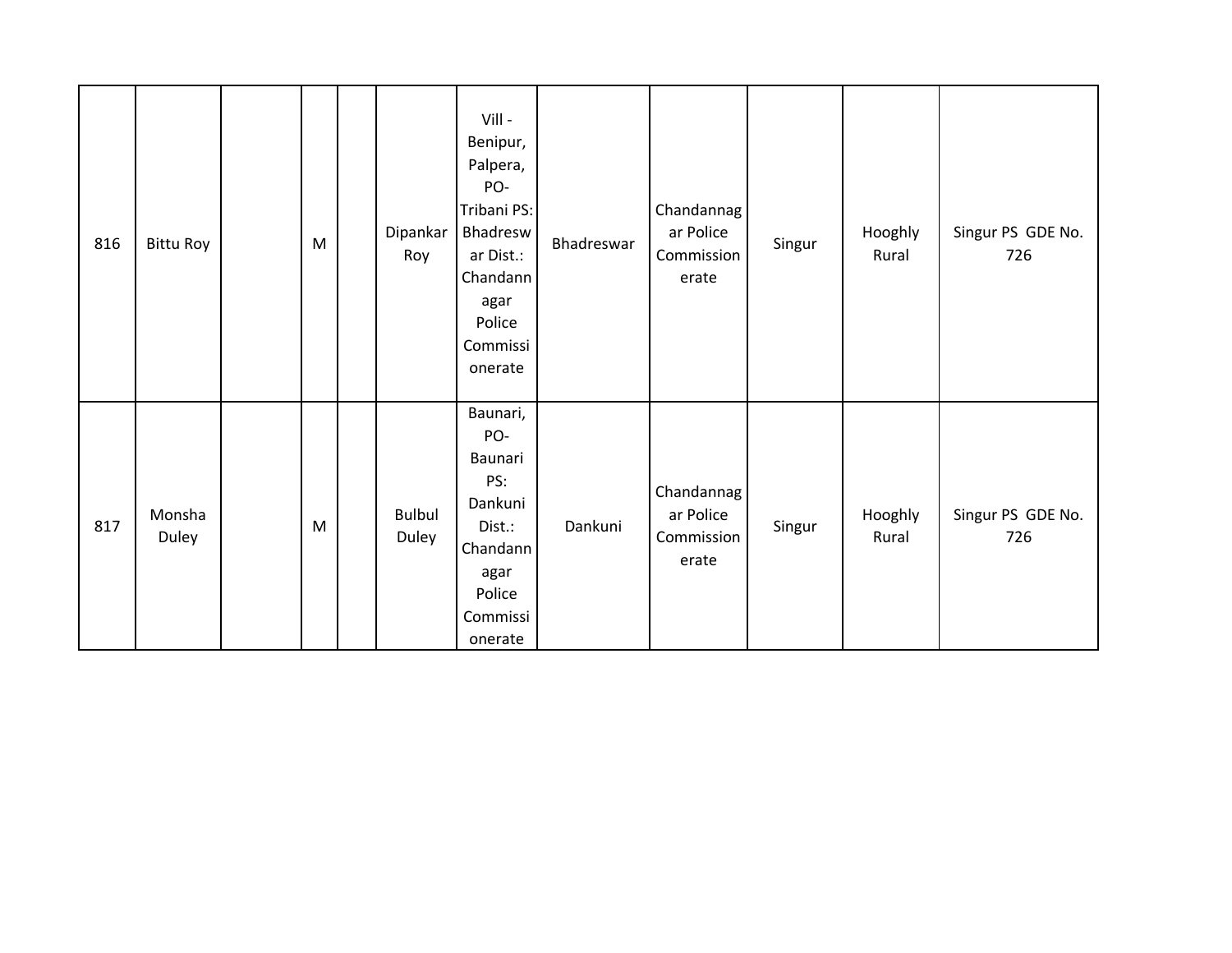| | | | | | | | | | | | |
|---|---|---|---|---|---|---|---|---|---|---|---|
| 816 | Bittu Roy | | M | | Dipankar Roy | Vill - Benipur, Palpera, PO- Tribani PS: Bhadreswar Dist.: Chandannagar Police Commissionerate | Bhadreswar | Chandannagar Police Commissionerate | Singur | Hooghly Rural | Singur PS GDE No. 726 |
| 817 | Monsha Duley | | M | | Bulbul Duley | Baunari, PO- Baunari PS: Dankuni Dist.: Chandannagar Police Commissionerate | Dankuni | Chandannagar Police Commissionerate | Singur | Hooghly Rural | Singur PS GDE No. 726 |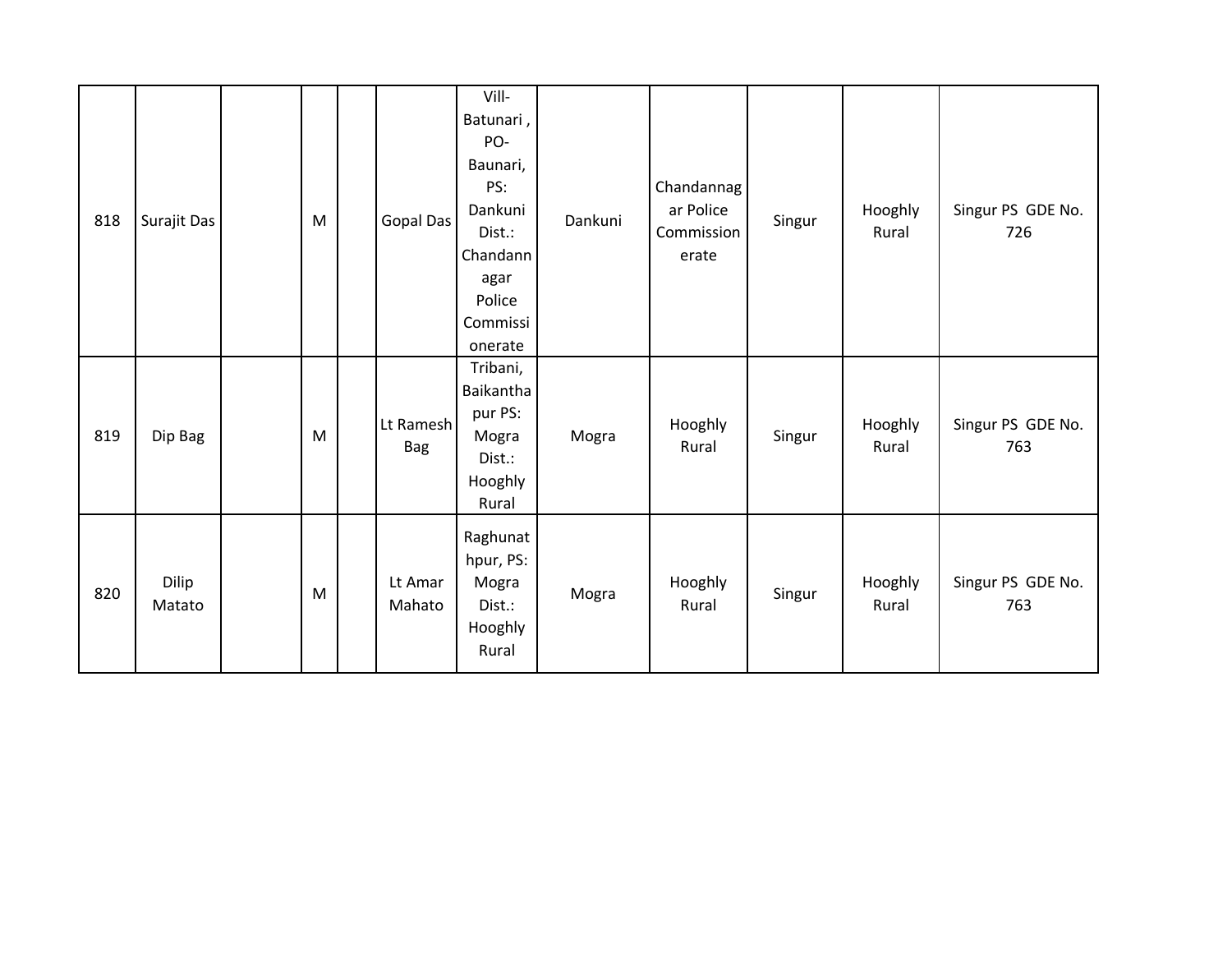| 818 | Surajit Das | | M | | Gopal Das | Vill- Batunari , PO- Baunari, PS: Dankuni Dist.: Chandannagar Police Commissionerate | Dankuni | Chandannagar Police Commissionerate | Singur | Hooghly Rural | Singur PS GDE No. 726 |
|---|---|---|---|---|---|---|---|---|---|---|---|
| 819 | Dip Bag | | M | | Lt Ramesh Bag | Tribani, Baikanthapur PS: Mogra Dist.: Hooghly Rural | Mogra | Hooghly Rural | Singur | Hooghly Rural | Singur PS GDE No. 763 |
| 820 | Dilip Matato | | M | | Lt Amar Mahato | Raghunathpur, PS: Mogra Dist.: Hooghly Rural | Mogra | Hooghly Rural | Singur | Hooghly Rural | Singur PS GDE No. 763 |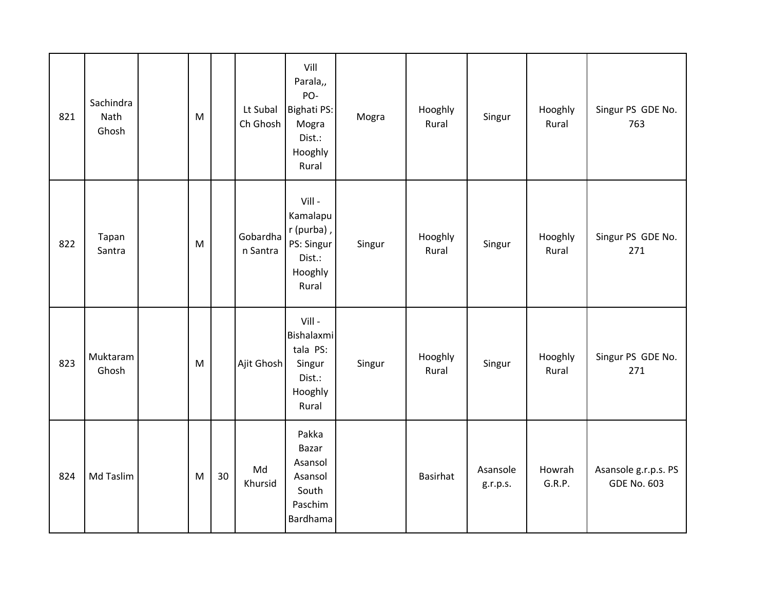| 821 | Sachindra Nath Ghosh | | M | | Lt Subal Ch Ghosh | Vill Parala,, PO- Bighati PS: Mogra Dist.: Hooghly Rural | Mogra | Hooghly Rural | Singur | Hooghly Rural | Singur PS GDE No. 763 |
|---|---|---|---|---|---|---|---|---|---|---|---|
| 822 | Tapan Santra | | M | | Gobardhan Santra | Vill - Kamalapur (purba) , PS: Singur Dist.: Hooghly Rural | Singur | Hooghly Rural | Singur | Hooghly Rural | Singur PS GDE No. 271 |
| 823 | Muktaram Ghosh | | M | | Ajit Ghosh | Vill - Bishalaxmitala PS: Singur Dist.: Hooghly Rural | Singur | Hooghly Rural | Singur | Hooghly Rural | Singur PS GDE No. 271 |
| 824 | Md Taslim | | M | 30 | Md Khursid | Pakka Bazar Asansol Asansol South Paschim Bardhama | | Basirhat | Asansole g.r.p.s. | Howrah G.R.P. | Asansole g.r.p.s. PS GDE No. 603 |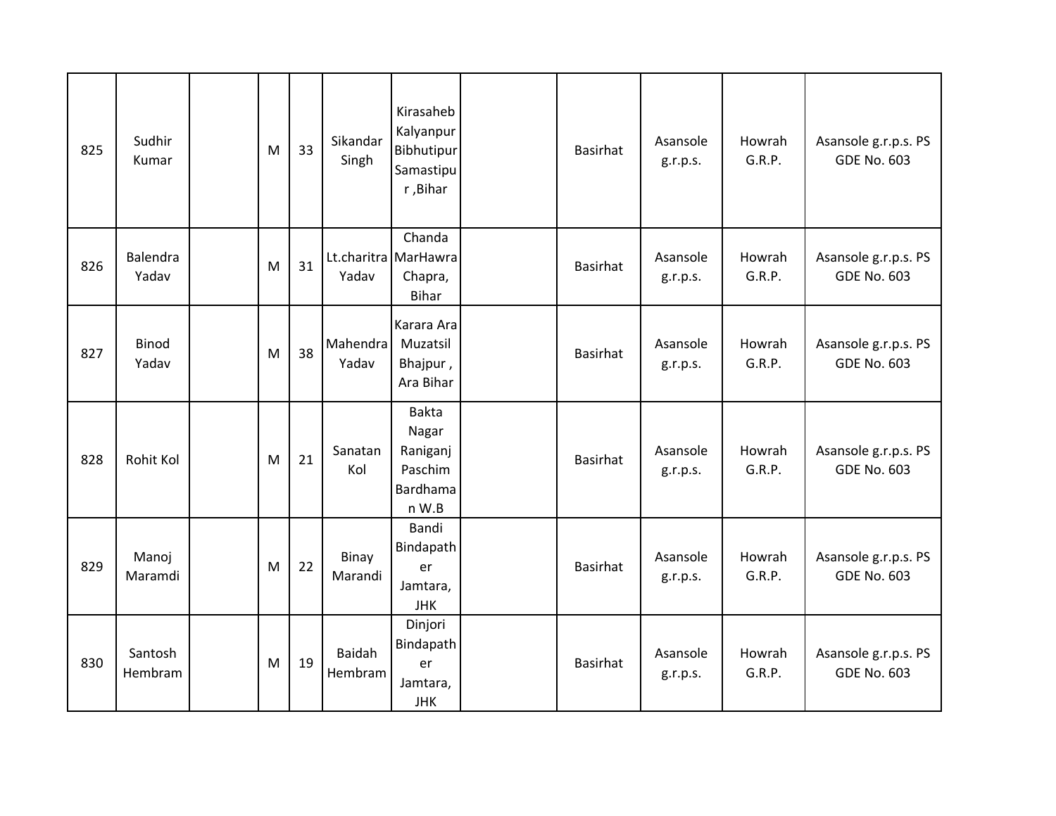| 825 | Sudhir Kumar | | M | 33 | Sikandar Singh | Kirasaheb Kalyanpur Bibhutipur Samastipur ,Bihar | | Basirhat | Asansole g.r.p.s. | Howrah G.R.P. | Asansole g.r.p.s. PS GDE No. 603 |
|---|---|---|---|---|---|---|---|---|---|---|---|
| 826 | Balendra Yadav | | M | 31 | Lt.charitra Yadav | Chanda MarHawra Chapra, Bihar | | Basirhat | Asansole g.r.p.s. | Howrah G.R.P. | Asansole g.r.p.s. PS GDE No. 603 |
| 827 | Binod Yadav | | M | 38 | Mahendra Yadav | Karara Ara Muzatsil Bhajpur , Ara Bihar | | Basirhat | Asansole g.r.p.s. | Howrah G.R.P. | Asansole g.r.p.s. PS GDE No. 603 |
| 828 | Rohit Kol | | M | 21 | Sanatan Kol | Bakta Nagar Raniganj Paschim Bardhaman W.B | | Basirhat | Asansole g.r.p.s. | Howrah G.R.P. | Asansole g.r.p.s. PS GDE No. 603 |
| 829 | Manoj Maramdi | | M | 22 | Binay Marandi | Bandi Bindapather Jamtara, JHK | | Basirhat | Asansole g.r.p.s. | Howrah G.R.P. | Asansole g.r.p.s. PS GDE No. 603 |
| 830 | Santosh Hembram | | M | 19 | Baidah Hembram | Dinjori Bindapather Jamtara, JHK | | Basirhat | Asansole g.r.p.s. | Howrah G.R.P. | Asansole g.r.p.s. PS GDE No. 603 |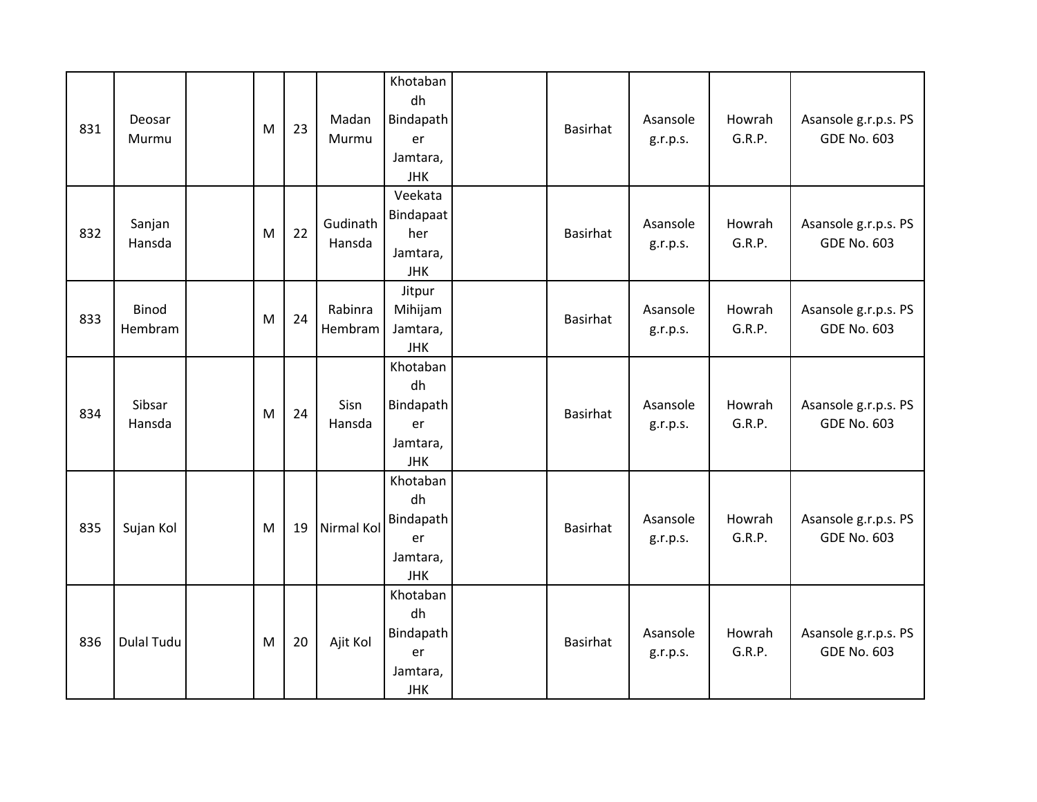| | | | | | | | | | | | |
|---|---|---|---|---|---|---|---|---|---|---|---|
| 831 | Deosar Murmu | | M | 23 | Madan Murmu | Khotabandh Bindapather Jamtara, JHK | | Basirhat | Asansole g.r.p.s. | Howrah G.R.P. | Asansole g.r.p.s. PS GDE No. 603 |
| 832 | Sanjan Hansda | | M | 22 | Gudinath Hansda | Veekata Bindapaather Jamtara, JHK | | Basirhat | Asansole g.r.p.s. | Howrah G.R.P. | Asansole g.r.p.s. PS GDE No. 603 |
| 833 | Binod Hembram | | M | 24 | Rabinra Hembram | Jitpur Mihijam Jamtara, JHK | | Basirhat | Asansole g.r.p.s. | Howrah G.R.P. | Asansole g.r.p.s. PS GDE No. 603 |
| 834 | Sibsar Hansda | | M | 24 | Sisn Hansda | Khotabandh Bindapather Jamtara, JHK | | Basirhat | Asansole g.r.p.s. | Howrah G.R.P. | Asansole g.r.p.s. PS GDE No. 603 |
| 835 | Sujan Kol | | M | 19 | Nirmal Kol | Khotabandh Bindapather Jamtara, JHK | | Basirhat | Asansole g.r.p.s. | Howrah G.R.P. | Asansole g.r.p.s. PS GDE No. 603 |
| 836 | Dulal Tudu | | M | 20 | Ajit Kol | Khotabandh Bindapather Jamtara, JHK | | Basirhat | Asansole g.r.p.s. | Howrah G.R.P. | Asansole g.r.p.s. PS GDE No. 603 |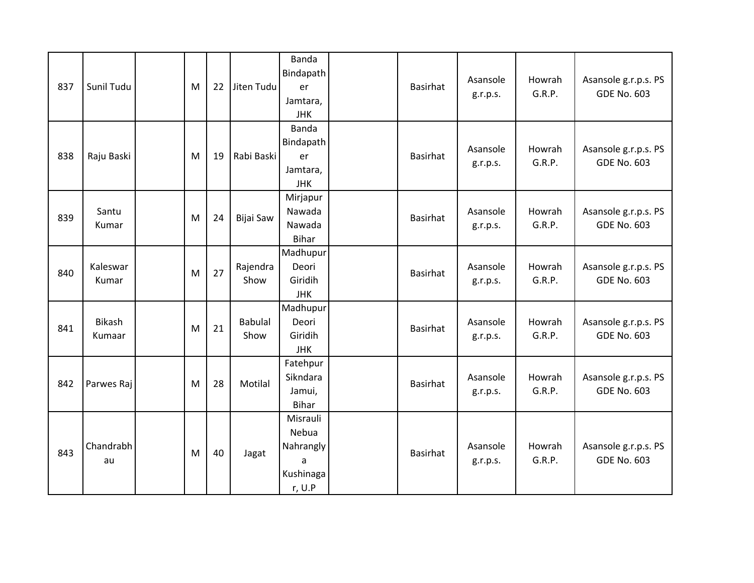| | | | | | | | | | | | |
|---|---|---|---|---|---|---|---|---|---|---|---|
| 837 | Sunil Tudu | | M | 22 | Jiten Tudu | Banda Bindapather Jamtara, JHK | | Basirhat | Asansole g.r.p.s. | Howrah G.R.P. | Asansole g.r.p.s. PS GDE No. 603 |
| 838 | Raju Baski | | M | 19 | Rabi Baski | Banda Bindapather Jamtara, JHK | | Basirhat | Asansole g.r.p.s. | Howrah G.R.P. | Asansole g.r.p.s. PS GDE No. 603 |
| 839 | Santu Kumar | | M | 24 | Bijai Saw | Mirjapur Nawada Nawada Bihar | | Basirhat | Asansole g.r.p.s. | Howrah G.R.P. | Asansole g.r.p.s. PS GDE No. 603 |
| 840 | Kaleswar Kumar | | M | 27 | Rajendra Show | Madhupur Deori Giridih JHK | | Basirhat | Asansole g.r.p.s. | Howrah G.R.P. | Asansole g.r.p.s. PS GDE No. 603 |
| 841 | Bikash Kumaar | | M | 21 | Babulal Show | Madhupur Deori Giridih JHK | | Basirhat | Asansole g.r.p.s. | Howrah G.R.P. | Asansole g.r.p.s. PS GDE No. 603 |
| 842 | Parwes Raj | | M | 28 | Motilal | Fatehpur Sikndara Jamui, Bihar | | Basirhat | Asansole g.r.p.s. | Howrah G.R.P. | Asansole g.r.p.s. PS GDE No. 603 |
| 843 | Chandrabhau | | M | 40 | Jagat | Misrauli Nebua Nahranglya Kushinagar, U.P | | Basirhat | Asansole g.r.p.s. | Howrah G.R.P. | Asansole g.r.p.s. PS GDE No. 603 |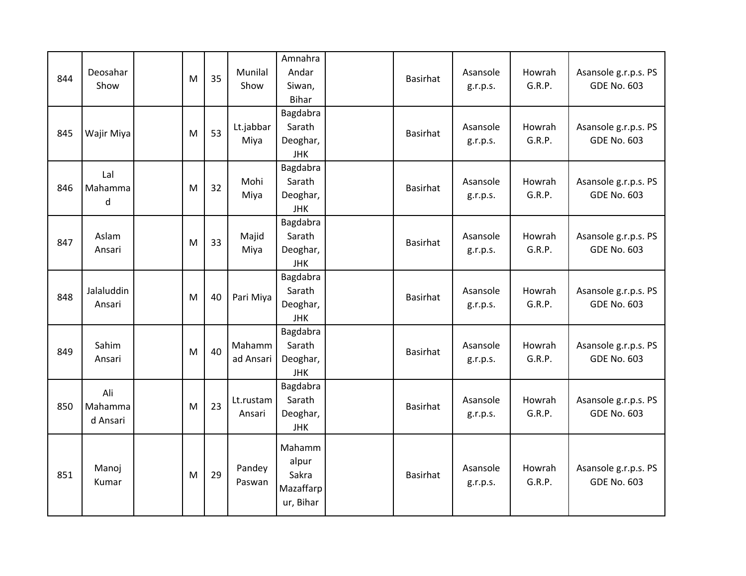| | | | | | | | | | | | |
|---|---|---|---|---|---|---|---|---|---|---|---|
| 844 | Deosahar Show | | M | 35 | Munilal Show | Amnahra Andar Siwan, Bihar | | Basirhat | Asansole g.r.p.s. | Howrah G.R.P. | Asansole g.r.p.s. PS GDE No. 603 |
| 845 | Wajir Miya | | M | 53 | Lt.jabbar Miya | Bagdabra Sarath Deoghar, JHK | | Basirhat | Asansole g.r.p.s. | Howrah G.R.P. | Asansole g.r.p.s. PS GDE No. 603 |
| 846 | Lal Mahammad | | M | 32 | Mohi Miya | Bagdabra Sarath Deoghar, JHK | | Basirhat | Asansole g.r.p.s. | Howrah G.R.P. | Asansole g.r.p.s. PS GDE No. 603 |
| 847 | Aslam Ansari | | M | 33 | Majid Miya | Bagdabra Sarath Deoghar, JHK | | Basirhat | Asansole g.r.p.s. | Howrah G.R.P. | Asansole g.r.p.s. PS GDE No. 603 |
| 848 | Jalaluddin Ansari | | M | 40 | Pari Miya | Bagdabra Sarath Deoghar, JHK | | Basirhat | Asansole g.r.p.s. | Howrah G.R.P. | Asansole g.r.p.s. PS GDE No. 603 |
| 849 | Sahim Ansari | | M | 40 | Mahammad Ansari | Bagdabra Sarath Deoghar, JHK | | Basirhat | Asansole g.r.p.s. | Howrah G.R.P. | Asansole g.r.p.s. PS GDE No. 603 |
| 850 | Ali Mahammad Ansari | | M | 23 | Lt.rustam Ansari | Bagdabra Sarath Deoghar, JHK | | Basirhat | Asansole g.r.p.s. | Howrah G.R.P. | Asansole g.r.p.s. PS GDE No. 603 |
| 851 | Manoj Kumar | | M | 29 | Pandey Paswan | Mahammalpur Sakra Mazaffarpur, Bihar | | Basirhat | Asansole g.r.p.s. | Howrah G.R.P. | Asansole g.r.p.s. PS GDE No. 603 |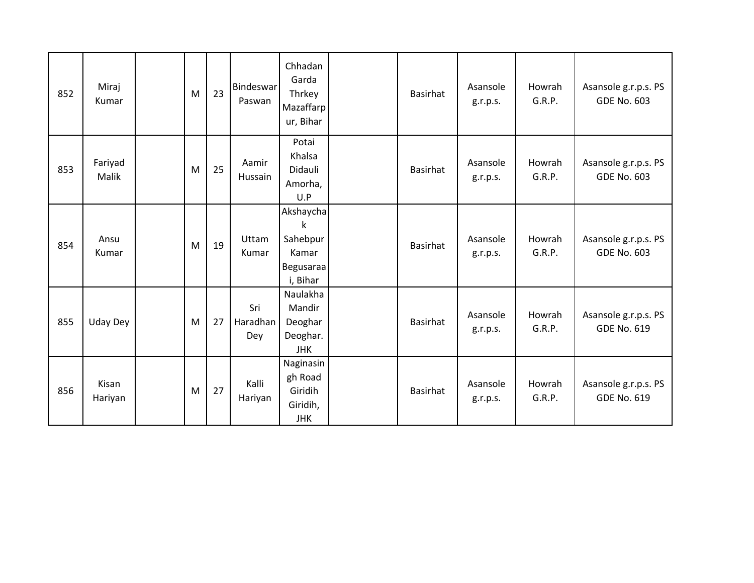| | | | | | | | | | | | |
|---|---|---|---|---|---|---|---|---|---|---|---|
| 852 | Miraj Kumar | | M | 23 | Bindeswar Paswan | Chhadan Garda Thrkey Mazaffarpur, Bihar | | Basirhat | Asansole g.r.p.s. | Howrah G.R.P. | Asansole g.r.p.s. PS GDE No. 603 |
| 853 | Fariyad Malik | | M | 25 | Aamir Hussain | Potai Khalsa Didauli Amorha, U.P | | Basirhat | Asansole g.r.p.s. | Howrah G.R.P. | Asansole g.r.p.s. PS GDE No. 603 |
| 854 | Ansu Kumar | | M | 19 | Uttam Kumar | Akshaychak Sahebpur Kamar Begusaraai, Bihar | | Basirhat | Asansole g.r.p.s. | Howrah G.R.P. | Asansole g.r.p.s. PS GDE No. 603 |
| 855 | Uday Dey | | M | 27 | Sri Haradhan Dey | Naulakha Mandir Deoghar Deoghar. JHK | | Basirhat | Asansole g.r.p.s. | Howrah G.R.P. | Asansole g.r.p.s. PS GDE No. 619 |
| 856 | Kisan Hariyan | | M | 27 | Kalli Hariyan | Naginasingh Road Giridih Giridih, JHK | | Basirhat | Asansole g.r.p.s. | Howrah G.R.P. | Asansole g.r.p.s. PS GDE No. 619 |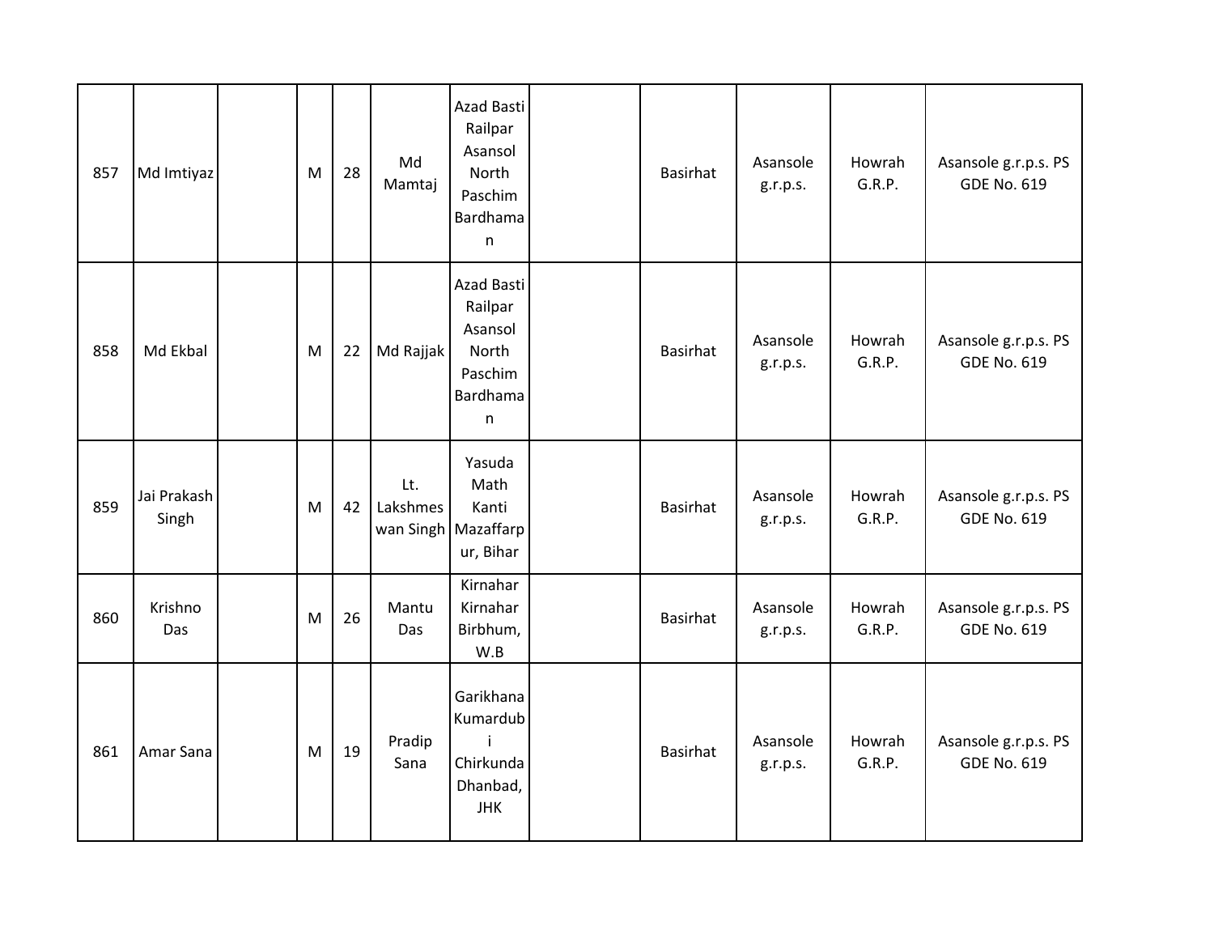| 857 | Md Imtiyaz | | M | 28 | Md Mamtaj | Azad Basti Railpar Asansol North Paschim Bardhaman | | Basirhat | Asansole g.r.p.s. | Howrah G.R.P. | Asansole g.r.p.s. PS GDE No. 619 |
|---|---|---|---|---|---|---|---|---|---|---|---|
| 858 | Md Ekbal | | M | 22 | Md Rajjak | Azad Basti Railpar Asansol North Paschim Bardhaman | | Basirhat | Asansole g.r.p.s. | Howrah G.R.P. | Asansole g.r.p.s. PS GDE No. 619 |
| 859 | Jai Prakash Singh | | M | 42 | Lt. Lakshmeswan Singh | Yasuda Math Kanti Mazaffarpur, Bihar | | Basirhat | Asansole g.r.p.s. | Howrah G.R.P. | Asansole g.r.p.s. PS GDE No. 619 |
| 860 | Krishno Das | | M | 26 | Mantu Das | Kirnahar Kirnahar Birbhum, W.B | | Basirhat | Asansole g.r.p.s. | Howrah G.R.P. | Asansole g.r.p.s. PS GDE No. 619 |
| 861 | Amar Sana | | M | 19 | Pradip Sana | Garikhana Kumardubi Chirkunda Dhanbad, JHK | | Basirhat | Asansole g.r.p.s. | Howrah G.R.P. | Asansole g.r.p.s. PS GDE No. 619 |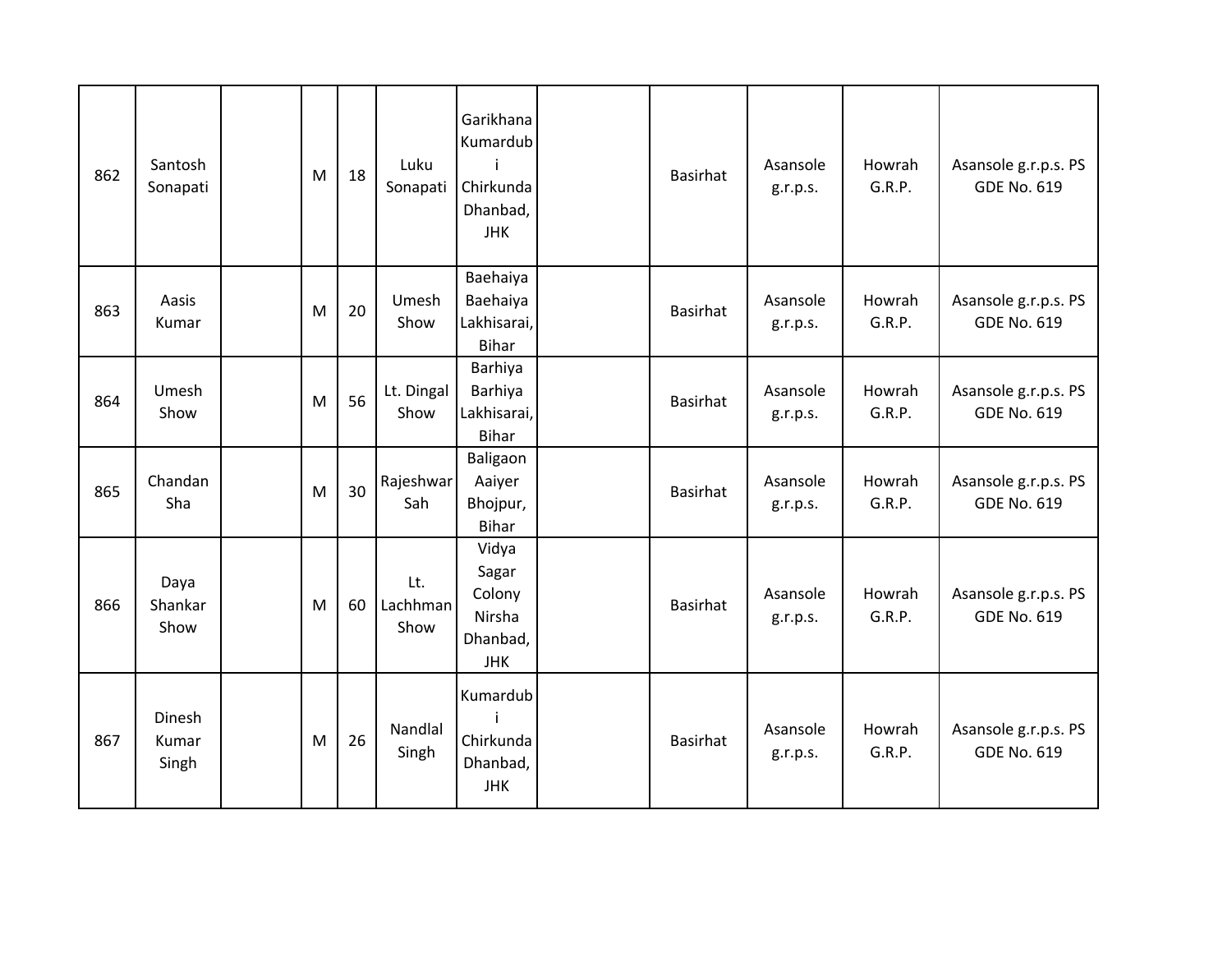| | | | | | | | | | | | |
|---|---|---|---|---|---|---|---|---|---|---|---|
| 862 | Santosh Sonapati | | M | 18 | Luku Sonapati | Garikhana Kumardubi Chirkunda Dhanbad, JHK | | Basirhat | Asansole g.r.p.s. | Howrah G.R.P. | Asansole g.r.p.s. PS GDE No. 619 |
| 863 | Aasis Kumar | | M | 20 | Umesh Show | Baehaiya Baehaiya Lakhisarai, Bihar | | Basirhat | Asansole g.r.p.s. | Howrah G.R.P. | Asansole g.r.p.s. PS GDE No. 619 |
| 864 | Umesh Show | | M | 56 | Lt. Dingal Show | Barhiya Barhiya Lakhisarai, Bihar | | Basirhat | Asansole g.r.p.s. | Howrah G.R.P. | Asansole g.r.p.s. PS GDE No. 619 |
| 865 | Chandan Sha | | M | 30 | Rajeshwar Sah | Baligaon Aaiyer Bhojpur, Bihar | | Basirhat | Asansole g.r.p.s. | Howrah G.R.P. | Asansole g.r.p.s. PS GDE No. 619 |
| 866 | Daya Shankar Show | | M | 60 | Lt. Lachhman Show | Vidya Sagar Colony Nirsha Dhanbad, JHK | | Basirhat | Asansole g.r.p.s. | Howrah G.R.P. | Asansole g.r.p.s. PS GDE No. 619 |
| 867 | Dinesh Kumar Singh | | M | 26 | Nandlal Singh | Kumardubi Chirkunda Dhanbad, JHK | | Basirhat | Asansole g.r.p.s. | Howrah G.R.P. | Asansole g.r.p.s. PS GDE No. 619 |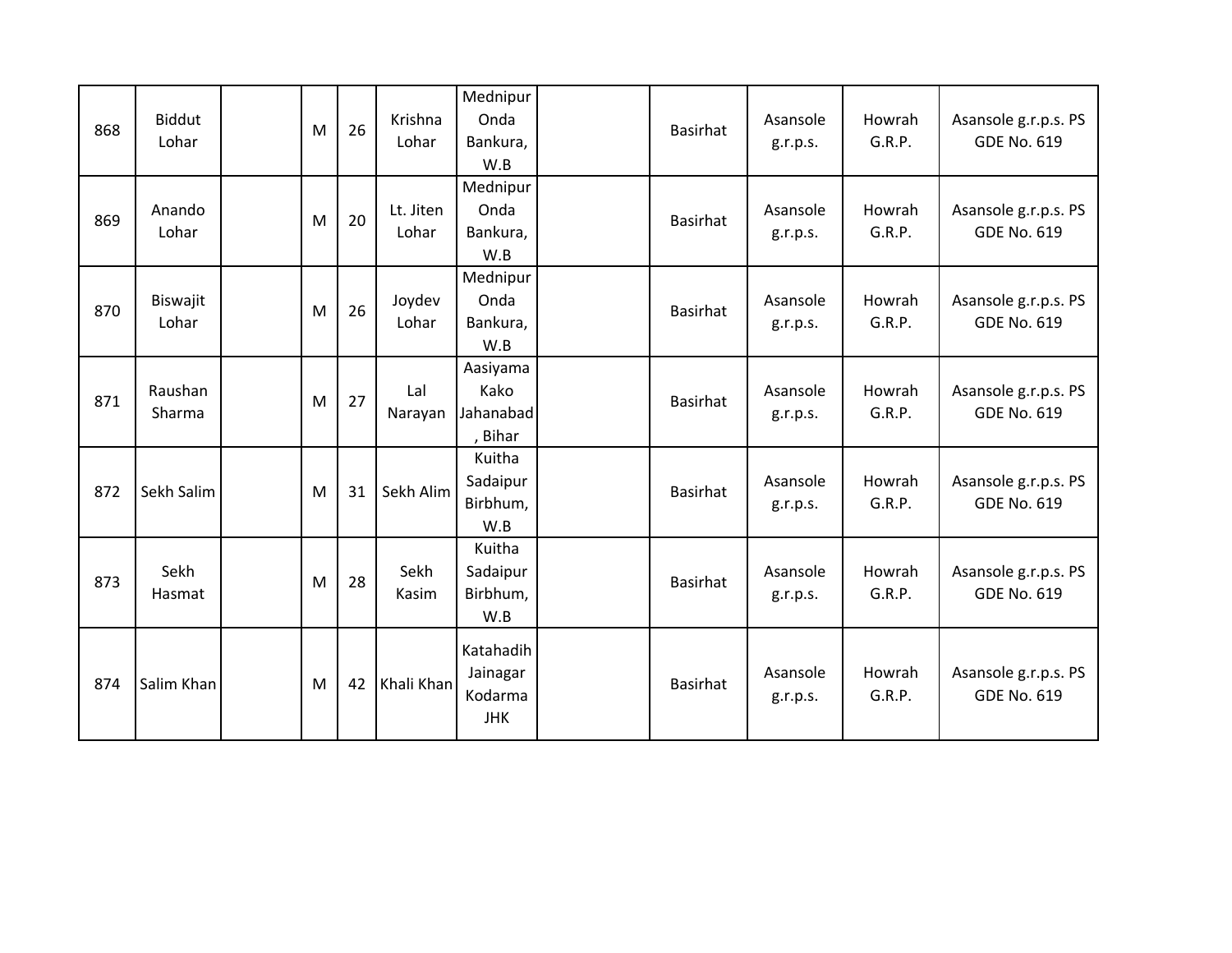| | | | | | | | | | | | |
|---|---|---|---|---|---|---|---|---|---|---|---|
| 868 | Biddut Lohar | | M | 26 | Krishna Lohar | Mednipur Onda Bankura, W.B | | Basirhat | Asansole g.r.p.s. | Howrah G.R.P. | Asansole g.r.p.s. PS GDE No. 619 |
| 869 | Anando Lohar | | M | 20 | Lt. Jiten Lohar | Mednipur Onda Bankura, W.B | | Basirhat | Asansole g.r.p.s. | Howrah G.R.P. | Asansole g.r.p.s. PS GDE No. 619 |
| 870 | Biswajit Lohar | | M | 26 | Joydev Lohar | Mednipur Onda Bankura, W.B | | Basirhat | Asansole g.r.p.s. | Howrah G.R.P. | Asansole g.r.p.s. PS GDE No. 619 |
| 871 | Raushan Sharma | | M | 27 | Lal Narayan | Aasiyama Kako Jahanabad , Bihar | | Basirhat | Asansole g.r.p.s. | Howrah G.R.P. | Asansole g.r.p.s. PS GDE No. 619 |
| 872 | Sekh Salim | | M | 31 | Sekh Alim | Kuitha Sadaipur Birbhum, W.B | | Basirhat | Asansole g.r.p.s. | Howrah G.R.P. | Asansole g.r.p.s. PS GDE No. 619 |
| 873 | Sekh Hasmat | | M | 28 | Sekh Kasim | Kuitha Sadaipur Birbhum, W.B | | Basirhat | Asansole g.r.p.s. | Howrah G.R.P. | Asansole g.r.p.s. PS GDE No. 619 |
| 874 | Salim Khan | | M | 42 | Khali Khan | Katahadih Jainagar Kodarma JHK | | Basirhat | Asansole g.r.p.s. | Howrah G.R.P. | Asansole g.r.p.s. PS GDE No. 619 |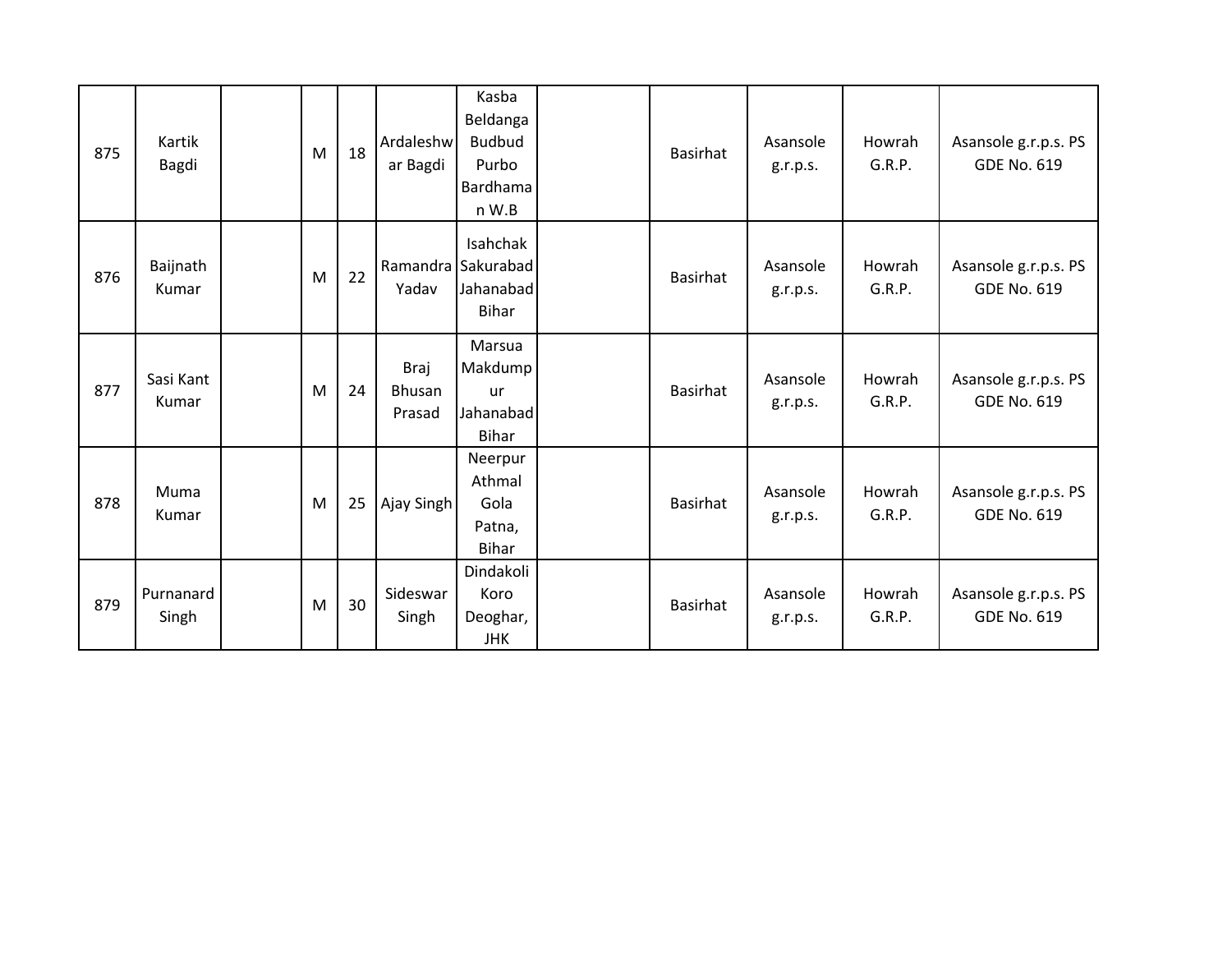| 875 | Kartik Bagdi | | M | 18 | Ardaleshwar Bagdi | Kasba Beldanga Budbud Purbo Bardhaman W.B | | Basirhat | Asansole g.r.p.s. | Howrah G.R.P. | Asansole g.r.p.s. PS GDE No. 619 |
|---|---|---|---|---|---|---|---|---|---|---|---|
| 876 | Baijnath Kumar | | M | 22 | Ramandra Yadav | Isahchak Sakurabad Jahanabad Bihar | | Basirhat | Asansole g.r.p.s. | Howrah G.R.P. | Asansole g.r.p.s. PS GDE No. 619 |
| 877 | Sasi Kant Kumar | | M | 24 | Braj Bhusan Prasad | Marsua Makdumpur Jahanabad Bihar | | Basirhat | Asansole g.r.p.s. | Howrah G.R.P. | Asansole g.r.p.s. PS GDE No. 619 |
| 878 | Muma Kumar | | M | 25 | Ajay Singh | Neerpur Athmal Gola Patna, Bihar | | Basirhat | Asansole g.r.p.s. | Howrah G.R.P. | Asansole g.r.p.s. PS GDE No. 619 |
| 879 | Purnanard Singh | | M | 30 | Sideswar Singh | Dindakoli Koro Deoghar, JHK | | Basirhat | Asansole g.r.p.s. | Howrah G.R.P. | Asansole g.r.p.s. PS GDE No. 619 |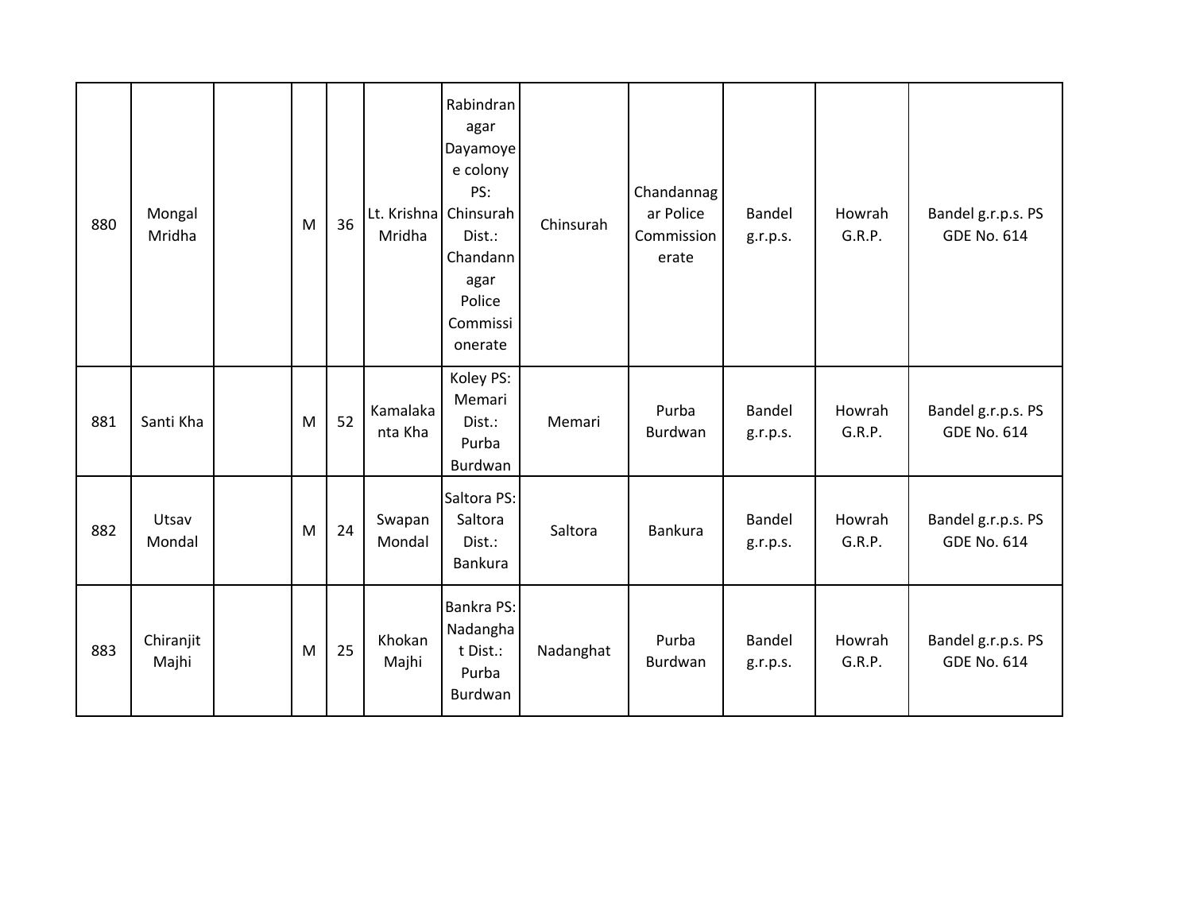| 880 | Mongal Mridha | | M | 36 | Lt. Krishna Mridha | Rabindranagar Dayamoyee colony PS: Chinsurah Dist.: Chandannagar Police Commissionerate | Chinsurah | Chandannagar Police Commissionerate | Bandel g.r.p.s. | Howrah G.R.P. | Bandel g.r.p.s. PS GDE No. 614 |
|---|---|---|---|---|---|---|---|---|---|---|---|
| 881 | Santi Kha | | M | 52 | Kamalakanta Kha | Koley PS: Memari Dist.: Purba Burdwan | Memari | Purba Burdwan | Bandel g.r.p.s. | Howrah G.R.P. | Bandel g.r.p.s. PS GDE No. 614 |
| 882 | Utsav Mondal | | M | 24 | Swapan Mondal | Saltora PS: Saltora Dist.: Bankura | Saltora | Bankura | Bandel g.r.p.s. | Howrah G.R.P. | Bandel g.r.p.s. PS GDE No. 614 |
| 883 | Chiranjit Majhi | | M | 25 | Khokan Majhi | Bankra PS: Nadanghat Dist.: Purba Burdwan | Nadanghat | Purba Burdwan | Bandel g.r.p.s. | Howrah G.R.P. | Bandel g.r.p.s. PS GDE No. 614 |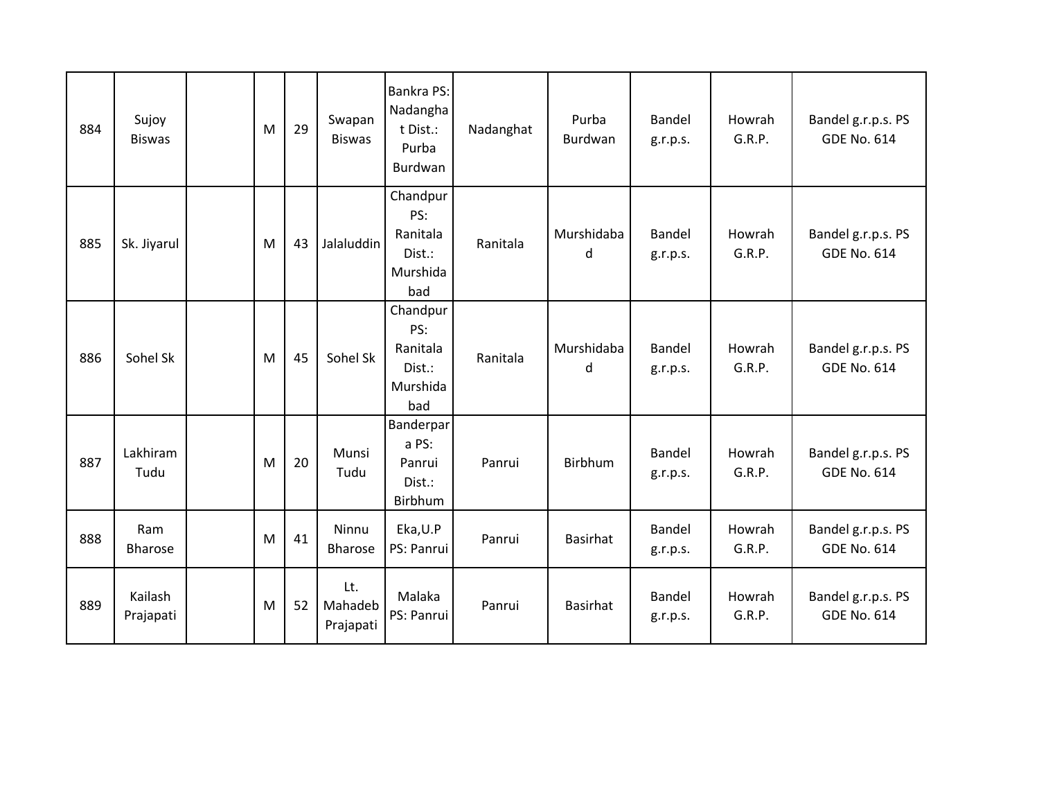| | | | | | | | | | | | |
|---|---|---|---|---|---|---|---|---|---|---|---|
| 884 | Sujoy Biswas | | M | 29 | Swapan Biswas | Bankra PS: Nadanghat Dist.: Purba Burdwan | Nadanghat | Purba Burdwan | Bandel g.r.p.s. | Howrah G.R.P. | Bandel g.r.p.s. PS GDE No. 614 |
| 885 | Sk. Jiyarul | | M | 43 | Jalaluddin | Chandpur PS: Ranitala Dist.: Murshidabad | Ranitala | Murshidabad | Bandel g.r.p.s. | Howrah G.R.P. | Bandel g.r.p.s. PS GDE No. 614 |
| 886 | Sohel Sk | | M | 45 | Sohel Sk | Chandpur PS: Ranitala Dist.: Murshidabad | Ranitala | Murshidabad | Bandel g.r.p.s. | Howrah G.R.P. | Bandel g.r.p.s. PS GDE No. 614 |
| 887 | Lakhiram Tudu | | M | 20 | Munsi Tudu | Banderpara PS: Panrui Dist.: Birbhum | Panrui | Birbhum | Bandel g.r.p.s. | Howrah G.R.P. | Bandel g.r.p.s. PS GDE No. 614 |
| 888 | Ram Bharose | | M | 41 | Ninnu Bharose | Eka,U.P PS: Panrui | Panrui | Basirhat | Bandel g.r.p.s. | Howrah G.R.P. | Bandel g.r.p.s. PS GDE No. 614 |
| 889 | Kailash Prajapati | | M | 52 | Lt. Mahadeb Prajapati | Malaka PS: Panrui | Panrui | Basirhat | Bandel g.r.p.s. | Howrah G.R.P. | Bandel g.r.p.s. PS GDE No. 614 |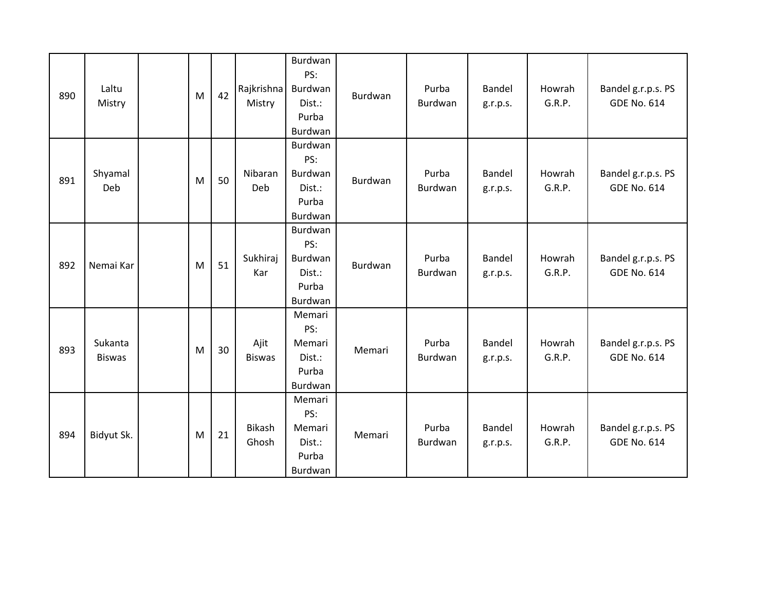| | | | | | | | | | | | |
|---|---|---|---|---|---|---|---|---|---|---|---|
| 890 | Laltu Mistry | | M | 42 | Rajkrishna Mistry | Burdwan PS: Burdwan Dist.: Purba Burdwan | Burdwan | Purba Burdwan | Bandel g.r.p.s. | Howrah G.R.P. | Bandel g.r.p.s. PS GDE No. 614 |
| 891 | Shyamal Deb | | M | 50 | Nibaran Deb | Burdwan PS: Burdwan Dist.: Purba Burdwan | Burdwan | Purba Burdwan | Bandel g.r.p.s. | Howrah G.R.P. | Bandel g.r.p.s. PS GDE No. 614 |
| 892 | Nemai Kar | | M | 51 | Sukhiraj Kar | Burdwan PS: Burdwan Dist.: Purba Burdwan | Burdwan | Purba Burdwan | Bandel g.r.p.s. | Howrah G.R.P. | Bandel g.r.p.s. PS GDE No. 614 |
| 893 | Sukanta Biswas | | M | 30 | Ajit Biswas | Memari PS: Memari Dist.: Purba Burdwan | Memari | Purba Burdwan | Bandel g.r.p.s. | Howrah G.R.P. | Bandel g.r.p.s. PS GDE No. 614 |
| 894 | Bidyut Sk. | | M | 21 | Bikash Ghosh | Memari PS: Memari Dist.: Purba Burdwan | Memari | Purba Burdwan | Bandel g.r.p.s. | Howrah G.R.P. | Bandel g.r.p.s. PS GDE No. 614 |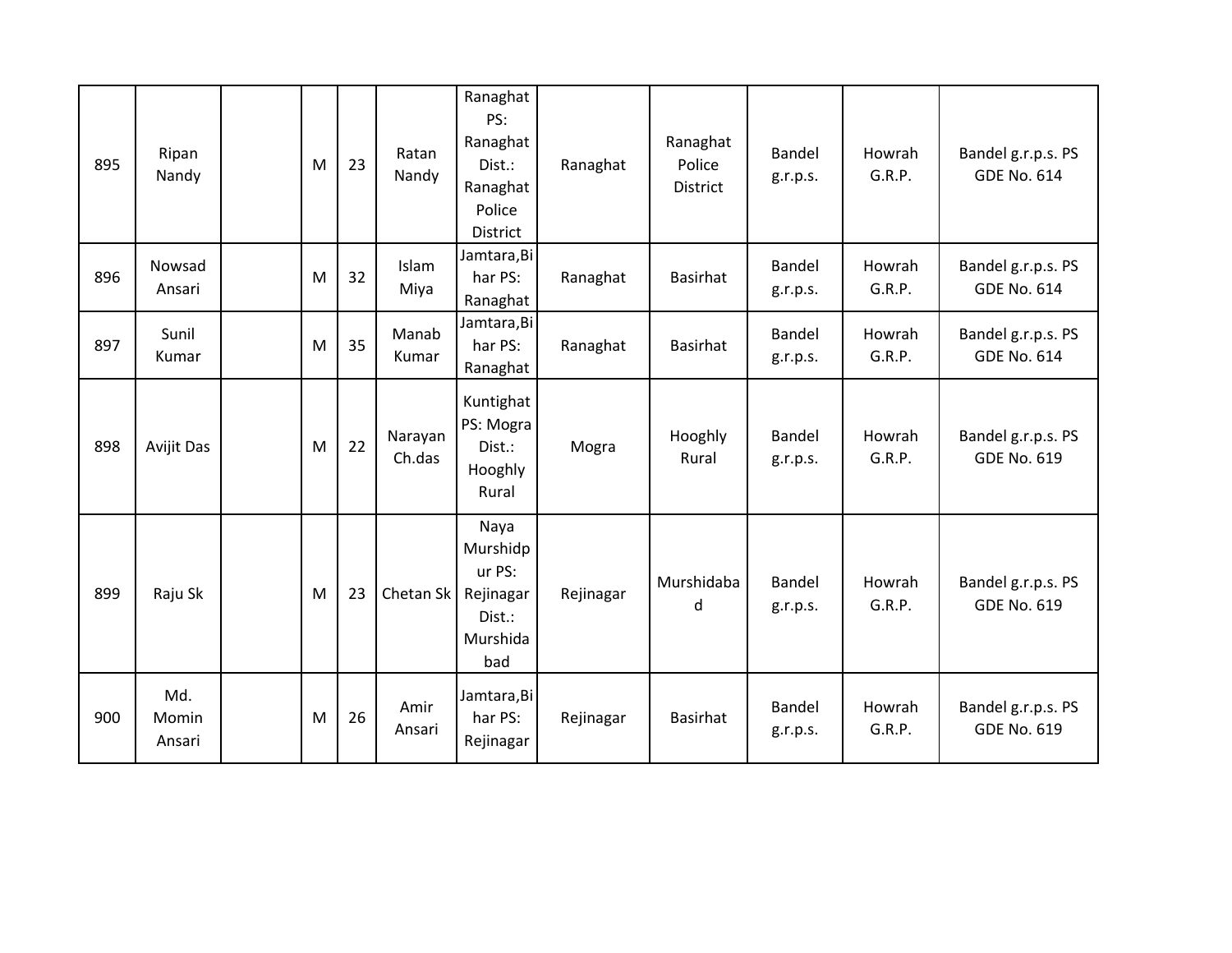| | | | | | | | | | | | |
|---|---|---|---|---|---|---|---|---|---|---|---|
| 895 | Ripan Nandy | | M | 23 | Ratan Nandy | Ranaghat PS: Ranaghat Dist.: Ranaghat Police District | Ranaghat | Ranaghat Police District | Bandel g.r.p.s. | Howrah G.R.P. | Bandel g.r.p.s. PS GDE No. 614 |
| 896 | Nowsad Ansari | | M | 32 | Islam Miya | Jamtara,Bihar PS: Ranaghat | Ranaghat | Basirhat | Bandel g.r.p.s. | Howrah G.R.P. | Bandel g.r.p.s. PS GDE No. 614 |
| 897 | Sunil Kumar | | M | 35 | Manab Kumar | Jamtara,Bihar PS: Ranaghat | Ranaghat | Basirhat | Bandel g.r.p.s. | Howrah G.R.P. | Bandel g.r.p.s. PS GDE No. 614 |
| 898 | Avijit Das | | M | 22 | Narayan Ch.das | Kuntighat PS: Mogra Dist.: Hooghly Rural | Mogra | Hooghly Rural | Bandel g.r.p.s. | Howrah G.R.P. | Bandel g.r.p.s. PS GDE No. 619 |
| 899 | Raju Sk | | M | 23 | Chetan Sk | Naya Murshidpur PS: Rejinagar Dist.: Murshidabad | Rejinagar | Murshidabad | Bandel g.r.p.s. | Howrah G.R.P. | Bandel g.r.p.s. PS GDE No. 619 |
| 900 | Md. Momin Ansari | | M | 26 | Amir Ansari | Jamtara,Bihar PS: Rejinagar | Rejinagar | Basirhat | Bandel g.r.p.s. | Howrah G.R.P. | Bandel g.r.p.s. PS GDE No. 619 |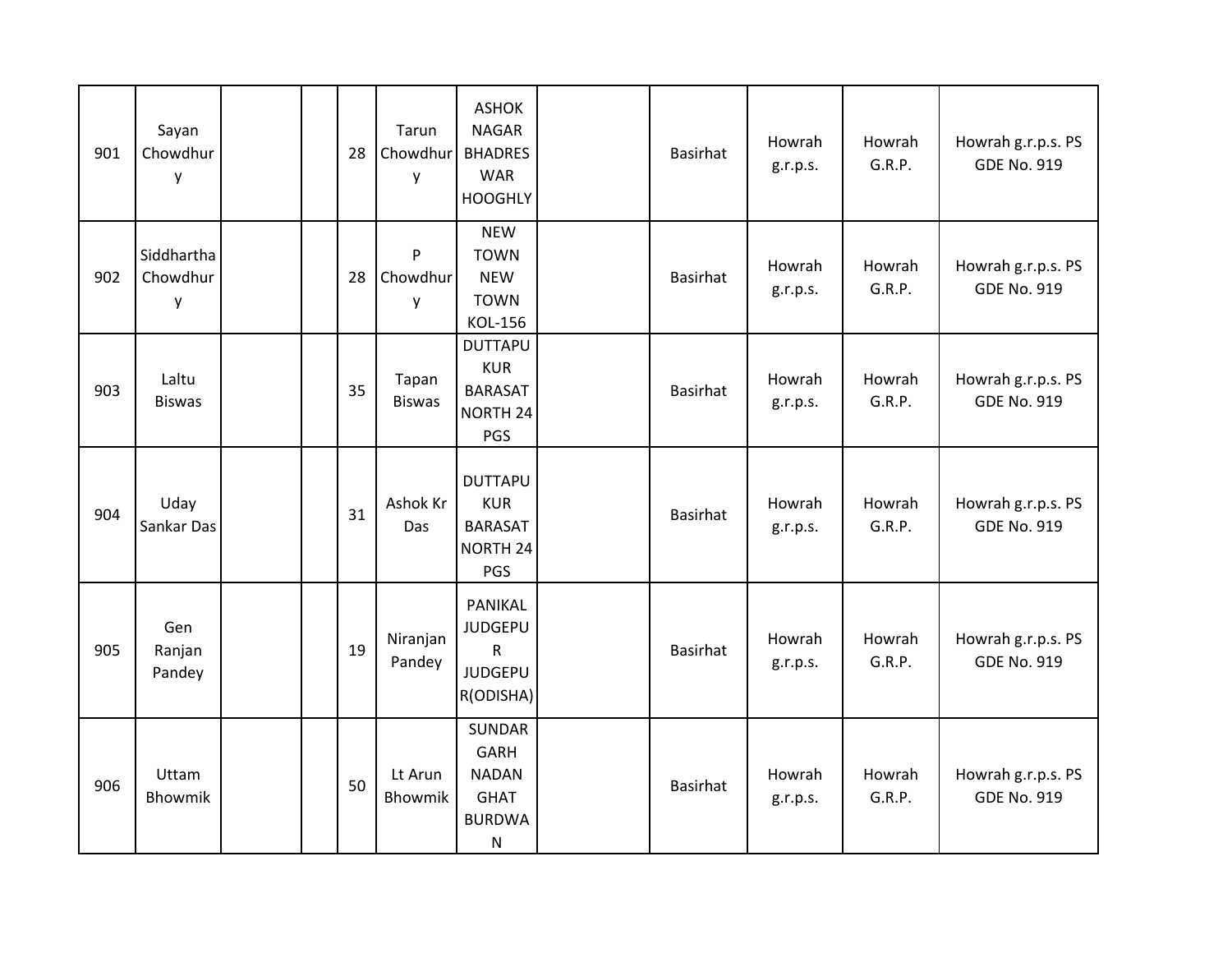| | | | | | | | | | | | |
|---|---|---|---|---|---|---|---|---|---|---|---|
| 901 | Sayan Chowdhury | | | 28 | Tarun Chowdhury | ASHOK NAGAR BHADRESWAR HOOGHLY | | Basirhat | Howrah g.r.p.s. | Howrah G.R.P. | Howrah g.r.p.s. PS GDE No. 919 |
| 902 | Siddhartha Chowdhury | | | 28 | P Chowdhury | NEW TOWN NEW TOWN KOL-156 | | Basirhat | Howrah g.r.p.s. | Howrah G.R.P. | Howrah g.r.p.s. PS GDE No. 919 |
| 903 | Laltu Biswas | | | 35 | Tapan Biswas | DUTTAPUKUR BARASAT NORTH 24 PGS | | Basirhat | Howrah g.r.p.s. | Howrah G.R.P. | Howrah g.r.p.s. PS GDE No. 919 |
| 904 | Uday Sankar Das | | | 31 | Ashok Kr Das | DUTTAPUKUR BARASAT NORTH 24 PGS | | Basirhat | Howrah g.r.p.s. | Howrah G.R.P. | Howrah g.r.p.s. PS GDE No. 919 |
| 905 | Gen Ranjan Pandey | | | 19 | Niranjan Pandey | PANIKAL JUDGEPUR JUDGEPUR(ODISHA) | | Basirhat | Howrah g.r.p.s. | Howrah G.R.P. | Howrah g.r.p.s. PS GDE No. 919 |
| 906 | Uttam Bhowmik | | | 50 | Lt Arun Bhowmik | SUNDARGARH NADAN GHAT BURDWAN | | Basirhat | Howrah g.r.p.s. | Howrah G.R.P. | Howrah g.r.p.s. PS GDE No. 919 |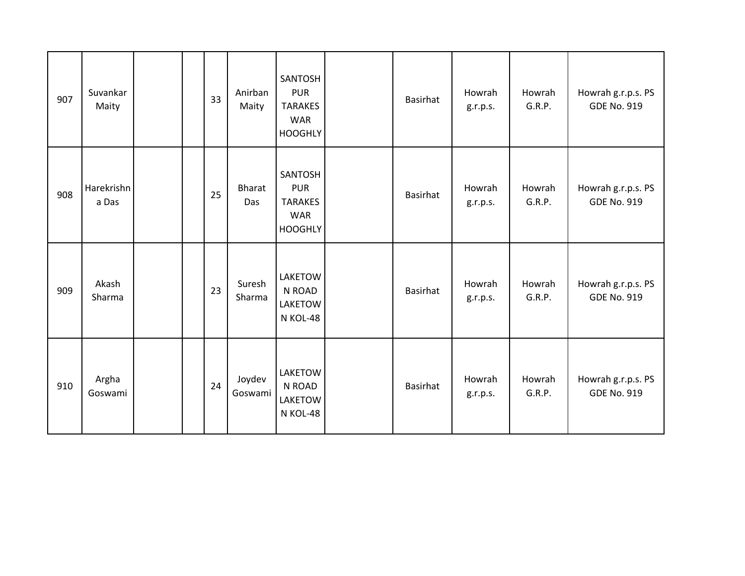| | | | | | | | | | | | |
|---|---|---|---|---|---|---|---|---|---|---|---|
| 907 | Suvankar Maity | | | 33 | Anirban Maity | SANTOSH PUR TARAKES WAR HOOGHLY | | Basirhat | Howrah g.r.p.s. | Howrah G.R.P. | Howrah g.r.p.s. PS GDE No. 919 |
| 908 | Harekrishna Das | | | 25 | Bharat Das | SANTOSH PUR TARAKES WAR HOOGHLY | | Basirhat | Howrah g.r.p.s. | Howrah G.R.P. | Howrah g.r.p.s. PS GDE No. 919 |
| 909 | Akash Sharma | | | 23 | Suresh Sharma | LAKETOW N ROAD LAKETOW N KOL-48 | | Basirhat | Howrah g.r.p.s. | Howrah G.R.P. | Howrah g.r.p.s. PS GDE No. 919 |
| 910 | Argha Goswami | | | 24 | Joydev Goswami | LAKETOW N ROAD LAKETOW N KOL-48 | | Basirhat | Howrah g.r.p.s. | Howrah G.R.P. | Howrah g.r.p.s. PS GDE No. 919 |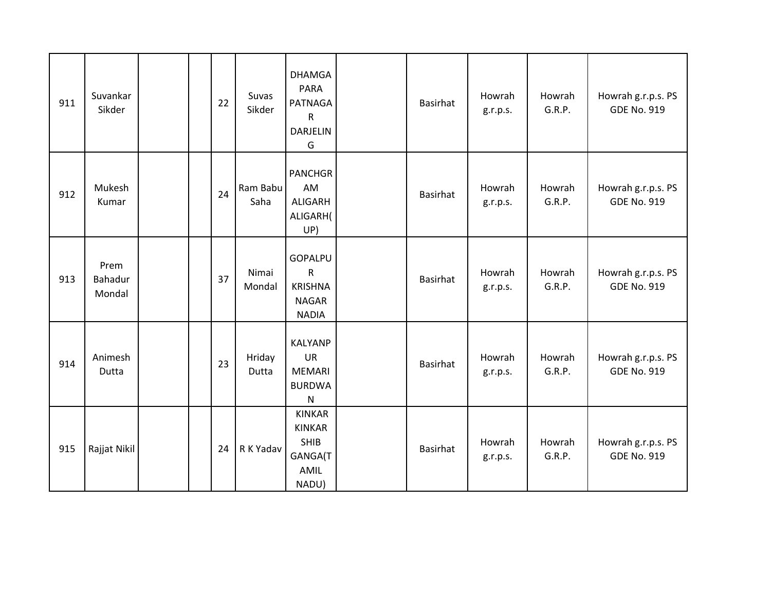| | | | | | | | | | | | |
|---|---|---|---|---|---|---|---|---|---|---|---|
| 911 | Suvankar Sikder | | | 22 | Suvas Sikder | DHAMGA PARA PATNAGAR DARJELING | | Basirhat | Howrah g.r.p.s. | Howrah G.R.P. | Howrah g.r.p.s. PS GDE No. 919 |
| 912 | Mukesh Kumar | | | 24 | Ram Babu Saha | PANCHGRAM ALIGARH ALIGARH(UP) | | Basirhat | Howrah g.r.p.s. | Howrah G.R.P. | Howrah g.r.p.s. PS GDE No. 919 |
| 913 | Prem Bahadur Mondal | | | 37 | Nimai Mondal | GOPALPUR KRISHNANAGAR NADIA | | Basirhat | Howrah g.r.p.s. | Howrah G.R.P. | Howrah g.r.p.s. PS GDE No. 919 |
| 914 | Animesh Dutta | | | 23 | Hriday Dutta | KALYANPUR MEMARI BURDWAN | | Basirhat | Howrah g.r.p.s. | Howrah G.R.P. | Howrah g.r.p.s. PS GDE No. 919 |
| 915 | Rajjat Nikil | | | 24 | R K Yadav | KINKAR KINKAR SHIB GANGA(TAMIL NADU) | | Basirhat | Howrah g.r.p.s. | Howrah G.R.P. | Howrah g.r.p.s. PS GDE No. 919 |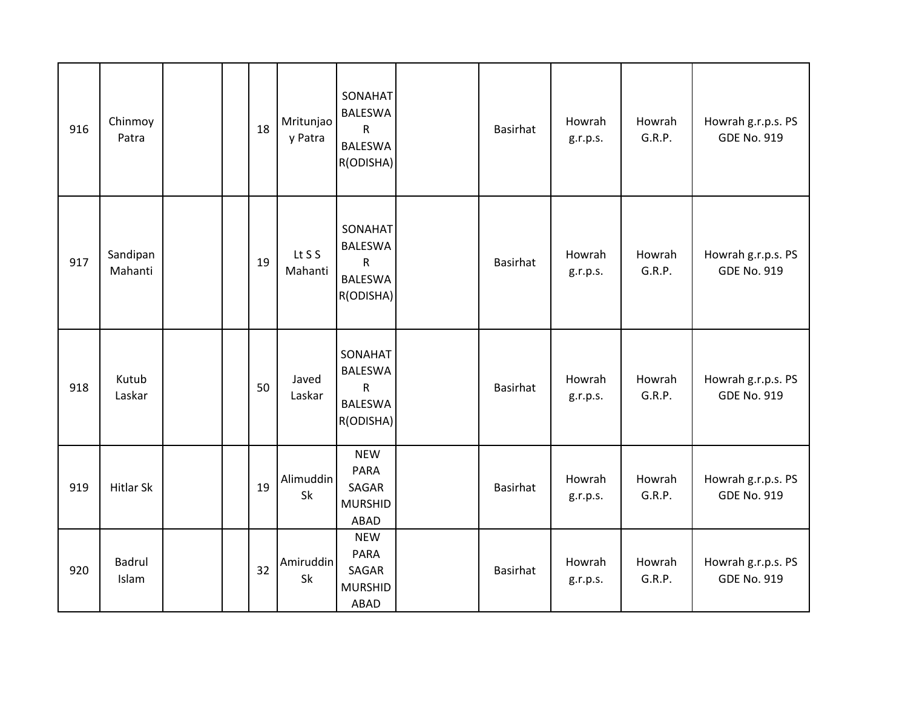| | | | | | | | | | | | |
|---|---|---|---|---|---|---|---|---|---|---|---|
| 916 | Chinmoy Patra | | | 18 | Mritunjaoy Patra | SONAHAT BALESWAR BALESWAR(ODISHA) | | Basirhat | Howrah g.r.p.s. | Howrah G.R.P. | Howrah g.r.p.s. PS GDE No. 919 |
| 917 | Sandipan Mahanti | | | 19 | Lt S S Mahanti | SONAHAT BALESWAR BALESWAR(ODISHA) | | Basirhat | Howrah g.r.p.s. | Howrah G.R.P. | Howrah g.r.p.s. PS GDE No. 919 |
| 918 | Kutub Laskar | | | 50 | Javed Laskar | SONAHAT BALESWAR BALESWAR(ODISHA) | | Basirhat | Howrah g.r.p.s. | Howrah G.R.P. | Howrah g.r.p.s. PS GDE No. 919 |
| 919 | Hitlar Sk | | | 19 | Alimuddin Sk | NEW PARA SAGAR MURSHIDABAD | | Basirhat | Howrah g.r.p.s. | Howrah G.R.P. | Howrah g.r.p.s. PS GDE No. 919 |
| 920 | Badrul Islam | | | 32 | Amiruddin Sk | NEW PARA SAGAR MURSHIDABAD | | Basirhat | Howrah g.r.p.s. | Howrah G.R.P. | Howrah g.r.p.s. PS GDE No. 919 |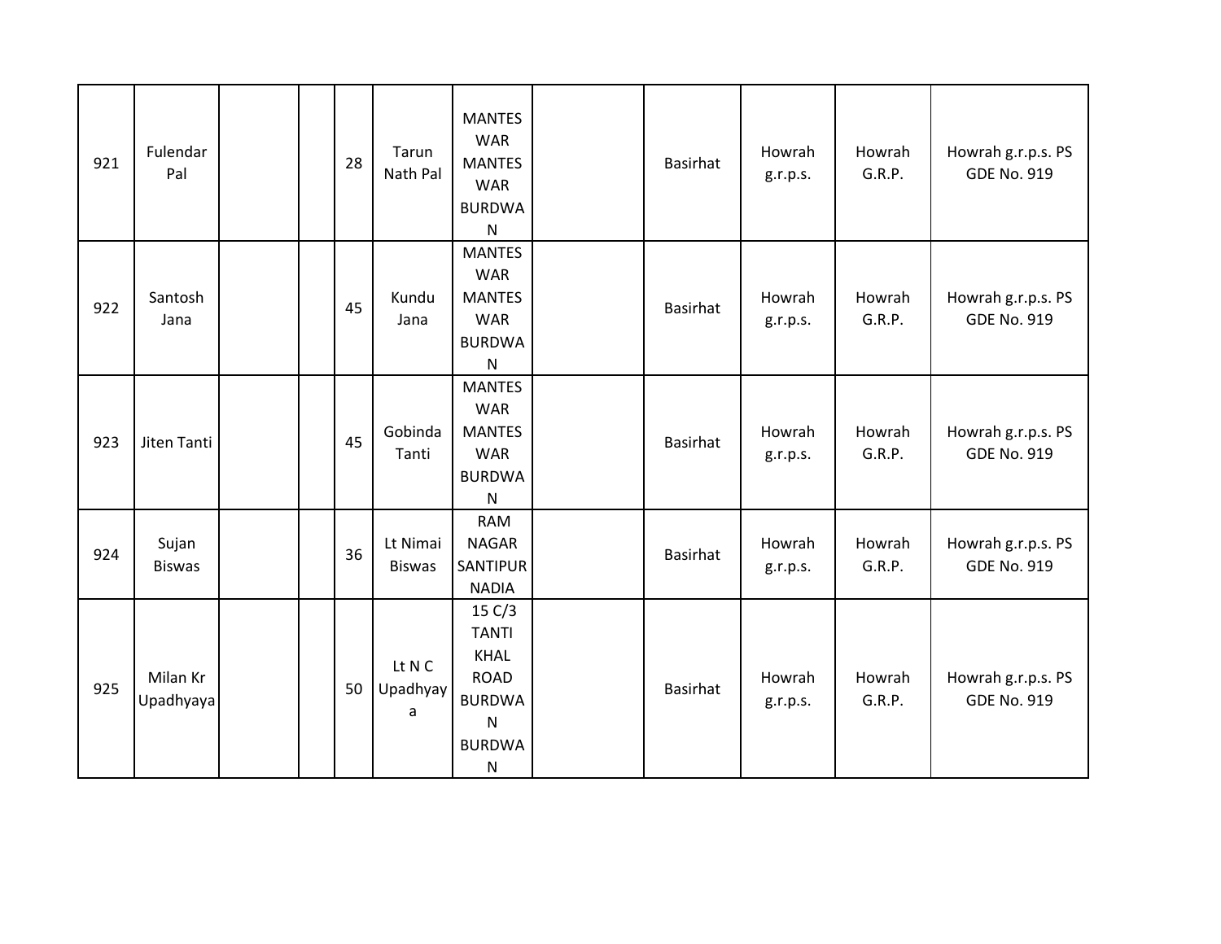| 921 | Fulendar Pal | | | 28 | Tarun Nath Pal | MANTESWAR MANTESWAR BURDWAN | | Basirhat | Howrah g.r.p.s. | Howrah G.R.P. | Howrah g.r.p.s. PS GDE No. 919 |
|---|---|---|---|---|---|---|---|---|---|---|---|
| 922 | Santosh Jana | | | 45 | Kundu Jana | MANTESWAR MANTESWAR BURDWAN | | Basirhat | Howrah g.r.p.s. | Howrah G.R.P. | Howrah g.r.p.s. PS GDE No. 919 |
| 923 | Jiten Tanti | | | 45 | Gobinda Tanti | MANTESWAR MANTESWAR BURDWAN | | Basirhat | Howrah g.r.p.s. | Howrah G.R.P. | Howrah g.r.p.s. PS GDE No. 919 |
| 924 | Sujan Biswas | | | 36 | Lt Nimai Biswas | RAM NAGAR SANTIPUR NADIA | | Basirhat | Howrah g.r.p.s. | Howrah G.R.P. | Howrah g.r.p.s. PS GDE No. 919 |
| 925 | Milan Kr Upadhyaya | | | 50 | Lt N C Upadhyaya | 15 C/3 TANTI KHAL ROAD BURDWAN BURDWAN | | Basirhat | Howrah g.r.p.s. | Howrah G.R.P. | Howrah g.r.p.s. PS GDE No. 919 |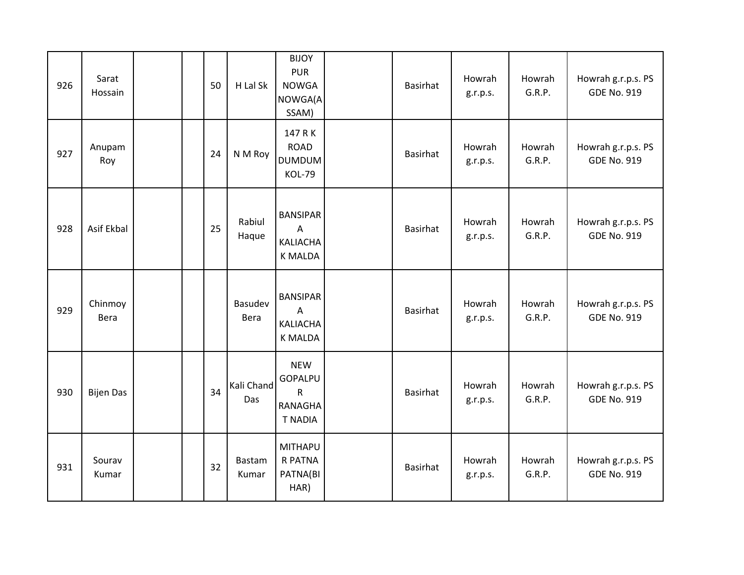| | | | | | | | | | | | |
|---|---|---|---|---|---|---|---|---|---|---|---|
| 926 | Sarat Hossain | | | 50 | H Lal Sk | BIJOY PUR NOWGA NOWGA(ASSAM) | | Basirhat | Howrah g.r.p.s. | Howrah G.R.P. | Howrah g.r.p.s. PS GDE No. 919 |
| 927 | Anupam Roy | | | 24 | N M Roy | 147 R K ROAD DUMDUM KOL-79 | | Basirhat | Howrah g.r.p.s. | Howrah G.R.P. | Howrah g.r.p.s. PS GDE No. 919 |
| 928 | Asif Ekbal | | | 25 | Rabiul Haque | BANSIPARA KALIACHAK MALDA | | Basirhat | Howrah g.r.p.s. | Howrah G.R.P. | Howrah g.r.p.s. PS GDE No. 919 |
| 929 | Chinmoy Bera | | | | Basudev Bera | BANSIPARA KALIACHAK MALDA | | Basirhat | Howrah g.r.p.s. | Howrah G.R.P. | Howrah g.r.p.s. PS GDE No. 919 |
| 930 | Bijen Das | | | 34 | Kali Chand Das | NEW GOPALPUR RANAGHAT NADIA | | Basirhat | Howrah g.r.p.s. | Howrah G.R.P. | Howrah g.r.p.s. PS GDE No. 919 |
| 931 | Sourav Kumar | | | 32 | Bastam Kumar | MITHAPUR PATNA PATNA(BIHAR) | | Basirhat | Howrah g.r.p.s. | Howrah G.R.P. | Howrah g.r.p.s. PS GDE No. 919 |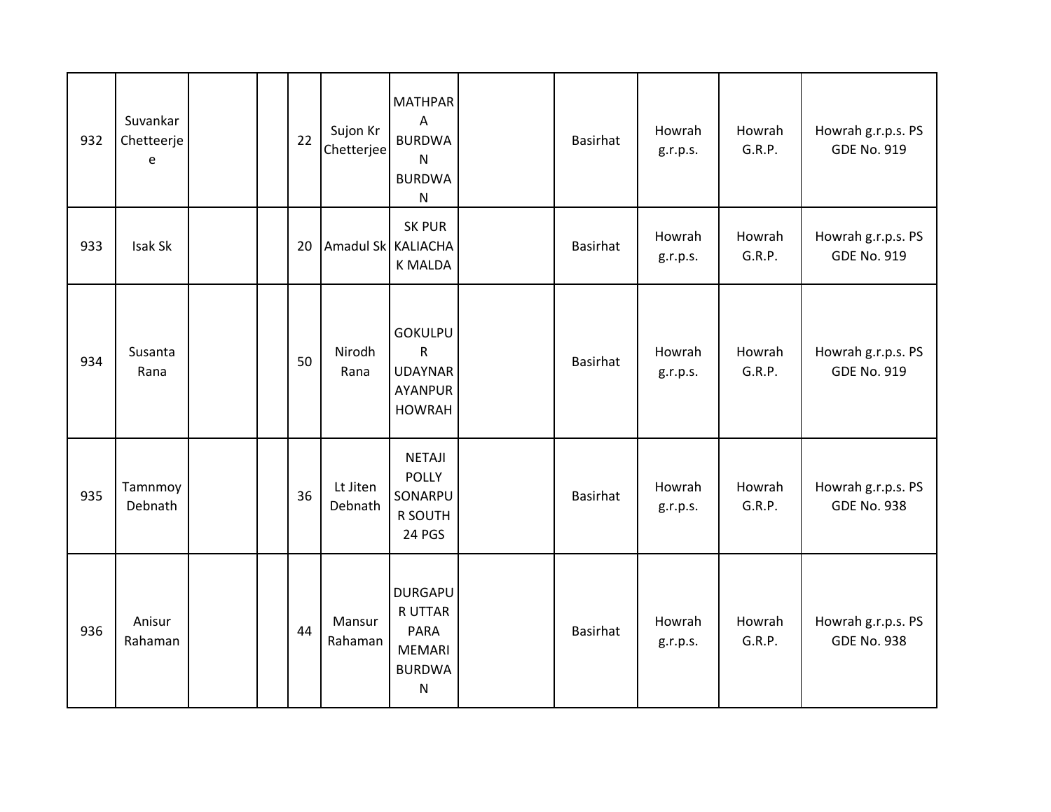| | | | | | | | | | | | |
|---|---|---|---|---|---|---|---|---|---|---|---|
| 932 | Suvankar Chetteerjee | | | 22 | Sujon Kr Chetterjee | MATHPARA BURDWAN BURDWAN | | Basirhat | Howrah g.r.p.s. | Howrah G.R.P. | Howrah g.r.p.s. PS GDE No. 919 |
| 933 | Isak Sk | | | 20 | Amadul Sk | SK PUR KALIACHAK MALDA | | Basirhat | Howrah g.r.p.s. | Howrah G.R.P. | Howrah g.r.p.s. PS GDE No. 919 |
| 934 | Susanta Rana | | | 50 | Nirodh Rana | GOKULPUR UDAYNARAYANPUR HOWRAH | | Basirhat | Howrah g.r.p.s. | Howrah G.R.P. | Howrah g.r.p.s. PS GDE No. 919 |
| 935 | Tamnmoy Debnath | | | 36 | Lt Jiten Debnath | NETAJI POLLY SONARPUR SOUTH 24 PGS | | Basirhat | Howrah g.r.p.s. | Howrah G.R.P. | Howrah g.r.p.s. PS GDE No. 938 |
| 936 | Anisur Rahaman | | | 44 | Mansur Rahaman | DURGAPUR UTTAR PARA MEMARI BURDWAN | | Basirhat | Howrah g.r.p.s. | Howrah G.R.P. | Howrah g.r.p.s. PS GDE No. 938 |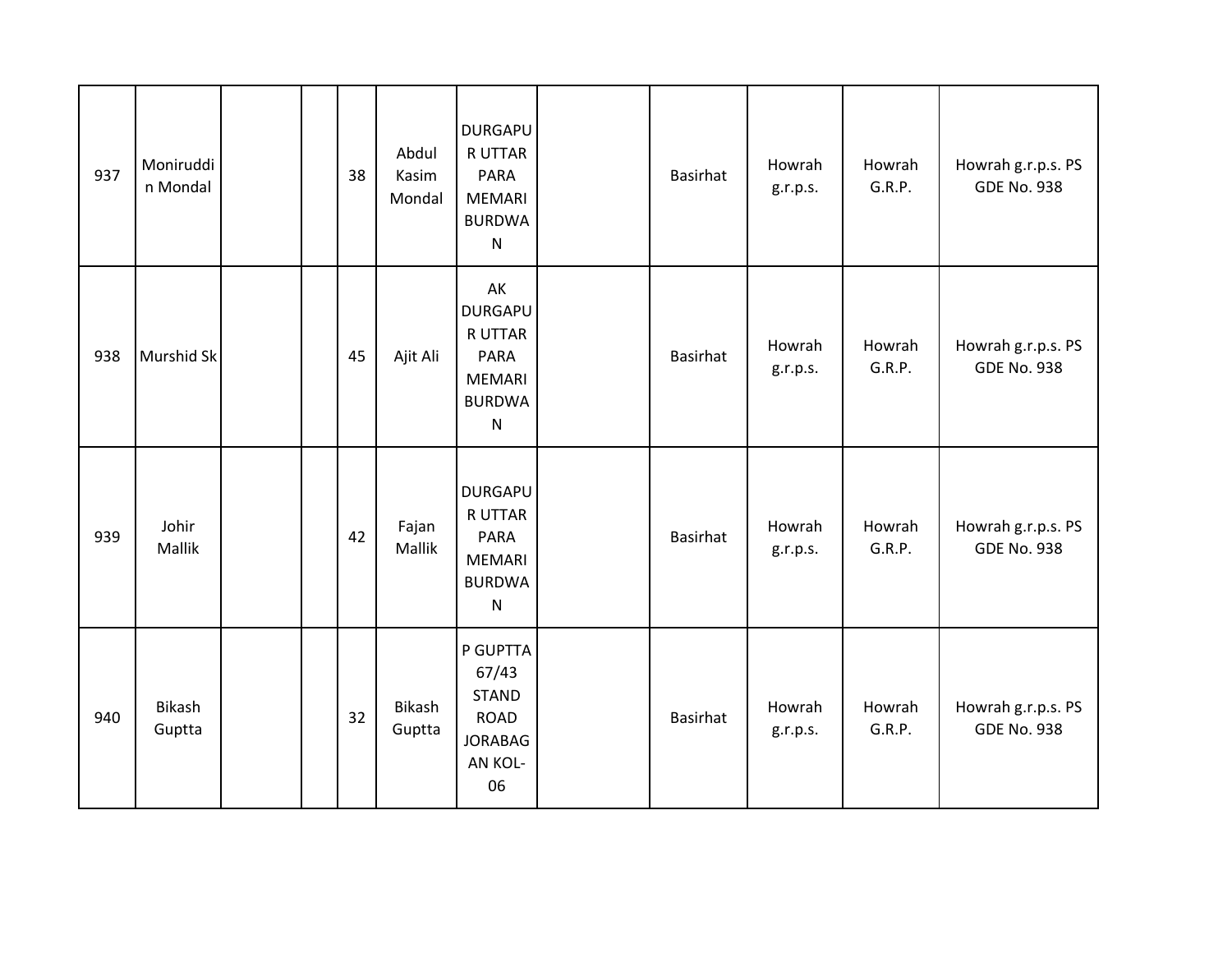| | | | | | | | | | | | |
|---|---|---|---|---|---|---|---|---|---|---|---|
| 937 | Moniruddin Mondal | | | 38 | Abdul Kasim Mondal | DURGAPUR UTTAR PARA MEMARI BURDWAN | | Basirhat | Howrah g.r.p.s. | Howrah G.R.P. | Howrah g.r.p.s. PS GDE No. 938 |
| 938 | Murshid Sk | | | 45 | Ajit Ali | AK DURGAPUR UTTAR PARA MEMARI BURDWAN | | Basirhat | Howrah g.r.p.s. | Howrah G.R.P. | Howrah g.r.p.s. PS GDE No. 938 |
| 939 | Johir Mallik | | | 42 | Fajan Mallik | DURGAPUR UTTAR PARA MEMARI BURDWAN | | Basirhat | Howrah g.r.p.s. | Howrah G.R.P. | Howrah g.r.p.s. PS GDE No. 938 |
| 940 | Bikash Guptta | | | 32 | Bikash Guptta | P GUPTTA 67/43 STAND ROAD JORABAGAN KOL-06 | | Basirhat | Howrah g.r.p.s. | Howrah G.R.P. | Howrah g.r.p.s. PS GDE No. 938 |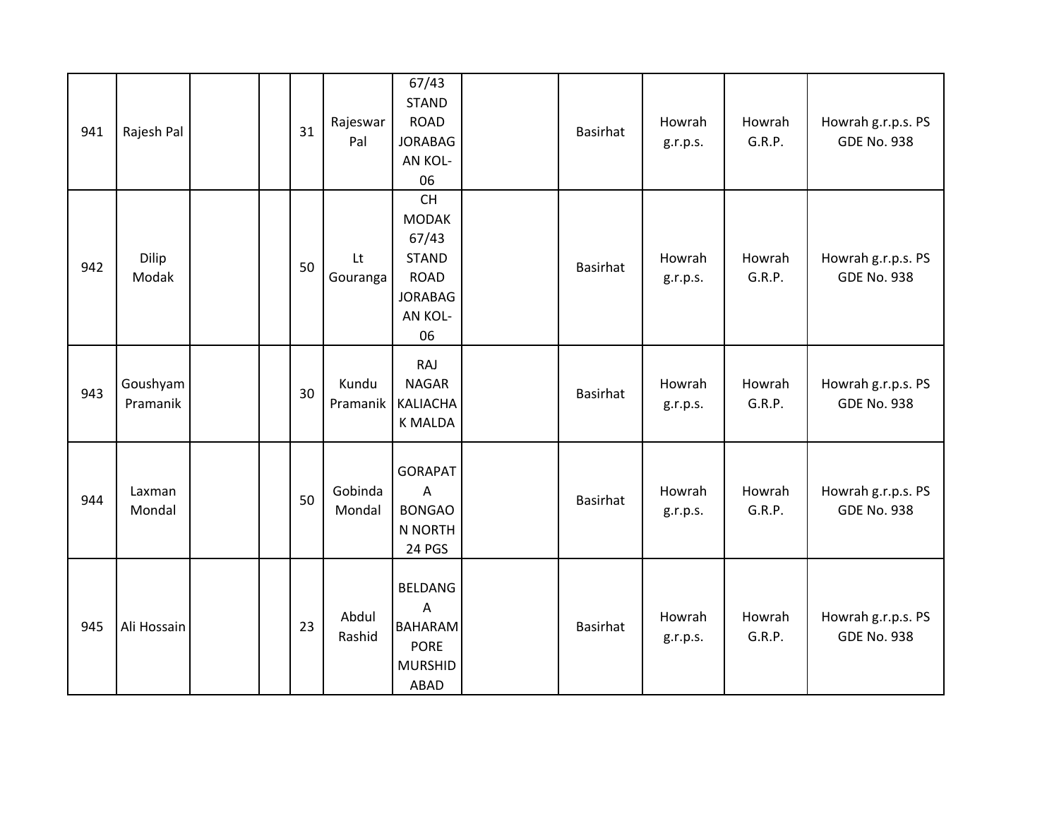| | | | | | | | | | | | |
|---|---|---|---|---|---|---|---|---|---|---|---|
| 941 | Rajesh Pal | | | 31 | Rajeswar Pal | 67/43 STAND ROAD JORABAGAN KOL-06 | | Basirhat | Howrah g.r.p.s. | Howrah G.R.P. | Howrah g.r.p.s. PS GDE No. 938 |
| 942 | Dilip Modak | | | 50 | Lt Gouranga | CH MODAK 67/43 STAND ROAD JORABAGAN KOL-06 | | Basirhat | Howrah g.r.p.s. | Howrah G.R.P. | Howrah g.r.p.s. PS GDE No. 938 |
| 943 | Goushyam Pramanik | | | 30 | Kundu Pramanik | RAJ NAGAR KALIACHAK MALDA | | Basirhat | Howrah g.r.p.s. | Howrah G.R.P. | Howrah g.r.p.s. PS GDE No. 938 |
| 944 | Laxman Mondal | | | 50 | Gobinda Mondal | GORAPATA BONGAON NORTH 24 PGS | | Basirhat | Howrah g.r.p.s. | Howrah G.R.P. | Howrah g.r.p.s. PS GDE No. 938 |
| 945 | Ali Hossain | | | 23 | Abdul Rashid | BELDANGA BAHARAMPORE MURSHIDABAD | | Basirhat | Howrah g.r.p.s. | Howrah G.R.P. | Howrah g.r.p.s. PS GDE No. 938 |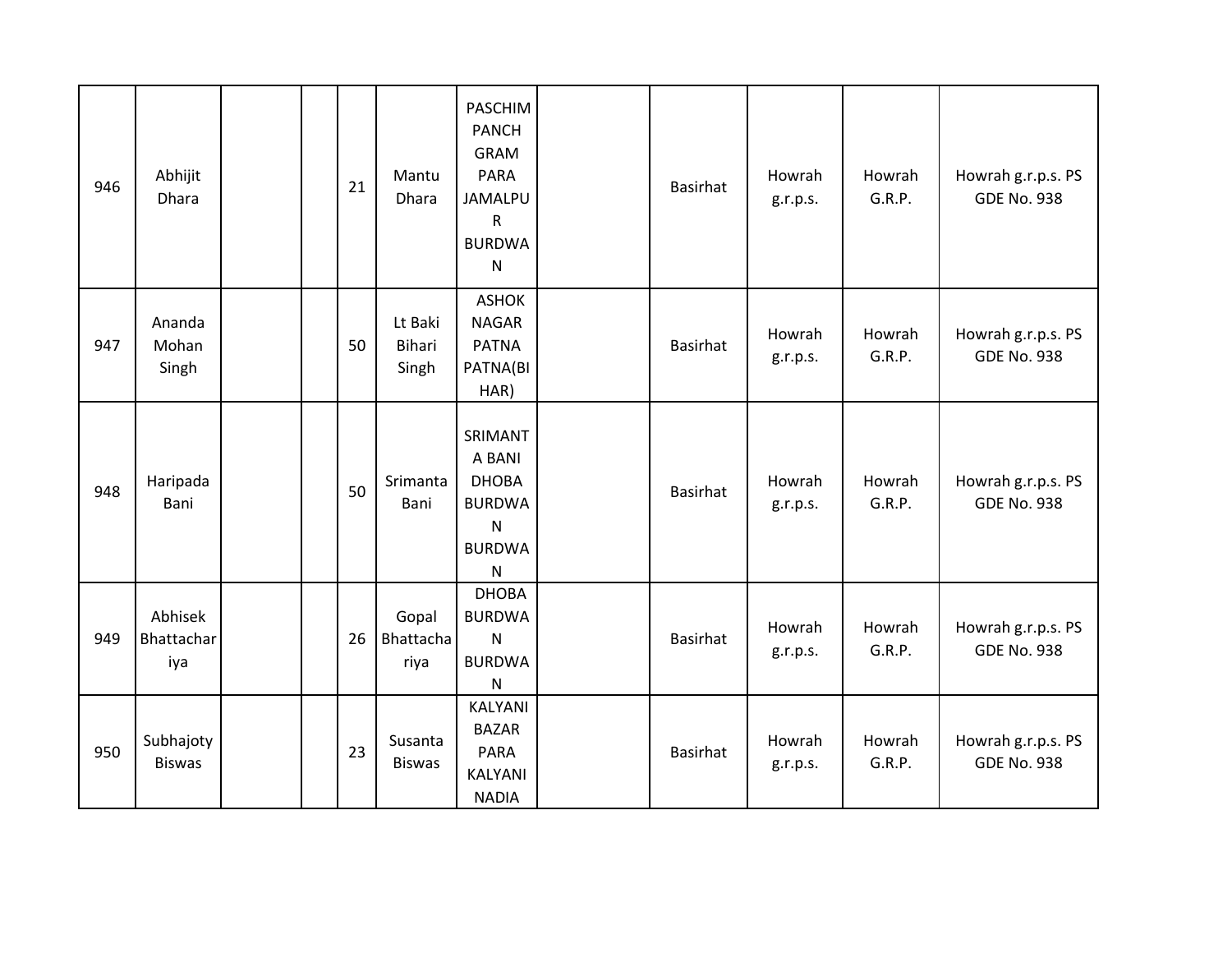| | | | | | | | | | | | |
|---|---|---|---|---|---|---|---|---|---|---|---|
| 946 | Abhijit Dhara | | | 21 | Mantu Dhara | PASCHIM PANCH GRAM PARA JAMALPUR BURDWAN | | Basirhat | Howrah g.r.p.s. | Howrah G.R.P. | Howrah g.r.p.s. PS GDE No. 938 |
| 947 | Ananda Mohan Singh | | | 50 | Lt Baki Bihari Singh | ASHOK NAGAR PATNA PATNA(BIHAR) | | Basirhat | Howrah g.r.p.s. | Howrah G.R.P. | Howrah g.r.p.s. PS GDE No. 938 |
| 948 | Haripada Bani | | | 50 | Srimanta Bani | SRIMANTA BANI DHOBA BURDWAN BURDWAN | | Basirhat | Howrah g.r.p.s. | Howrah G.R.P. | Howrah g.r.p.s. PS GDE No. 938 |
| 949 | Abhisek Bhattachariya | | | 26 | Gopal Bhattachariya | DHOBA BURDWAN BURDWAN | | Basirhat | Howrah g.r.p.s. | Howrah G.R.P. | Howrah g.r.p.s. PS GDE No. 938 |
| 950 | Subhajoty Biswas | | | 23 | Susanta Biswas | KALYANI BAZAR PARA KALYANI NADIA | | Basirhat | Howrah g.r.p.s. | Howrah G.R.P. | Howrah g.r.p.s. PS GDE No. 938 |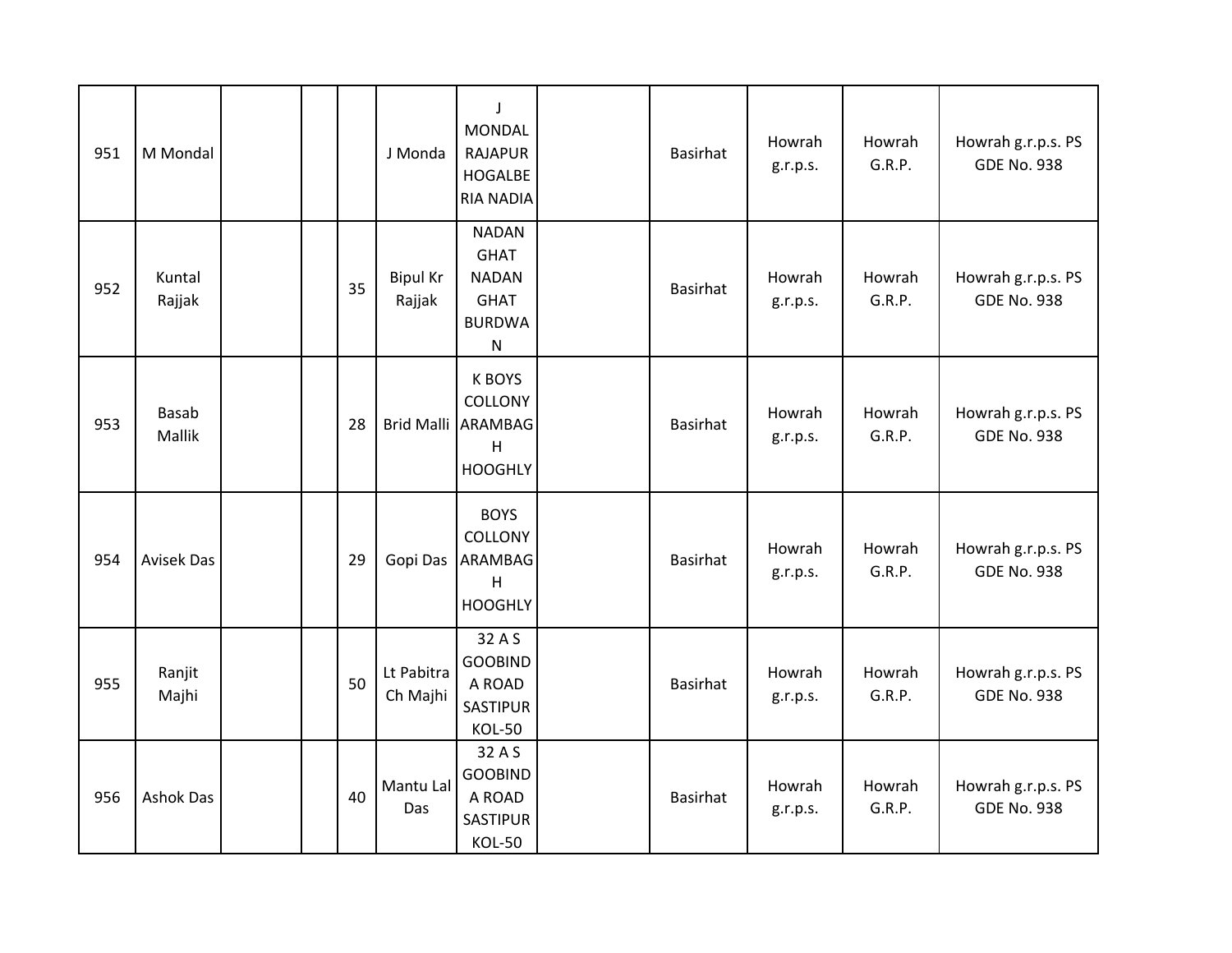| | | | | | | | | | | | |
|---|---|---|---|---|---|---|---|---|---|---|---|
| 951 | M Mondal | | | | J Monda | J MONDAL RAJAPUR HOGALBERIA NADIA | | Basirhat | Howrah g.r.p.s. | Howrah G.R.P. | Howrah g.r.p.s. PS GDE No. 938 |
| 952 | Kuntal Rajjak | | | 35 | Bipul Kr Rajjak | NADAN GHAT NADAN GHAT BURDWAN | | Basirhat | Howrah g.r.p.s. | Howrah G.R.P. | Howrah g.r.p.s. PS GDE No. 938 |
| 953 | Basab Mallik | | | 28 | Brid Malli | K BOYS COLLONY ARAMBAGH HOOGHLY | | Basirhat | Howrah g.r.p.s. | Howrah G.R.P. | Howrah g.r.p.s. PS GDE No. 938 |
| 954 | Avisek Das | | | 29 | Gopi Das | BOYS COLLONY ARAMBAGH HOOGHLY | | Basirhat | Howrah g.r.p.s. | Howrah G.R.P. | Howrah g.r.p.s. PS GDE No. 938 |
| 955 | Ranjit Majhi | | | 50 | Lt Pabitra Ch Majhi | 32 A S GOOBINDA ROAD SASTIPUR KOL-50 | | Basirhat | Howrah g.r.p.s. | Howrah G.R.P. | Howrah g.r.p.s. PS GDE No. 938 |
| 956 | Ashok Das | | | 40 | Mantu Lal Das | 32 A S GOOBINDA ROAD SASTIPUR KOL-50 | | Basirhat | Howrah g.r.p.s. | Howrah G.R.P. | Howrah g.r.p.s. PS GDE No. 938 |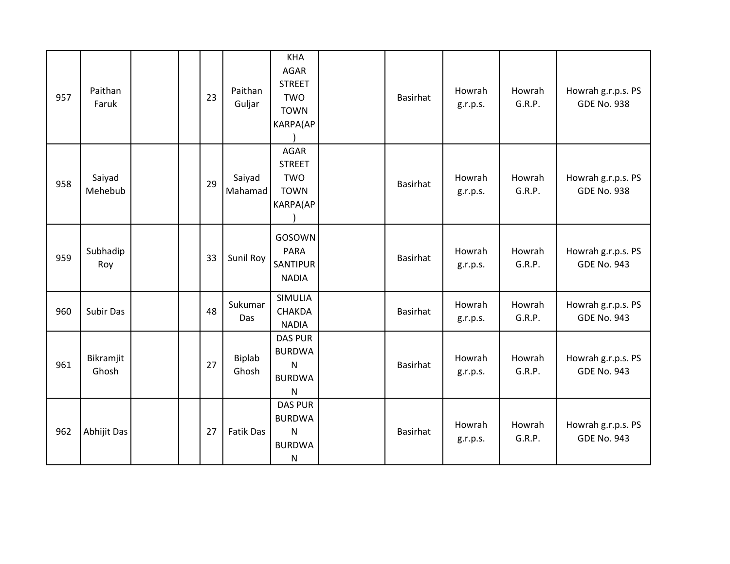| 957 | Paithan Faruk | | | 23 | Paithan Guljar | KHA AGAR STREET TWO TOWN KARPA(AP) | | Basirhat | Howrah g.r.p.s. | Howrah G.R.P. | Howrah g.r.p.s. PS GDE No. 938 |
|---|---|---|---|---|---|---|---|---|---|---|---|
| 958 | Saiyad Mehebub | | | 29 | Saiyad Mahamad | AGAR STREET TWO TOWN KARPA(AP) | | Basirhat | Howrah g.r.p.s. | Howrah G.R.P. | Howrah g.r.p.s. PS GDE No. 938 |
| 959 | Subhadip Roy | | | 33 | Sunil Roy | GOSOWN PARA SANTIPUR NADIA | | Basirhat | Howrah g.r.p.s. | Howrah G.R.P. | Howrah g.r.p.s. PS GDE No. 943 |
| 960 | Subir Das | | | 48 | Sukumar Das | SIMULIA CHAKDA NADIA | | Basirhat | Howrah g.r.p.s. | Howrah G.R.P. | Howrah g.r.p.s. PS GDE No. 943 |
| 961 | Bikramjit Ghosh | | | 27 | Biplab Ghosh | DAS PUR BURDWAN BURDWAN | | Basirhat | Howrah g.r.p.s. | Howrah G.R.P. | Howrah g.r.p.s. PS GDE No. 943 |
| 962 | Abhijit Das | | | 27 | Fatik Das | DAS PUR BURDWAN BURDWAN | | Basirhat | Howrah g.r.p.s. | Howrah G.R.P. | Howrah g.r.p.s. PS GDE No. 943 |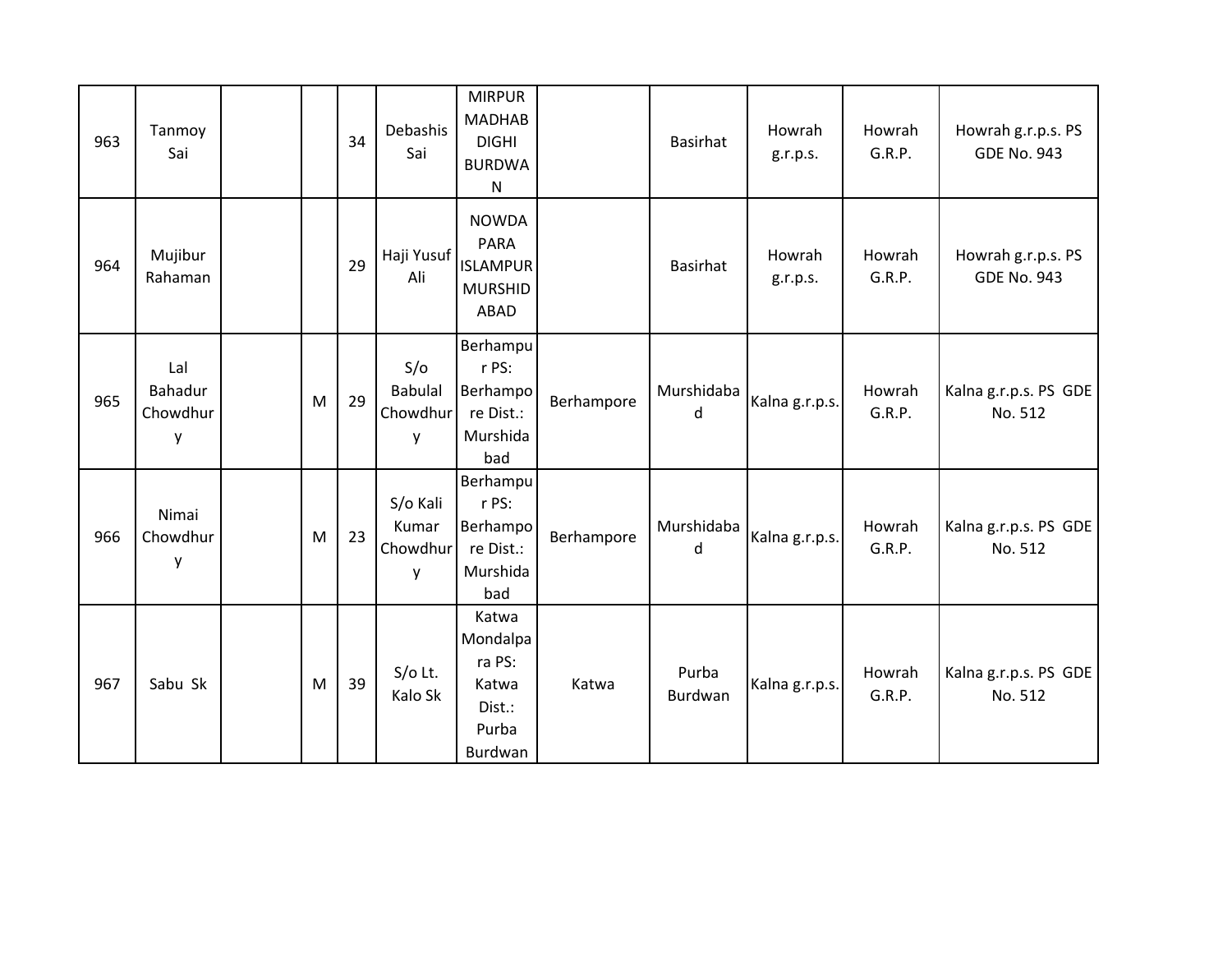| | | | | | | | | | | | |
|---|---|---|---|---|---|---|---|---|---|---|---|
| 963 | Tanmoy Sai | | | 34 | Debashis Sai | MIRPUR MADHAB DIGHI BURDWAN | | Basirhat | Howrah g.r.p.s. | Howrah G.R.P. | Howrah g.r.p.s. PS GDE No. 943 |
| 964 | Mujibur Rahaman | | | 29 | Haji Yusuf Ali | NOWDA PARA ISLAMPUR MURSHIDABAD | | Basirhat | Howrah g.r.p.s. | Howrah G.R.P. | Howrah g.r.p.s. PS GDE No. 943 |
| 965 | Lal Bahadur Chowdhury | | M | 29 | S/o Babulal Chowdhury | Berhampur PS: Berhampore Dist.: Murshidabad | Berhampore | Murshidabad | Kalna g.r.p.s. | Howrah G.R.P. | Kalna g.r.p.s. PS GDE No. 512 |
| 966 | Nimai Chowdhury | | M | 23 | S/o Kali Kumar Chowdhury | Berhampur PS: Berhampore Dist.: Murshidabad | Berhampore | Murshidabad | Kalna g.r.p.s. | Howrah G.R.P. | Kalna g.r.p.s. PS GDE No. 512 |
| 967 | Sabu Sk | | M | 39 | S/o Lt. Kalo Sk | Katwa Mondalpara PS: Katwa Dist.: Purba Burdwan | Katwa | Purba Burdwan | Kalna g.r.p.s. | Howrah G.R.P. | Kalna g.r.p.s. PS GDE No. 512 |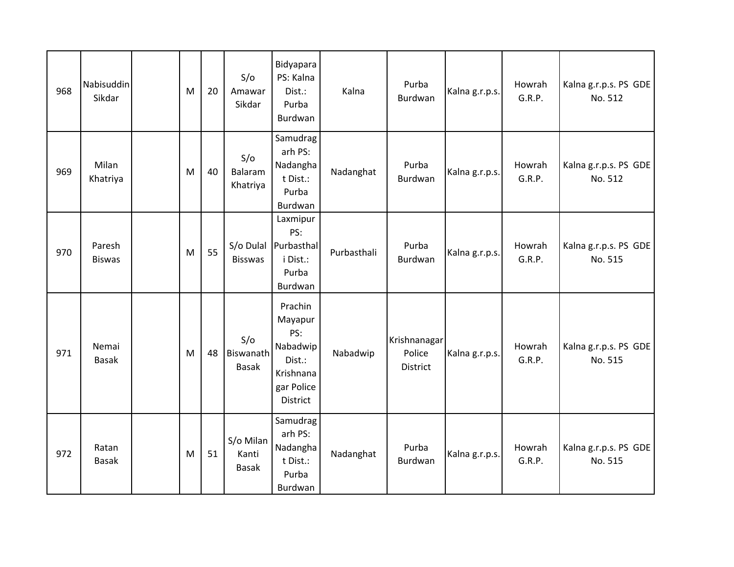| | | | | | | | | | | | |
|---|---|---|---|---|---|---|---|---|---|---|---|
| 968 | Nabisuddin Sikdar | | M | 20 | S/o Amawar Sikdar | Bidyapara PS: Kalna Dist.: Purba Burdwan | Kalna | Purba Burdwan | Kalna g.r.p.s. | Howrah G.R.P. | Kalna g.r.p.s. PS GDE No. 512 |
| 969 | Milan Khatriya | | M | 40 | S/o Balaram Khatriya | Samudragarh PS: Nadanghat Dist.: Purba Burdwan | Nadanghat | Purba Burdwan | Kalna g.r.p.s. | Howrah G.R.P. | Kalna g.r.p.s. PS GDE No. 512 |
| 970 | Paresh Biswas | | M | 55 | S/o Dulal Bisswas | Laxmipur PS: Purbasthali Dist.: Purba Burdwan | Purbasthali | Purba Burdwan | Kalna g.r.p.s. | Howrah G.R.P. | Kalna g.r.p.s. PS GDE No. 515 |
| 971 | Nemai Basak | | M | 48 | S/o Biswanath Basak | Prachin Mayapur PS: Nabadwip Dist.: Krishnanagar Police District | Nabadwip | Krishnanagar Police District | Kalna g.r.p.s. | Howrah G.R.P. | Kalna g.r.p.s. PS GDE No. 515 |
| 972 | Ratan Basak | | M | 51 | S/o Milan Kanti Basak | Samudragarh PS: Nadanghat Dist.: Purba Burdwan | Nadanghat | Purba Burdwan | Kalna g.r.p.s. | Howrah G.R.P. | Kalna g.r.p.s. PS GDE No. 515 |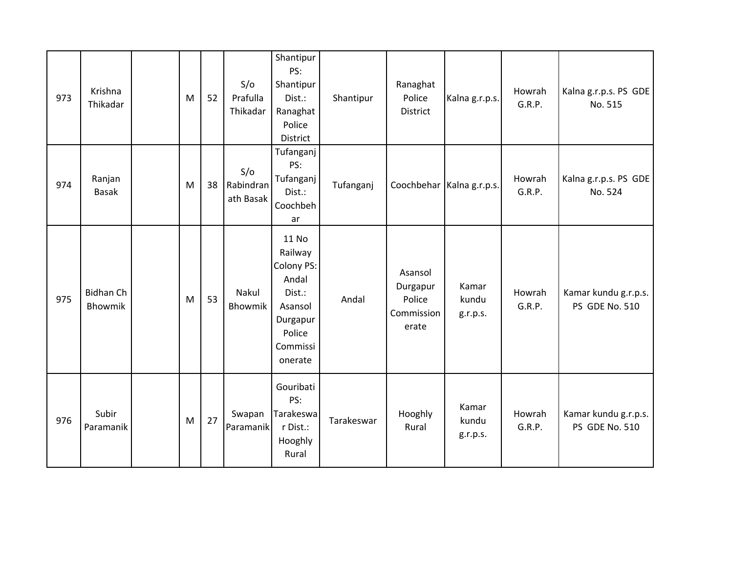| 973 | Krishna Thikadar | | M | 52 | S/o Prafulla Thikadar | Shantipur PS: Shantipur Dist.: Ranaghat Police District | Shantipur | Ranaghat Police District | Kalna g.r.p.s. | Howrah G.R.P. | Kalna g.r.p.s. PS GDE No. 515 |
|---|---|---|---|---|---|---|---|---|---|---|---|
| 974 | Ranjan Basak | | M | 38 | S/o Rabindranath Basak | Tufanganj PS: Tufanganj Dist.: Coochbehar | Tufanganj | Coochbehar | Kalna g.r.p.s. | Howrah G.R.P. | Kalna g.r.p.s. PS GDE No. 524 |
| 975 | Bidhan Ch Bhowmik | | M | 53 | Nakul Bhowmik | 11 No Railway Colony PS: Andal Dist.: Asansol Durgapur Police Commissionerate | Andal | Asansol Durgapur Police Commissionerate | Kamar kundu g.r.p.s. | Howrah G.R.P. | Kamar kundu g.r.p.s. PS GDE No. 510 |
| 976 | Subir Paramanik | | M | 27 | Swapan Paramanik | Gouribati PS: Tarakeswar Dist.: Hooghly Rural | Tarakeswar | Hooghly Rural | Kamar kundu g.r.p.s. | Howrah G.R.P. | Kamar kundu g.r.p.s. PS GDE No. 510 |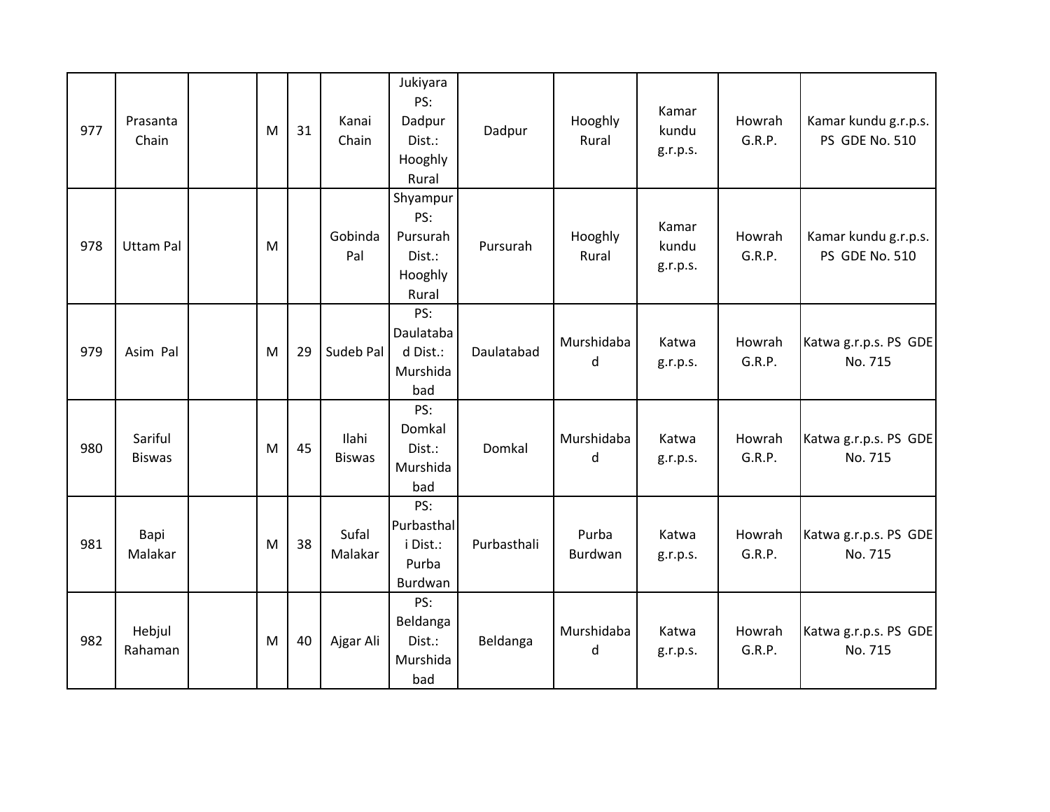| 977 | Prasanta Chain | | M | 31 | Kanai Chain | Jukiyara PS: Dadpur Dist.: Hooghly Rural | Dadpur | Hooghly Rural | Kamar kundu g.r.p.s. | Howrah G.R.P. | Kamar kundu g.r.p.s. PS GDE No. 510 |
|---|---|---|---|---|---|---|---|---|---|---|---|
| 978 | Uttam Pal | | M | | Gobinda Pal | Shyampur PS: Pursurah Dist.: Hooghly Rural | Pursurah | Hooghly Rural | Kamar kundu g.r.p.s. | Howrah G.R.P. | Kamar kundu g.r.p.s. PS GDE No. 510 |
| 979 | Asim Pal | | M | 29 | Sudeb Pal | PS: Daulatabad Dist.: Murshidabad | Daulatabad | Murshidabad | Katwa g.r.p.s. | Howrah G.R.P. | Katwa g.r.p.s. PS GDE No. 715 |
| 980 | Sariful Biswas | | M | 45 | Ilahi Biswas | PS: Domkal Dist.: Murshidabad | Domkal | Murshidabad | Katwa g.r.p.s. | Howrah G.R.P. | Katwa g.r.p.s. PS GDE No. 715 |
| 981 | Bapi Malakar | | M | 38 | Sufal Malakar | PS: Purbasthali Dist.: Purba Burdwan | Purbasthali | Purba Burdwan | Katwa g.r.p.s. | Howrah G.R.P. | Katwa g.r.p.s. PS GDE No. 715 |
| 982 | Hebjul Rahaman | | M | 40 | Ajgar Ali | PS: Beldanga Dist.: Murshidabad | Beldanga | Murshidabad | Katwa g.r.p.s. | Howrah G.R.P. | Katwa g.r.p.s. PS GDE No. 715 |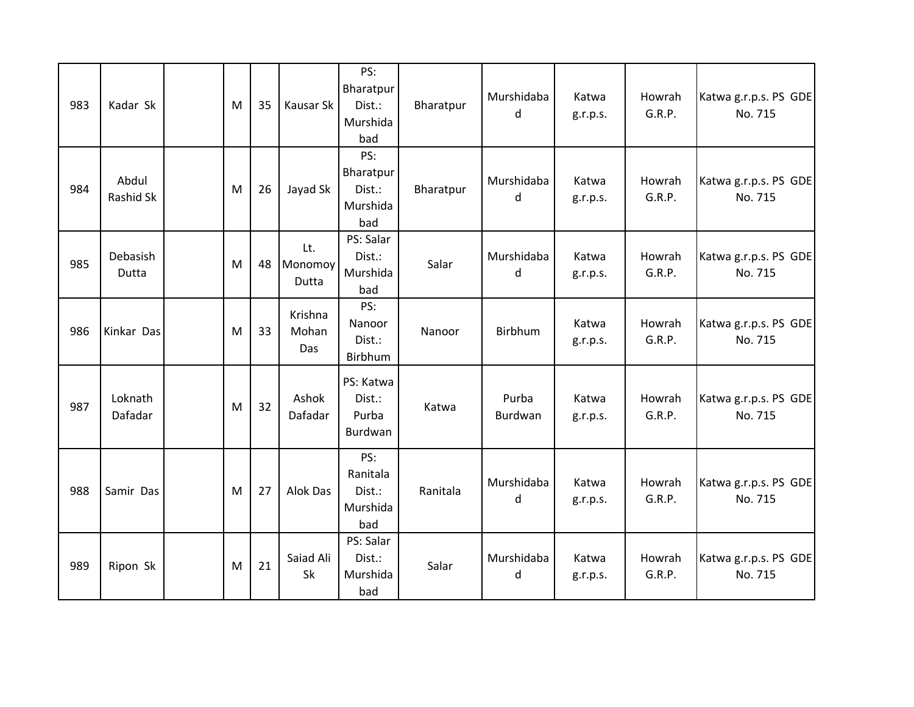| 983 | Kadar Sk | | M | 35 | Kausar Sk | PS: Bharatpur Dist.: Murshidabad | Bharatpur | Murshidabad | Katwa g.r.p.s. | Howrah G.R.P. | Katwa g.r.p.s. PS GDE No. 715 |
|---|---|---|---|---|---|---|---|---|---|---|---|
| 984 | Abdul Rashid Sk | | M | 26 | Jayad Sk | PS: Bharatpur Dist.: Murshidabad | Bharatpur | Murshidabad | Katwa g.r.p.s. | Howrah G.R.P. | Katwa g.r.p.s. PS GDE No. 715 |
| 985 | Debasish Dutta | | M | 48 | Lt. Monomoy Dutta | PS: Salar Dist.: Murshidabad | Salar | Murshidabad | Katwa g.r.p.s. | Howrah G.R.P. | Katwa g.r.p.s. PS GDE No. 715 |
| 986 | Kinkar Das | | M | 33 | Krishna Mohan Das | PS: Nanoor Dist.: Birbhum | Nanoor | Birbhum | Katwa g.r.p.s. | Howrah G.R.P. | Katwa g.r.p.s. PS GDE No. 715 |
| 987 | Loknath Dafadar | | M | 32 | Ashok Dafadar | PS: Katwa Dist.: Purba Burdwan | Katwa | Purba Burdwan | Katwa g.r.p.s. | Howrah G.R.P. | Katwa g.r.p.s. PS GDE No. 715 |
| 988 | Samir Das | | M | 27 | Alok Das | PS: Ranitala Dist.: Murshidabad | Ranitala | Murshidabad | Katwa g.r.p.s. | Howrah G.R.P. | Katwa g.r.p.s. PS GDE No. 715 |
| 989 | Ripon Sk | | M | 21 | Saiad Ali Sk | PS: Salar Dist.: Murshidabad | Salar | Murshidabad | Katwa g.r.p.s. | Howrah G.R.P. | Katwa g.r.p.s. PS GDE No. 715 |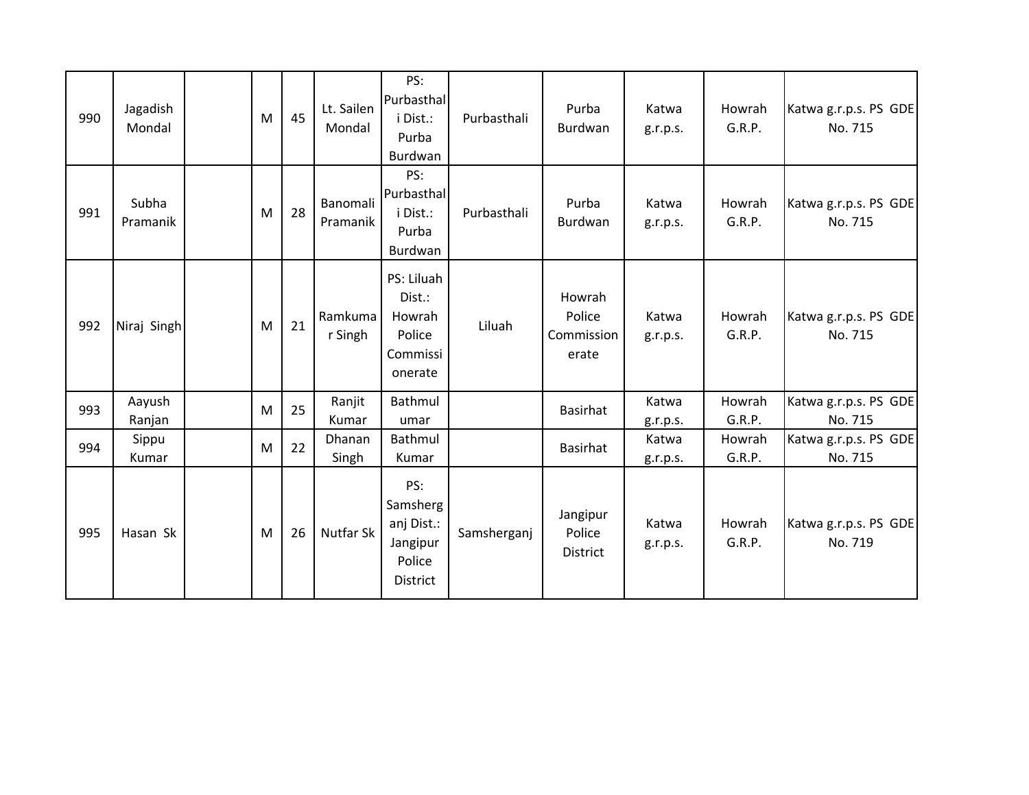| 990 | Jagadish Mondal | | M | 45 | Lt. Sailen Mondal | PS: Purbasthali Dist.: Purba Burdwan | Purbasthali | Purba Burdwan | Katwa g.r.p.s. | Howrah G.R.P. | Katwa g.r.p.s. PS GDE No. 715 |
|---|---|---|---|---|---|---|---|---|---|---|---|
| 991 | Subha Pramanik | | M | 28 | Banomali Pramanik | PS: Purbasthali Dist.: Purba Burdwan | Purbasthali | Purba Burdwan | Katwa g.r.p.s. | Howrah G.R.P. | Katwa g.r.p.s. PS GDE No. 715 |
| 992 | Niraj Singh | | M | 21 | Ramkumar Singh | PS: Liluah Dist.: Howrah Police Commissionerate | Liluah | Howrah Police Commissionerate | Katwa g.r.p.s. | Howrah G.R.P. | Katwa g.r.p.s. PS GDE No. 715 |
| 993 | Aayush Ranjan | | M | 25 | Ranjit Kumar | Bathmulumar | | Basirhat | Katwa g.r.p.s. | Howrah G.R.P. | Katwa g.r.p.s. PS GDE No. 715 |
| 994 | Sippu Kumar | | M | 22 | Dhanan Singh | Bathmul Kumar | | Basirhat | Katwa g.r.p.s. | Howrah G.R.P. | Katwa g.r.p.s. PS GDE No. 715 |
| 995 | Hasan Sk | | M | 26 | Nutfar Sk | PS: Samsherganj Dist.: Jangipur Police District | Samsherganj | Jangipur Police District | Katwa g.r.p.s. | Howrah G.R.P. | Katwa g.r.p.s. PS GDE No. 719 |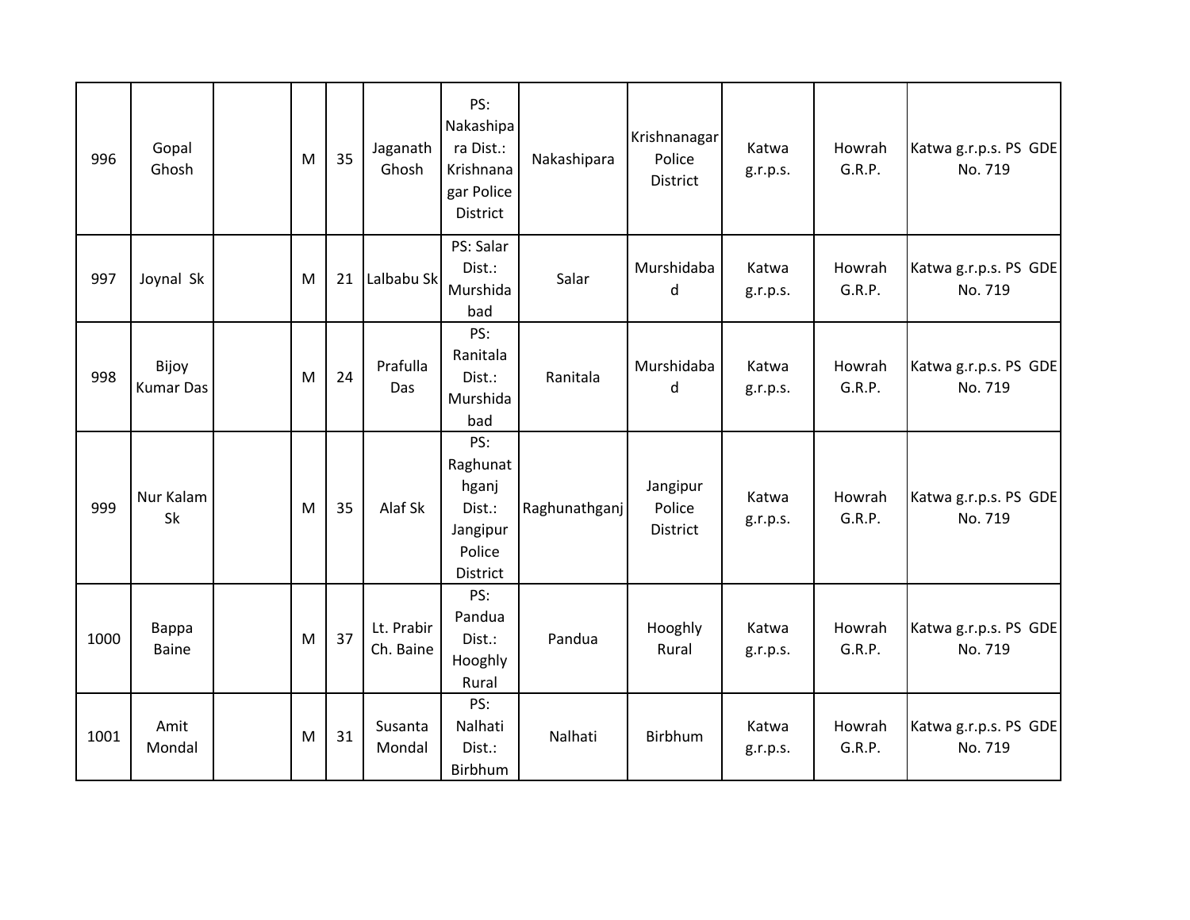| | | | | | | | | | | | |
|---|---|---|---|---|---|---|---|---|---|---|---|
| 996 | Gopal Ghosh | | M | 35 | Jaganath Ghosh | PS: Nakashipara Dist.: Krishnanagar Police District | Nakashipara | Krishnanagar Police District | Katwa g.r.p.s. | Howrah G.R.P. | Katwa g.r.p.s. PS GDE No. 719 |
| 997 | Joynal Sk | | M | 21 | Lalbabu Sk | PS: Salar Dist.: Murshidabad | Salar | Murshidabad | Katwa g.r.p.s. | Howrah G.R.P. | Katwa g.r.p.s. PS GDE No. 719 |
| 998 | Bijoy Kumar Das | | M | 24 | Prafulla Das | PS: Ranitala Dist.: Murshidabad | Ranitala | Murshidabad | Katwa g.r.p.s. | Howrah G.R.P. | Katwa g.r.p.s. PS GDE No. 719 |
| 999 | Nur Kalam Sk | | M | 35 | Alaf Sk | PS: Raghunathganj Dist.: Jangipur Police District | Raghunathganj | Jangipur Police District | Katwa g.r.p.s. | Howrah G.R.P. | Katwa g.r.p.s. PS GDE No. 719 |
| 1000 | Bappa Baine | | M | 37 | Lt. Prabir Ch. Baine | PS: Pandua Dist.: Hooghly Rural | Pandua | Hooghly Rural | Katwa g.r.p.s. | Howrah G.R.P. | Katwa g.r.p.s. PS GDE No. 719 |
| 1001 | Amit Mondal | | M | 31 | Susanta Mondal | PS: Nalhati Dist.: Birbhum | Nalhati | Birbhum | Katwa g.r.p.s. | Howrah G.R.P. | Katwa g.r.p.s. PS GDE No. 719 |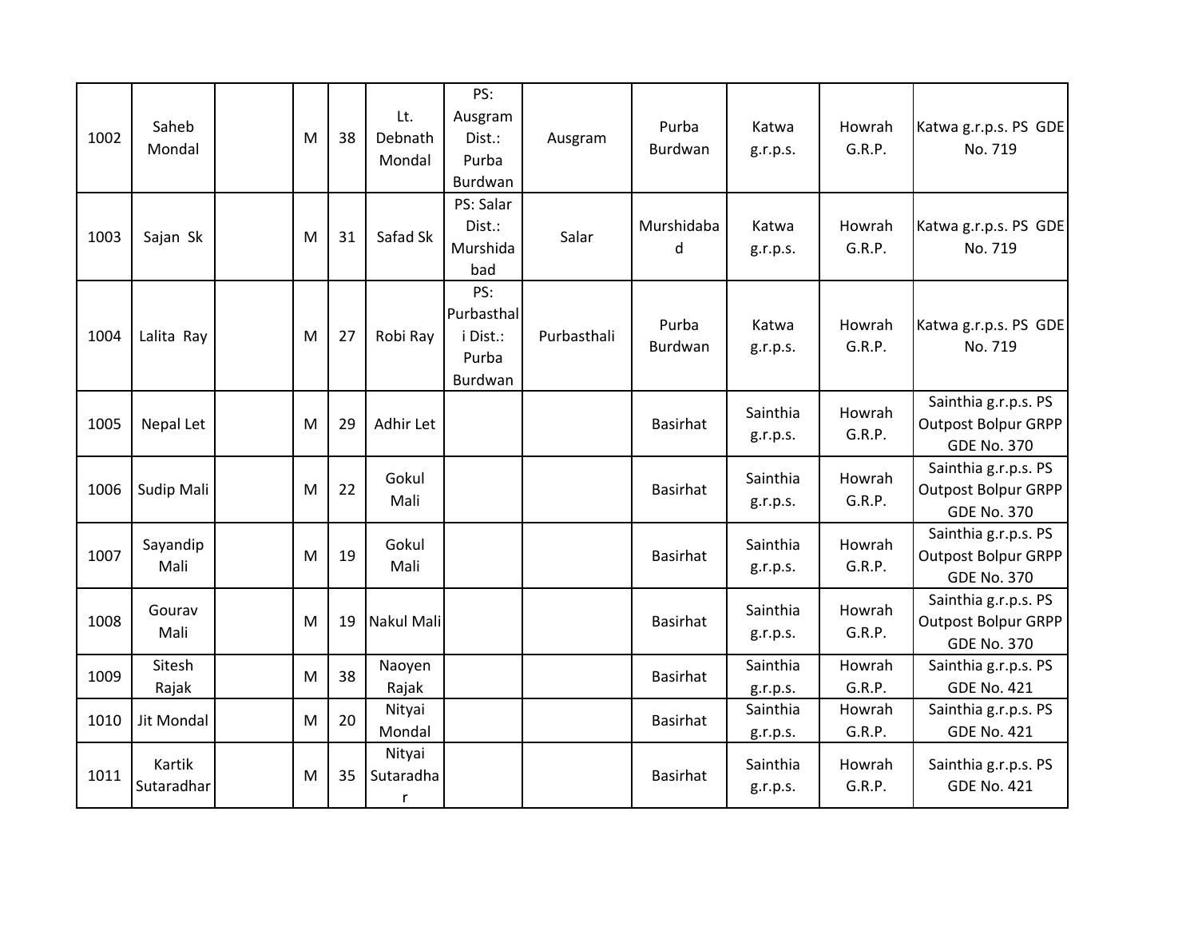| | | | | | | | | | | | |
|---|---|---|---|---|---|---|---|---|---|---|---|
| 1002 | Saheb Mondal | | M | 38 | Lt. Debnath Mondal | PS: Ausgram Dist.: Purba Burdwan | Ausgram | Purba Burdwan | Katwa g.r.p.s. | Howrah G.R.P. | Katwa g.r.p.s. PS GDE No. 719 |
| 1003 | Sajan Sk | | M | 31 | Safad Sk | PS: Salar Dist.: Murshidabad | Salar | Murshidabad | Katwa g.r.p.s. | Howrah G.R.P. | Katwa g.r.p.s. PS GDE No. 719 |
| 1004 | Lalita Ray | | M | 27 | Robi Ray | PS: Purbasthali Dist.: Purba Burdwan | Purbasthali | Purba Burdwan | Katwa g.r.p.s. | Howrah G.R.P. | Katwa g.r.p.s. PS GDE No. 719 |
| 1005 | Nepal Let | | M | 29 | Adhir Let | | | Basirhat | Sainthia g.r.p.s. | Howrah G.R.P. | Sainthia g.r.p.s. PS Outpost Bolpur GRPP GDE No. 370 |
| 1006 | Sudip Mali | | M | 22 | Gokul Mali | | | Basirhat | Sainthia g.r.p.s. | Howrah G.R.P. | Sainthia g.r.p.s. PS Outpost Bolpur GRPP GDE No. 370 |
| 1007 | Sayandip Mali | | M | 19 | Gokul Mali | | | Basirhat | Sainthia g.r.p.s. | Howrah G.R.P. | Sainthia g.r.p.s. PS Outpost Bolpur GRPP GDE No. 370 |
| 1008 | Gourav Mali | | M | 19 | Nakul Mali | | | Basirhat | Sainthia g.r.p.s. | Howrah G.R.P. | Sainthia g.r.p.s. PS Outpost Bolpur GRPP GDE No. 370 |
| 1009 | Sitesh Rajak | | M | 38 | Naoyen Rajak | | | Basirhat | Sainthia g.r.p.s. | Howrah G.R.P. | Sainthia g.r.p.s. PS GDE No. 421 |
| 1010 | Jit Mondal | | M | 20 | Nityai Mondal | | | Basirhat | Sainthia g.r.p.s. | Howrah G.R.P. | Sainthia g.r.p.s. PS GDE No. 421 |
| 1011 | Kartik Sutaradhar | | M | 35 | Nityai Sutaradhar | | | Basirhat | Sainthia g.r.p.s. | Howrah G.R.P. | Sainthia g.r.p.s. PS GDE No. 421 |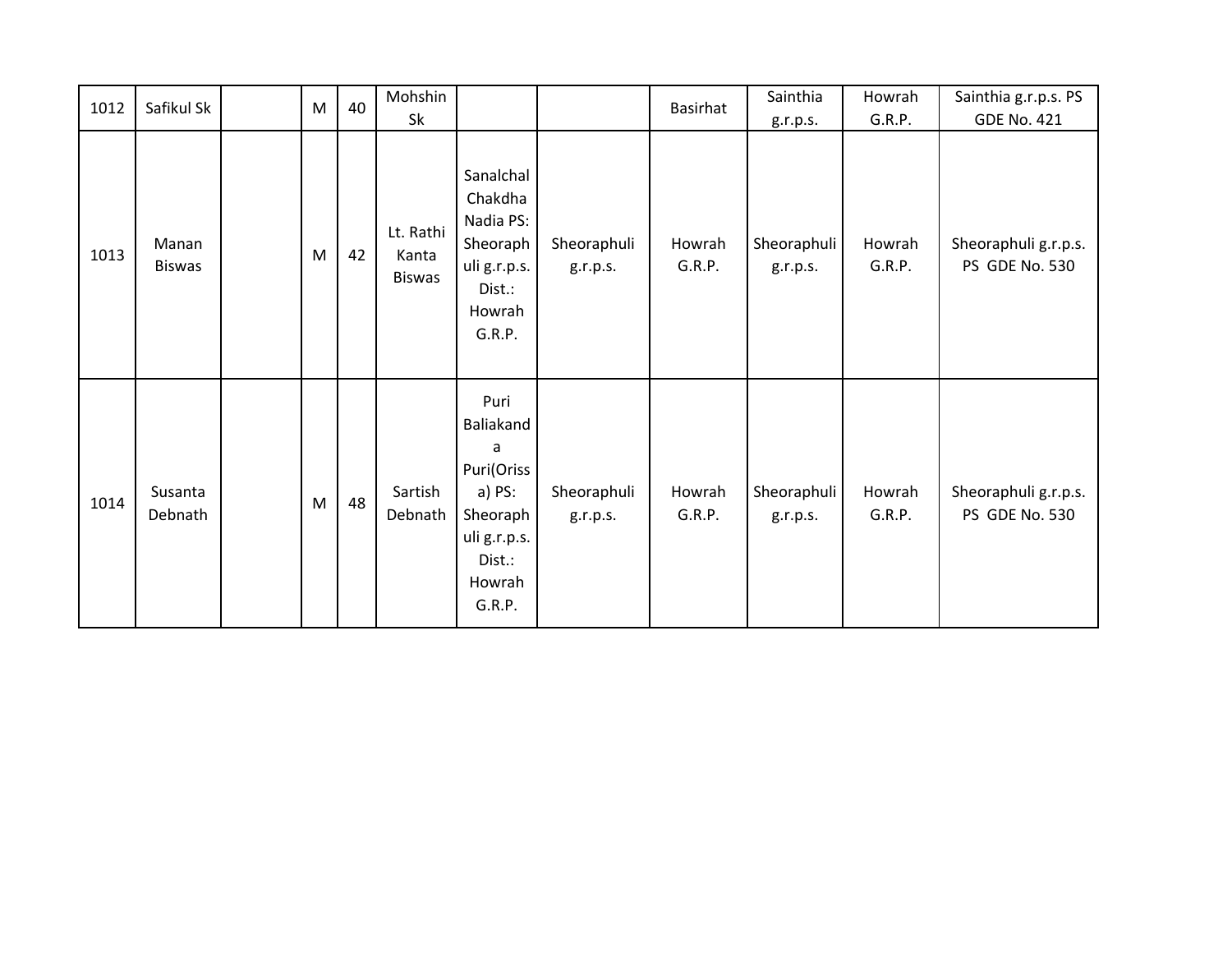| | | | | | | | | | | | |
|---|---|---|---|---|---|---|---|---|---|---|---|
| 1012 | Safikul Sk | | M | 40 | Mohshin Sk | | | Basirhat | Sainthia g.r.p.s. | Howrah G.R.P. | Sainthia g.r.p.s. PS GDE No. 421 |
| 1013 | Manan Biswas | | M | 42 | Lt. Rathi Kanta Biswas | Sanalchal Chakdha Nadia PS: Sheoraphuli g.r.p.s. Dist.: Howrah G.R.P. | Sheoraphuli g.r.p.s. | Howrah G.R.P. | Sheoraphuli g.r.p.s. | Howrah G.R.P. | Sheoraphuli g.r.p.s. PS GDE No. 530 |
| 1014 | Susanta Debnath | | M | 48 | Sartish Debnath | Puri Baliakanda Puri(Orissa) PS: Sheoraphuli g.r.p.s. Dist.: Howrah G.R.P. | Sheoraphuli g.r.p.s. | Howrah G.R.P. | Sheoraphuli g.r.p.s. | Howrah G.R.P. | Sheoraphuli g.r.p.s. PS GDE No. 530 |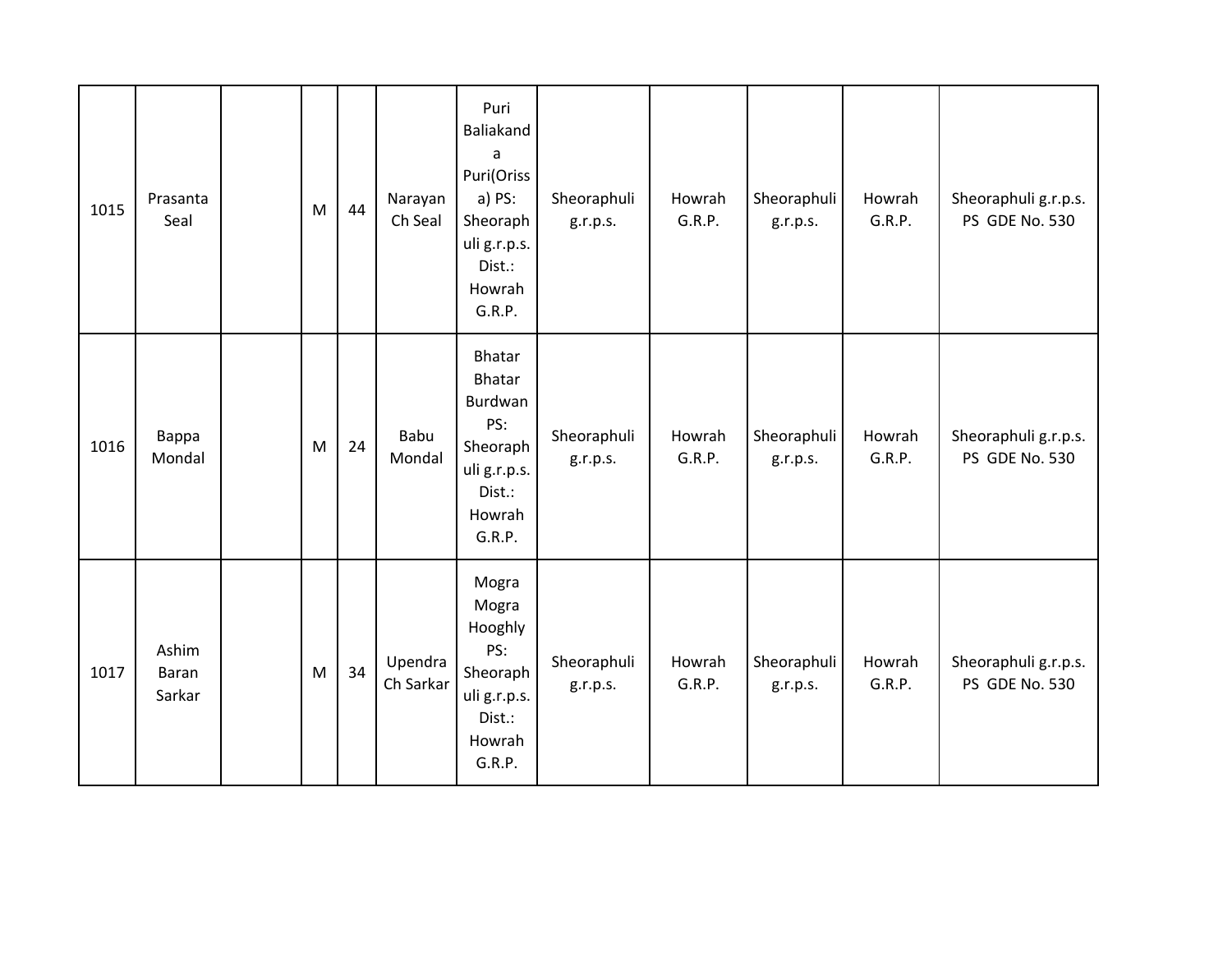| 1015 | Prasanta Seal | | M | 44 | Narayan Ch Seal | Puri Baliakanda Puri(Orissa) PS: Sheoraphuli g.r.p.s. Dist.: Howrah G.R.P. | Sheoraphuli g.r.p.s. | Howrah G.R.P. | Sheoraphuli g.r.p.s. | Howrah G.R.P. | Sheoraphuli g.r.p.s. PS GDE No. 530 |
|---|---|---|---|---|---|---|---|---|---|---|---|
| 1016 | Bappa Mondal | | M | 24 | Babu Mondal | Bhatar Bhatar Burdwan PS: Sheoraphuli g.r.p.s. Dist.: Howrah G.R.P. | Sheoraphuli g.r.p.s. | Howrah G.R.P. | Sheoraphuli g.r.p.s. | Howrah G.R.P. | Sheoraphuli g.r.p.s. PS GDE No. 530 |
| 1017 | Ashim Baran Sarkar | | M | 34 | Upendra Ch Sarkar | Mogra Mogra Hooghly PS: Sheoraphuli g.r.p.s. Dist.: Howrah G.R.P. | Sheoraphuli g.r.p.s. | Howrah G.R.P. | Sheoraphuli g.r.p.s. | Howrah G.R.P. | Sheoraphuli g.r.p.s. PS GDE No. 530 |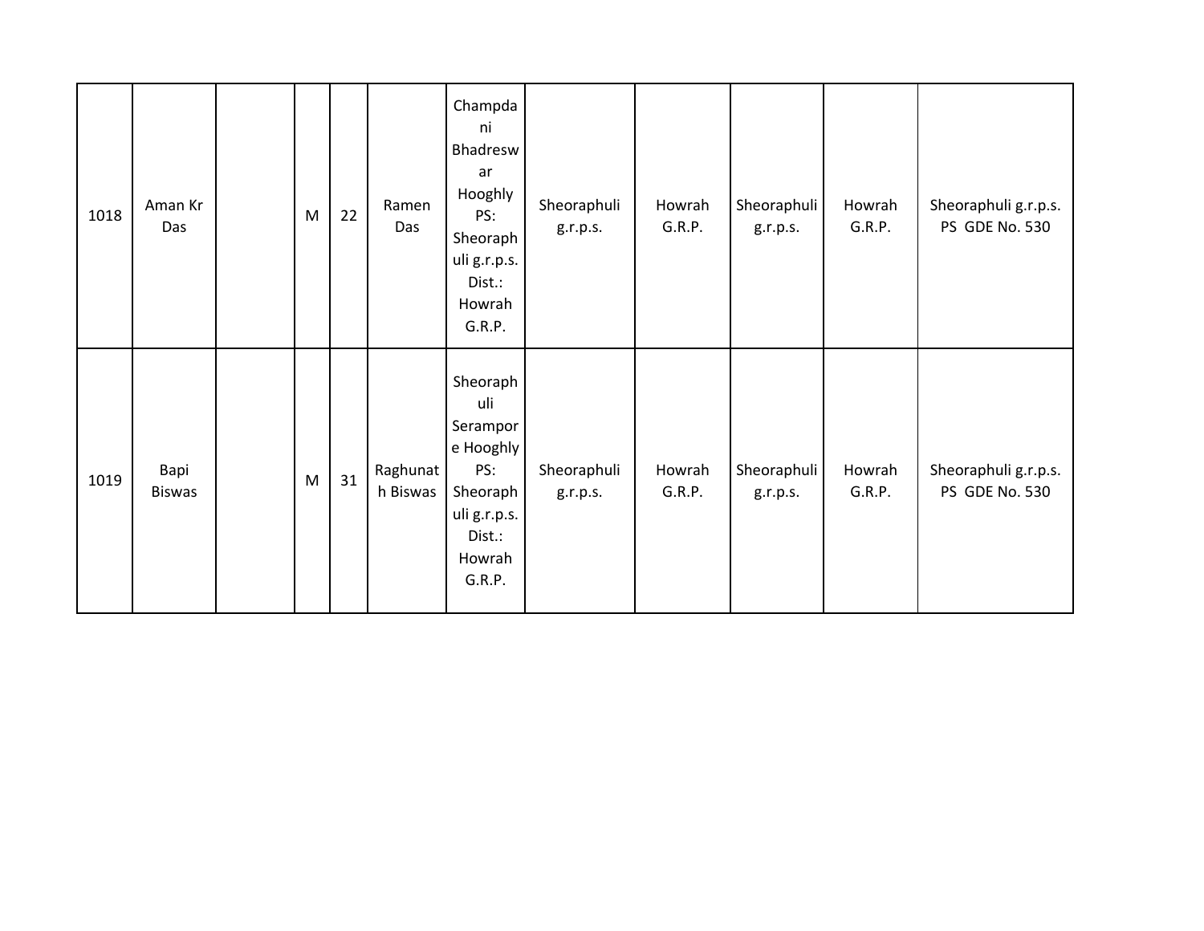| | | | | | | | | | | | |
|---|---|---|---|---|---|---|---|---|---|---|---|
| 1018 | Aman Kr Das | | M | 22 | Ramen Das | Champdani Bhadreswar Hooghly PS: Sheoraphuli g.r.p.s. Dist.: Howrah G.R.P. | Sheoraphuli g.r.p.s. | Howrah G.R.P. | Sheoraphuli g.r.p.s. | Howrah G.R.P. | Sheoraphuli g.r.p.s. PS GDE No. 530 |
| 1019 | Bapi Biswas | | M | 31 | Raghunath Biswas | Sheoraphuli Serampore Hooghly PS: Sheoraphuli g.r.p.s. Dist.: Howrah G.R.P. | Sheoraphuli g.r.p.s. | Howrah G.R.P. | Sheoraphuli g.r.p.s. | Howrah G.R.P. | Sheoraphuli g.r.p.s. PS GDE No. 530 |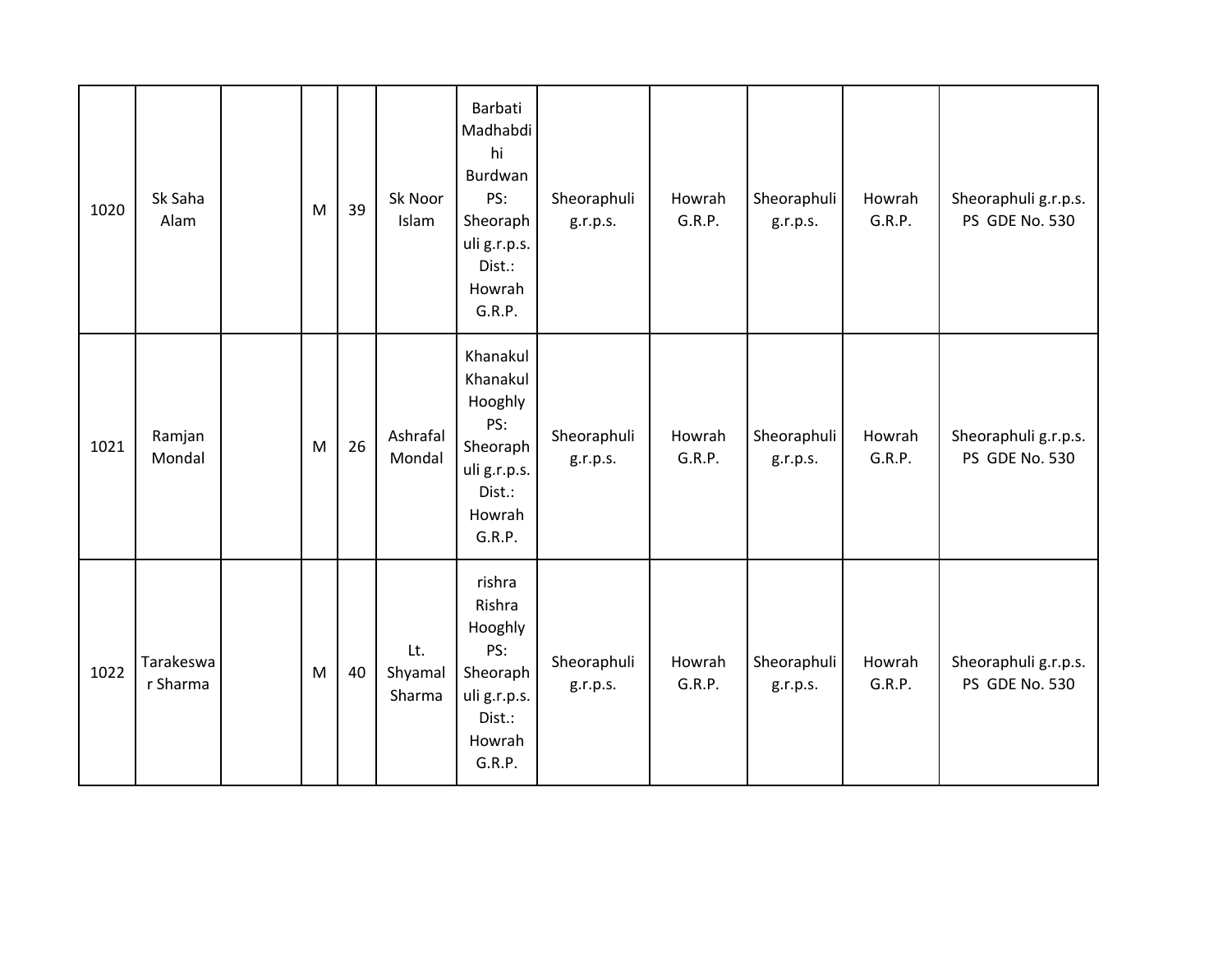| | | | | | | | | | | | |
|---|---|---|---|---|---|---|---|---|---|---|---|
| 1020 | Sk Saha Alam | | M | 39 | Sk Noor Islam | Barbati Madhabdihi Burdwan PS: Sheoraphuli g.r.p.s. Dist.: Howrah G.R.P. | Sheoraphuli g.r.p.s. | Howrah G.R.P. | Sheoraphuli g.r.p.s. | Howrah G.R.P. | Sheoraphuli g.r.p.s. PS GDE No. 530 |
| 1021 | Ramjan Mondal | | M | 26 | Ashrafal Mondal | Khanakul Khanakul Hooghly PS: Sheoraphuli g.r.p.s. Dist.: Howrah G.R.P. | Sheoraphuli g.r.p.s. | Howrah G.R.P. | Sheoraphuli g.r.p.s. | Howrah G.R.P. | Sheoraphuli g.r.p.s. PS GDE No. 530 |
| 1022 | Tarakeswar Sharma | | M | 40 | Lt. Shyamal Sharma | rishra Rishra Hooghly PS: Sheoraphuli g.r.p.s. Dist.: Howrah G.R.P. | Sheoraphuli g.r.p.s. | Howrah G.R.P. | Sheoraphuli g.r.p.s. | Howrah G.R.P. | Sheoraphuli g.r.p.s. PS GDE No. 530 |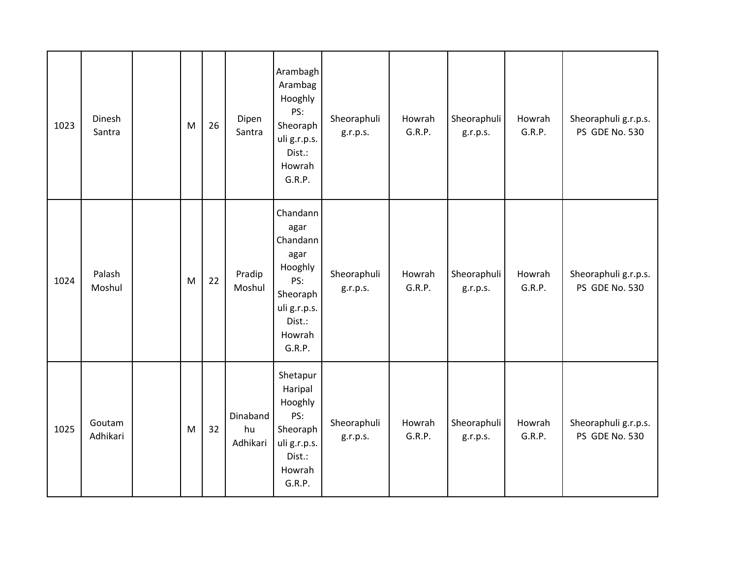| | | | | | | | | | | | |
|---|---|---|---|---|---|---|---|---|---|---|---|
| 1023 | Dinesh Santra | | M | 26 | Dipen Santra | Arambagh Arambag Hooghly PS: Sheoraphuli g.r.p.s. Dist.: Howrah G.R.P. | Sheoraphuli g.r.p.s. | Howrah G.R.P. | Sheoraphuli g.r.p.s. | Howrah G.R.P. | Sheoraphuli g.r.p.s. PS GDE No. 530 |
| 1024 | Palash Moshul | | M | 22 | Pradip Moshul | Chandannagar Chandannagar Hooghly PS: Sheoraphuli g.r.p.s. Dist.: Howrah G.R.P. | Sheoraphuli g.r.p.s. | Howrah G.R.P. | Sheoraphuli g.r.p.s. | Howrah G.R.P. | Sheoraphuli g.r.p.s. PS GDE No. 530 |
| 1025 | Goutam Adhikari | | M | 32 | Dinabandhu Adhikari | Shetapur Haripal Hooghly PS: Sheoraphuli g.r.p.s. Dist.: Howrah G.R.P. | Sheoraphuli g.r.p.s. | Howrah G.R.P. | Sheoraphuli g.r.p.s. | Howrah G.R.P. | Sheoraphuli g.r.p.s. PS GDE No. 530 |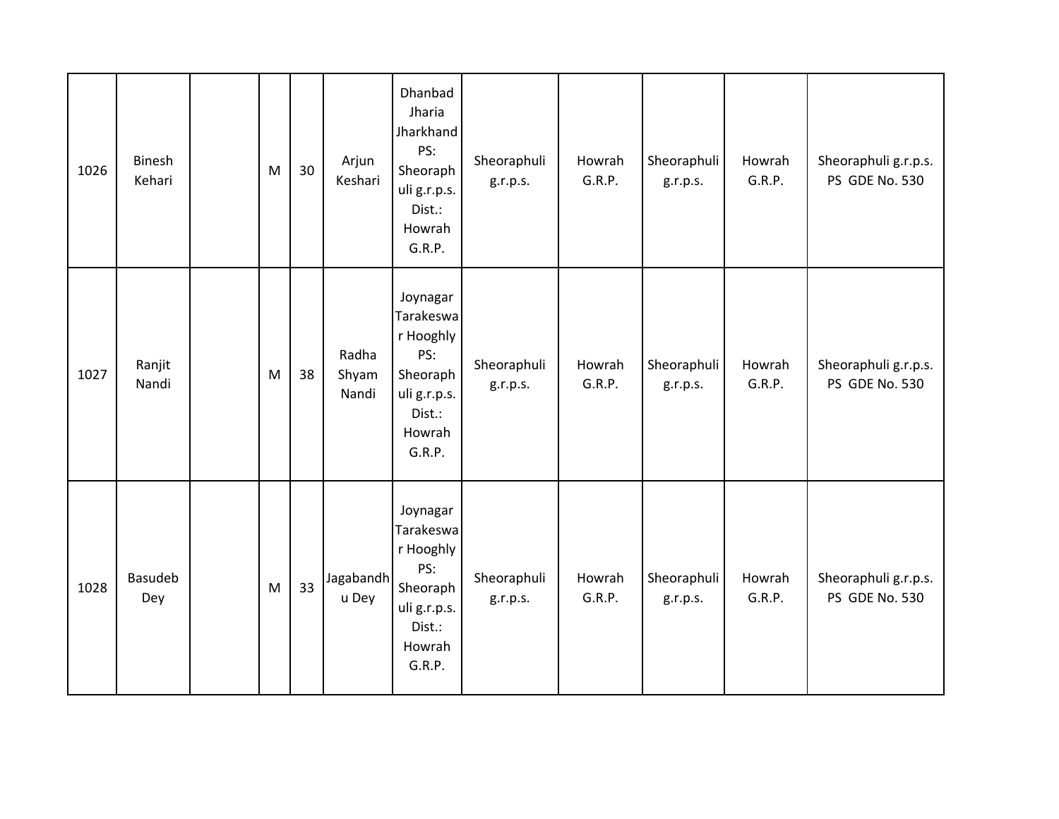| 1026 | Binesh Kehari | | M | 30 | Arjun Keshari | Dhanbad Jharia Jharkhand PS: Sheoraphuli g.r.p.s. Dist.: Howrah G.R.P. | Sheoraphuli g.r.p.s. | Howrah G.R.P. | Sheoraphuli g.r.p.s. | Howrah G.R.P. | Sheoraphuli g.r.p.s. PS GDE No. 530 |
|---|---|---|---|---|---|---|---|---|---|---|---|
| 1027 | Ranjit Nandi | | M | 38 | Radha Shyam Nandi | Joynagar Tarakeswar Hooghly PS: Sheoraphuli g.r.p.s. Dist.: Howrah G.R.P. | Sheoraphuli g.r.p.s. | Howrah G.R.P. | Sheoraphuli g.r.p.s. | Howrah G.R.P. | Sheoraphuli g.r.p.s. PS GDE No. 530 |
| 1028 | Basudeb Dey | | M | 33 | Jagabandhu Dey | Joynagar Tarakeswar Hooghly PS: Sheoraphuli g.r.p.s. Dist.: Howrah G.R.P. | Sheoraphuli g.r.p.s. | Howrah G.R.P. | Sheoraphuli g.r.p.s. | Howrah G.R.P. | Sheoraphuli g.r.p.s. PS GDE No. 530 |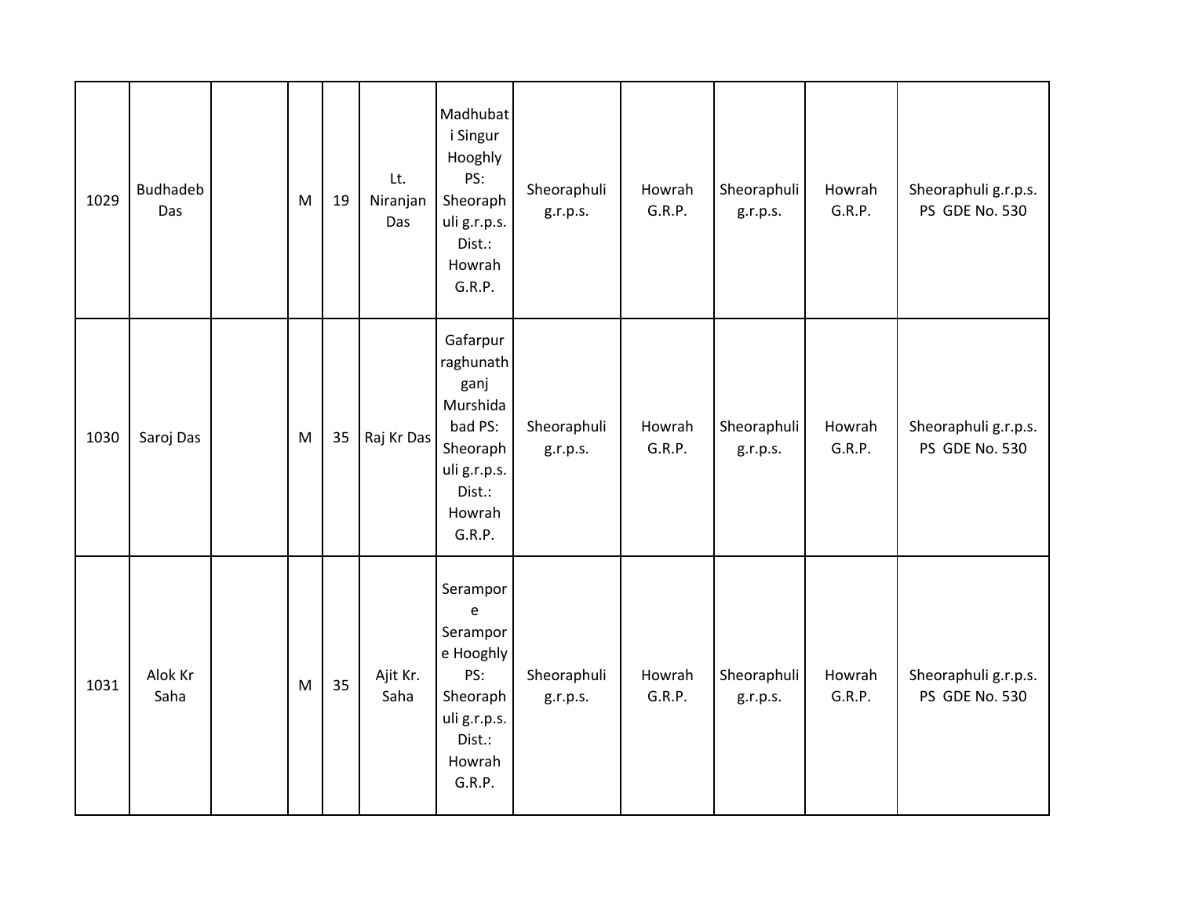| 1029 | Budhadeb Das | | M | 19 | Lt. Niranjan Das | Madhubati Singur Hooghly PS: Sheoraphuli g.r.p.s. Dist.: Howrah G.R.P. | Sheoraphuli g.r.p.s. | Howrah G.R.P. | Sheoraphuli g.r.p.s. | Howrah G.R.P. | Sheoraphuli g.r.p.s. PS GDE No. 530 |
|---|---|---|---|---|---|---|---|---|---|---|---|
| 1030 | Saroj Das | | M | 35 | Raj Kr Das | Gafarpur raghunathganj Murshidabad PS: Sheoraphuli g.r.p.s. Dist.: Howrah G.R.P. | Sheoraphuli g.r.p.s. | Howrah G.R.P. | Sheoraphuli g.r.p.s. | Howrah G.R.P. | Sheoraphuli g.r.p.s. PS GDE No. 530 |
| 1031 | Alok Kr Saha | | M | 35 | Ajit Kr. Saha | Serampore Serampore Hooghly PS: Sheoraphuli g.r.p.s. Dist.: Howrah G.R.P. | Sheoraphuli g.r.p.s. | Howrah G.R.P. | Sheoraphuli g.r.p.s. | Howrah G.R.P. | Sheoraphuli g.r.p.s. PS GDE No. 530 |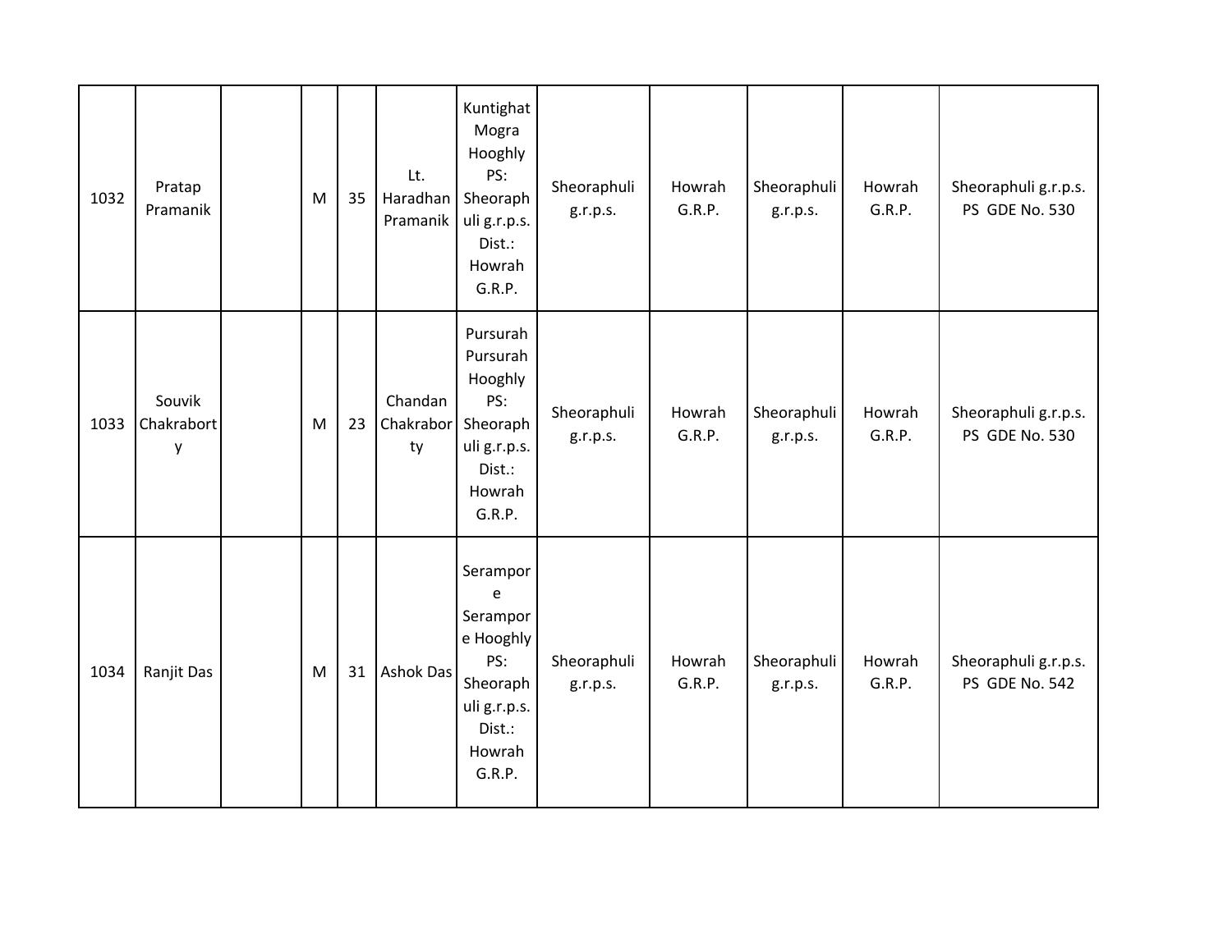| 1032 | Pratap Pramanik | | M | 35 | Lt. Haradhan Pramanik | Kuntighat Mogra Hooghly PS: Sheoraphuli g.r.p.s. Dist.: Howrah G.R.P. | Sheoraphuli g.r.p.s. | Howrah G.R.P. | Sheoraphuli g.r.p.s. | Howrah G.R.P. | Sheoraphuli g.r.p.s. PS GDE No. 530 |
|---|---|---|---|---|---|---|---|---|---|---|---|
| 1033 | Souvik Chakraborty | | M | 23 | Chandan Chakraborty | Pursurah Pursurah Hooghly PS: Sheoraphuli g.r.p.s. Dist.: Howrah G.R.P. | Sheoraphuli g.r.p.s. | Howrah G.R.P. | Sheoraphuli g.r.p.s. | Howrah G.R.P. | Sheoraphuli g.r.p.s. PS GDE No. 530 |
| 1034 | Ranjit Das | | M | 31 | Ashok Das | Serampore Serampore Hooghly PS: Sheoraphuli g.r.p.s. Dist.: Howrah G.R.P. | Sheoraphuli g.r.p.s. | Howrah G.R.P. | Sheoraphuli g.r.p.s. | Howrah G.R.P. | Sheoraphuli g.r.p.s. PS GDE No. 542 |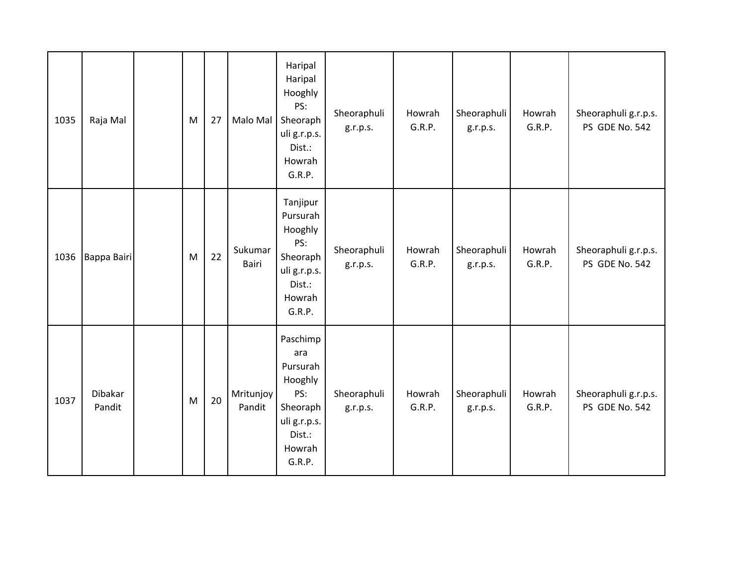| | | | | | | | | | | | |
|---|---|---|---|---|---|---|---|---|---|---|---|
| 1035 | Raja Mal | | M | 27 | Malo Mal | Haripal Haripal Hooghly PS: Sheoraphuli g.r.p.s. Dist.: Howrah G.R.P. | Sheoraphuli g.r.p.s. | Howrah G.R.P. | Sheoraphuli g.r.p.s. | Howrah G.R.P. | Sheoraphuli g.r.p.s. PS GDE No. 542 |
| 1036 | Bappa Bairi | | M | 22 | Sukumar Bairi | Tanjipur Pursurah Hooghly PS: Sheoraphuli g.r.p.s. Dist.: Howrah G.R.P. | Sheoraphuli g.r.p.s. | Howrah G.R.P. | Sheoraphuli g.r.p.s. | Howrah G.R.P. | Sheoraphuli g.r.p.s. PS GDE No. 542 |
| 1037 | Dibakar Pandit | | M | 20 | Mritunjoy Pandit | Paschimpara Pursurah Hooghly PS: Sheoraphuli g.r.p.s. Dist.: Howrah G.R.P. | Sheoraphuli g.r.p.s. | Howrah G.R.P. | Sheoraphuli g.r.p.s. | Howrah G.R.P. | Sheoraphuli g.r.p.s. PS GDE No. 542 |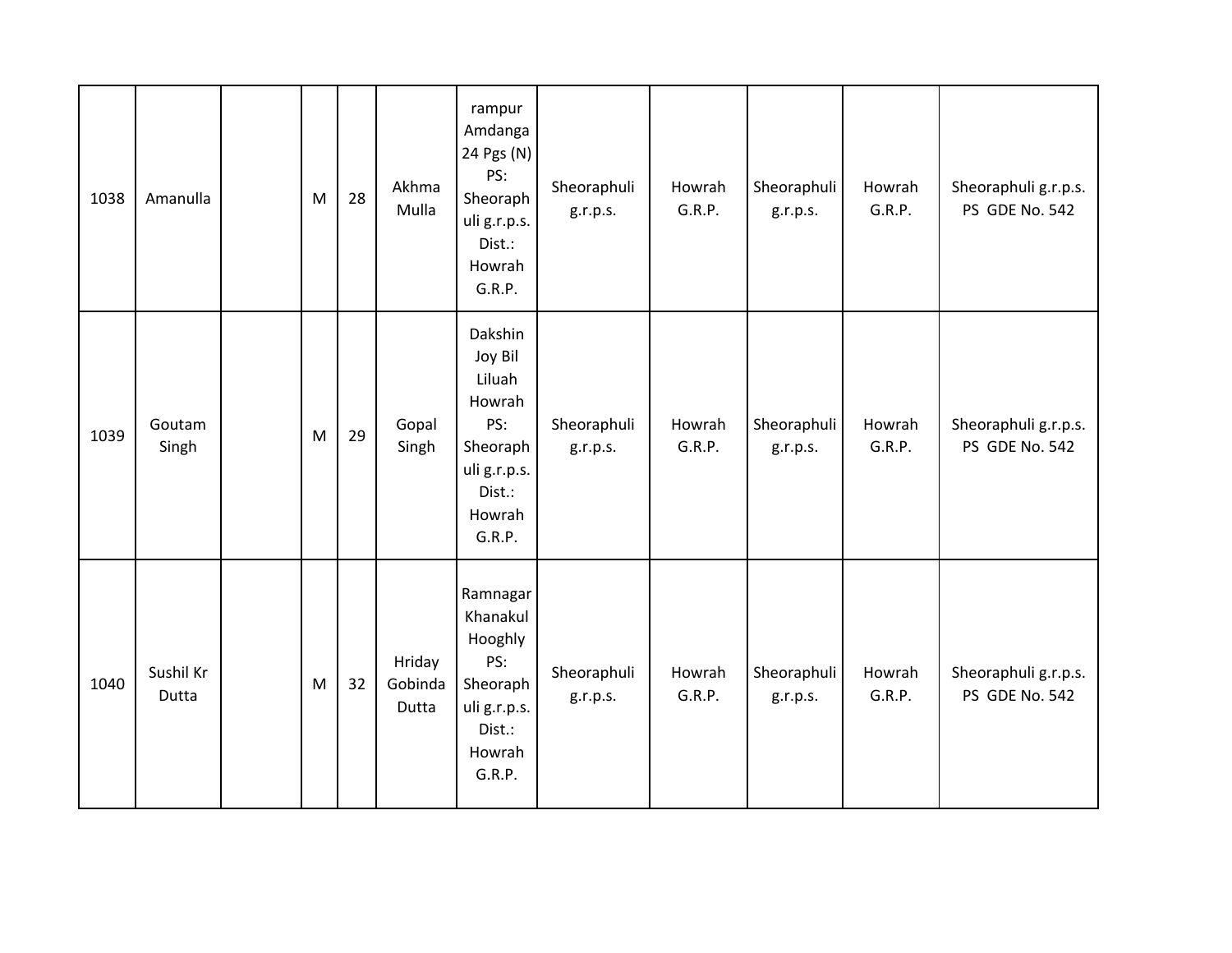| 1038 | Amanulla | | M | 28 | Akhma Mulla | rampur Amdanga 24 Pgs (N) PS: Sheoraphuli g.r.p.s. Dist.: Howrah G.R.P. | Sheoraphuli g.r.p.s. | Howrah G.R.P. | Sheoraphuli g.r.p.s. | Howrah G.R.P. | Sheoraphuli g.r.p.s. PS GDE No. 542 |
|---|---|---|---|---|---|---|---|---|---|---|---|
| 1039 | Goutam Singh | | M | 29 | Gopal Singh | Dakshin Joy Bil Liluah Howrah PS: Sheoraphuli g.r.p.s. Dist.: Howrah G.R.P. | Sheoraphuli g.r.p.s. | Howrah G.R.P. | Sheoraphuli g.r.p.s. | Howrah G.R.P. | Sheoraphuli g.r.p.s. PS GDE No. 542 |
| 1040 | Sushil Kr Dutta | | M | 32 | Hriday Gobinda Dutta | Ramnagar Khanakul Hooghly PS: Sheoraphuli g.r.p.s. Dist.: Howrah G.R.P. | Sheoraphuli g.r.p.s. | Howrah G.R.P. | Sheoraphuli g.r.p.s. | Howrah G.R.P. | Sheoraphuli g.r.p.s. PS GDE No. 542 |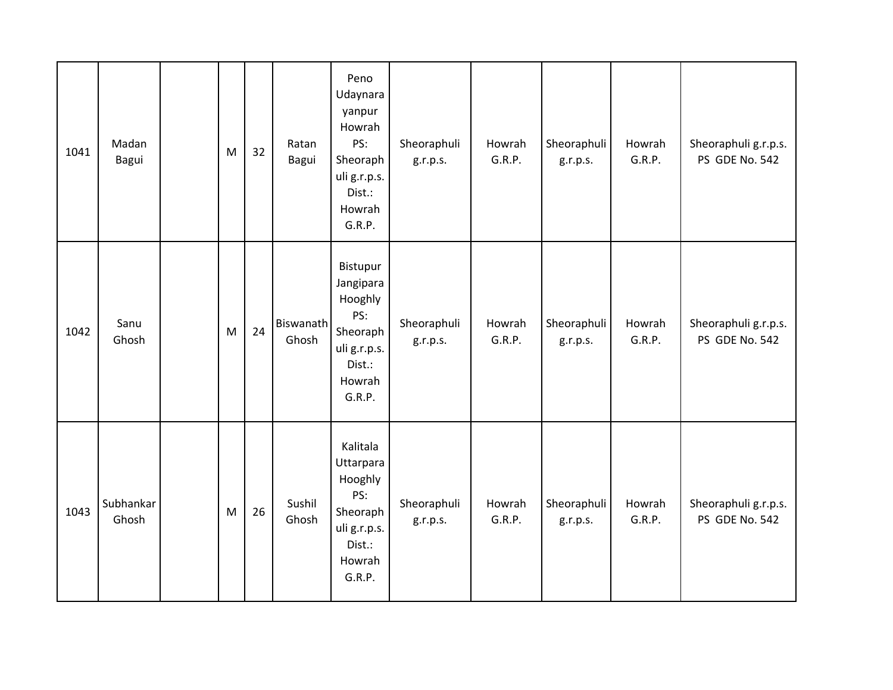| | | | | | | | | | | | |
|---|---|---|---|---|---|---|---|---|---|---|---|
| 1041 | Madan Bagui | | M | 32 | Ratan Bagui | Peno Udaynarayanpur Howrah PS: Sheoraphuli g.r.p.s. Dist.: Howrah G.R.P. | Sheoraphuli g.r.p.s. | Howrah G.R.P. | Sheoraphuli g.r.p.s. | Howrah G.R.P. | Sheoraphuli g.r.p.s. PS GDE No. 542 |
| 1042 | Sanu Ghosh | | M | 24 | Biswanath Ghosh | Bistupur Jangipara Hooghly PS: Sheoraphuli g.r.p.s. Dist.: Howrah G.R.P. | Sheoraphuli g.r.p.s. | Howrah G.R.P. | Sheoraphuli g.r.p.s. | Howrah G.R.P. | Sheoraphuli g.r.p.s. PS GDE No. 542 |
| 1043 | Subhankar Ghosh | | M | 26 | Sushil Ghosh | Kalitala Uttarpara Hooghly PS: Sheoraphuli g.r.p.s. Dist.: Howrah G.R.P. | Sheoraphuli g.r.p.s. | Howrah G.R.P. | Sheoraphuli g.r.p.s. | Howrah G.R.P. | Sheoraphuli g.r.p.s. PS GDE No. 542 |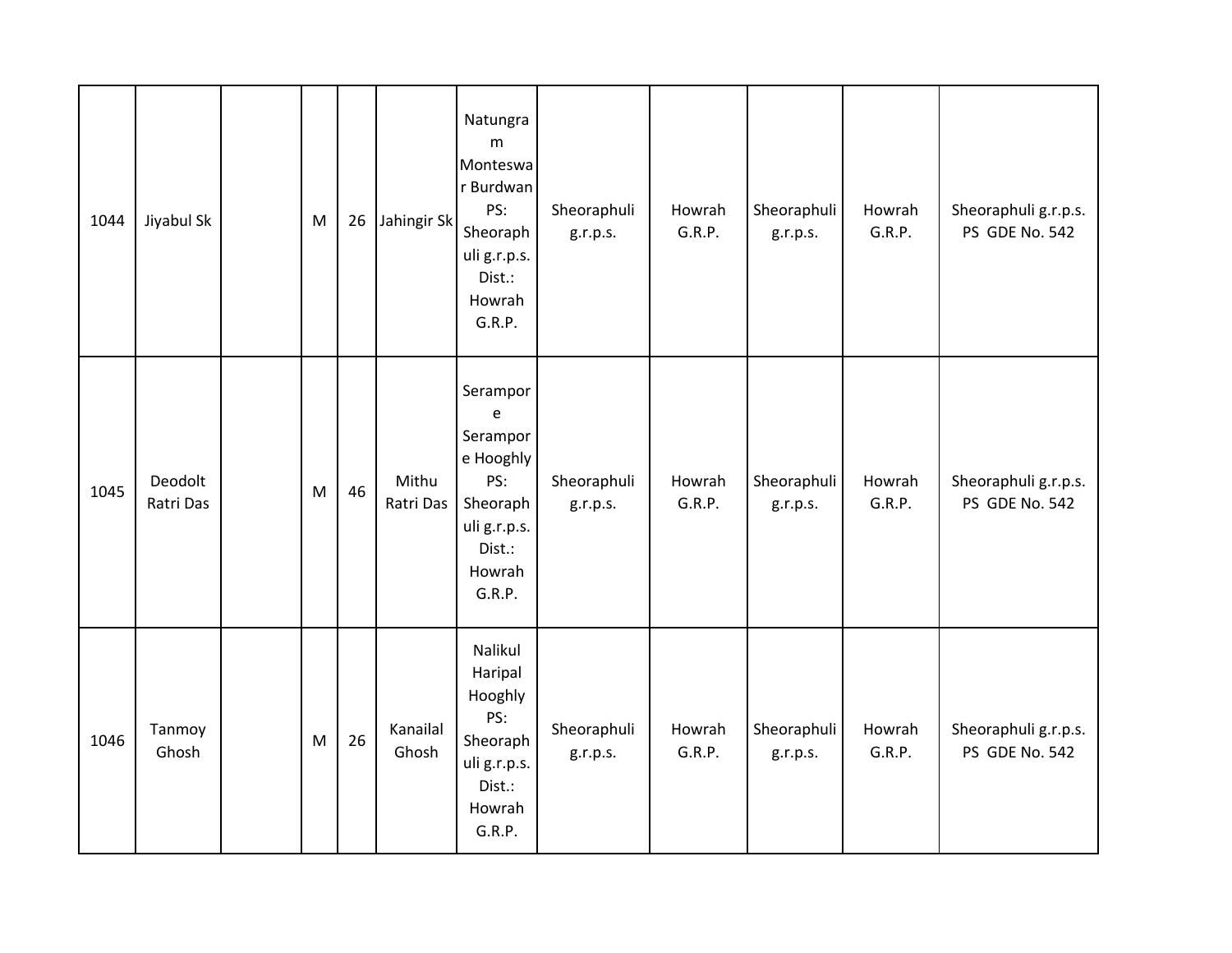| | | | | | | | | | | | |
|---|---|---|---|---|---|---|---|---|---|---|---|
| 1044 | Jiyabul Sk | | M | 26 | Jahingir Sk | Natungram Monteswar Burdwan PS: Sheoraphuli g.r.p.s. Dist.: Howrah G.R.P. | Sheoraphuli g.r.p.s. | Howrah G.R.P. | Sheoraphuli g.r.p.s. | Howrah G.R.P. | Sheoraphuli g.r.p.s. PS GDE No. 542 |
| 1045 | Deodolt Ratri Das | | M | 46 | Mithu Ratri Das | Serampore Serampore Hooghly PS: Sheoraphuli g.r.p.s. Dist.: Howrah G.R.P. | Sheoraphuli g.r.p.s. | Howrah G.R.P. | Sheoraphuli g.r.p.s. | Howrah G.R.P. | Sheoraphuli g.r.p.s. PS GDE No. 542 |
| 1046 | Tanmoy Ghosh | | M | 26 | Kanailal Ghosh | Nalikul Haripal Hooghly PS: Sheoraphuli g.r.p.s. Dist.: Howrah G.R.P. | Sheoraphuli g.r.p.s. | Howrah G.R.P. | Sheoraphuli g.r.p.s. | Howrah G.R.P. | Sheoraphuli g.r.p.s. PS GDE No. 542 |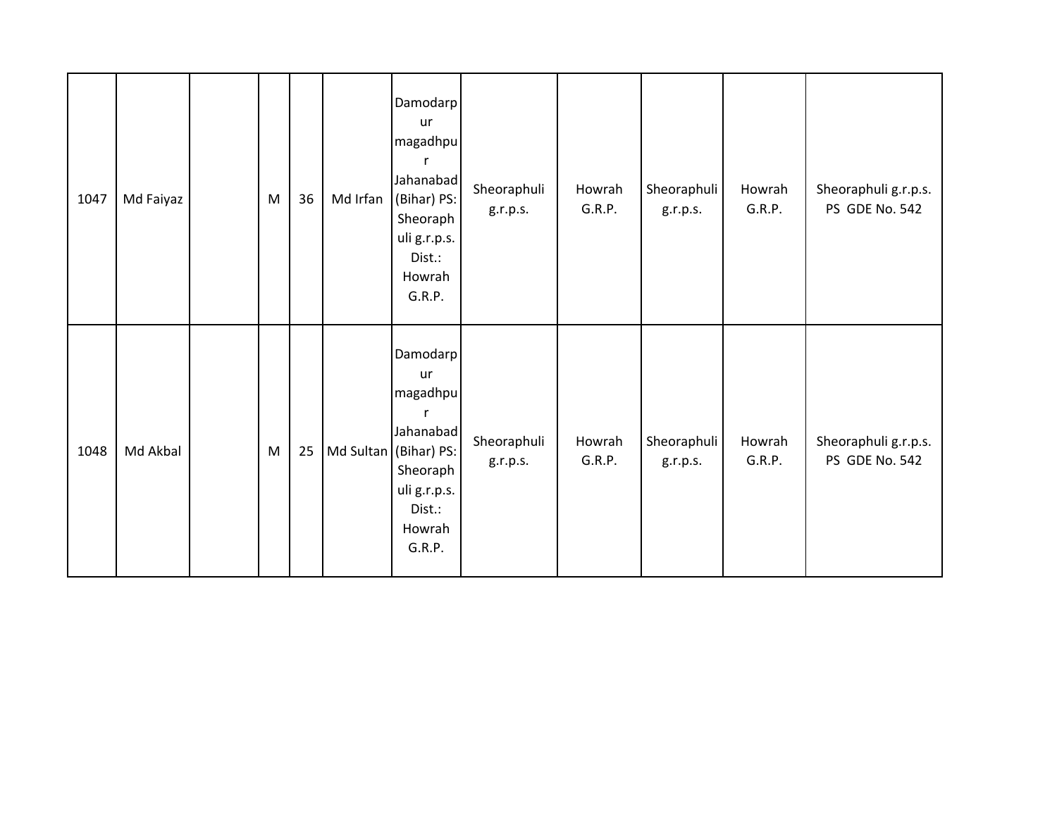| | | | | | | | | | | | |
|---|---|---|---|---|---|---|---|---|---|---|---|
| 1047 | Md Faiyaz | | M | 36 | Md Irfan | Damodarpur magadhpur Jahanabad (Bihar) PS: Sheoraphuli g.r.p.s. Dist.: Howrah G.R.P. | Sheoraphuli g.r.p.s. | Howrah G.R.P. | Sheoraphuli g.r.p.s. | Howrah G.R.P. | Sheoraphuli g.r.p.s. PS GDE No. 542 |
| 1048 | Md Akbal | | M | 25 | Md Sultan | Damodarpur magadhpur Jahanabad (Bihar) PS: Sheoraphuli g.r.p.s. Dist.: Howrah G.R.P. | Sheoraphuli g.r.p.s. | Howrah G.R.P. | Sheoraphuli g.r.p.s. | Howrah G.R.P. | Sheoraphuli g.r.p.s. PS GDE No. 542 |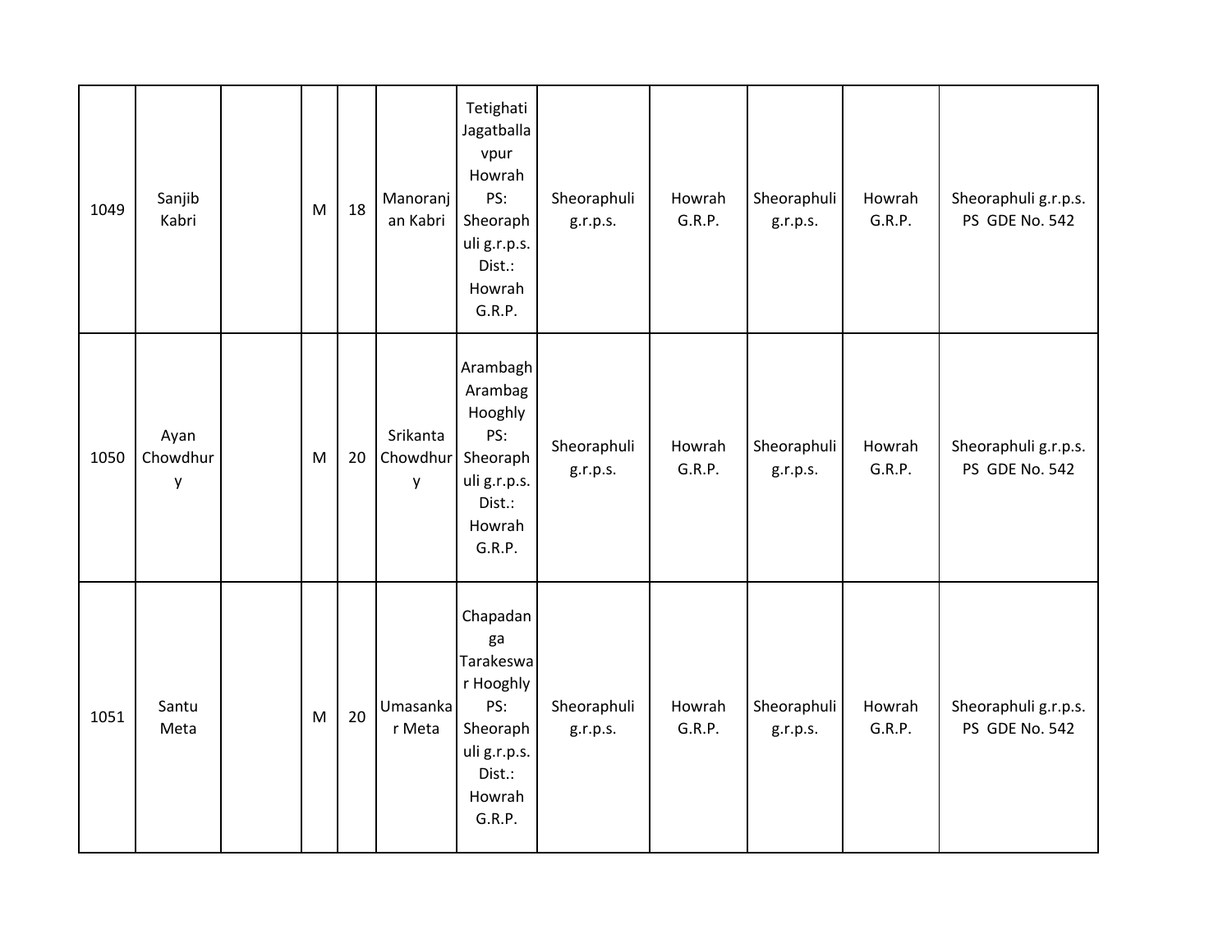| 1049 | Sanjib Kabri | | M | 18 | Manoranjan Kabri | Tetighati Jagatballavpur Howrah PS: Sheoraphuli g.r.p.s. Dist.: Howrah G.R.P. | Sheoraphuli g.r.p.s. | Howrah G.R.P. | Sheoraphuli g.r.p.s. | Howrah G.R.P. | Sheoraphuli g.r.p.s. PS GDE No. 542 |
|---|---|---|---|---|---|---|---|---|---|---|---|
| 1050 | Ayan Chowdhury | | M | 20 | Srikanta Chowdhury | Arambagh Arambag Hooghly PS: Sheoraphuli g.r.p.s. Dist.: Howrah G.R.P. | Sheoraphuli g.r.p.s. | Howrah G.R.P. | Sheoraphuli g.r.p.s. | Howrah G.R.P. | Sheoraphuli g.r.p.s. PS GDE No. 542 |
| 1051 | Santu Meta | | M | 20 | Umasankar Meta | Chapadanga Tarakeswar Hooghly PS: Sheoraphuli g.r.p.s. Dist.: Howrah G.R.P. | Sheoraphuli g.r.p.s. | Howrah G.R.P. | Sheoraphuli g.r.p.s. | Howrah G.R.P. | Sheoraphuli g.r.p.s. PS GDE No. 542 |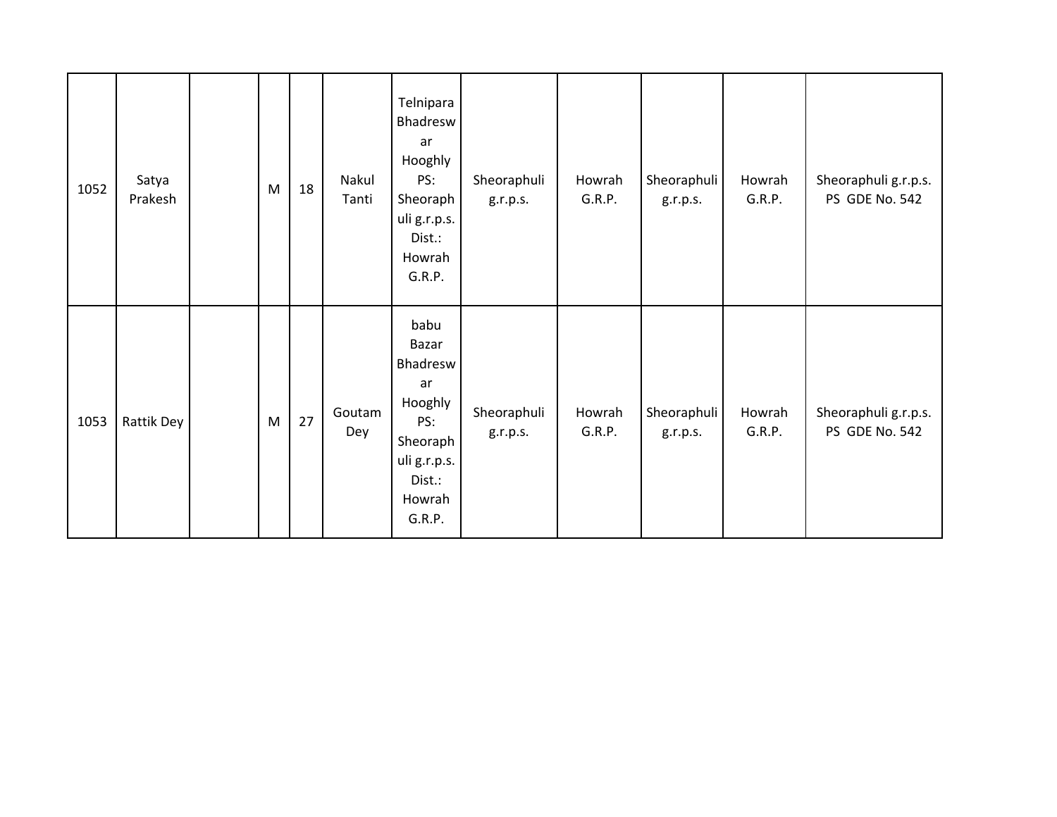| 1052 | Satya Prakesh | | M | 18 | Nakul Tanti | Telnipara Bhadreswar Hooghly PS: Sheoraphuli g.r.p.s. Dist.: Howrah G.R.P. | Sheoraphuli g.r.p.s. | Howrah G.R.P. | Sheoraphuli g.r.p.s. | Howrah G.R.P. | Sheoraphuli g.r.p.s. PS GDE No. 542 |
|---|---|---|---|---|---|---|---|---|---|---|---|
| 1053 | Rattik Dey | | M | 27 | Goutam Dey | babu Bazar Bhadreswar Hooghly PS: Sheoraphuli g.r.p.s. Dist.: Howrah G.R.P. | Sheoraphuli g.r.p.s. | Howrah G.R.P. | Sheoraphuli g.r.p.s. | Howrah G.R.P. | Sheoraphuli g.r.p.s. PS GDE No. 542 |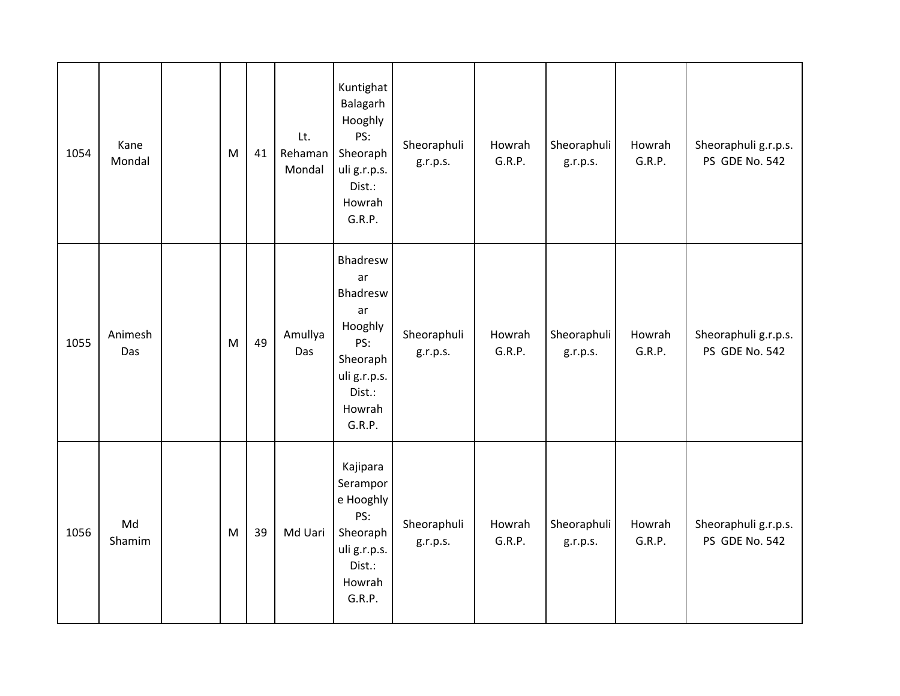| | | | | | | | | | | | |
|---|---|---|---|---|---|---|---|---|---|---|---|
| 1054 | Kane Mondal | | M | 41 | Lt. Rehaman Mondal | Kuntighat Balagarh Hooghly PS: Sheoraphuli g.r.p.s. Dist.: Howrah G.R.P. | Sheoraphuli g.r.p.s. | Howrah G.R.P. | Sheoraphuli g.r.p.s. | Howrah G.R.P. | Sheoraphuli g.r.p.s. PS GDE No. 542 |
| 1055 | Animesh Das | | M | 49 | Amullya Das | Bhadreswar Bhadreswar Hooghly PS: Sheoraphuli g.r.p.s. Dist.: Howrah G.R.P. | Sheoraphuli g.r.p.s. | Howrah G.R.P. | Sheoraphuli g.r.p.s. | Howrah G.R.P. | Sheoraphuli g.r.p.s. PS GDE No. 542 |
| 1056 | Md Shamim | | M | 39 | Md Uari | Kajipara Serampore Hooghly PS: Sheoraphuli g.r.p.s. Dist.: Howrah G.R.P. | Sheoraphuli g.r.p.s. | Howrah G.R.P. | Sheoraphuli g.r.p.s. | Howrah G.R.P. | Sheoraphuli g.r.p.s. PS GDE No. 542 |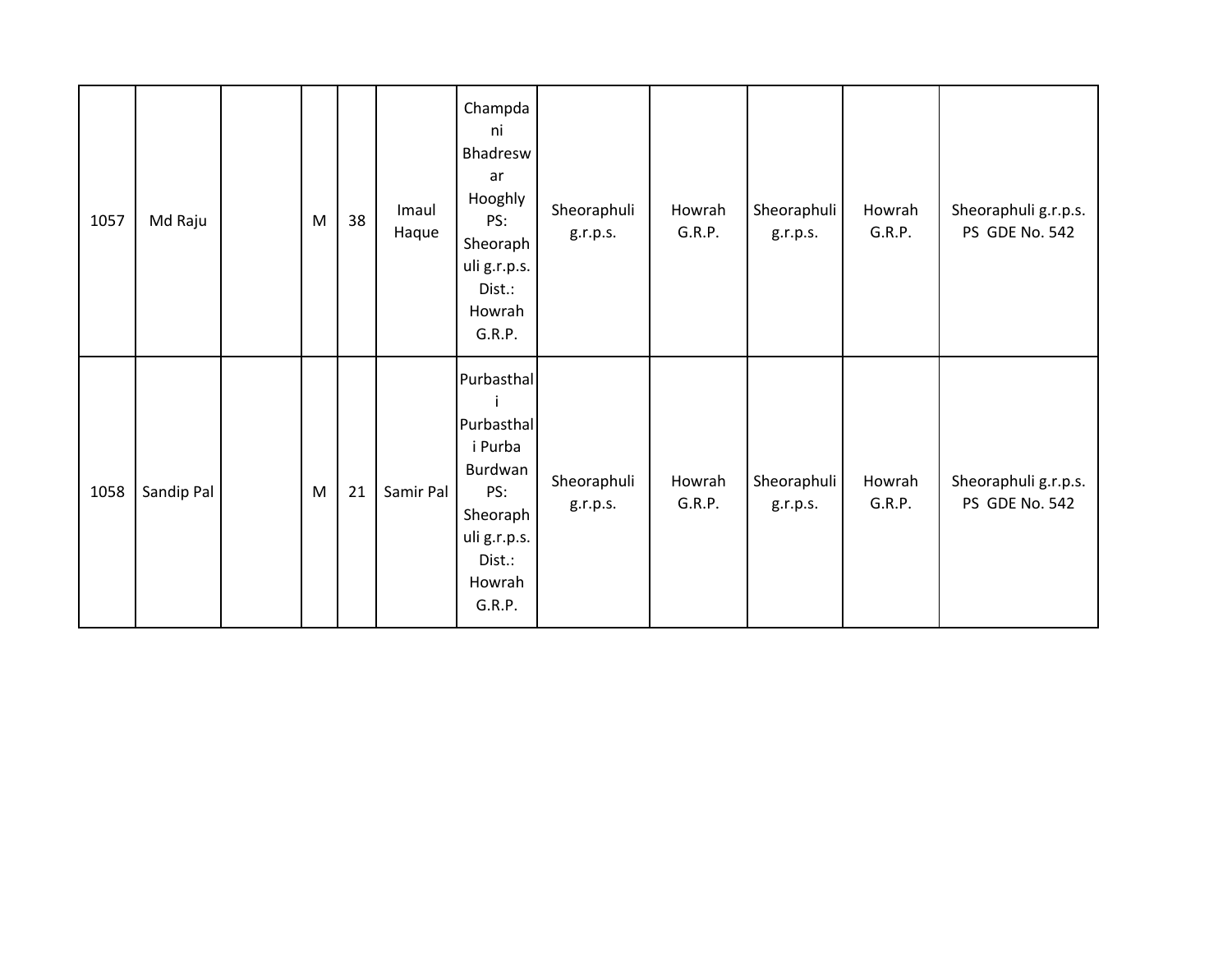| | | | | | | | | | | | |
|---|---|---|---|---|---|---|---|---|---|---|---|
| 1057 | Md Raju | | M | 38 | Imaul Haque | Champdani Bhadreswar Hooghly PS: Sheoraphuli g.r.p.s. Dist.: Howrah G.R.P. | Sheoraphuli g.r.p.s. | Howrah G.R.P. | Sheoraphuli g.r.p.s. | Howrah G.R.P. | Sheoraphuli g.r.p.s. PS GDE No. 542 |
| 1058 | Sandip Pal | | M | 21 | Samir Pal | Purbasthali Purbasthali Purba Burdwan PS: Sheoraphuli g.r.p.s. Dist.: Howrah G.R.P. | Sheoraphuli g.r.p.s. | Howrah G.R.P. | Sheoraphuli g.r.p.s. | Howrah G.R.P. | Sheoraphuli g.r.p.s. PS GDE No. 542 |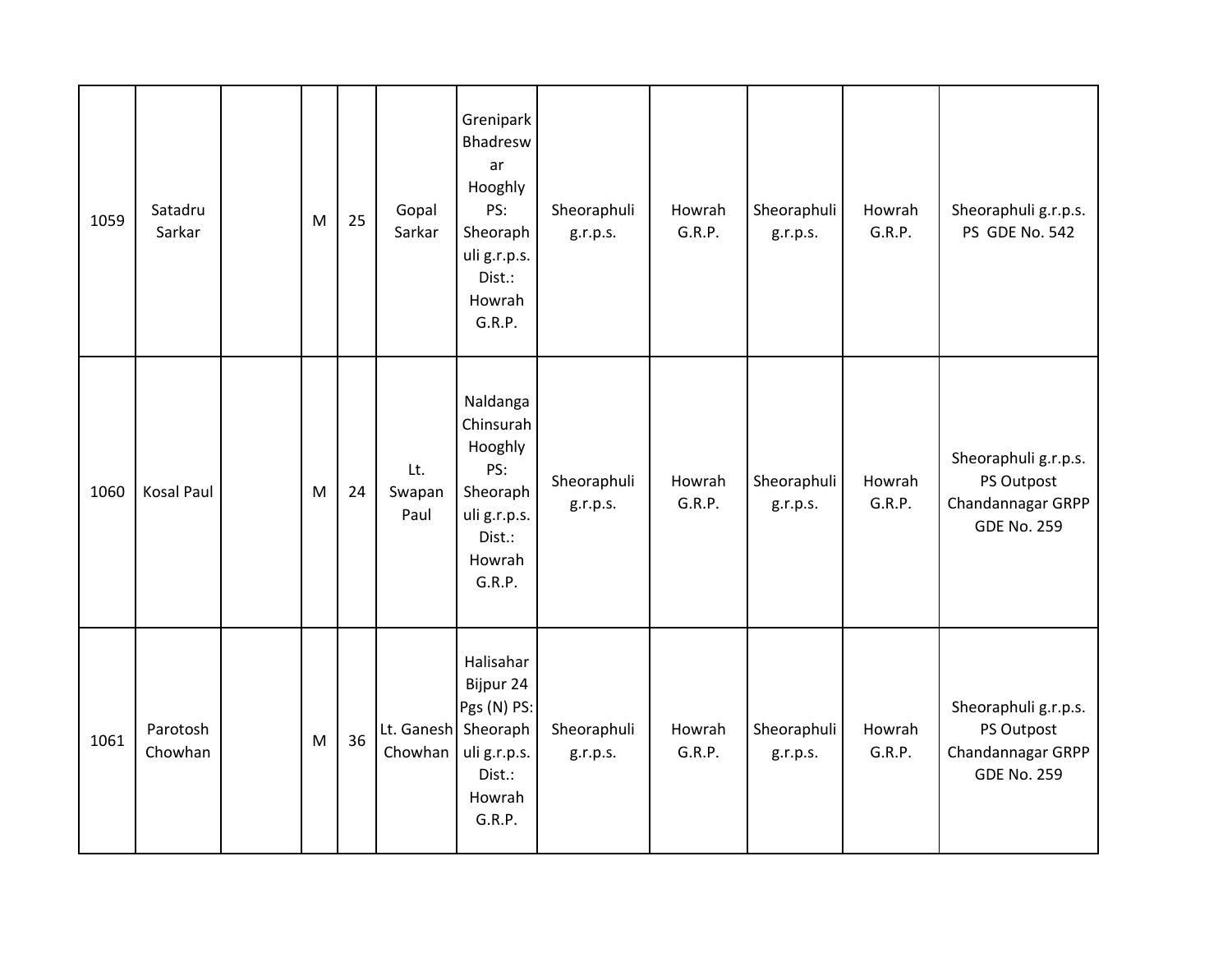| | | | | | | | | | | | |
|---|---|---|---|---|---|---|---|---|---|---|---|
| 1059 | Satadru Sarkar | | M | 25 | Gopal Sarkar | Grenipark Bhadreswar Hooghly PS: Sheoraphuli g.r.p.s. Dist.: Howrah G.R.P. | Sheoraphuli g.r.p.s. | Howrah G.R.P. | Sheoraphuli g.r.p.s. | Howrah G.R.P. | Sheoraphuli g.r.p.s. PS GDE No. 542 |
| 1060 | Kosal Paul | | M | 24 | Lt. Swapan Paul | Naldanga Chinsurah Hooghly PS: Sheoraphuli g.r.p.s. Dist.: Howrah G.R.P. | Sheoraphuli g.r.p.s. | Howrah G.R.P. | Sheoraphuli g.r.p.s. | Howrah G.R.P. | Sheoraphuli g.r.p.s. PS Outpost Chandannagar GRPP GDE No. 259 |
| 1061 | Parotosh Chowhan | | M | 36 | Lt. Ganesh Chowhan | Halisahar Bijpur 24 Pgs (N) PS: Sheoraphuli g.r.p.s. Dist.: Howrah G.R.P. | Sheoraphuli g.r.p.s. | Howrah G.R.P. | Sheoraphuli g.r.p.s. | Howrah G.R.P. | Sheoraphuli g.r.p.s. PS Outpost Chandannagar GRPP GDE No. 259 |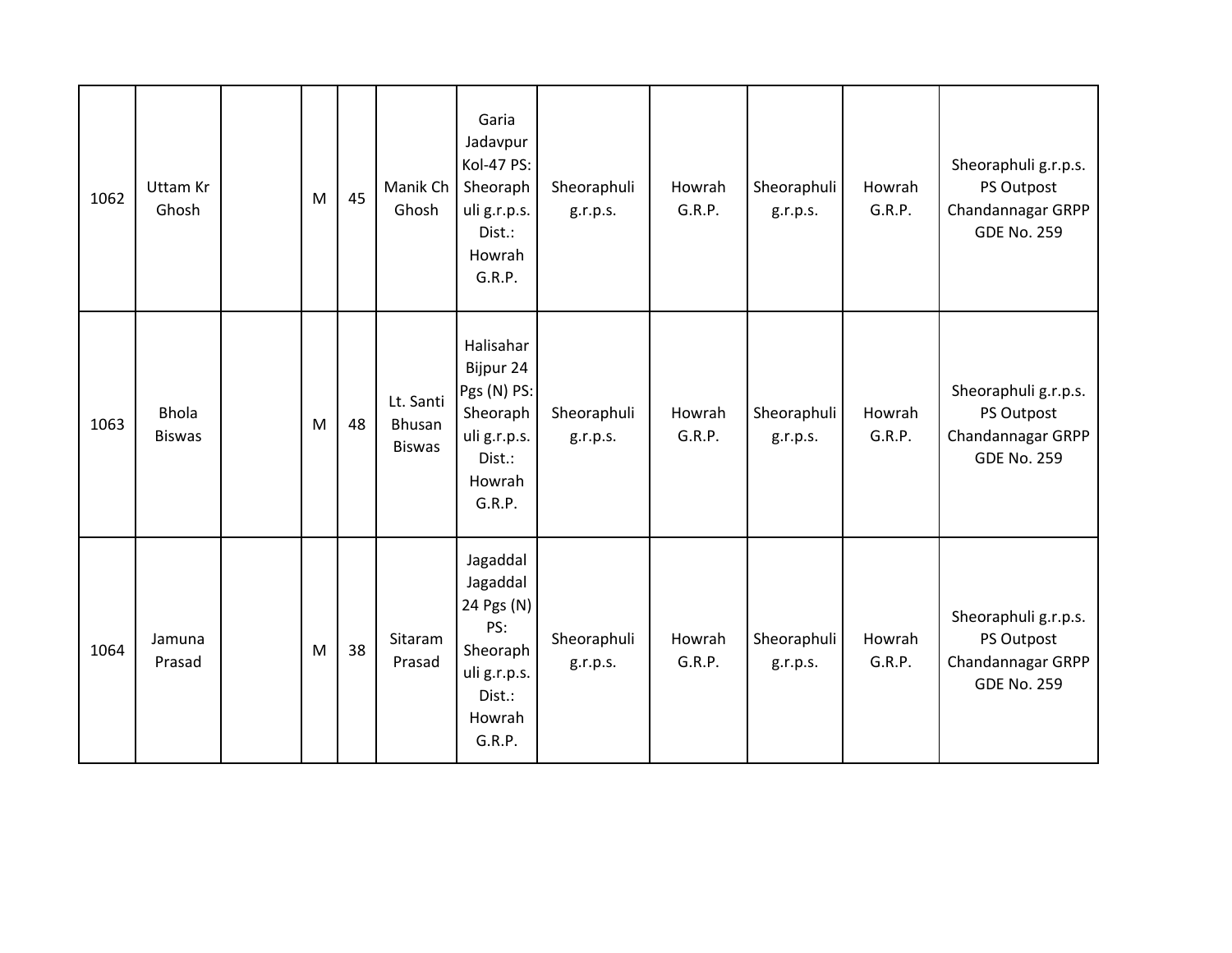| | | | | | | | | | | | |
|---|---|---|---|---|---|---|---|---|---|---|---|
| 1062 | Uttam Kr Ghosh | | M | 45 | Manik Ch Ghosh | Garia Jadavpur Kol-47 PS: Sheoraphuli g.r.p.s. Dist.: Howrah G.R.P. | Sheoraphuli g.r.p.s. | Howrah G.R.P. | Sheoraphuli g.r.p.s. | Howrah G.R.P. | Sheoraphuli g.r.p.s. PS Outpost Chandannagar GRPP GDE No. 259 |
| 1063 | Bhola Biswas | | M | 48 | Lt. Santi Bhusan Biswas | Halisahar Bijpur 24 Pgs (N) PS: Sheoraphuli g.r.p.s. Dist.: Howrah G.R.P. | Sheoraphuli g.r.p.s. | Howrah G.R.P. | Sheoraphuli g.r.p.s. | Howrah G.R.P. | Sheoraphuli g.r.p.s. PS Outpost Chandannagar GRPP GDE No. 259 |
| 1064 | Jamuna Prasad | | M | 38 | Sitaram Prasad | Jagaddal Jagaddal 24 Pgs (N) PS: Sheoraphuli g.r.p.s. Dist.: Howrah G.R.P. | Sheoraphuli g.r.p.s. | Howrah G.R.P. | Sheoraphuli g.r.p.s. | Howrah G.R.P. | Sheoraphuli g.r.p.s. PS Outpost Chandannagar GRPP GDE No. 259 |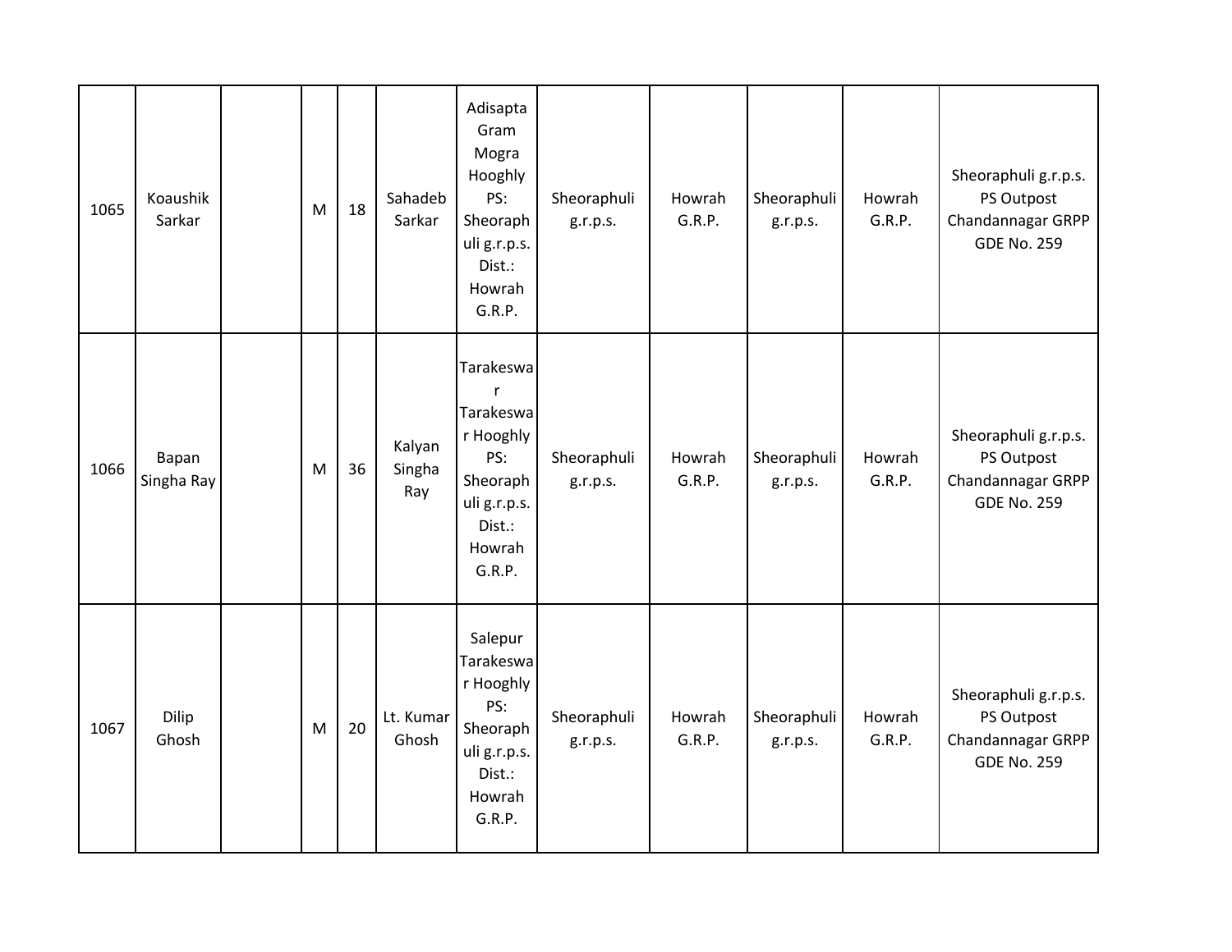| | | | | | | | | | | | |
|---|---|---|---|---|---|---|---|---|---|---|---|
| 1065 | Koaushik Sarkar | | M | 18 | Sahadeb Sarkar | Adisapta Gram Mogra Hooghly PS: Sheoraphuli g.r.p.s. Dist.: Howrah G.R.P. | Sheoraphuli g.r.p.s. | Howrah G.R.P. | Sheoraphuli g.r.p.s. | Howrah G.R.P. | Sheoraphuli g.r.p.s. PS Outpost Chandannagar GRPP GDE No. 259 |
| 1066 | Bapan Singha Ray | | M | 36 | Kalyan Singha Ray | Tarakeswar Tarakeswar Hooghly PS: Sheoraphuli g.r.p.s. Dist.: Howrah G.R.P. | Sheoraphuli g.r.p.s. | Howrah G.R.P. | Sheoraphuli g.r.p.s. | Howrah G.R.P. | Sheoraphuli g.r.p.s. PS Outpost Chandannagar GRPP GDE No. 259 |
| 1067 | Dilip Ghosh | | M | 20 | Lt. Kumar Ghosh | Salepur Tarakeswar Hooghly PS: Sheoraphuli g.r.p.s. Dist.: Howrah G.R.P. | Sheoraphuli g.r.p.s. | Howrah G.R.P. | Sheoraphuli g.r.p.s. | Howrah G.R.P. | Sheoraphuli g.r.p.s. PS Outpost Chandannagar GRPP GDE No. 259 |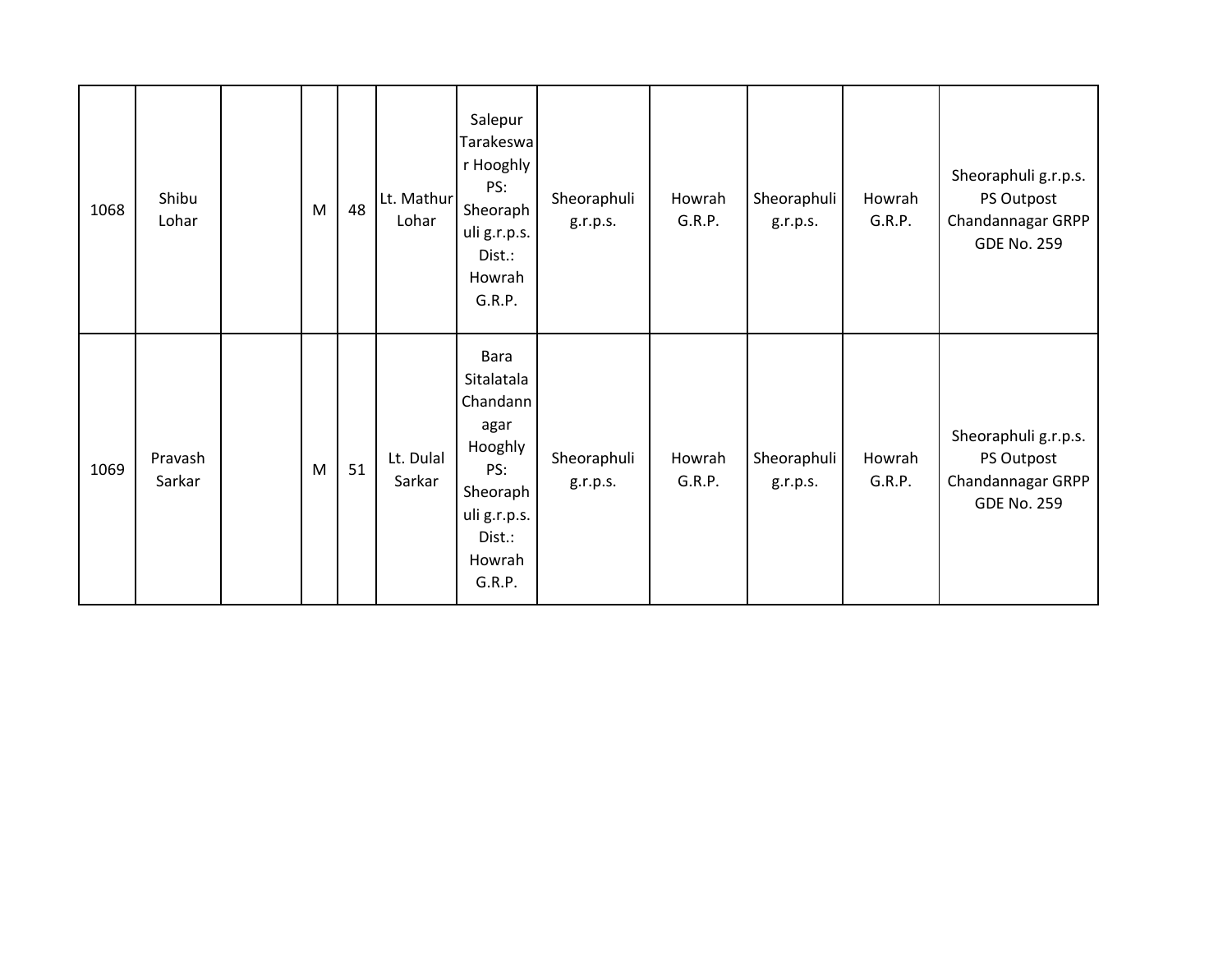| | | | | | | | | | | | |
|---|---|---|---|---|---|---|---|---|---|---|---|
| 1068 | Shibu Lohar | | M | 48 | Lt. Mathur Lohar | Salepur Tarakeswar Hooghly PS: Sheoraphuli g.r.p.s. Dist.: Howrah G.R.P. | Sheoraphuli g.r.p.s. | Howrah G.R.P. | Sheoraphuli g.r.p.s. | Howrah G.R.P. | Sheoraphuli g.r.p.s. PS Outpost Chandannagar GRPP GDE No. 259 |
| 1069 | Pravash Sarkar | | M | 51 | Lt. Dulal Sarkar | Bara Sitalatala Chandannagar Hooghly PS: Sheoraphuli g.r.p.s. Dist.: Howrah G.R.P. | Sheoraphuli g.r.p.s. | Howrah G.R.P. | Sheoraphuli g.r.p.s. | Howrah G.R.P. | Sheoraphuli g.r.p.s. PS Outpost Chandannagar GRPP GDE No. 259 |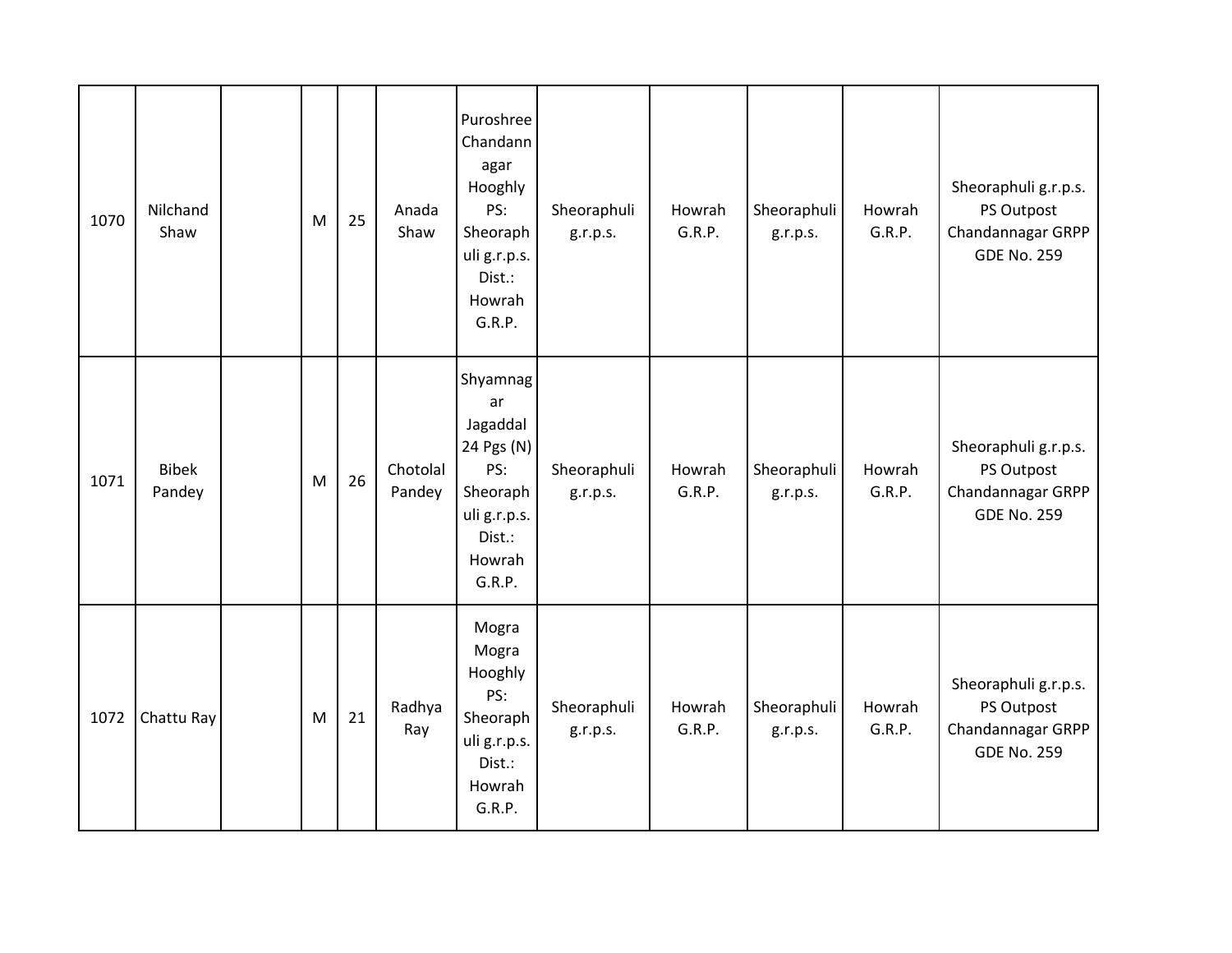| | | | | | | | | | | | |
|---|---|---|---|---|---|---|---|---|---|---|---|
| 1070 | Nilchand Shaw | | M | 25 | Anada Shaw | Puroshree Chandannagar Hooghly PS: Sheoraphuli g.r.p.s. Dist.: Howrah G.R.P. | Sheoraphuli g.r.p.s. | Howrah G.R.P. | Sheoraphuli g.r.p.s. | Howrah G.R.P. | Sheoraphuli g.r.p.s. PS Outpost Chandannagar GRPP GDE No. 259 |
| 1071 | Bibek Pandey | | M | 26 | Chotolal Pandey | Shyamnagar Jagaddal 24 Pgs (N) PS: Sheoraphuli g.r.p.s. Dist.: Howrah G.R.P. | Sheoraphuli g.r.p.s. | Howrah G.R.P. | Sheoraphuli g.r.p.s. | Howrah G.R.P. | Sheoraphuli g.r.p.s. PS Outpost Chandannagar GRPP GDE No. 259 |
| 1072 | Chattu Ray | | M | 21 | Radhya Ray | Mogra Mogra Hooghly PS: Sheoraphuli g.r.p.s. Dist.: Howrah G.R.P. | Sheoraphuli g.r.p.s. | Howrah G.R.P. | Sheoraphuli g.r.p.s. | Howrah G.R.P. | Sheoraphuli g.r.p.s. PS Outpost Chandannagar GRPP GDE No. 259 |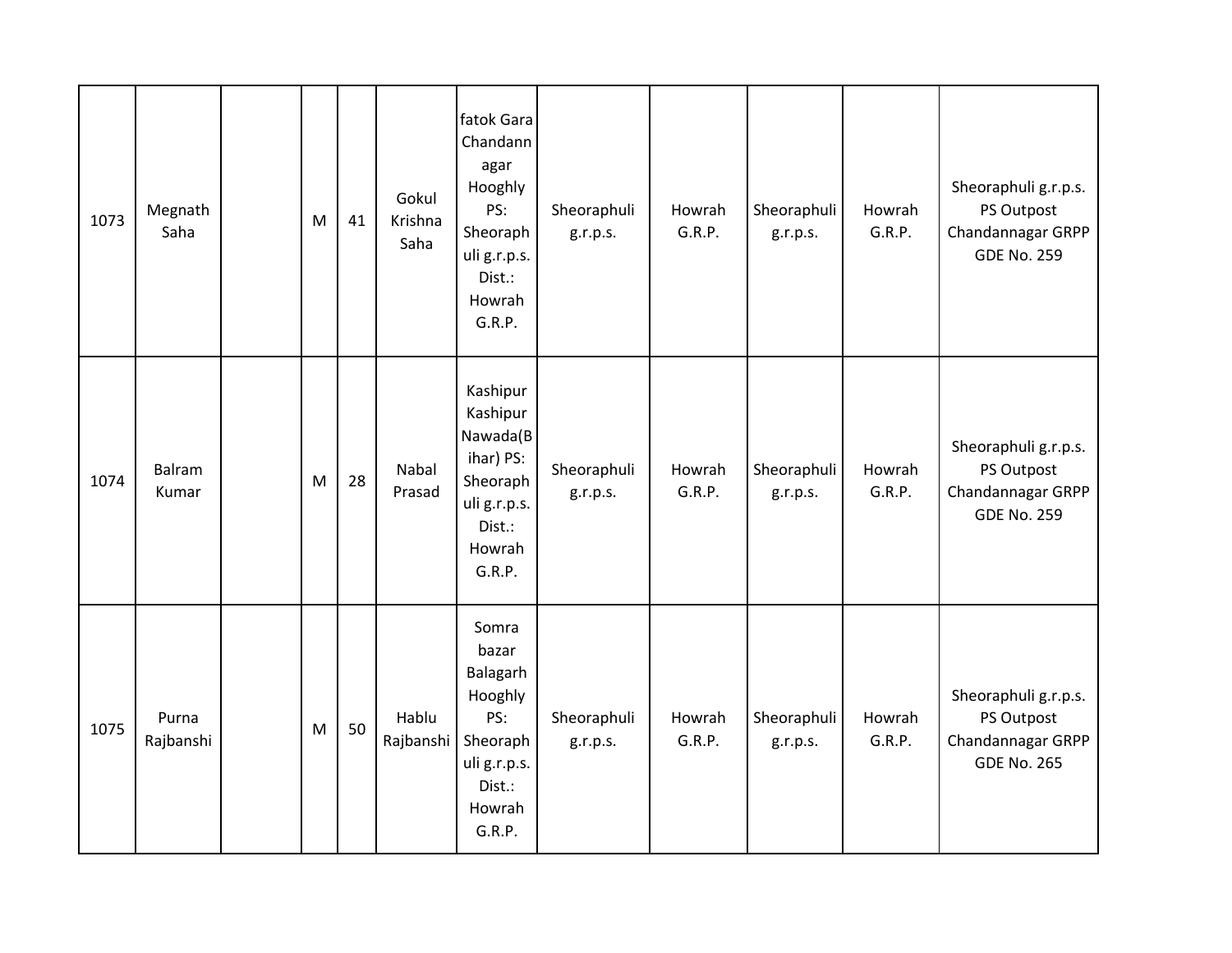| | | | | | | | | | | | |
|---|---|---|---|---|---|---|---|---|---|---|---|
| 1073 | Megnath Saha | | M | 41 | Gokul Krishna Saha | fatok Gara Chandannagar Hooghly PS: Sheoraphuli g.r.p.s. Dist.: Howrah G.R.P. | Sheoraphuli g.r.p.s. | Howrah G.R.P. | Sheoraphuli g.r.p.s. | Howrah G.R.P. | Sheoraphuli g.r.p.s. PS Outpost Chandannagar GRPP GDE No. 259 |
| 1074 | Balram Kumar | | M | 28 | Nabal Prasad | Kashipur Kashipur Nawada(Bihar) PS: Sheoraphuli g.r.p.s. Dist.: Howrah G.R.P. | Sheoraphuli g.r.p.s. | Howrah G.R.P. | Sheoraphuli g.r.p.s. | Howrah G.R.P. | Sheoraphuli g.r.p.s. PS Outpost Chandannagar GRPP GDE No. 259 |
| 1075 | Purna Rajbanshi | | M | 50 | Hablu Rajbanshi | Somra bazar Balagarh Hooghly PS: Sheoraphuli g.r.p.s. Dist.: Howrah G.R.P. | Sheoraphuli g.r.p.s. | Howrah G.R.P. | Sheoraphuli g.r.p.s. | Howrah G.R.P. | Sheoraphuli g.r.p.s. PS Outpost Chandannagar GRPP GDE No. 265 |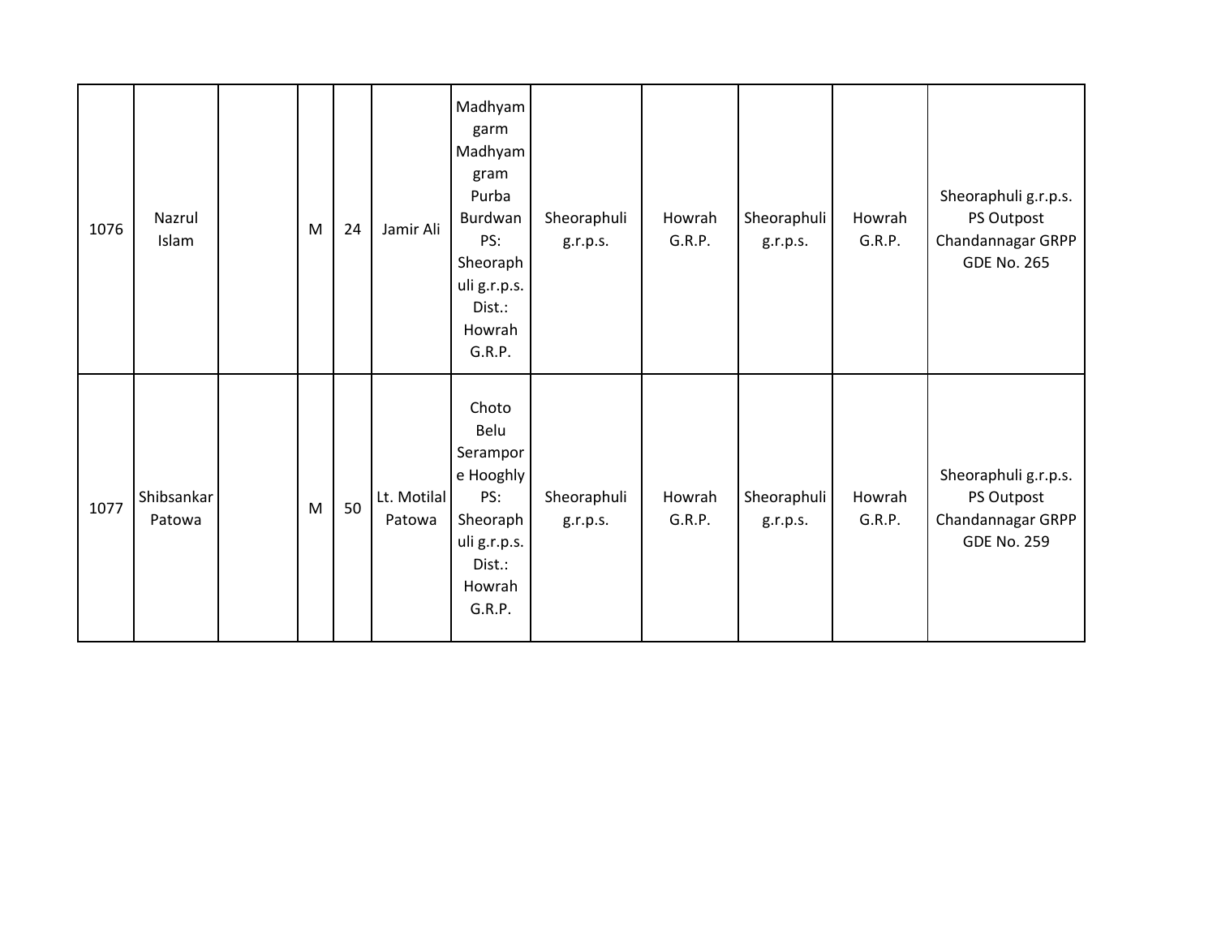| | | | | | | | | | | | |
|---|---|---|---|---|---|---|---|---|---|---|---|
| 1076 | Nazrul Islam | | M | 24 | Jamir Ali | Madhyamgarm Madhyamgram Purba Burdwan PS: Sheoraphuli g.r.p.s. Dist.: Howrah G.R.P. | Sheoraphuli g.r.p.s. | Howrah G.R.P. | Sheoraphuli g.r.p.s. | Howrah G.R.P. | Sheoraphuli g.r.p.s. PS Outpost Chandannagar GRPP GDE No. 265 |
| 1077 | Shibsankar Patowa | | M | 50 | Lt. Motilal Patowa | Choto Belu Serampore Hooghly PS: Sheoraphuli g.r.p.s. Dist.: Howrah G.R.P. | Sheoraphuli g.r.p.s. | Howrah G.R.P. | Sheoraphuli g.r.p.s. | Howrah G.R.P. | Sheoraphuli g.r.p.s. PS Outpost Chandannagar GRPP GDE No. 259 |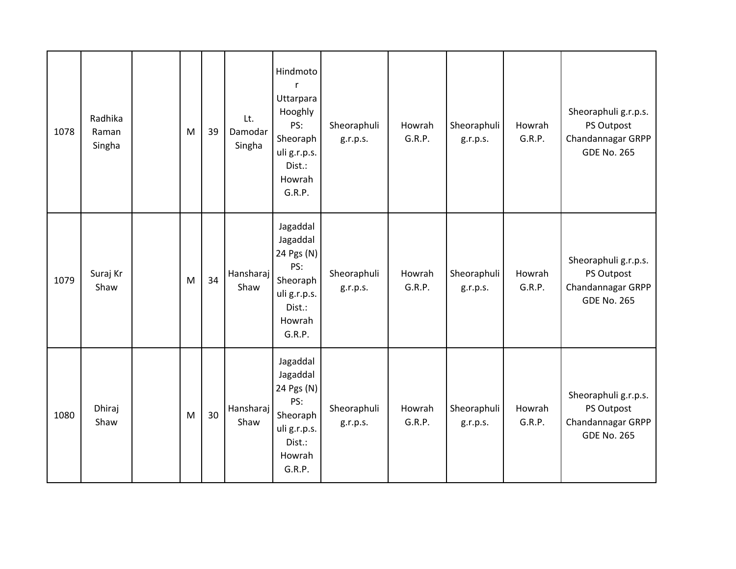| | | | | | | | | | | | |
|---|---|---|---|---|---|---|---|---|---|---|---|
| 1078 | Radhika Raman Singha | | M | 39 | Lt. Damodar Singha | Hindmotor Uttarpara Hooghly PS: Sheoraphuli g.r.p.s. Dist.: Howrah G.R.P. | Sheoraphuli g.r.p.s. | Howrah G.R.P. | Sheoraphuli g.r.p.s. | Howrah G.R.P. | Sheoraphuli g.r.p.s. PS Outpost Chandannagar GRPP GDE No. 265 |
| 1079 | Suraj Kr Shaw | | M | 34 | Hansharaj Shaw | Jagaddal Jagaddal 24 Pgs (N) PS: Sheoraphuli g.r.p.s. Dist.: Howrah G.R.P. | Sheoraphuli g.r.p.s. | Howrah G.R.P. | Sheoraphuli g.r.p.s. | Howrah G.R.P. | Sheoraphuli g.r.p.s. PS Outpost Chandannagar GRPP GDE No. 265 |
| 1080 | Dhiraj Shaw | | M | 30 | Hansharaj Shaw | Jagaddal Jagaddal 24 Pgs (N) PS: Sheoraphuli g.r.p.s. Dist.: Howrah G.R.P. | Sheoraphuli g.r.p.s. | Howrah G.R.P. | Sheoraphuli g.r.p.s. | Howrah G.R.P. | Sheoraphuli g.r.p.s. PS Outpost Chandannagar GRPP GDE No. 265 |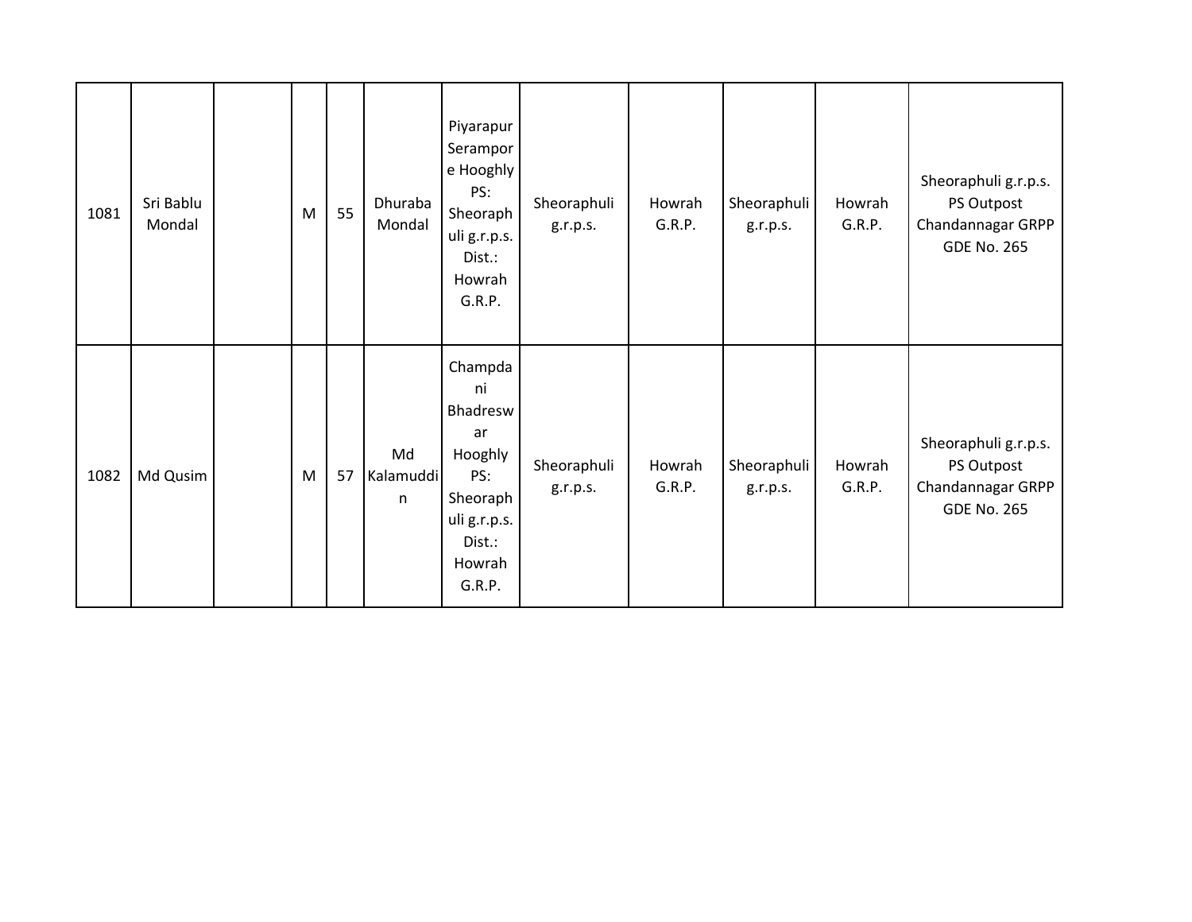| 1081 | Sri Bablu Mondal | | M | 55 | Dhuraba Mondal | Piyarapur Serampore Hooghly PS: Sheoraphuli g.r.p.s. Dist.: Howrah G.R.P. | Sheoraphuli g.r.p.s. | Howrah G.R.P. | Sheoraphuli g.r.p.s. | Howrah G.R.P. | Sheoraphuli g.r.p.s. PS Outpost Chandannagar GRPP GDE No. 265 |
|---|---|---|---|---|---|---|---|---|---|---|---|
| 1082 | Md Qusim | | M | 57 | Md Kalamuddin | Champdani Bhadreswar Hooghly PS: Sheoraphuli g.r.p.s. Dist.: Howrah G.R.P. | Sheoraphuli g.r.p.s. | Howrah G.R.P. | Sheoraphuli g.r.p.s. | Howrah G.R.P. | Sheoraphuli g.r.p.s. PS Outpost Chandannagar GRPP GDE No. 265 |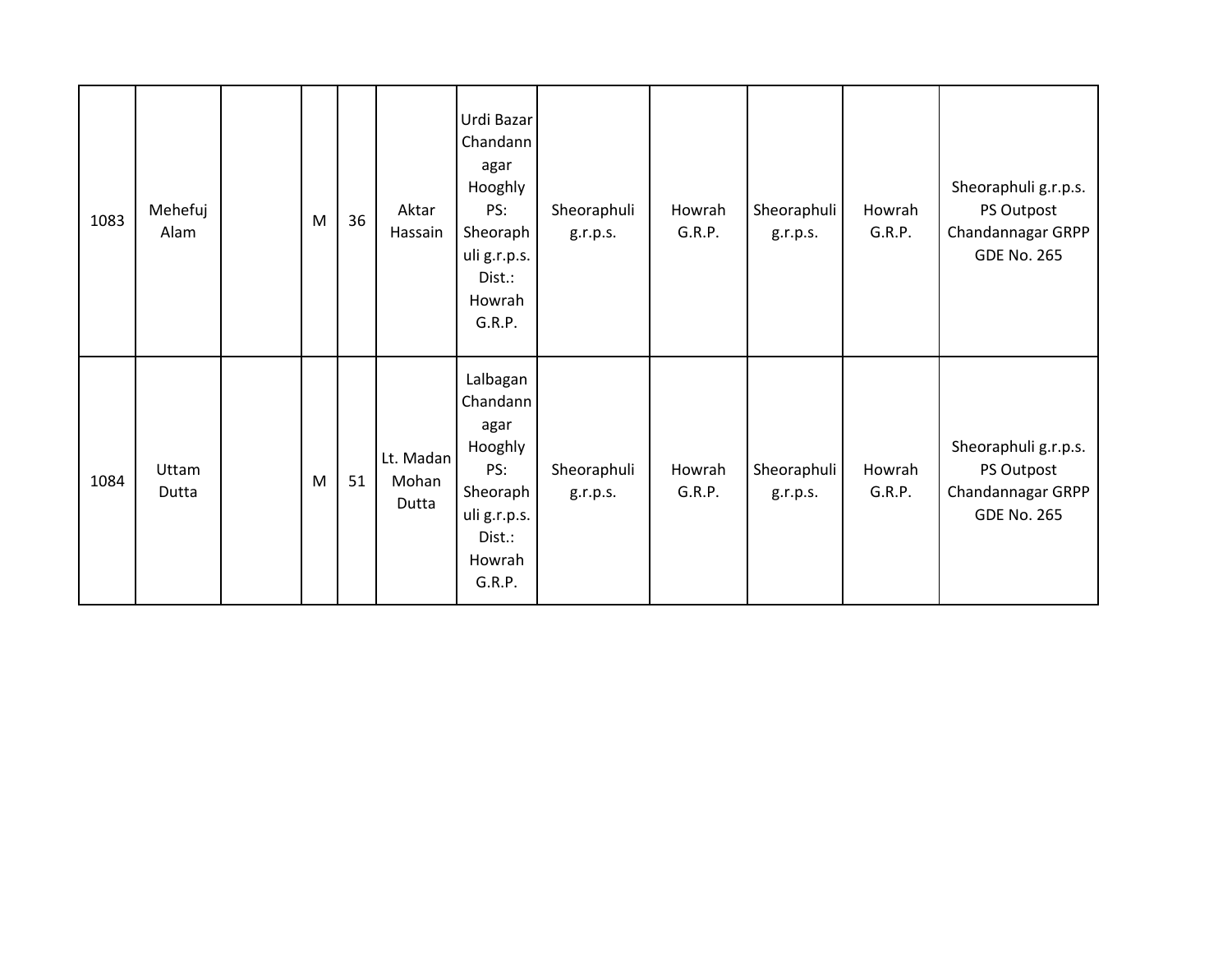| | | | | | | | | | | | |
|---|---|---|---|---|---|---|---|---|---|---|---|
| 1083 | Mehefuj Alam | | M | 36 | Aktar Hassain | Urdi Bazar Chandannagar Hooghly PS: Sheoraphuli g.r.p.s. Dist.: Howrah G.R.P. | Sheoraphuli g.r.p.s. | Howrah G.R.P. | Sheoraphuli g.r.p.s. | Howrah G.R.P. | Sheoraphuli g.r.p.s. PS Outpost Chandannagar GRPP GDE No. 265 |
| 1084 | Uttam Dutta | | M | 51 | Lt. Madan Mohan Dutta | Lalbagan Chandannagar Hooghly PS: Sheoraphuli g.r.p.s. Dist.: Howrah G.R.P. | Sheoraphuli g.r.p.s. | Howrah G.R.P. | Sheoraphuli g.r.p.s. | Howrah G.R.P. | Sheoraphuli g.r.p.s. PS Outpost Chandannagar GRPP GDE No. 265 |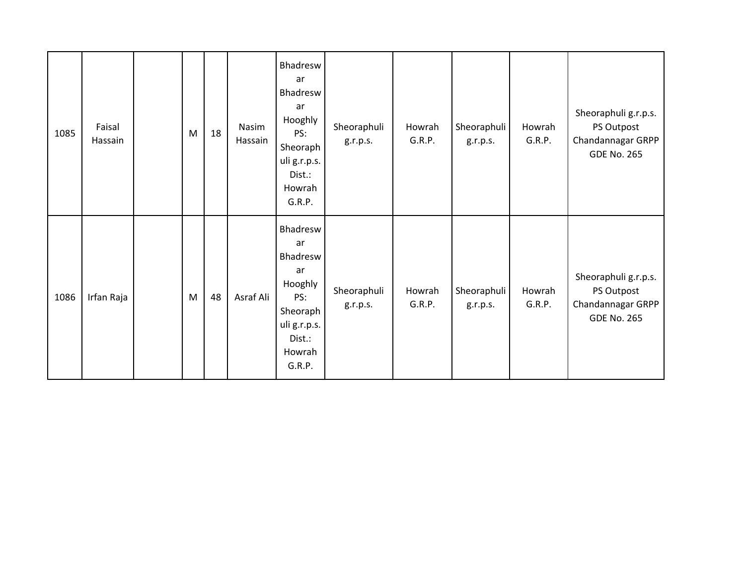| | | | | | | | | | | | |
|---|---|---|---|---|---|---|---|---|---|---|---|
| 1085 | Faisal Hassain | | M | 18 | Nasim Hassain | Bhadreswar Bhadreswar Hooghly PS: Sheoraphuli g.r.p.s. Dist.: Howrah G.R.P. | Sheoraphuli g.r.p.s. | Howrah G.R.P. | Sheoraphuli g.r.p.s. | Howrah G.R.P. | Sheoraphuli g.r.p.s. PS Outpost Chandannagar GRPP GDE No. 265 |
| 1086 | Irfan Raja | | M | 48 | Asraf Ali | Bhadreswar Bhadreswar Hooghly PS: Sheoraphuli g.r.p.s. Dist.: Howrah G.R.P. | Sheoraphuli g.r.p.s. | Howrah G.R.P. | Sheoraphuli g.r.p.s. | Howrah G.R.P. | Sheoraphuli g.r.p.s. PS Outpost Chandannagar GRPP GDE No. 265 |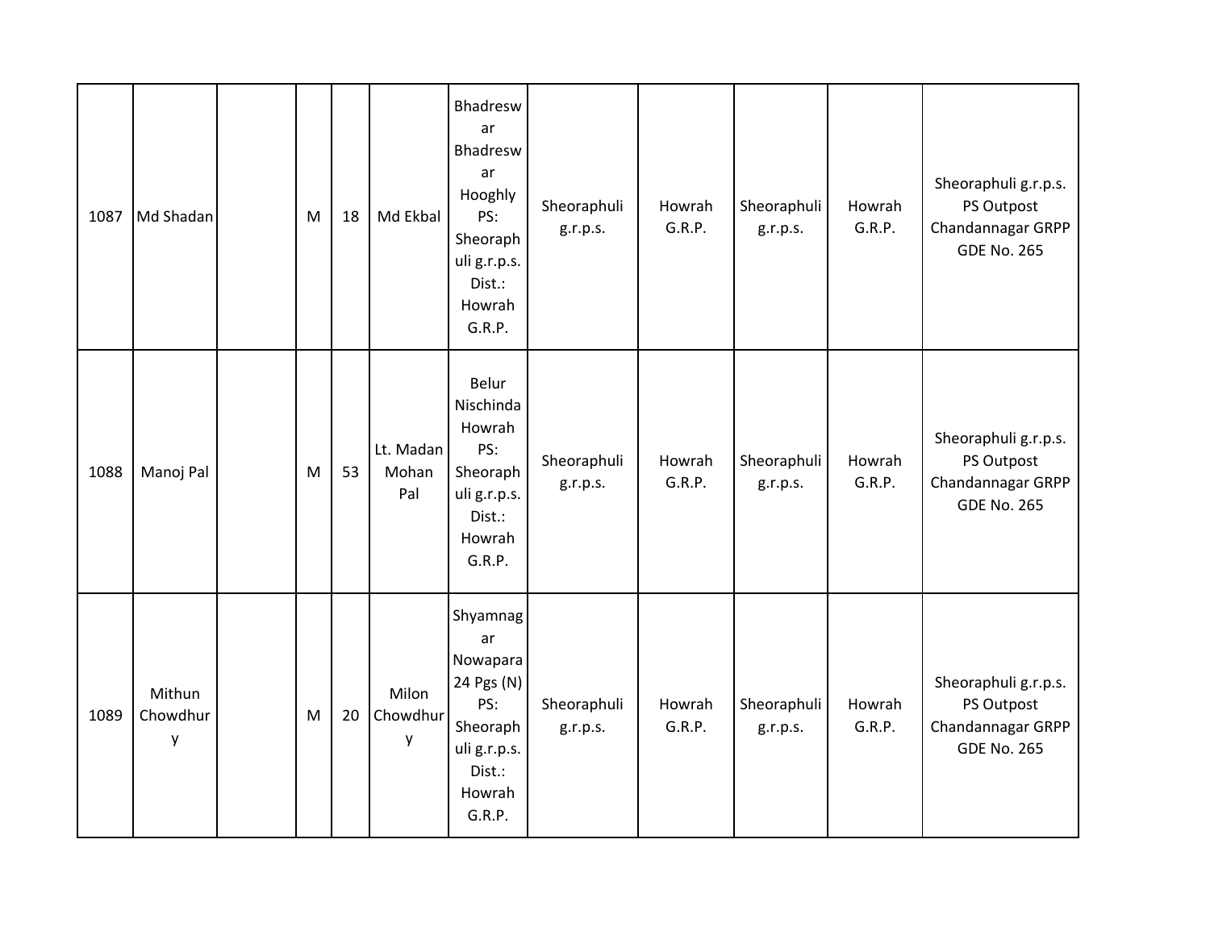| 1087 | Md Shadan | | M | 18 | Md Ekbal | Bhadreswar Bhadreswar Hooghly PS: Sheoraphuli g.r.p.s. Dist.: Howrah G.R.P. | Sheoraphuli g.r.p.s. | Howrah G.R.P. | Sheoraphuli g.r.p.s. | Howrah G.R.P. | Sheoraphuli g.r.p.s. PS Outpost Chandannagar GRPP GDE No. 265 |
|---|---|---|---|---|---|---|---|---|---|---|---|
| 1088 | Manoj Pal | | M | 53 | Lt. Madan Mohan Pal | Belur Nischinda Howrah PS: Sheoraphuli g.r.p.s. Dist.: Howrah G.R.P. | Sheoraphuli g.r.p.s. | Howrah G.R.P. | Sheoraphuli g.r.p.s. | Howrah G.R.P. | Sheoraphuli g.r.p.s. PS Outpost Chandannagar GRPP GDE No. 265 |
| 1089 | Mithun Chowdhury | | M | 20 | Milon Chowdhury | Shyamnagar Nowapara 24 Pgs (N) PS: Sheoraphuli g.r.p.s. Dist.: Howrah G.R.P. | Sheoraphuli g.r.p.s. | Howrah G.R.P. | Sheoraphuli g.r.p.s. | Howrah G.R.P. | Sheoraphuli g.r.p.s. PS Outpost Chandannagar GRPP GDE No. 265 |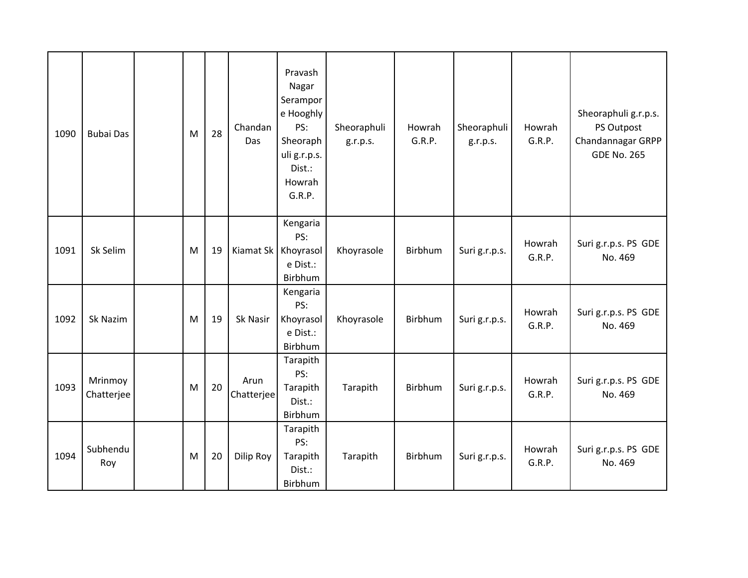| 1090 | Bubai Das | | M | 28 | Chandan Das | Pravash Nagar Serampore Hooghly PS: Sheoraphuli g.r.p.s. Dist.: Howrah G.R.P. | Sheoraphuli g.r.p.s. | Howrah G.R.P. | Sheoraphuli g.r.p.s. | Howrah G.R.P. | Sheoraphuli g.r.p.s. PS Outpost Chandannagar GRPP GDE No. 265 |
|---|---|---|---|---|---|---|---|---|---|---|---|
| 1091 | Sk Selim | | M | 19 | Kiamat Sk | Kengaria PS: Khoyrasole Dist.: Birbhum | Khoyrasole | Birbhum | Suri g.r.p.s. | Howrah G.R.P. | Suri g.r.p.s. PS GDE No. 469 |
| 1092 | Sk Nazim | | M | 19 | Sk Nasir | Kengaria PS: Khoyrasole Dist.: Birbhum | Khoyrasole | Birbhum | Suri g.r.p.s. | Howrah G.R.P. | Suri g.r.p.s. PS GDE No. 469 |
| 1093 | Mrinmoy Chatterjee | | M | 20 | Arun Chatterjee | Tarapith PS: Tarapith Dist.: Birbhum | Tarapith | Birbhum | Suri g.r.p.s. | Howrah G.R.P. | Suri g.r.p.s. PS GDE No. 469 |
| 1094 | Subhendu Roy | | M | 20 | Dilip Roy | Tarapith PS: Tarapith Dist.: Birbhum | Tarapith | Birbhum | Suri g.r.p.s. | Howrah G.R.P. | Suri g.r.p.s. PS GDE No. 469 |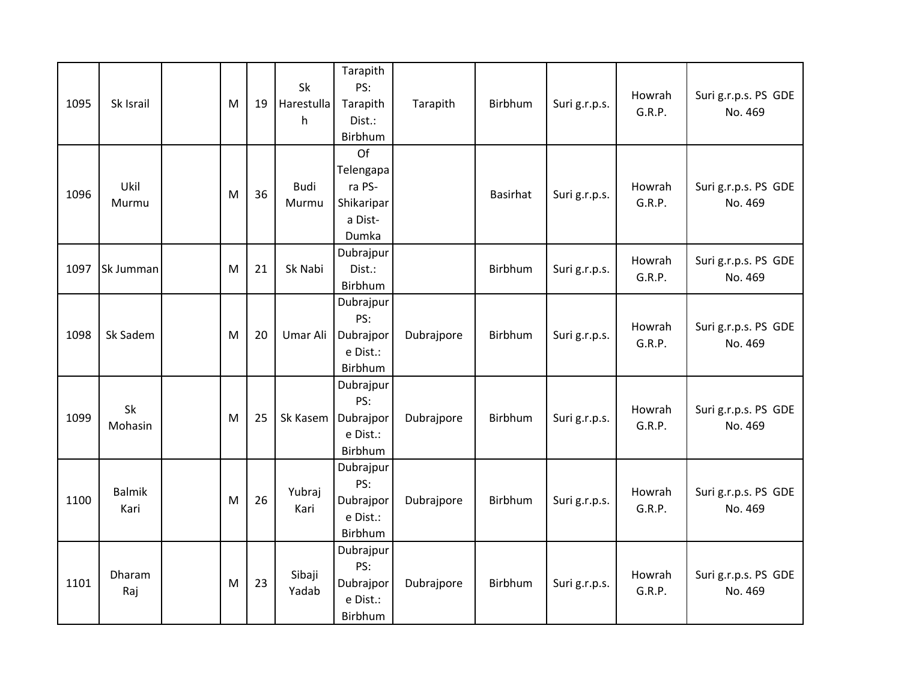| | | | | | | | | | | | |
|---|---|---|---|---|---|---|---|---|---|---|---|
| 1095 | Sk Israil | | M | 19 | Sk Harestullah | Tarapith PS: Tarapith Dist.: Birbhum | Tarapith | Birbhum | Suri g.r.p.s. | Howrah G.R.P. | Suri g.r.p.s. PS GDE No. 469 |
| 1096 | Ukil Murmu | | M | 36 | Budi Murmu | Of Telengapara PS- Shikaripara Dist- Dumka | | Basirhat | Suri g.r.p.s. | Howrah G.R.P. | Suri g.r.p.s. PS GDE No. 469 |
| 1097 | Sk Jumman | | M | 21 | Sk Nabi | Dubrajpur Dist.: Birbhum | | Birbhum | Suri g.r.p.s. | Howrah G.R.P. | Suri g.r.p.s. PS GDE No. 469 |
| 1098 | Sk Sadem | | M | 20 | Umar Ali | Dubrajpur PS: Dubrajpore Dist.: Birbhum | Dubrajpore | Birbhum | Suri g.r.p.s. | Howrah G.R.P. | Suri g.r.p.s. PS GDE No. 469 |
| 1099 | Sk Mohasin | | M | 25 | Sk Kasem | Dubrajpur PS: Dubrajpore Dist.: Birbhum | Dubrajpore | Birbhum | Suri g.r.p.s. | Howrah G.R.P. | Suri g.r.p.s. PS GDE No. 469 |
| 1100 | Balmik Kari | | M | 26 | Yubraj Kari | Dubrajpur PS: Dubrajpore Dist.: Birbhum | Dubrajpore | Birbhum | Suri g.r.p.s. | Howrah G.R.P. | Suri g.r.p.s. PS GDE No. 469 |
| 1101 | Dharam Raj | | M | 23 | Sibaji Yadab | Dubrajpur PS: Dubrajpore Dist.: Birbhum | Dubrajpore | Birbhum | Suri g.r.p.s. | Howrah G.R.P. | Suri g.r.p.s. PS GDE No. 469 |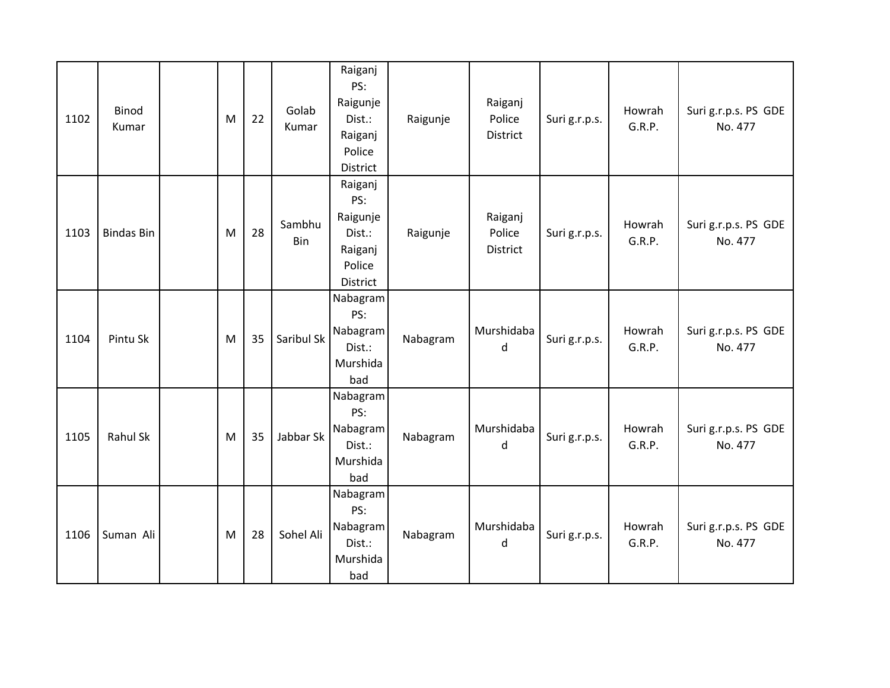| 1102 | Binod Kumar | | M | 22 | Golab Kumar | Raiganj PS: Raigunje Dist.: Raiganj Police District | Raigunje | Raiganj Police District | Suri g.r.p.s. | Howrah G.R.P. | Suri g.r.p.s. PS GDE No. 477 |
|---|---|---|---|---|---|---|---|---|---|---|---|
| 1103 | Bindas Bin | | M | 28 | Sambhu Bin | Raiganj PS: Raigunje Dist.: Raiganj Police District | Raigunje | Raiganj Police District | Suri g.r.p.s. | Howrah G.R.P. | Suri g.r.p.s. PS GDE No. 477 |
| 1104 | Pintu Sk | | M | 35 | Saribul Sk | Nabagram PS: Nabagram Dist.: Murshidabad | Nabagram | Murshidabad | Suri g.r.p.s. | Howrah G.R.P. | Suri g.r.p.s. PS GDE No. 477 |
| 1105 | Rahul Sk | | M | 35 | Jabbar Sk | Nabagram PS: Nabagram Dist.: Murshidabad | Nabagram | Murshidabad | Suri g.r.p.s. | Howrah G.R.P. | Suri g.r.p.s. PS GDE No. 477 |
| 1106 | Suman Ali | | M | 28 | Sohel Ali | Nabagram PS: Nabagram Dist.: Murshidabad | Nabagram | Murshidabad | Suri g.r.p.s. | Howrah G.R.P. | Suri g.r.p.s. PS GDE No. 477 |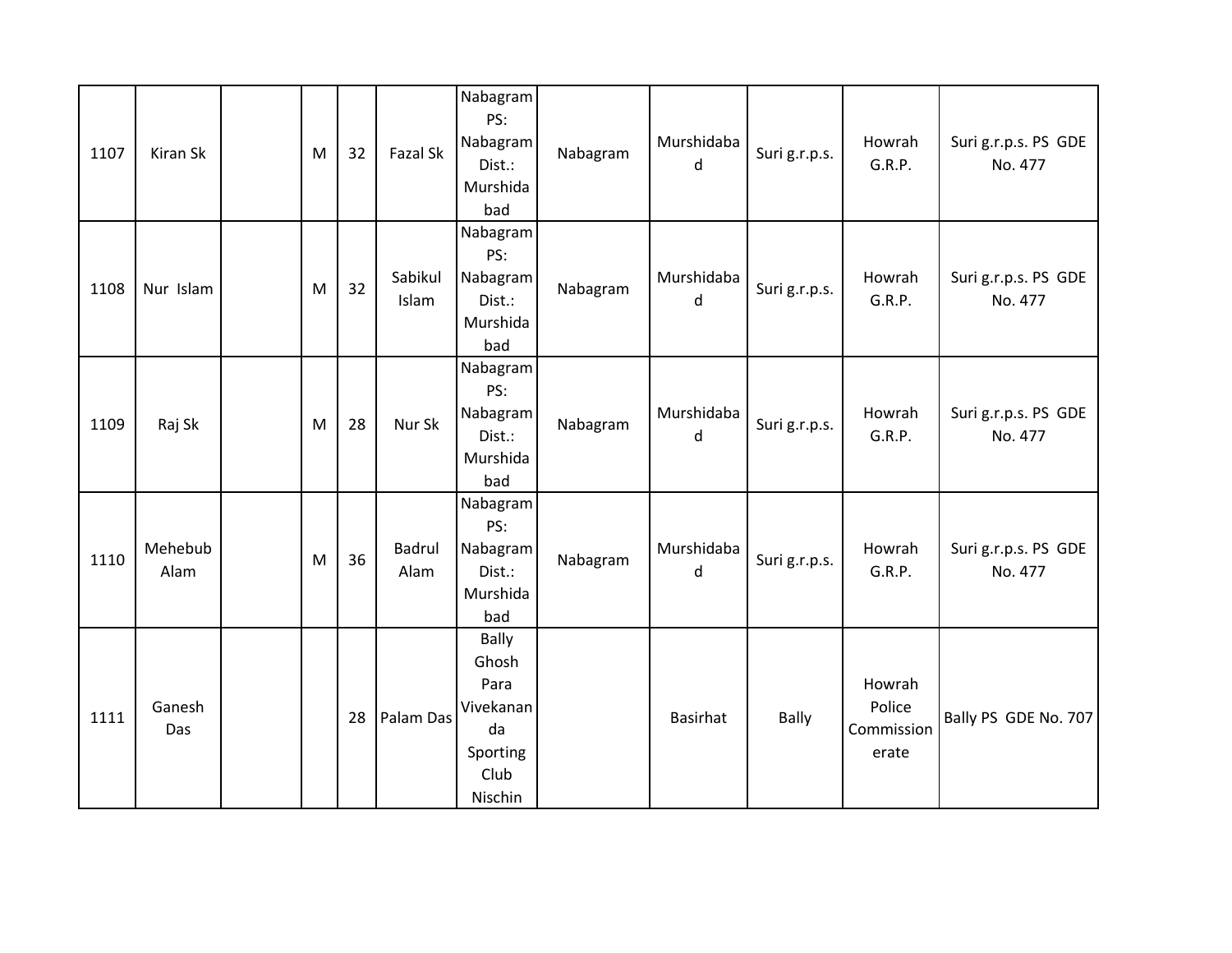| 1107 | Kiran Sk | | M | 32 | Fazal Sk | Nabagram PS: Nabagram Dist.: Murshidabad | Nabagram | Murshidabad | Suri g.r.p.s. | Howrah G.R.P. | Suri g.r.p.s. PS GDE No. 477 |
|---|---|---|---|---|---|---|---|---|---|---|---|
| 1108 | Nur Islam | | M | 32 | Sabikul Islam | Nabagram PS: Nabagram Dist.: Murshidabad | Nabagram | Murshidabad | Suri g.r.p.s. | Howrah G.R.P. | Suri g.r.p.s. PS GDE No. 477 |
| 1109 | Raj Sk | | M | 28 | Nur Sk | Nabagram PS: Nabagram Dist.: Murshidabad | Nabagram | Murshidabad | Suri g.r.p.s. | Howrah G.R.P. | Suri g.r.p.s. PS GDE No. 477 |
| 1110 | Mehebub Alam | | M | 36 | Badrul Alam | Nabagram PS: Nabagram Dist.: Murshidabad | Nabagram | Murshidabad | Suri g.r.p.s. | Howrah G.R.P. | Suri g.r.p.s. PS GDE No. 477 |
| 1111 | Ganesh Das | | | 28 | Palam Das | Bally Ghosh Para Vivekananda Sporting Club Nischin | | Basirhat | Bally | Howrah Police Commissionerate | Bally PS GDE No. 707 |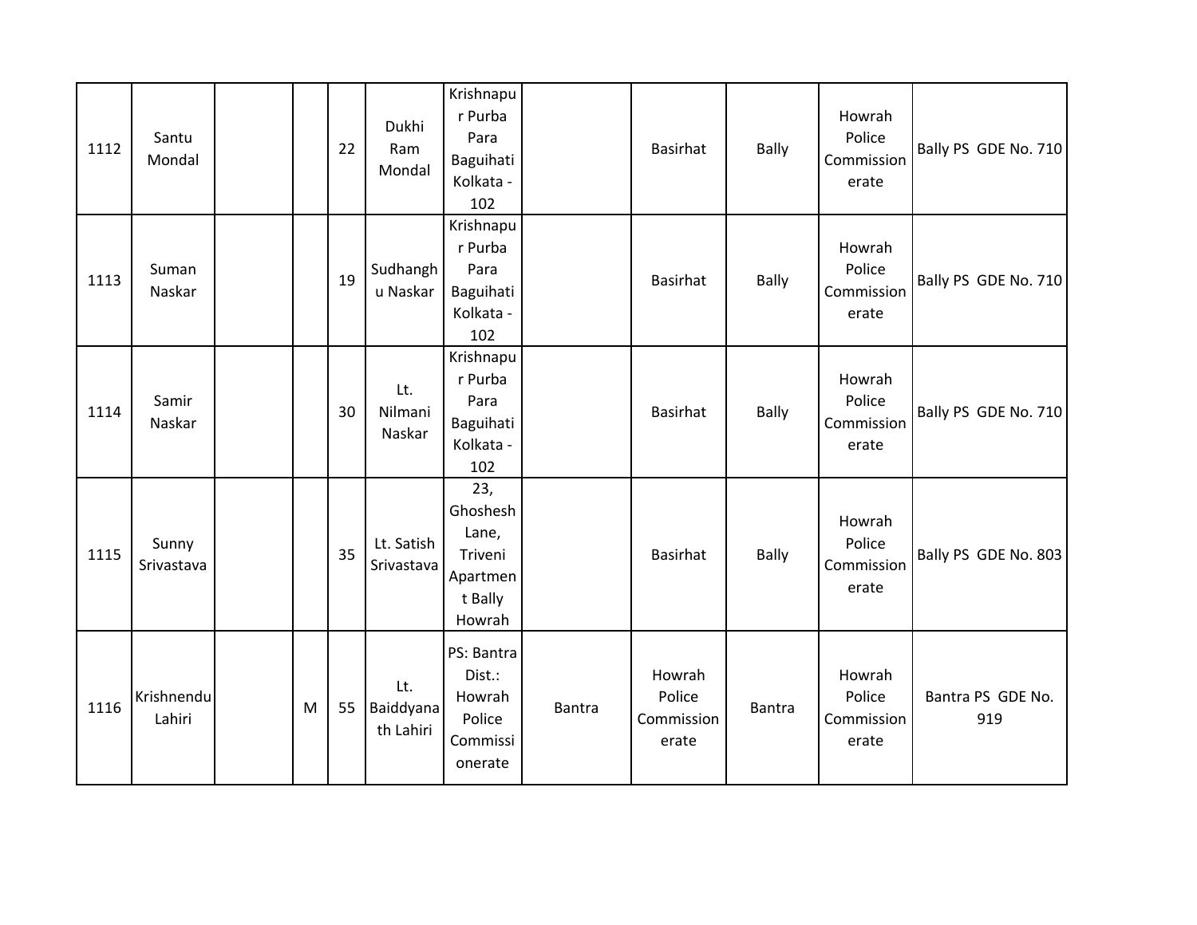| | | | | | | | | | | | |
|---|---|---|---|---|---|---|---|---|---|---|---|
| 1112 | Santu Mondal | | | 22 | Dukhi Ram Mondal | Krishnapur Purba Para Baguihati Kolkata - 102 | | Basirhat | Bally | Howrah Police Commissionerate | Bally PS GDE No. 710 |
| 1113 | Suman Naskar | | | 19 | Sudhanghu Naskar | Krishnapur Purba Para Baguihati Kolkata - 102 | | Basirhat | Bally | Howrah Police Commissionerate | Bally PS GDE No. 710 |
| 1114 | Samir Naskar | | | 30 | Lt. Nilmani Naskar | Krishnapur Purba Para Baguihati Kolkata - 102 | | Basirhat | Bally | Howrah Police Commissionerate | Bally PS GDE No. 710 |
| 1115 | Sunny Srivastava | | | 35 | Lt. Satish Srivastava | 23, Ghoshesh Lane, Triveni Apartment Bally Howrah | | Basirhat | Bally | Howrah Police Commissionerate | Bally PS GDE No. 803 |
| 1116 | Krishnendu Lahiri | | M | 55 | Lt. Baiddyanath Lahiri | PS: Bantra Dist.: Howrah Police Commissionerate | Bantra | Howrah Police Commissionerate | Bantra | Howrah Police Commissionerate | Bantra PS GDE No. 919 |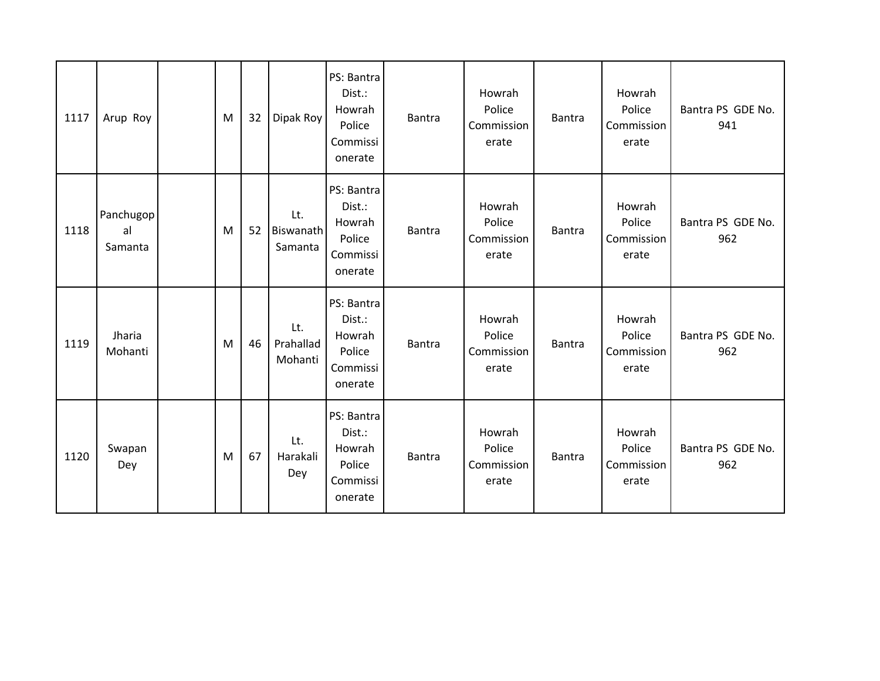| | | | | | | | | | | | |
|---|---|---|---|---|---|---|---|---|---|---|---|
| 1117 | Arup Roy | | M | 32 | Dipak Roy | PS: Bantra Dist.: Howrah Police Commissionerate | Bantra | Howrah Police Commissionerate | Bantra | Howrah Police Commissionerate | Bantra PS GDE No. 941 |
| 1118 | Panchugopal Samanta | | M | 52 | Lt. Biswanath Samanta | PS: Bantra Dist.: Howrah Police Commissionerate | Bantra | Howrah Police Commissionerate | Bantra | Howrah Police Commissionerate | Bantra PS GDE No. 962 |
| 1119 | Jharia Mohanti | | M | 46 | Lt. Prahallad Mohanti | PS: Bantra Dist.: Howrah Police Commissionerate | Bantra | Howrah Police Commissionerate | Bantra | Howrah Police Commissionerate | Bantra PS GDE No. 962 |
| 1120 | Swapan Dey | | M | 67 | Lt. Harakali Dey | PS: Bantra Dist.: Howrah Police Commissionerate | Bantra | Howrah Police Commissionerate | Bantra | Howrah Police Commissionerate | Bantra PS GDE No. 962 |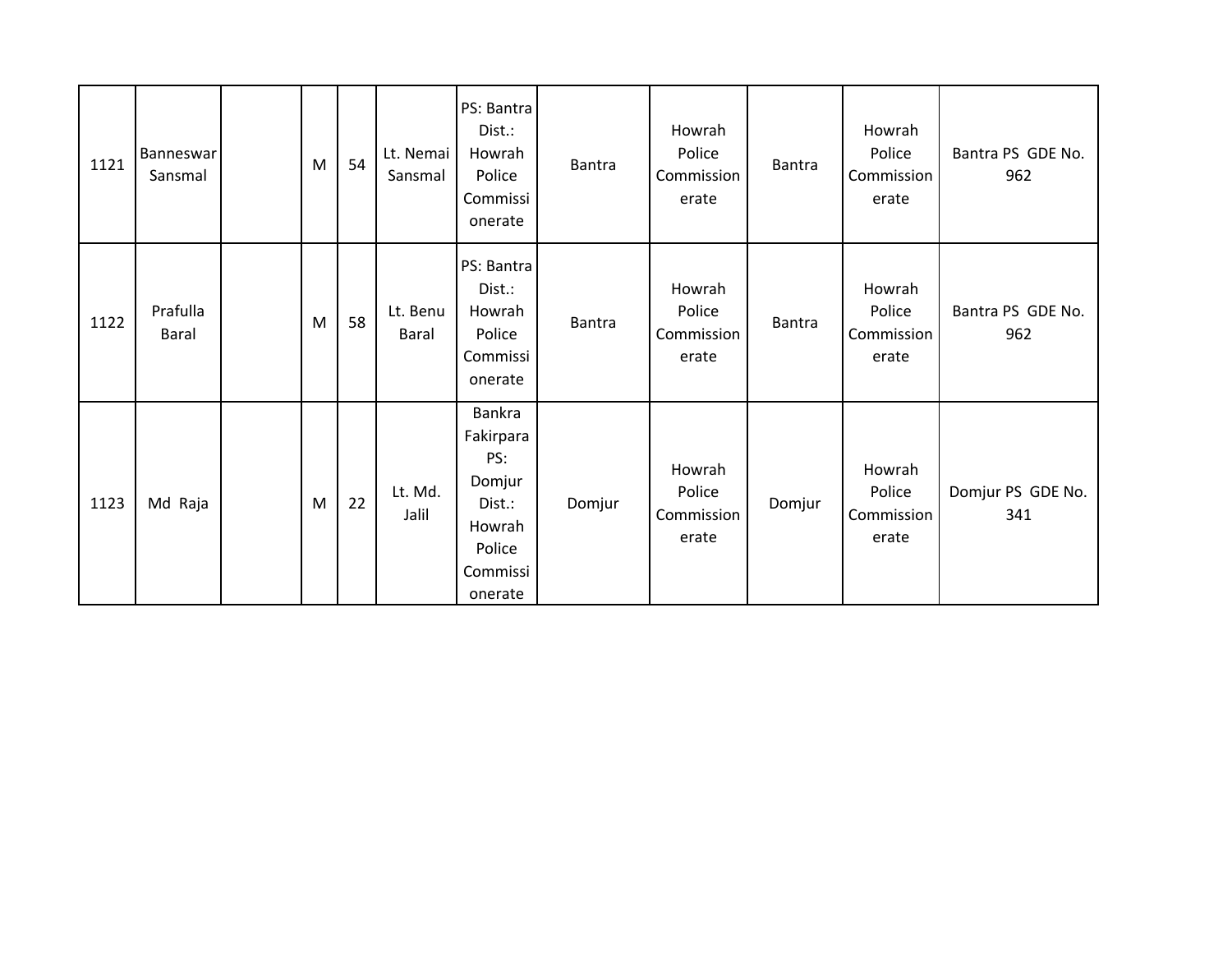| | | | | | | | | | | | |
|---|---|---|---|---|---|---|---|---|---|---|---|
| 1121 | Banneswar Sansmal | | M | 54 | Lt. Nemai Sansmal | PS: Bantra Dist.: Howrah Police Commissionerate | Bantra | Howrah Police Commissionerate | Bantra | Howrah Police Commissionerate | Bantra PS GDE No. 962 |
| 1122 | Prafulla Baral | | M | 58 | Lt. Benu Baral | PS: Bantra Dist.: Howrah Police Commissionerate | Bantra | Howrah Police Commissionerate | Bantra | Howrah Police Commissionerate | Bantra PS GDE No. 962 |
| 1123 | Md Raja | | M | 22 | Lt. Md. Jalil | Bankra Fakirpara PS: Domjur Dist.: Howrah Police Commissionerate | Domjur | Howrah Police Commissionerate | Domjur | Howrah Police Commissionerate | Domjur PS GDE No. 341 |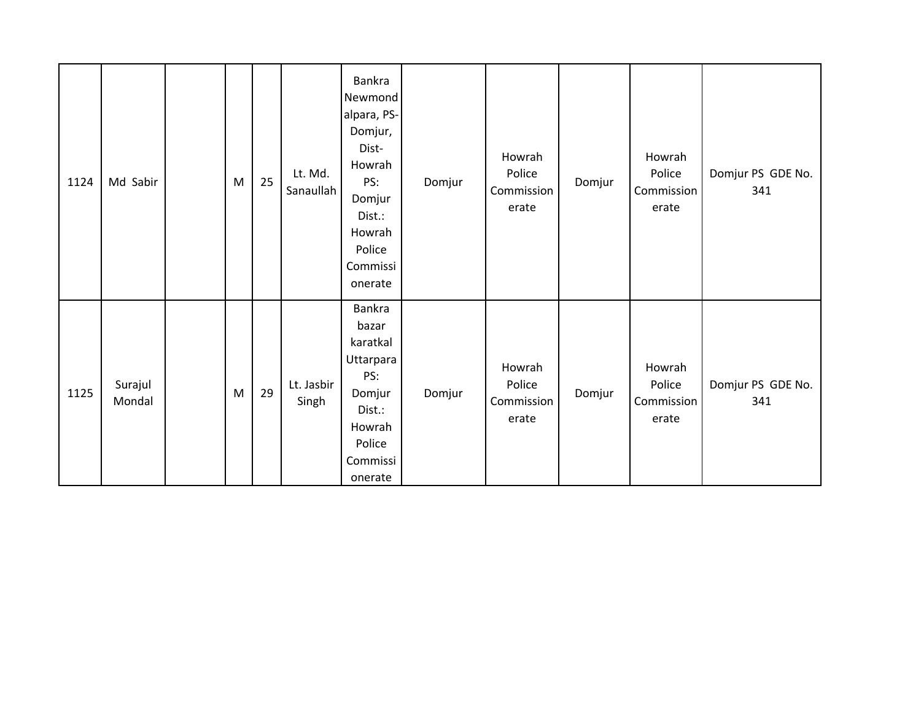| | | | | | | | | | | | |
|---|---|---|---|---|---|---|---|---|---|---|---|
| 1124 | Md Sabir | | M | 25 | Lt. Md. Sanaullah | Bankra Newmondalpara, PS-Domjur, Dist-Howrah PS: Domjur Dist.: Howrah Police Commissionerate | Domjur | Howrah Police Commissionerate | Domjur | Howrah Police Commissionerate | Domjur PS GDE No. 341 |
| 1125 | Surajul Mondal | | M | 29 | Lt. Jasbir Singh | Bankra bazar karatkal Uttarpara PS: Domjur Dist.: Howrah Police Commissionerate | Domjur | Howrah Police Commissionerate | Domjur | Howrah Police Commissionerate | Domjur PS GDE No. 341 |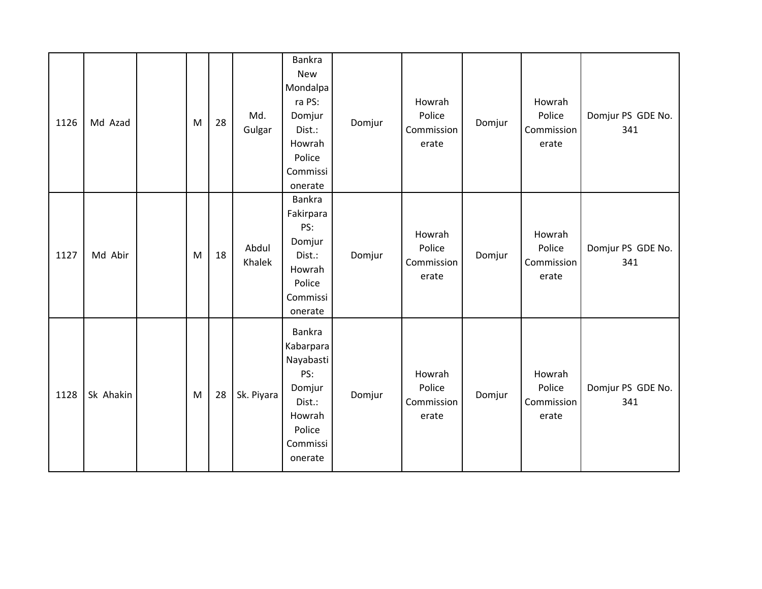| 1126 | Md Azad | | M | 28 | Md. Gulgar | Bankra New Mondalpara PS: Domjur Dist.: Howrah Police Commissionerate | Domjur | Howrah Police Commissionerate | Domjur | Howrah Police Commissionerate | Domjur PS GDE No. 341 |
|---|---|---|---|---|---|---|---|---|---|---|---|
| 1127 | Md Abir | | M | 18 | Abdul Khalek | Bankra Fakirpara PS: Domjur Dist.: Howrah Police Commissionerate | Domjur | Howrah Police Commissionerate | Domjur | Howrah Police Commissionerate | Domjur PS GDE No. 341 |
| 1128 | Sk Ahakin | | M | 28 | Sk. Piyara | Bankra Kabarpara Nayabasti PS: Domjur Dist.: Howrah Police Commissionerate | Domjur | Howrah Police Commissionerate | Domjur | Howrah Police Commissionerate | Domjur PS GDE No. 341 |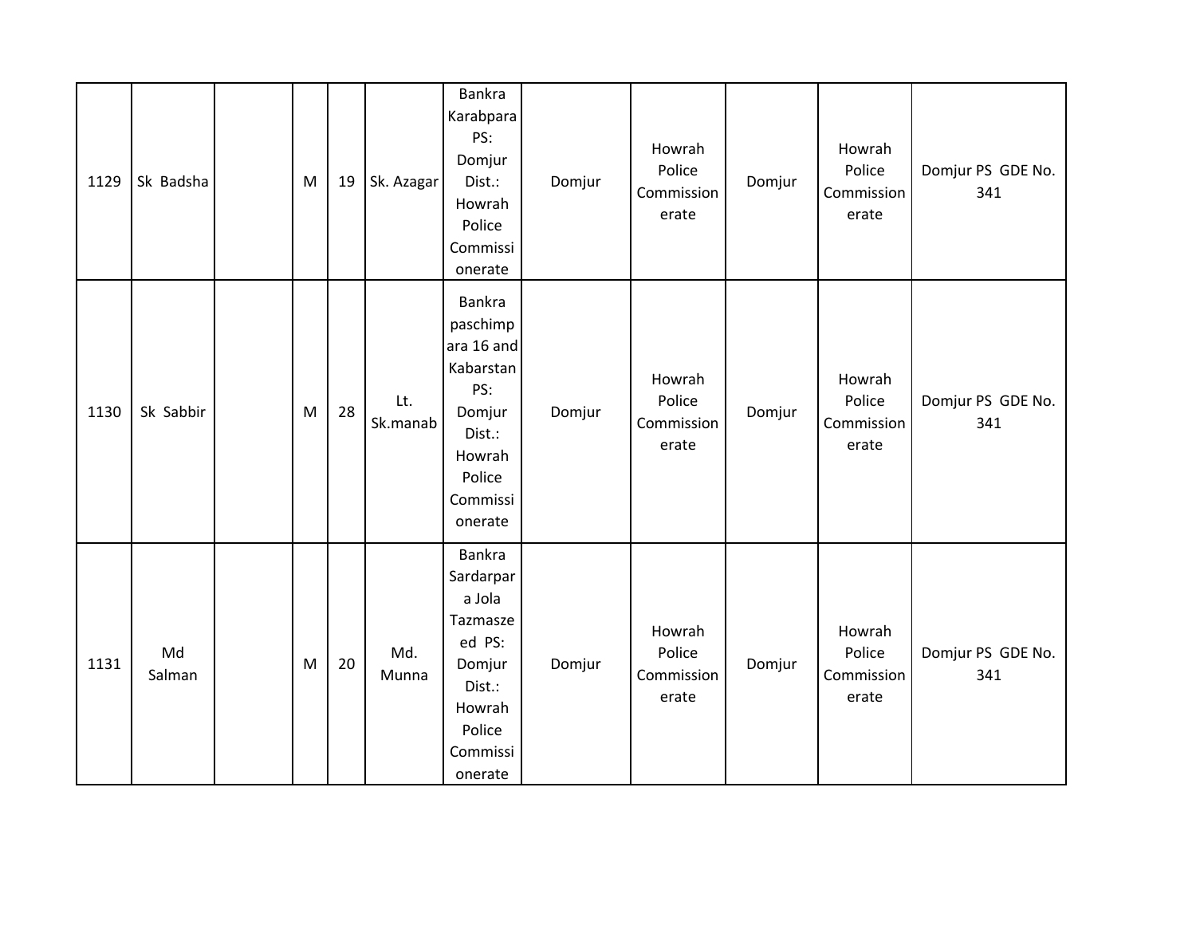| 1129 | Sk Badsha | | M | 19 | Sk. Azagar | Bankra Karabpara PS: Domjur Dist.: Howrah Police Commissionerate | Domjur | Howrah Police Commissionerate | Domjur | Howrah Police Commissionerate | Domjur PS GDE No. 341 |
|---|---|---|---|---|---|---|---|---|---|---|---|
| 1130 | Sk Sabbir | | M | 28 | Lt. Sk.manab | Bankra paschimpara 16 and Kabarstan PS: Domjur Dist.: Howrah Police Commissionerate | Domjur | Howrah Police Commissionerate | Domjur | Howrah Police Commissionerate | Domjur PS GDE No. 341 |
| 1131 | Md Salman | | M | 20 | Md. Munna | Bankra Sardarpara Jola Tazmasze ed PS: Domjur Dist.: Howrah Police Commissionerate | Domjur | Howrah Police Commissionerate | Domjur | Howrah Police Commissionerate | Domjur PS GDE No. 341 |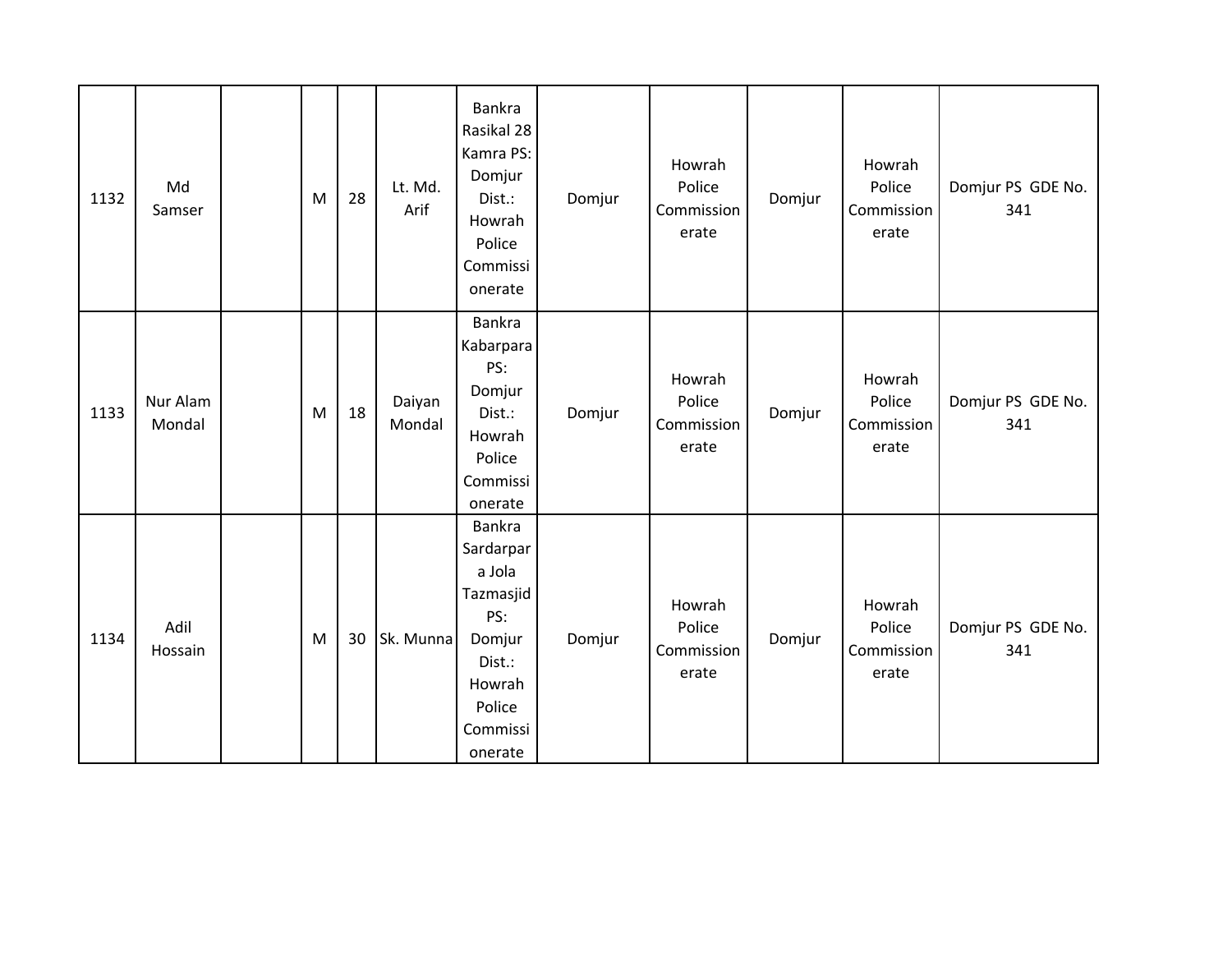| 1132 | Md Samser | | M | 28 | Lt. Md. Arif | Bankra Rasikal 28 Kamra PS: Domjur Dist.: Howrah Police Commissionerate | Domjur | Howrah Police Commissionerate | Domjur | Howrah Police Commissionerate | Domjur PS GDE No. 341 |
|---|---|---|---|---|---|---|---|---|---|---|---|
| 1133 | Nur Alam Mondal | | M | 18 | Daiyan Mondal | Bankra Kabarpara PS: Domjur Dist.: Howrah Police Commissionerate | Domjur | Howrah Police Commissionerate | Domjur | Howrah Police Commissionerate | Domjur PS GDE No. 341 |
| 1134 | Adil Hossain | | M | 30 | Sk. Munna | Bankra Sardarpara Jola Tazmasjid PS: Domjur Dist.: Howrah Police Commissionerate | Domjur | Howrah Police Commissionerate | Domjur | Howrah Police Commissionerate | Domjur PS GDE No. 341 |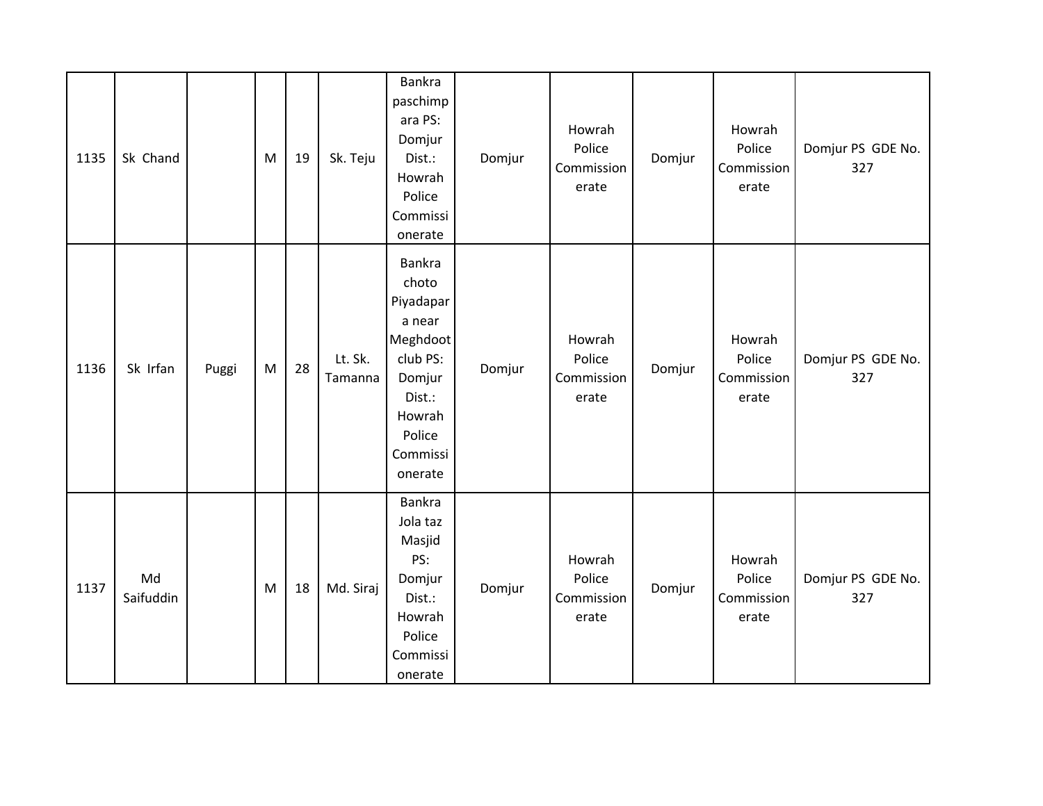| 1135 | Sk Chand | | M | 19 | Sk. Teju | Bankra paschimpara PS: Domjur Dist.: Howrah Police Commissionerate | Domjur | Howrah Police Commissionerate | Domjur | Howrah Police Commissionerate | Domjur PS GDE No. 327 |
|---|---|---|---|---|---|---|---|---|---|---|---|
| 1136 | Sk Irfan | Puggi | M | 28 | Lt. Sk. Tamanna | Bankra choto Piyadapara near Meghdoot club PS: Domjur Dist.: Howrah Police Commissionerate | Domjur | Howrah Police Commissionerate | Domjur | Howrah Police Commissionerate | Domjur PS GDE No. 327 |
| 1137 | Md Saifuddin | | M | 18 | Md. Siraj | Bankra Jola taz Masjid PS: Domjur Dist.: Howrah Police Commissionerate | Domjur | Howrah Police Commissionerate | Domjur | Howrah Police Commissionerate | Domjur PS GDE No. 327 |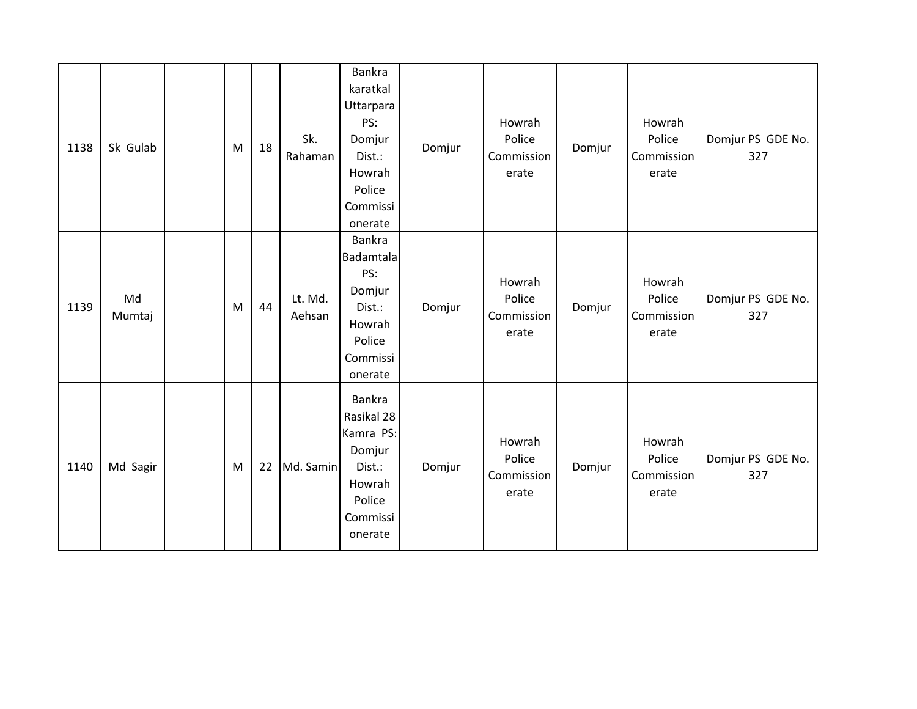| 1138 | Sk Gulab | | M | 18 | Sk. Rahaman | Bankra karatkal Uttarpara PS: Domjur Dist.: Howrah Police Commissionerate | Domjur | Howrah Police Commissionerate | Domjur | Howrah Police Commissionerate | Domjur PS GDE No. 327 |
|---|---|---|---|---|---|---|---|---|---|---|---|
| 1139 | Md Mumtaj | | M | 44 | Lt. Md. Aehsan | Bankra Badamtala PS: Domjur Dist.: Howrah Police Commissionerate | Domjur | Howrah Police Commissionerate | Domjur | Howrah Police Commissionerate | Domjur PS GDE No. 327 |
| 1140 | Md Sagir | | M | 22 | Md. Samin | Bankra Rasikal 28 Kamra PS: Domjur Dist.: Howrah Police Commissionerate | Domjur | Howrah Police Commissionerate | Domjur | Howrah Police Commissionerate | Domjur PS GDE No. 327 |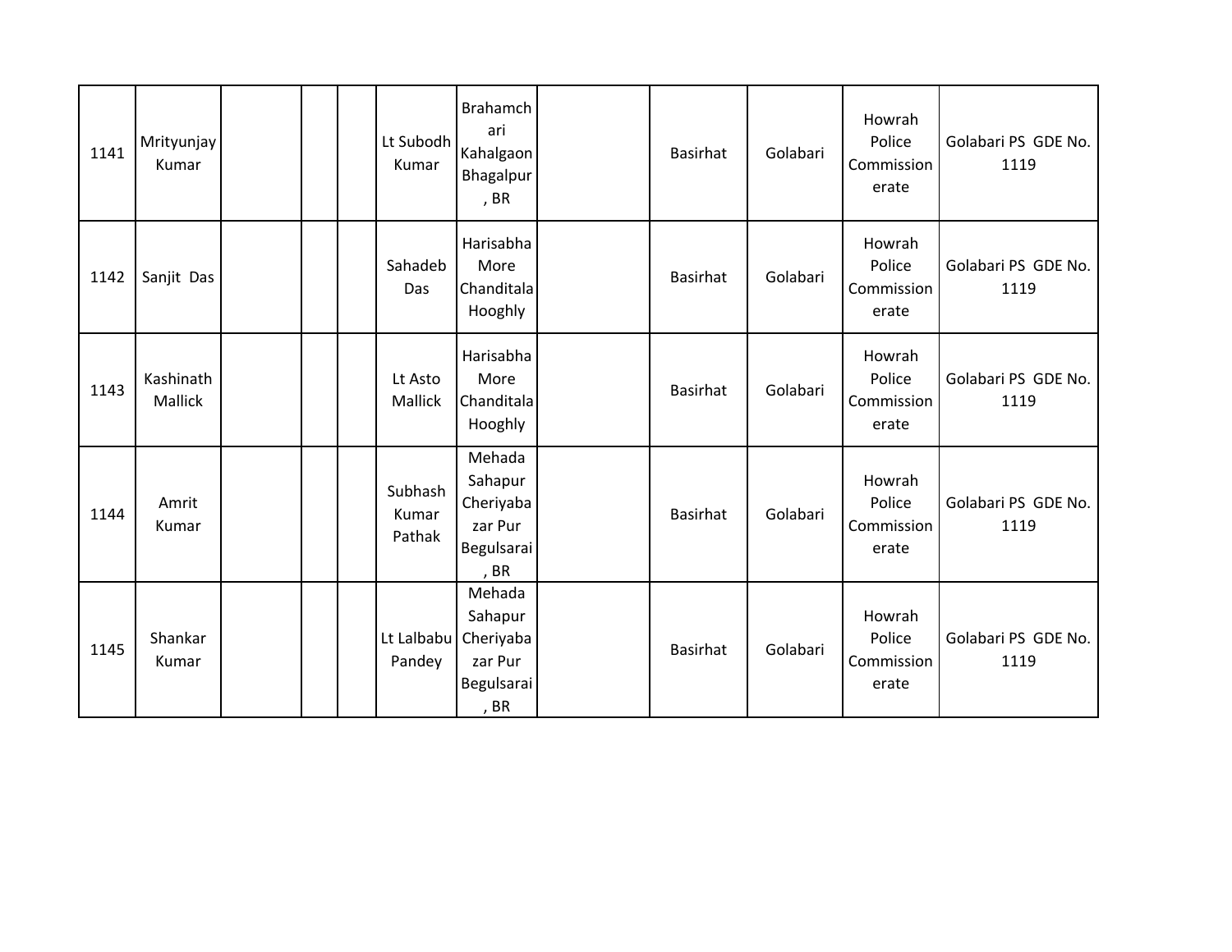| | | | | | | | | | | | |
|---|---|---|---|---|---|---|---|---|---|---|---|
| 1141 | Mrityunjay Kumar | | | | Lt Subodh Kumar | Brahamchari Kahalgaon Bhagalpur, BR | | Basirhat | Golabari | Howrah Police Commissionerate | Golabari PS GDE No. 1119 |
| 1142 | Sanjit Das | | | | Sahadeb Das | Harisabha More Chanditala Hooghly | | Basirhat | Golabari | Howrah Police Commissionerate | Golabari PS GDE No. 1119 |
| 1143 | Kashinath Mallick | | | | Lt Asto Mallick | Harisabha More Chanditala Hooghly | | Basirhat | Golabari | Howrah Police Commissionerate | Golabari PS GDE No. 1119 |
| 1144 | Amrit Kumar | | | | Subhash Kumar Pathak | Mehada Sahapur Cheriyabazar Pur Begulsarai, BR | | Basirhat | Golabari | Howrah Police Commissionerate | Golabari PS GDE No. 1119 |
| 1145 | Shankar Kumar | | | | Lt Lalbabu Pandey | Mehada Sahapur Cheriyabazar Pur Begulsarai, BR | | Basirhat | Golabari | Howrah Police Commissionerate | Golabari PS GDE No. 1119 |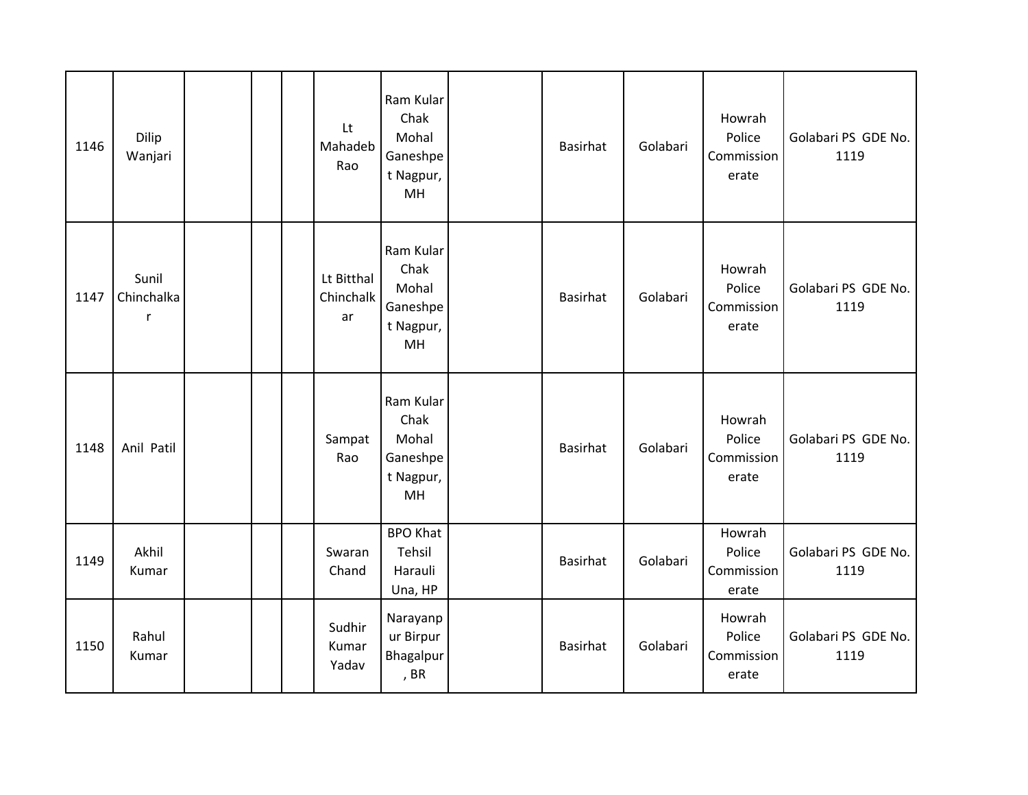| | | | | | | | | | | | |
|---|---|---|---|---|---|---|---|---|---|---|---|
| 1146 | Dilip Wanjari | | | | Lt Mahadeb Rao | Ram Kular Chak Mohal Ganeshpet Nagpur, MH | | Basirhat | Golabari | Howrah Police Commissionerate | Golabari PS GDE No. 1119 |
| 1147 | Sunil Chinchalkar | | | | Lt Bitthal Chinchalkar | Ram Kular Chak Mohal Ganeshpet Nagpur, MH | | Basirhat | Golabari | Howrah Police Commissionerate | Golabari PS GDE No. 1119 |
| 1148 | Anil Patil | | | | Sampat Rao | Ram Kular Chak Mohal Ganeshpet Nagpur, MH | | Basirhat | Golabari | Howrah Police Commissionerate | Golabari PS GDE No. 1119 |
| 1149 | Akhil Kumar | | | | Swaran Chand | BPO Khat Tehsil Harauli Una, HP | | Basirhat | Golabari | Howrah Police Commissionerate | Golabari PS GDE No. 1119 |
| 1150 | Rahul Kumar | | | | Sudhir Kumar Yadav | Narayanpur Birpur Bhagalpur, BR | | Basirhat | Golabari | Howrah Police Commissionerate | Golabari PS GDE No. 1119 |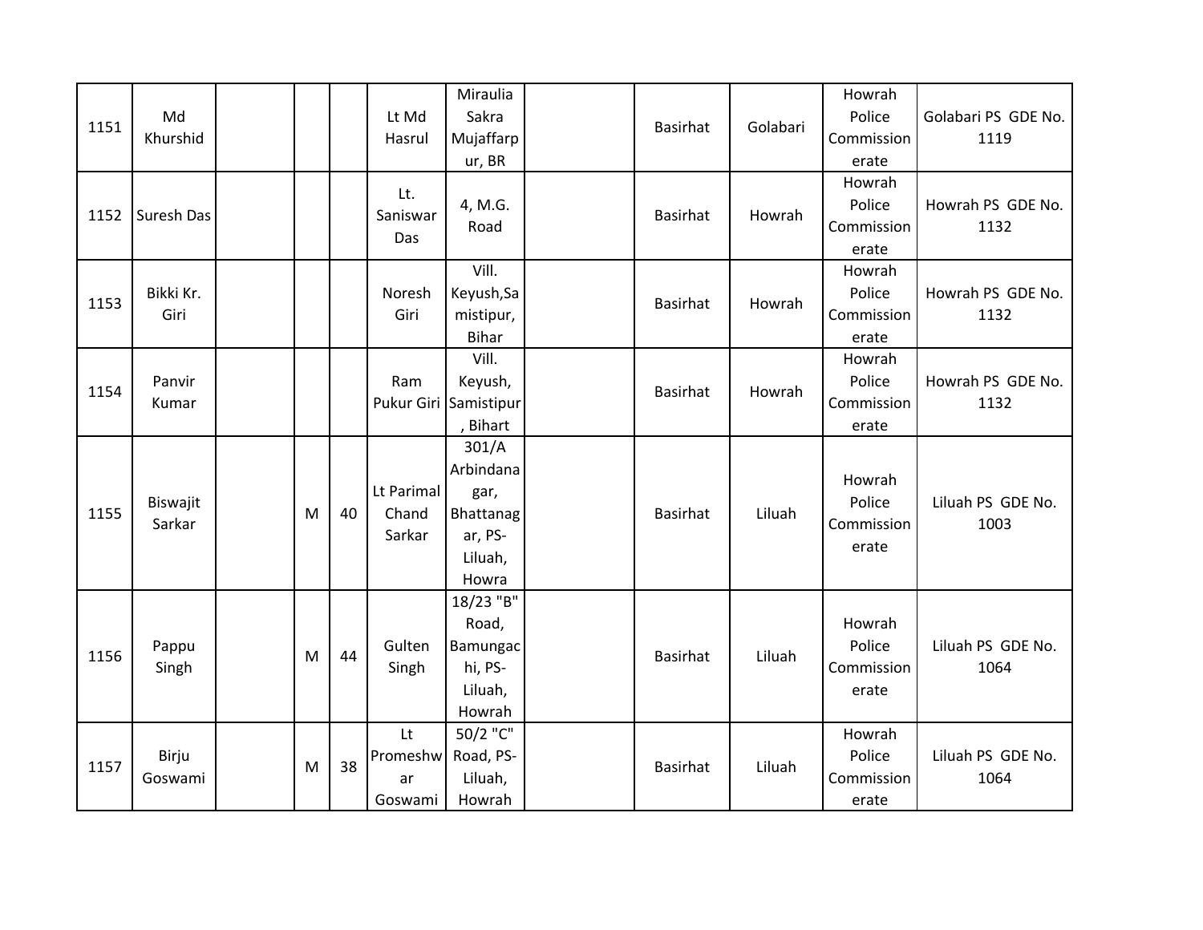| | | | | | | | | | | | |
|---|---|---|---|---|---|---|---|---|---|---|---|
| 1151 | Md Khurshid | | | | Lt Md Hasrul | Miraulia Sakra Mujaffarpur, BR | | Basirhat | Golabari | Howrah Police Commissionerate | Golabari PS GDE No. 1119 |
| 1152 | Suresh Das | | | | Lt. Saniswar Das | 4, M.G. Road | | Basirhat | Howrah | Howrah Police Commissionerate | Howrah PS GDE No. 1132 |
| 1153 | Bikki Kr. Giri | | | | Noresh Giri | Vill. Keyush,Samistipur, Bihar | | Basirhat | Howrah | Howrah Police Commissionerate | Howrah PS GDE No. 1132 |
| 1154 | Panvir Kumar | | | | Ram Pukur Giri | Vill. Keyush, Samistipur, Bihart | | Basirhat | Howrah | Howrah Police Commissionerate | Howrah PS GDE No. 1132 |
| 1155 | Biswajit Sarkar | | M | 40 | Lt Parimal Chand Sarkar | 301/A Arbindanagar, Bhattanagar, PS-Liluah, Howra | | Basirhat | Liluah | Howrah Police Commissionerate | Liluah PS GDE No. 1003 |
| 1156 | Pappu Singh | | M | 44 | Gulten Singh | 18/23 "B" Road, Bamungachi, PS-Liluah, Howrah | | Basirhat | Liluah | Howrah Police Commissionerate | Liluah PS GDE No. 1064 |
| 1157 | Birju Goswami | | M | 38 | Lt Promeshwar Goswami | 50/2 "C" Road, PS-Liluah, Howrah | | Basirhat | Liluah | Howrah Police Commissionerate | Liluah PS GDE No. 1064 |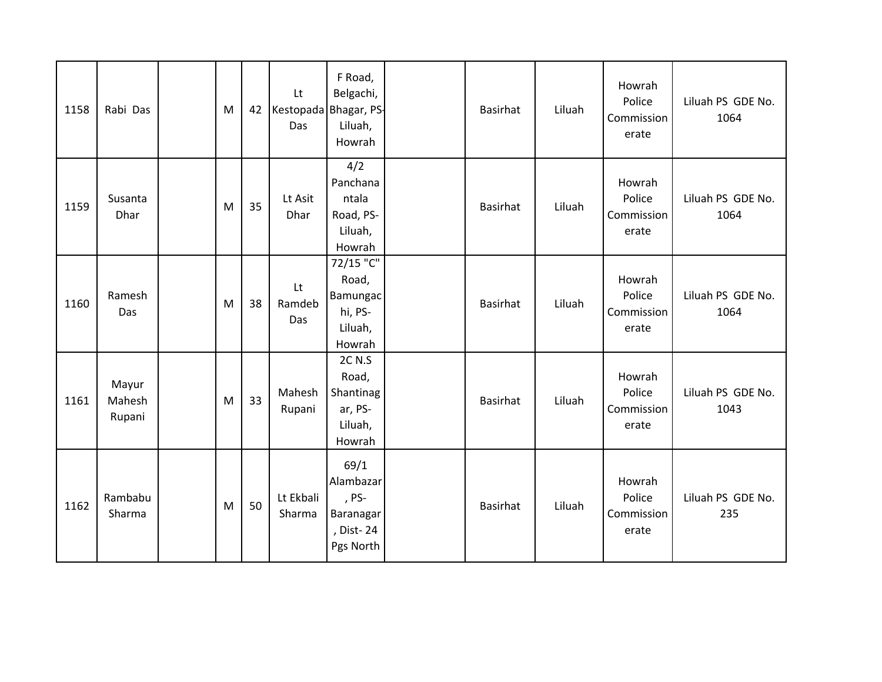| | | | | | | | | | | | |
|---|---|---|---|---|---|---|---|---|---|---|---|
| 1158 | Rabi Das | | M | 42 | Lt Kestopada Das | F Road, Belgachi, Bhagar, PS-Liluah, Howrah | | Basirhat | Liluah | Howrah Police Commissionerate | Liluah PS GDE No. 1064 |
| 1159 | Susanta Dhar | | M | 35 | Lt Asit Dhar | 4/2 Panchanantala Road, PS-Liluah, Howrah | | Basirhat | Liluah | Howrah Police Commissionerate | Liluah PS GDE No. 1064 |
| 1160 | Ramesh Das | | M | 38 | Lt Ramdeb Das | 72/15 "C" Road, Bamungachi, PS-Liluah, Howrah | | Basirhat | Liluah | Howrah Police Commissionerate | Liluah PS GDE No. 1064 |
| 1161 | Mayur Mahesh Rupani | | M | 33 | Mahesh Rupani | 2C N.S Road, Shantinagar, PS-Liluah, Howrah | | Basirhat | Liluah | Howrah Police Commissionerate | Liluah PS GDE No. 1043 |
| 1162 | Rambabu Sharma | | M | 50 | Lt Ekbali Sharma | 69/1 Alambazar, PS-Baranagar, Dist- 24 Pgs North | | Basirhat | Liluah | Howrah Police Commissionerate | Liluah PS GDE No. 235 |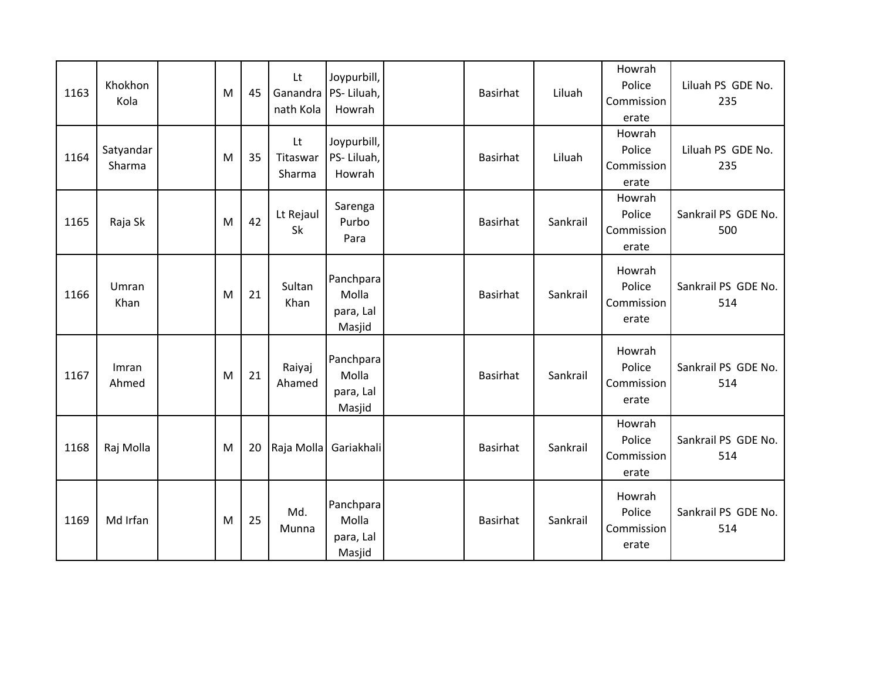| | | | | | | | | | | | |
|---|---|---|---|---|---|---|---|---|---|---|---|
| 1163 | Khokhon Kola | | M | 45 | Lt Ganandra nath Kola | Joypurbill, PS- Liluah, Howrah | | Basirhat | Liluah | Howrah Police Commission erate | Liluah PS GDE No. 235 |
| 1164 | Satyandar Sharma | | M | 35 | Lt Titaswar Sharma | Joypurbill, PS- Liluah, Howrah | | Basirhat | Liluah | Howrah Police Commission erate | Liluah PS GDE No. 235 |
| 1165 | Raja Sk | | M | 42 | Lt Rejaul Sk | Sarenga Purbo Para | | Basirhat | Sankrail | Howrah Police Commission erate | Sankrail PS GDE No. 500 |
| 1166 | Umran Khan | | M | 21 | Sultan Khan | Panchpara Molla para, Lal Masjid | | Basirhat | Sankrail | Howrah Police Commission erate | Sankrail PS GDE No. 514 |
| 1167 | Imran Ahmed | | M | 21 | Raiyaj Ahamed | Panchpara Molla para, Lal Masjid | | Basirhat | Sankrail | Howrah Police Commission erate | Sankrail PS GDE No. 514 |
| 1168 | Raj Molla | | M | 20 | Raja Molla | Gariakhali | | Basirhat | Sankrail | Howrah Police Commission erate | Sankrail PS GDE No. 514 |
| 1169 | Md Irfan | | M | 25 | Md. Munna | Panchpara Molla para, Lal Masjid | | Basirhat | Sankrail | Howrah Police Commission erate | Sankrail PS GDE No. 514 |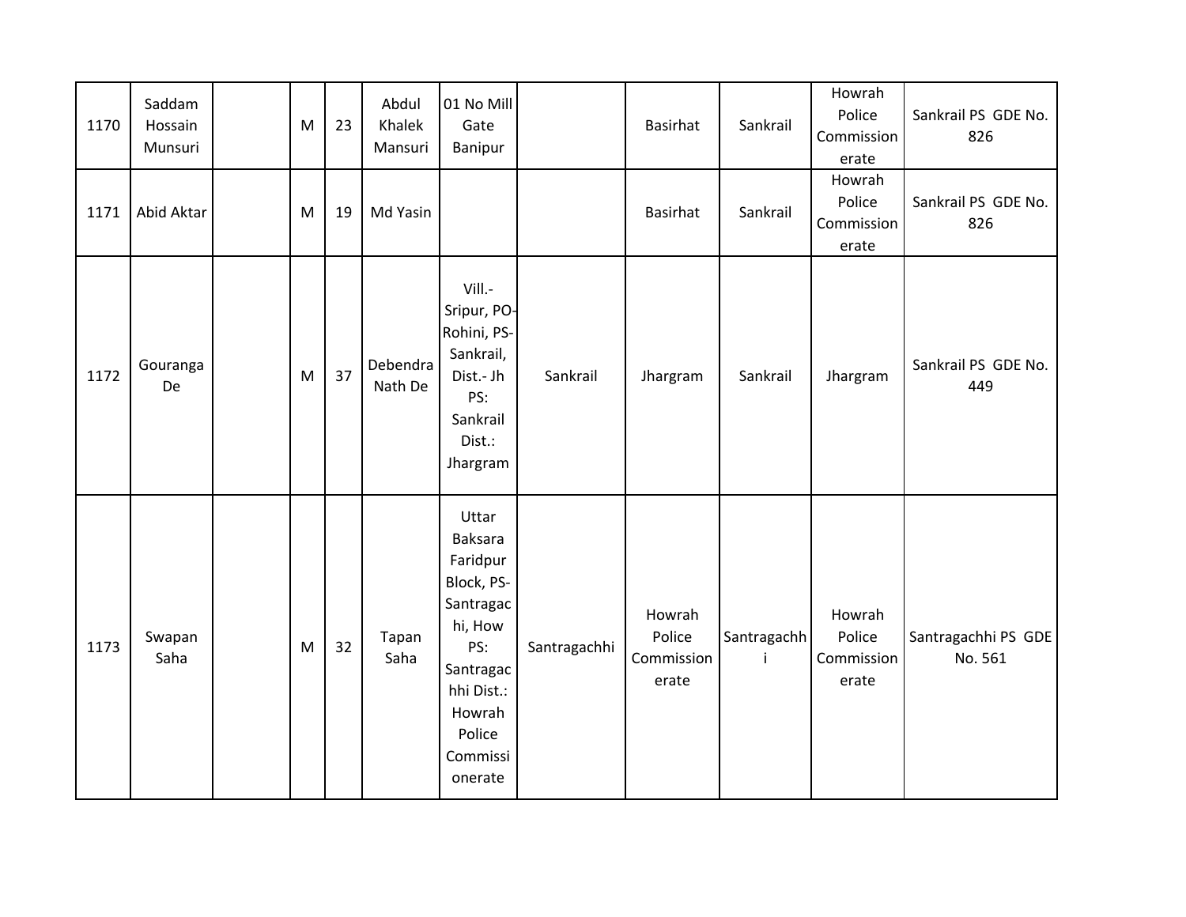| | | | | | | | | | | | |
|---|---|---|---|---|---|---|---|---|---|---|---|
| 1170 | Saddam Hossain Munsuri | | M | 23 | Abdul Khalek Mansuri | 01 No Mill Gate Banipur | | Basirhat | Sankrail | Howrah Police Commissionerate | Sankrail PS GDE No. 826 |
| 1171 | Abid Aktar | | M | 19 | Md Yasin | | | Basirhat | Sankrail | Howrah Police Commissionerate | Sankrail PS GDE No. 826 |
| 1172 | Gouranga De | | M | 37 | Debendra Nath De | Vill.- Sripur, PO- Rohini, PS- Sankrail, Dist.- Jh PS: Sankrail Dist.: Jhargram | Sankrail | Jhargram | Sankrail | Jhargram | Sankrail PS GDE No. 449 |
| 1173 | Swapan Saha | | M | 32 | Tapan Saha | Uttar Baksara Faridpur Block, PS- Santragachi, How PS: Santragachhi Dist.: Howrah Police Commissionerate | Santragachhi | Howrah Police Commissionerate | Santragachhi | Howrah Police Commissionerate | Santragachhi PS GDE No. 561 |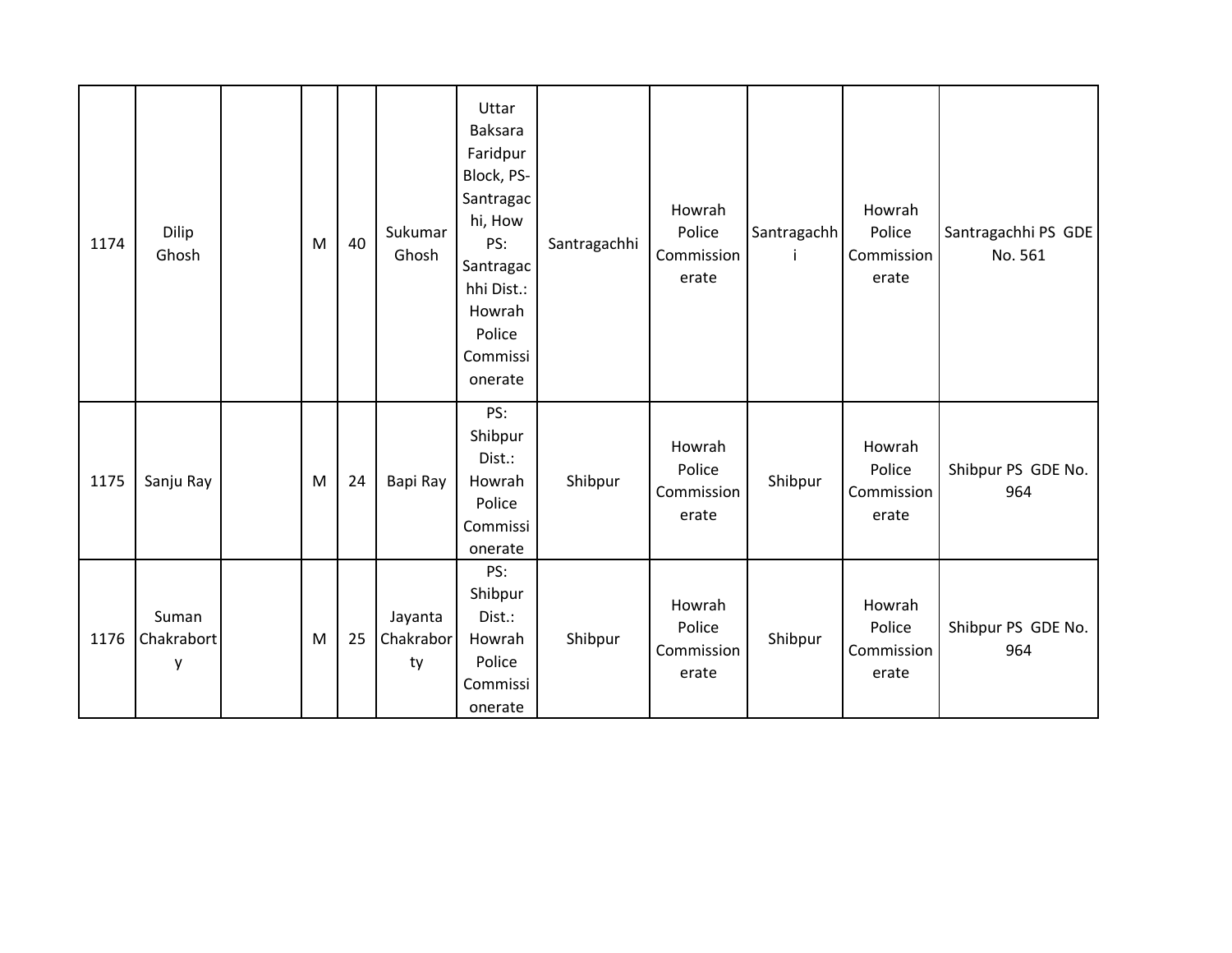| 1174 | Dilip Ghosh | | M | 40 | Sukumar Ghosh | Uttar Baksara Faridpur Block, PS- Santragachi, How PS: Santragachhi Dist.: Howrah Police Commissionerate | Santragachhi | Howrah Police Commissionerate | Santragachhi | Howrah Police Commissionerate | Santragachhi PS GDE No. 561 |
|---|---|---|---|---|---|---|---|---|---|---|---|
| 1175 | Sanju Ray | | M | 24 | Bapi Ray | PS: Shibpur Dist.: Howrah Police Commissionerate | Shibpur | Howrah Police Commissionerate | Shibpur | Howrah Police Commissionerate | Shibpur PS GDE No. 964 |
| 1176 | Suman Chakraborty | | M | 25 | Jayanta Chakraborty | PS: Shibpur Dist.: Howrah Police Commissionerate | Shibpur | Howrah Police Commissionerate | Shibpur | Howrah Police Commissionerate | Shibpur PS GDE No. 964 |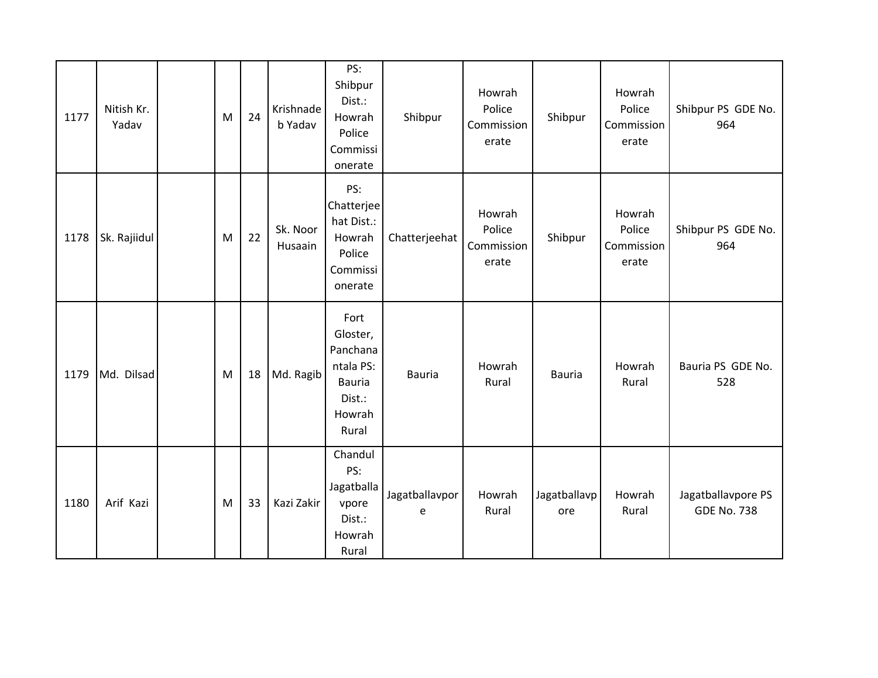| 1177 | Nitish Kr. Yadav | | M | 24 | Krishnadeb Yadav | PS: Shibpur Dist.: Howrah Police Commissionerate | Shibpur | Howrah Police Commissionerate | Shibpur | Howrah Police Commissionerate | Shibpur PS GDE No. 964 |
|---|---|---|---|---|---|---|---|---|---|---|---|
| 1178 | Sk. Rajiidul | | M | 22 | Sk. Noor Husaain | PS: Chatterjeehat Dist.: Howrah Police Commissionerate | Chatterjeehat | Howrah Police Commissionerate | Shibpur | Howrah Police Commissionerate | Shibpur PS GDE No. 964 |
| 1179 | Md. Dilsad | | M | 18 | Md. Ragib | Fort Gloster, Panchanantala PS: Bauria Dist.: Howrah Rural | Bauria | Howrah Rural | Bauria | Howrah Rural | Bauria PS GDE No. 528 |
| 1180 | Arif Kazi | | M | 33 | Kazi Zakir | Chandul PS: Jagatballavpore Dist.: Howrah Rural | Jagatballavpore | Howrah Rural | Jagatballavpore | Howrah Rural | Jagatballavpore PS GDE No. 738 |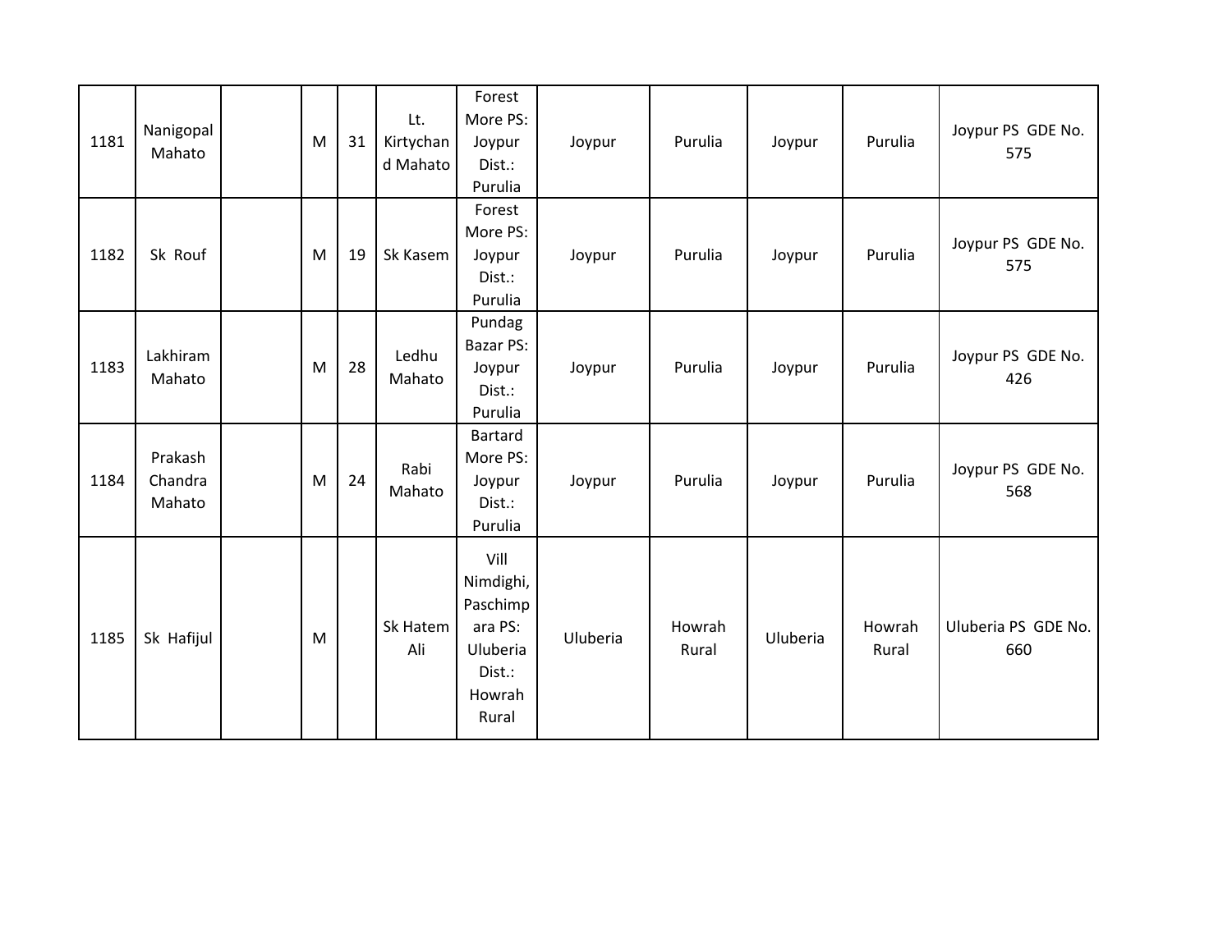| | | | | | | | | | | | |
|---|---|---|---|---|---|---|---|---|---|---|---|
| 1181 | Nanigopal Mahato | | M | 31 | Lt. Kirtychand Mahato | Forest More PS: Joypur Dist.: Purulia | Joypur | Purulia | Joypur | Purulia | Joypur PS GDE No. 575 |
| 1182 | Sk Rouf | | M | 19 | Sk Kasem | Forest More PS: Joypur Dist.: Purulia | Joypur | Purulia | Joypur | Purulia | Joypur PS GDE No. 575 |
| 1183 | Lakhiram Mahato | | M | 28 | Ledhu Mahato | Pundag Bazar PS: Joypur Dist.: Purulia | Joypur | Purulia | Joypur | Purulia | Joypur PS GDE No. 426 |
| 1184 | Prakash Chandra Mahato | | M | 24 | Rabi Mahato | Bartard More PS: Joypur Dist.: Purulia | Joypur | Purulia | Joypur | Purulia | Joypur PS GDE No. 568 |
| 1185 | Sk Hafijul | | M | | Sk Hatem Ali | Vill Nimdighi, Paschimpara PS: Uluberia Dist.: Howrah Rural | Uluberia | Howrah Rural | Uluberia | Howrah Rural | Uluberia PS GDE No. 660 |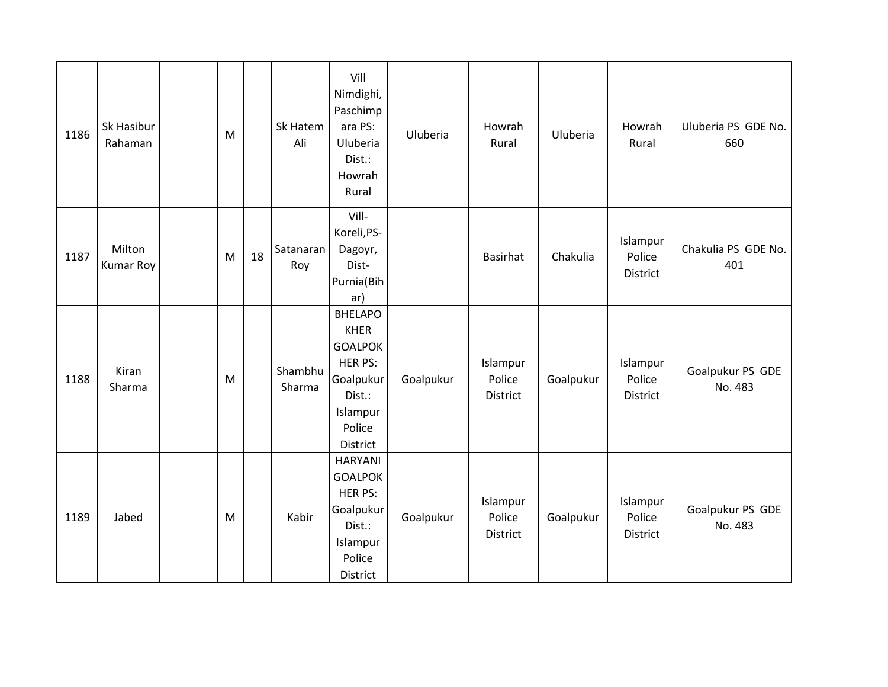| | | | | | | | | | | | |
|---|---|---|---|---|---|---|---|---|---|---|---|
| 1186 | Sk Hasibur Rahaman | | M | | Sk Hatem Ali | Vill Nimdighi, Paschimpara PS: Uluberia Dist.: Howrah Rural | Uluberia | Howrah Rural | Uluberia | Howrah Rural | Uluberia PS GDE No. 660 |
| 1187 | Milton Kumar Roy | | M | 18 | Satanaran Roy | Vill-Koreli,PS-Dagoyr, Dist-Purnia(Bihar) | | Basirhat | Chakulia | Islampur Police District | Chakulia PS GDE No. 401 |
| 1188 | Kiran Sharma | | M | | Shambhu Sharma | BHELAPOKHER GOALPOKHER PS: Goalpukur Dist.: Islampur Police District | Goalpukur | Islampur Police District | Goalpukur | Islampur Police District | Goalpukur PS GDE No. 483 |
| 1189 | Jabed | | M | | Kabir | HARYANI GOALPOKHER PS: Goalpukur Dist.: Islampur Police District | Goalpukur | Islampur Police District | Goalpukur | Islampur Police District | Goalpukur PS GDE No. 483 |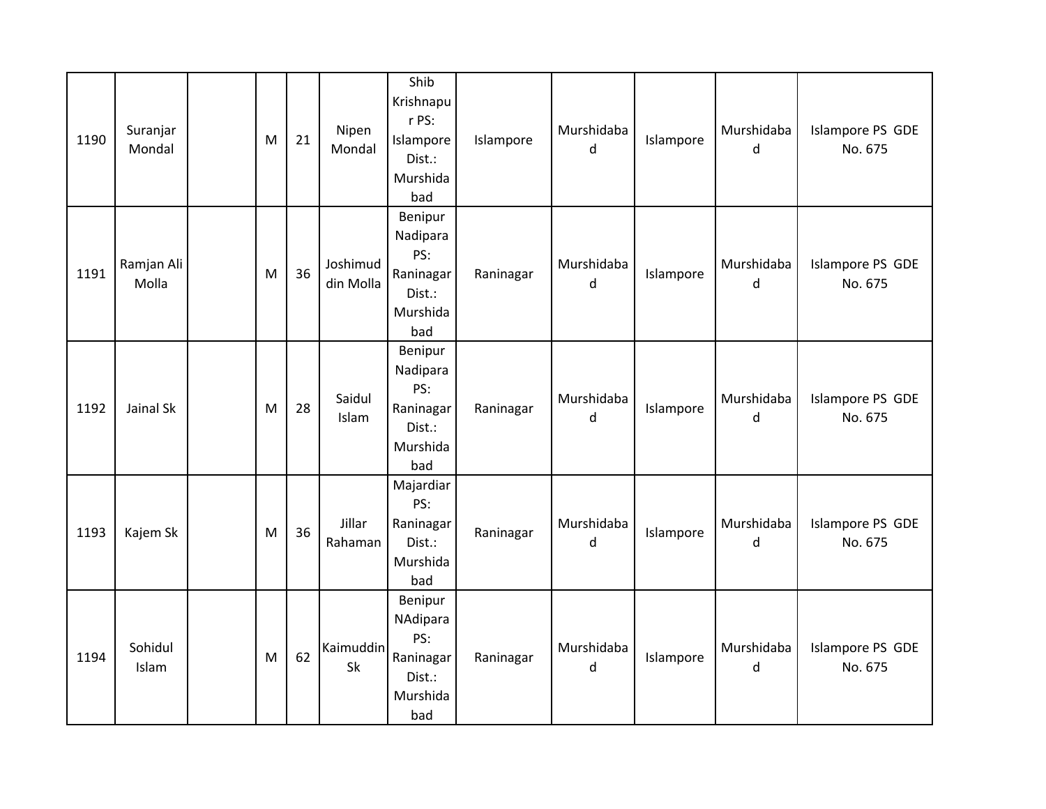| 1190 | Suranjar Mondal | | M | 21 | Nipen Mondal | Shib Krishnapur PS: Islampore Dist.: Murshidabad | Islampore | Murshidabad | Islampore | Murshidabad | Islampore PS GDE No. 675 |
|---|---|---|---|---|---|---|---|---|---|---|---|
| 1191 | Ramjan Ali Molla | | M | 36 | Joshimuddin Molla | Benipur Nadipara PS: Raninagar Dist.: Murshidabad | Raninagar | Murshidabad | Islampore | Murshidabad | Islampore PS GDE No. 675 |
| 1192 | Jainal Sk | | M | 28 | Saidul Islam | Benipur Nadipara PS: Raninagar Dist.: Murshidabad | Raninagar | Murshidabad | Islampore | Murshidabad | Islampore PS GDE No. 675 |
| 1193 | Kajem Sk | | M | 36 | Jillar Rahaman | Majardiar PS: Raninagar Dist.: Murshidabad | Raninagar | Murshidabad | Islampore | Murshidabad | Islampore PS GDE No. 675 |
| 1194 | Sohidul Islam | | M | 62 | Kaimuddin Sk | Benipur NAdipara PS: Raninagar Dist.: Murshidabad | Raninagar | Murshidabad | Islampore | Murshidabad | Islampore PS GDE No. 675 |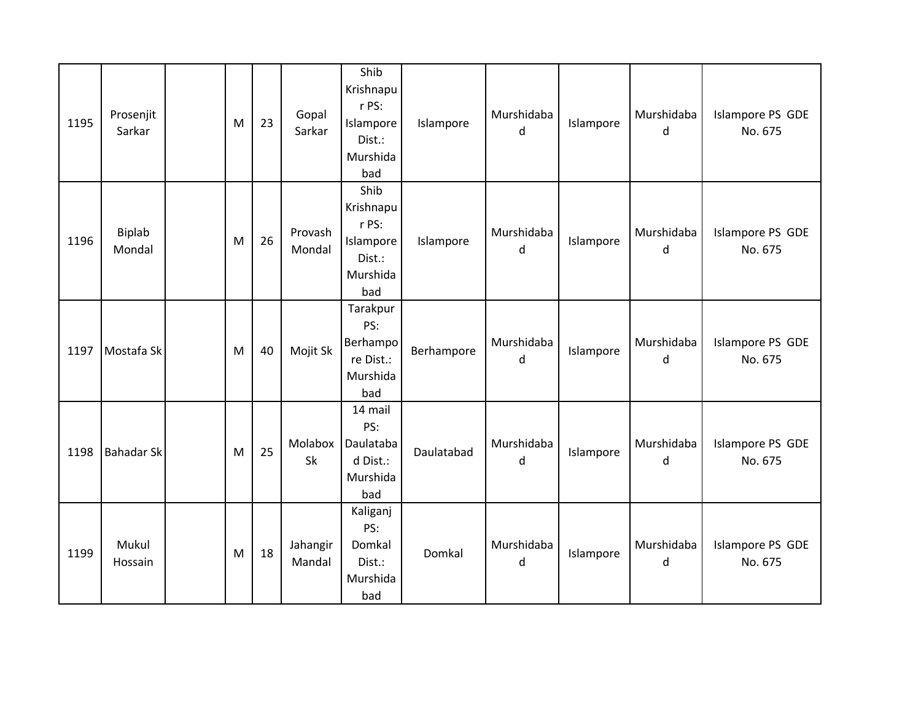| 1195 | Prosenjit Sarkar | | M | 23 | Gopal Sarkar | Shib Krishnapur PS: Islampore Dist.: Murshidabad | Islampore | Murshidabad | Islampore | Murshidabad | Islampore PS GDE No. 675 |
|---|---|---|---|---|---|---|---|---|---|---|---|
| 1196 | Biplab Mondal | | M | 26 | Provash Mondal | Shib Krishnapur PS: Islampore Dist.: Murshidabad | Islampore | Murshidabad | Islampore | Murshidabad | Islampore PS GDE No. 675 |
| 1197 | Mostafa Sk | | M | 40 | Mojit Sk | Tarakpur PS: Berhampore Dist.: Murshidabad | Berhampore | Murshidabad | Islampore | Murshidabad | Islampore PS GDE No. 675 |
| 1198 | Bahadar Sk | | M | 25 | Molabox Sk | 14 mail PS: Daulatabad Dist.: Murshidabad | Daulatabad | Murshidabad | Islampore | Murshidabad | Islampore PS GDE No. 675 |
| 1199 | Mukul Hossain | | M | 18 | Jahangir Mandal | Kaliganj PS: Domkal Dist.: Murshidabad | Domkal | Murshidabad | Islampore | Murshidabad | Islampore PS GDE No. 675 |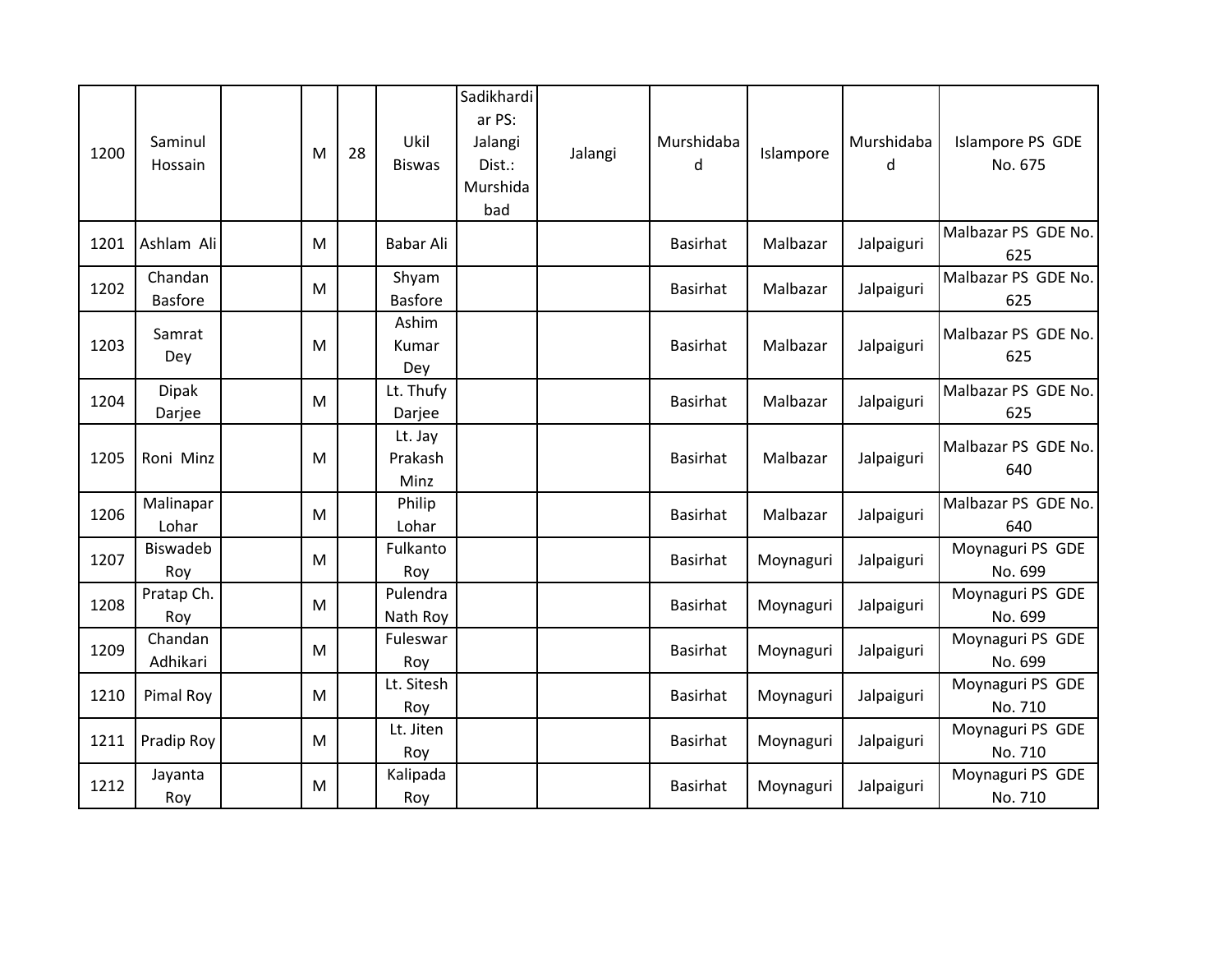| 1200 | Saminul Hossain | | M | 28 | Ukil Biswas | Sadikhardiar PS: Jalangi Dist.: Murshidabad | Jalangi | Murshidabad | Islampore | Murshidabad | Islampore PS GDE No. 675 |
|---|---|---|---|---|---|---|---|---|---|---|---|
| 1201 | Ashlam Ali | | M | | Babar Ali | | | Basirhat | Malbazar | Jalpaiguri | Malbazar PS GDE No. 625 |
| 1202 | Chandan Basfore | | M | | Shyam Basfore | | | Basirhat | Malbazar | Jalpaiguri | Malbazar PS GDE No. 625 |
| 1203 | Samrat Dey | | M | | Ashim Kumar Dey | | | Basirhat | Malbazar | Jalpaiguri | Malbazar PS GDE No. 625 |
| 1204 | Dipak Darjee | | M | | Lt. Thufy Darjee | | | Basirhat | Malbazar | Jalpaiguri | Malbazar PS GDE No. 625 |
| 1205 | Roni Minz | | M | | Lt. Jay Prakash Minz | | | Basirhat | Malbazar | Jalpaiguri | Malbazar PS GDE No. 640 |
| 1206 | Malinapar Lohar | | M | | Philip Lohar | | | Basirhat | Malbazar | Jalpaiguri | Malbazar PS GDE No. 640 |
| 1207 | Biswadeb Roy | | M | | Fulkanto Roy | | | Basirhat | Moynaguri | Jalpaiguri | Moynaguri PS GDE No. 699 |
| 1208 | Pratap Ch. Roy | | M | | Pulendra Nath Roy | | | Basirhat | Moynaguri | Jalpaiguri | Moynaguri PS GDE No. 699 |
| 1209 | Chandan Adhikari | | M | | Fuleswar Roy | | | Basirhat | Moynaguri | Jalpaiguri | Moynaguri PS GDE No. 699 |
| 1210 | Pimal Roy | | M | | Lt. Sitesh Roy | | | Basirhat | Moynaguri | Jalpaiguri | Moynaguri PS GDE No. 710 |
| 1211 | Pradip Roy | | M | | Lt. Jiten Roy | | | Basirhat | Moynaguri | Jalpaiguri | Moynaguri PS GDE No. 710 |
| 1212 | Jayanta Roy | | M | | Kalipada Roy | | | Basirhat | Moynaguri | Jalpaiguri | Moynaguri PS GDE No. 710 |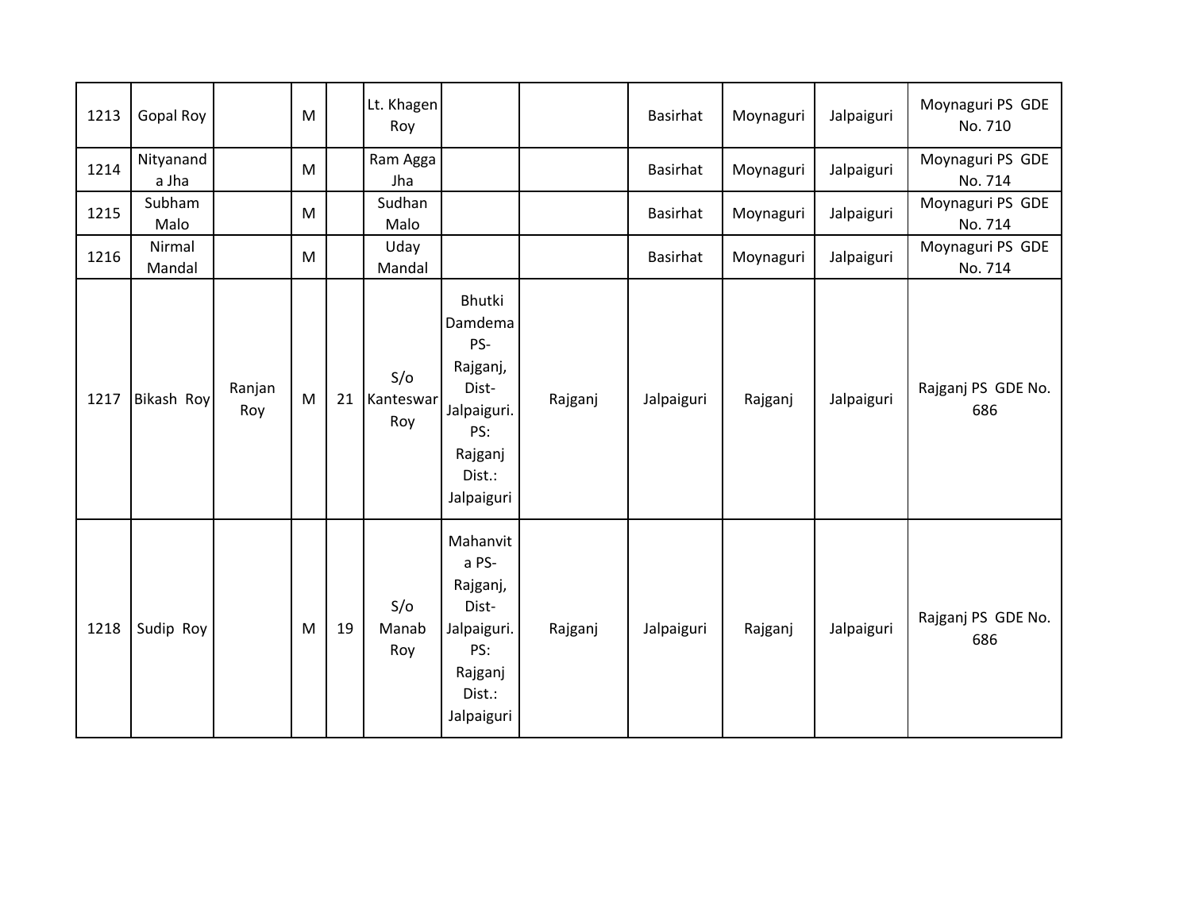| 1213 | Gopal Roy | | M | | Lt. Khagen Roy | | | Basirhat | Moynaguri | Jalpaiguri | Moynaguri PS GDE No. 710 |
|---|---|---|---|---|---|---|---|---|---|---|---|
| 1214 | Nityananda Jha | | M | | Ram Agga Jha | | | Basirhat | Moynaguri | Jalpaiguri | Moynaguri PS GDE No. 714 |
| 1215 | Subham Malo | | M | | Sudhan Malo | | | Basirhat | Moynaguri | Jalpaiguri | Moynaguri PS GDE No. 714 |
| 1216 | Nirmal Mandal | | M | | Uday Mandal | | | Basirhat | Moynaguri | Jalpaiguri | Moynaguri PS GDE No. 714 |
| 1217 | Bikash Roy | Ranjan Roy | M | 21 | S/o Kanteswar Roy | Bhutki Damdema PS- Rajganj, Dist- Jalpaiguri. PS: Rajganj Dist.: Jalpaiguri | Rajganj | Jalpaiguri | Rajganj | Jalpaiguri | Rajganj PS GDE No. 686 |
| 1218 | Sudip Roy | | M | 19 | S/o Manab Roy | Mahanvita PS- Rajganj, Dist- Jalpaiguri. PS: Rajganj Dist.: Jalpaiguri | Rajganj | Jalpaiguri | Rajganj | Jalpaiguri | Rajganj PS GDE No. 686 |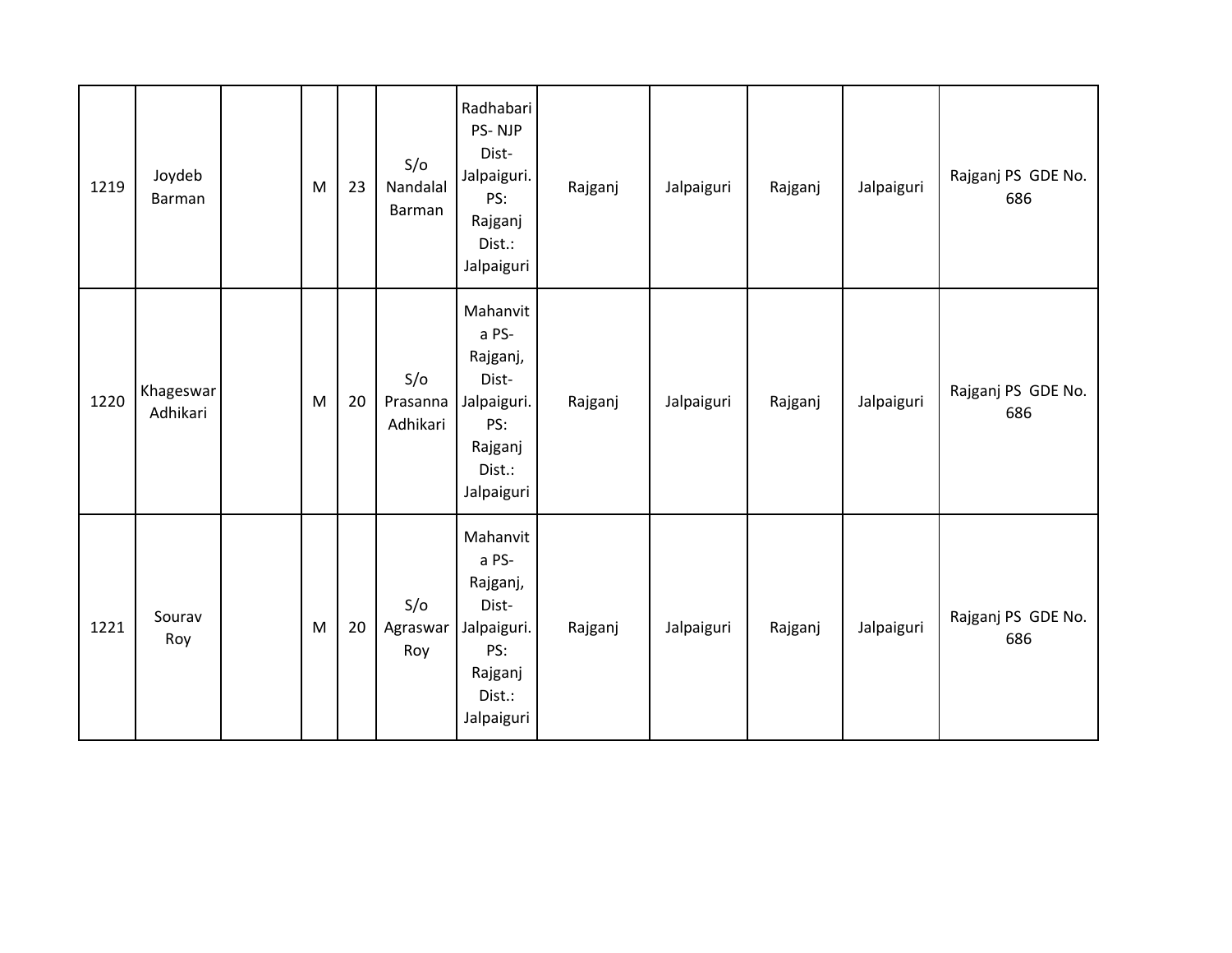| | | | | | | | | | | | |
|---|---|---|---|---|---|---|---|---|---|---|---|
| 1219 | Joydeb Barman | | M | 23 | S/o Nandalal Barman | Radhabari PS- NJP Dist- Jalpaiguri. PS: Rajganj Dist.: Jalpaiguri | Rajganj | Jalpaiguri | Rajganj | Jalpaiguri | Rajganj PS GDE No. 686 |
| 1220 | Khageswar Adhikari | | M | 20 | S/o Prasanna Adhikari | Mahanvita PS- Rajganj, Dist- Jalpaiguri. PS: Rajganj Dist.: Jalpaiguri | Rajganj | Jalpaiguri | Rajganj | Jalpaiguri | Rajganj PS GDE No. 686 |
| 1221 | Sourav Roy | | M | 20 | S/o Agraswar Roy | Mahanvita PS- Rajganj, Dist- Jalpaiguri. PS: Rajganj Dist.: Jalpaiguri | Rajganj | Jalpaiguri | Rajganj | Jalpaiguri | Rajganj PS GDE No. 686 |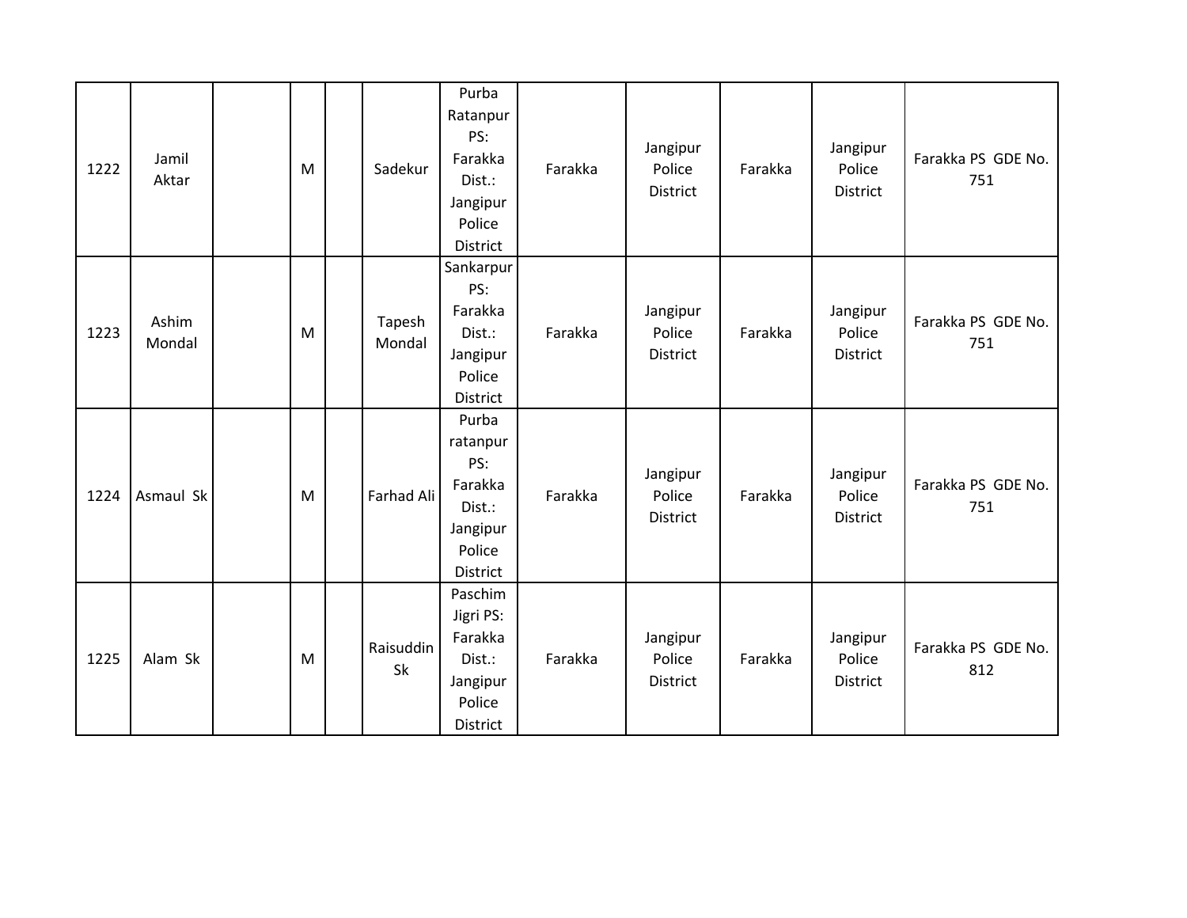| | | | | | | | | | | | |
|---|---|---|---|---|---|---|---|---|---|---|---|
| 1222 | Jamil Aktar | | M | | Sadekur | Purba Ratanpur PS: Farakka Dist.: Jangipur Police District | Farakka | Jangipur Police District | Farakka | Jangipur Police District | Farakka PS GDE No. 751 |
| 1223 | Ashim Mondal | | M | | Tapesh Mondal | Sankarpur PS: Farakka Dist.: Jangipur Police District | Farakka | Jangipur Police District | Farakka | Jangipur Police District | Farakka PS GDE No. 751 |
| 1224 | Asmaul Sk | | M | | Farhad Ali | Purba ratanpur PS: Farakka Dist.: Jangipur Police District | Farakka | Jangipur Police District | Farakka | Jangipur Police District | Farakka PS GDE No. 751 |
| 1225 | Alam Sk | | M | | Raisuddin Sk | Paschim Jigri PS: Farakka Dist.: Jangipur Police District | Farakka | Jangipur Police District | Farakka | Jangipur Police District | Farakka PS GDE No. 812 |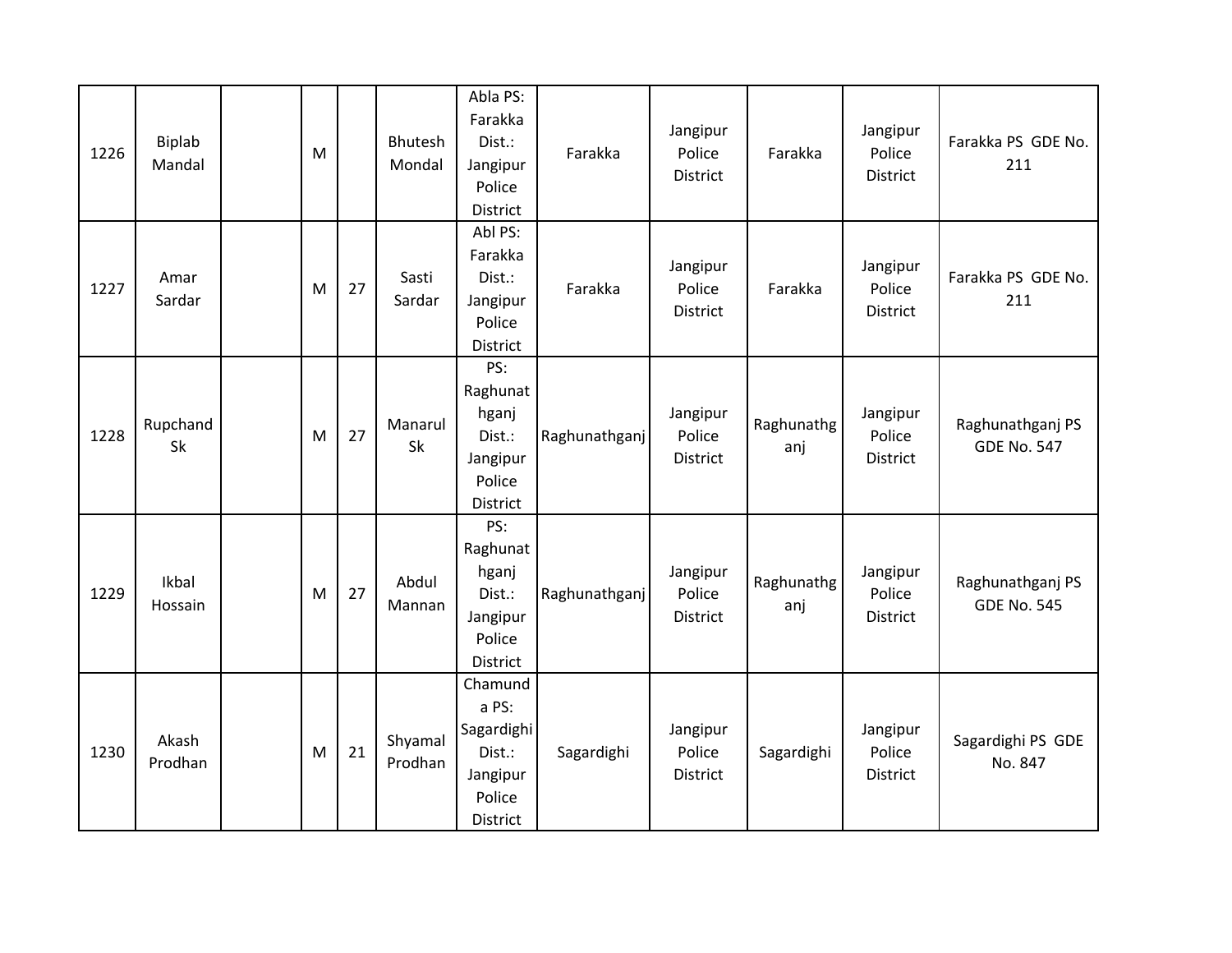| | | | | | | | | | | | |
|---|---|---|---|---|---|---|---|---|---|---|---|
| 1226 | Biplab Mandal | | M | | Bhutesh Mondal | Abla PS: Farakka Dist.: Jangipur Police District | Farakka | Jangipur Police District | Farakka | Jangipur Police District | Farakka PS GDE No. 211 |
| 1227 | Amar Sardar | | M | 27 | Sasti Sardar | Abl PS: Farakka Dist.: Jangipur Police District | Farakka | Jangipur Police District | Farakka | Jangipur Police District | Farakka PS GDE No. 211 |
| 1228 | Rupchand Sk | | M | 27 | Manarul Sk | PS: Raghunathganj Dist.: Jangipur Police District | Raghunathganj | Jangipur Police District | Raghunathganj | Jangipur Police District | Raghunathganj PS GDE No. 547 |
| 1229 | Ikbal Hossain | | M | 27 | Abdul Mannan | PS: Raghunathganj Dist.: Jangipur Police District | Raghunathganj | Jangipur Police District | Raghunathganj | Jangipur Police District | Raghunathganj PS GDE No. 545 |
| 1230 | Akash Prodhan | | M | 21 | Shyamal Prodhan | Chamunda PS: Sagardighi Dist.: Jangipur Police District | Sagardighi | Jangipur Police District | Sagardighi | Jangipur Police District | Sagardighi PS GDE No. 847 |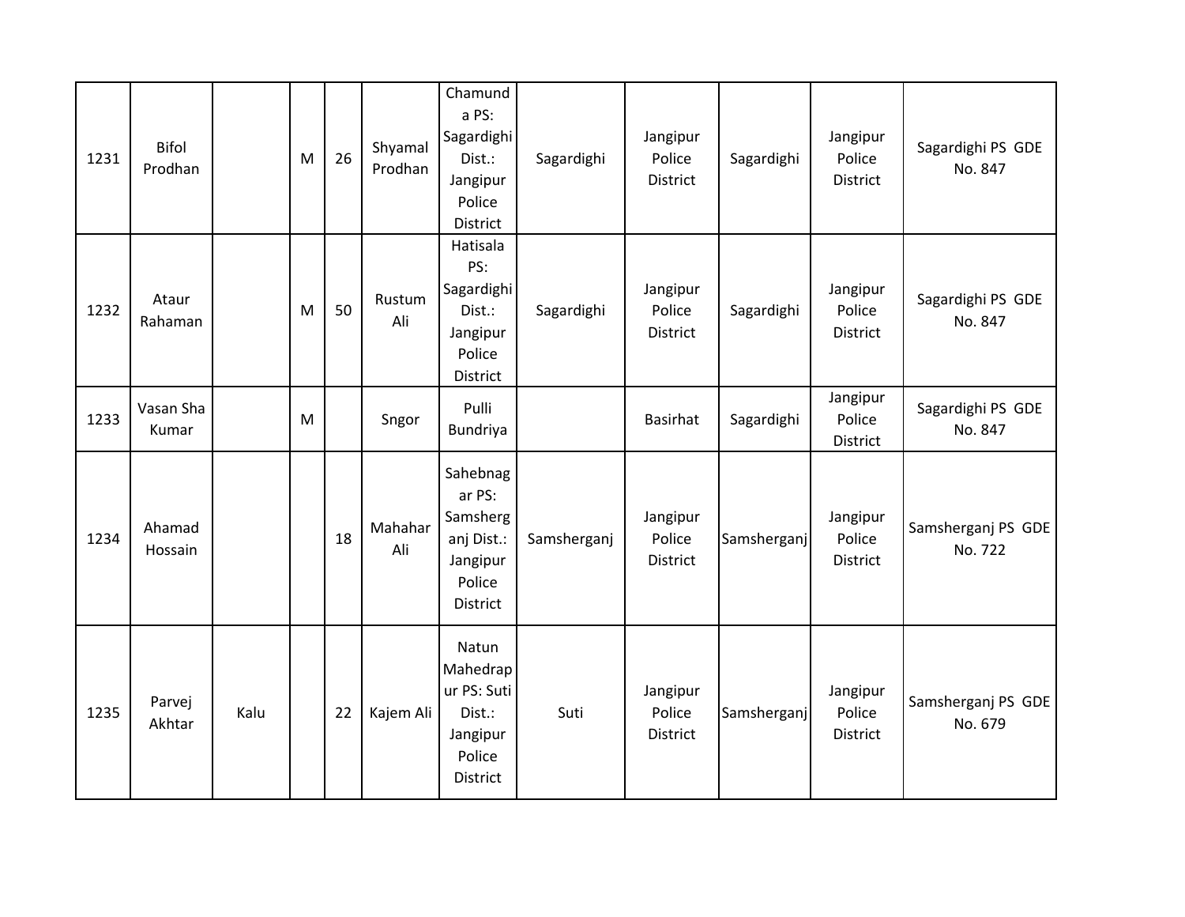| | | | | | | | | | | | |
|---|---|---|---|---|---|---|---|---|---|---|---|
| 1231 | Bifol Prodhan | | M | 26 | Shyamal Prodhan | Chamunda PS: Sagardighi Dist.: Jangipur Police District | Sagardighi | Jangipur Police District | Sagardighi | Jangipur Police District | Sagardighi PS GDE No. 847 |
| 1232 | Ataur Rahaman | | M | 50 | Rustum Ali | Hatisala PS: Sagardighi Dist.: Jangipur Police District | Sagardighi | Jangipur Police District | Sagardighi | Jangipur Police District | Sagardighi PS GDE No. 847 |
| 1233 | Vasan Sha Kumar | | M | | Sngor | Pulli Bundriya | | Basirhat | Sagardighi | Jangipur Police District | Sagardighi PS GDE No. 847 |
| 1234 | Ahamad Hossain | | | 18 | Mahahar Ali | Sahebnagar PS: Samsherganj Dist.: Jangipur Police District | Samsherganj | Jangipur Police District | Samsherganj | Jangipur Police District | Samsherganj PS GDE No. 722 |
| 1235 | Parvej Akhtar | Kalu | | 22 | Kajem Ali | Natun Mahedrapur PS: Suti Dist.: Jangipur Police District | Suti | Jangipur Police District | Samsherganj | Jangipur Police District | Samsherganj PS GDE No. 679 |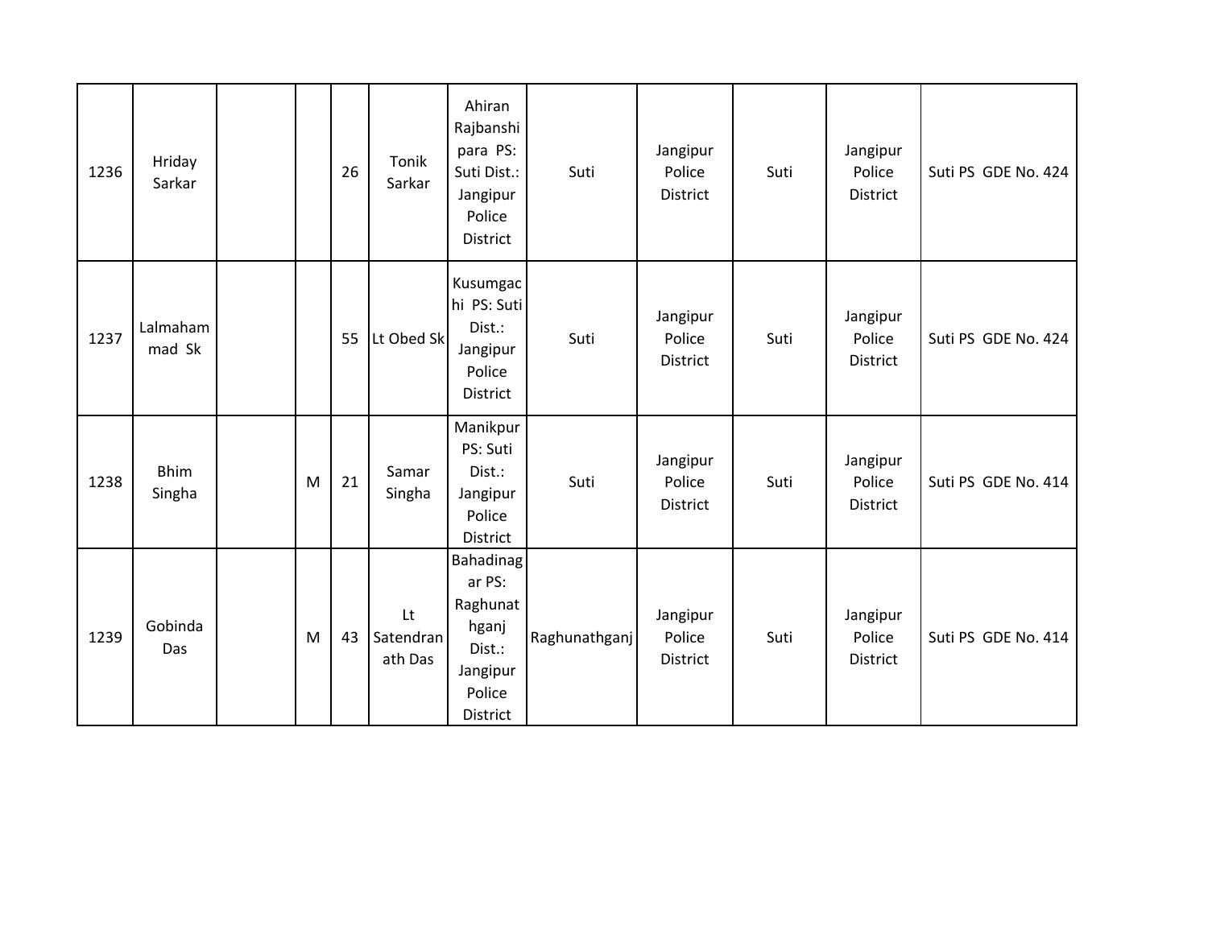| | | | | | | | | | | | |
|---|---|---|---|---|---|---|---|---|---|---|---|
| 1236 | Hriday Sarkar | | | 26 | Tonik Sarkar | Ahiran Rajbanshi para PS: Suti Dist.: Jangipur Police District | Suti | Jangipur Police District | Suti | Jangipur Police District | Suti PS GDE No. 424 |
| 1237 | Lalmahammad Sk | | | 55 | Lt Obed Sk | Kusumgachi PS: Suti Dist.: Jangipur Police District | Suti | Jangipur Police District | Suti | Jangipur Police District | Suti PS GDE No. 424 |
| 1238 | Bhim Singha | | M | 21 | Samar Singha | Manikpur PS: Suti Dist.: Jangipur Police District | Suti | Jangipur Police District | Suti | Jangipur Police District | Suti PS GDE No. 414 |
| 1239 | Gobinda Das | | M | 43 | Lt Satendranath Das | Bahadinagar PS: Raghunathganj Dist.: Jangipur Police District | Raghunathganj | Jangipur Police District | Suti | Jangipur Police District | Suti PS GDE No. 414 |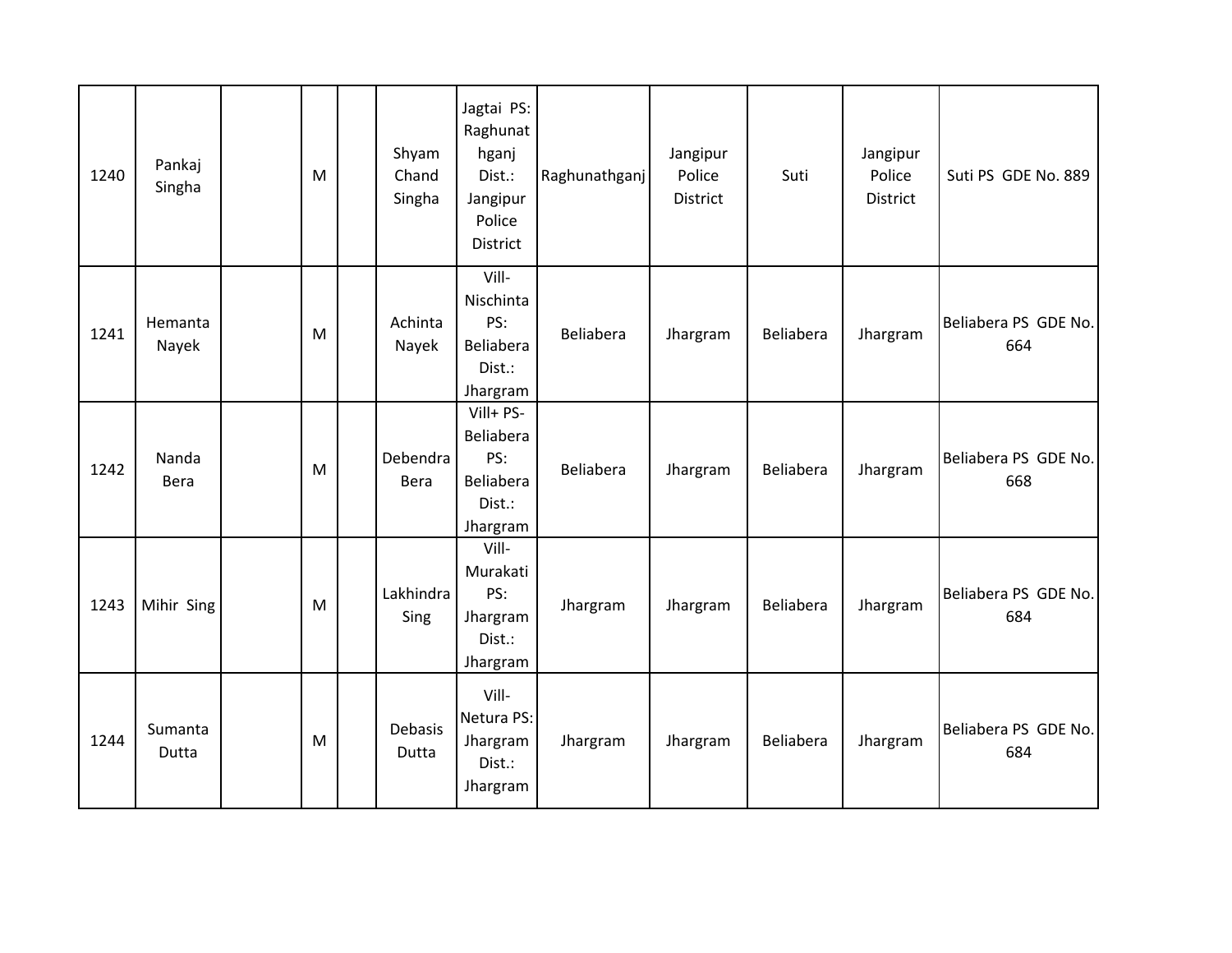| | | | | | | | | | | | |
|---|---|---|---|---|---|---|---|---|---|---|---|
| 1240 | Pankaj Singha | | M | | Shyam Chand Singha | Jagtai PS: Raghunathganj Dist.: Jangipur Police District | Raghunathganj | Jangipur Police District | Suti | Jangipur Police District | Suti PS GDE No. 889 |
| 1241 | Hemanta Nayek | | M | | Achinta Nayek | Vill- Nischinta PS: Beliabera Dist.: Jhargram | Beliabera | Jhargram | Beliabera | Jhargram | Beliabera PS GDE No. 664 |
| 1242 | Nanda Bera | | M | | Debendra Bera | Vill+ PS- Beliabera PS: Beliabera Dist.: Jhargram | Beliabera | Jhargram | Beliabera | Jhargram | Beliabera PS GDE No. 668 |
| 1243 | Mihir Sing | | M | | Lakhindra Sing | Vill- Murakati PS: Jhargram Dist.: Jhargram | Jhargram | Jhargram | Beliabera | Jhargram | Beliabera PS GDE No. 684 |
| 1244 | Sumanta Dutta | | M | | Debasis Dutta | Vill- Netura PS: Jhargram Dist.: Jhargram | Jhargram | Jhargram | Beliabera | Jhargram | Beliabera PS GDE No. 684 |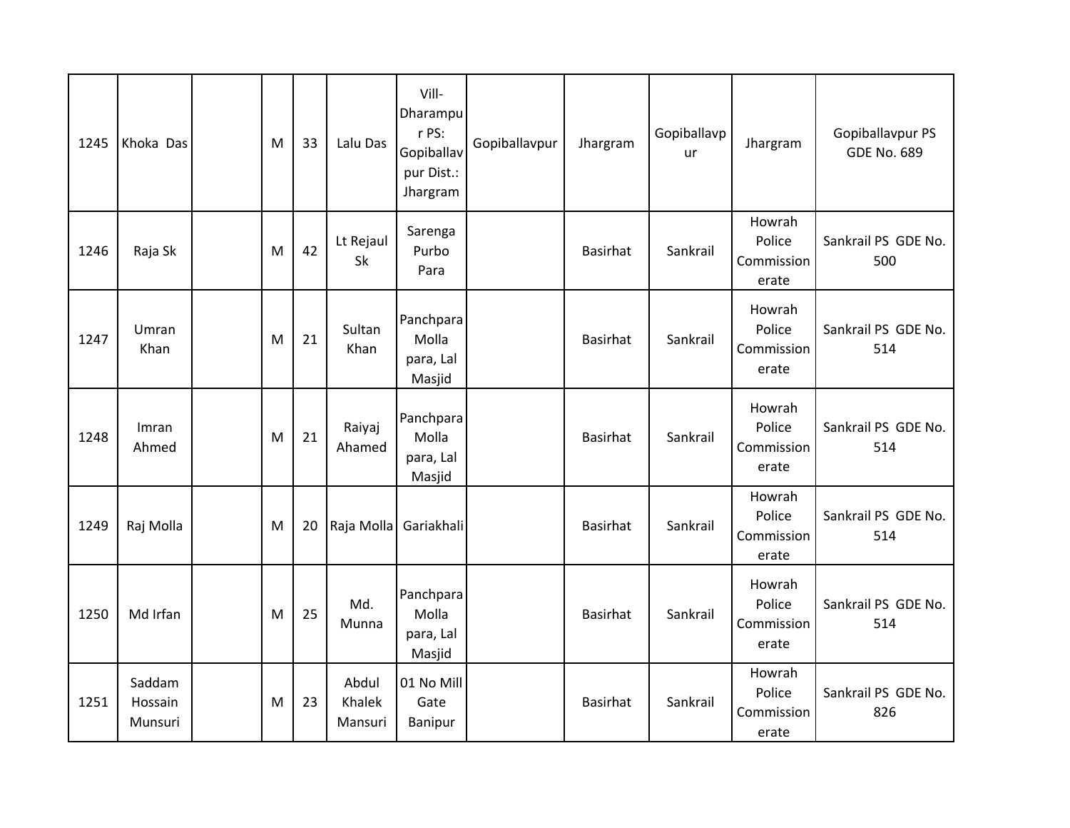| 1245 | Khoka Das | | M | 33 | Lalu Das | Vill-Dharampur PS: Gopiballavpur Dist.: Jhargram | Gopiballavpur | Jhargram | Gopiballavpur | Jhargram | Gopiballavpur PS GDE No. 689 |
|---|---|---|---|---|---|---|---|---|---|---|---|
| 1246 | Raja Sk | | M | 42 | Lt Rejaul Sk | Sarenga Purbo Para | | Basirhat | Sankrail | Howrah Police Commissionerate | Sankrail PS GDE No. 500 |
| 1247 | Umran Khan | | M | 21 | Sultan Khan | Panchpara Molla para, Lal Masjid | | Basirhat | Sankrail | Howrah Police Commissionerate | Sankrail PS GDE No. 514 |
| 1248 | Imran Ahmed | | M | 21 | Raiyaj Ahamed | Panchpara Molla para, Lal Masjid | | Basirhat | Sankrail | Howrah Police Commissionerate | Sankrail PS GDE No. 514 |
| 1249 | Raj Molla | | M | 20 | Raja Molla | Gariakhali | | Basirhat | Sankrail | Howrah Police Commissionerate | Sankrail PS GDE No. 514 |
| 1250 | Md Irfan | | M | 25 | Md. Munna | Panchpara Molla para, Lal Masjid | | Basirhat | Sankrail | Howrah Police Commissionerate | Sankrail PS GDE No. 514 |
| 1251 | Saddam Hossain Munsuri | | M | 23 | Abdul Khalek Mansuri | 01 No Mill Gate Banipur | | Basirhat | Sankrail | Howrah Police Commissionerate | Sankrail PS GDE No. 826 |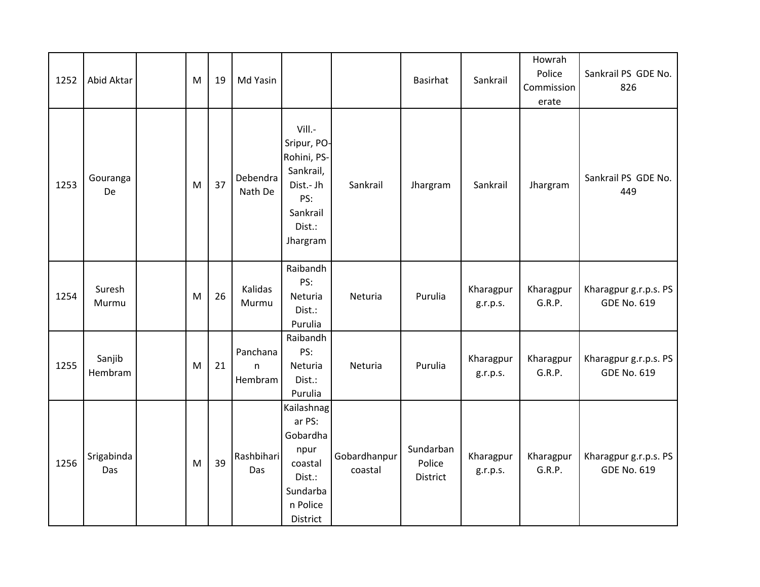| 1252 | Abid Aktar | | M | 19 | Md Yasin | | | Basirhat | Sankrail | Howrah Police Commissionerate | Sankrail PS GDE No. 826 |
|---|---|---|---|---|---|---|---|---|---|---|---|
| 1253 | Gouranga De | | M | 37 | Debendra Nath De | Vill.- Sripur, PO- Rohini, PS- Sankrail, Dist.- Jh PS: Sankrail Dist.: Jhargram | Sankrail | Jhargram | Sankrail | Jhargram | Sankrail PS GDE No. 449 |
| 1254 | Suresh Murmu | | M | 26 | Kalidas Murmu | Raibandh PS: Neturia Dist.: Purulia | Neturia | Purulia | Kharagpur g.r.p.s. | Kharagpur G.R.P. | Kharagpur g.r.p.s. PS GDE No. 619 |
| 1255 | Sanjib Hembram | | M | 21 | Panchanan Hembram | Raibandh PS: Neturia Dist.: Purulia | Neturia | Purulia | Kharagpur g.r.p.s. | Kharagpur G.R.P. | Kharagpur g.r.p.s. PS GDE No. 619 |
| 1256 | Srigabinda Das | | M | 39 | Rashbihari Das | Kailashnagar PS: Gobardhanpur coastal Dist.: Sundarban Police District | Gobardhanpur coastal | Sundarban Police District | Kharagpur g.r.p.s. | Kharagpur G.R.P. | Kharagpur g.r.p.s. PS GDE No. 619 |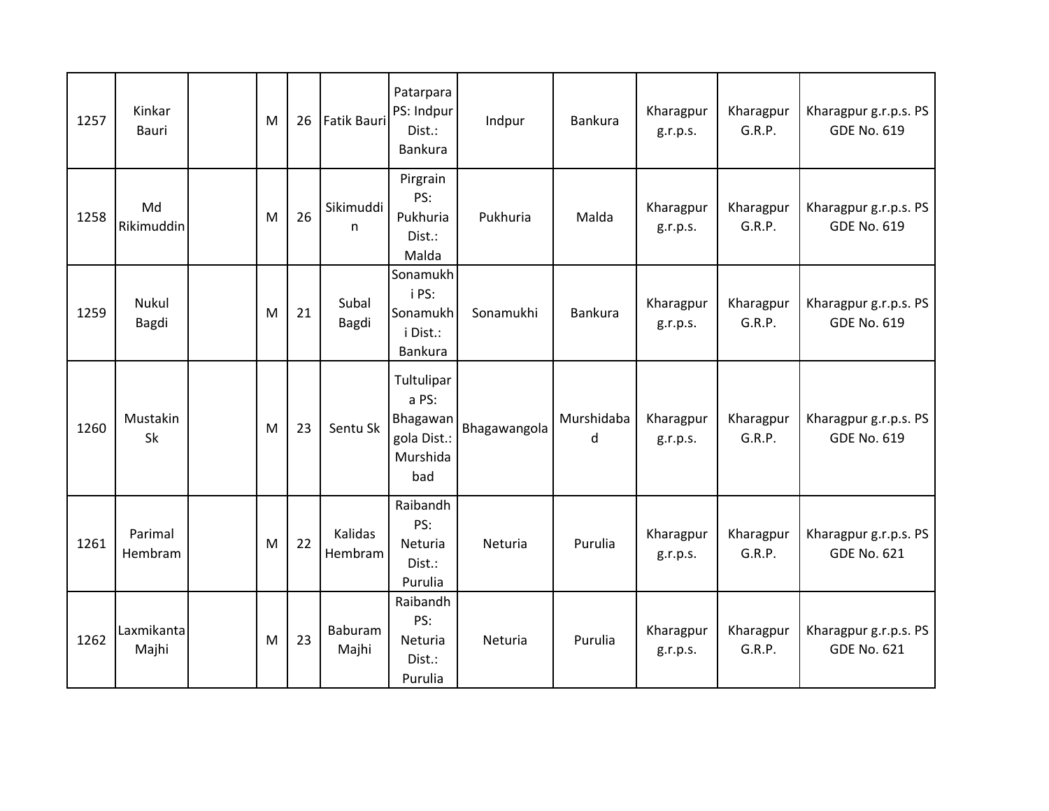| 1257 | Kinkar Bauri | | M | 26 | Fatik Bauri | Patarpara PS: Indpur Dist.: Bankura | Indpur | Bankura | Kharagpur g.r.p.s. | Kharagpur G.R.P. | Kharagpur g.r.p.s. PS GDE No. 619 |
|---|---|---|---|---|---|---|---|---|---|---|---|
| 1258 | Md Rikimuddin | | M | 26 | Sikimuddin | Pirgrain PS: Pukhuria Dist.: Malda | Pukhuria | Malda | Kharagpur g.r.p.s. | Kharagpur G.R.P. | Kharagpur g.r.p.s. PS GDE No. 619 |
| 1259 | Nukul Bagdi | | M | 21 | Subal Bagdi | Sonamukhi PS: Sonamukhi Dist.: Bankura | Sonamukhi | Bankura | Kharagpur g.r.p.s. | Kharagpur G.R.P. | Kharagpur g.r.p.s. PS GDE No. 619 |
| 1260 | Mustakin Sk | | M | 23 | Sentu Sk | Tultulipara PS: Bhagawangola Dist.: Murshidabad | Bhagawangola | Murshidabad | Kharagpur g.r.p.s. | Kharagpur G.R.P. | Kharagpur g.r.p.s. PS GDE No. 619 |
| 1261 | Parimal Hembram | | M | 22 | Kalidas Hembram | Raibandh PS: Neturia Dist.: Purulia | Neturia | Purulia | Kharagpur g.r.p.s. | Kharagpur G.R.P. | Kharagpur g.r.p.s. PS GDE No. 621 |
| 1262 | Laxmikanta Majhi | | M | 23 | Baburam Majhi | Raibandh PS: Neturia Dist.: Purulia | Neturia | Purulia | Kharagpur g.r.p.s. | Kharagpur G.R.P. | Kharagpur g.r.p.s. PS GDE No. 621 |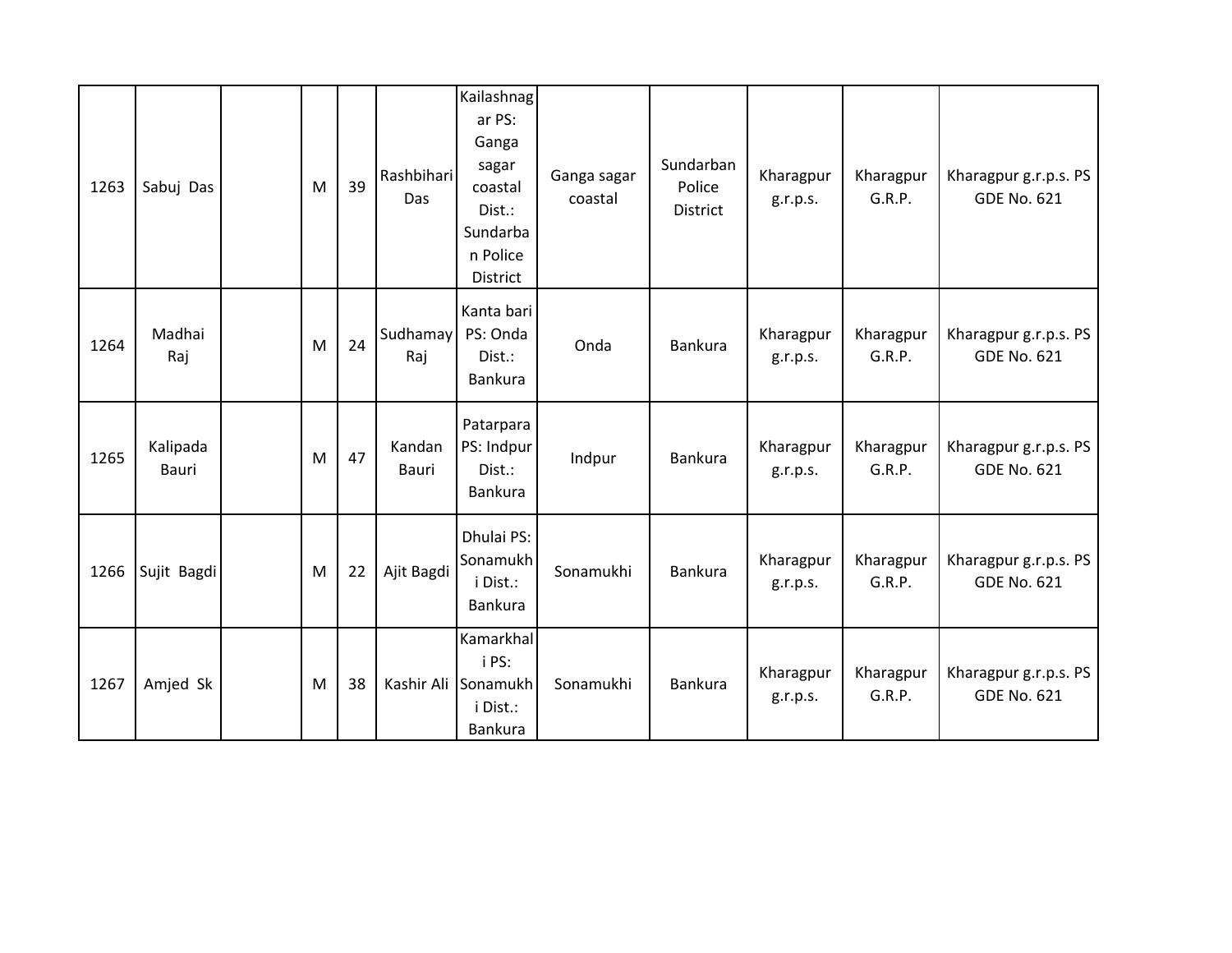| 1263 | Sabuj Das | | M | 39 | Rashbihari Das | Kailashnagar PS: Ganga sagar coastal Dist.: Sundarban Police District | Ganga sagar coastal | Sundarban Police District | Kharagpur g.r.p.s. | Kharagpur G.R.P. | Kharagpur g.r.p.s. PS GDE No. 621 |
|---|---|---|---|---|---|---|---|---|---|---|---|
| 1264 | Madhai Raj | | M | 24 | Sudhamay Raj | Kanta bari PS: Onda Dist.: Bankura | Onda | Bankura | Kharagpur g.r.p.s. | Kharagpur G.R.P. | Kharagpur g.r.p.s. PS GDE No. 621 |
| 1265 | Kalipada Bauri | | M | 47 | Kandan Bauri | Patarpara PS: Indpur Dist.: Bankura | Indpur | Bankura | Kharagpur g.r.p.s. | Kharagpur G.R.P. | Kharagpur g.r.p.s. PS GDE No. 621 |
| 1266 | Sujit Bagdi | | M | 22 | Ajit Bagdi | Dhulai PS: Sonamukhi Dist.: Bankura | Sonamukhi | Bankura | Kharagpur g.r.p.s. | Kharagpur G.R.P. | Kharagpur g.r.p.s. PS GDE No. 621 |
| 1267 | Amjed Sk | | M | 38 | Kashir Ali | Kamarkhali PS: Sonamukhi Dist.: Bankura | Sonamukhi | Bankura | Kharagpur g.r.p.s. | Kharagpur G.R.P. | Kharagpur g.r.p.s. PS GDE No. 621 |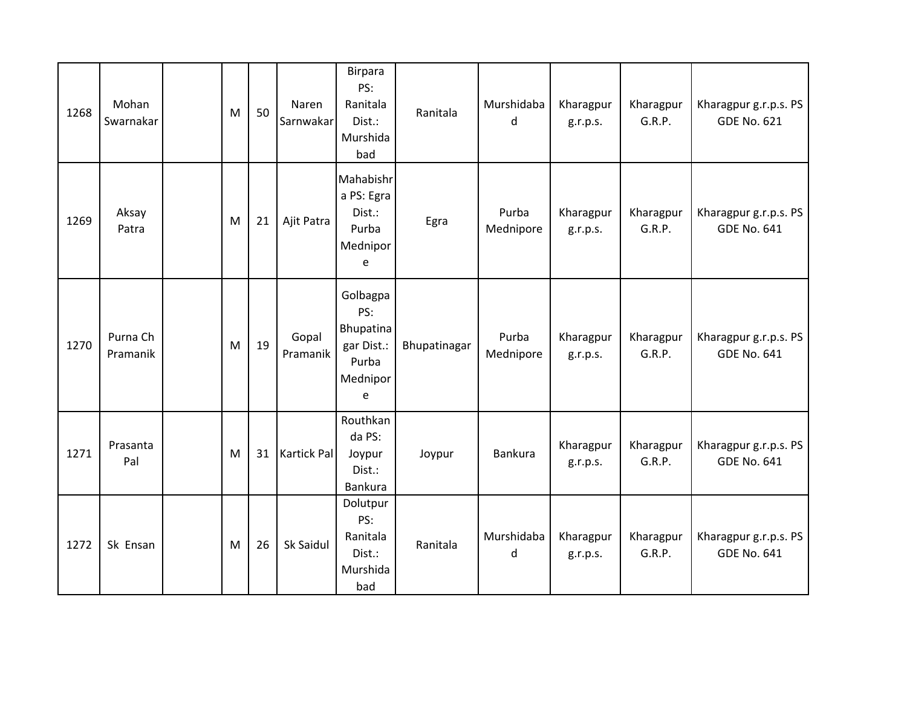| 1268 | Mohan Swarnakar | | M | 50 | Naren Sarnwakar | Birpara PS: Ranitala Dist.: Murshidabad | Ranitala | Murshidabad | Kharagpur g.r.p.s. | Kharagpur G.R.P. | Kharagpur g.r.p.s. PS GDE No. 621 |
|---|---|---|---|---|---|---|---|---|---|---|---|
| 1269 | Aksay Patra | | M | 21 | Ajit Patra | Mahabishra PS: Egra Dist.: Purba Mednipore | Egra | Purba Mednipore | Kharagpur g.r.p.s. | Kharagpur G.R.P. | Kharagpur g.r.p.s. PS GDE No. 641 |
| 1270 | Purna Ch Pramanik | | M | 19 | Gopal Pramanik | Golbagpa PS: Bhupatinagar Dist.: Purba Mednipore | Bhupatinagar | Purba Mednipore | Kharagpur g.r.p.s. | Kharagpur G.R.P. | Kharagpur g.r.p.s. PS GDE No. 641 |
| 1271 | Prasanta Pal | | M | 31 | Kartick Pal | Routhkanda PS: Joypur Dist.: Bankura | Joypur | Bankura | Kharagpur g.r.p.s. | Kharagpur G.R.P. | Kharagpur g.r.p.s. PS GDE No. 641 |
| 1272 | Sk Ensan | | M | 26 | Sk Saidul | Dolutpur PS: Ranitala Dist.: Murshidabad | Ranitala | Murshidabad | Kharagpur g.r.p.s. | Kharagpur G.R.P. | Kharagpur g.r.p.s. PS GDE No. 641 |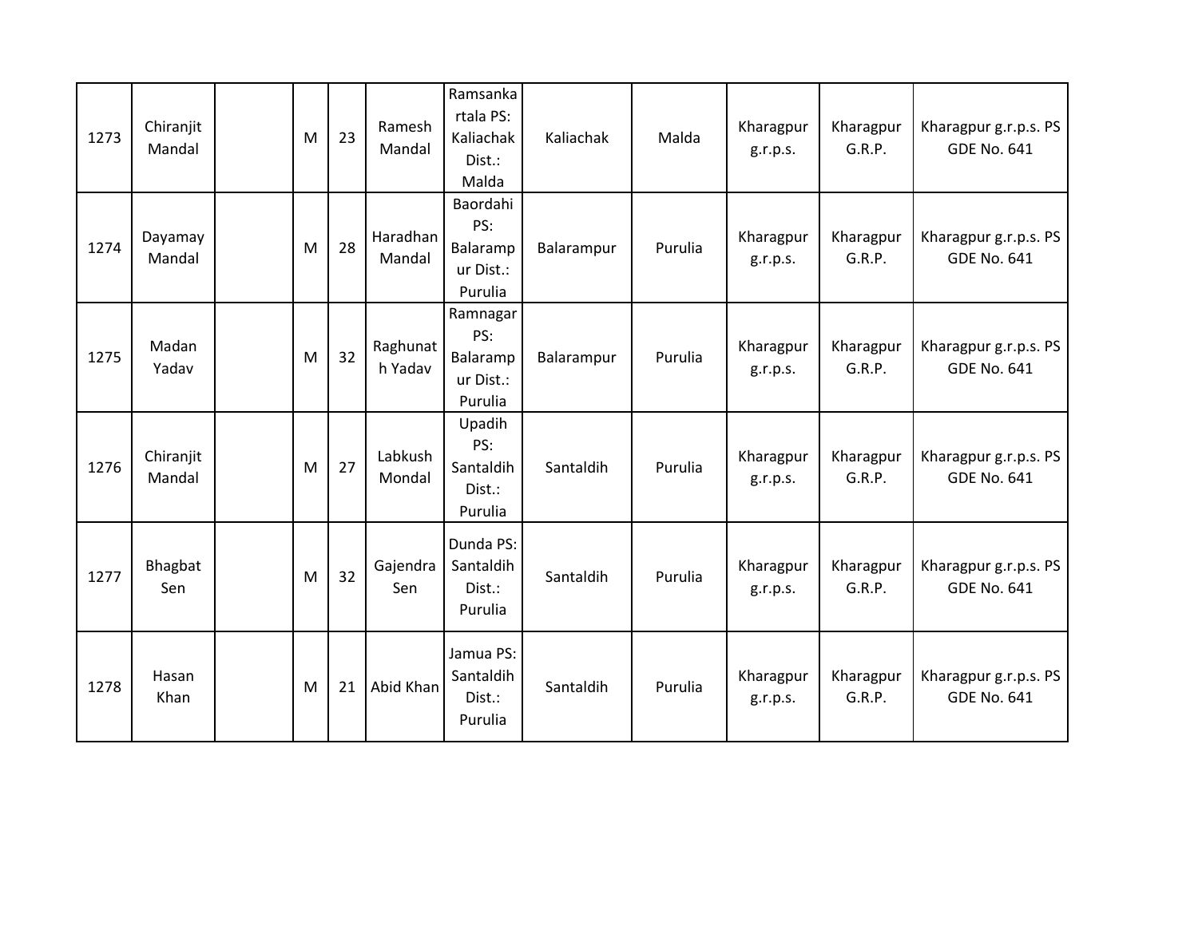| 1273 | Chiranjit Mandal | | M | 23 | Ramesh Mandal | Ramsankartala PS: Kaliachak Dist.: Malda | Kaliachak | Malda | Kharagpur g.r.p.s. | Kharagpur G.R.P. | Kharagpur g.r.p.s. PS GDE No. 641 |
|---|---|---|---|---|---|---|---|---|---|---|---|
| 1274 | Dayamay Mandal | | M | 28 | Haradhan Mandal | Baordahi PS: Balarampur Dist.: Purulia | Balarampur | Purulia | Kharagpur g.r.p.s. | Kharagpur G.R.P. | Kharagpur g.r.p.s. PS GDE No. 641 |
| 1275 | Madan Yadav | | M | 32 | Raghunath Yadav | Ramnagar PS: Balarampur Dist.: Purulia | Balarampur | Purulia | Kharagpur g.r.p.s. | Kharagpur G.R.P. | Kharagpur g.r.p.s. PS GDE No. 641 |
| 1276 | Chiranjit Mandal | | M | 27 | Labkush Mondal | Upadih PS: Santaldih Dist.: Purulia | Santaldih | Purulia | Kharagpur g.r.p.s. | Kharagpur G.R.P. | Kharagpur g.r.p.s. PS GDE No. 641 |
| 1277 | Bhagbat Sen | | M | 32 | Gajendra Sen | Dunda PS: Santaldih Dist.: Purulia | Santaldih | Purulia | Kharagpur g.r.p.s. | Kharagpur G.R.P. | Kharagpur g.r.p.s. PS GDE No. 641 |
| 1278 | Hasan Khan | | M | 21 | Abid Khan | Jamua PS: Santaldih Dist.: Purulia | Santaldih | Purulia | Kharagpur g.r.p.s. | Kharagpur G.R.P. | Kharagpur g.r.p.s. PS GDE No. 641 |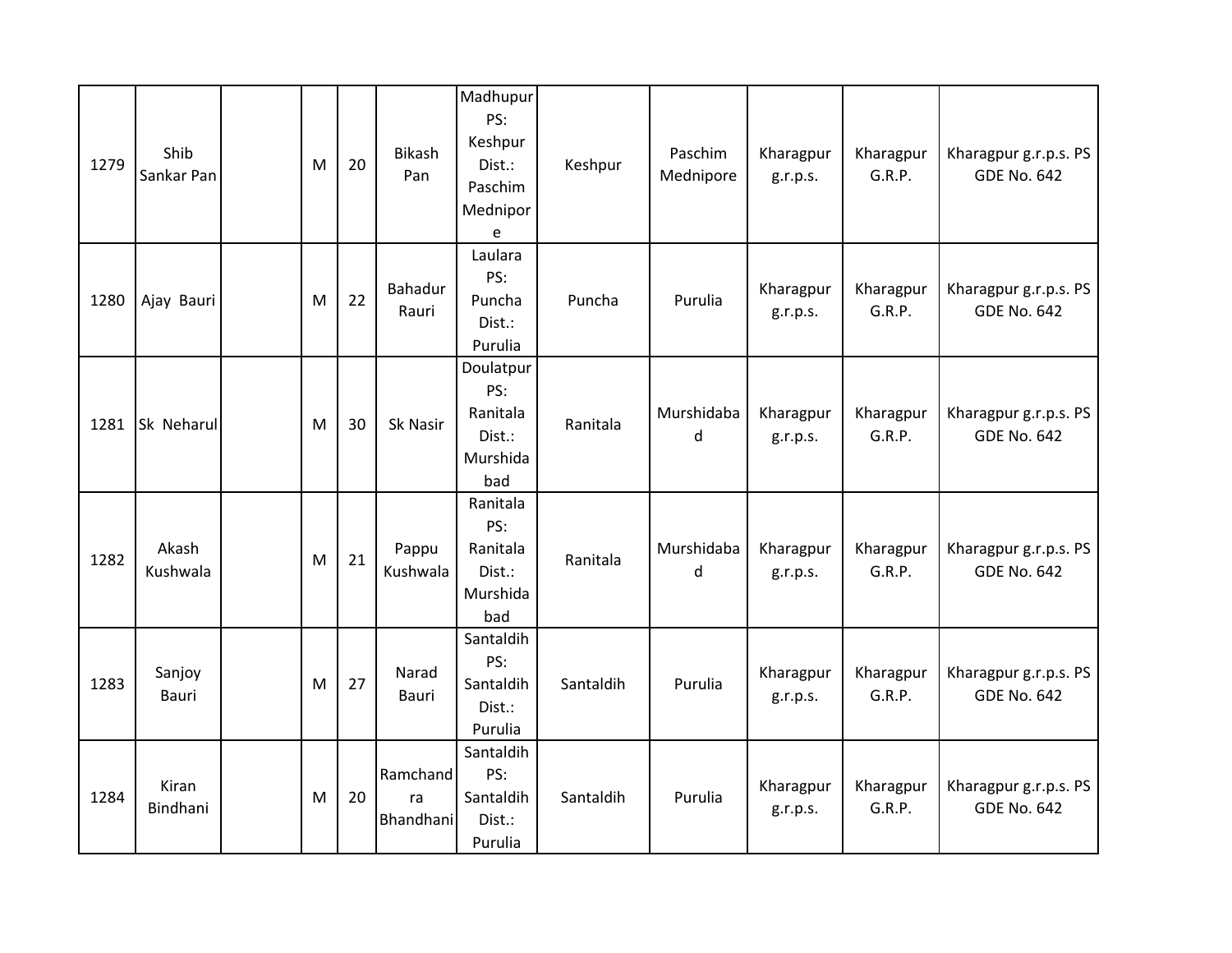| 1279 | Shib Sankar Pan | | M | 20 | Bikash Pan | Madhupur PS: Keshpur Dist.: Paschim Mednipore | Keshpur | Paschim Mednipore | Kharagpur g.r.p.s. | Kharagpur G.R.P. | Kharagpur g.r.p.s. PS GDE No. 642 |
|---|---|---|---|---|---|---|---|---|---|---|---|
| 1280 | Ajay Bauri | | M | 22 | Bahadur Rauri | Laulara PS: Puncha Dist.: Purulia | Puncha | Purulia | Kharagpur g.r.p.s. | Kharagpur G.R.P. | Kharagpur g.r.p.s. PS GDE No. 642 |
| 1281 | Sk Neharul | | M | 30 | Sk Nasir | Doulatpur PS: Ranitala Dist.: Murshidabad | Ranitala | Murshidabad | Kharagpur g.r.p.s. | Kharagpur G.R.P. | Kharagpur g.r.p.s. PS GDE No. 642 |
| 1282 | Akash Kushwala | | M | 21 | Pappu Kushwala | Ranitala PS: Ranitala Dist.: Murshidabad | Ranitala | Murshidabad | Kharagpur g.r.p.s. | Kharagpur G.R.P. | Kharagpur g.r.p.s. PS GDE No. 642 |
| 1283 | Sanjoy Bauri | | M | 27 | Narad Bauri | Santaldih PS: Santaldih Dist.: Purulia | Santaldih | Purulia | Kharagpur g.r.p.s. | Kharagpur G.R.P. | Kharagpur g.r.p.s. PS GDE No. 642 |
| 1284 | Kiran Bindhani | | M | 20 | Ramchandra Bhandhani | Santaldih PS: Santaldih Dist.: Purulia | Santaldih | Purulia | Kharagpur g.r.p.s. | Kharagpur G.R.P. | Kharagpur g.r.p.s. PS GDE No. 642 |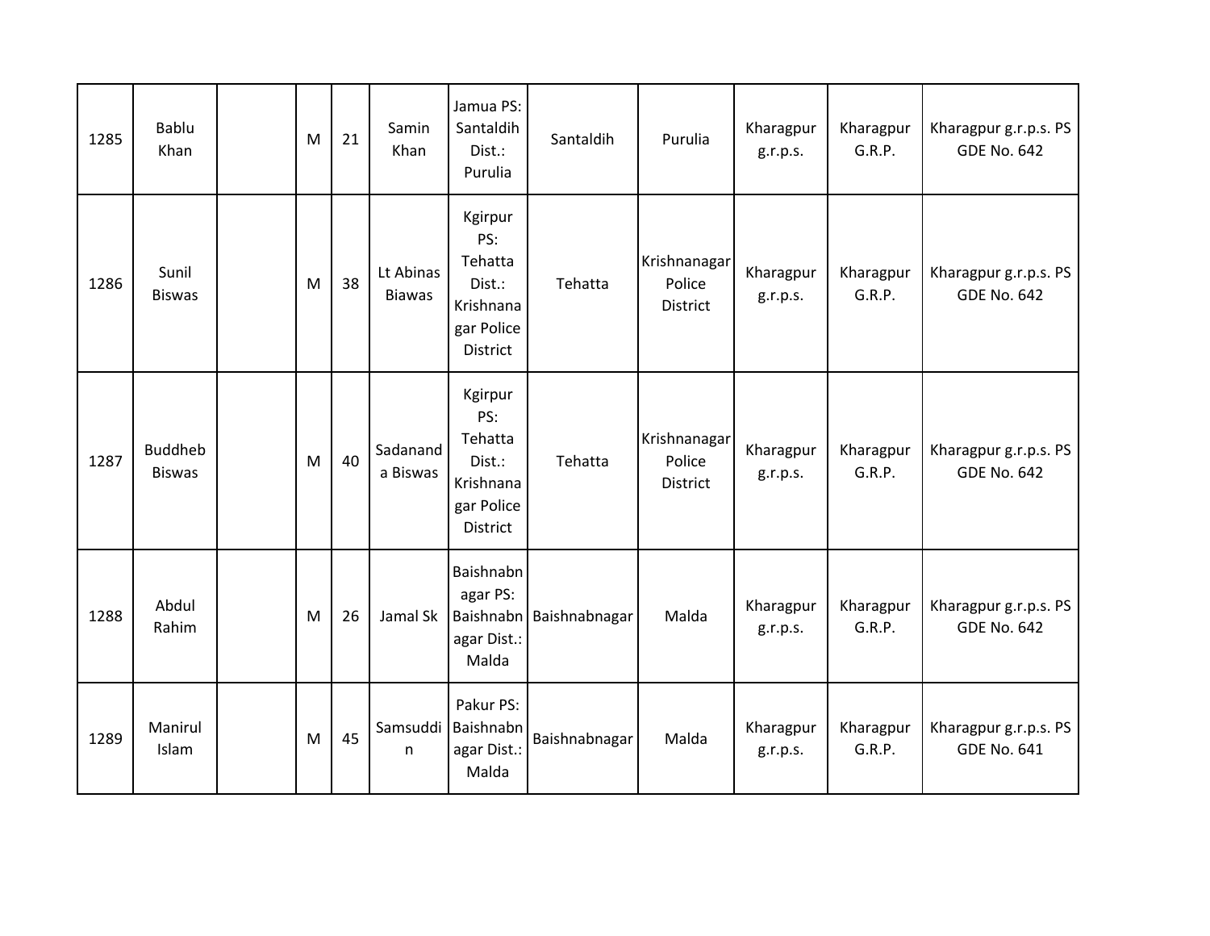| 1285 | Bablu Khan | | M | 21 | Samin Khan | Jamua PS: Santaldih Dist.: Purulia | Santaldih | Purulia | Kharagpur g.r.p.s. | Kharagpur G.R.P. | Kharagpur g.r.p.s. PS GDE No. 642 |
|---|---|---|---|---|---|---|---|---|---|---|---|
| 1286 | Sunil Biswas | | M | 38 | Lt Abinas Biawas | Kgirpur PS: Tehatta Dist.: Krishnanagar Police District | Tehatta | Krishnanagar Police District | Kharagpur g.r.p.s. | Kharagpur G.R.P. | Kharagpur g.r.p.s. PS GDE No. 642 |
| 1287 | Buddheb Biswas | | M | 40 | Sadananda Biswas | Kgirpur PS: Tehatta Dist.: Krishnanagar Police District | Tehatta | Krishnanagar Police District | Kharagpur g.r.p.s. | Kharagpur G.R.P. | Kharagpur g.r.p.s. PS GDE No. 642 |
| 1288 | Abdul Rahim | | M | 26 | Jamal Sk | Baishnabnagar PS: Baishnabnagar Dist.: Malda | Baishnabnagar | Malda | Kharagpur g.r.p.s. | Kharagpur G.R.P. | Kharagpur g.r.p.s. PS GDE No. 642 |
| 1289 | Manirul Islam | | M | 45 | Samsuddin | Pakur PS: Baishnabnagar Dist.: Malda | Baishnabnagar | Malda | Kharagpur g.r.p.s. | Kharagpur G.R.P. | Kharagpur g.r.p.s. PS GDE No. 641 |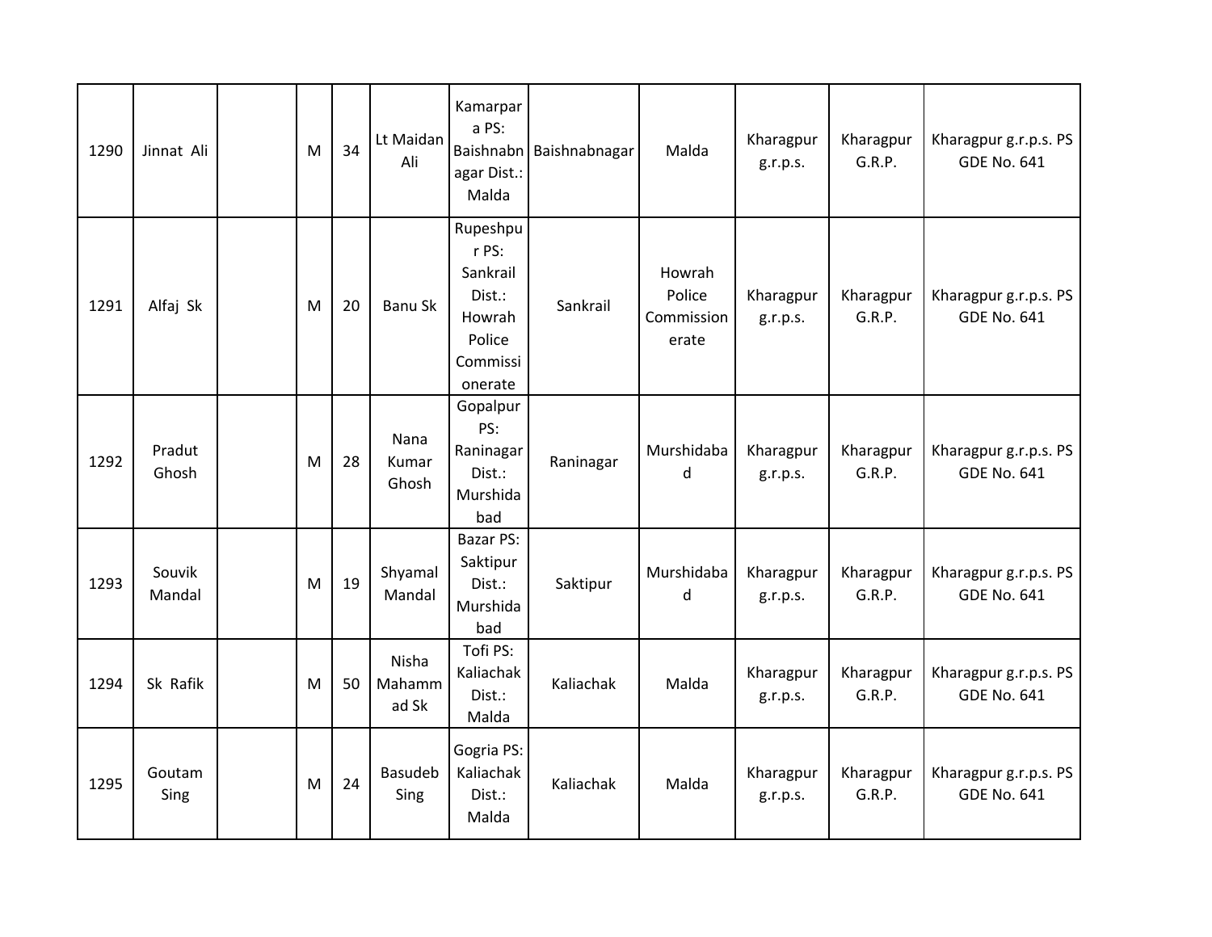| 1290 | Jinnat Ali | | M | 34 | Lt Maidan Ali | Kamarpara PS: Baishnabnagar Dist.: Malda | Baishnabnagar | Malda | Kharagpur g.r.p.s. | Kharagpur G.R.P. | Kharagpur g.r.p.s. PS GDE No. 641 |
|---|---|---|---|---|---|---|---|---|---|---|---|
| 1291 | Alfaj Sk | | M | 20 | Banu Sk | Rupeshpur PS: Sankrail Dist.: Howrah Police Commissionerate | Sankrail | Howrah Police Commissionerate | Kharagpur g.r.p.s. | Kharagpur G.R.P. | Kharagpur g.r.p.s. PS GDE No. 641 |
| 1292 | Pradut Ghosh | | M | 28 | Nana Kumar Ghosh | Gopalpur PS: Raninagar Dist.: Murshidabad | Raninagar | Murshidabad | Kharagpur g.r.p.s. | Kharagpur G.R.P. | Kharagpur g.r.p.s. PS GDE No. 641 |
| 1293 | Souvik Mandal | | M | 19 | Shyamal Mandal | Bazar PS: Saktipur Dist.: Murshidabad | Saktipur | Murshidabad | Kharagpur g.r.p.s. | Kharagpur G.R.P. | Kharagpur g.r.p.s. PS GDE No. 641 |
| 1294 | Sk Rafik | | M | 50 | Nisha Mahammad Sk | Tofi PS: Kaliachak Dist.: Malda | Kaliachak | Malda | Kharagpur g.r.p.s. | Kharagpur G.R.P. | Kharagpur g.r.p.s. PS GDE No. 641 |
| 1295 | Goutam Sing | | M | 24 | Basudeb Sing | Gogria PS: Kaliachak Dist.: Malda | Kaliachak | Malda | Kharagpur g.r.p.s. | Kharagpur G.R.P. | Kharagpur g.r.p.s. PS GDE No. 641 |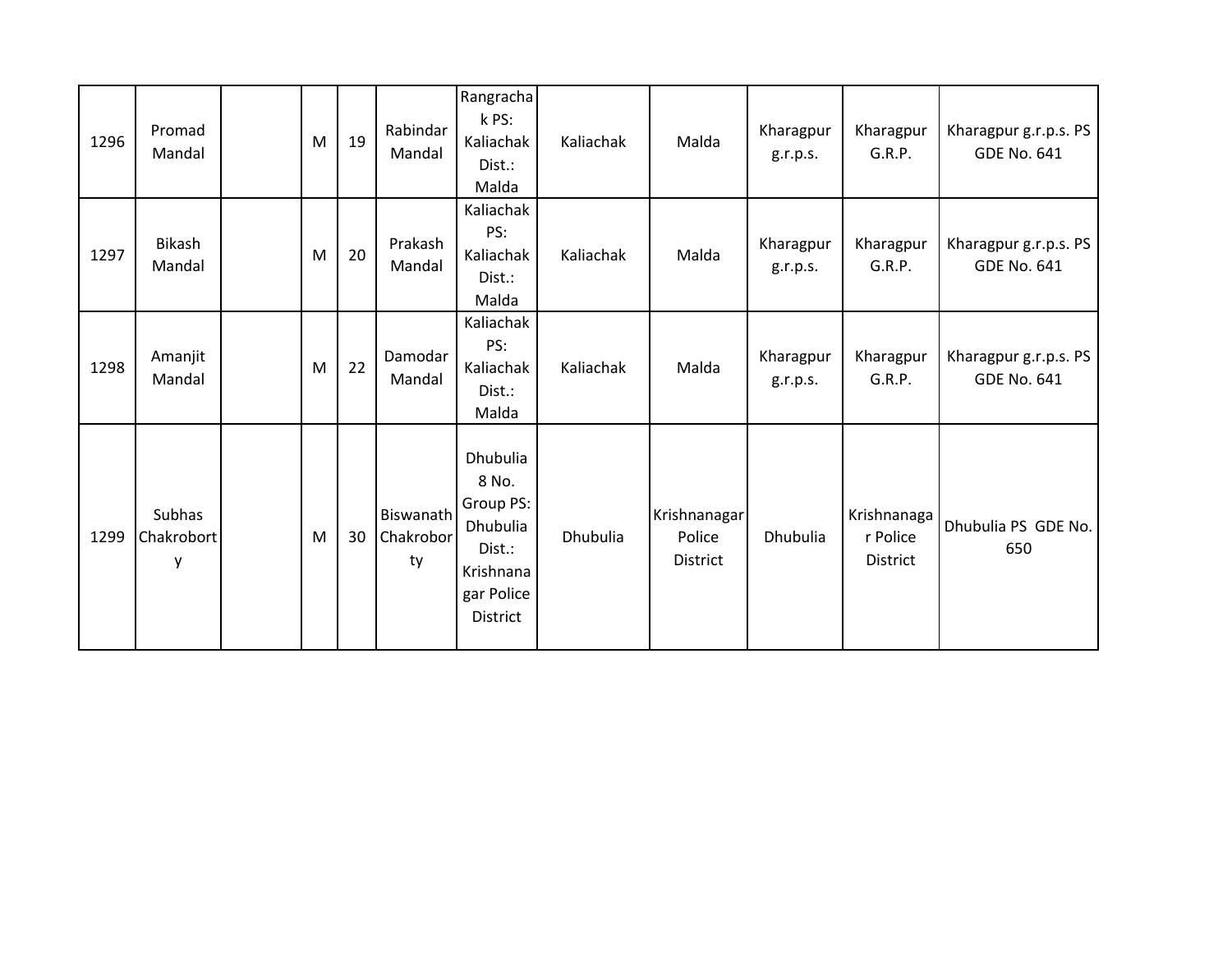| 1296 | Promad Mandal | | M | 19 | Rabindar Mandal | Rangrachak PS: Kaliachak Dist.: Malda | Kaliachak | Malda | Kharagpur g.r.p.s. | Kharagpur G.R.P. | Kharagpur g.r.p.s. PS GDE No. 641 |
|---|---|---|---|---|---|---|---|---|---|---|---|
| 1297 | Bikash Mandal | | M | 20 | Prakash Mandal | Kaliachak PS: Kaliachak Dist.: Malda | Kaliachak | Malda | Kharagpur g.r.p.s. | Kharagpur G.R.P. | Kharagpur g.r.p.s. PS GDE No. 641 |
| 1298 | Amanjit Mandal | | M | 22 | Damodar Mandal | Kaliachak PS: Kaliachak Dist.: Malda | Kaliachak | Malda | Kharagpur g.r.p.s. | Kharagpur G.R.P. | Kharagpur g.r.p.s. PS GDE No. 641 |
| 1299 | Subhas Chakroborty | | M | 30 | Biswanath Chakroborty | Dhubulia 8 No. Group PS: Dhubulia Dist.: Krishnanagar Police District | Dhubulia | Krishnanagar Police District | Dhubulia | Krishnanagar Police District | Dhubulia PS GDE No. 650 |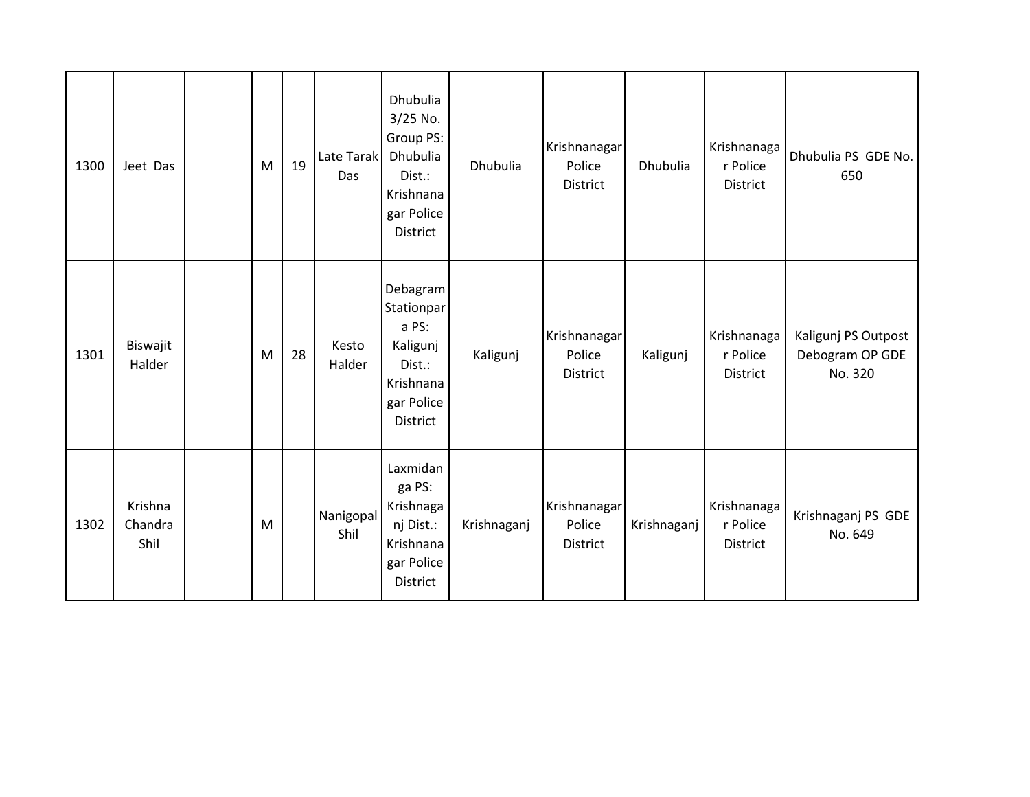| | | | | | | | | | | | |
|---|---|---|---|---|---|---|---|---|---|---|---|
| 1300 | Jeet Das | | M | 19 | Late Tarak Das | Dhubulia 3/25 No. Group PS: Dhubulia Dist.: Krishnanagar Police District | Dhubulia | Krishnanagar Police District | Dhubulia | Krishnanagar Police District | Dhubulia PS GDE No. 650 |
| 1301 | Biswajit Halder | | M | 28 | Kesto Halder | Debagram Stationpara PS: Kaligunj Dist.: Krishnanagar Police District | Kaligunj | Krishnanagar Police District | Kaligunj | Krishnanagar Police District | Kaligunj PS Outpost Debogram OP GDE No. 320 |
| 1302 | Krishna Chandra Shil | | M | | Nanigopal Shil | Laxmidanga PS: Krishnaganj Dist.: Krishnanagar Police District | Krishnaganj | Krishnanagar Police District | Krishnaganj | Krishnanagar Police District | Krishnaganj PS GDE No. 649 |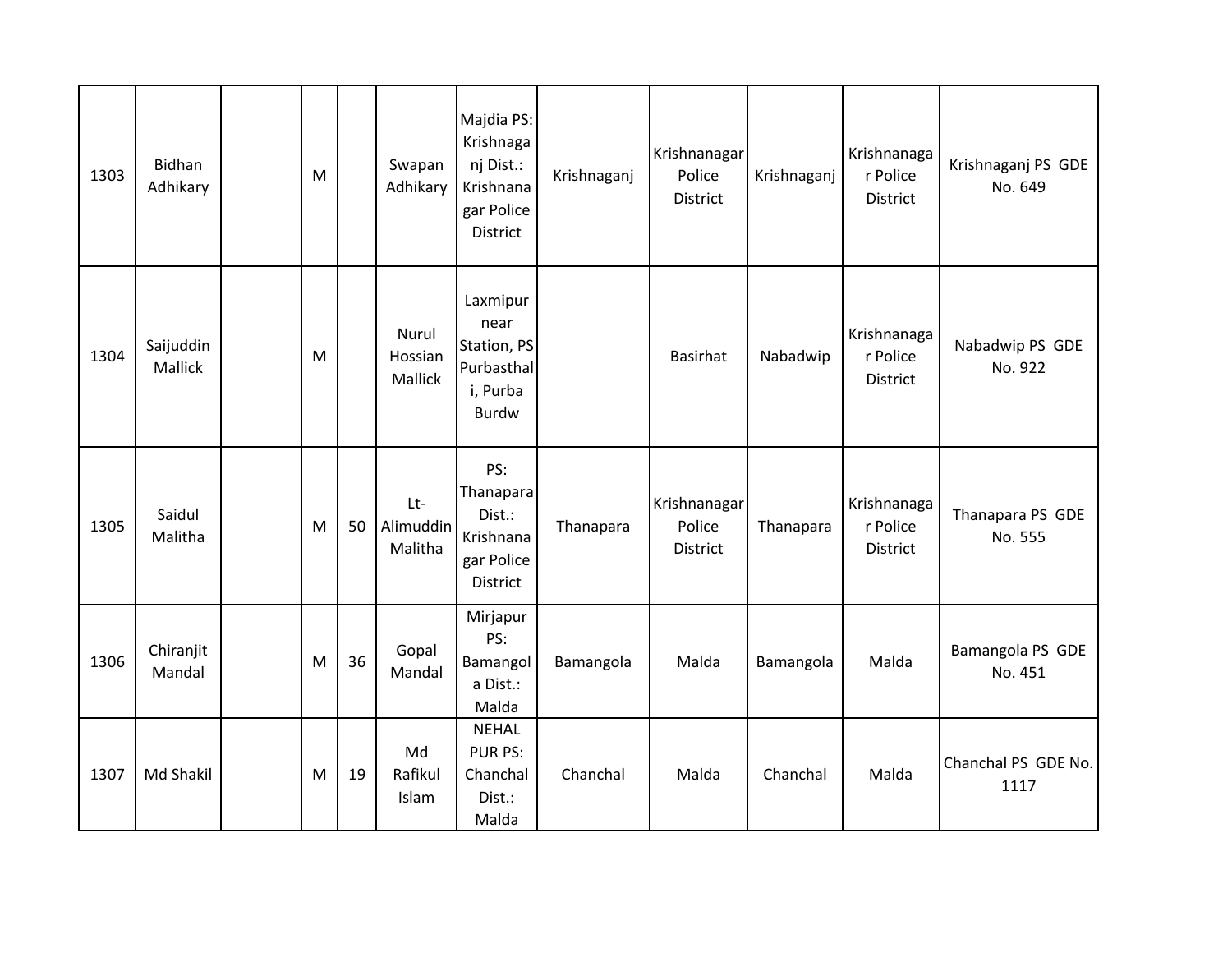| 1303 | Bidhan Adhikary | | M | | Swapan Adhikary | Majdia PS: Krishnaganj Dist.: Krishnanagar Police District | Krishnaganj | Krishnanagar Police District | Krishnaganj | Krishnanagar Police District | Krishnaganj PS GDE No. 649 |
|---|---|---|---|---|---|---|---|---|---|---|---|
| 1304 | Saijuddin Mallick | | M | | Nurul Hossian Mallick | Laxmipur near Station, PS Purbasthali, Purba Burdw | | Basirhat | Nabadwip | Krishnanagar Police District | Nabadwip PS GDE No. 922 |
| 1305 | Saidul Malitha | | M | 50 | Lt- Alimuddin Malitha | PS: Thanapara Dist.: Krishnanagar Police District | Thanapara | Krishnanagar Police District | Thanapara | Krishnanagar Police District | Thanapara PS GDE No. 555 |
| 1306 | Chiranjit Mandal | | M | 36 | Gopal Mandal | Mirjapur PS: Bamangola Dist.: Malda | Bamangola | Malda | Bamangola | Malda | Bamangola PS GDE No. 451 |
| 1307 | Md Shakil | | M | 19 | Md Rafikul Islam | NEHAL PUR PS: Chanchal Dist.: Malda | Chanchal | Malda | Chanchal | Malda | Chanchal PS GDE No. 1117 |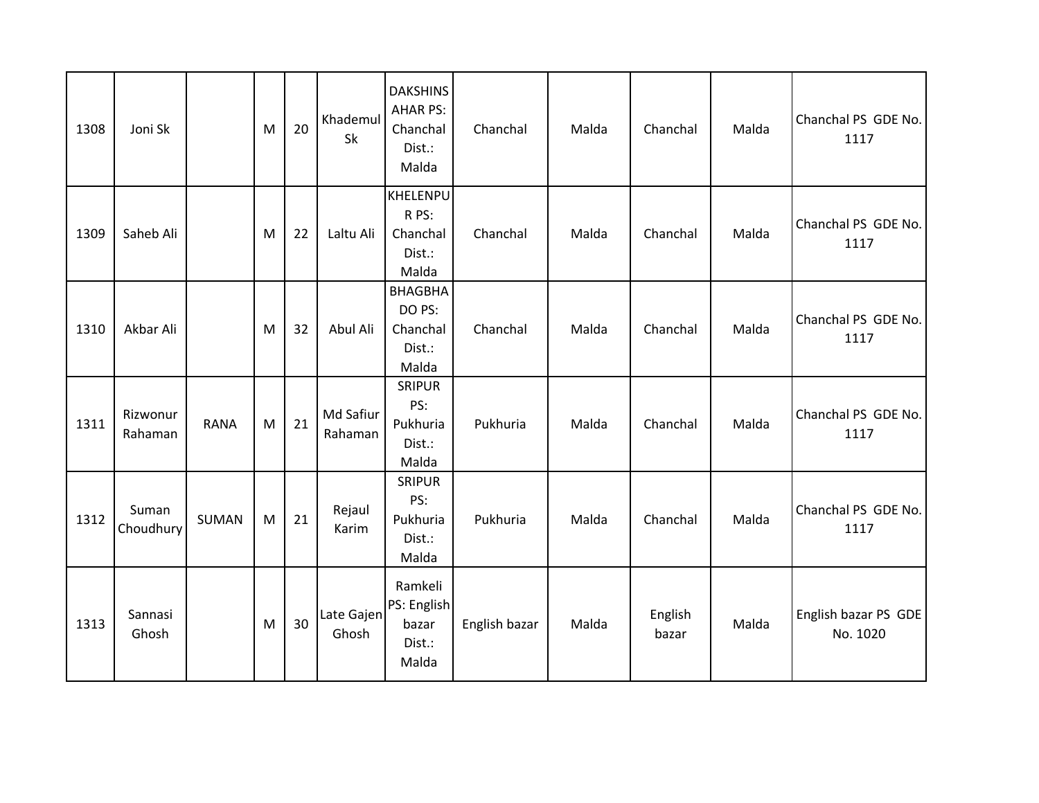| | | | | | | | | | | | |
|---|---|---|---|---|---|---|---|---|---|---|---|
| 1308 | Joni Sk | | M | 20 | Khademul Sk | DAKSHINSAHAR PS: Chanchal Dist.: Malda | Chanchal | Malda | Chanchal | Malda | Chanchal PS GDE No. 1117 |
| 1309 | Saheb Ali | | M | 22 | Laltu Ali | KHELENPUR PS: Chanchal Dist.: Malda | Chanchal | Malda | Chanchal | Malda | Chanchal PS GDE No. 1117 |
| 1310 | Akbar Ali | | M | 32 | Abul Ali | BHAGBHADO PS: Chanchal Dist.: Malda | Chanchal | Malda | Chanchal | Malda | Chanchal PS GDE No. 1117 |
| 1311 | Rizwonur Rahaman | RANA | M | 21 | Md Safiur Rahaman | SRIPUR PS: Pukhuria Dist.: Malda | Pukhuria | Malda | Chanchal | Malda | Chanchal PS GDE No. 1117 |
| 1312 | Suman Choudhury | SUMAN | M | 21 | Rejaul Karim | SRIPUR PS: Pukhuria Dist.: Malda | Pukhuria | Malda | Chanchal | Malda | Chanchal PS GDE No. 1117 |
| 1313 | Sannasi Ghosh | | M | 30 | Late Gajen Ghosh | Ramkeli PS: English bazar Dist.: Malda | English bazar | Malda | English bazar | Malda | English bazar PS GDE No. 1020 |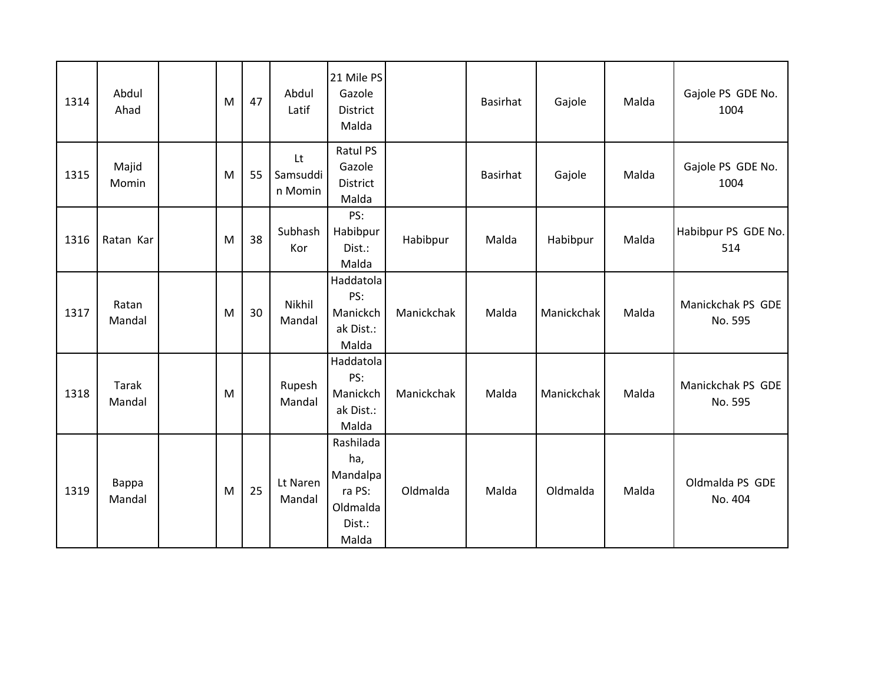| | | | | | | | | | | | |
|---|---|---|---|---|---|---|---|---|---|---|---|
| 1314 | Abdul Ahad | | M | 47 | Abdul Latif | 21 Mile PS Gazole District Malda | | Basirhat | Gajole | Malda | Gajole PS GDE No. 1004 |
| 1315 | Majid Momin | | M | 55 | Lt Samsuddin Momin | Ratul PS Gazole District Malda | | Basirhat | Gajole | Malda | Gajole PS GDE No. 1004 |
| 1316 | Ratan Kar | | M | 38 | Subhash Kor | PS: Habibpur Dist.: Malda | Habibpur | Malda | Habibpur | Malda | Habibpur PS GDE No. 514 |
| 1317 | Ratan Mandal | | M | 30 | Nikhil Mandal | Haddatola PS: Manickchak Dist.: Malda | Manickchak | Malda | Manickchak | Malda | Manickchak PS GDE No. 595 |
| 1318 | Tarak Mandal | | M | | Rupesh Mandal | Haddatola PS: Manickchak Dist.: Malda | Manickchak | Malda | Manickchak | Malda | Manickchak PS GDE No. 595 |
| 1319 | Bappa Mandal | | M | 25 | Lt Naren Mandal | Rashiladaha, Mandalpara PS: Oldmalda Dist.: Malda | Oldmalda | Malda | Oldmalda | Malda | Oldmalda PS GDE No. 404 |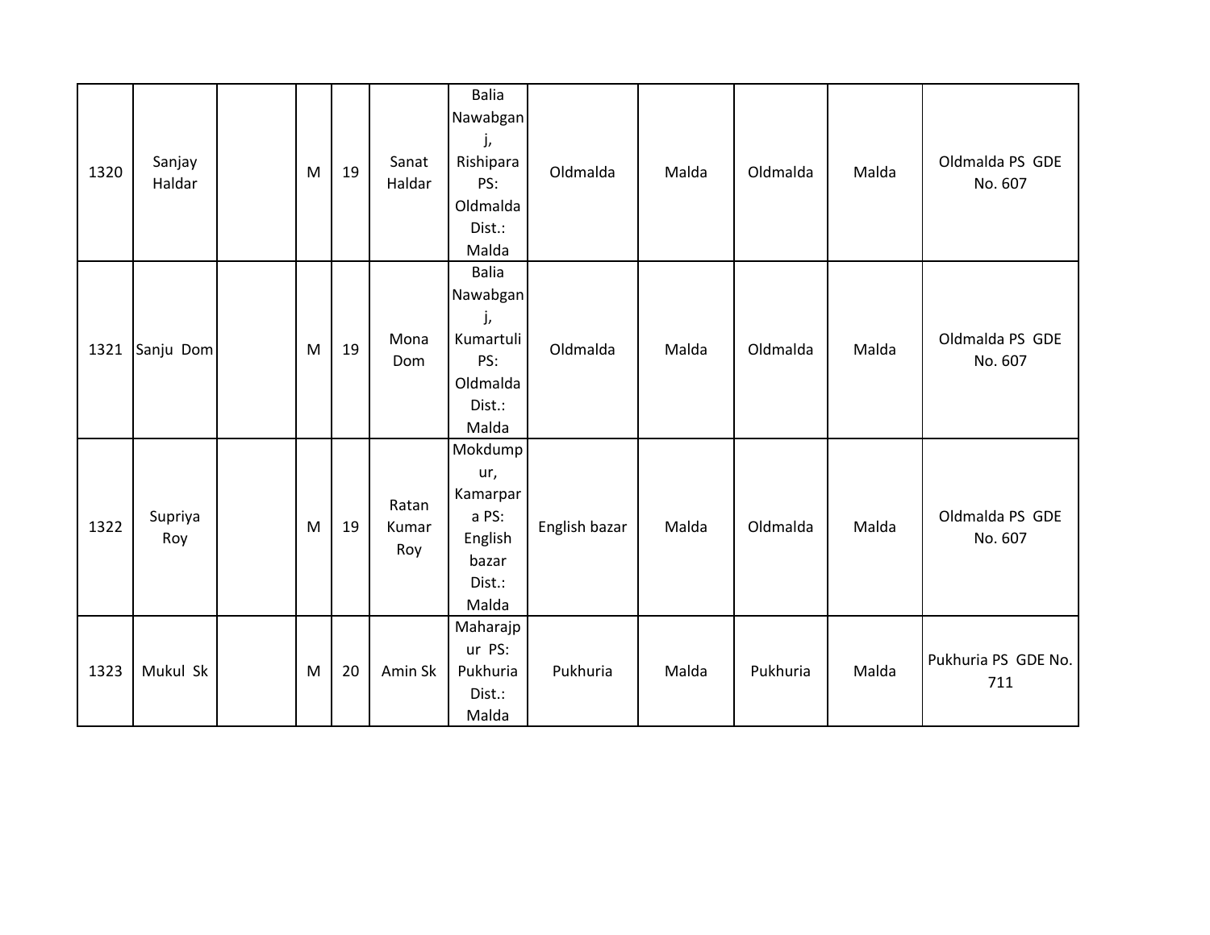| | | | | | | | | | | | |
|---|---|---|---|---|---|---|---|---|---|---|---|
| 1320 | Sanjay Haldar | | M | 19 | Sanat Haldar | Balia Nawabganj, Rishipara PS: Oldmalda Dist.: Malda | Oldmalda | Malda | Oldmalda | Malda | Oldmalda PS GDE No. 607 |
| 1321 | Sanju Dom | | M | 19 | Mona Dom | Balia Nawabganj, Kumartuli PS: Oldmalda Dist.: Malda | Oldmalda | Malda | Oldmalda | Malda | Oldmalda PS GDE No. 607 |
| 1322 | Supriya Roy | | M | 19 | Ratan Kumar Roy | Mokdumpur, Kamarpara PS: English bazar Dist.: Malda | English bazar | Malda | Oldmalda | Malda | Oldmalda PS GDE No. 607 |
| 1323 | Mukul Sk | | M | 20 | Amin Sk | Maharajpur PS: Pukhuria Dist.: Malda | Pukhuria | Malda | Pukhuria | Malda | Pukhuria PS GDE No. 711 |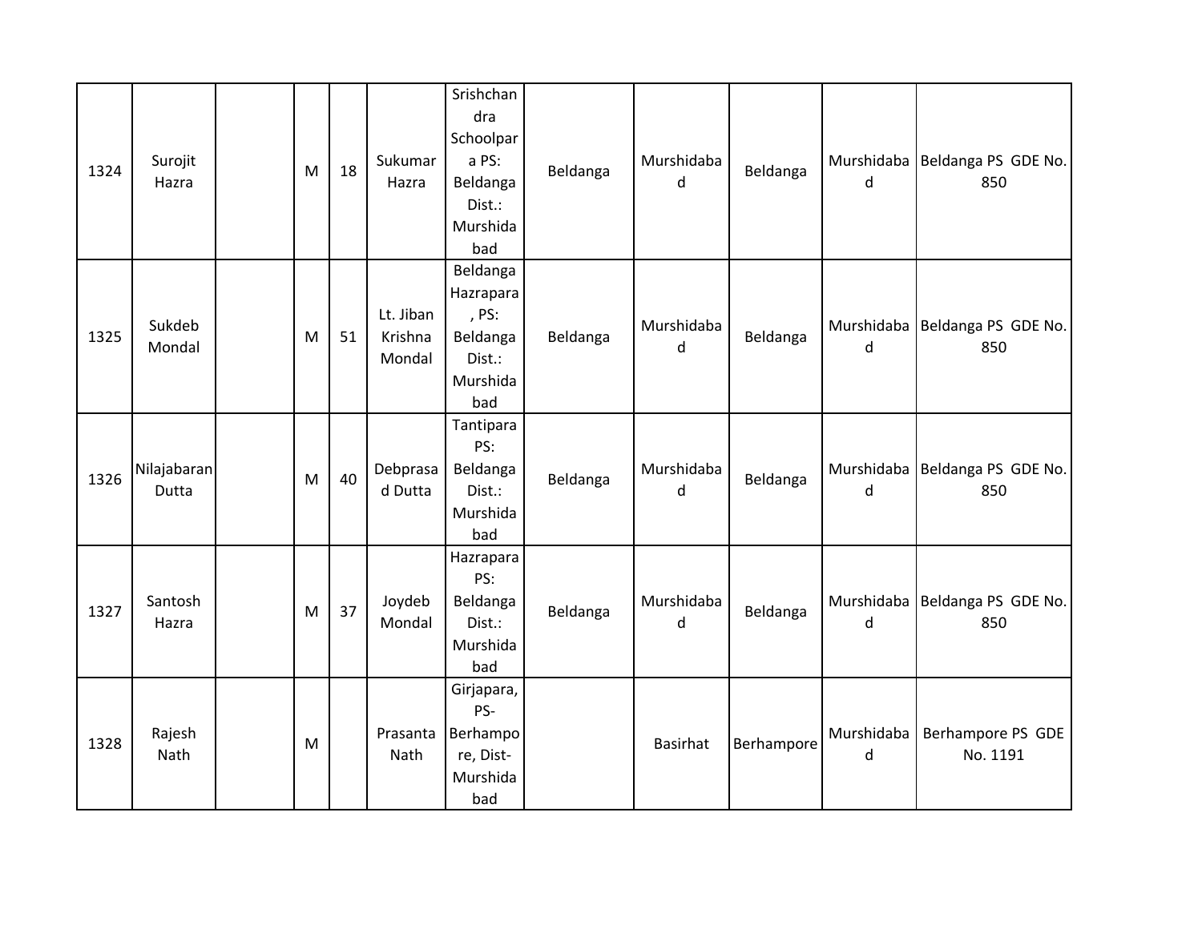| 1324 | Surojit Hazra | | M | 18 | Sukumar Hazra | Srishchandra Schoolpara PS: Beldanga Dist.: Murshidabad | Beldanga | Murshidabad | Beldanga | Murshidabad | Beldanga PS GDE No. 850 |
|---|---|---|---|---|---|---|---|---|---|---|---|
| 1325 | Sukdeb Mondal | | M | 51 | Lt. Jiban Krishna Mondal | Beldanga Hazrapara, PS: Beldanga Dist.: Murshidabad | Beldanga | Murshidabad | Beldanga | Murshidabad | Beldanga PS GDE No. 850 |
| 1326 | Nilajabaran Dutta | | M | 40 | Debprasad Dutta | Tantipara PS: Beldanga Dist.: Murshidabad | Beldanga | Murshidabad | Beldanga | Murshidabad | Beldanga PS GDE No. 850 |
| 1327 | Santosh Hazra | | M | 37 | Joydeb Mondal | Hazrapara PS: Beldanga Dist.: Murshidabad | Beldanga | Murshidabad | Beldanga | Murshidabad | Beldanga PS GDE No. 850 |
| 1328 | Rajesh Nath | | M | | Prasanta Nath | Girjapara, PS- Berhampore, Dist- Murshidabad | | Basirhat | Berhampore | Murshidabad | Berhampore PS GDE No. 1191 |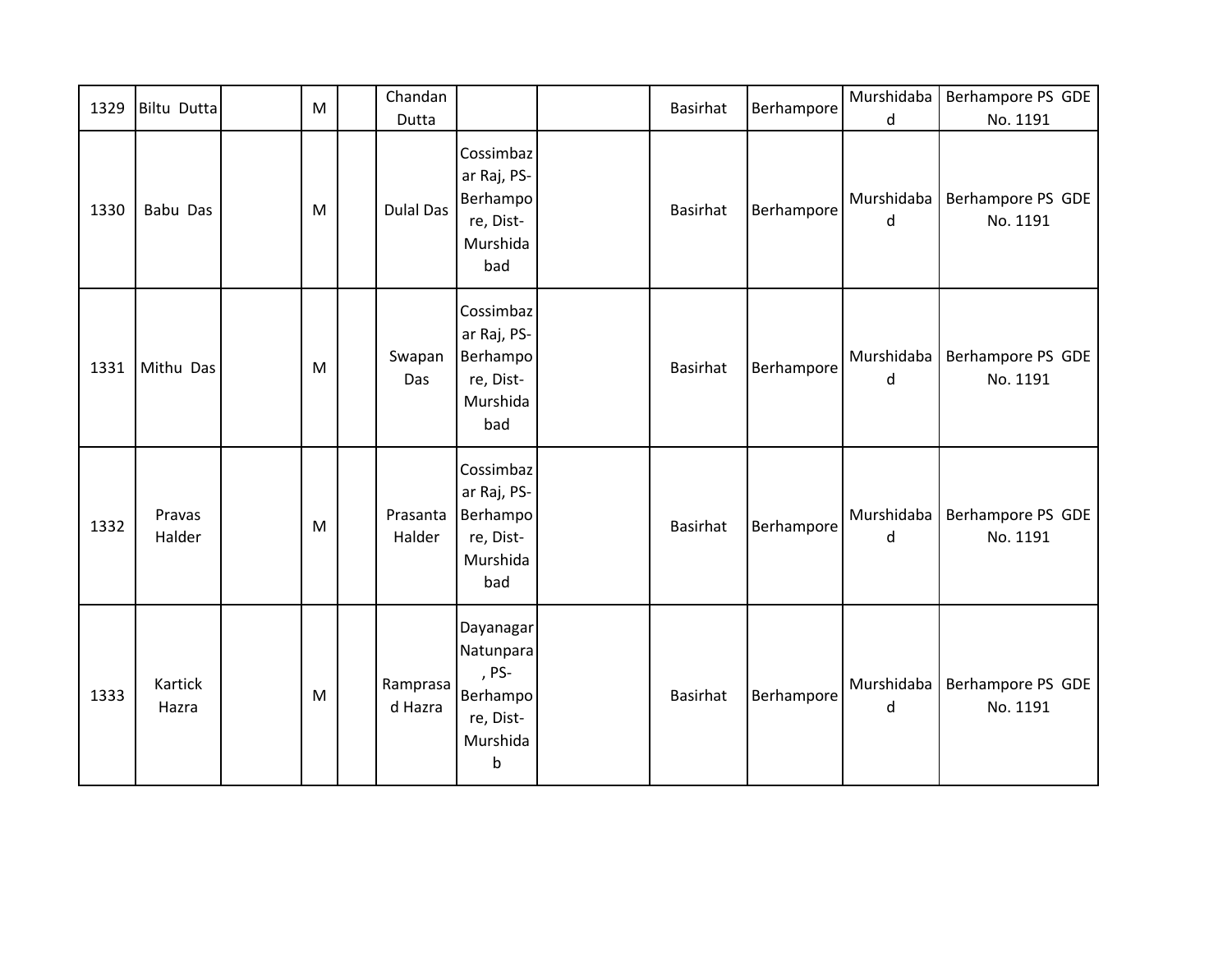| 1329 | Biltu Dutta | | M | | Chandan Dutta | | | Basirhat | Berhampore | Murshidabad | Berhampore PS GDE No. 1191 |
|---|---|---|---|---|---|---|---|---|---|---|---|
| 1330 | Babu Das | | M | | Dulal Das | Cossimbazar Raj, PS-Berhampore, Dist-Murshidabad | | Basirhat | Berhampore | Murshidabad | Berhampore PS GDE No. 1191 |
| 1331 | Mithu Das | | M | | Swapan Das | Cossimbazar Raj, PS-Berhampore, Dist-Murshidabad | | Basirhat | Berhampore | Murshidabad | Berhampore PS GDE No. 1191 |
| 1332 | Pravas Halder | | M | | Prasanta Halder | Cossimbazar Raj, PS-Berhampore, Dist-Murshidabad | | Basirhat | Berhampore | Murshidabad | Berhampore PS GDE No. 1191 |
| 1333 | Kartick Hazra | | M | | Ramprasad Hazra | Dayanagar Natunpara, PS-Berhampore, Dist-Murshidab | | Basirhat | Berhampore | Murshidabad | Berhampore PS GDE No. 1191 |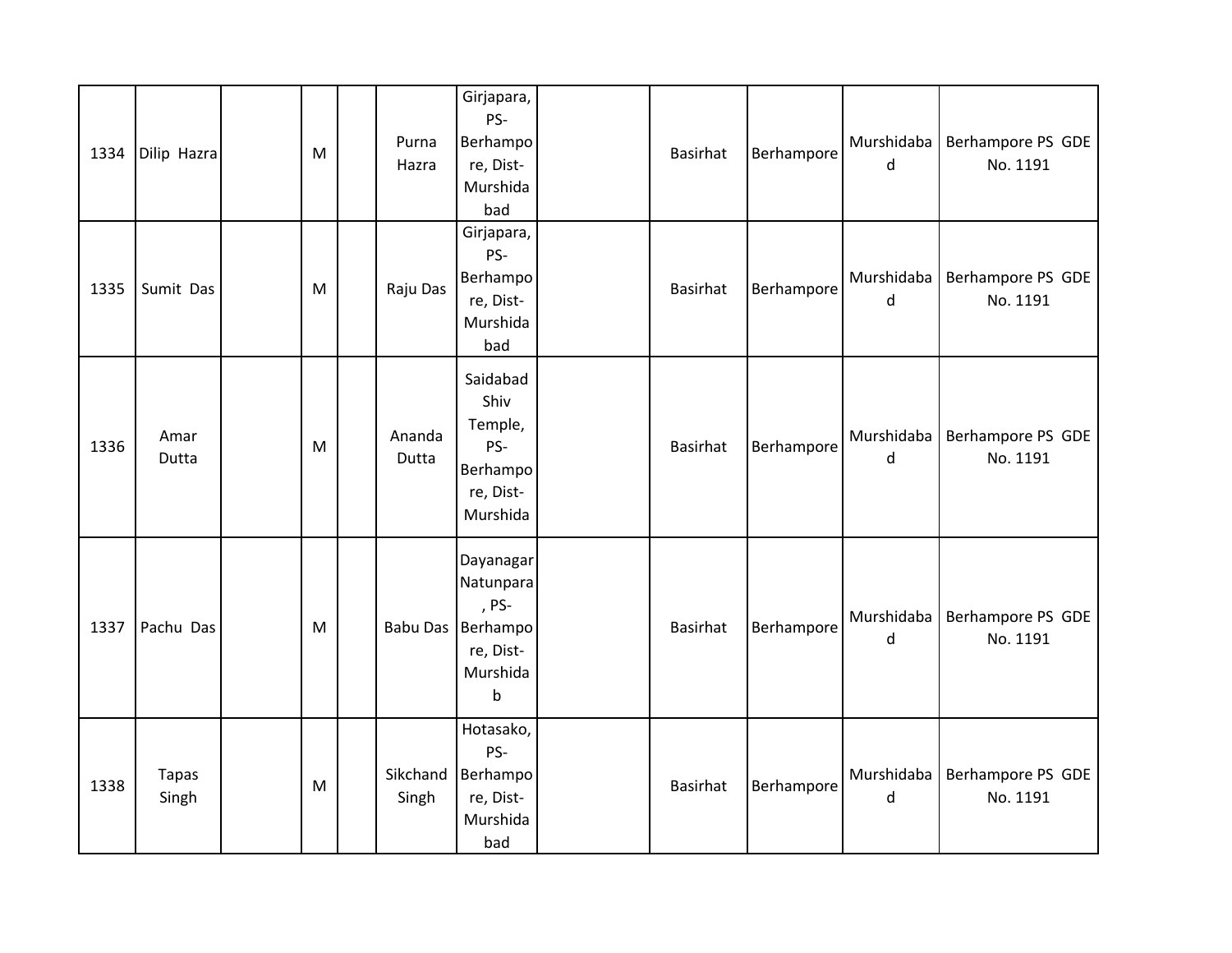| 1334 | Dilip Hazra | | M | | Purna Hazra | Girjapara, PS-Berhampore, Dist-Murshidabad | | Basirhat | Berhampore | Murshidabad | Berhampore PS GDE No. 1191 |
|---|---|---|---|---|---|---|---|---|---|---|---|
| 1335 | Sumit Das | | M | | Raju Das | Girjapara, PS-Berhampore, Dist-Murshidabad | | Basirhat | Berhampore | Murshidabad | Berhampore PS GDE No. 1191 |
| 1336 | Amar Dutta | | M | | Ananda Dutta | Saidabad Shiv Temple, PS-Berhampore, Dist-Murshida | | Basirhat | Berhampore | Murshidabad | Berhampore PS GDE No. 1191 |
| 1337 | Pachu Das | | M | | Babu Das | Dayanagar Natunpara, PS-Berhampore, Dist-Murshidab | | Basirhat | Berhampore | Murshidabad | Berhampore PS GDE No. 1191 |
| 1338 | Tapas Singh | | M | | Sikchand Singh | Hotasako, PS-Berhampore, Dist-Murshidabad | | Basirhat | Berhampore | Murshidabad | Berhampore PS GDE No. 1191 |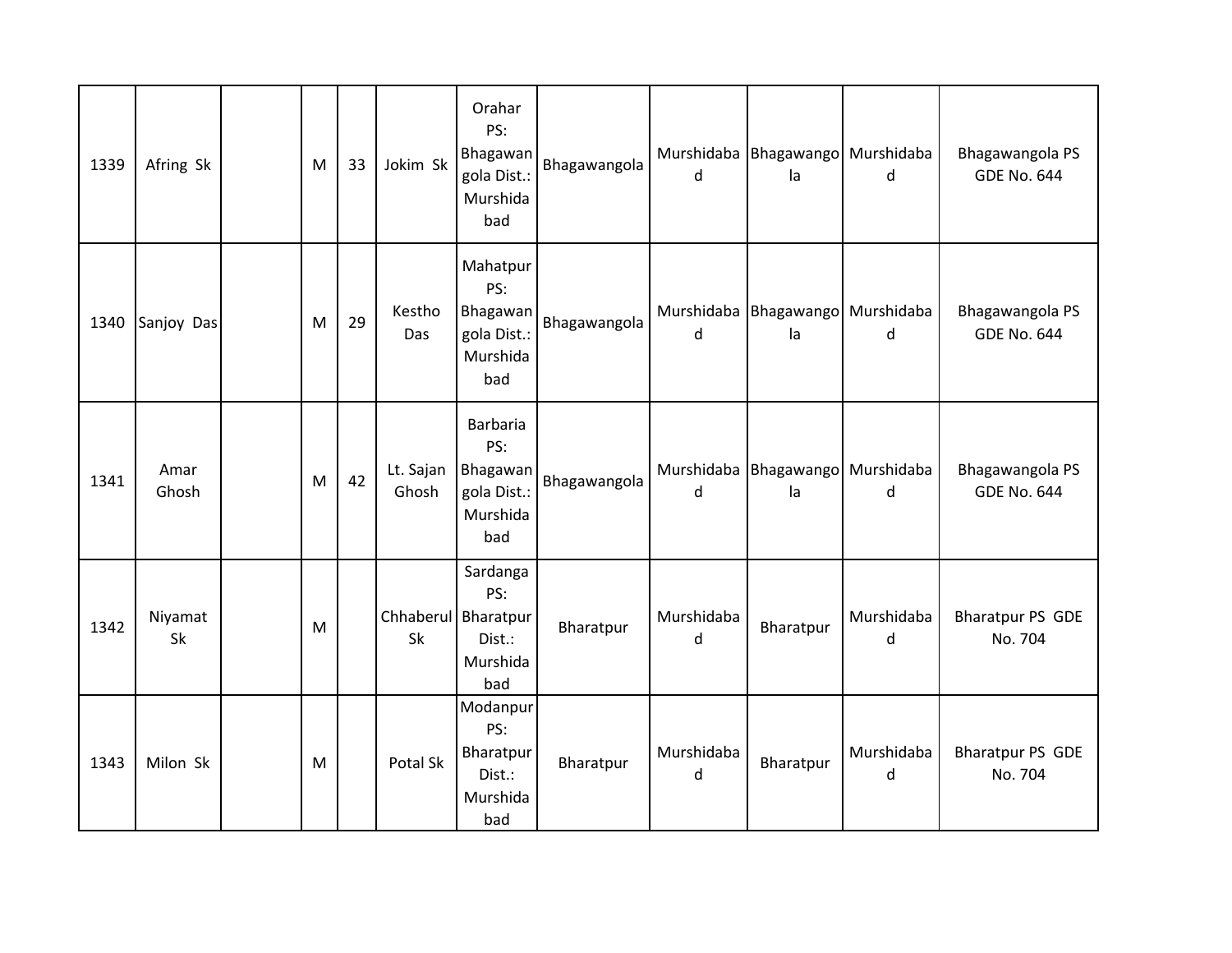| 1339 | Afring Sk | | M | 33 | Jokim Sk | Orahar PS: Bhagawangola Dist.: Murshidabad | Bhagawangola | Murshidabad | Bhagawangola | Murshidabad | Bhagawangola PS GDE No. 644 |
|---|---|---|---|---|---|---|---|---|---|---|---|
| 1340 | Sanjoy Das | | M | 29 | Kestho Das | Mahatpur PS: Bhagawangola Dist.: Murshidabad | Bhagawangola | Murshidabad | Bhagawangola | Murshidabad | Bhagawangola PS GDE No. 644 |
| 1341 | Amar Ghosh | | M | 42 | Lt. Sajan Ghosh | Barbaria PS: Bhagawangola Dist.: Murshidabad | Bhagawangola | Murshidabad | Bhagawangola | Murshidabad | Bhagawangola PS GDE No. 644 |
| 1342 | Niyamat Sk | | M | | Chhaberul Sk | Sardanga PS: Bharatpur Dist.: Murshidabad | Bharatpur | Murshidabad | Bharatpur | Murshidabad | Bharatpur PS GDE No. 704 |
| 1343 | Milon Sk | | M | | Potal Sk | Modanpur PS: Bharatpur Dist.: Murshidabad | Bharatpur | Murshidabad | Bharatpur | Murshidabad | Bharatpur PS GDE No. 704 |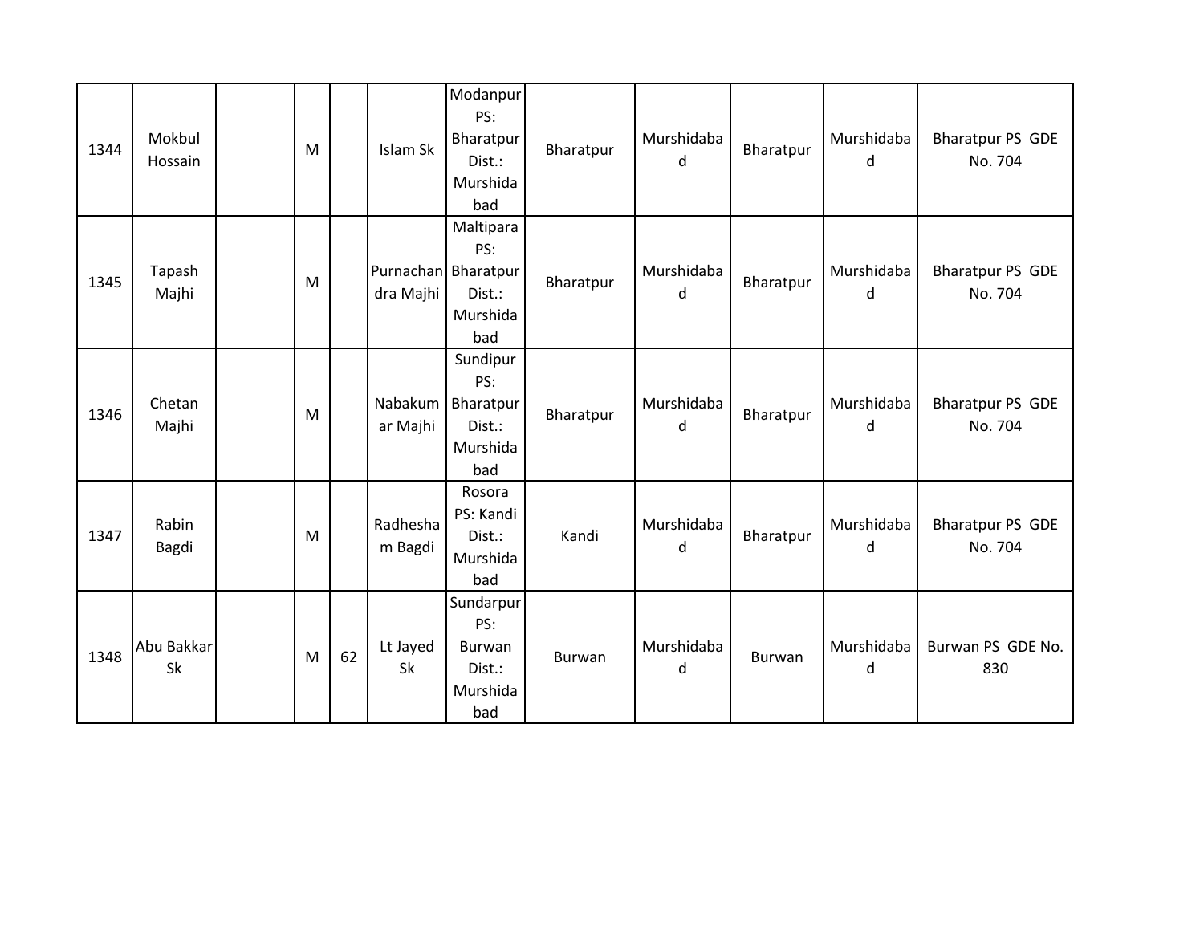| | | | | | | | | | | | |
|---|---|---|---|---|---|---|---|---|---|---|---|
| 1344 | Mokbul Hossain | | M | | Islam Sk | Modanpur PS: Bharatpur Dist.: Murshidabad | Bharatpur | Murshidabad | Bharatpur | Murshidabad | Bharatpur PS GDE No. 704 |
| 1345 | Tapash Majhi | | M | | Purnachandra Majhi | Maltipara PS: Bharatpur Dist.: Murshidabad | Bharatpur | Murshidabad | Bharatpur | Murshidabad | Bharatpur PS GDE No. 704 |
| 1346 | Chetan Majhi | | M | | Nabakumar Majhi | Sundipur PS: Bharatpur Dist.: Murshidabad | Bharatpur | Murshidabad | Bharatpur | Murshidabad | Bharatpur PS GDE No. 704 |
| 1347 | Rabin Bagdi | | M | | Radhesham Bagdi | Rosora PS: Kandi Dist.: Murshidabad | Kandi | Murshidabad | Bharatpur | Murshidabad | Bharatpur PS GDE No. 704 |
| 1348 | Abu Bakkar Sk | | M | 62 | Lt Jayed Sk | Sundarpur PS: Burwan Dist.: Murshidabad | Burwan | Murshidabad | Burwan | Murshidabad | Burwan PS GDE No. 830 |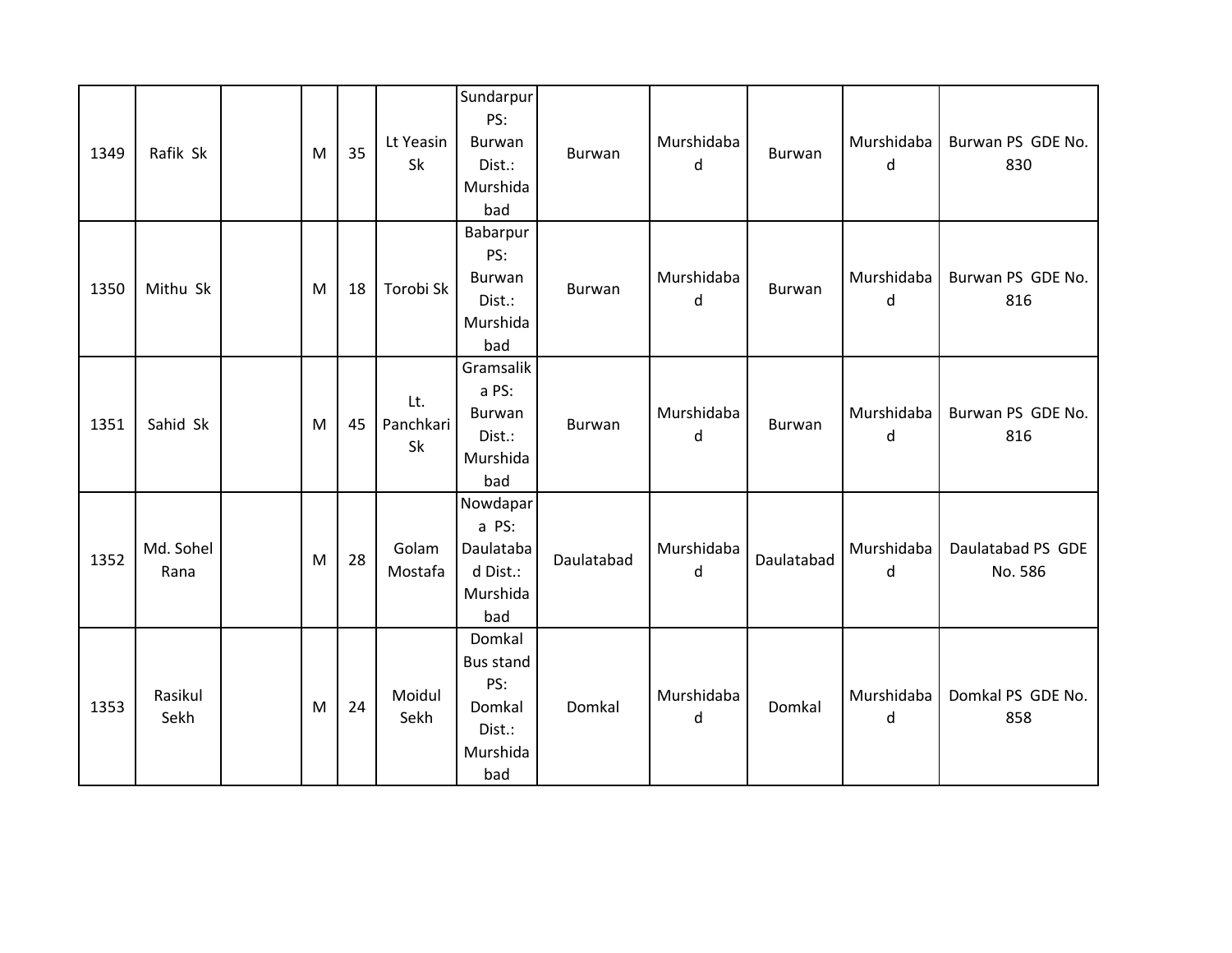| | | | | | | | | | | | |
|---|---|---|---|---|---|---|---|---|---|---|---|
| 1349 | Rafik Sk | | M | 35 | Lt Yeasin Sk | Sundarpur PS: Burwan Dist.: Murshidabad | Burwan | Murshidabad | Burwan | Murshidabad | Burwan PS GDE No. 830 |
| 1350 | Mithu Sk | | M | 18 | Torobi Sk | Babarpur PS: Burwan Dist.: Murshidabad | Burwan | Murshidabad | Burwan | Murshidabad | Burwan PS GDE No. 816 |
| 1351 | Sahid Sk | | M | 45 | Lt. Panchkari Sk | Gramsalika PS: Burwan Dist.: Murshidabad | Burwan | Murshidabad | Burwan | Murshidabad | Burwan PS GDE No. 816 |
| 1352 | Md. Sohel Rana | | M | 28 | Golam Mostafa | Nowdapara PS: Daulatabad Dist.: Murshidabad | Daulatabad | Murshidabad | Daulatabad | Murshidabad | Daulatabad PS GDE No. 586 |
| 1353 | Rasikul Sekh | | M | 24 | Moidul Sekh | Domkal Bus stand PS: Domkal Dist.: Murshidabad | Domkal | Murshidabad | Domkal | Murshidabad | Domkal PS GDE No. 858 |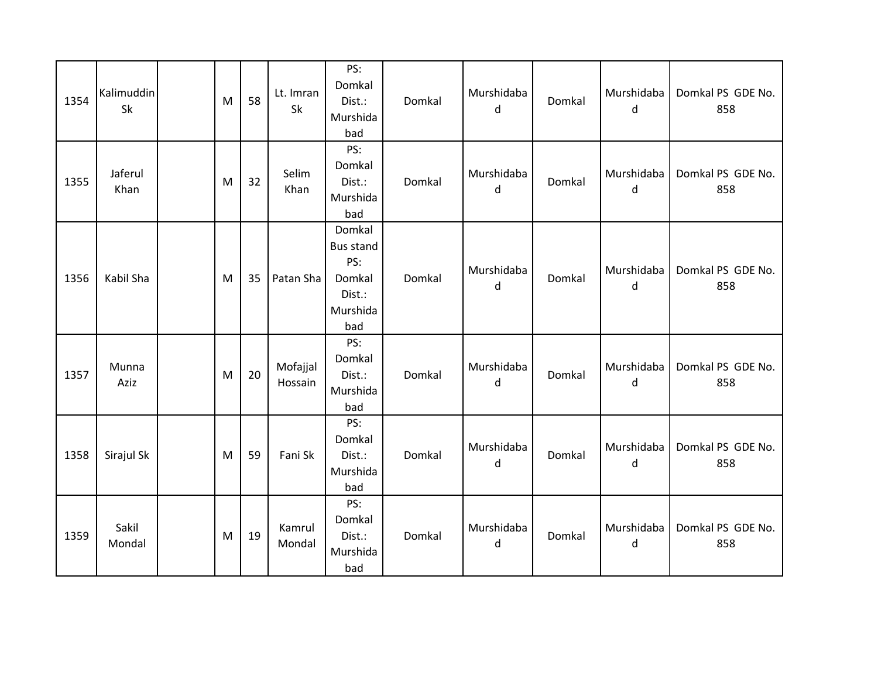| 1354 | Kalimuddin Sk | | M | 58 | Lt. Imran Sk | PS: Domkal Dist.: Murshidabad | Domkal | Murshidabad | Domkal | Murshidabad | Domkal PS GDE No. 858 |
|---|---|---|---|---|---|---|---|---|---|---|---|
| 1355 | Jaferul Khan | | M | 32 | Selim Khan | PS: Domkal Dist.: Murshidabad | Domkal | Murshidabad | Domkal | Murshidabad | Domkal PS GDE No. 858 |
| 1356 | Kabil Sha | | M | 35 | Patan Sha | Domkal Bus stand PS: Domkal Dist.: Murshidabad | Domkal | Murshidabad | Domkal | Murshidabad | Domkal PS GDE No. 858 |
| 1357 | Munna Aziz | | M | 20 | Mofajjal Hossain | PS: Domkal Dist.: Murshidabad | Domkal | Murshidabad | Domkal | Murshidabad | Domkal PS GDE No. 858 |
| 1358 | Sirajul Sk | | M | 59 | Fani Sk | PS: Domkal Dist.: Murshidabad | Domkal | Murshidabad | Domkal | Murshidabad | Domkal PS GDE No. 858 |
| 1359 | Sakil Mondal | | M | 19 | Kamrul Mondal | PS: Domkal Dist.: Murshidabad | Domkal | Murshidabad | Domkal | Murshidabad | Domkal PS GDE No. 858 |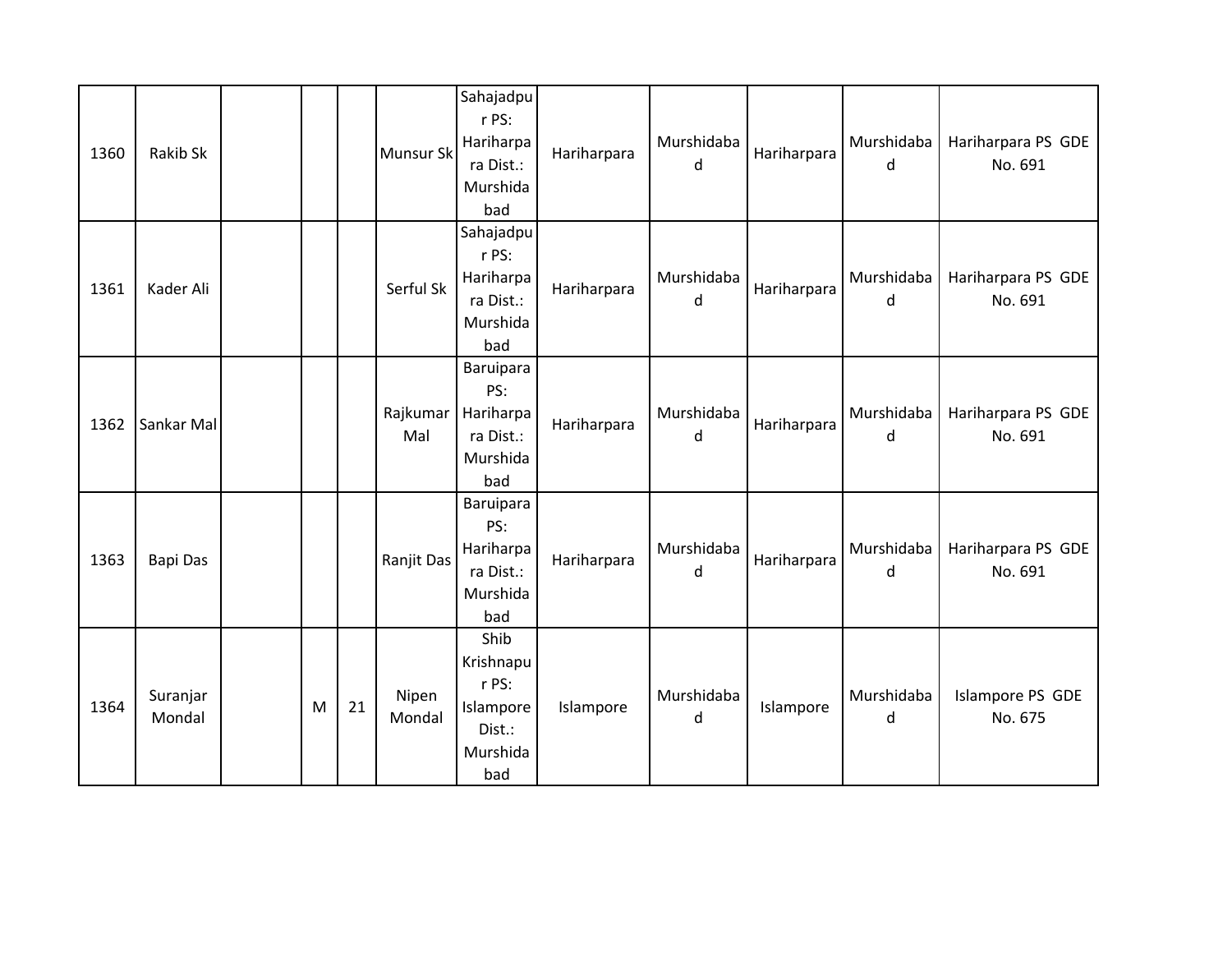|  |  |  |  |  |  |  |  |  |  |  |  |
|---|---|---|---|---|---|---|---|---|---|---|---|
| 1360 | Rakib Sk |  |  |  | Munsur Sk | Sahajadpur PS: Hariharpara Dist.: Murshidabad | Hariharpara | Murshidabad | Hariharpara | Murshidabad | Hariharpara PS GDE No. 691 |
| 1361 | Kader Ali |  |  |  | Serful Sk | Sahajadpur PS: Hariharpara Dist.: Murshidabad | Hariharpara | Murshidabad | Hariharpara | Murshidabad | Hariharpara PS GDE No. 691 |
| 1362 | Sankar Mal |  |  |  | Rajkumar Mal | Baruipara PS: Hariharpara Dist.: Murshidabad | Hariharpara | Murshidabad | Hariharpara | Murshidabad | Hariharpara PS GDE No. 691 |
| 1363 | Bapi Das |  |  |  | Ranjit Das | Baruipara PS: Hariharpara Dist.: Murshidabad | Hariharpara | Murshidabad | Hariharpara | Murshidabad | Hariharpara PS GDE No. 691 |
| 1364 | Suranjar Mondal |  | M | 21 | Nipen Mondal | Shib Krishnapur PS: Islampore Dist.: Murshidabad | Islampore | Murshidabad | Islampore | Murshidabad | Islampore PS GDE No. 675 |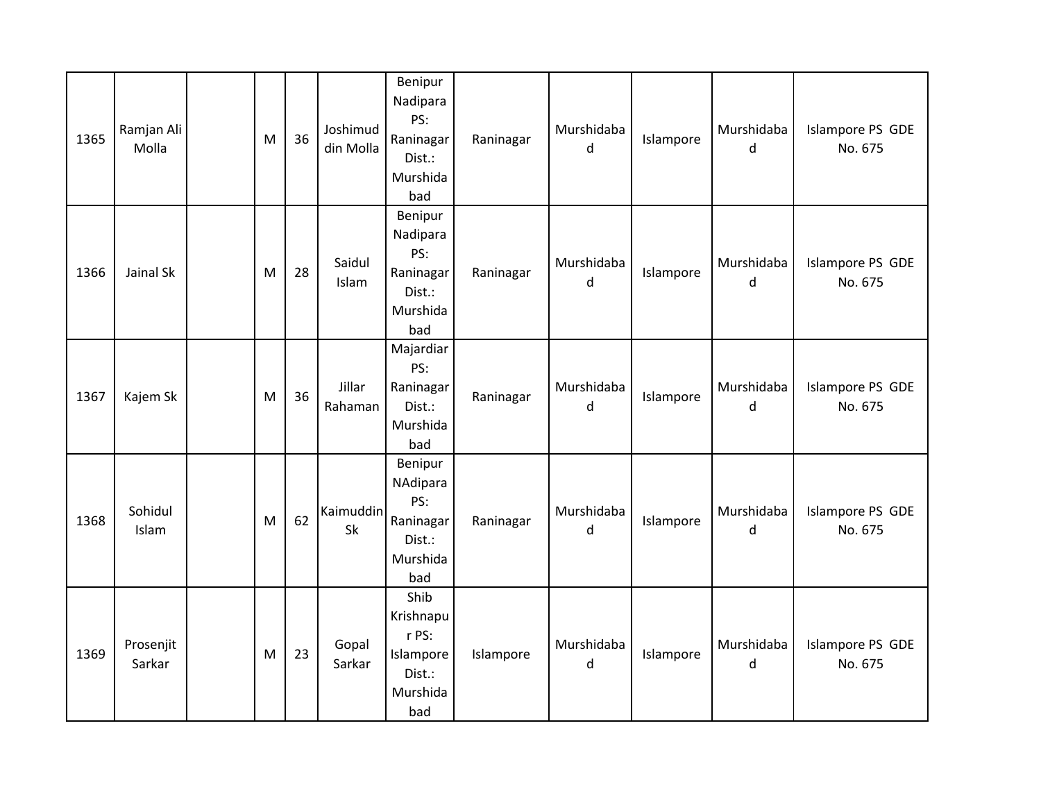| | | | | | | | | | | | |
|---|---|---|---|---|---|---|---|---|---|---|---|
| 1365 | Ramjan Ali Molla | | M | 36 | Joshimuddin Molla | Benipur Nadipara PS: Raninagar Dist.: Murshidabad | Raninagar | Murshidabad | Islampore | Murshidabad | Islampore PS GDE No. 675 |
| 1366 | Jainal Sk | | M | 28 | Saidul Islam | Benipur Nadipara PS: Raninagar Dist.: Murshidabad | Raninagar | Murshidabad | Islampore | Murshidabad | Islampore PS GDE No. 675 |
| 1367 | Kajem Sk | | M | 36 | Jillar Rahaman | Majardiar PS: Raninagar Dist.: Murshidabad | Raninagar | Murshidabad | Islampore | Murshidabad | Islampore PS GDE No. 675 |
| 1368 | Sohidul Islam | | M | 62 | Kaimuddin Sk | Benipur NAdipara PS: Raninagar Dist.: Murshidabad | Raninagar | Murshidabad | Islampore | Murshidabad | Islampore PS GDE No. 675 |
| 1369 | Prosenjit Sarkar | | M | 23 | Gopal Sarkar | Shib Krishnapur PS: Islampore Dist.: Murshidabad | Islampore | Murshidabad | Islampore | Murshidabad | Islampore PS GDE No. 675 |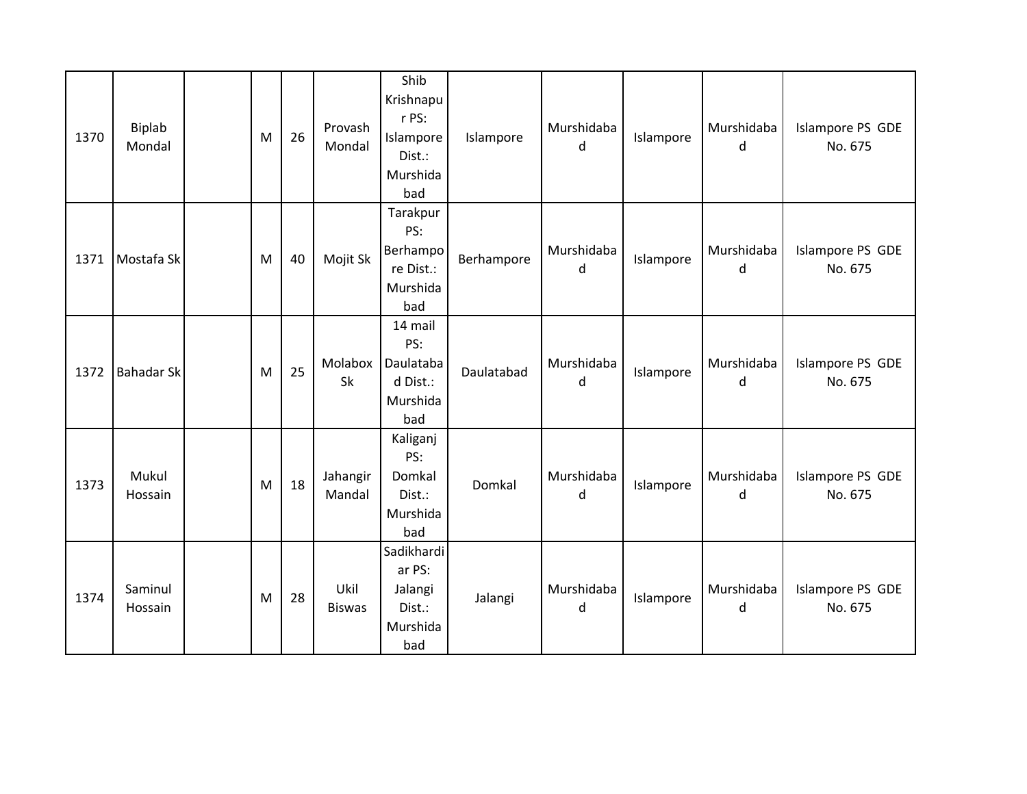| 1370 | Biplab Mondal | | M | 26 | Provash Mondal | Shib Krishnapur PS: Islampore Dist.: Murshidabad | Islampore | Murshidabad | Islampore | Murshidabad | Islampore PS GDE No. 675 |
|---|---|---|---|---|---|---|---|---|---|---|---|
| 1371 | Mostafa Sk | | M | 40 | Mojit Sk | Tarakpur PS: Berhampore Dist.: Murshidabad | Berhampore | Murshidabad | Islampore | Murshidabad | Islampore PS GDE No. 675 |
| 1372 | Bahadar Sk | | M | 25 | Molabox Sk | 14 mail PS: Daulatabad Dist.: Murshidabad | Daulatabad | Murshidabad | Islampore | Murshidabad | Islampore PS GDE No. 675 |
| 1373 | Mukul Hossain | | M | 18 | Jahangir Mandal | Kaliganj PS: Domkal Dist.: Murshidabad | Domkal | Murshidabad | Islampore | Murshidabad | Islampore PS GDE No. 675 |
| 1374 | Saminul Hossain | | M | 28 | Ukil Biswas | Sadikhardiar PS: Jalangi Dist.: Murshidabad | Jalangi | Murshidabad | Islampore | Murshidabad | Islampore PS GDE No. 675 |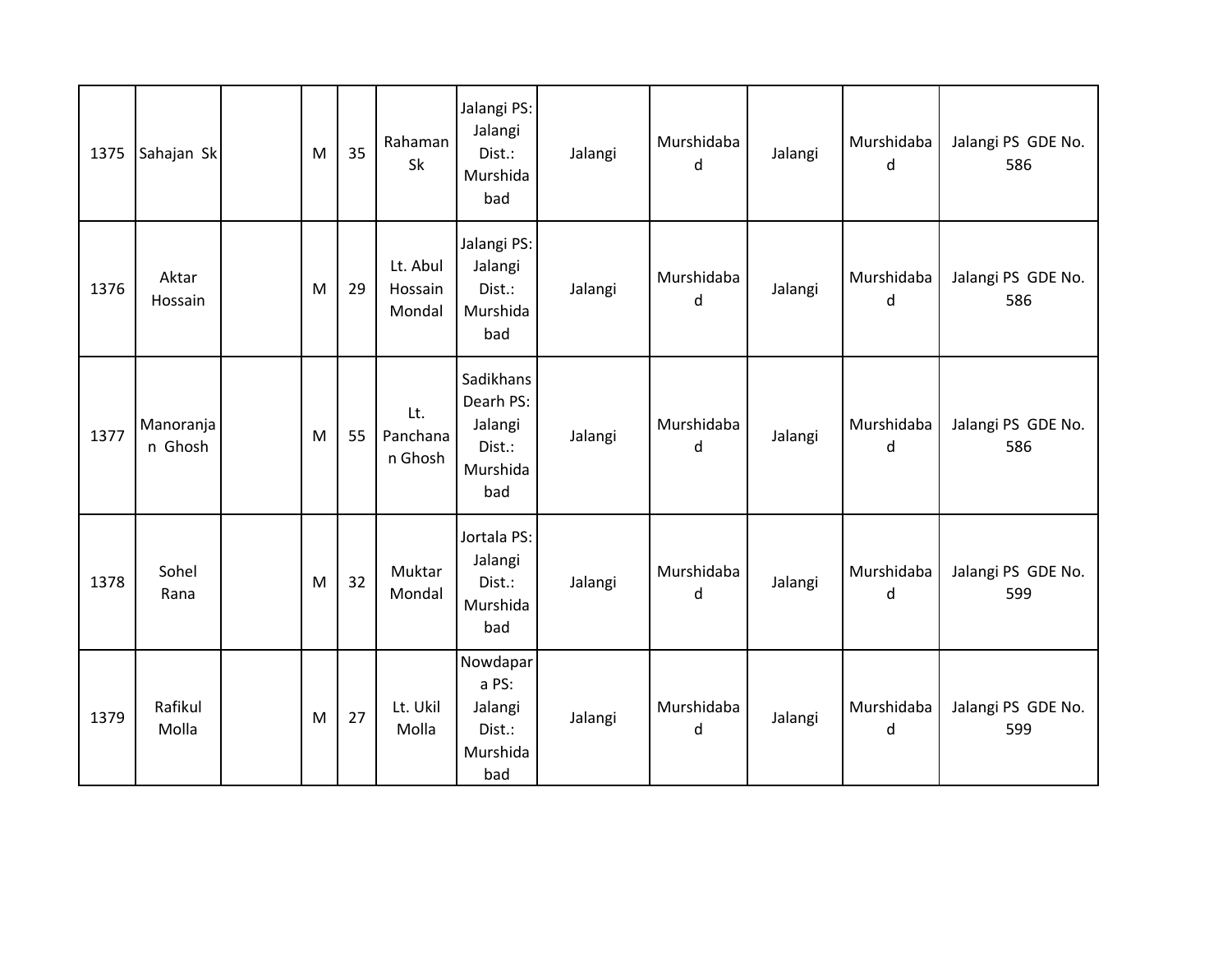| 1375 | Sahajan Sk | | M | 35 | Rahaman Sk | Jalangi PS: Jalangi Dist.: Murshidabad | Jalangi | Murshidabad | Jalangi | Murshidabad | Jalangi PS GDE No. 586 |
|---|---|---|---|---|---|---|---|---|---|---|---|
| 1376 | Aktar Hossain | | M | 29 | Lt. Abul Hossain Mondal | Jalangi PS: Jalangi Dist.: Murshidabad | Jalangi | Murshidabad | Jalangi | Murshidabad | Jalangi PS GDE No. 586 |
| 1377 | Manoranjan Ghosh | | M | 55 | Lt. Panchanan Ghosh | Sadikhans Dearh PS: Jalangi Dist.: Murshidabad | Jalangi | Murshidabad | Jalangi | Murshidabad | Jalangi PS GDE No. 586 |
| 1378 | Sohel Rana | | M | 32 | Muktar Mondal | Jortala PS: Jalangi Dist.: Murshidabad | Jalangi | Murshidabad | Jalangi | Murshidabad | Jalangi PS GDE No. 599 |
| 1379 | Rafikul Molla | | M | 27 | Lt. Ukil Molla | Nowdapara PS: Jalangi Dist.: Murshidabad | Jalangi | Murshidabad | Jalangi | Murshidabad | Jalangi PS GDE No. 599 |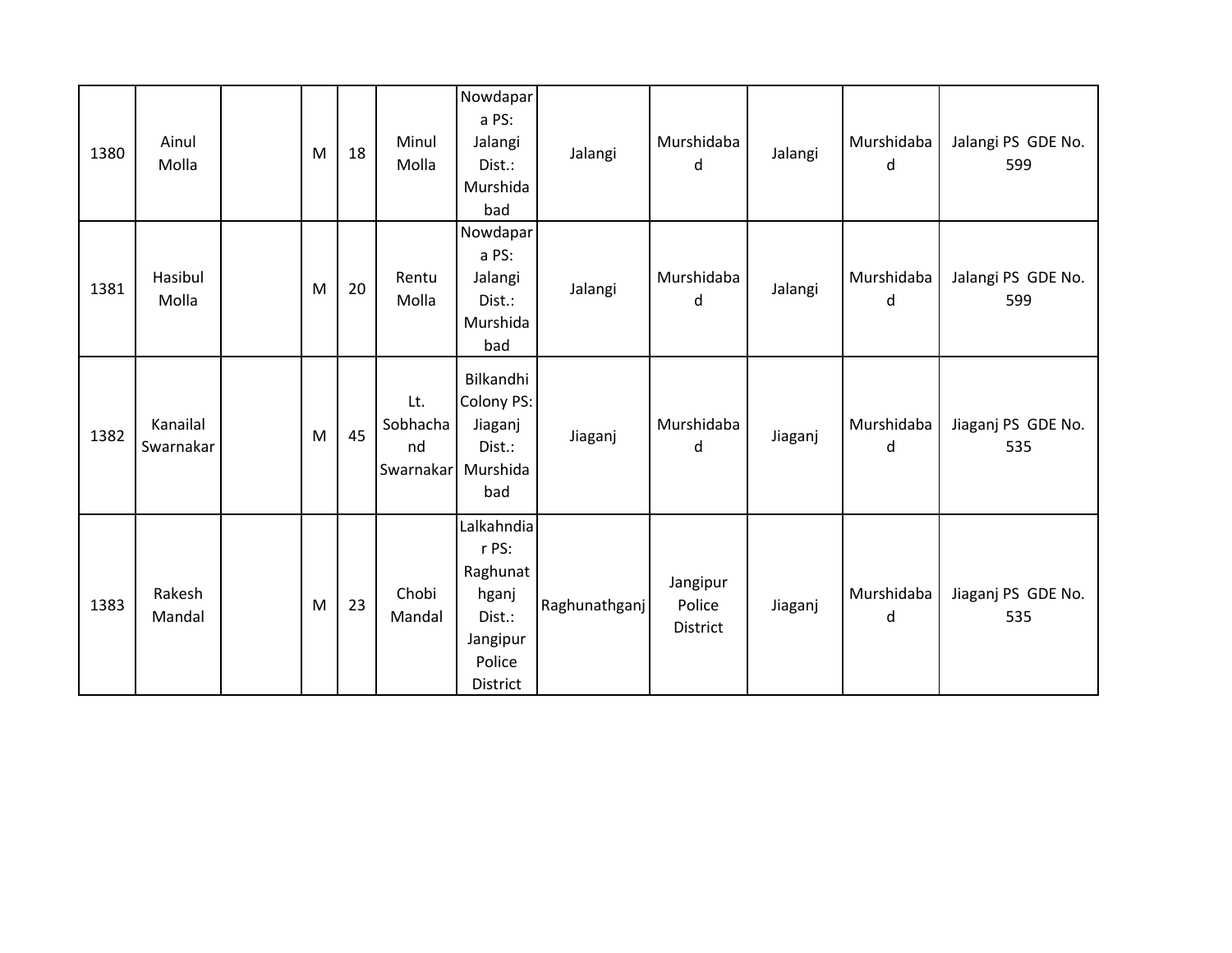| | | | | | | | | | | | |
|---|---|---|---|---|---|---|---|---|---|---|---|
| 1380 | Ainul Molla | | M | 18 | Minul Molla | Nowdapara PS: Jalangi Dist.: Murshidabad | Jalangi | Murshidabad | Jalangi | Murshidabad | Jalangi PS GDE No. 599 |
| 1381 | Hasibul Molla | | M | 20 | Rentu Molla | Nowdapara PS: Jalangi Dist.: Murshidabad | Jalangi | Murshidabad | Jalangi | Murshidabad | Jalangi PS GDE No. 599 |
| 1382 | Kanailal Swarnakar | | M | 45 | Lt. Sobhachand Swarnakar | Bilkandhi Colony PS: Jiaganj Dist.: Murshidabad | Jiaganj | Murshidabad | Jiaganj | Murshidabad | Jiaganj PS GDE No. 535 |
| 1383 | Rakesh Mandal | | M | 23 | Chobi Mandal | Lalkahndiar PS: Raghunathganj Dist.: Jangipur Police District | Raghunathganj | Jangipur Police District | Jiaganj | Murshidabad | Jiaganj PS GDE No. 535 |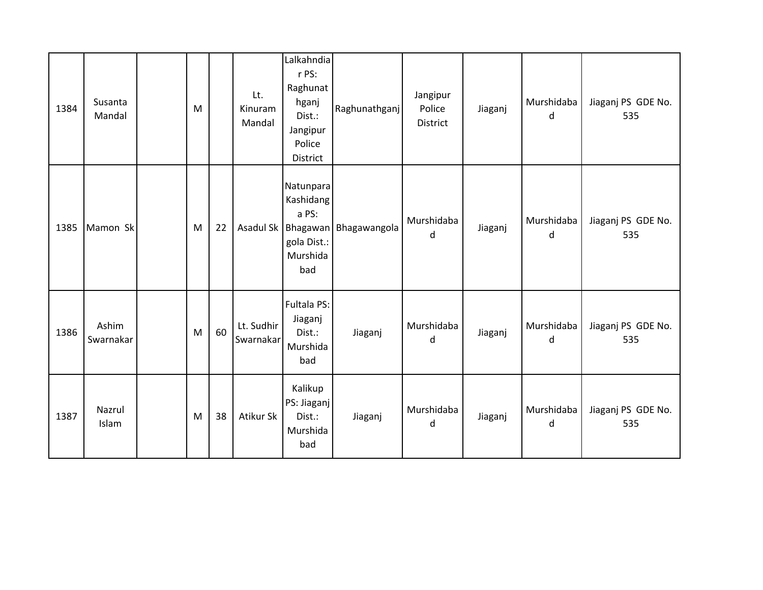| 1384 | Susanta Mandal | | M | | Lt. Kinuram Mandal | Lalkahndiar PS: Raghunathganj Dist.: Jangipur Police District | Raghunathganj | Jangipur Police District | Jiaganj | Murshidabad | Jiaganj PS GDE No. 535 |
|---|---|---|---|---|---|---|---|---|---|---|---|
| 1385 | Mamon Sk | | M | 22 | Asadul Sk | Natunpara Kashidanga PS: Bhagawangola Dist.: Murshidabad | Bhagawangola | Murshidabad | Jiaganj | Murshidabad | Jiaganj PS GDE No. 535 |
| 1386 | Ashim Swarnakar | | M | 60 | Lt. Sudhir Swarnakar | Fultala PS: Jiaganj Dist.: Murshidabad | Jiaganj | Murshidabad | Jiaganj | Murshidabad | Jiaganj PS GDE No. 535 |
| 1387 | Nazrul Islam | | M | 38 | Atikur Sk | Kalikup PS: Jiaganj Dist.: Murshidabad | Jiaganj | Murshidabad | Jiaganj | Murshidabad | Jiaganj PS GDE No. 535 |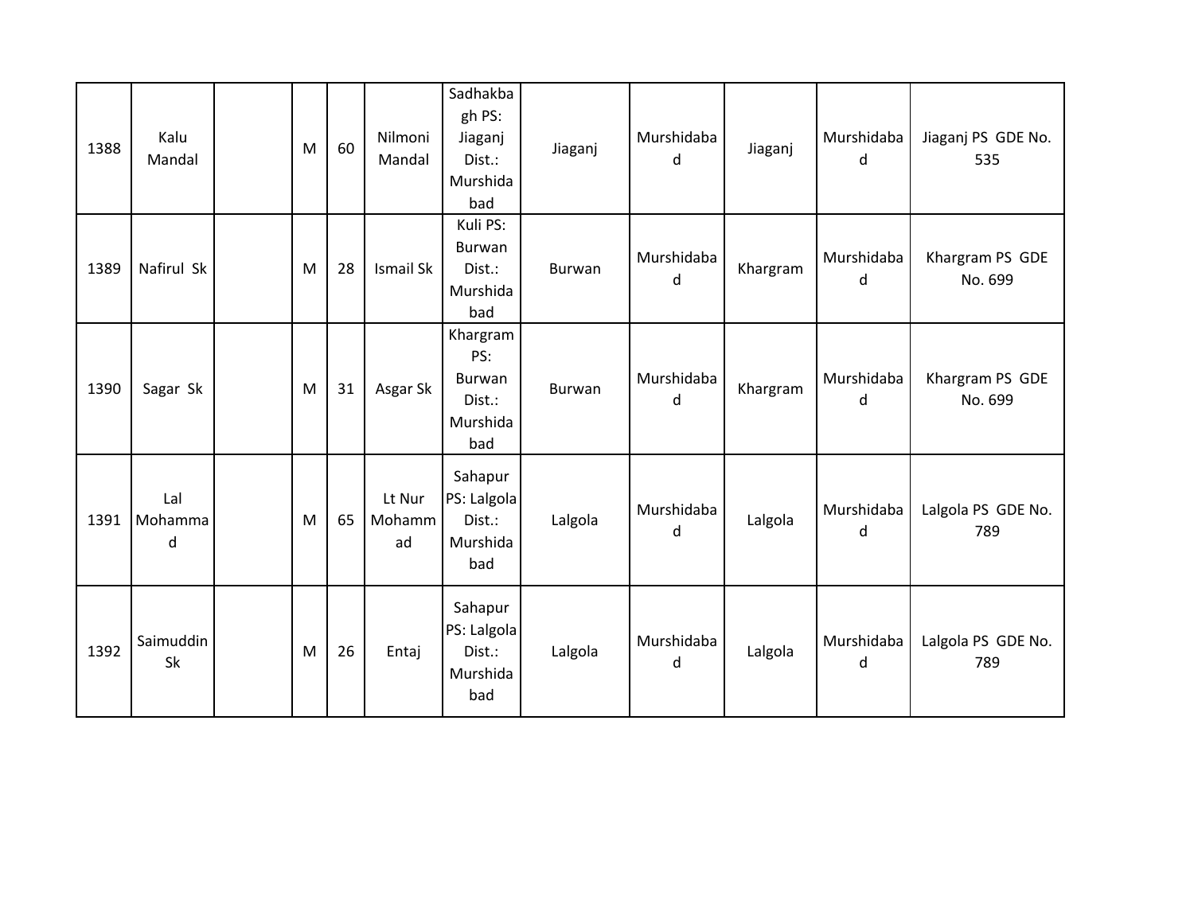| | | | | | | | | | | | |
|---|---|---|---|---|---|---|---|---|---|---|---|
| 1388 | Kalu Mandal | | M | 60 | Nilmoni Mandal | Sadhakbagh PS: Jiaganj Dist.: Murshidabad | Jiaganj | Murshidabad | Jiaganj | Murshidabad | Jiaganj PS GDE No. 535 |
| 1389 | Nafirul Sk | | M | 28 | Ismail Sk | Kuli PS: Burwan Dist.: Murshidabad | Burwan | Murshidabad | Khargram | Murshidabad | Khargram PS GDE No. 699 |
| 1390 | Sagar Sk | | M | 31 | Asgar Sk | Khargram PS: Burwan Dist.: Murshidabad | Burwan | Murshidabad | Khargram | Murshidabad | Khargram PS GDE No. 699 |
| 1391 | Lal Mohammad | | M | 65 | Lt Nur Mohammad | Sahapur PS: Lalgola Dist.: Murshidabad | Lalgola | Murshidabad | Lalgola | Murshidabad | Lalgola PS GDE No. 789 |
| 1392 | Saimuddin Sk | | M | 26 | Entaj | Sahapur PS: Lalgola Dist.: Murshidabad | Lalgola | Murshidabad | Lalgola | Murshidabad | Lalgola PS GDE No. 789 |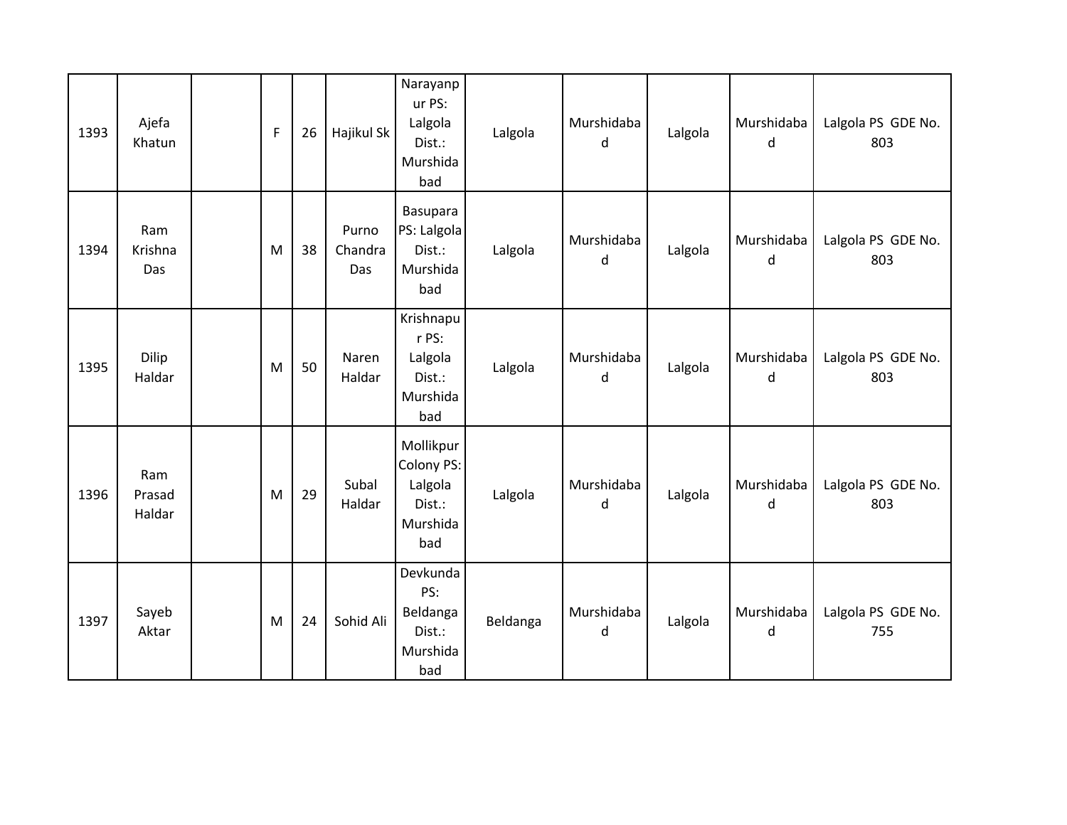| 1393 | Ajefa Khatun | | F | 26 | Hajikul Sk | Narayanpur PS: Lalgola Dist.: Murshidabad | Lalgola | Murshidabad | Lalgola | Murshidabad | Lalgola PS GDE No. 803 |
|---|---|---|---|---|---|---|---|---|---|---|---|
| 1394 | Ram Krishna Das | | M | 38 | Purno Chandra Das | Basupara PS: Lalgola Dist.: Murshidabad | Lalgola | Murshidabad | Lalgola | Murshidabad | Lalgola PS GDE No. 803 |
| 1395 | Dilip Haldar | | M | 50 | Naren Haldar | Krishnapur PS: Lalgola Dist.: Murshidabad | Lalgola | Murshidabad | Lalgola | Murshidabad | Lalgola PS GDE No. 803 |
| 1396 | Ram Prasad Haldar | | M | 29 | Subal Haldar | Mollikpur Colony PS: Lalgola Dist.: Murshidabad | Lalgola | Murshidabad | Lalgola | Murshidabad | Lalgola PS GDE No. 803 |
| 1397 | Sayeb Aktar | | M | 24 | Sohid Ali | Devkunda PS: Beldanga Dist.: Murshidabad | Beldanga | Murshidabad | Lalgola | Murshidabad | Lalgola PS GDE No. 755 |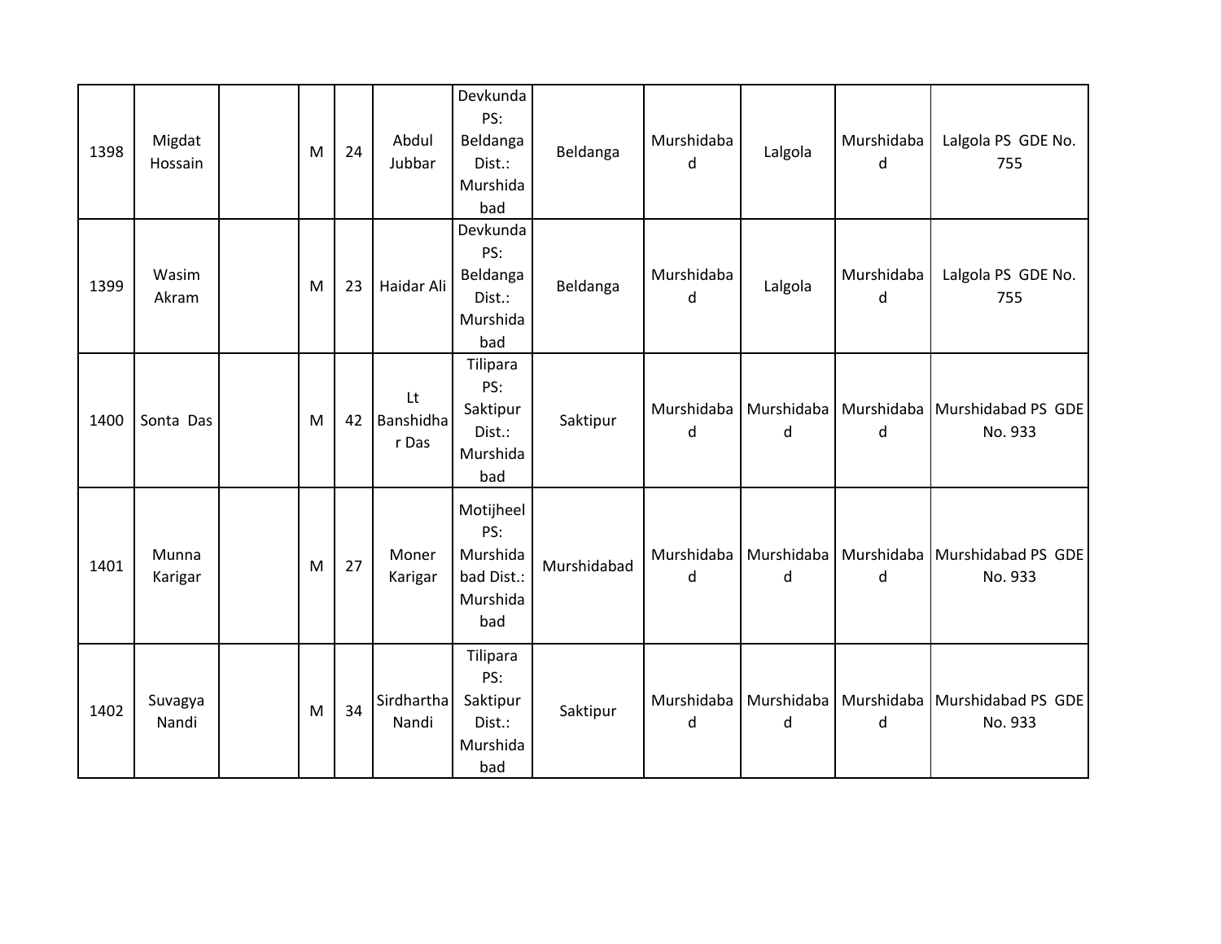| 1398 | Migdat Hossain | | M | 24 | Abdul Jubbar | Devkunda PS: Beldanga Dist.: Murshidabad | Beldanga | Murshidabad | Lalgola | Murshidabad | Lalgola PS GDE No. 755 |
|---|---|---|---|---|---|---|---|---|---|---|---|
| 1399 | Wasim Akram | | M | 23 | Haidar Ali | Devkunda PS: Beldanga Dist.: Murshidabad | Beldanga | Murshidabad | Lalgola | Murshidabad | Lalgola PS GDE No. 755 |
| 1400 | Sonta Das | | M | 42 | Lt Banshidhar Das | Tilipara PS: Saktipur Dist.: Murshidabad | Saktipur | Murshidabad | Murshidabad | Murshidabad | Murshidabad PS GDE No. 933 |
| 1401 | Munna Karigar | | M | 27 | Moner Karigar | Motijheel PS: Murshidabad Dist.: Murshidabad | Murshidabad | Murshidabad | Murshidabad | Murshidabad | Murshidabad PS GDE No. 933 |
| 1402 | Suvagya Nandi | | M | 34 | Sirdhartha Nandi | Tilipara PS: Saktipur Dist.: Murshidabad | Saktipur | Murshidabad | Murshidabad | Murshidabad | Murshidabad PS GDE No. 933 |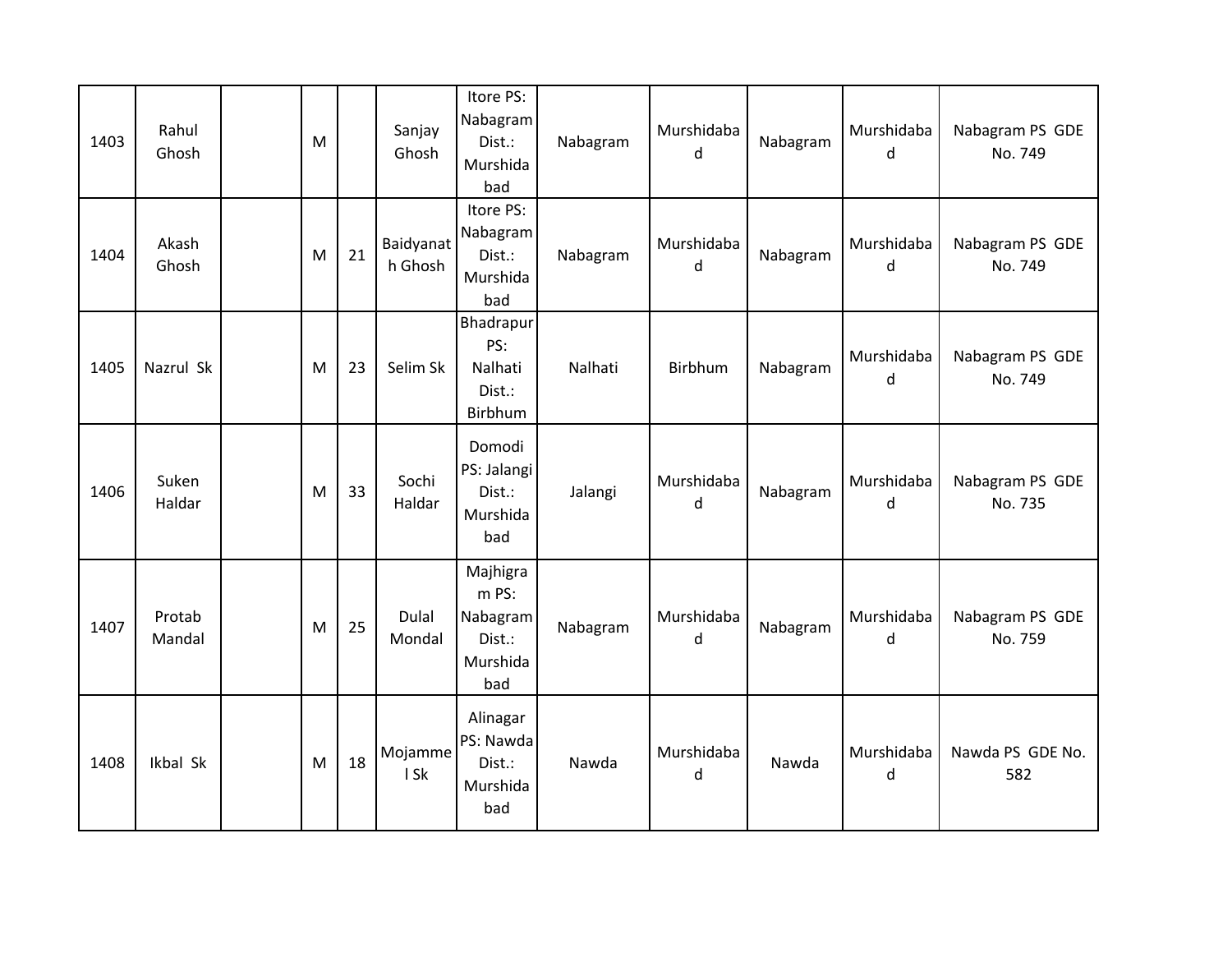| 1403 | Rahul Ghosh | | M | | Sanjay Ghosh | Itore PS: Nabagram Dist.: Murshidabad | Nabagram | Murshidabad | Nabagram | Murshidabad | Nabagram PS GDE No. 749 |
|---|---|---|---|---|---|---|---|---|---|---|---|
| 1404 | Akash Ghosh | | M | 21 | Baidyanath Ghosh | Itore PS: Nabagram Dist.: Murshidabad | Nabagram | Murshidabad | Nabagram | Murshidabad | Nabagram PS GDE No. 749 |
| 1405 | Nazrul Sk | | M | 23 | Selim Sk | Bhadrapur PS: Nalhati Dist.: Birbhum | Nalhati | Birbhum | Nabagram | Murshidabad | Nabagram PS GDE No. 749 |
| 1406 | Suken Haldar | | M | 33 | Sochi Haldar | Domodi PS: Jalangi Dist.: Murshidabad | Jalangi | Murshidabad | Nabagram | Murshidabad | Nabagram PS GDE No. 735 |
| 1407 | Protab Mandal | | M | 25 | Dulal Mondal | Majhigram PS: Nabagram Dist.: Murshidabad | Nabagram | Murshidabad | Nabagram | Murshidabad | Nabagram PS GDE No. 759 |
| 1408 | Ikbal Sk | | M | 18 | Mojammel Sk | Alinagar PS: Nawda Dist.: Murshidabad | Nawda | Murshidabad | Nawda | Murshidabad | Nawda PS GDE No. 582 |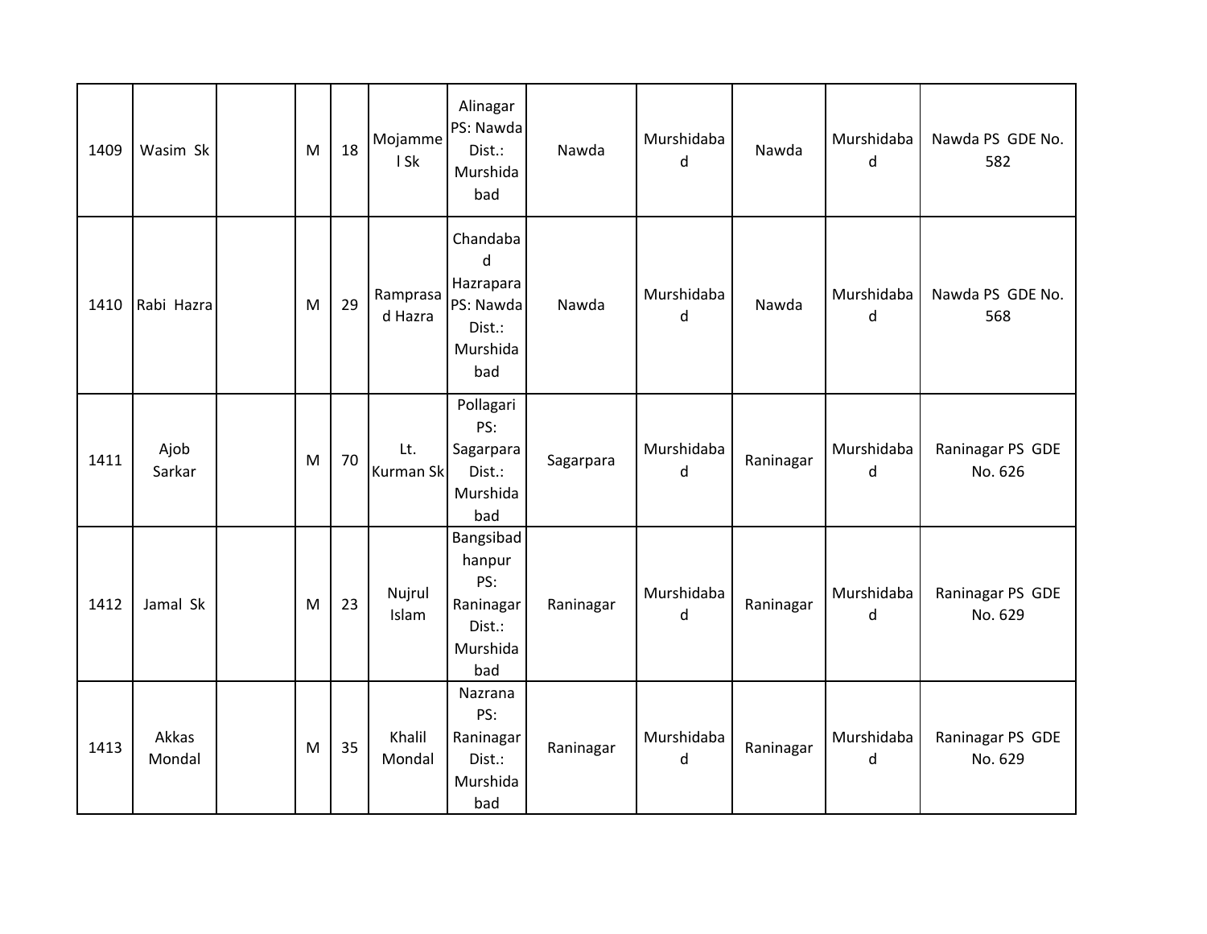| | | | | | | | | | | | |
|---|---|---|---|---|---|---|---|---|---|---|---|
| 1409 | Wasim Sk | | M | 18 | Mojammel Sk | Alinagar PS: Nawda Dist.: Murshidabad | Nawda | Murshidabad | Nawda | Murshidabad | Nawda PS GDE No. 582 |
| 1410 | Rabi Hazra | | M | 29 | Ramprasad Hazra | Chandabad Hazrapara PS: Nawda Dist.: Murshidabad | Nawda | Murshidabad | Nawda | Murshidabad | Nawda PS GDE No. 568 |
| 1411 | Ajob Sarkar | | M | 70 | Lt. Kurman Sk | Pollagari PS: Sagarpara Dist.: Murshidabad | Sagarpara | Murshidabad | Raninagar | Murshidabad | Raninagar PS GDE No. 626 |
| 1412 | Jamal Sk | | M | 23 | Nujrul Islam | Bangsibadhanpur PS: Raninagar Dist.: Murshidabad | Raninagar | Murshidabad | Raninagar | Murshidabad | Raninagar PS GDE No. 629 |
| 1413 | Akkas Mondal | | M | 35 | Khalil Mondal | Nazrana PS: Raninagar Dist.: Murshidabad | Raninagar | Murshidabad | Raninagar | Murshidabad | Raninagar PS GDE No. 629 |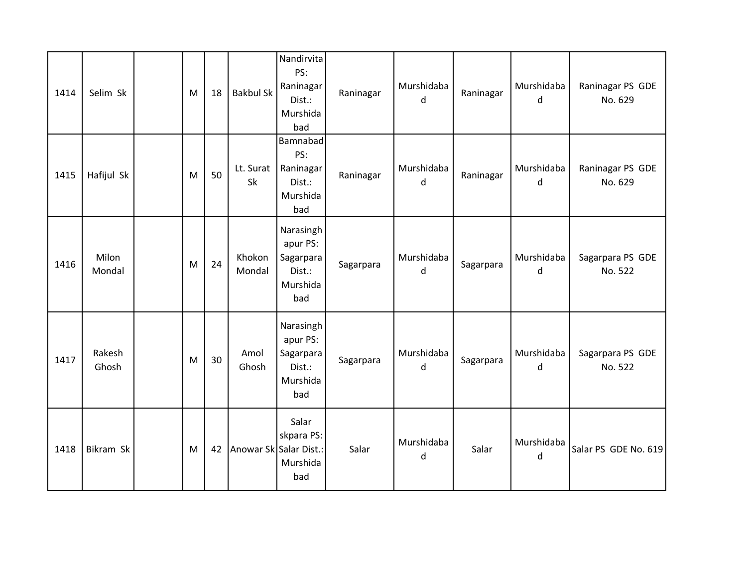| | | | | | | | | | | | |
|---|---|---|---|---|---|---|---|---|---|---|---|
| 1414 | Selim Sk | | M | 18 | Bakbul Sk | Nandirvita PS: Raninagar Dist.: Murshidabad | Raninagar | Murshidabad | Raninagar | Murshidabad | Raninagar PS GDE No. 629 |
| 1415 | Hafijul Sk | | M | 50 | Lt. Surat Sk | Bamnabad PS: Raninagar Dist.: Murshidabad | Raninagar | Murshidabad | Raninagar | Murshidabad | Raninagar PS GDE No. 629 |
| 1416 | Milon Mondal | | M | 24 | Khokon Mondal | Narasinghapur PS: Sagarpara Dist.: Murshidabad | Sagarpara | Murshidabad | Sagarpara | Murshidabad | Sagarpara PS GDE No. 522 |
| 1417 | Rakesh Ghosh | | M | 30 | Amol Ghosh | Narasinghapur PS: Sagarpara Dist.: Murshidabad | Sagarpara | Murshidabad | Sagarpara | Murshidabad | Sagarpara PS GDE No. 522 |
| 1418 | Bikram Sk | | M | 42 | Anowar Sk | Salar skpara PS: Salar Dist.: Murshidabad | Salar | Murshidabad | Salar | Murshidabad | Salar PS GDE No. 619 |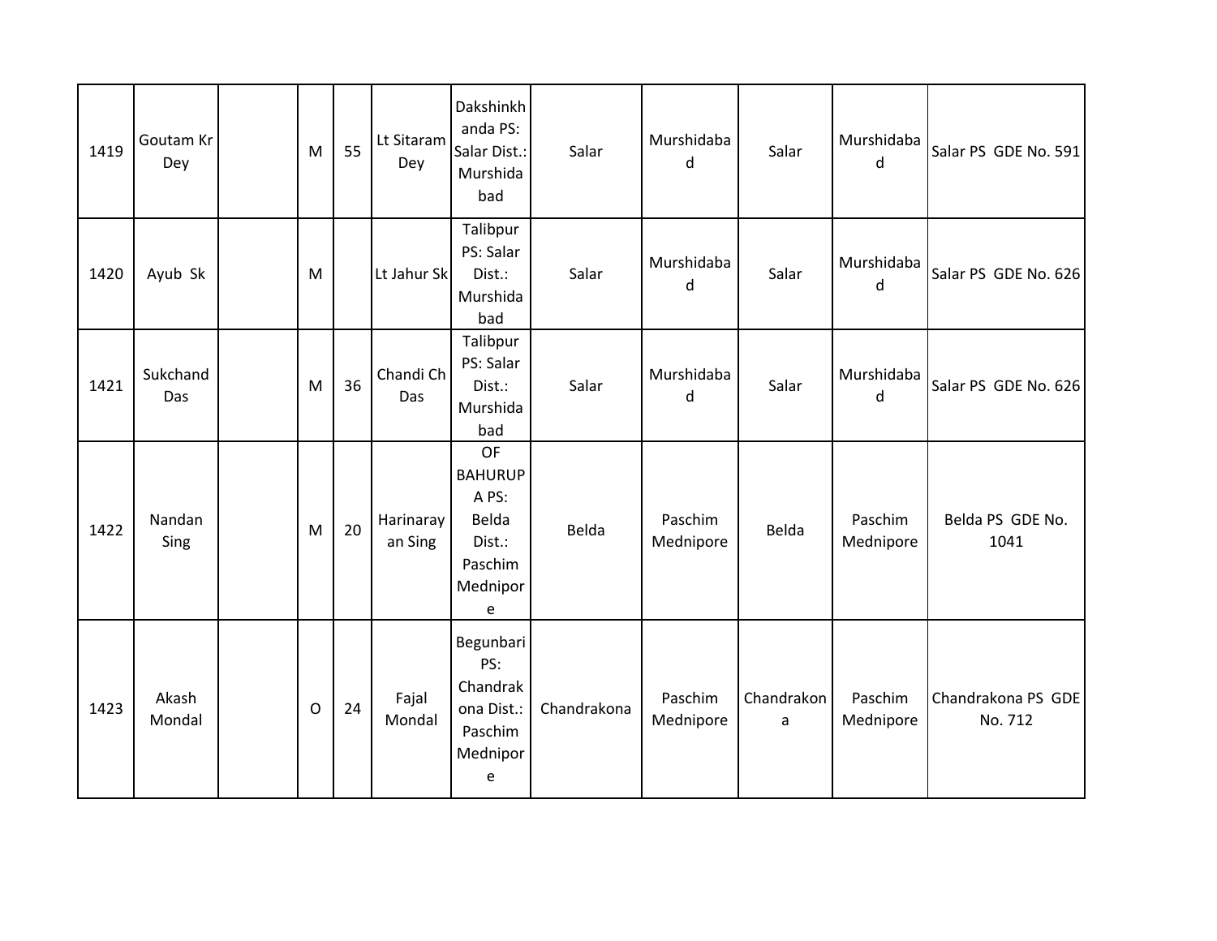| | | | | | | | | | | | |
|---|---|---|---|---|---|---|---|---|---|---|---|
| 1419 | Goutam Kr Dey | | M | 55 | Lt Sitaram Dey | Dakshinkhanda PS: Salar Dist.: Murshidabad | Salar | Murshidabad | Salar | Murshidabad | Salar PS GDE No. 591 |
| 1420 | Ayub Sk | | M | | Lt Jahur Sk | Talibpur PS: Salar Dist.: Murshidabad | Salar | Murshidabad | Salar | Murshidabad | Salar PS GDE No. 626 |
| 1421 | Sukchand Das | | M | 36 | Chandi Ch Das | Talibpur PS: Salar Dist.: Murshidabad | Salar | Murshidabad | Salar | Murshidabad | Salar PS GDE No. 626 |
| 1422 | Nandan Sing | | M | 20 | Harinarayan Sing | OF BAHURUPA PS: Belda Dist.: Paschim Mednipore | Belda | Paschim Mednipore | Belda | Paschim Mednipore | Belda PS GDE No. 1041 |
| 1423 | Akash Mondal | | O | 24 | Fajal Mondal | Begunbari PS: Chandrakona Dist.: Paschim Mednipore | Chandrakona | Paschim Mednipore | Chandrakona | Paschim Mednipore | Chandrakona PS GDE No. 712 |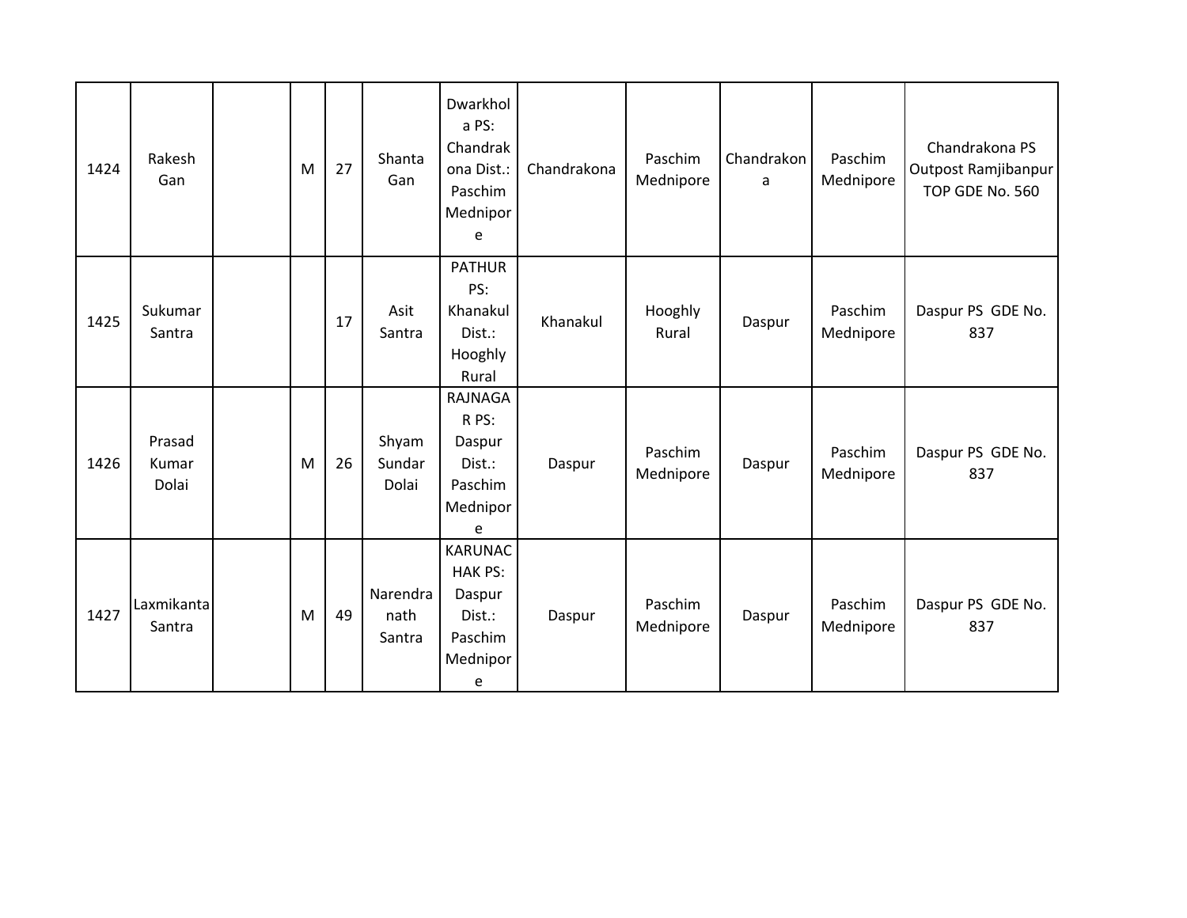| 1424 | Rakesh Gan | | M | 27 | Shanta Gan | Dwarkhola PS: Chandrakona Dist.: Paschim Mednipore | Chandrakona | Paschim Mednipore | Chandrakona | Paschim Mednipore | Chandrakona PS Outpost Ramjibanpur TOP GDE No. 560 |
|---|---|---|---|---|---|---|---|---|---|---|---|
| 1425 | Sukumar Santra | | | 17 | Asit Santra | PATHUR PS: Khanakul Dist.: Hooghly Rural | Khanakul | Hooghly Rural | Daspur | Paschim Mednipore | Daspur PS GDE No. 837 |
| 1426 | Prasad Kumar Dolai | | M | 26 | Shyam Sundar Dolai | RAJNAGAR PS: Daspur Dist.: Paschim Mednipore | Daspur | Paschim Mednipore | Daspur | Paschim Mednipore | Daspur PS GDE No. 837 |
| 1427 | Laxmikanta Santra | | M | 49 | Narendranath Santra | KARUNACHAK PS: Daspur Dist.: Paschim Mednipore | Daspur | Paschim Mednipore | Daspur | Paschim Mednipore | Daspur PS GDE No. 837 |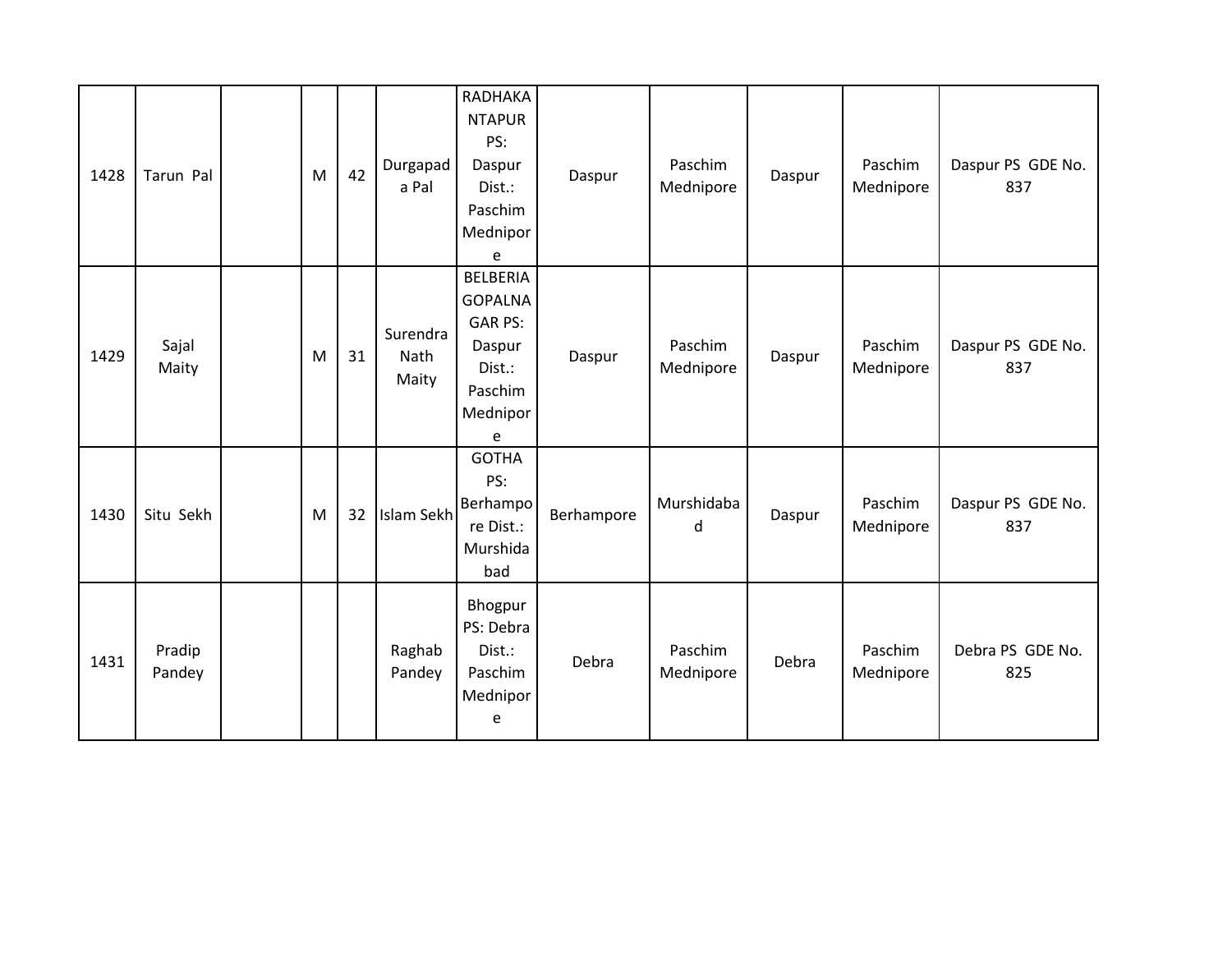| | | | | | | | | | | | |
|---|---|---|---|---|---|---|---|---|---|---|---|
| 1428 | Tarun Pal | | M | 42 | Durgapada Pal | RADHAKANTAPUR PS: Daspur Dist.: Paschim Mednipore | Daspur | Paschim Mednipore | Daspur | Paschim Mednipore | Daspur PS GDE No. 837 |
| 1429 | Sajal Maity | | M | 31 | Surendra Nath Maity | BELBERIA GOPALNAGAR PS: Daspur Dist.: Paschim Mednipore | Daspur | Paschim Mednipore | Daspur | Paschim Mednipore | Daspur PS GDE No. 837 |
| 1430 | Situ Sekh | | M | 32 | Islam Sekh | GOTHA PS: Berhampore Dist.: Murshidabad | Berhampore | Murshidabad | Daspur | Paschim Mednipore | Daspur PS GDE No. 837 |
| 1431 | Pradip Pandey | | | | Raghab Pandey | Bhogpur PS: Debra Dist.: Paschim Mednipore | Debra | Paschim Mednipore | Debra | Paschim Mednipore | Debra PS GDE No. 825 |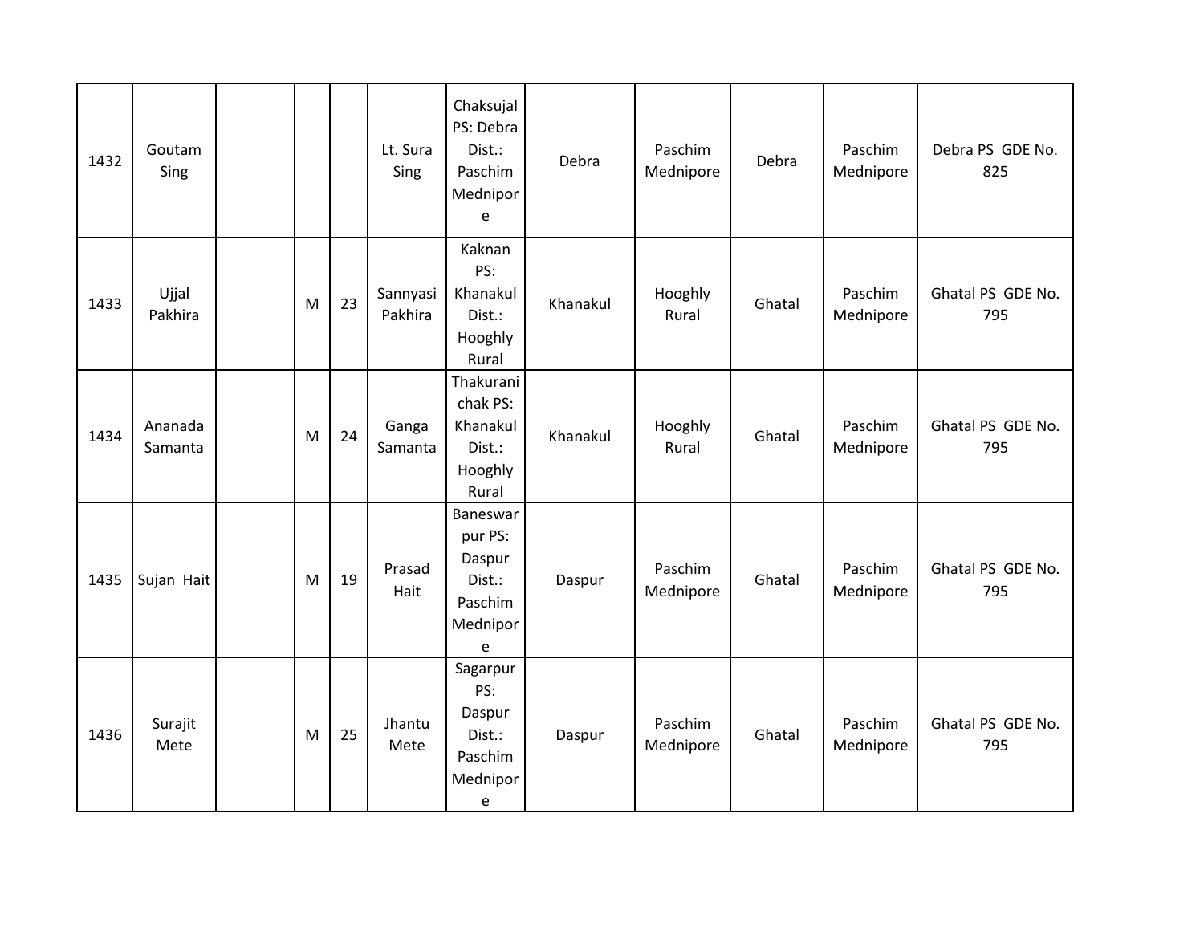| 1432 | Goutam Sing | | | | Lt. Sura Sing | Chaksujal PS: Debra Dist.: Paschim Mednipore | Debra | Paschim Mednipore | Debra | Paschim Mednipore | Debra PS GDE No. 825 |
|---|---|---|---|---|---|---|---|---|---|---|---|
| 1433 | Ujjal Pakhira | | M | 23 | Sannyasi Pakhira | Kaknan PS: Khanakul Dist.: Hooghly Rural | Khanakul | Hooghly Rural | Ghatal | Paschim Mednipore | Ghatal PS GDE No. 795 |
| 1434 | Ananada Samanta | | M | 24 | Ganga Samanta | Thakuranichak PS: Khanakul Dist.: Hooghly Rural | Khanakul | Hooghly Rural | Ghatal | Paschim Mednipore | Ghatal PS GDE No. 795 |
| 1435 | Sujan Hait | | M | 19 | Prasad Hait | Baneswarpur PS: Daspur Dist.: Paschim Mednipore | Daspur | Paschim Mednipore | Ghatal | Paschim Mednipore | Ghatal PS GDE No. 795 |
| 1436 | Surajit Mete | | M | 25 | Jhantu Mete | Sagarpur PS: Daspur Dist.: Paschim Mednipore | Daspur | Paschim Mednipore | Ghatal | Paschim Mednipore | Ghatal PS GDE No. 795 |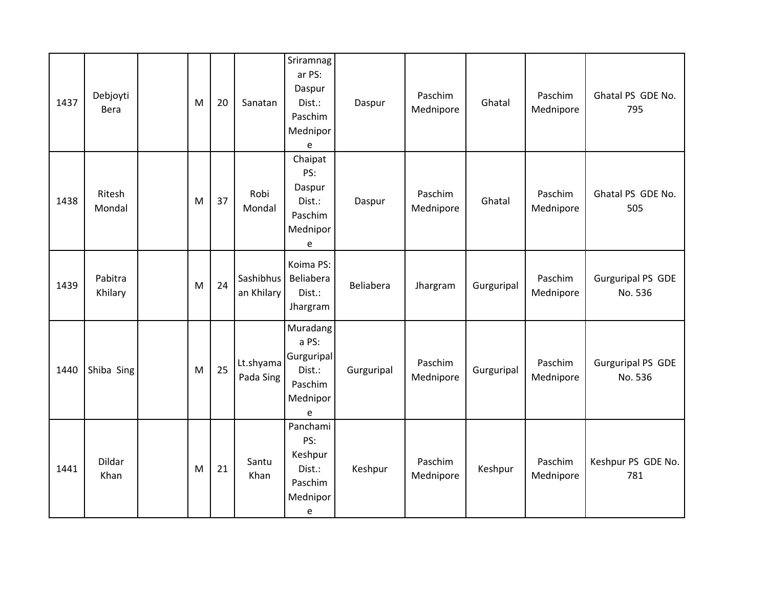| | | | | | | | | | | | |
|---|---|---|---|---|---|---|---|---|---|---|---|
| 1437 | Debjoyti Bera | | M | 20 | Sanatan | Sriramnagar PS: Daspur Dist.: Paschim Mednipore | Daspur | Paschim Mednipore | Ghatal | Paschim Mednipore | Ghatal PS GDE No. 795 |
| 1438 | Ritesh Mondal | | M | 37 | Robi Mondal | Chaipat PS: Daspur Dist.: Paschim Mednipore | Daspur | Paschim Mednipore | Ghatal | Paschim Mednipore | Ghatal PS GDE No. 505 |
| 1439 | Pabitra Khilary | | M | 24 | Sashibhusan Khilary | Koima PS: Beliabera Dist.: Jhargram | Beliabera | Jhargram | Gurguripal | Paschim Mednipore | Gurguripal PS GDE No. 536 |
| 1440 | Shiba Sing | | M | 25 | Lt.shyama Pada Sing | Muradanga PS: Gurguripal Dist.: Paschim Mednipore | Gurguripal | Paschim Mednipore | Gurguripal | Paschim Mednipore | Gurguripal PS GDE No. 536 |
| 1441 | Dildar Khan | | M | 21 | Santu Khan | Panchami PS: Keshpur Dist.: Paschim Mednipore | Keshpur | Paschim Mednipore | Keshpur | Paschim Mednipore | Keshpur PS GDE No. 781 |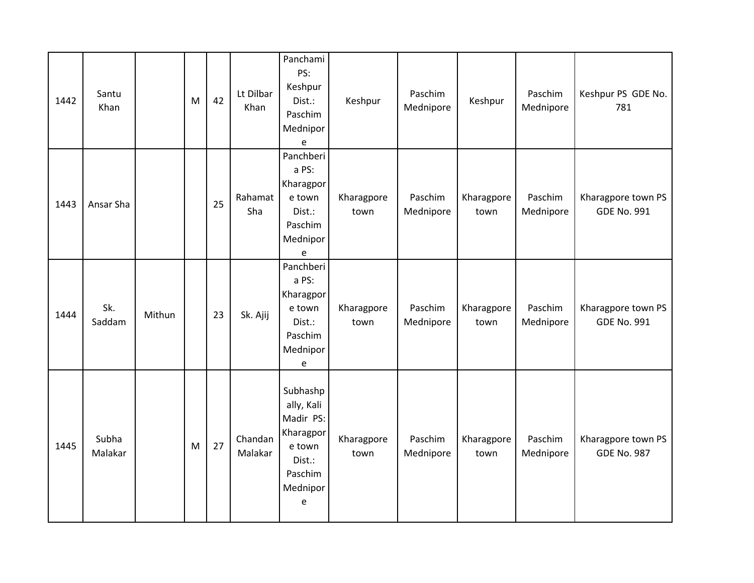|  |  |  |  |  |  |  |  |  |  |  |  |
|---|---|---|---|---|---|---|---|---|---|---|---|
| 1442 | Santu Khan |  | M | 42 | Lt Dilbar Khan | Panchami PS: Keshpur Dist.: Paschim Mednipore | Keshpur | Paschim Mednipore | Keshpur | Paschim Mednipore | Keshpur PS GDE No. 781 |
| 1443 | Ansar Sha |  |  | 25 | Rahamat Sha | Panchberia PS: Kharagpore town Dist.: Paschim Mednipore | Kharagpore town | Paschim Mednipore | Kharagpore town | Paschim Mednipore | Kharagpore town PS GDE No. 991 |
| 1444 | Sk. Saddam | Mithun |  | 23 | Sk. Ajij | Panchberia PS: Kharagpore town Dist.: Paschim Mednipore | Kharagpore town | Paschim Mednipore | Kharagpore town | Paschim Mednipore | Kharagpore town PS GDE No. 991 |
| 1445 | Subha Malakar |  | M | 27 | Chandan Malakar | Subhashpally, Kali Madir PS: Kharagpore town Dist.: Paschim Mednipore | Kharagpore town | Paschim Mednipore | Kharagpore town | Paschim Mednipore | Kharagpore town PS GDE No. 987 |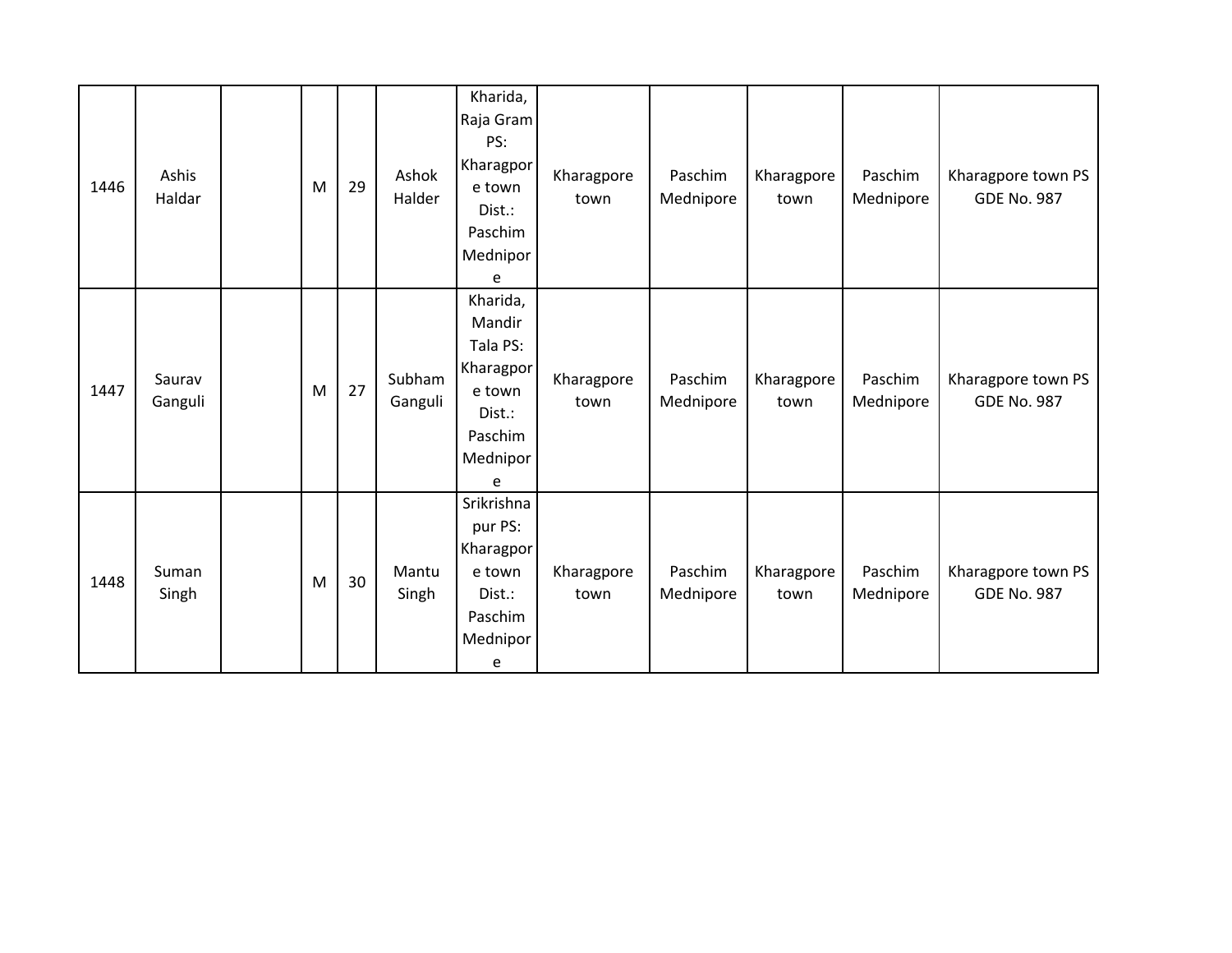| 1446 | Ashis Haldar | | M | 29 | Ashok Halder | Kharida, Raja Gram PS: Kharagpore town Dist.: Paschim Mednipore | Kharagpore town | Paschim Mednipore | Kharagpore town | Paschim Mednipore | Kharagpore town PS GDE No. 987 |
|---|---|---|---|---|---|---|---|---|---|---|---|
| 1447 | Saurav Ganguli | | M | 27 | Subham Ganguli | Kharida, Mandir Tala PS: Kharagpore town Dist.: Paschim Mednipore | Kharagpore town | Paschim Mednipore | Kharagpore town | Paschim Mednipore | Kharagpore town PS GDE No. 987 |
| 1448 | Suman Singh | | M | 30 | Mantu Singh | Srikrishnapur PS: Kharagpore town Dist.: Paschim Mednipore | Kharagpore town | Paschim Mednipore | Kharagpore town | Paschim Mednipore | Kharagpore town PS GDE No. 987 |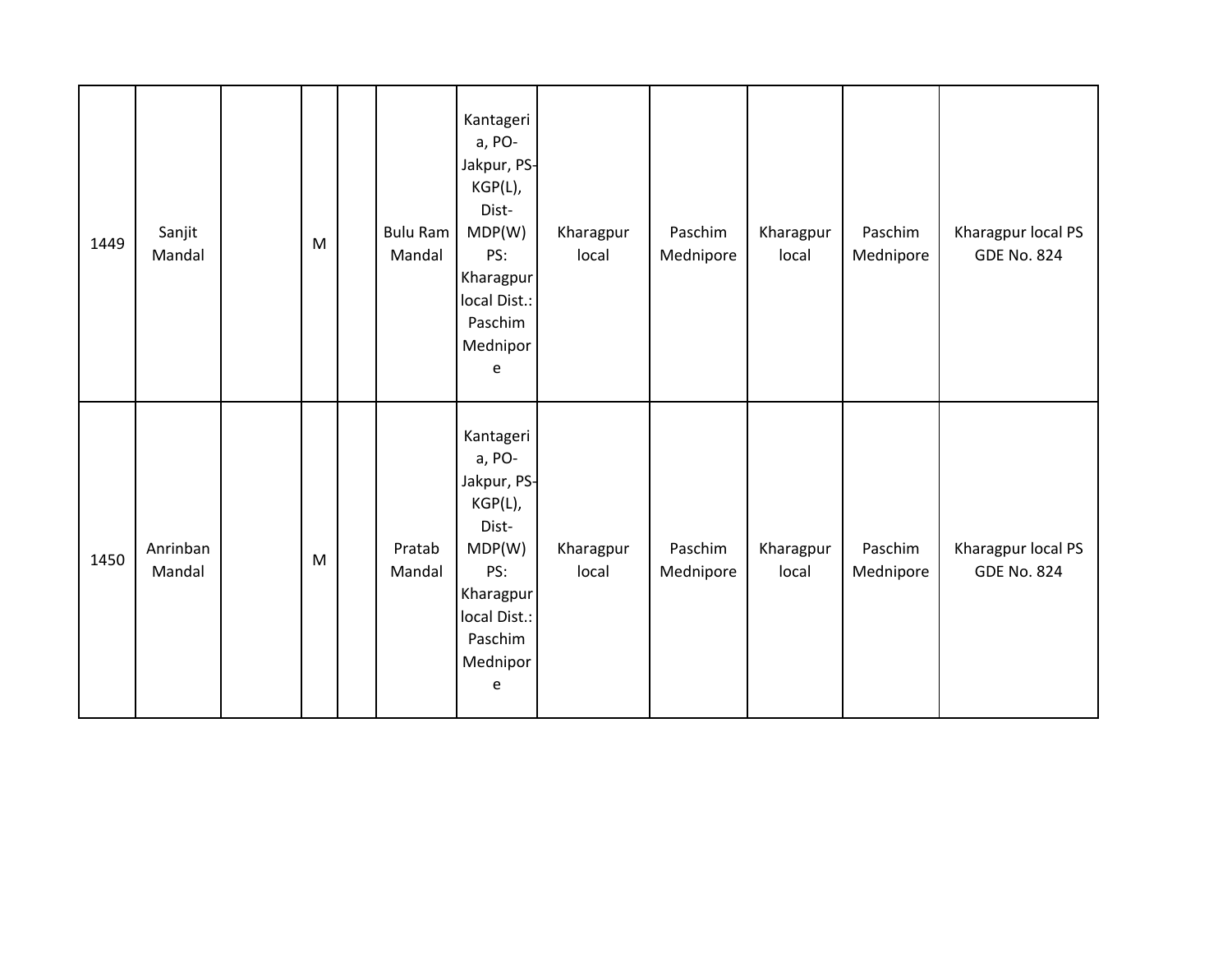| 1449 | Sanjit Mandal | | M | | Bulu Ram Mandal | Kantageria, PO-Jakpur, PS-KGP(L), Dist-MDP(W) PS: Kharagpur local Dist.: Paschim Mednipore | Kharagpur local | Paschim Mednipore | Kharagpur local | Paschim Mednipore | Kharagpur local PS GDE No. 824 |
|---|---|---|---|---|---|---|---|---|---|---|---|
| 1450 | Anrinban Mandal | | M | | Pratab Mandal | Kantageria, PO-Jakpur, PS-KGP(L), Dist-MDP(W) PS: Kharagpur local Dist.: Paschim Mednipore | Kharagpur local | Paschim Mednipore | Kharagpur local | Paschim Mednipore | Kharagpur local PS GDE No. 824 |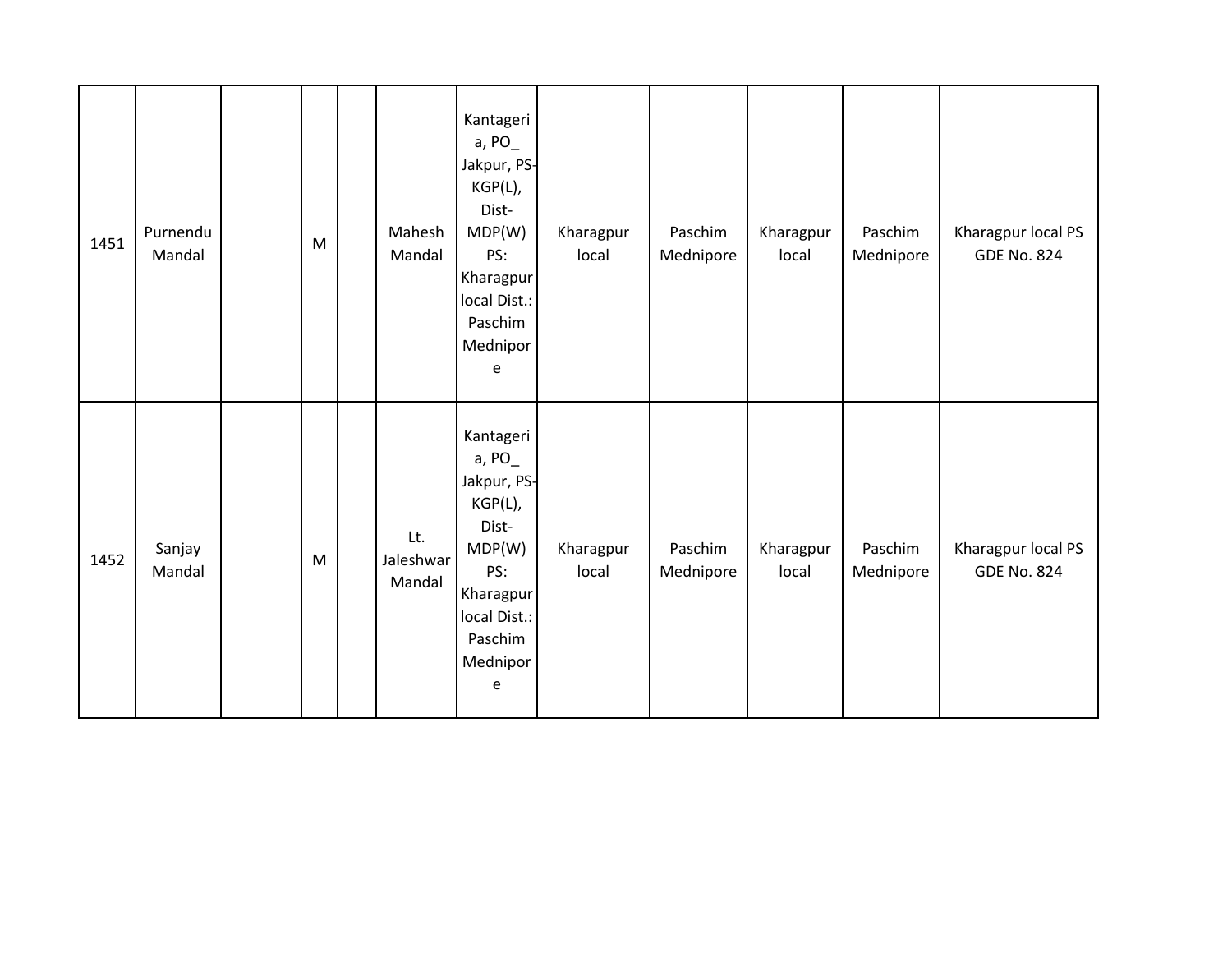| | | | | | | | | | | | |
|---|---|---|---|---|---|---|---|---|---|---|---|
| 1451 | Purnendu Mandal | | M | | Mahesh Mandal | Kantageria, PO_ Jakpur, PS-KGP(L), Dist-MDP(W) PS: Kharagpur local Dist.: Paschim Mednipore | Kharagpur local | Paschim Mednipore | Kharagpur local | Paschim Mednipore | Kharagpur local PS GDE No. 824 |
| 1452 | Sanjay Mandal | | M | | Lt. Jaleshwar Mandal | Kantageria, PO_ Jakpur, PS-KGP(L), Dist-MDP(W) PS: Kharagpur local Dist.: Paschim Mednipore | Kharagpur local | Paschim Mednipore | Kharagpur local | Paschim Mednipore | Kharagpur local PS GDE No. 824 |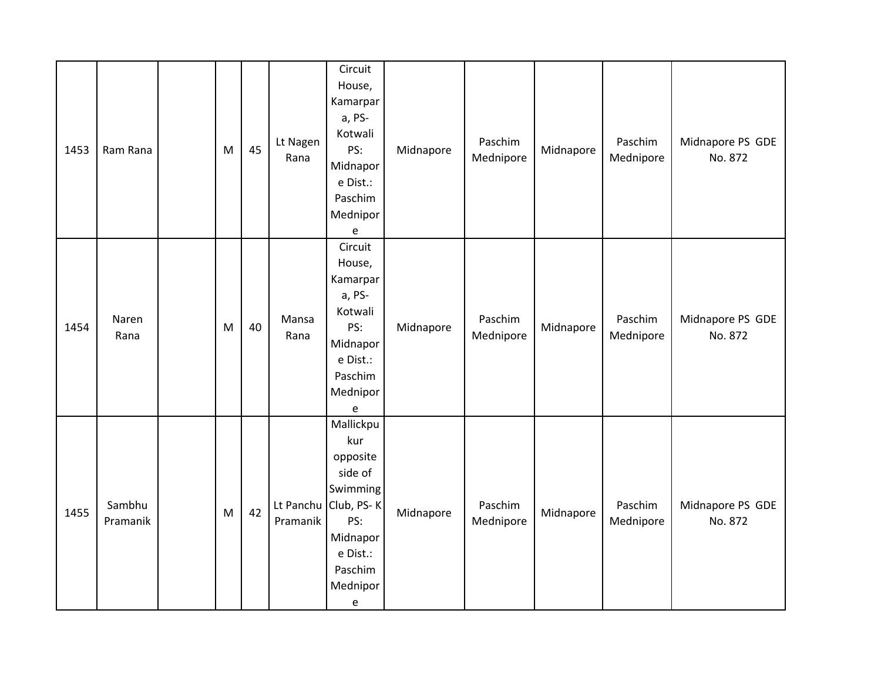| 1453 | Ram Rana | | M | 45 | Lt Nagen Rana | Circuit House, Kamarpara, PS- Kotwali PS: Midnapore Dist.: Paschim Mednipore | Midnapore | Paschim Mednipore | Midnapore | Paschim Mednipore | Midnapore PS GDE No. 872 |
|---|---|---|---|---|---|---|---|---|---|---|---|
| 1454 | Naren Rana | | M | 40 | Mansa Rana | Circuit House, Kamarpara, PS- Kotwali PS: Midnapore Dist.: Paschim Mednipore | Midnapore | Paschim Mednipore | Midnapore | Paschim Mednipore | Midnapore PS GDE No. 872 |
| 1455 | Sambhu Pramanik | | M | 42 | Lt Panchu Pramanik | Mallickpukur opposite side of Swimming Club, PS- K PS: Midnapore Dist.: Paschim Mednipore | Midnapore | Paschim Mednipore | Midnapore | Paschim Mednipore | Midnapore PS GDE No. 872 |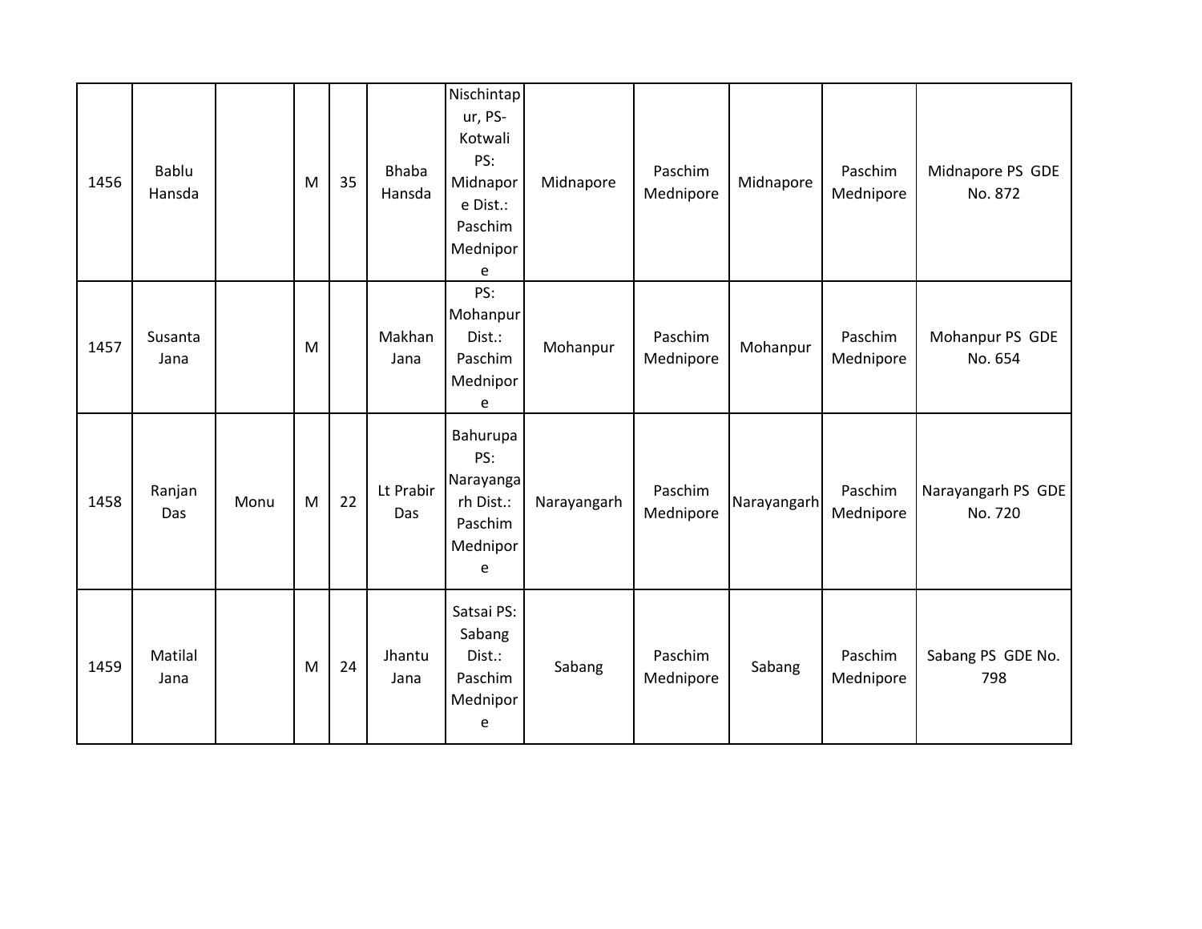| 1456 | Bablu Hansda | | M | 35 | Bhaba Hansda | Nischintapur, PS-Kotwali PS: Midnapore Dist.: Paschim Mednipore | Midnapore | Paschim Mednipore | Midnapore | Paschim Mednipore | Midnapore PS GDE No. 872 |
|---|---|---|---|---|---|---|---|---|---|---|---|
| 1457 | Susanta Jana | | M | | Makhan Jana | PS: Mohanpur Dist.: Paschim Mednipore | Mohanpur | Paschim Mednipore | Mohanpur | Paschim Mednipore | Mohanpur PS GDE No. 654 |
| 1458 | Ranjan Das | Monu | M | 22 | Lt Prabir Das | Bahurupa PS: Narayangarh Dist.: Paschim Mednipore | Narayangarh | Paschim Mednipore | Narayangarh | Paschim Mednipore | Narayangarh PS GDE No. 720 |
| 1459 | Matilal Jana | | M | 24 | Jhantu Jana | Satsai PS: Sabang Dist.: Paschim Mednipore | Sabang | Paschim Mednipore | Sabang | Paschim Mednipore | Sabang PS GDE No. 798 |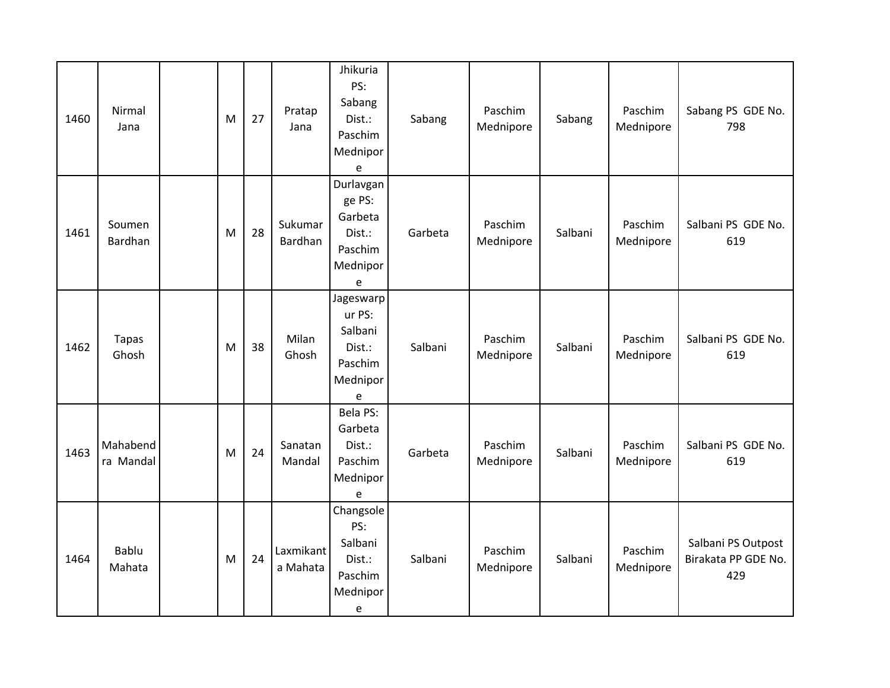| | | | | | | | | | | | |
|---|---|---|---|---|---|---|---|---|---|---|---|
| 1460 | Nirmal Jana | | M | 27 | Pratap Jana | Jhikuria PS: Sabang Dist.: Paschim Mednipore | Sabang | Paschim Mednipore | Sabang | Paschim Mednipore | Sabang PS GDE No. 798 |
| 1461 | Soumen Bardhan | | M | 28 | Sukumar Bardhan | Durlavgange PS: Garbeta Dist.: Paschim Mednipore | Garbeta | Paschim Mednipore | Salbani | Paschim Mednipore | Salbani PS GDE No. 619 |
| 1462 | Tapas Ghosh | | M | 38 | Milan Ghosh | Jageswarpur PS: Salbani Dist.: Paschim Mednipore | Salbani | Paschim Mednipore | Salbani | Paschim Mednipore | Salbani PS GDE No. 619 |
| 1463 | Mahabendra Mandal | | M | 24 | Sanatan Mandal | Bela PS: Garbeta Dist.: Paschim Mednipore | Garbeta | Paschim Mednipore | Salbani | Paschim Mednipore | Salbani PS GDE No. 619 |
| 1464 | Bablu Mahata | | M | 24 | Laxmikanta Mahata | Changsole PS: Salbani Dist.: Paschim Mednipore | Salbani | Paschim Mednipore | Salbani | Paschim Mednipore | Salbani PS Outpost Birakata PP GDE No. 429 |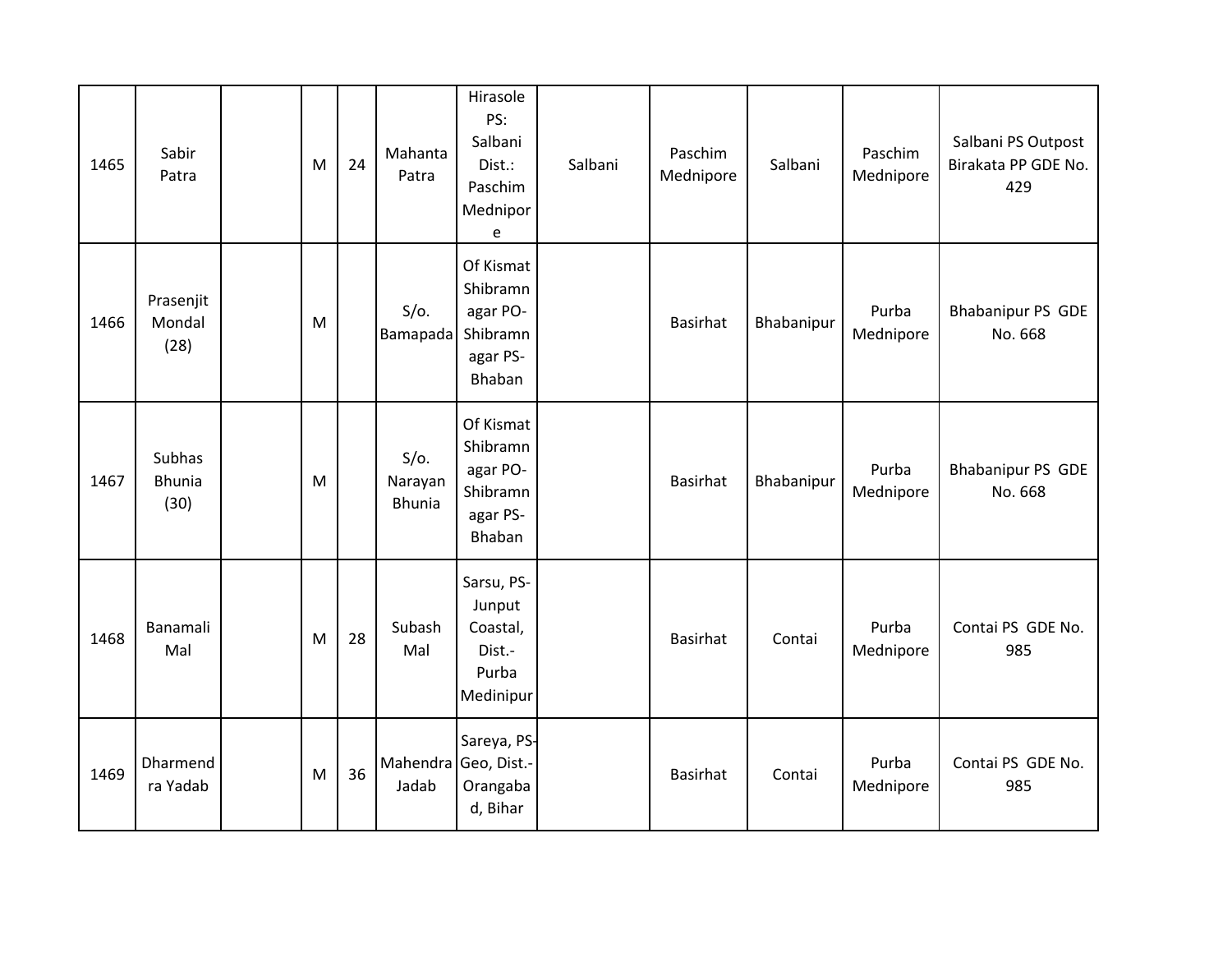| 1465 | Sabir Patra | | M | 24 | Mahanta Patra | Hirasole PS: Salbani Dist.: Paschim Mednipore | Salbani | Paschim Mednipore | Salbani | Paschim Mednipore | Salbani PS Outpost Birakata PP GDE No. 429 |
|---|---|---|---|---|---|---|---|---|---|---|---|
| 1466 | Prasenjit Mondal (28) | | M | | S/o. Bamapada | Of Kismat Shibramnagar PO-Shibramnagar PS-Bhaban | | Basirhat | Bhabanipur | Purba Mednipore | Bhabanipur PS GDE No. 668 |
| 1467 | Subhas Bhunia (30) | | M | | S/o. Narayan Bhunia | Of Kismat Shibramnagar PO-Shibramnagar PS-Bhaban | | Basirhat | Bhabanipur | Purba Mednipore | Bhabanipur PS GDE No. 668 |
| 1468 | Banamali Mal | | M | 28 | Subash Mal | Sarsu, PS-Junput Coastal, Dist.-Purba Medinipur | | Basirhat | Contai | Purba Mednipore | Contai PS GDE No. 985 |
| 1469 | Dharmendra Yadab | | M | 36 | Mahendra Jadab | Sareya, PS-Geo, Dist.-Orangabad, Bihar | | Basirhat | Contai | Purba Mednipore | Contai PS GDE No. 985 |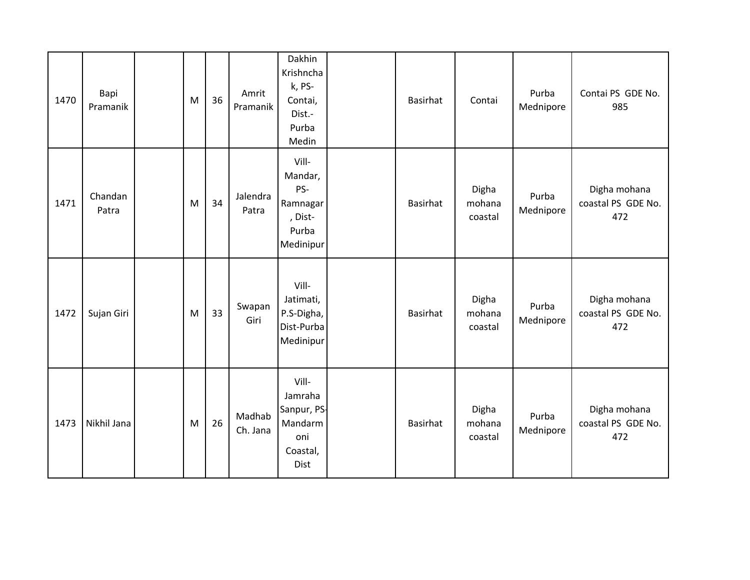| 1470 | Bapi Pramanik | | M | 36 | Amrit Pramanik | Dakhin Krishnchak, PS-Contai, Dist.-Purba Medin | | Basirhat | Contai | Purba Mednipore | Contai PS GDE No. 985 |
|---|---|---|---|---|---|---|---|---|---|---|---|
| 1471 | Chandan Patra | | M | 34 | Jalendra Patra | Vill-Mandar, PS-Ramnagar, Dist-Purba Medinipur | | Basirhat | Digha mohana coastal | Purba Mednipore | Digha mohana coastal PS GDE No. 472 |
| 1472 | Sujan Giri | | M | 33 | Swapan Giri | Vill-Jatimati, P.S-Digha, Dist-Purba Medinipur | | Basirhat | Digha mohana coastal | Purba Mednipore | Digha mohana coastal PS GDE No. 472 |
| 1473 | Nikhil Jana | | M | 26 | Madhab Ch. Jana | Vill-Jamraha Sanpur, PS-Mandarmoni Coastal, Dist | | Basirhat | Digha mohana coastal | Purba Mednipore | Digha mohana coastal PS GDE No. 472 |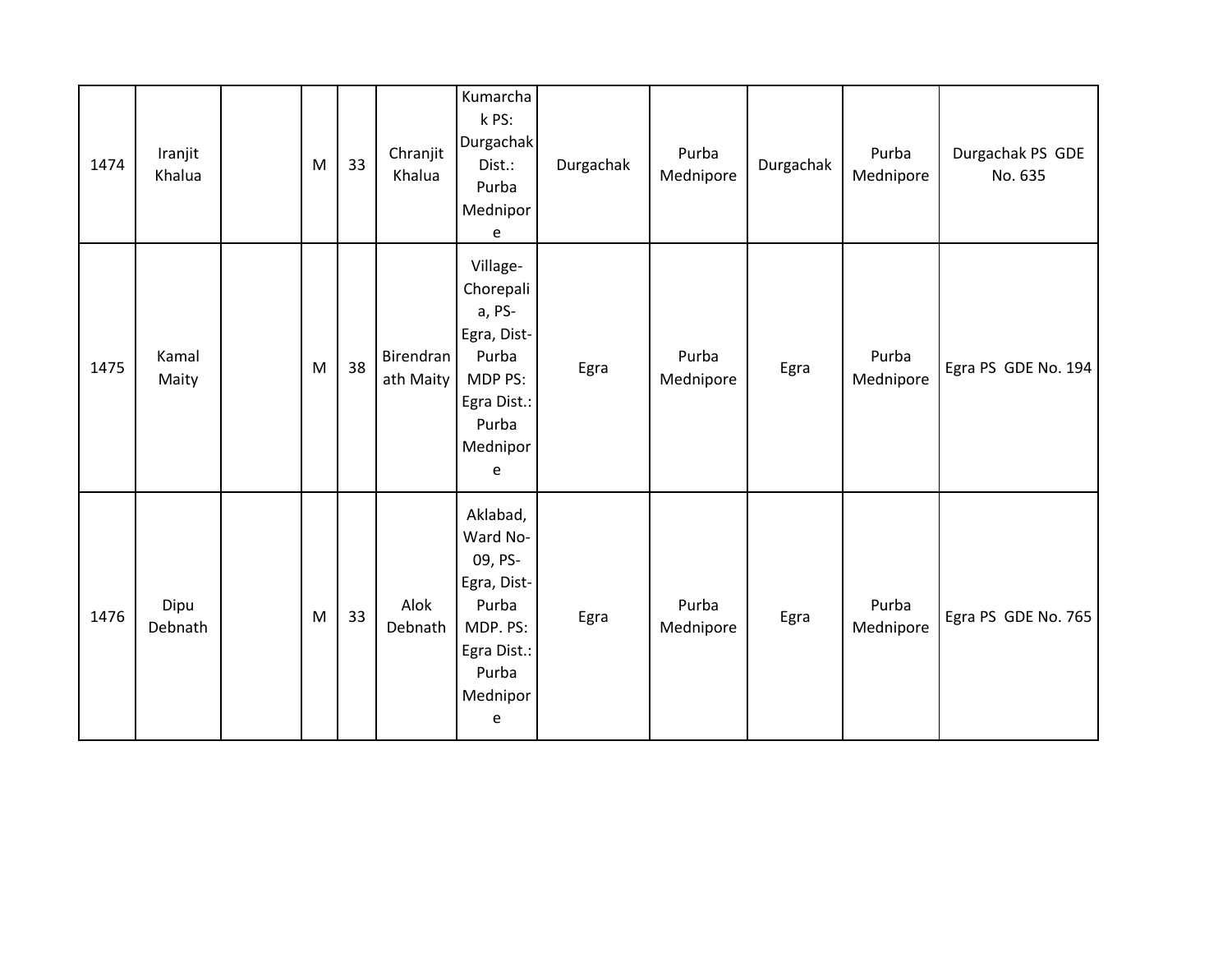| | | | | | | | | | | | |
|---|---|---|---|---|---|---|---|---|---|---|---|
| 1474 | Iranjit Khalua | | M | 33 | Chranjit Khalua | Kumarchak PS: Durgachak Dist.: Purba Mednipore | Durgachak | Purba Mednipore | Durgachak | Purba Mednipore | Durgachak PS GDE No. 635 |
| 1475 | Kamal Maity | | M | 38 | Birendranath Maity | Village-Chorepalia, PS-Egra, Dist-Purba MDP PS: Egra Dist.: Purba Mednipore | Egra | Purba Mednipore | Egra | Purba Mednipore | Egra PS GDE No. 194 |
| 1476 | Dipu Debnath | | M | 33 | Alok Debnath | Aklabad, Ward No-09, PS-Egra, Dist-Purba MDP. PS: Egra Dist.: Purba Mednipore | Egra | Purba Mednipore | Egra | Purba Mednipore | Egra PS GDE No. 765 |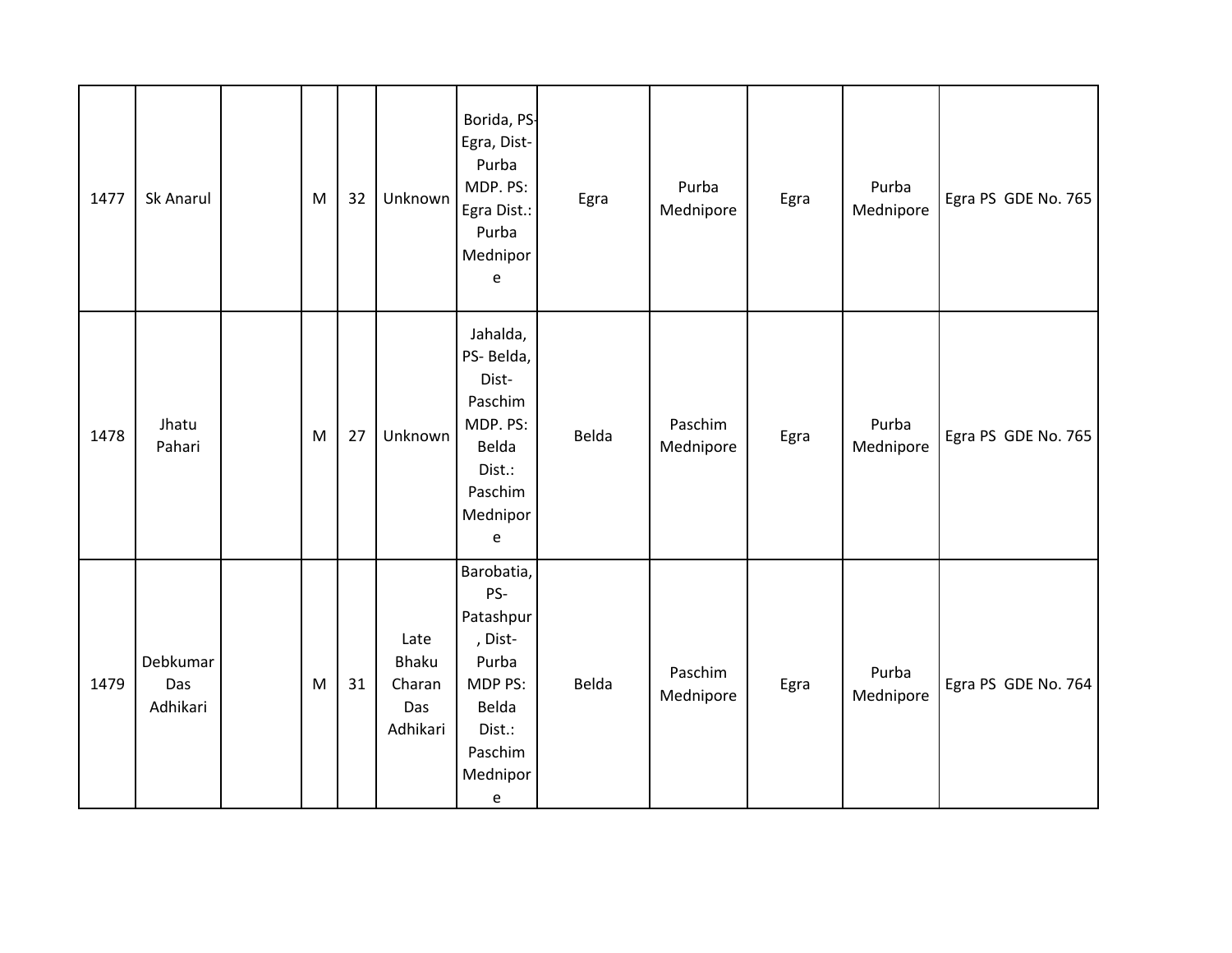| 1477 | Sk Anarul | | M | 32 | Unknown | Borida, PS-Egra, Dist-Purba MDP. PS: Egra Dist.: Purba Mednipore | Egra | Purba Mednipore | Egra | Purba Mednipore | Egra PS GDE No. 765 |
|---|---|---|---|---|---|---|---|---|---|---|---|
| 1478 | Jhatu Pahari | | M | 27 | Unknown | Jahalda, PS- Belda, Dist-Paschim MDP. PS: Belda Dist.: Paschim Mednipore | Belda | Paschim Mednipore | Egra | Purba Mednipore | Egra PS GDE No. 765 |
| 1479 | Debkumar Das Adhikari | | M | 31 | Late Bhaku Charan Das Adhikari | Barobatia, PS-Patashpur, Dist-Purba MDP PS: Belda Dist.: Paschim Mednipore | Belda | Paschim Mednipore | Egra | Purba Mednipore | Egra PS GDE No. 764 |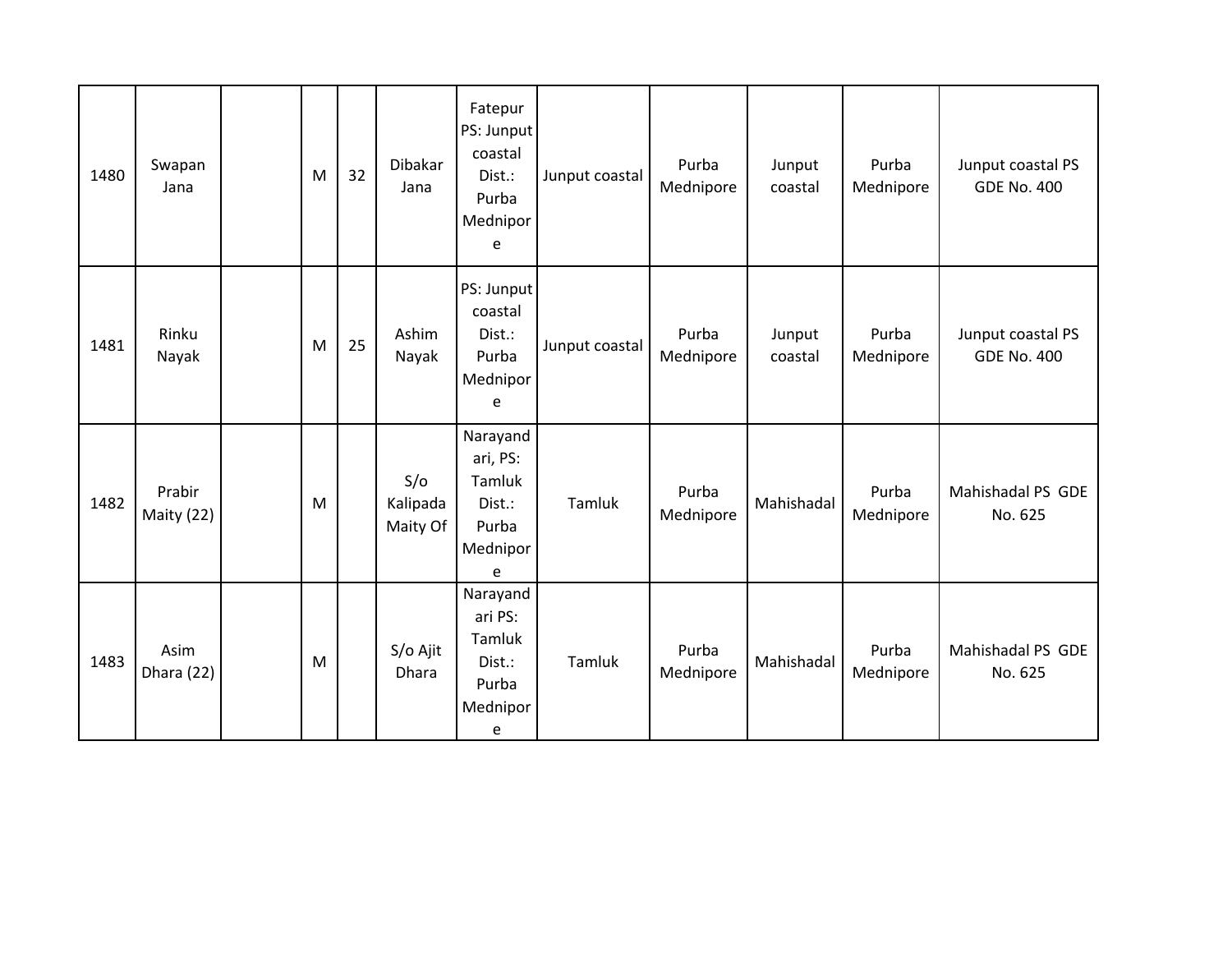| | | | | | | | | | | | |
|---|---|---|---|---|---|---|---|---|---|---|---|
| 1480 | Swapan Jana | | M | 32 | Dibakar Jana | Fatepur PS: Junput coastal Dist.: Purba Mednipore | Junput coastal | Purba Mednipore | Junput coastal | Purba Mednipore | Junput coastal PS GDE No. 400 |
| 1481 | Rinku Nayak | | M | 25 | Ashim Nayak | PS: Junput coastal Dist.: Purba Mednipore | Junput coastal | Purba Mednipore | Junput coastal | Purba Mednipore | Junput coastal PS GDE No. 400 |
| 1482 | Prabir Maity (22) | | M | | S/o Kalipada Maity Of | Narayandari, PS: Tamluk Dist.: Purba Mednipore | Tamluk | Purba Mednipore | Mahishadal | Purba Mednipore | Mahishadal PS GDE No. 625 |
| 1483 | Asim Dhara (22) | | M | | S/o Ajit Dhara | Narayandari PS: Tamluk Dist.: Purba Mednipore | Tamluk | Purba Mednipore | Mahishadal | Purba Mednipore | Mahishadal PS GDE No. 625 |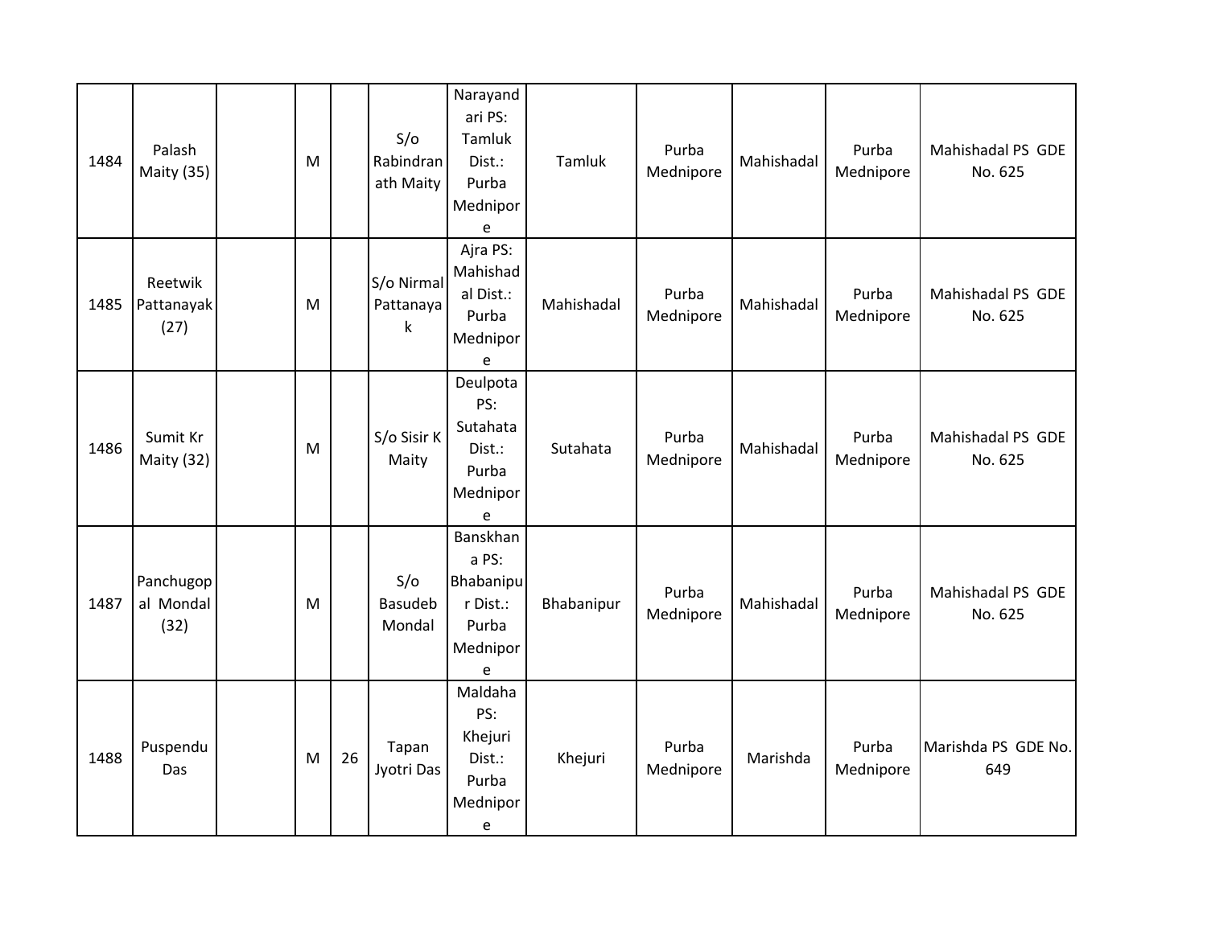|  |  |  |  |  |  |  |  |  |  |  |  |
|---|---|---|---|---|---|---|---|---|---|---|---|
| 1484 | Palash Maity (35) |  | M |  | S/o Rabindranath Maity | Narayandari PS: Tamluk Dist.: Purba Mednipore | Tamluk | Purba Mednipore | Mahishadal | Purba Mednipore | Mahishadal PS GDE No. 625 |
| 1485 | Reetwik Pattanayak (27) |  | M |  | S/o Nirmal Pattanayak | Ajra PS: Mahishadal Dist.: Purba Mednipore | Mahishadal | Purba Mednipore | Mahishadal | Purba Mednipore | Mahishadal PS GDE No. 625 |
| 1486 | Sumit Kr Maity (32) |  | M |  | S/o Sisir K Maity | Deulpota PS: Sutahata Dist.: Purba Mednipore | Sutahata | Purba Mednipore | Mahishadal | Purba Mednipore | Mahishadal PS GDE No. 625 |
| 1487 | Panchugopal Mondal (32) |  | M |  | S/o Basudeb Mondal | Banskhana PS: Bhabanipur Dist.: Purba Mednipore | Bhabanipur | Purba Mednipore | Mahishadal | Purba Mednipore | Mahishadal PS GDE No. 625 |
| 1488 | Puspendu Das |  | M | 26 | Tapan Jyotri Das | Maldaha PS: Khejuri Dist.: Purba Mednipore | Khejuri | Purba Mednipore | Marishda | Purba Mednipore | Marishda PS GDE No. 649 |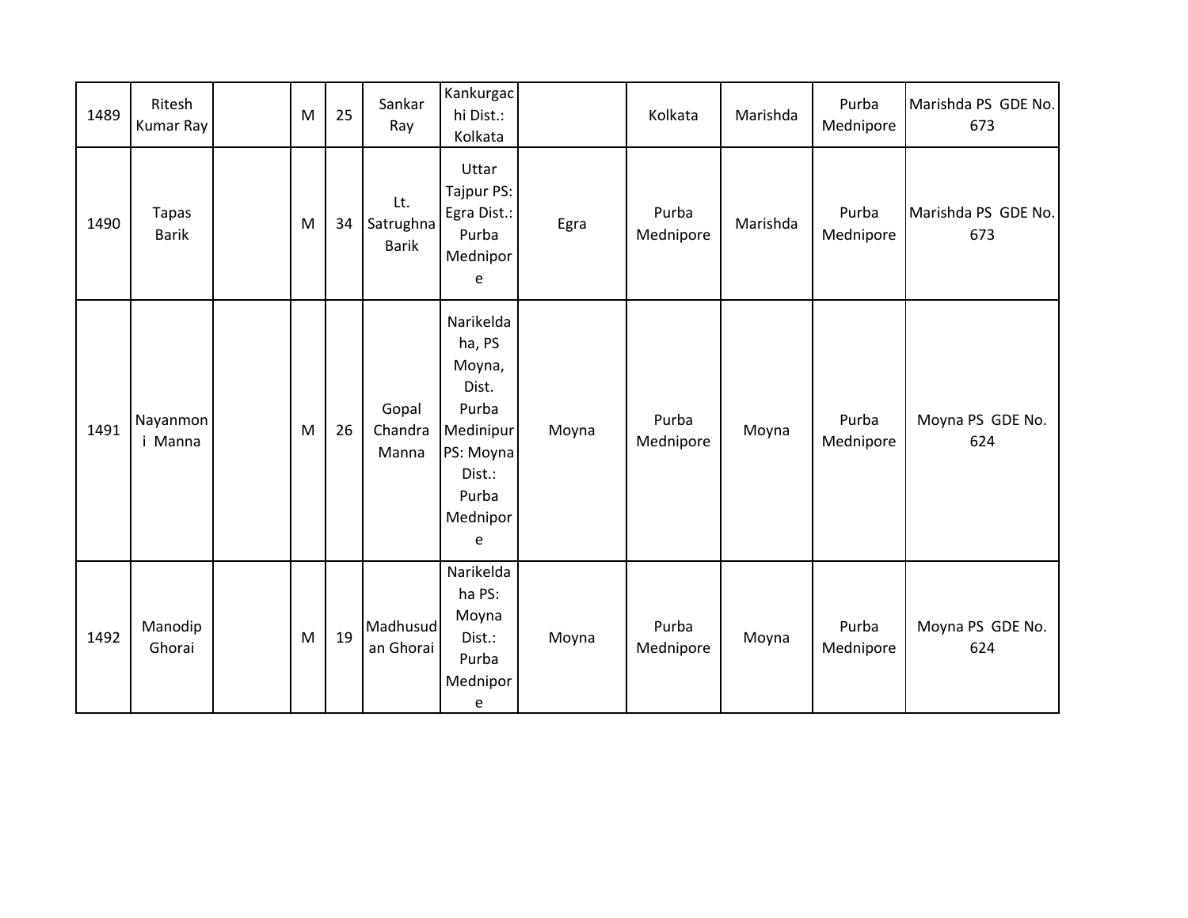| | | | | | | | | | | | |
|---|---|---|---|---|---|---|---|---|---|---|---|
| 1489 | Ritesh Kumar Ray | | M | 25 | Sankar Ray | Kankurgachi Dist.: Kolkata | | Kolkata | Marishda | Purba Mednipore | Marishda PS GDE No. 673 |
| 1490 | Tapas Barik | | M | 34 | Lt. Satrughna Barik | Uttar Tajpur PS: Egra Dist.: Purba Mednipore | Egra | Purba Mednipore | Marishda | Purba Mednipore | Marishda PS GDE No. 673 |
| 1491 | Nayanmoni Manna | | M | 26 | Gopal Chandra Manna | Narikeldaha, PS Moyna, Dist. Purba Medinipur PS: Moyna Dist.: Purba Mednipore | Moyna | Purba Mednipore | Moyna | Purba Mednipore | Moyna PS GDE No. 624 |
| 1492 | Manodip Ghorai | | M | 19 | Madhusudan Ghorai | Narikeldaha PS: Moyna Dist.: Purba Mednipore | Moyna | Purba Mednipore | Moyna | Purba Mednipore | Moyna PS GDE No. 624 |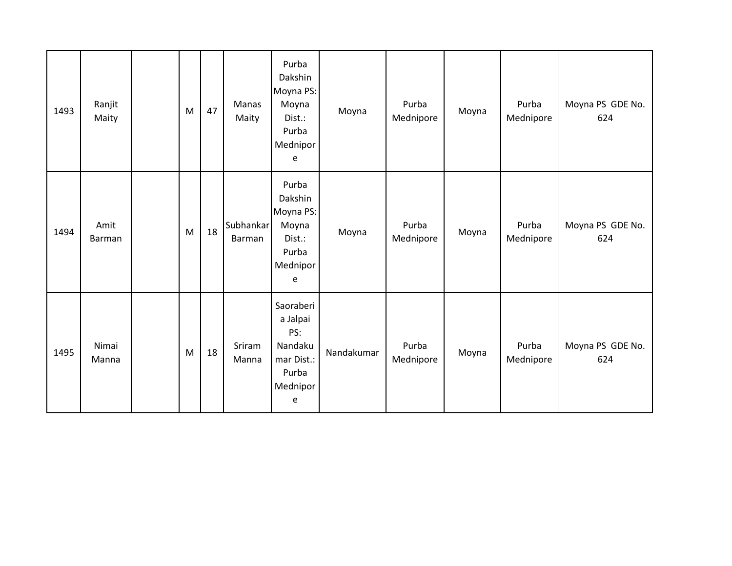| 1493 | Ranjit Maity | | M | 47 | Manas Maity | Purba Dakshin Moyna PS: Moyna Dist.: Purba Mednipore | Moyna | Purba Mednipore | Moyna | Purba Mednipore | Moyna PS GDE No. 624 |
|---|---|---|---|---|---|---|---|---|---|---|---|
| 1494 | Amit Barman | | M | 18 | Subhankar Barman | Purba Dakshin Moyna PS: Moyna Dist.: Purba Mednipore | Moyna | Purba Mednipore | Moyna | Purba Mednipore | Moyna PS GDE No. 624 |
| 1495 | Nimai Manna | | M | 18 | Sriram Manna | Saoraberia Jalpai PS: Nandakumar Dist.: Purba Mednipore | Nandakumar | Purba Mednipore | Moyna | Purba Mednipore | Moyna PS GDE No. 624 |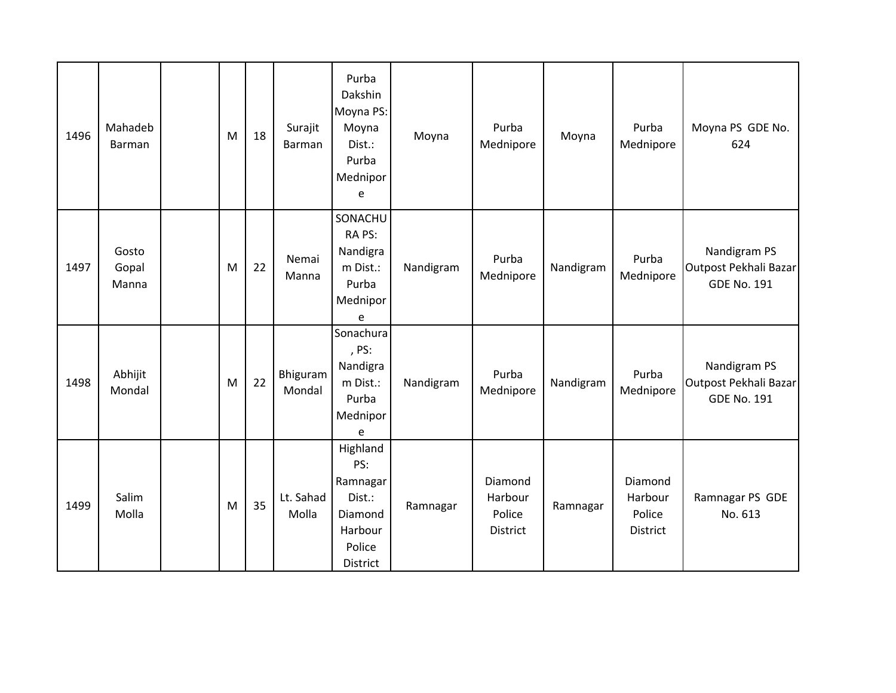| 1496 | Mahadeb Barman | | M | 18 | Surajit Barman | Purba Dakshin Moyna PS: Moyna Dist.: Purba Mednipore | Moyna | Purba Mednipore | Moyna | Purba Mednipore | Moyna PS GDE No. 624 |
|---|---|---|---|---|---|---|---|---|---|---|---|
| 1497 | Gosto Gopal Manna | | M | 22 | Nemai Manna | SONACHURA PS: Nandigram Dist.: Purba Mednipore | Nandigram | Purba Mednipore | Nandigram | Purba Mednipore | Nandigram PS Outpost Pekhali Bazar GDE No. 191 |
| 1498 | Abhijit Mondal | | M | 22 | Bhiguram Mondal | Sonachura, PS: Nandigram Dist.: Purba Mednipore | Nandigram | Purba Mednipore | Nandigram | Purba Mednipore | Nandigram PS Outpost Pekhali Bazar GDE No. 191 |
| 1499 | Salim Molla | | M | 35 | Lt. Sahad Molla | Highland PS: Ramnagar Dist.: Diamond Harbour Police District | Ramnagar | Diamond Harbour Police District | Ramnagar | Diamond Harbour Police District | Ramnagar PS GDE No. 613 |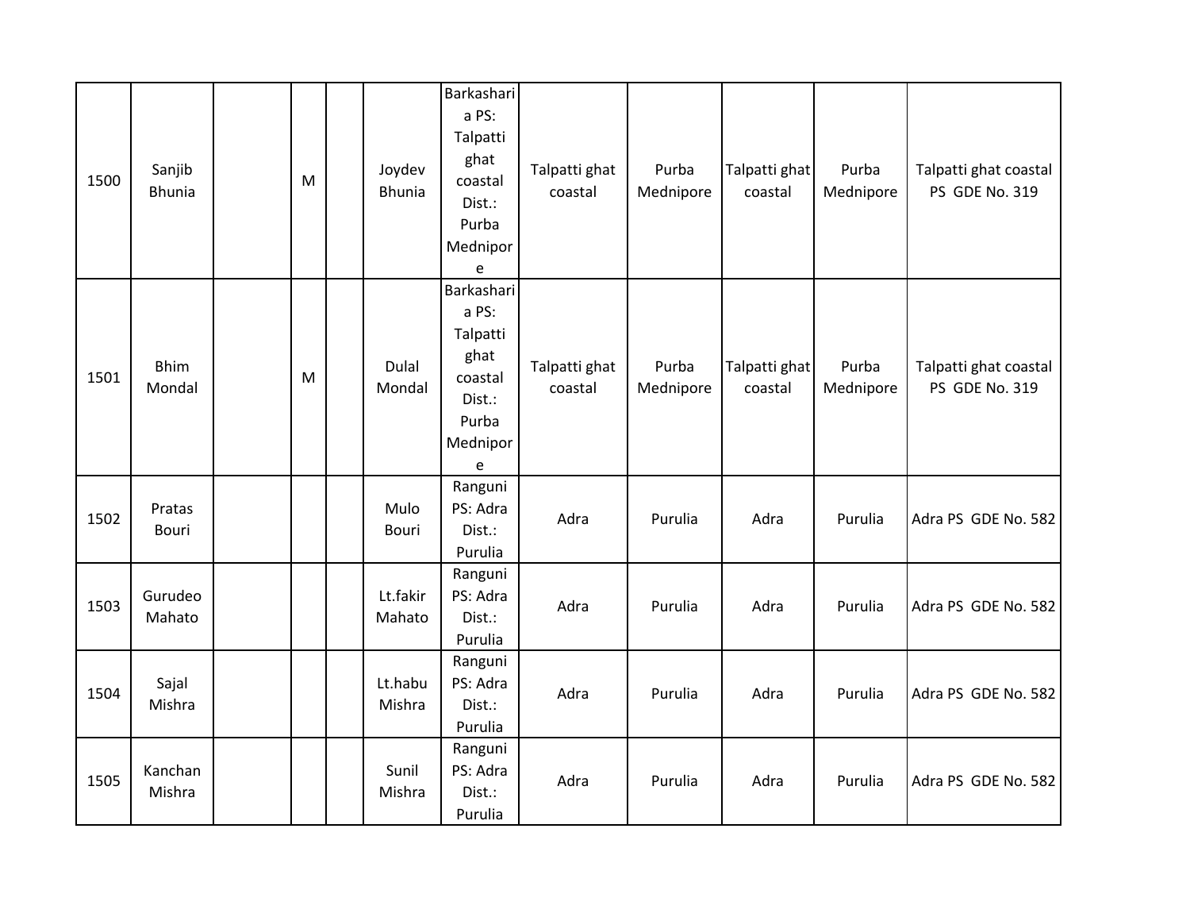| | | | | | | | | | | | |
|---|---|---|---|---|---|---|---|---|---|---|---|
| 1500 | Sanjib Bhunia | | M | | Joydev Bhunia | Barkashari a PS: Talpatti ghat coastal Dist.: Purba Mednipore | Talpatti ghat coastal | Purba Mednipore | Talpatti ghat coastal | Purba Mednipore | Talpatti ghat coastal PS GDE No. 319 |
| 1501 | Bhim Mondal | | M | | Dulal Mondal | Barkashari a PS: Talpatti ghat coastal Dist.: Purba Mednipore | Talpatti ghat coastal | Purba Mednipore | Talpatti ghat coastal | Purba Mednipore | Talpatti ghat coastal PS GDE No. 319 |
| 1502 | Pratas Bouri | | | | Mulo Bouri | Ranguni PS: Adra Dist.: Purulia | Adra | Purulia | Adra | Purulia | Adra PS GDE No. 582 |
| 1503 | Gurudeo Mahato | | | | Lt.fakir Mahato | Ranguni PS: Adra Dist.: Purulia | Adra | Purulia | Adra | Purulia | Adra PS GDE No. 582 |
| 1504 | Sajal Mishra | | | | Lt.habu Mishra | Ranguni PS: Adra Dist.: Purulia | Adra | Purulia | Adra | Purulia | Adra PS GDE No. 582 |
| 1505 | Kanchan Mishra | | | | Sunil Mishra | Ranguni PS: Adra Dist.: Purulia | Adra | Purulia | Adra | Purulia | Adra PS GDE No. 582 |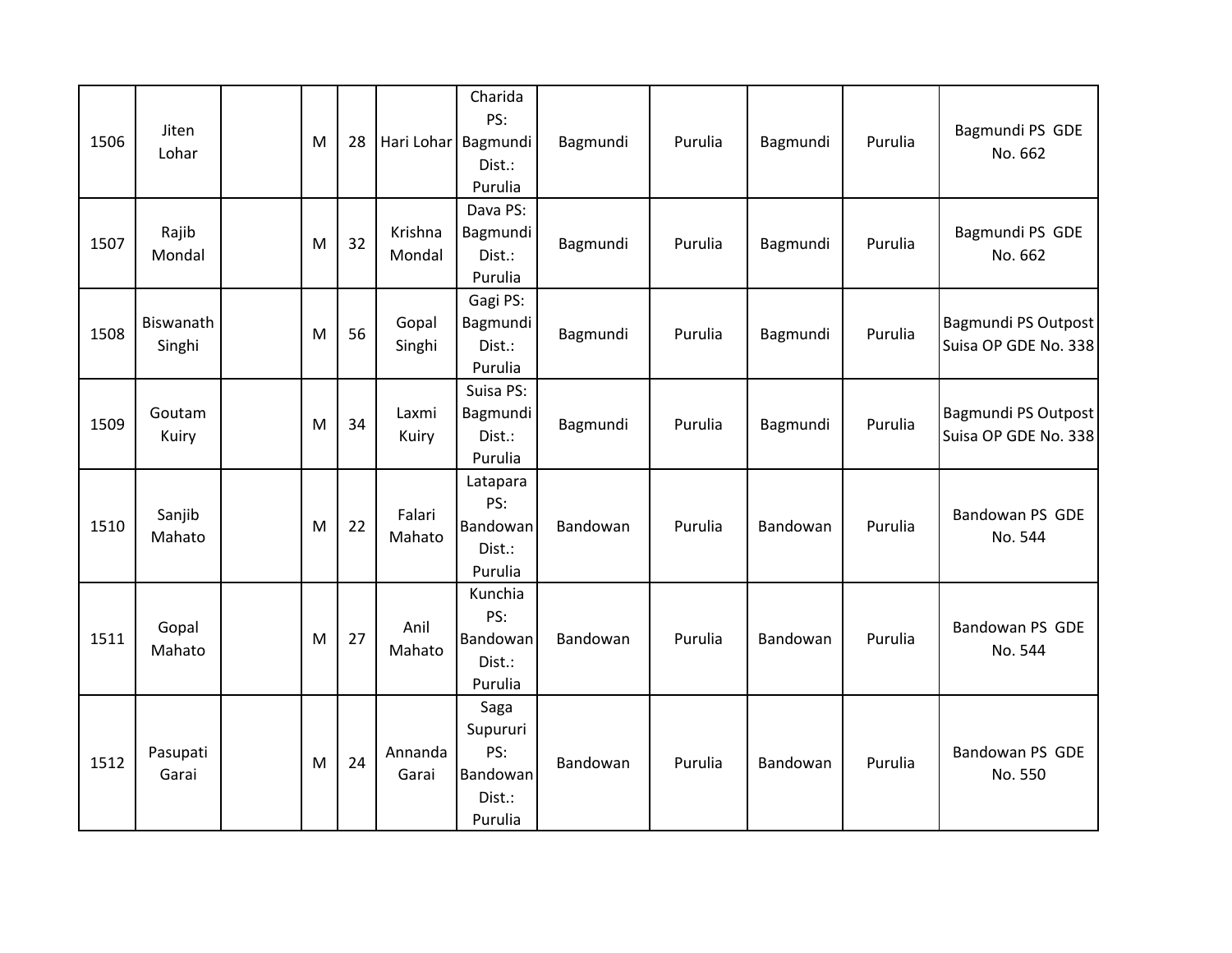| | | | | | | | | | | | |
|---|---|---|---|---|---|---|---|---|---|---|---|
| 1506 | Jiten Lohar | | M | 28 | Hari Lohar | Charida PS: Bagmundi Dist.: Purulia | Bagmundi | Purulia | Bagmundi | Purulia | Bagmundi PS GDE No. 662 |
| 1507 | Rajib Mondal | | M | 32 | Krishna Mondal | Dava PS: Bagmundi Dist.: Purulia | Bagmundi | Purulia | Bagmundi | Purulia | Bagmundi PS GDE No. 662 |
| 1508 | Biswanath Singhi | | M | 56 | Gopal Singhi | Gagi PS: Bagmundi Dist.: Purulia | Bagmundi | Purulia | Bagmundi | Purulia | Bagmundi PS Outpost Suisa OP GDE No. 338 |
| 1509 | Goutam Kuiry | | M | 34 | Laxmi Kuiry | Suisa PS: Bagmundi Dist.: Purulia | Bagmundi | Purulia | Bagmundi | Purulia | Bagmundi PS Outpost Suisa OP GDE No. 338 |
| 1510 | Sanjib Mahato | | M | 22 | Falari Mahato | Latapara PS: Bandowan Dist.: Purulia | Bandowan | Purulia | Bandowan | Purulia | Bandowan PS GDE No. 544 |
| 1511 | Gopal Mahato | | M | 27 | Anil Mahato | Kunchia PS: Bandowan Dist.: Purulia | Bandowan | Purulia | Bandowan | Purulia | Bandowan PS GDE No. 544 |
| 1512 | Pasupati Garai | | M | 24 | Annanda Garai | Saga Supururi PS: Bandowan Dist.: Purulia | Bandowan | Purulia | Bandowan | Purulia | Bandowan PS GDE No. 550 |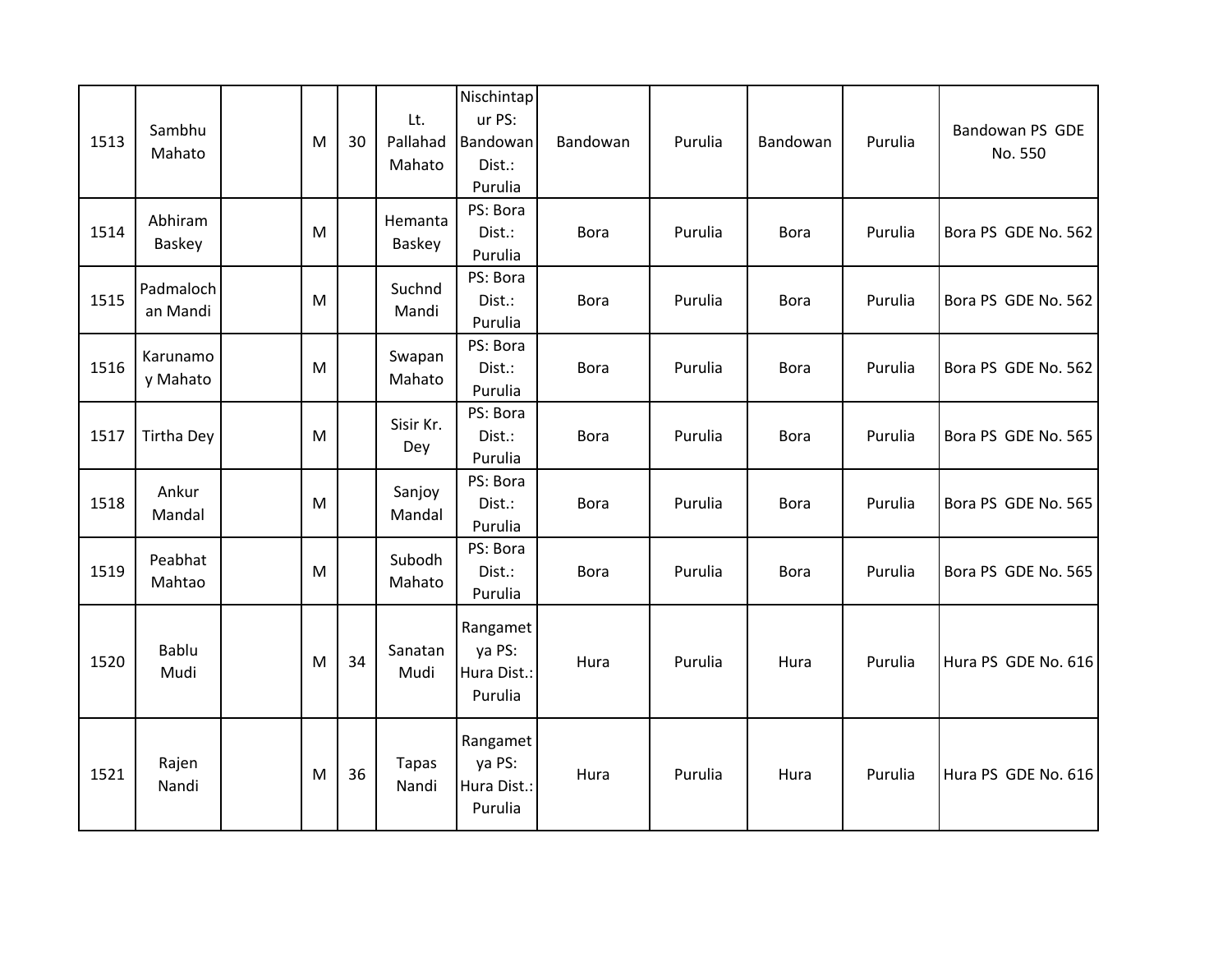| | | | | | | | | | | | |
|---|---|---|---|---|---|---|---|---|---|---|---|
| 1513 | Sambhu Mahato | | M | 30 | Lt. Pallahad Mahato | Nischintapur PS: Bandowan Dist.: Purulia | Bandowan | Purulia | Bandowan | Purulia | Bandowan PS GDE No. 550 |
| 1514 | Abhiram Baskey | | M | | Hemanta Baskey | PS: Bora Dist.: Purulia | Bora | Purulia | Bora | Purulia | Bora PS GDE No. 562 |
| 1515 | Padmalochan Mandi | | M | | Suchnd Mandi | PS: Bora Dist.: Purulia | Bora | Purulia | Bora | Purulia | Bora PS GDE No. 562 |
| 1516 | Karunamoy Mahato | | M | | Swapan Mahato | PS: Bora Dist.: Purulia | Bora | Purulia | Bora | Purulia | Bora PS GDE No. 562 |
| 1517 | Tirtha Dey | | M | | Sisir Kr. Dey | PS: Bora Dist.: Purulia | Bora | Purulia | Bora | Purulia | Bora PS GDE No. 565 |
| 1518 | Ankur Mandal | | M | | Sanjoy Mandal | PS: Bora Dist.: Purulia | Bora | Purulia | Bora | Purulia | Bora PS GDE No. 565 |
| 1519 | Peabhat Mahtao | | M | | Subodh Mahato | PS: Bora Dist.: Purulia | Bora | Purulia | Bora | Purulia | Bora PS GDE No. 565 |
| 1520 | Bablu Mudi | | M | 34 | Sanatan Mudi | Rangametya PS: Hura Dist.: Purulia | Hura | Purulia | Hura | Purulia | Hura PS GDE No. 616 |
| 1521 | Rajen Nandi | | M | 36 | Tapas Nandi | Rangametya PS: Hura Dist.: Purulia | Hura | Purulia | Hura | Purulia | Hura PS GDE No. 616 |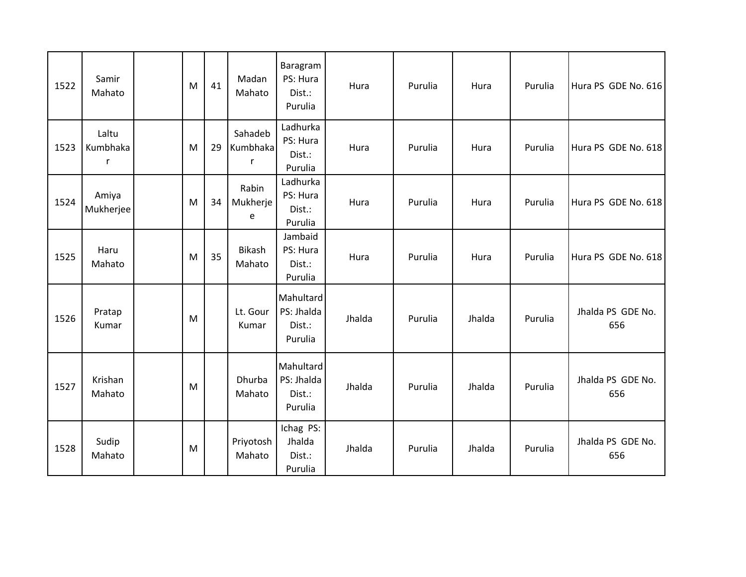| | | | | | | | | | | | |
|---|---|---|---|---|---|---|---|---|---|---|---|
| 1522 | Samir Mahato | | M | 41 | Madan Mahato | Baragram PS: Hura Dist.: Purulia | Hura | Purulia | Hura | Purulia | Hura PS GDE No. 616 |
| 1523 | Laltu Kumbhakar | | M | 29 | Sahadeb Kumbhakar | Ladhurka PS: Hura Dist.: Purulia | Hura | Purulia | Hura | Purulia | Hura PS GDE No. 618 |
| 1524 | Amiya Mukherjee | | M | 34 | Rabin Mukherjee | Ladhurka PS: Hura Dist.: Purulia | Hura | Purulia | Hura | Purulia | Hura PS GDE No. 618 |
| 1525 | Haru Mahato | | M | 35 | Bikash Mahato | Jambaid PS: Hura Dist.: Purulia | Hura | Purulia | Hura | Purulia | Hura PS GDE No. 618 |
| 1526 | Pratap Kumar | | M | | Lt. Gour Kumar | Mahultard PS: Jhalda Dist.: Purulia | Jhalda | Purulia | Jhalda | Purulia | Jhalda PS GDE No. 656 |
| 1527 | Krishan Mahato | | M | | Dhurba Mahato | Mahultard PS: Jhalda Dist.: Purulia | Jhalda | Purulia | Jhalda | Purulia | Jhalda PS GDE No. 656 |
| 1528 | Sudip Mahato | | M | | Priyotosh Mahato | Ichag PS: Jhalda Dist.: Purulia | Jhalda | Purulia | Jhalda | Purulia | Jhalda PS GDE No. 656 |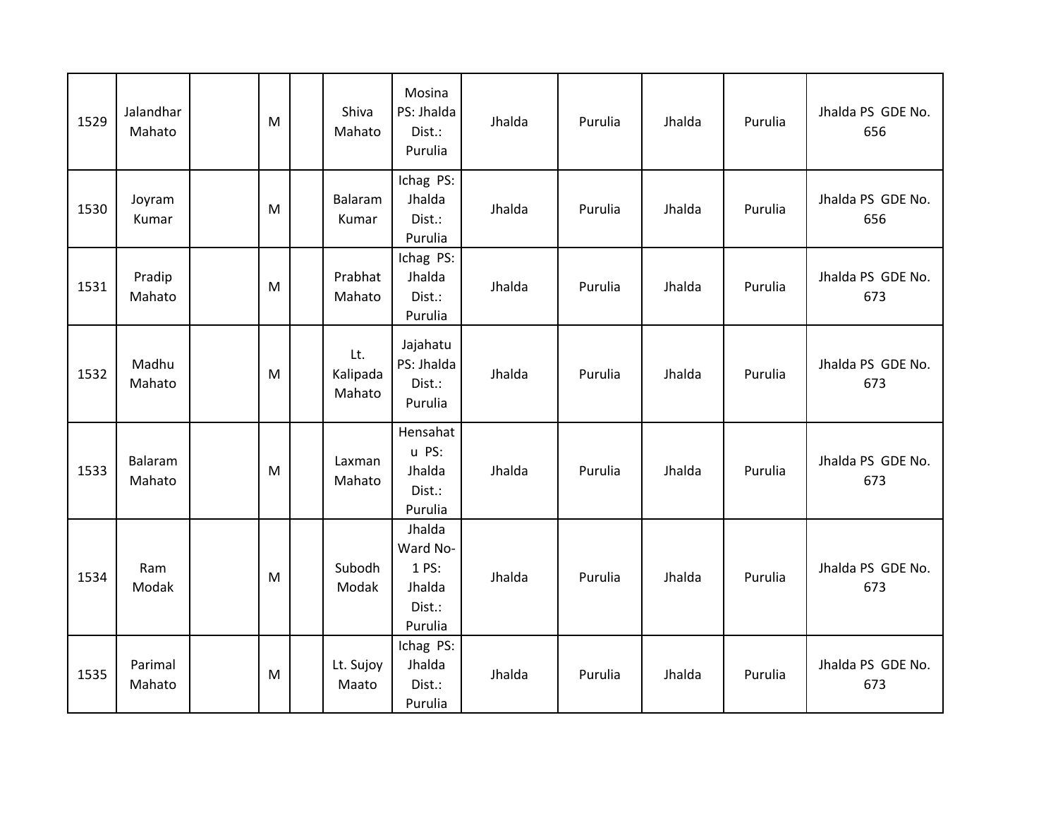| 1529 | Jalandhar Mahato | | M | | Shiva Mahato | Mosina PS: Jhalda Dist.: Purulia | Jhalda | Purulia | Jhalda | Purulia | Jhalda PS GDE No. 656 |
|---|---|---|---|---|---|---|---|---|---|---|---|
| 1530 | Joyram Kumar | | M | | Balaram Kumar | Ichag PS: Jhalda Dist.: Purulia | Jhalda | Purulia | Jhalda | Purulia | Jhalda PS GDE No. 656 |
| 1531 | Pradip Mahato | | M | | Prabhat Mahato | Ichag PS: Jhalda Dist.: Purulia | Jhalda | Purulia | Jhalda | Purulia | Jhalda PS GDE No. 673 |
| 1532 | Madhu Mahato | | M | | Lt. Kalipada Mahato | Jajahatu PS: Jhalda Dist.: Purulia | Jhalda | Purulia | Jhalda | Purulia | Jhalda PS GDE No. 673 |
| 1533 | Balaram Mahato | | M | | Laxman Mahato | Hensahatu PS: Jhalda Dist.: Purulia | Jhalda | Purulia | Jhalda | Purulia | Jhalda PS GDE No. 673 |
| 1534 | Ram Modak | | M | | Subodh Modak | Jhalda Ward No-1 PS: Jhalda Dist.: Purulia | Jhalda | Purulia | Jhalda | Purulia | Jhalda PS GDE No. 673 |
| 1535 | Parimal Mahato | | M | | Lt. Sujoy Maato | Ichag PS: Jhalda Dist.: Purulia | Jhalda | Purulia | Jhalda | Purulia | Jhalda PS GDE No. 673 |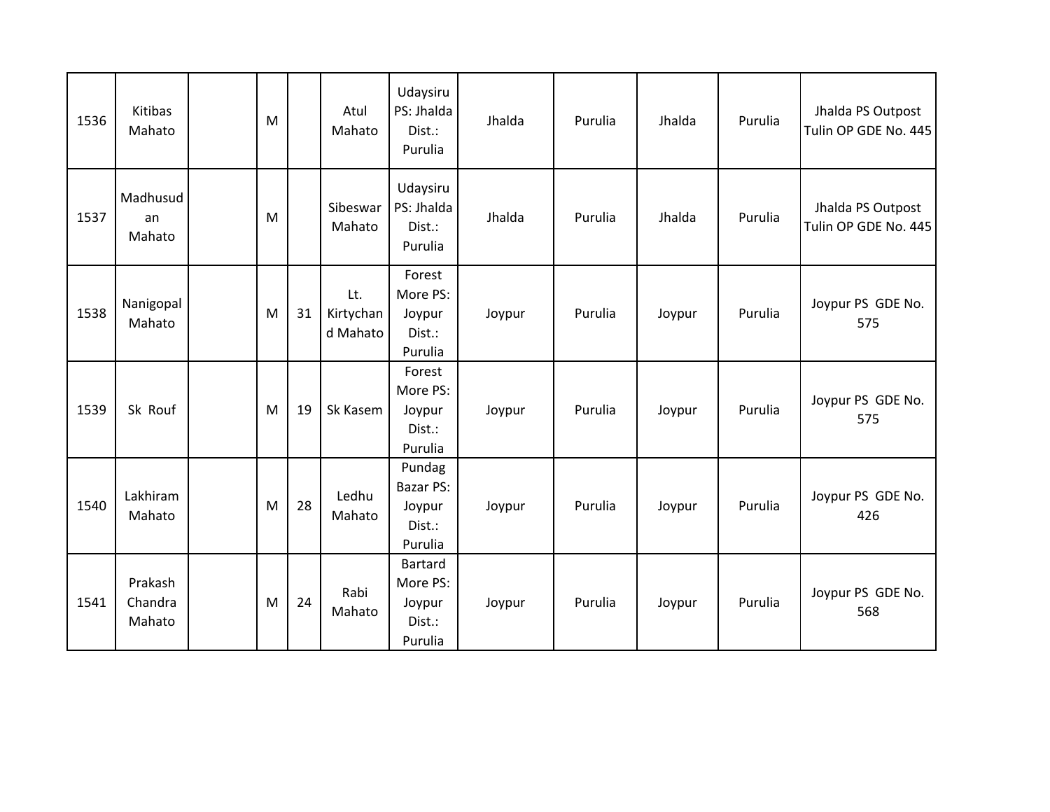| 1536 | Kitibas Mahato | | M | | Atul Mahato | Udaysiru PS: Jhalda Dist.: Purulia | Jhalda | Purulia | Jhalda | Purulia | Jhalda PS Outpost Tulin OP GDE No. 445 |
|---|---|---|---|---|---|---|---|---|---|---|---|
| 1537 | Madhusudan Mahato | | M | | Sibeswar Mahato | Udaysiru PS: Jhalda Dist.: Purulia | Jhalda | Purulia | Jhalda | Purulia | Jhalda PS Outpost Tulin OP GDE No. 445 |
| 1538 | Nanigopal Mahato | | M | 31 | Lt. Kirtychand Mahato | Forest More PS: Joypur Dist.: Purulia | Joypur | Purulia | Joypur | Purulia | Joypur PS GDE No. 575 |
| 1539 | Sk Rouf | | M | 19 | Sk Kasem | Forest More PS: Joypur Dist.: Purulia | Joypur | Purulia | Joypur | Purulia | Joypur PS GDE No. 575 |
| 1540 | Lakhiram Mahato | | M | 28 | Ledhu Mahato | Pundag Bazar PS: Joypur Dist.: Purulia | Joypur | Purulia | Joypur | Purulia | Joypur PS GDE No. 426 |
| 1541 | Prakash Chandra Mahato | | M | 24 | Rabi Mahato | Bartard More PS: Joypur Dist.: Purulia | Joypur | Purulia | Joypur | Purulia | Joypur PS GDE No. 568 |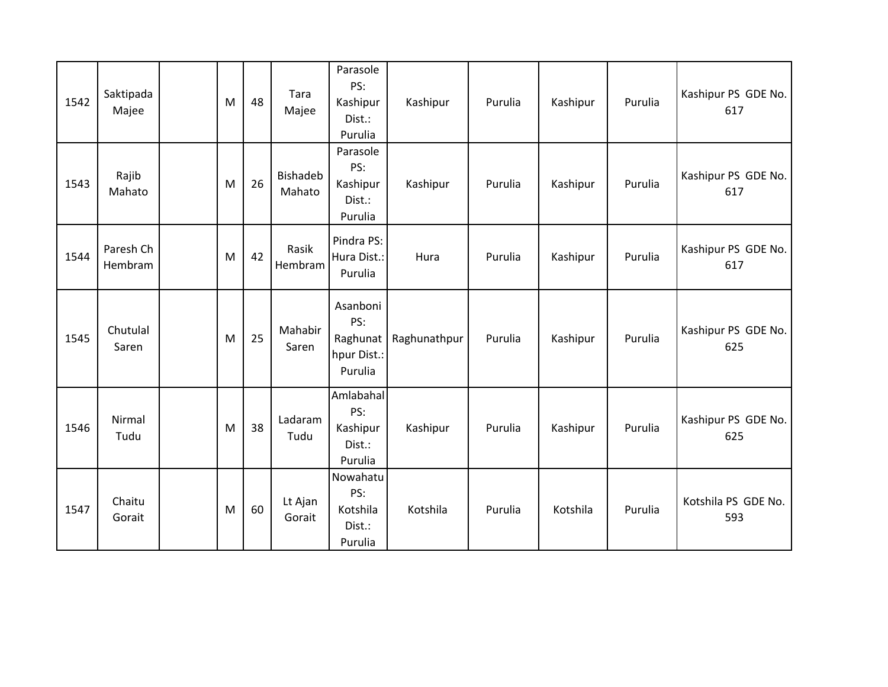| 1542 | Saktipada Majee | | M | 48 | Tara Majee | Parasole PS: Kashipur Dist.: Purulia | Kashipur | Purulia | Kashipur | Purulia | Kashipur PS GDE No. 617 |
|---|---|---|---|---|---|---|---|---|---|---|---|
| 1543 | Rajib Mahato | | M | 26 | Bishadeb Mahato | Parasole PS: Kashipur Dist.: Purulia | Kashipur | Purulia | Kashipur | Purulia | Kashipur PS GDE No. 617 |
| 1544 | Paresh Ch Hembram | | M | 42 | Rasik Hembram | Pindra PS: Hura Dist.: Purulia | Hura | Purulia | Kashipur | Purulia | Kashipur PS GDE No. 617 |
| 1545 | Chutulal Saren | | M | 25 | Mahabir Saren | Asanboni PS: Raghunathpur Dist.: Purulia | Raghunathpur | Purulia | Kashipur | Purulia | Kashipur PS GDE No. 625 |
| 1546 | Nirmal Tudu | | M | 38 | Ladaram Tudu | Amlabahal PS: Kashipur Dist.: Purulia | Kashipur | Purulia | Kashipur | Purulia | Kashipur PS GDE No. 625 |
| 1547 | Chaitu Gorait | | M | 60 | Lt Ajan Gorait | Nowahatu PS: Kotshila Dist.: Purulia | Kotshila | Purulia | Kotshila | Purulia | Kotshila PS GDE No. 593 |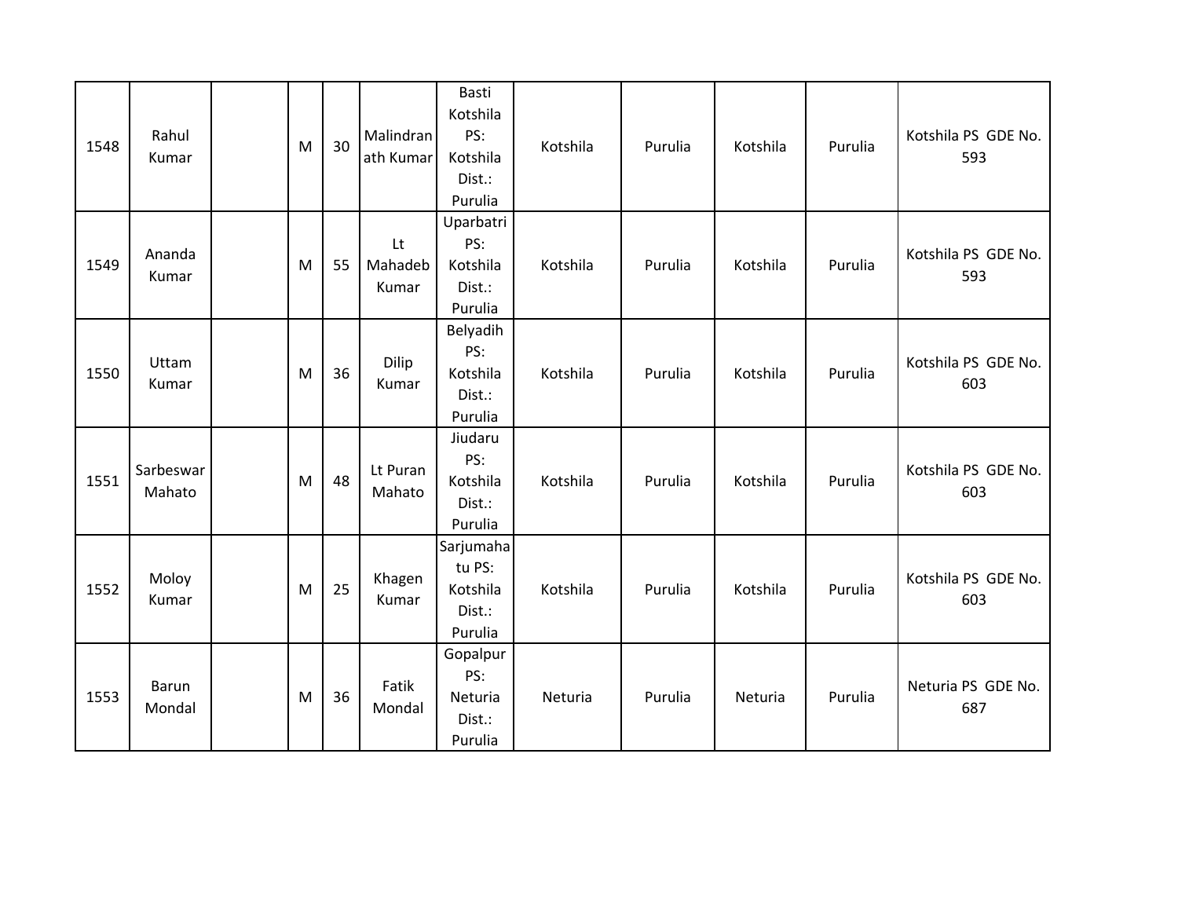| | | | | | | | | | | | |
|---|---|---|---|---|---|---|---|---|---|---|---|
| 1548 | Rahul Kumar | | M | 30 | Malindranath Kumar | Basti Kotshila PS: Kotshila Dist.: Purulia | Kotshila | Purulia | Kotshila | Purulia | Kotshila PS GDE No. 593 |
| 1549 | Ananda Kumar | | M | 55 | Lt Mahadeb Kumar | Uparbatri PS: Kotshila Dist.: Purulia | Kotshila | Purulia | Kotshila | Purulia | Kotshila PS GDE No. 593 |
| 1550 | Uttam Kumar | | M | 36 | Dilip Kumar | Belyadih PS: Kotshila Dist.: Purulia | Kotshila | Purulia | Kotshila | Purulia | Kotshila PS GDE No. 603 |
| 1551 | Sarbeswar Mahato | | M | 48 | Lt Puran Mahato | Jiudaru PS: Kotshila Dist.: Purulia | Kotshila | Purulia | Kotshila | Purulia | Kotshila PS GDE No. 603 |
| 1552 | Moloy Kumar | | M | 25 | Khagen Kumar | Sarjumahatu PS: Kotshila Dist.: Purulia | Kotshila | Purulia | Kotshila | Purulia | Kotshila PS GDE No. 603 |
| 1553 | Barun Mondal | | M | 36 | Fatik Mondal | Gopalpur PS: Neturia Dist.: Purulia | Neturia | Purulia | Neturia | Purulia | Neturia PS GDE No. 687 |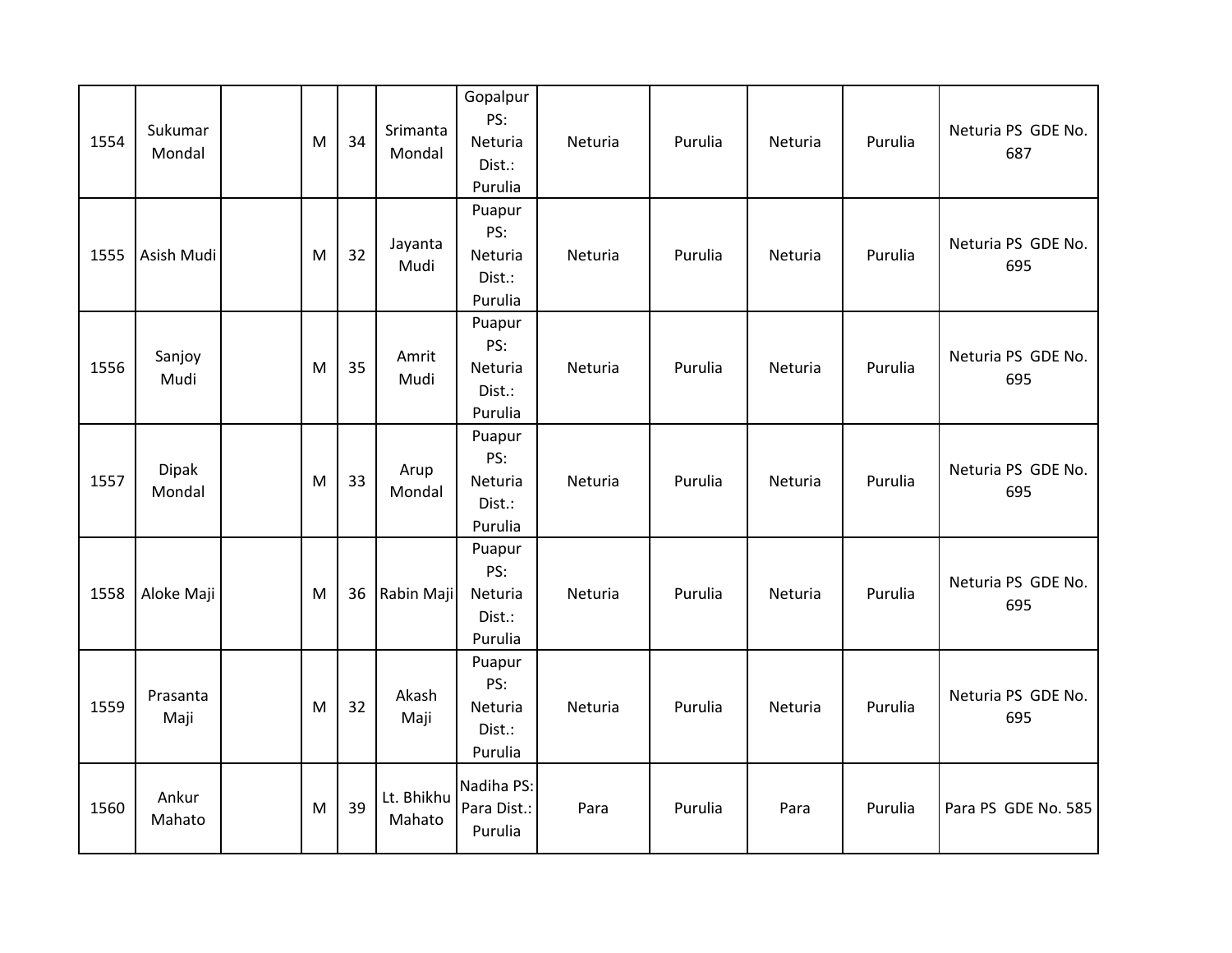| 1554 | Sukumar Mondal | | M | 34 | Srimanta Mondal | Gopalpur PS: Neturia Dist.: Purulia | Neturia | Purulia | Neturia | Purulia | Neturia PS GDE No. 687 |
|---|---|---|---|---|---|---|---|---|---|---|---|
| 1555 | Asish Mudi | | M | 32 | Jayanta Mudi | Puapur PS: Neturia Dist.: Purulia | Neturia | Purulia | Neturia | Purulia | Neturia PS GDE No. 695 |
| 1556 | Sanjoy Mudi | | M | 35 | Amrit Mudi | Puapur PS: Neturia Dist.: Purulia | Neturia | Purulia | Neturia | Purulia | Neturia PS GDE No. 695 |
| 1557 | Dipak Mondal | | M | 33 | Arup Mondal | Puapur PS: Neturia Dist.: Purulia | Neturia | Purulia | Neturia | Purulia | Neturia PS GDE No. 695 |
| 1558 | Aloke Maji | | M | 36 | Rabin Maji | Puapur PS: Neturia Dist.: Purulia | Neturia | Purulia | Neturia | Purulia | Neturia PS GDE No. 695 |
| 1559 | Prasanta Maji | | M | 32 | Akash Maji | Puapur PS: Neturia Dist.: Purulia | Neturia | Purulia | Neturia | Purulia | Neturia PS GDE No. 695 |
| 1560 | Ankur Mahato | | M | 39 | Lt. Bhikhu Mahato | Nadiha PS: Para Dist.: Purulia | Para | Purulia | Para | Purulia | Para PS GDE No. 585 |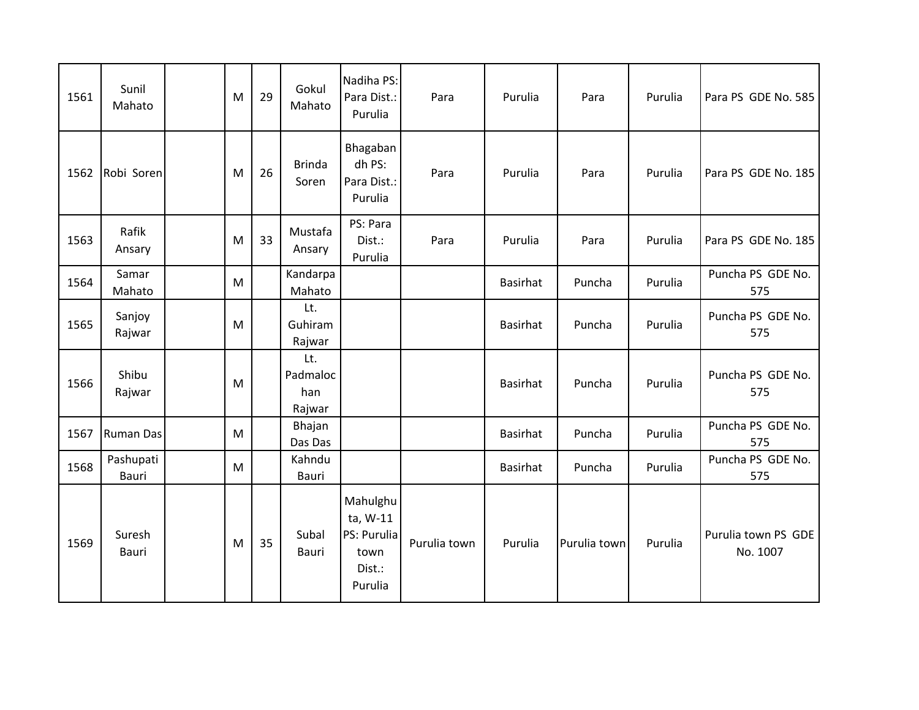| | | | | | | | | | | | |
|---|---|---|---|---|---|---|---|---|---|---|---|
| 1561 | Sunil Mahato | | M | 29 | Gokul Mahato | Nadiha PS: Para Dist.: Purulia | Para | Purulia | Para | Purulia | Para PS GDE No. 585 |
| 1562 | Robi Soren | | M | 26 | Brinda Soren | Bhagabandh PS: Para Dist.: Purulia | Para | Purulia | Para | Purulia | Para PS GDE No. 185 |
| 1563 | Rafik Ansary | | M | 33 | Mustafa Ansary | PS: Para Dist.: Purulia | Para | Purulia | Para | Purulia | Para PS GDE No. 185 |
| 1564 | Samar Mahato | | M | | Kandarpa Mahato | | | Basirhat | Puncha | Purulia | Puncha PS GDE No. 575 |
| 1565 | Sanjoy Rajwar | | M | | Lt. Guhiram Rajwar | | | Basirhat | Puncha | Purulia | Puncha PS GDE No. 575 |
| 1566 | Shibu Rajwar | | M | | Lt. Padmalochan Rajwar | | | Basirhat | Puncha | Purulia | Puncha PS GDE No. 575 |
| 1567 | Ruman Das | | M | | Bhajan Das Das | | | Basirhat | Puncha | Purulia | Puncha PS GDE No. 575 |
| 1568 | Pashupati Bauri | | M | | Kahndu Bauri | | | Basirhat | Puncha | Purulia | Puncha PS GDE No. 575 |
| 1569 | Suresh Bauri | | M | 35 | Subal Bauri | Mahulghuta, W-11 PS: Purulia town Dist.: Purulia | Purulia town | Purulia | Purulia town | Purulia | Purulia town PS GDE No. 1007 |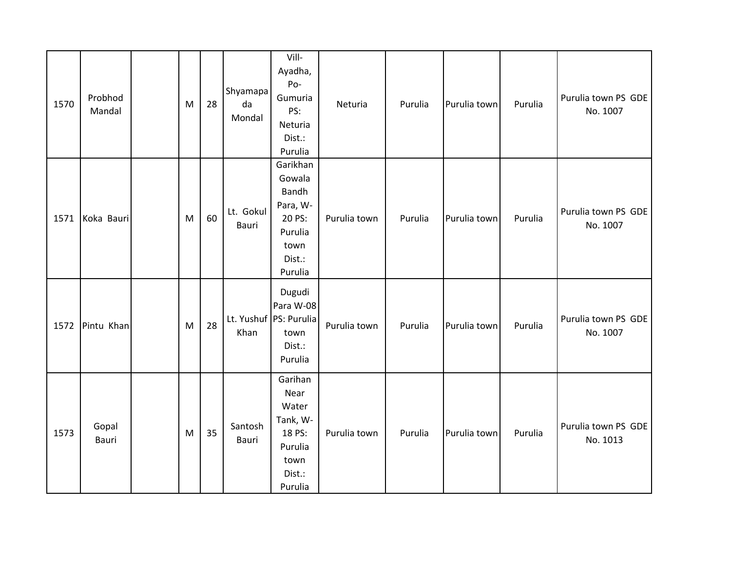| 1570 | Probhod Mandal | | M | 28 | Shyamapada Mondal | Vill-Ayadha, Po-Gumuria PS: Neturia Dist.: Purulia | Neturia | Purulia | Purulia town | Purulia | Purulia town PS GDE No. 1007 |
|---|---|---|---|---|---|---|---|---|---|---|---|
| 1571 | Koka Bauri | | M | 60 | Lt. Gokul Bauri | Garikhan Gowala Bandh Para, W-20 PS: Purulia town Dist.: Purulia | Purulia town | Purulia | Purulia town | Purulia | Purulia town PS GDE No. 1007 |
| 1572 | Pintu Khan | | M | 28 | Lt. Yushuf Khan | Dugudi Para W-08 PS: Purulia town Dist.: Purulia | Purulia town | Purulia | Purulia town | Purulia | Purulia town PS GDE No. 1007 |
| 1573 | Gopal Bauri | | M | 35 | Santosh Bauri | Garihan Near Water Tank, W-18 PS: Purulia town Dist.: Purulia | Purulia town | Purulia | Purulia town | Purulia | Purulia town PS GDE No. 1013 |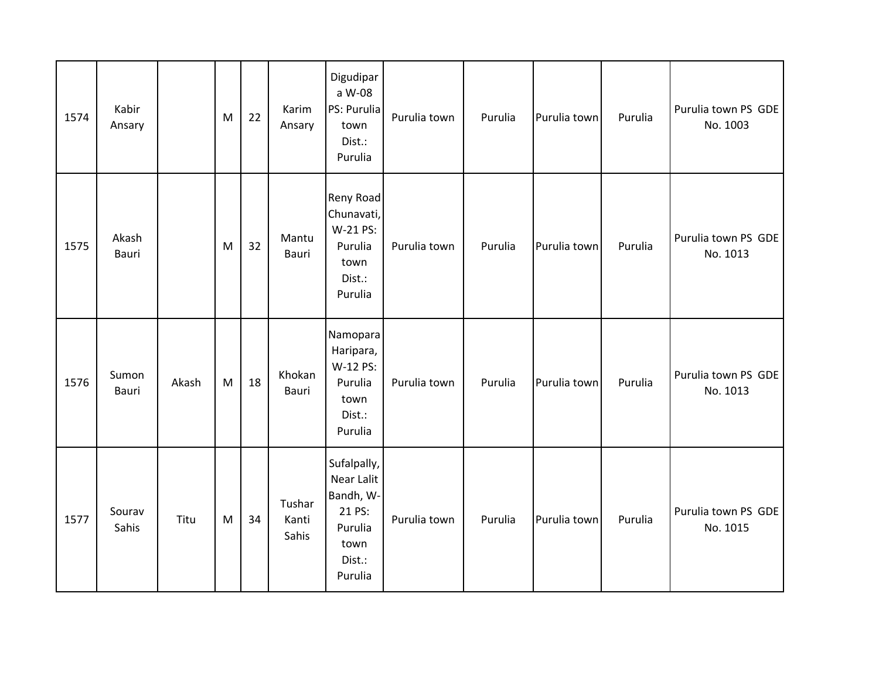| | | | | | | | | | | | |
|---|---|---|---|---|---|---|---|---|---|---|---|
| 1574 | Kabir Ansary | | M | 22 | Karim Ansary | Digudipara W-08 PS: Purulia town Dist.: Purulia | Purulia town | Purulia | Purulia town | Purulia | Purulia town PS GDE No. 1003 |
| 1575 | Akash Bauri | | M | 32 | Mantu Bauri | Reny Road Chunavati, W-21 PS: Purulia town Dist.: Purulia | Purulia town | Purulia | Purulia town | Purulia | Purulia town PS GDE No. 1013 |
| 1576 | Sumon Bauri | Akash | M | 18 | Khokan Bauri | Namopara Haripara, W-12 PS: Purulia town Dist.: Purulia | Purulia town | Purulia | Purulia town | Purulia | Purulia town PS GDE No. 1013 |
| 1577 | Sourav Sahis | Titu | M | 34 | Tushar Kanti Sahis | Sufalpally, Near Lalit Bandh, W-21 PS: Purulia town Dist.: Purulia | Purulia town | Purulia | Purulia town | Purulia | Purulia town PS GDE No. 1015 |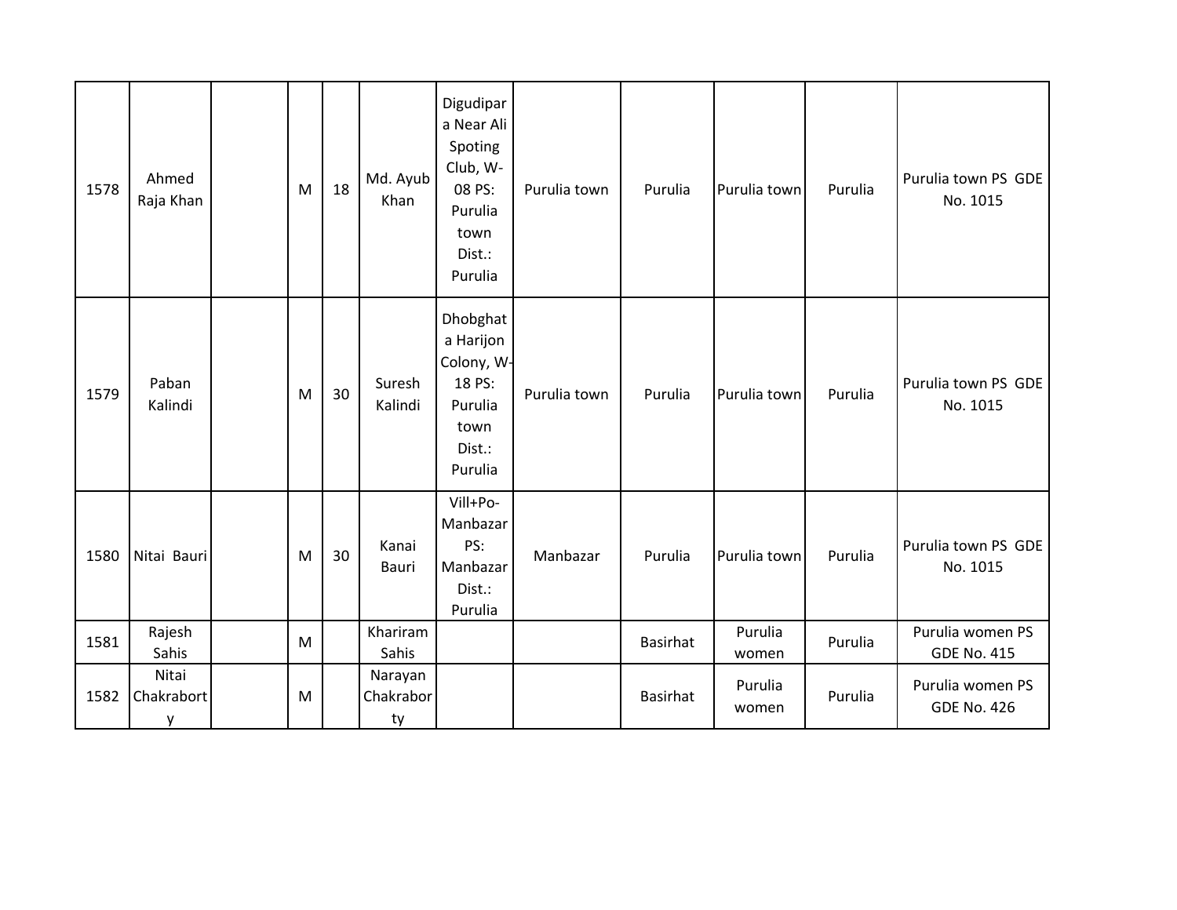| 1578 | Ahmed Raja Khan | | M | 18 | Md. Ayub Khan | Digudipara Near Ali Spoting Club, W-08 PS: Purulia town Dist.: Purulia | Purulia town | Purulia | Purulia town | Purulia | Purulia town PS GDE No. 1015 |
|---|---|---|---|---|---|---|---|---|---|---|---|
| 1579 | Paban Kalindi | | M | 30 | Suresh Kalindi | Dhobghata Harijon Colony, W-18 PS: Purulia town Dist.: Purulia | Purulia town | Purulia | Purulia town | Purulia | Purulia town PS GDE No. 1015 |
| 1580 | Nitai Bauri | | M | 30 | Kanai Bauri | Vill+Po-Manbazar PS: Manbazar Dist.: Purulia | Manbazar | Purulia | Purulia town | Purulia | Purulia town PS GDE No. 1015 |
| 1581 | Rajesh Sahis | | M | | Khariram Sahis | | | Basirhat | Purulia women | Purulia | Purulia women PS GDE No. 415 |
| 1582 | Nitai Chakraborty | | M | | Narayan Chakraborty | | | Basirhat | Purulia women | Purulia | Purulia women PS GDE No. 426 |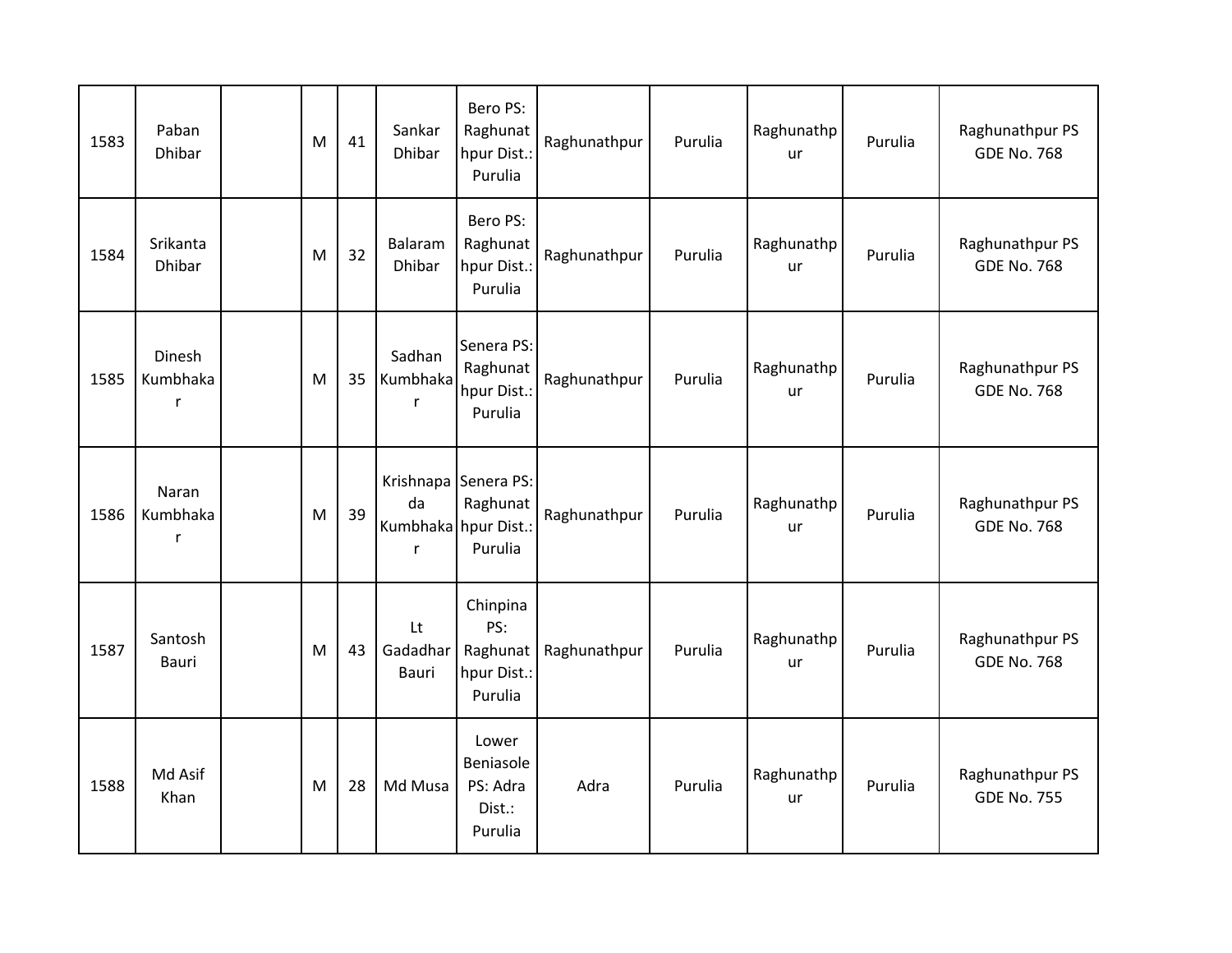| 1583 | Paban Dhibar | | M | 41 | Sankar Dhibar | Bero PS: Raghunathpur Dist.: Purulia | Raghunathpur | Purulia | Raghunathpur | Purulia | Raghunathpur PS GDE No. 768 |
|---|---|---|---|---|---|---|---|---|---|---|---|
| 1584 | Srikanta Dhibar | | M | 32 | Balaram Dhibar | Bero PS: Raghunathpur Dist.: Purulia | Raghunathpur | Purulia | Raghunathpur | Purulia | Raghunathpur PS GDE No. 768 |
| 1585 | Dinesh Kumbhakar | | M | 35 | Sadhan Kumbhakar | Senera PS: Raghunathpur Dist.: Purulia | Raghunathpur | Purulia | Raghunathpur | Purulia | Raghunathpur PS GDE No. 768 |
| 1586 | Naran Kumbhakar | | M | 39 | Krishnapada Kumbhakar | Senera PS: Raghunathpur Dist.: Purulia | Raghunathpur | Purulia | Raghunathpur | Purulia | Raghunathpur PS GDE No. 768 |
| 1587 | Santosh Bauri | | M | 43 | Lt Gadadhar Bauri | Chinpina PS: Raghunathpur Dist.: Purulia | Raghunathpur | Purulia | Raghunathpur | Purulia | Raghunathpur PS GDE No. 768 |
| 1588 | Md Asif Khan | | M | 28 | Md Musa | Lower Beniasole PS: Adra Dist.: Purulia | Adra | Purulia | Raghunathpur | Purulia | Raghunathpur PS GDE No. 755 |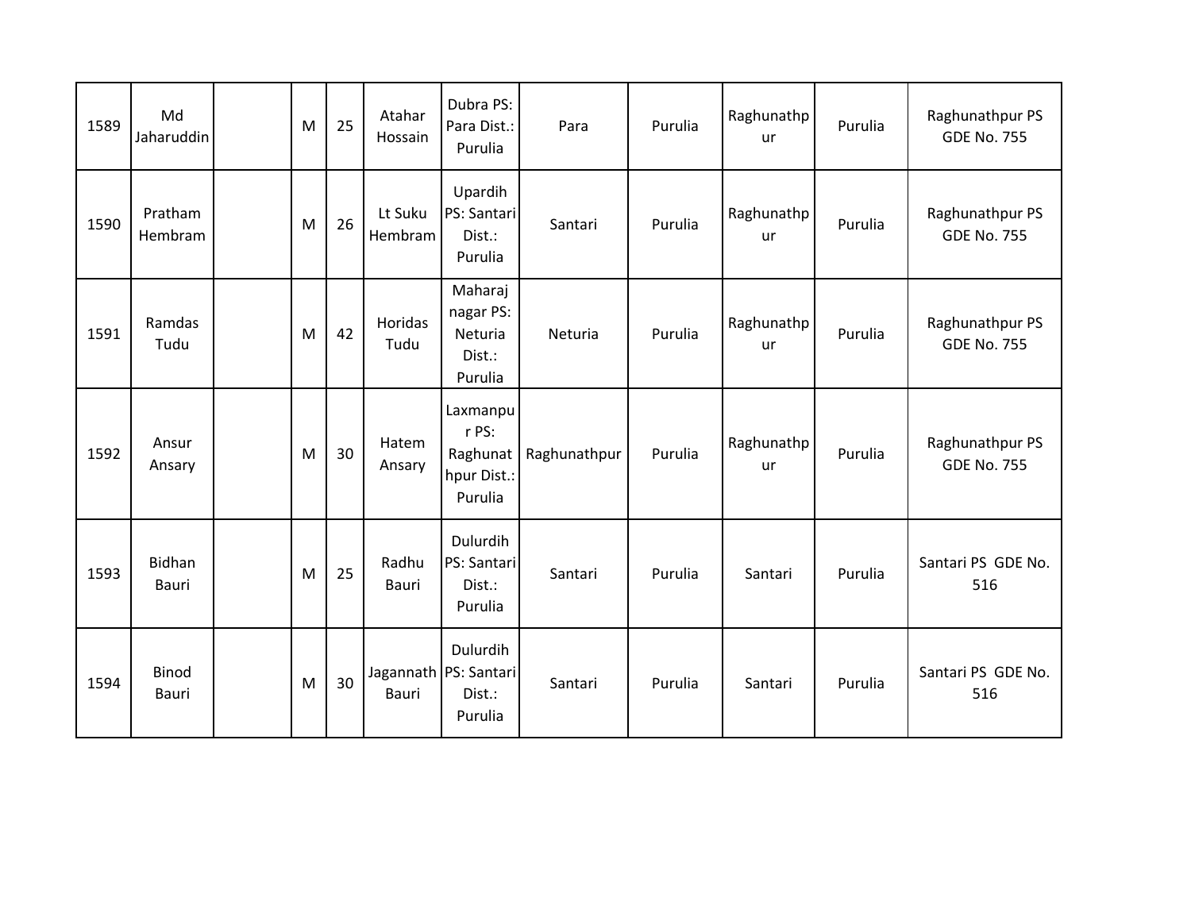| 1589 | Md Jaharuddin | | M | 25 | Atahar Hossain | Dubra PS: Para Dist.: Purulia | Para | Purulia | Raghunathpur | Purulia | Raghunathpur PS GDE No. 755 |
|---|---|---|---|---|---|---|---|---|---|---|---|
| 1590 | Pratham Hembram | | M | 26 | Lt Suku Hembram | Upardih PS: Santari Dist.: Purulia | Santari | Purulia | Raghunathpur | Purulia | Raghunathpur PS GDE No. 755 |
| 1591 | Ramdas Tudu | | M | 42 | Horidas Tudu | Maharaj nagar PS: Neturia Dist.: Purulia | Neturia | Purulia | Raghunathpur | Purulia | Raghunathpur PS GDE No. 755 |
| 1592 | Ansur Ansary | | M | 30 | Hatem Ansary | Laxmanpur PS: Raghunathpur Dist.: Purulia | Raghunathpur | Purulia | Raghunathpur | Purulia | Raghunathpur PS GDE No. 755 |
| 1593 | Bidhan Bauri | | M | 25 | Radhu Bauri | Dulurdih PS: Santari Dist.: Purulia | Santari | Purulia | Santari | Purulia | Santari PS GDE No. 516 |
| 1594 | Binod Bauri | | M | 30 | Jagannath Bauri | Dulurdih PS: Santari Dist.: Purulia | Santari | Purulia | Santari | Purulia | Santari PS GDE No. 516 |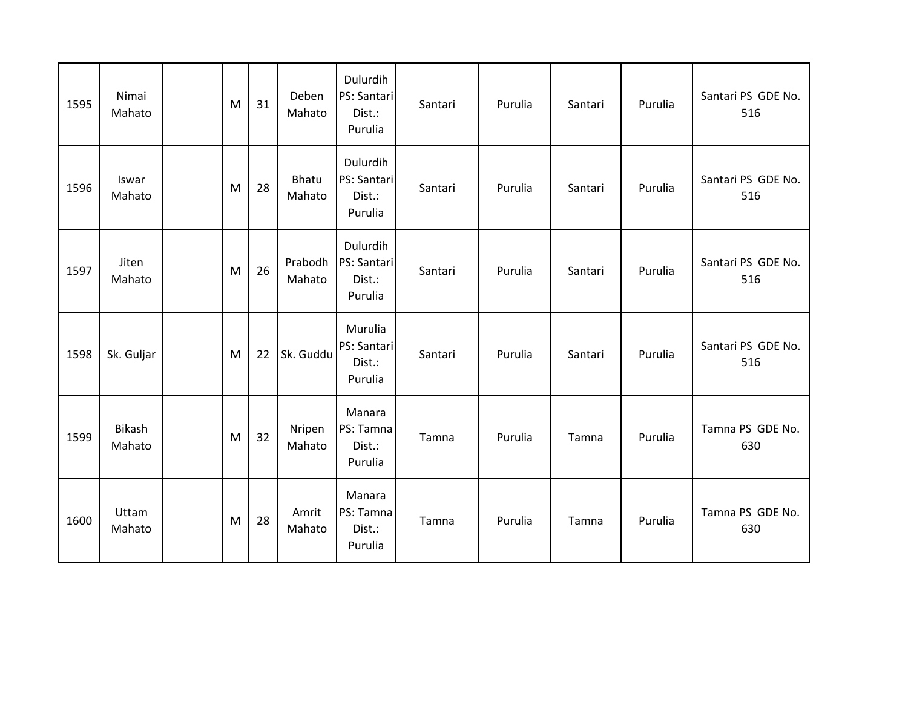| | | | | | | | | | | | |
|---|---|---|---|---|---|---|---|---|---|---|---|
| 1595 | Nimai Mahato | | M | 31 | Deben Mahato | Dulurdih PS: Santari Dist.: Purulia | Santari | Purulia | Santari | Purulia | Santari PS GDE No. 516 |
| 1596 | Iswar Mahato | | M | 28 | Bhatu Mahato | Dulurdih PS: Santari Dist.: Purulia | Santari | Purulia | Santari | Purulia | Santari PS GDE No. 516 |
| 1597 | Jiten Mahato | | M | 26 | Prabodh Mahato | Dulurdih PS: Santari Dist.: Purulia | Santari | Purulia | Santari | Purulia | Santari PS GDE No. 516 |
| 1598 | Sk. Guljar | | M | 22 | Sk. Guddu | Murulia PS: Santari Dist.: Purulia | Santari | Purulia | Santari | Purulia | Santari PS GDE No. 516 |
| 1599 | Bikash Mahato | | M | 32 | Nripen Mahato | Manara PS: Tamna Dist.: Purulia | Tamna | Purulia | Tamna | Purulia | Tamna PS GDE No. 630 |
| 1600 | Uttam Mahato | | M | 28 | Amrit Mahato | Manara PS: Tamna Dist.: Purulia | Tamna | Purulia | Tamna | Purulia | Tamna PS GDE No. 630 |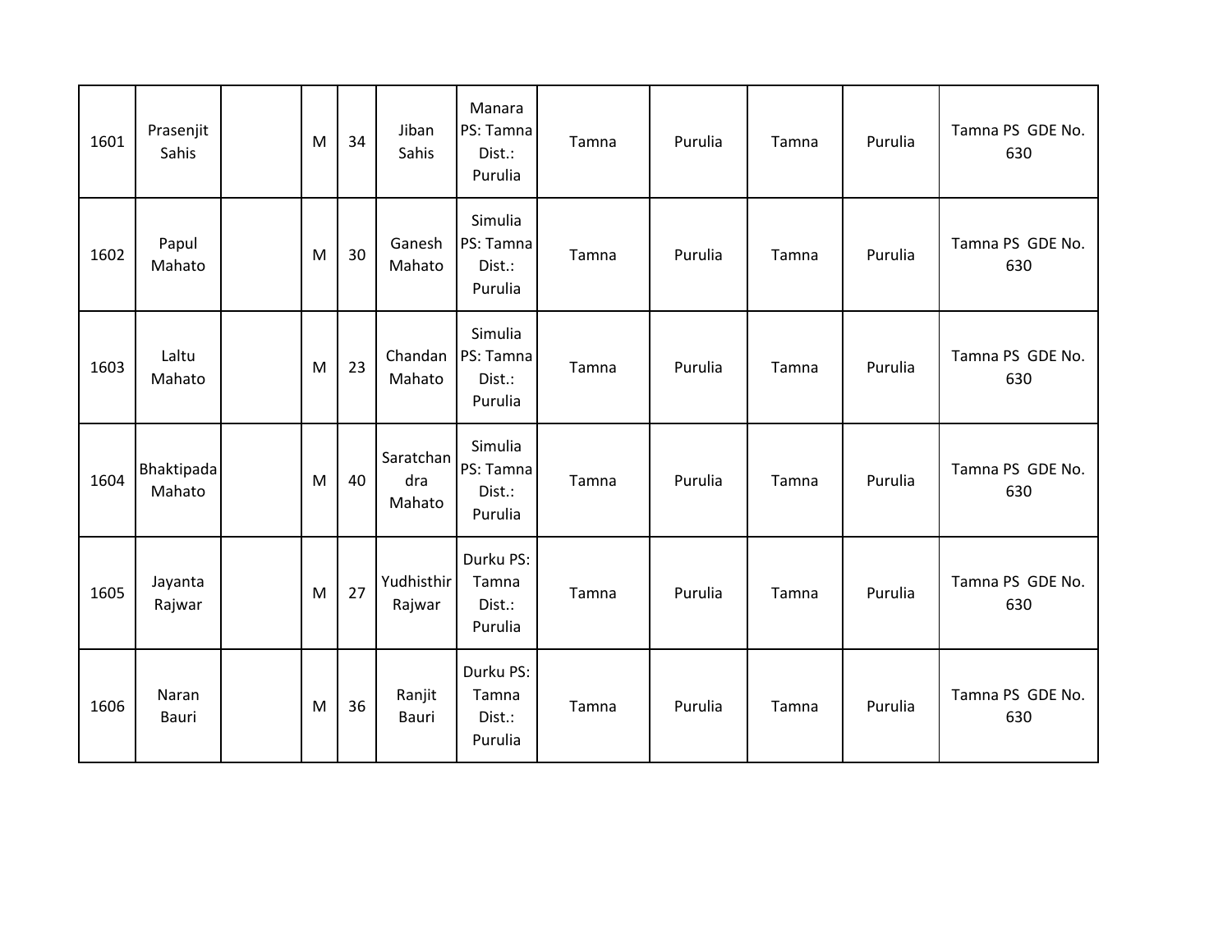| | | | | | | | | | | | |
|---|---|---|---|---|---|---|---|---|---|---|---|
| 1601 | Prasenjit Sahis | | M | 34 | Jiban Sahis | Manara PS: Tamna Dist.: Purulia | Tamna | Purulia | Tamna | Purulia | Tamna PS GDE No. 630 |
| 1602 | Papul Mahato | | M | 30 | Ganesh Mahato | Simulia PS: Tamna Dist.: Purulia | Tamna | Purulia | Tamna | Purulia | Tamna PS GDE No. 630 |
| 1603 | Laltu Mahato | | M | 23 | Chandan Mahato | Simulia PS: Tamna Dist.: Purulia | Tamna | Purulia | Tamna | Purulia | Tamna PS GDE No. 630 |
| 1604 | Bhaktipada Mahato | | M | 40 | Saratchandra Mahato | Simulia PS: Tamna Dist.: Purulia | Tamna | Purulia | Tamna | Purulia | Tamna PS GDE No. 630 |
| 1605 | Jayanta Rajwar | | M | 27 | Yudhisthir Rajwar | Durku PS: Tamna Dist.: Purulia | Tamna | Purulia | Tamna | Purulia | Tamna PS GDE No. 630 |
| 1606 | Naran Bauri | | M | 36 | Ranjit Bauri | Durku PS: Tamna Dist.: Purulia | Tamna | Purulia | Tamna | Purulia | Tamna PS GDE No. 630 |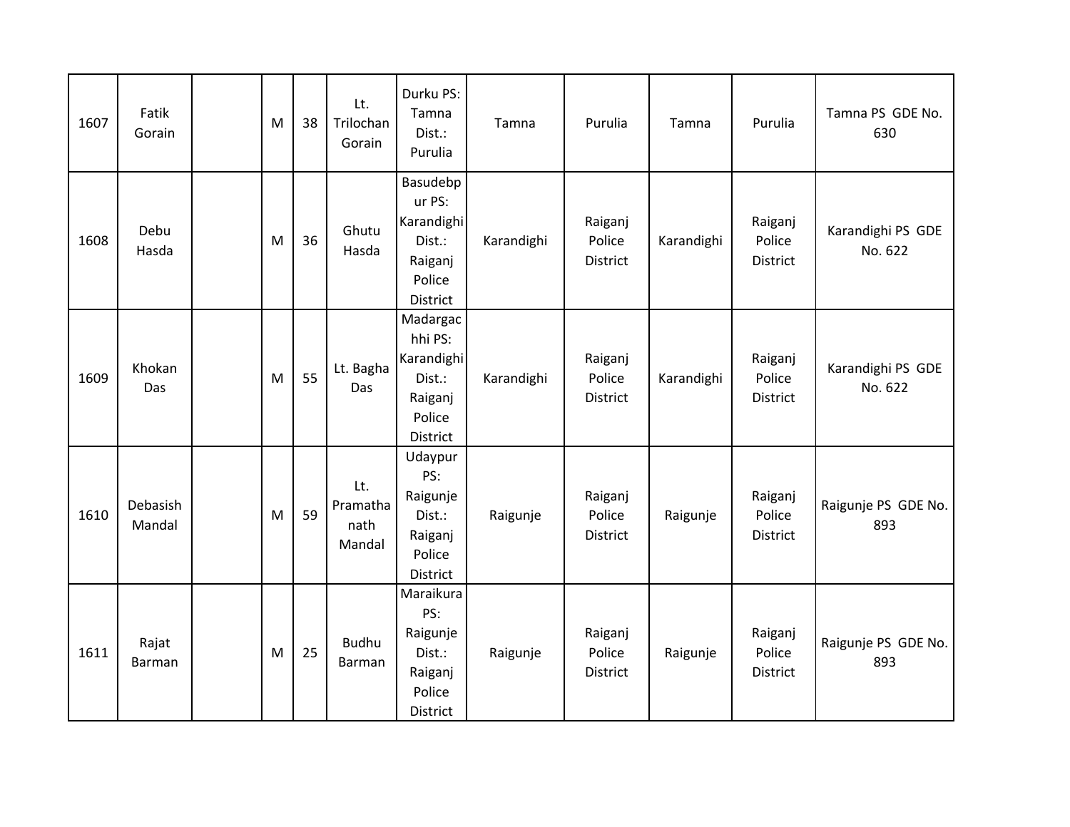| 1607 | Fatik Gorain | | M | 38 | Lt. Trilochan Gorain | Durku PS: Tamna Dist.: Purulia | Tamna | Purulia | Tamna | Purulia | Tamna PS GDE No. 630 |
|---|---|---|---|---|---|---|---|---|---|---|---|
| 1608 | Debu Hasda | | M | 36 | Ghutu Hasda | Basudebpur PS: Karandighi Dist.: Raiganj Police District | Karandighi | Raiganj Police District | Karandighi | Raiganj Police District | Karandighi PS GDE No. 622 |
| 1609 | Khokan Das | | M | 55 | Lt. Bagha Das | Madargachhi PS: Karandighi Dist.: Raiganj Police District | Karandighi | Raiganj Police District | Karandighi | Raiganj Police District | Karandighi PS GDE No. 622 |
| 1610 | Debasish Mandal | | M | 59 | Lt. Pramathanath Mandal | Udaypur PS: Raigunje Dist.: Raiganj Police District | Raigunje | Raiganj Police District | Raigunje | Raiganj Police District | Raigunje PS GDE No. 893 |
| 1611 | Rajat Barman | | M | 25 | Budhu Barman | Maraikura PS: Raigunje Dist.: Raiganj Police District | Raigunje | Raiganj Police District | Raigunje | Raiganj Police District | Raigunje PS GDE No. 893 |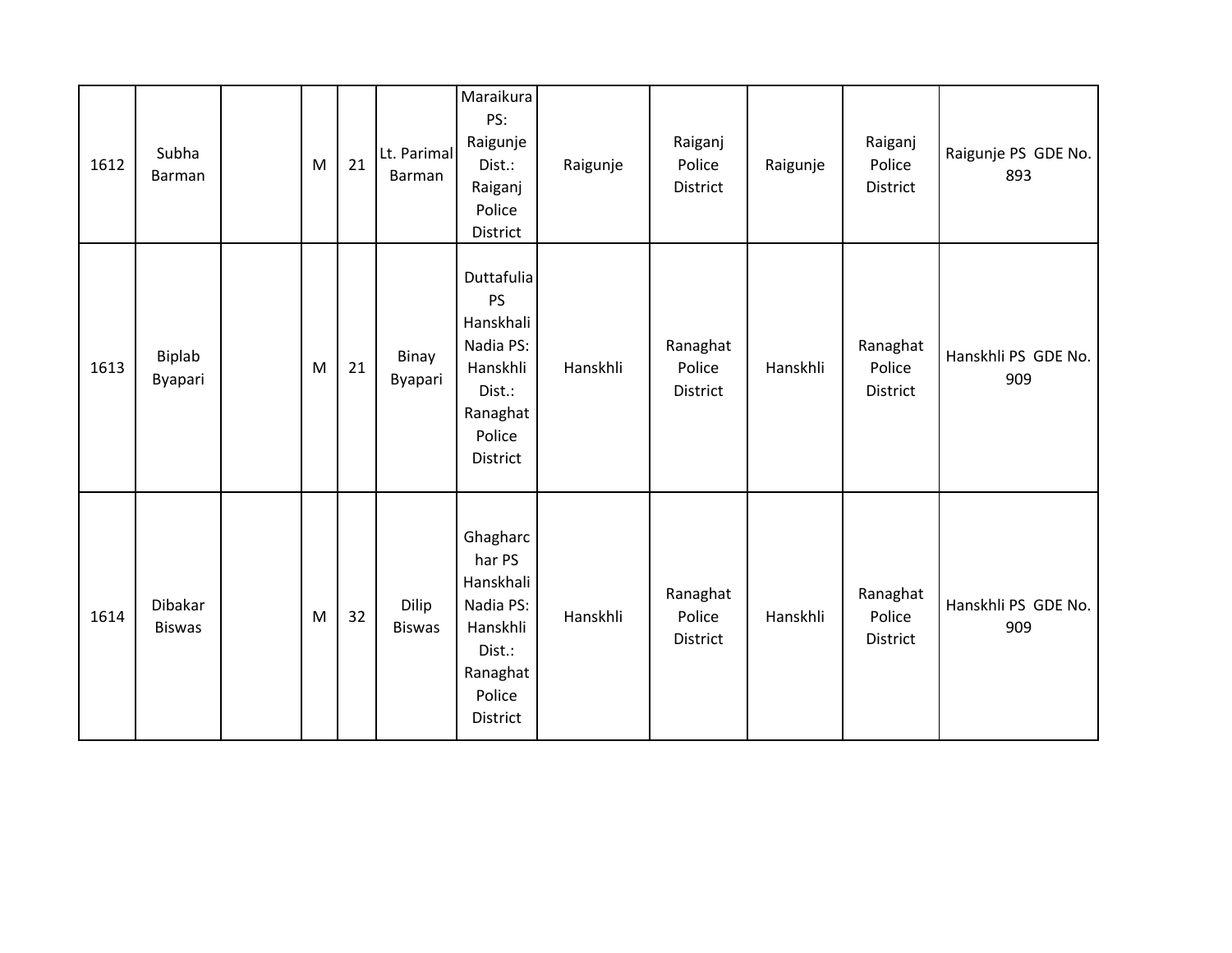| | | | | | | | | | | | |
|---|---|---|---|---|---|---|---|---|---|---|---|
| 1612 | Subha Barman | | M | 21 | Lt. Parimal Barman | Maraikura PS: Raigunje Dist.: Raiganj Police District | Raigunje | Raiganj Police District | Raigunje | Raiganj Police District | Raigunje PS GDE No. 893 |
| 1613 | Biplab Byapari | | M | 21 | Binay Byapari | Duttafulia PS Hanskhali Nadia PS: Hanskhli Dist.: Ranaghat Police District | Hanskhli | Ranaghat Police District | Hanskhli | Ranaghat Police District | Hanskhli PS GDE No. 909 |
| 1614 | Dibakar Biswas | | M | 32 | Dilip Biswas | Ghagharchar PS Hanskhali Nadia PS: Hanskhli Dist.: Ranaghat Police District | Hanskhli | Ranaghat Police District | Hanskhli | Ranaghat Police District | Hanskhli PS GDE No. 909 |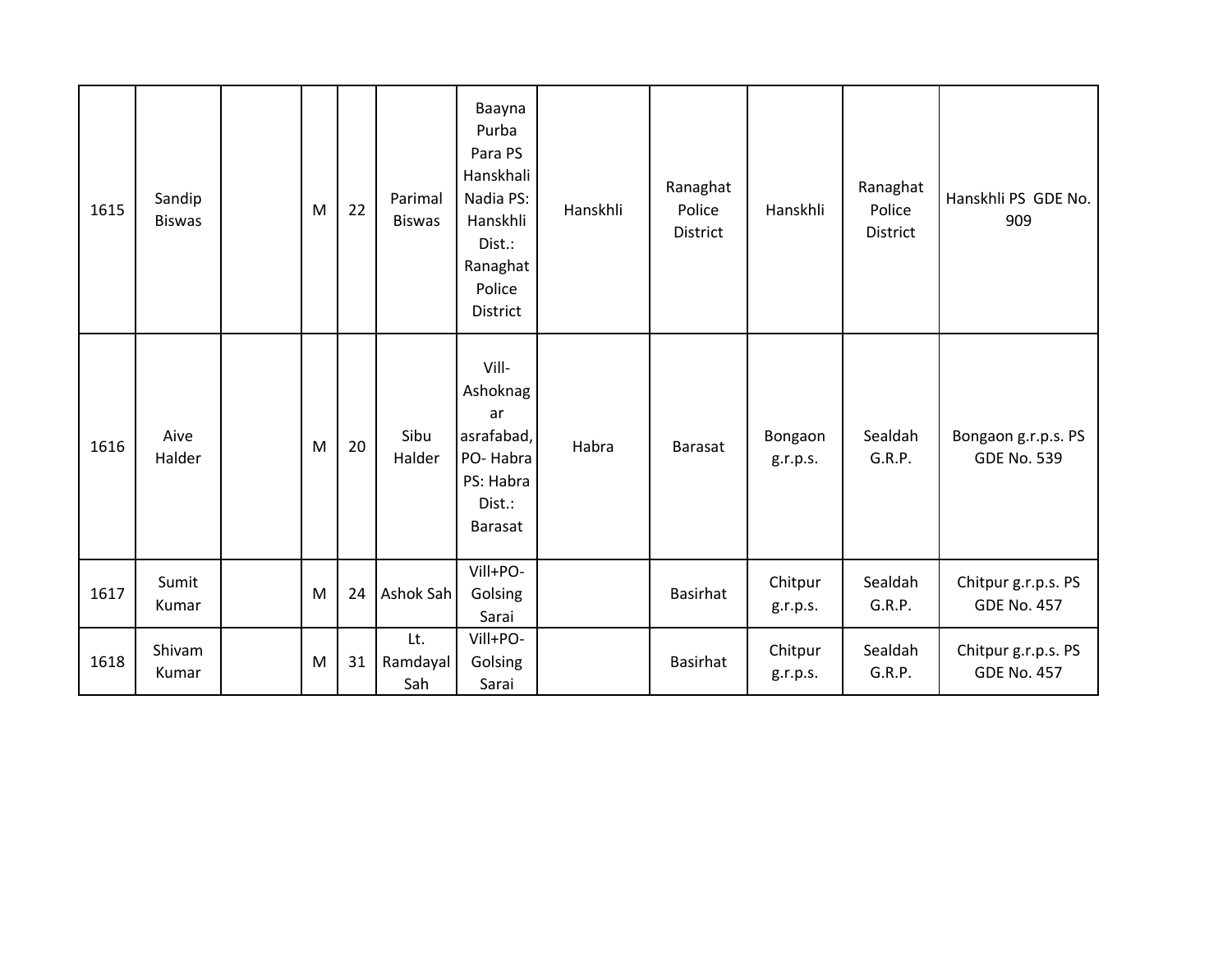| 1615 | Sandip Biswas | | M | 22 | Parimal Biswas | Baayna Purba Para PS Hanskhali Nadia PS: Hanskhli Dist.: Ranaghat Police District | Hanskhli | Ranaghat Police District | Hanskhli | Ranaghat Police District | Hanskhli PS GDE No. 909 |
|---|---|---|---|---|---|---|---|---|---|---|---|
| 1616 | Aive Halder | | M | 20 | Sibu Halder | Vill- Ashoknagar asrafabad, PO- Habra PS: Habra Dist.: Barasat | Habra | Barasat | Bongaon g.r.p.s. | Sealdah G.R.P. | Bongaon g.r.p.s. PS GDE No. 539 |
| 1617 | Sumit Kumar | | M | 24 | Ashok Sah | Vill+PO- Golsing Sarai | | Basirhat | Chitpur g.r.p.s. | Sealdah G.R.P. | Chitpur g.r.p.s. PS GDE No. 457 |
| 1618 | Shivam Kumar | | M | 31 | Lt. Ramdayal Sah | Vill+PO- Golsing Sarai | | Basirhat | Chitpur g.r.p.s. | Sealdah G.R.P. | Chitpur g.r.p.s. PS GDE No. 457 |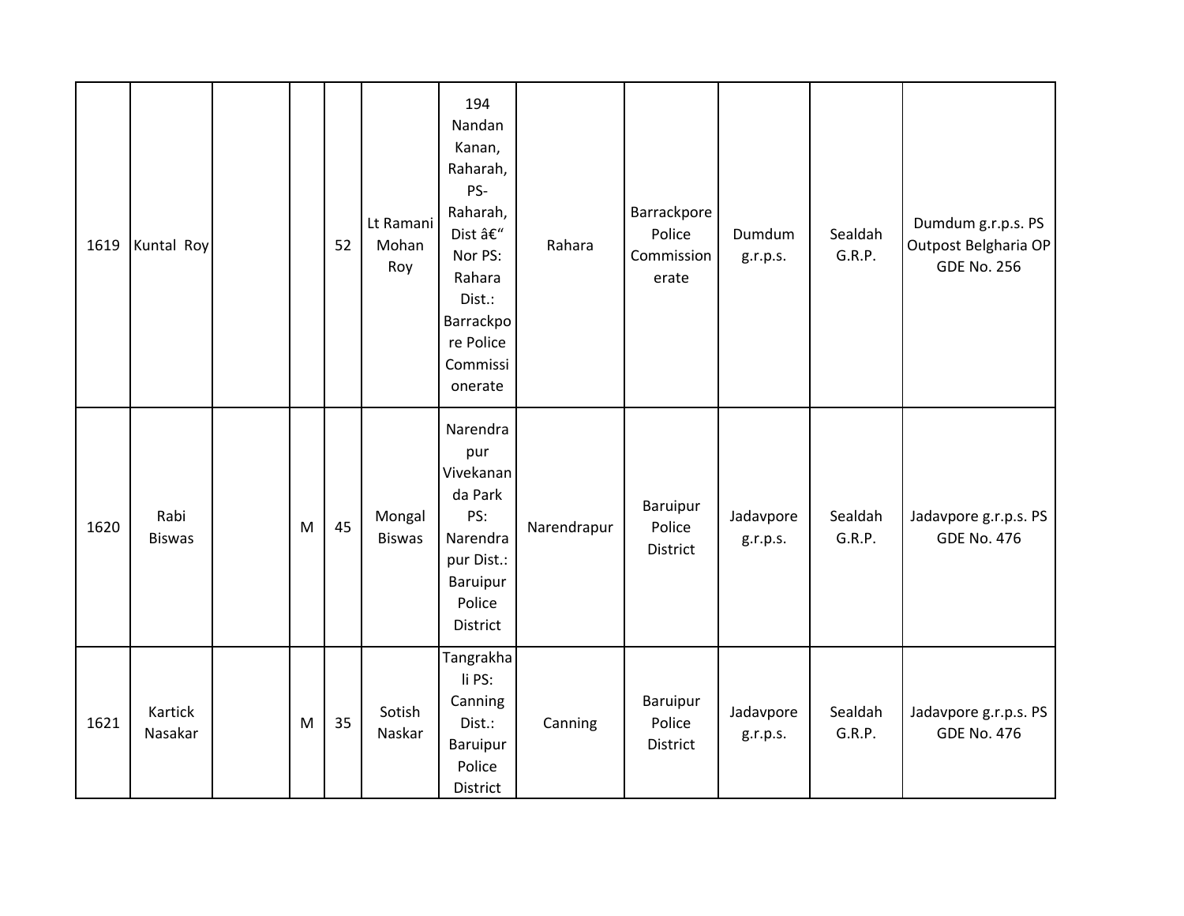| | | | | | | | | | | | |
|---|---|---|---|---|---|---|---|---|---|---|---|
| 1619 | Kuntal Roy | | | 52 | Lt Ramani Mohan Roy | 194 Nandan Kanan, Raharah, PS- Raharah, Dist â€“ Nor PS: Rahara Dist.: Barrackpore Police Commissionerate | Rahara | Barrackpore Police Commissionerate | Dumdum g.r.p.s. | Sealdah G.R.P. | Dumdum g.r.p.s. PS Outpost Belgharia OP GDE No. 256 |
| 1620 | Rabi Biswas | | M | 45 | Mongal Biswas | Narendrapur Vivekananda Park PS: Narendrapur Dist.: Baruipur Police District | Narendrapur | Baruipur Police District | Jadavpore g.r.p.s. | Sealdah G.R.P. | Jadavpore g.r.p.s. PS GDE No. 476 |
| 1621 | Kartick Nasakar | | M | 35 | Sotish Naskar | Tangrakhali PS: Canning Dist.: Baruipur Police District | Canning | Baruipur Police District | Jadavpore g.r.p.s. | Sealdah G.R.P. | Jadavpore g.r.p.s. PS GDE No. 476 |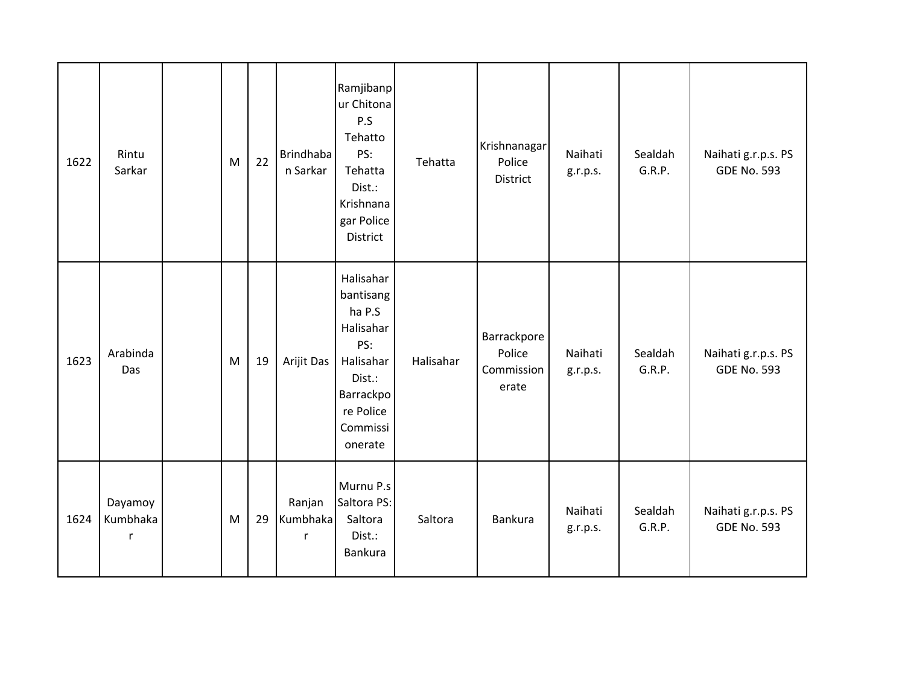| | | | | | | | | | | | |
|---|---|---|---|---|---|---|---|---|---|---|---|
| 1622 | Rintu Sarkar | | M | 22 | Brindhaban Sarkar | Ramjibanpur Chitona P.S Tehatto PS: Tehatta Dist.: Krishnanagar Police District | Tehatta | Krishnanagar Police District | Naihati g.r.p.s. | Sealdah G.R.P. | Naihati g.r.p.s. PS GDE No. 593 |
| 1623 | Arabinda Das | | M | 19 | Arijit Das | Halisahar bantisangha P.S Halisahar PS: Halisahar Dist.: Barrackpore Police Commissionerate | Halisahar | Barrackpore Police Commissionerate | Naihati g.r.p.s. | Sealdah G.R.P. | Naihati g.r.p.s. PS GDE No. 593 |
| 1624 | Dayamoy Kumbhakar | | M | 29 | Ranjan Kumbhakar | Murnu P.s Saltora PS: Saltora Dist.: Bankura | Saltora | Bankura | Naihati g.r.p.s. | Sealdah G.R.P. | Naihati g.r.p.s. PS GDE No. 593 |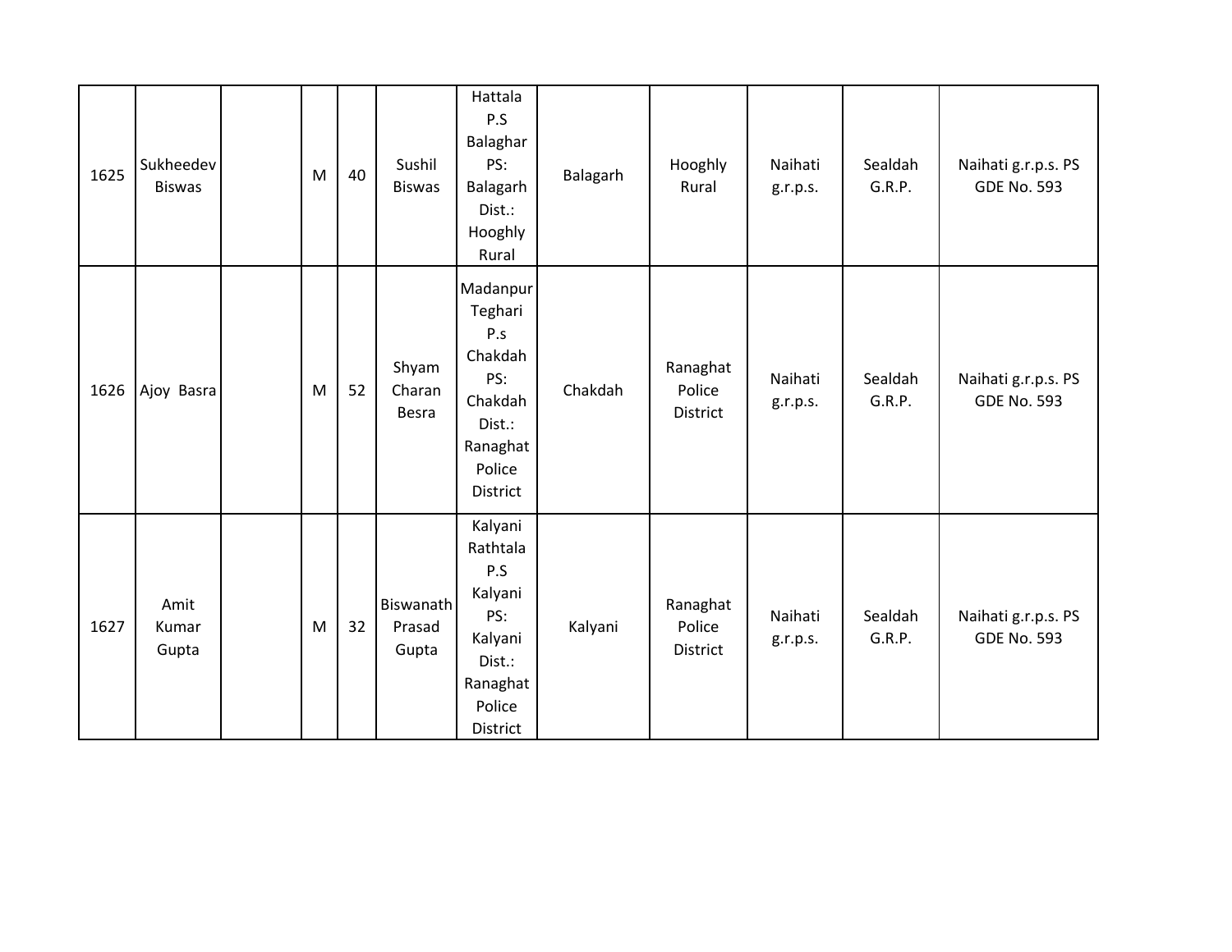| | | | | | | | | | | | |
|---|---|---|---|---|---|---|---|---|---|---|---|
| 1625 | Sukheedev Biswas | | M | 40 | Sushil Biswas | Hattala P.S Balaghar PS: Balagarh Dist.: Hooghly Rural | Balagarh | Hooghly Rural | Naihati g.r.p.s. | Sealdah G.R.P. | Naihati g.r.p.s. PS GDE No. 593 |
| 1626 | Ajoy Basra | | M | 52 | Shyam Charan Besra | Madanpur Teghari P.s Chakdah PS: Chakdah Dist.: Ranaghat Police District | Chakdah | Ranaghat Police District | Naihati g.r.p.s. | Sealdah G.R.P. | Naihati g.r.p.s. PS GDE No. 593 |
| 1627 | Amit Kumar Gupta | | M | 32 | Biswanath Prasad Gupta | Kalyani Rathtala P.S Kalyani PS: Kalyani Dist.: Ranaghat Police District | Kalyani | Ranaghat Police District | Naihati g.r.p.s. | Sealdah G.R.P. | Naihati g.r.p.s. PS GDE No. 593 |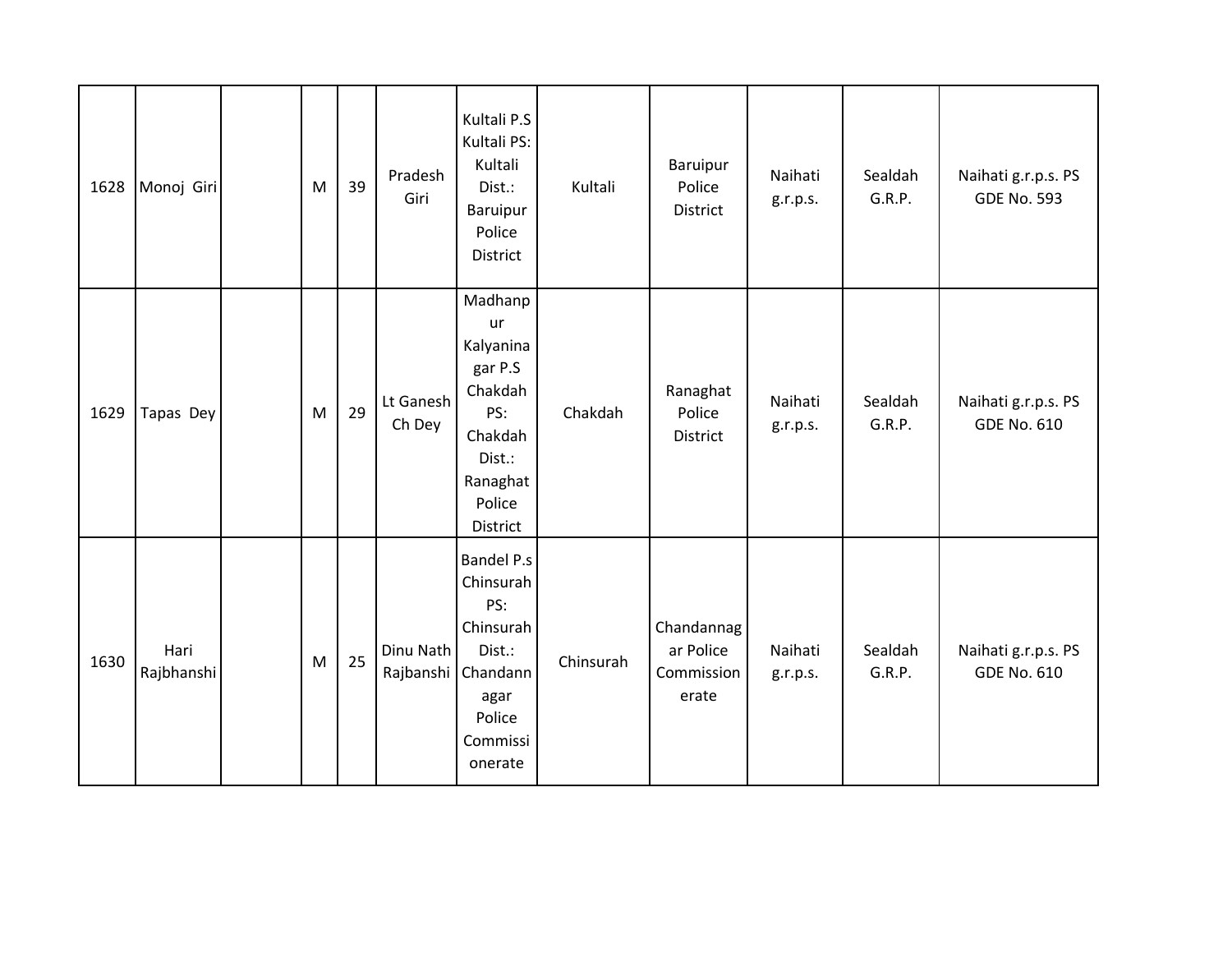| | | | | | | | | | | | |
|---|---|---|---|---|---|---|---|---|---|---|---|
| 1628 | Monoj Giri | | M | 39 | Pradesh Giri | Kultali P.S Kultali PS: Kultali Dist.: Baruipur Police District | Kultali | Baruipur Police District | Naihati g.r.p.s. | Sealdah G.R.P. | Naihati g.r.p.s. PS GDE No. 593 |
| 1629 | Tapas Dey | | M | 29 | Lt Ganesh Ch Dey | Madhanpur Kalyaninagar P.S Chakdah PS: Chakdah Dist.: Ranaghat Police District | Chakdah | Ranaghat Police District | Naihati g.r.p.s. | Sealdah G.R.P. | Naihati g.r.p.s. PS GDE No. 610 |
| 1630 | Hari Rajbhanshi | | M | 25 | Dinu Nath Rajbanshi | Bandel P.s Chinsurah PS: Chinsurah Dist.: Chandannagar Police Commissionerate | Chinsurah | Chandannagar Police Commissionerate | Naihati g.r.p.s. | Sealdah G.R.P. | Naihati g.r.p.s. PS GDE No. 610 |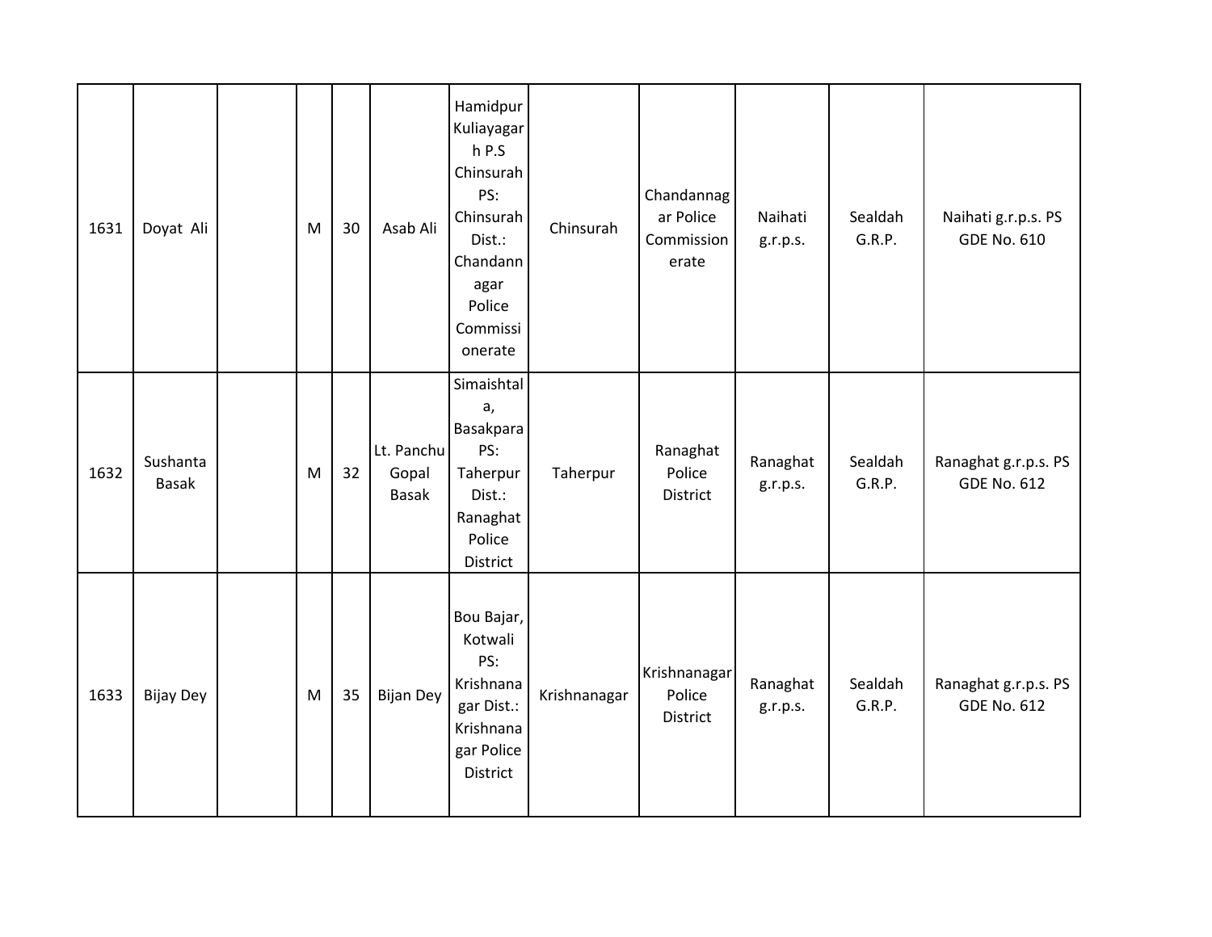| | | | | | | | | | | | |
|---|---|---|---|---|---|---|---|---|---|---|---|
| 1631 | Doyat Ali | | M | 30 | Asab Ali | Hamidpur Kuliayagarh P.S Chinsurah PS: Chinsurah Dist.: Chandannagar Police Commissionerate | Chinsurah | Chandannagar Police Commissionerate | Naihati g.r.p.s. | Sealdah G.R.P. | Naihati g.r.p.s. PS GDE No. 610 |
| 1632 | Sushanta Basak | | M | 32 | Lt. Panchu Gopal Basak | Simaishtala, Basakpara PS: Taherpur Dist.: Ranaghat Police District | Taherpur | Ranaghat Police District | Ranaghat g.r.p.s. | Sealdah G.R.P. | Ranaghat g.r.p.s. PS GDE No. 612 |
| 1633 | Bijay Dey | | M | 35 | Bijan Dey | Bou Bajar, Kotwali PS: Krishnanagar Dist.: Krishnanagar Police District | Krishnanagar | Krishnanagar Police District | Ranaghat g.r.p.s. | Sealdah G.R.P. | Ranaghat g.r.p.s. PS GDE No. 612 |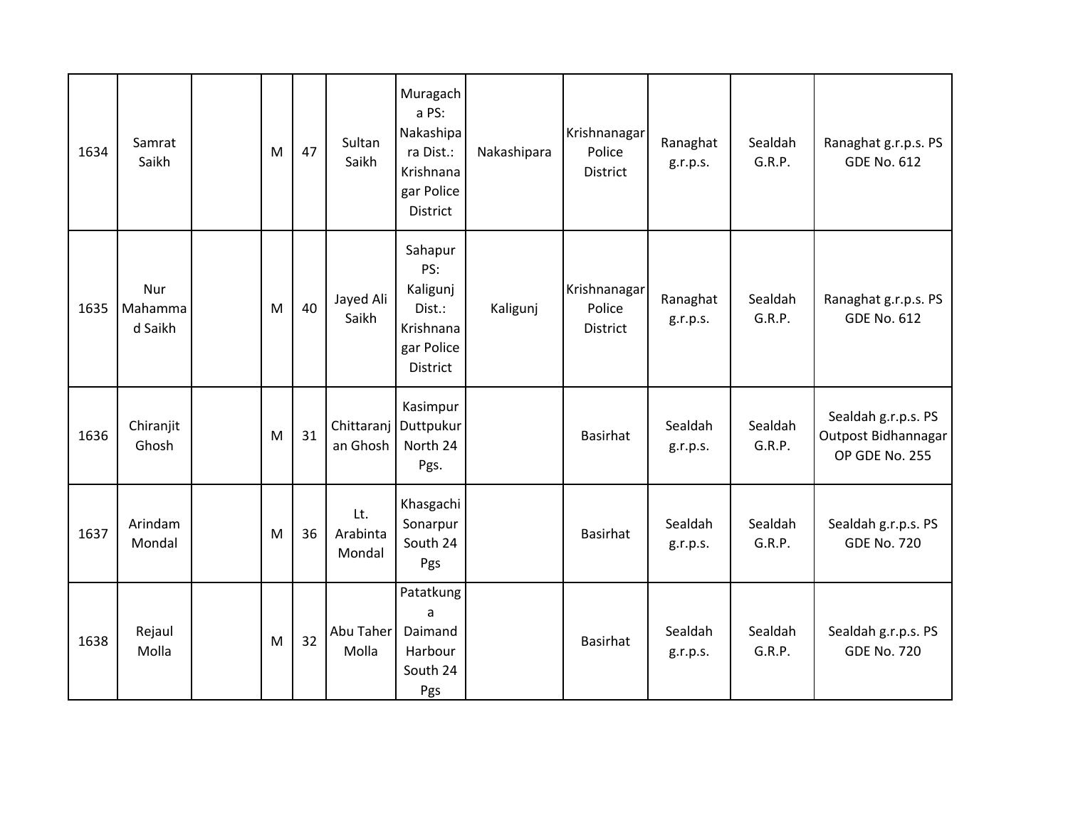| | | | | | | | | | | | |
|---|---|---|---|---|---|---|---|---|---|---|---|
| 1634 | Samrat Saikh | | M | 47 | Sultan Saikh | Muragacha PS: Nakashipara Dist.: Krishnanagar Police District | Nakashipara | Krishnanagar Police District | Ranaghat g.r.p.s. | Sealdah G.R.P. | Ranaghat g.r.p.s. PS GDE No. 612 |
| 1635 | Nur Mahammad Saikh | | M | 40 | Jayed Ali Saikh | Sahapur PS: Kaligunj Dist.: Krishnanagar Police District | Kaligunj | Krishnanagar Police District | Ranaghat g.r.p.s. | Sealdah G.R.P. | Ranaghat g.r.p.s. PS GDE No. 612 |
| 1636 | Chiranjit Ghosh | | M | 31 | Chittaranjan Ghosh | Kasimpur Duttpukur North 24 Pgs. | | Basirhat | Sealdah g.r.p.s. | Sealdah G.R.P. | Sealdah g.r.p.s. PS Outpost Bidhannagar OP GDE No. 255 |
| 1637 | Arindam Mondal | | M | 36 | Lt. Arabinta Mondal | Khasgachi Sonarpur South 24 Pgs | | Basirhat | Sealdah g.r.p.s. | Sealdah G.R.P. | Sealdah g.r.p.s. PS GDE No. 720 |
| 1638 | Rejaul Molla | | M | 32 | Abu Taher Molla | Patatkunga Daimand Harbour South 24 Pgs | | Basirhat | Sealdah g.r.p.s. | Sealdah G.R.P. | Sealdah g.r.p.s. PS GDE No. 720 |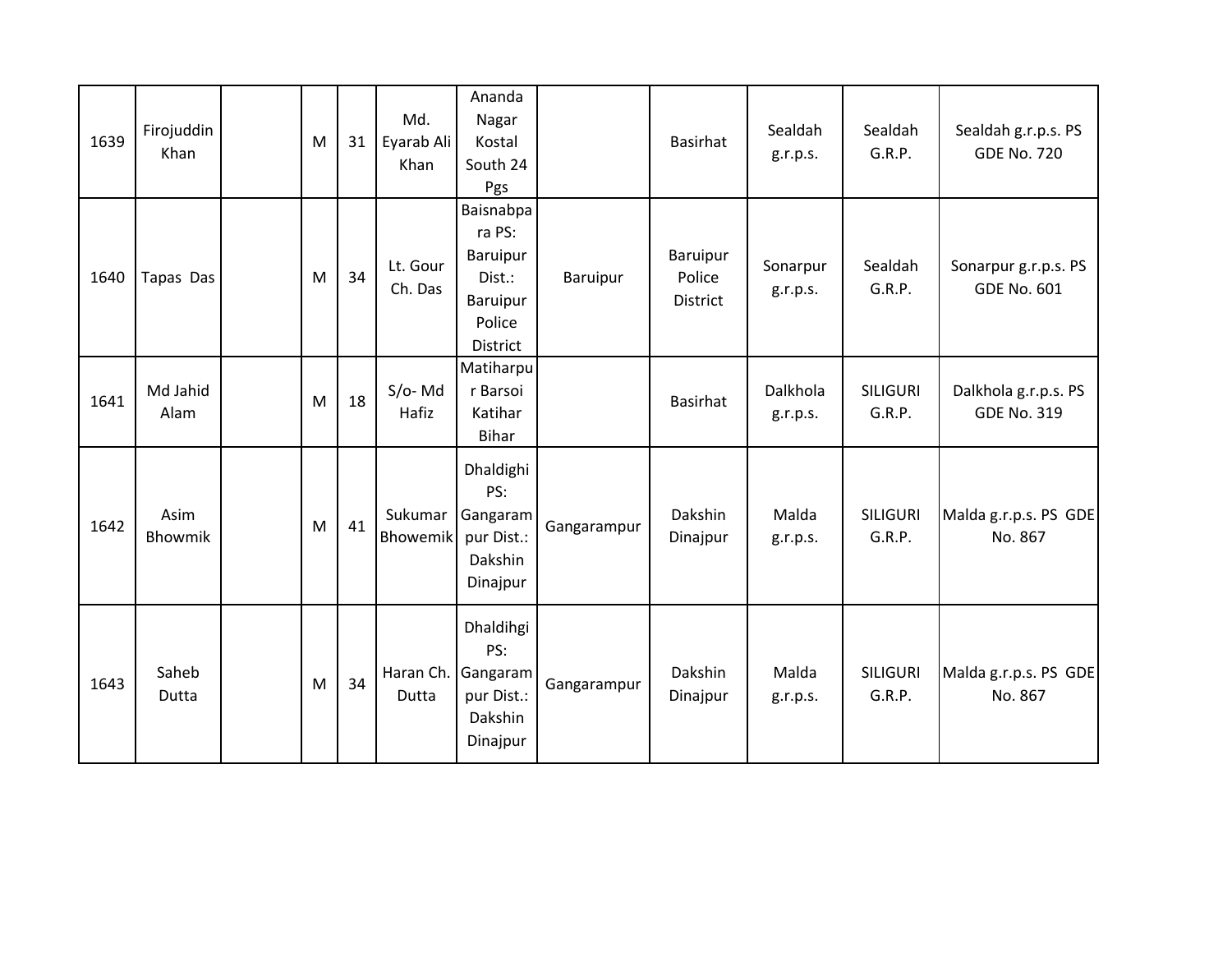| | | | | | | | | | | | |
|---|---|---|---|---|---|---|---|---|---|---|---|
| 1639 | Firojuddin Khan | | M | 31 | Md. Eyarab Ali Khan | Ananda Nagar Kostal South 24 Pgs | | Basirhat | Sealdah g.r.p.s. | Sealdah G.R.P. | Sealdah g.r.p.s. PS GDE No. 720 |
| 1640 | Tapas Das | | M | 34 | Lt. Gour Ch. Das | Baisnabpara PS: Baruipur Dist.: Baruipur Police District | Baruipur | Baruipur Police District | Sonarpur g.r.p.s. | Sealdah G.R.P. | Sonarpur g.r.p.s. PS GDE No. 601 |
| 1641 | Md Jahid Alam | | M | 18 | S/o- Md Hafiz | Matiharpur Barsoi Katihar Bihar | | Basirhat | Dalkhola g.r.p.s. | SILIGURI G.R.P. | Dalkhola g.r.p.s. PS GDE No. 319 |
| 1642 | Asim Bhowmik | | M | 41 | Sukumar Bhowemik | Dhaldighi PS: Gangarampur Dist.: Dakshin Dinajpur | Gangarampur | Dakshin Dinajpur | Malda g.r.p.s. | SILIGURI G.R.P. | Malda g.r.p.s. PS GDE No. 867 |
| 1643 | Saheb Dutta | | M | 34 | Haran Ch. Dutta | Dhaldihgi PS: Gangarampur Dist.: Dakshin Dinajpur | Gangarampur | Dakshin Dinajpur | Malda g.r.p.s. | SILIGURI G.R.P. | Malda g.r.p.s. PS GDE No. 867 |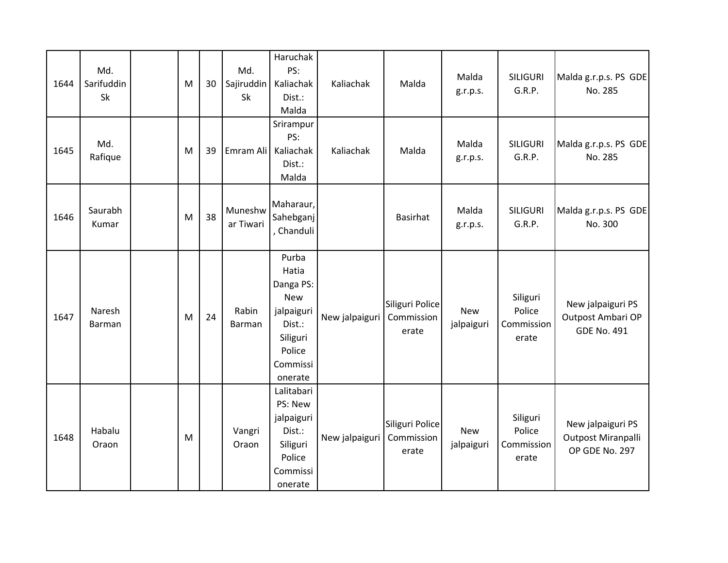| | | | | | | | | | | | |
|---|---|---|---|---|---|---|---|---|---|---|---|
| 1644 | Md. Sarifuddin Sk | | M | 30 | Md. Sajiruddin Sk | Haruchak PS: Kaliachak Dist.: Malda | Kaliachak | Malda | Malda g.r.p.s. | SILIGURI G.R.P. | Malda g.r.p.s. PS GDE No. 285 |
| 1645 | Md. Rafique | | M | 39 | Emram Ali | Srirampur PS: Kaliachak Dist.: Malda | Kaliachak | Malda | Malda g.r.p.s. | SILIGURI G.R.P. | Malda g.r.p.s. PS GDE No. 285 |
| 1646 | Saurabh Kumar | | M | 38 | Muneshwar Tiwari | Maharaur, Sahebganj, Chanduli | | Basirhat | Malda g.r.p.s. | SILIGURI G.R.P. | Malda g.r.p.s. PS GDE No. 300 |
| 1647 | Naresh Barman | | M | 24 | Rabin Barman | Purba Hatia Danga PS: New jalpaiguri Dist.: Siliguri Police Commissionerate | New jalpaiguri | Siliguri Police Commissionerate | New jalpaiguri | Siliguri Police Commissionerate | New jalpaiguri PS Outpost Ambari OP GDE No. 491 |
| 1648 | Habalu Oraon | | M | | Vangri Oraon | Lalitabari PS: New jalpaiguri Dist.: Siliguri Police Commissionerate | New jalpaiguri | Siliguri Police Commissionerate | New jalpaiguri | Siliguri Police Commissionerate | New jalpaiguri PS Outpost Miranpalli OP GDE No. 297 |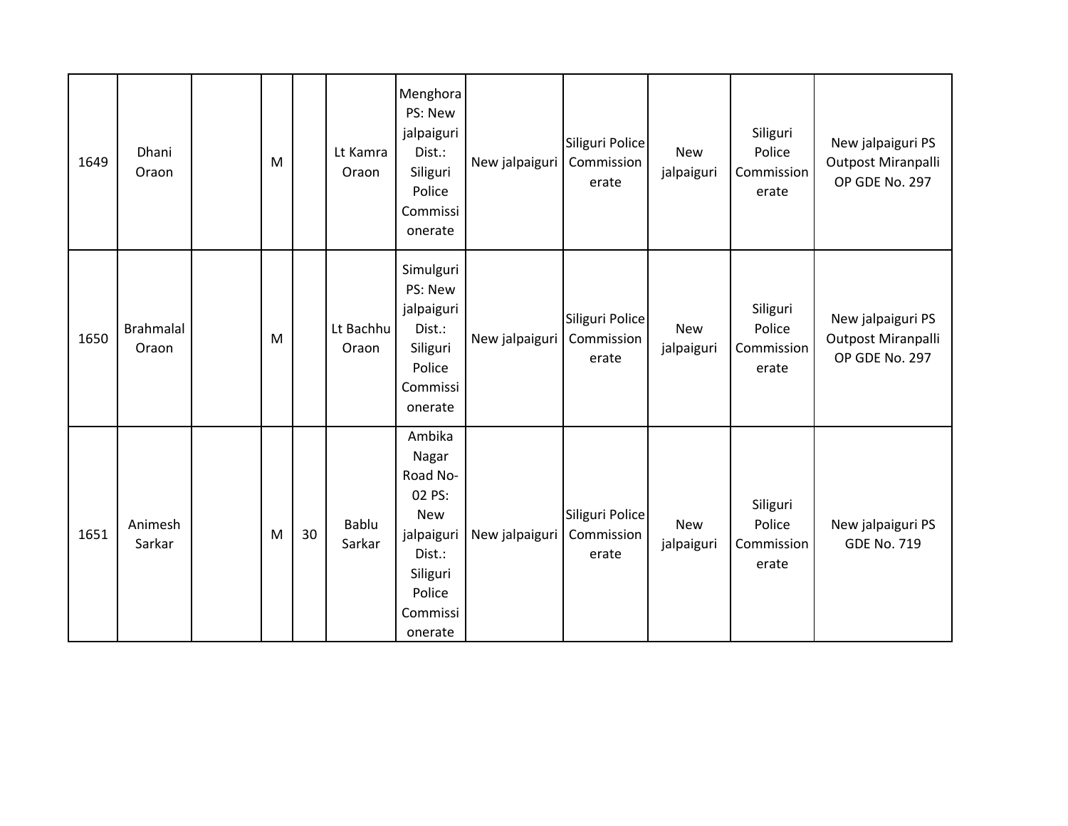| | | | | | | | | | | | |
|---|---|---|---|---|---|---|---|---|---|---|---|
| 1649 | Dhani Oraon | | M | | Lt Kamra Oraon | Menghora PS: New jalpaiguri Dist.: Siliguri Police Commissionerate | New jalpaiguri | Siliguri Police Commissionerate | New jalpaiguri | Siliguri Police Commissionerate | New jalpaiguri PS Outpost Miranpalli OP GDE No. 297 |
| 1650 | Brahmalal Oraon | | M | | Lt Bachhu Oraon | Simulguri PS: New jalpaiguri Dist.: Siliguri Police Commissionerate | New jalpaiguri | Siliguri Police Commissionerate | New jalpaiguri | Siliguri Police Commissionerate | New jalpaiguri PS Outpost Miranpalli OP GDE No. 297 |
| 1651 | Animesh Sarkar | | M | 30 | Bablu Sarkar | Ambika Nagar Road No-02 PS: New jalpaiguri Dist.: Siliguri Police Commissionerate | New jalpaiguri | Siliguri Police Commissionerate | New jalpaiguri | Siliguri Police Commissionerate | New jalpaiguri PS GDE No. 719 |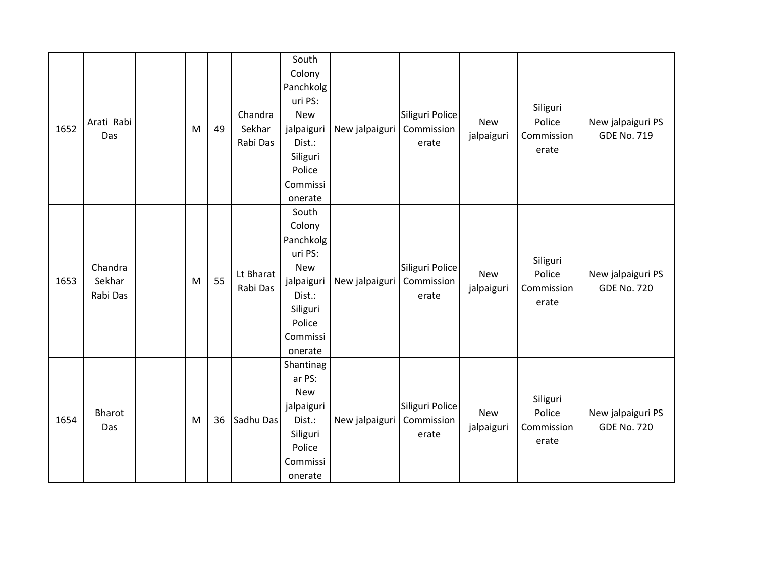| 1652 | Arati Rabi Das | | M | 49 | Chandra Sekhar Rabi Das | South Colony Panchkolguri PS: New jalpaiguri Dist.: Siliguri Police Commissionerate | New jalpaiguri | Siliguri Police Commissionerate | New jalpaiguri | Siliguri Police Commissionerate | New jalpaiguri PS GDE No. 719 |
|---|---|---|---|---|---|---|---|---|---|---|---|
| 1653 | Chandra Sekhar Rabi Das | | M | 55 | Lt Bharat Rabi Das | South Colony Panchkolguri PS: New jalpaiguri Dist.: Siliguri Police Commissionerate | New jalpaiguri | Siliguri Police Commissionerate | New jalpaiguri | Siliguri Police Commissionerate | New jalpaiguri PS GDE No. 720 |
| 1654 | Bharot Das | | M | 36 | Sadhu Das | Shantinagar PS: New jalpaiguri Dist.: Siliguri Police Commissionerate | New jalpaiguri | Siliguri Police Commissionerate | New jalpaiguri | Siliguri Police Commissionerate | New jalpaiguri PS GDE No. 720 |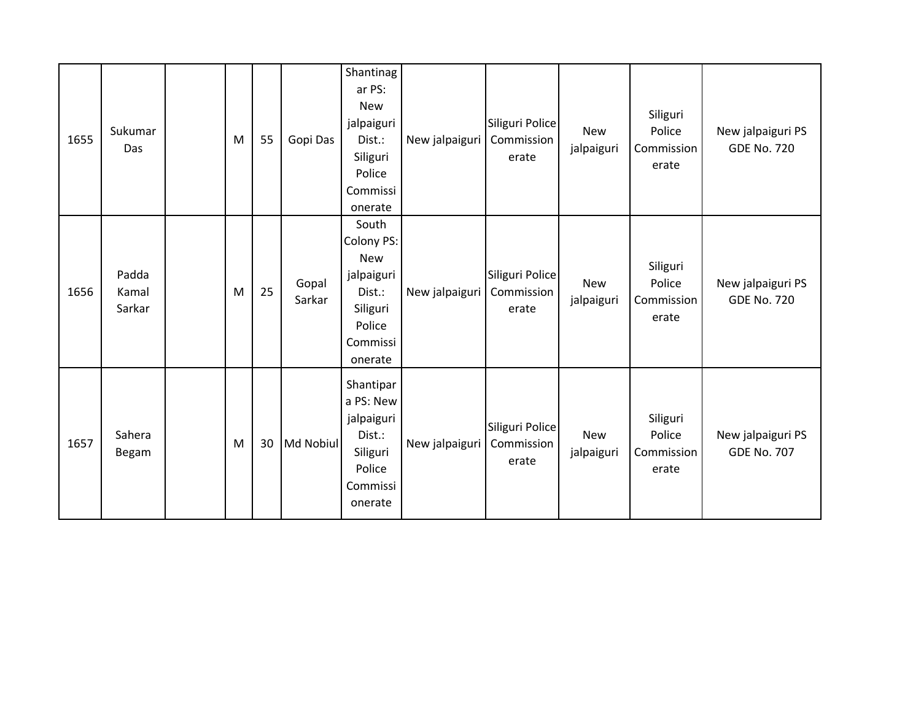| | | | | | | | | | | | |
|---|---|---|---|---|---|---|---|---|---|---|---|
| 1655 | Sukumar Das | | M | 55 | Gopi Das | Shantinagar PS: New jalpaiguri Dist.: Siliguri Police Commissionerate | New jalpaiguri | Siliguri Police Commissionerate | New jalpaiguri | Siliguri Police Commissionerate | New jalpaiguri PS GDE No. 720 |
| 1656 | Padda Kamal Sarkar | | M | 25 | Gopal Sarkar | South Colony PS: New jalpaiguri Dist.: Siliguri Police Commissionerate | New jalpaiguri | Siliguri Police Commissionerate | New jalpaiguri | Siliguri Police Commissionerate | New jalpaiguri PS GDE No. 720 |
| 1657 | Sahera Begam | | M | 30 | Md Nobiul | Shantipara PS: New jalpaiguri Dist.: Siliguri Police Commissionerate | New jalpaiguri | Siliguri Police Commissionerate | New jalpaiguri | Siliguri Police Commissionerate | New jalpaiguri PS GDE No. 707 |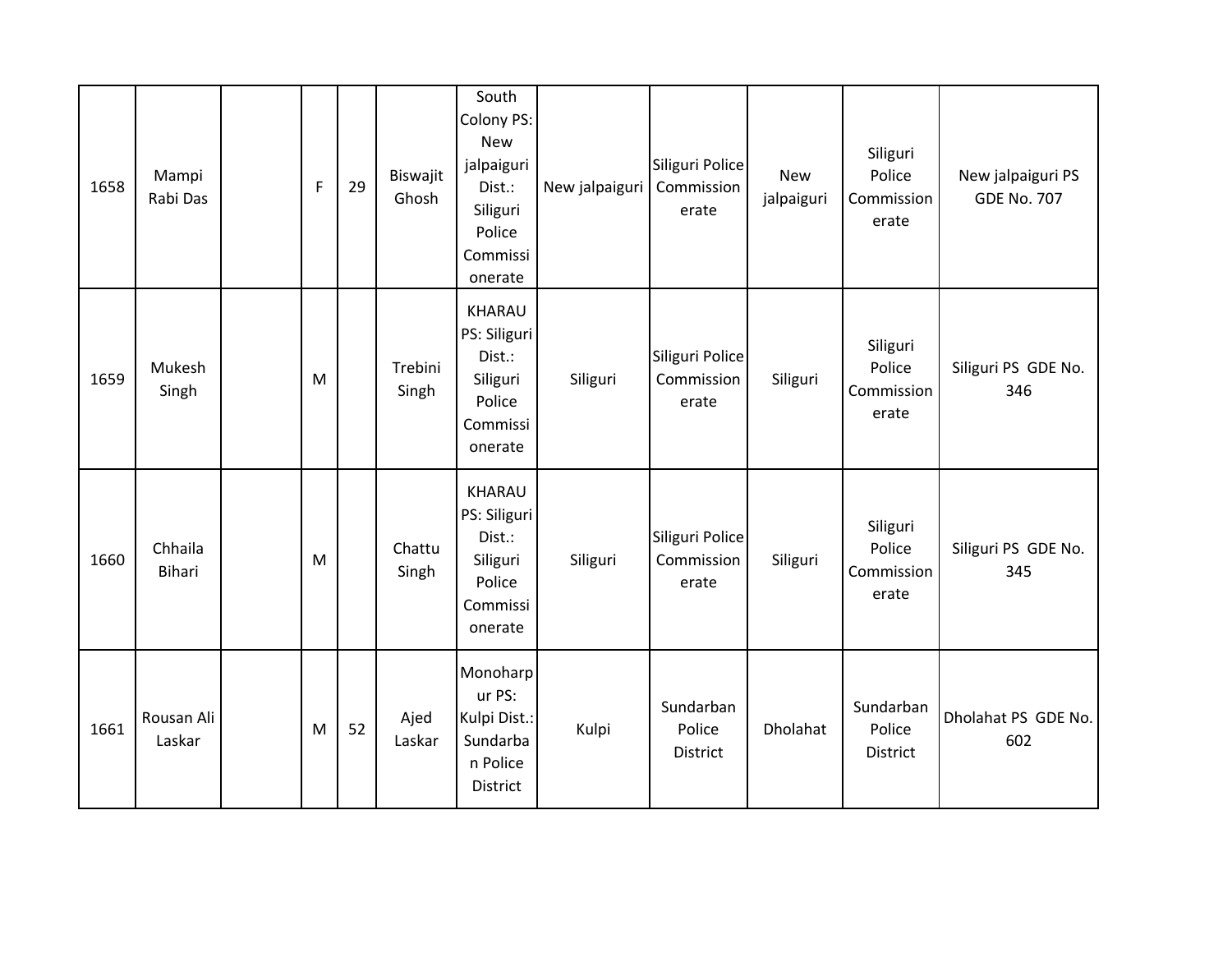| | | | | | | | | | | | |
|---|---|---|---|---|---|---|---|---|---|---|---|
| 1658 | Mampi Rabi Das | | F | 29 | Biswajit Ghosh | South Colony PS: New jalpaiguri Dist.: Siliguri Police Commissionerate | New jalpaiguri | Siliguri Police Commissionerate | New jalpaiguri | Siliguri Police Commissionerate | New jalpaiguri PS GDE No. 707 |
| 1659 | Mukesh Singh | | M | | Trebini Singh | KHARAU PS: Siliguri Dist.: Siliguri Police Commissionerate | Siliguri | Siliguri Police Commissionerate | Siliguri | Siliguri Police Commissionerate | Siliguri PS GDE No. 346 |
| 1660 | Chhaila Bihari | | M | | Chattu Singh | KHARAU PS: Siliguri Dist.: Siliguri Police Commissionerate | Siliguri | Siliguri Police Commissionerate | Siliguri | Siliguri Police Commissionerate | Siliguri PS GDE No. 345 |
| 1661 | Rousan Ali Laskar | | M | 52 | Ajed Laskar | Monoharpur PS: Kulpi Dist.: Sundarban Police District | Kulpi | Sundarban Police District | Dholahat | Sundarban Police District | Dholahat PS GDE No. 602 |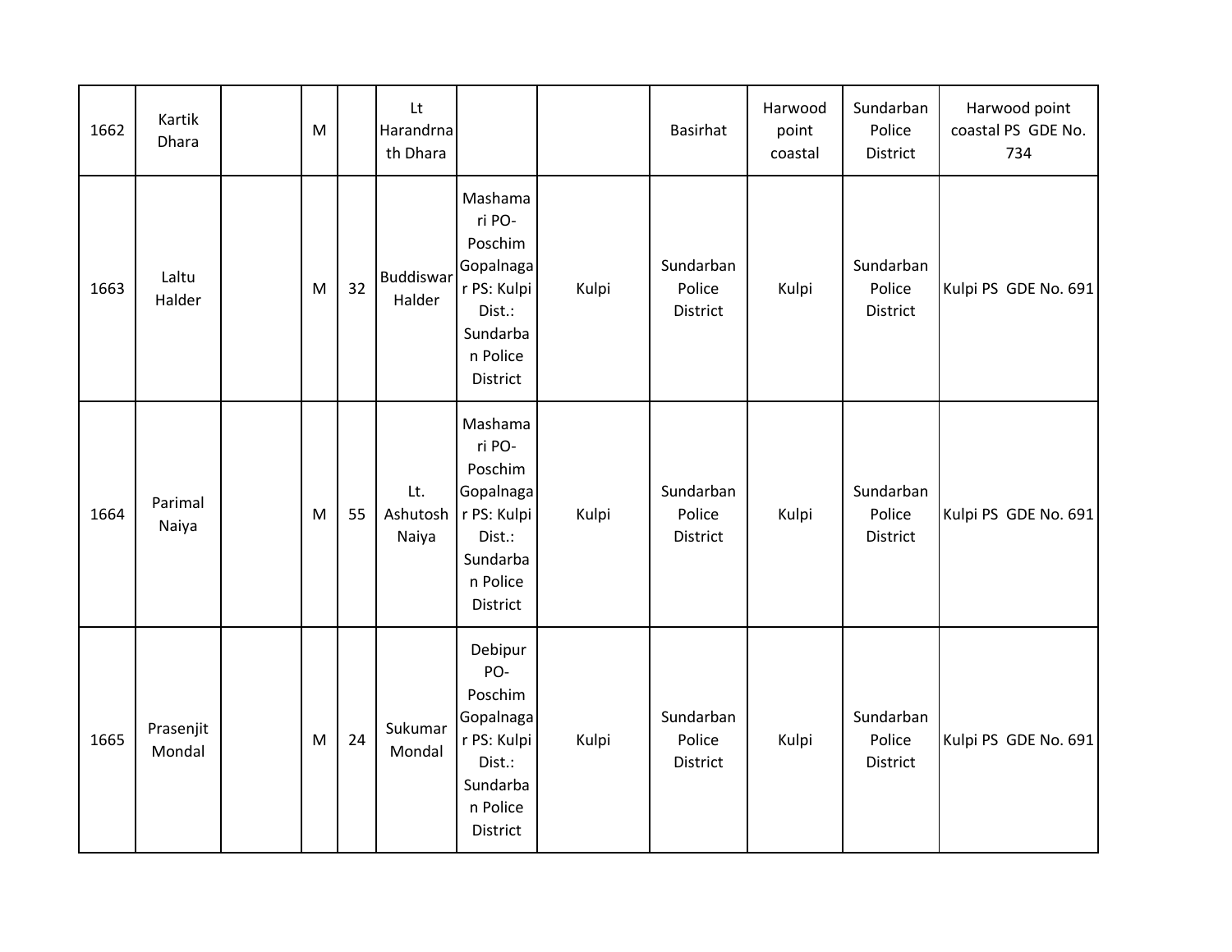| 1662 | Kartik Dhara | | M | | Lt Harandrnath Dhara | | | Basirhat | Harwood point coastal | Sundarban Police District | Harwood point coastal PS GDE No. 734 |
|---|---|---|---|---|---|---|---|---|---|---|---|
| 1663 | Laltu Halder | | M | 32 | Buddiswar Halder | Mashamari PO- Poschim Gopalnagar PS: Kulpi Dist.: Sundarban Police District | Kulpi | Sundarban Police District | Kulpi | Sundarban Police District | Kulpi PS GDE No. 691 |
| 1664 | Parimal Naiya | | M | 55 | Lt. Ashutosh Naiya | Mashamari PO- Poschim Gopalnagar PS: Kulpi Dist.: Sundarban Police District | Kulpi | Sundarban Police District | Kulpi | Sundarban Police District | Kulpi PS GDE No. 691 |
| 1665 | Prasenjit Mondal | | M | 24 | Sukumar Mondal | Debipur PO- Poschim Gopalnagar PS: Kulpi Dist.: Sundarban Police District | Kulpi | Sundarban Police District | Kulpi | Sundarban Police District | Kulpi PS GDE No. 691 |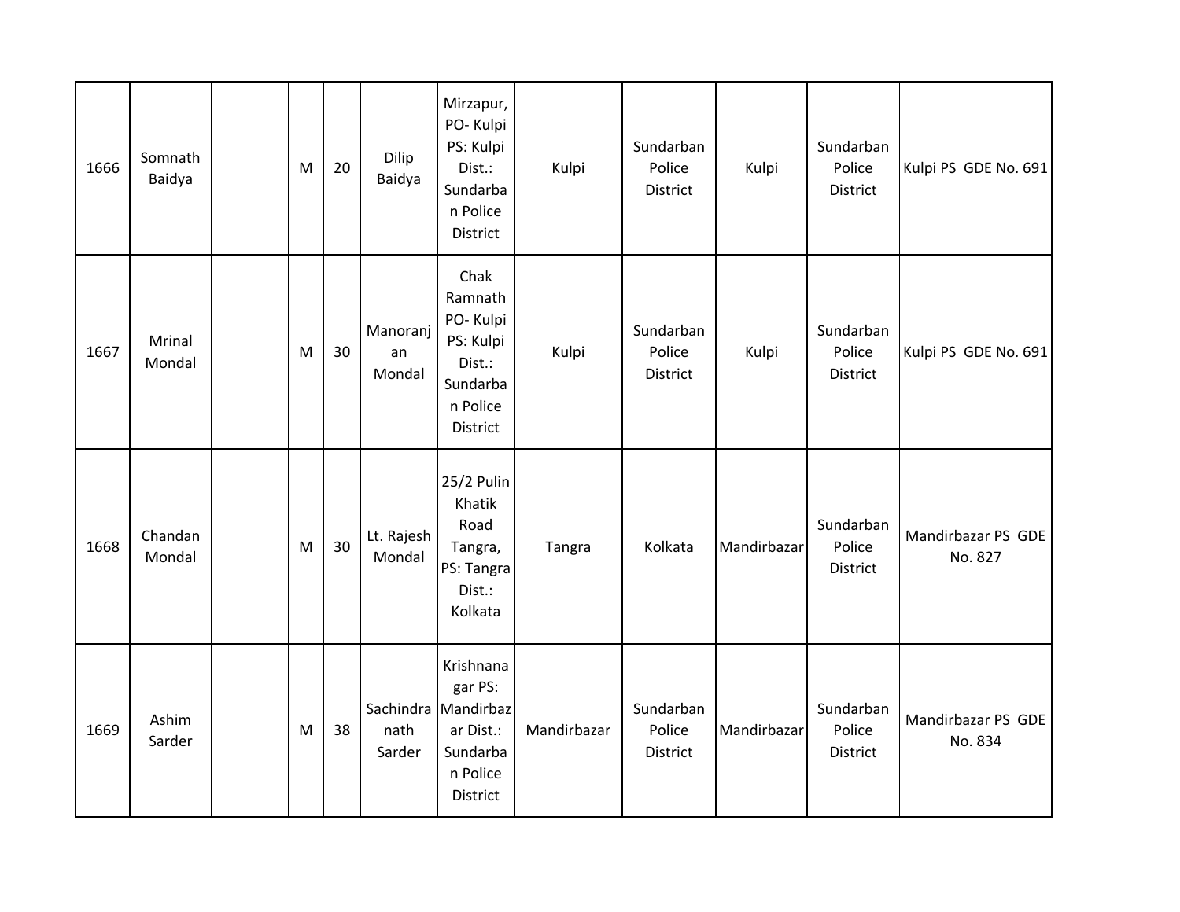| | | | | | | | | | | | |
|---|---|---|---|---|---|---|---|---|---|---|---|
| 1666 | Somnath Baidya | | M | 20 | Dilip Baidya | Mirzapur, PO- Kulpi PS: Kulpi Dist.: Sundarban Police District | Kulpi | Sundarban Police District | Kulpi | Sundarban Police District | Kulpi PS GDE No. 691 |
| 1667 | Mrinal Mondal | | M | 30 | Manoranjan Mondal | Chak Ramnath PO- Kulpi PS: Kulpi Dist.: Sundarban Police District | Kulpi | Sundarban Police District | Kulpi | Sundarban Police District | Kulpi PS GDE No. 691 |
| 1668 | Chandan Mondal | | M | 30 | Lt. Rajesh Mondal | 25/2 Pulin Khatik Road Tangra, PS: Tangra Dist.: Kolkata | Tangra | Kolkata | Mandirbazar | Sundarban Police District | Mandirbazar PS GDE No. 827 |
| 1669 | Ashim Sarder | | M | 38 | Sachindranath Sarder | Krishnanagar PS: Mandirbazar Dist.: Sundarban Police District | Mandirbazar | Sundarban Police District | Mandirbazar | Sundarban Police District | Mandirbazar PS GDE No. 834 |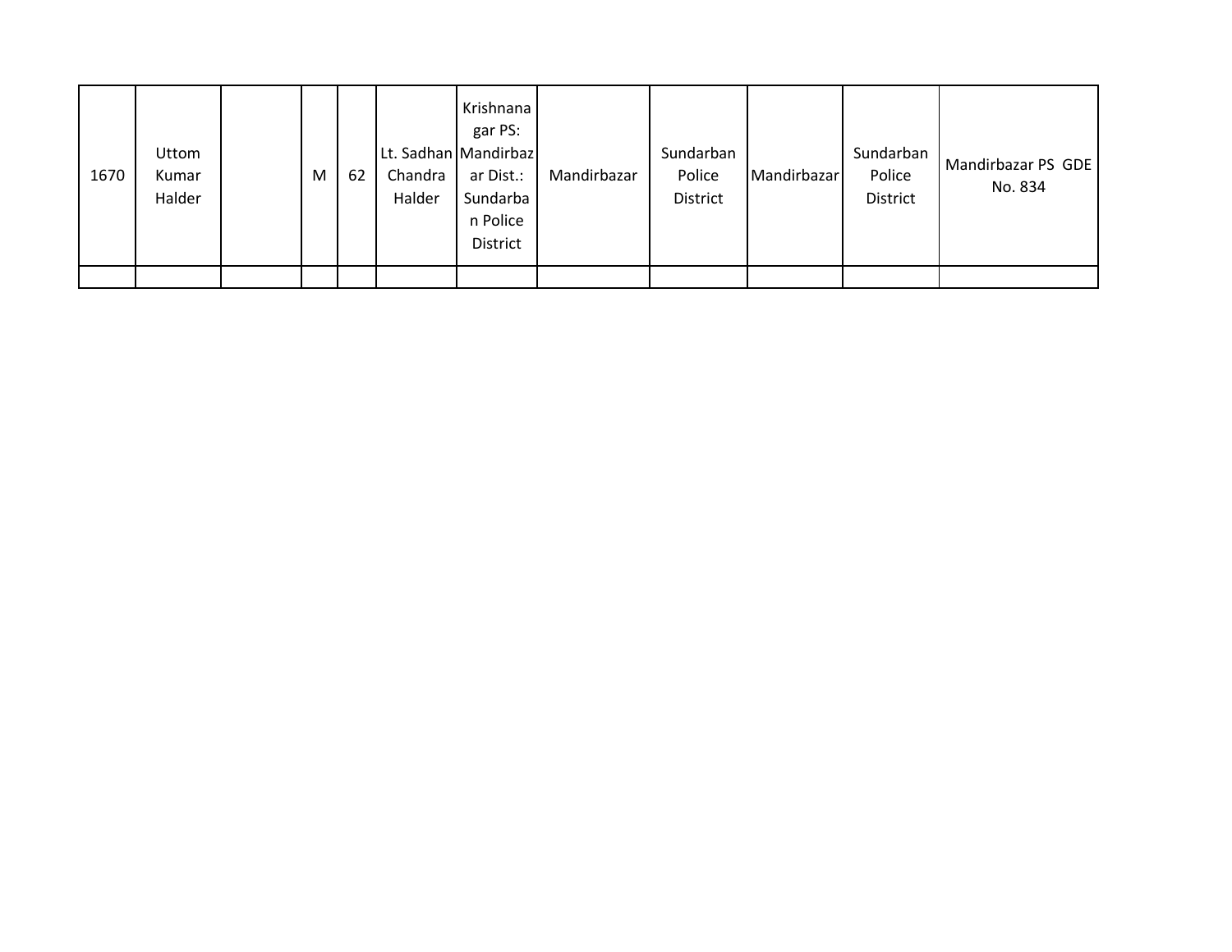| | | | | | | | | | | | |
|---|---|---|---|---|---|---|---|---|---|---|---|
| 1670 | Uttom Kumar Halder | | M | 62 | Lt. Sadhan Chandra Halder | Krishnanagar PS: Mandirbazar Dist.: Sundarban Police District | Mandirbazar | Sundarban Police District | Mandirbazar | Sundarban Police District | Mandirbazar PS GDE No. 834 |
| | | | | | | | | | | | |